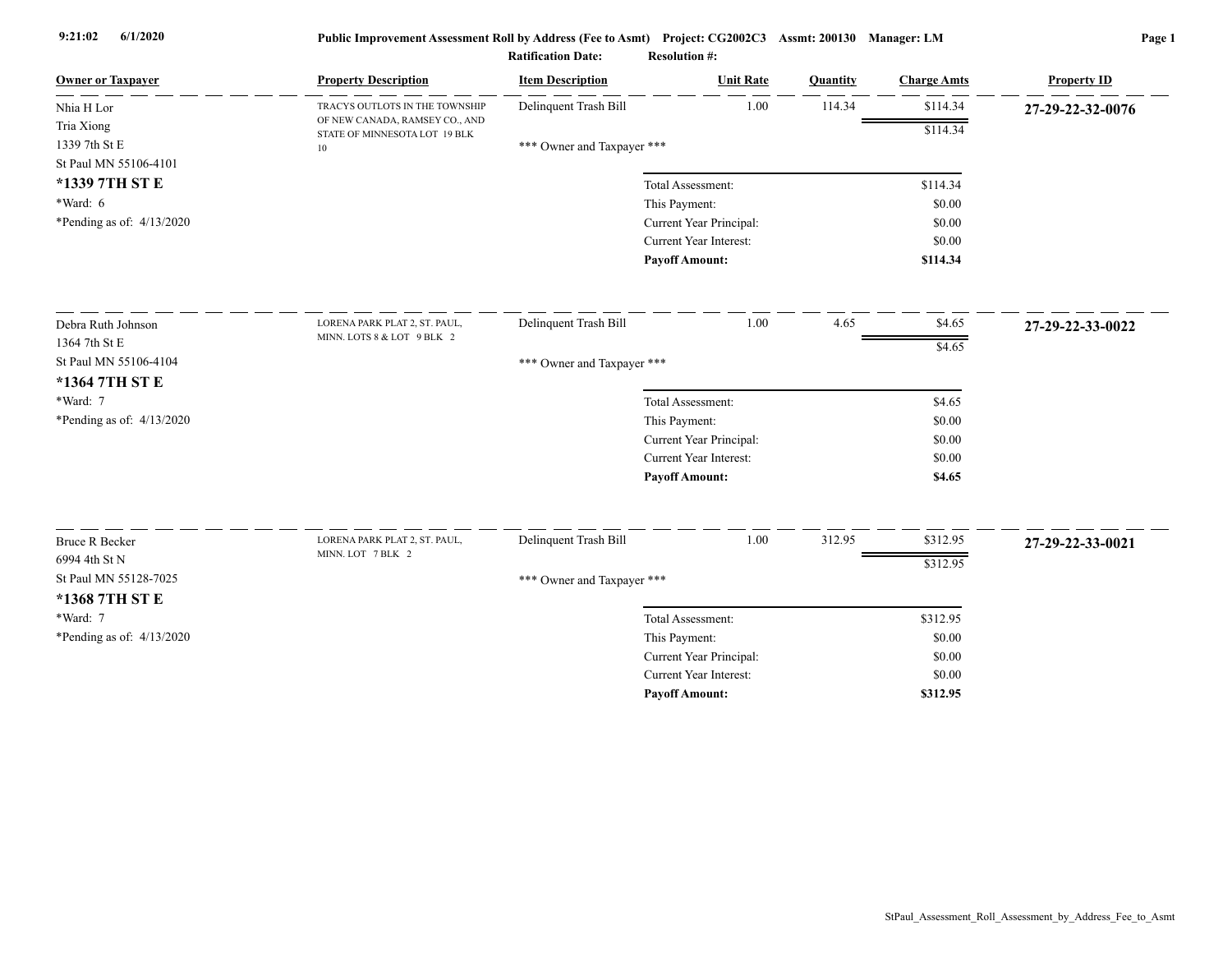# Public Improvement Assessment Roll by Address (Fee to Asmt)

9:21:02 6/1/2020

**Project:** CG2002C3 **Assmt:** 200130 **Manager:** LM

**Ratification Date:** **Resolution #:**

| Owner or Taxpayer | Property Description | Item Description | Unit Rate | Quantity | Charge Amts | Property ID |
|---|---|---|---|---|---|---|
| Nhia H Lor<br>Tria Xiong<br>1339 7th St E<br>St Paul MN 55106-4101<br>**\*1339 7TH ST E**<br>\*Ward: 6<br>\*Pending as of: 4/13/2020 | TRACYS OUTLOTS IN THE TOWNSHIP OF NEW CANADA, RAMSEY CO., AND STATE OF MINNESOTA LOT 19 BLK 10 | Delinquent Trash Bill | 1.00 | 114.34 | $114.34 | **27-29-22-32-0076** |
| | | | | | $114.34 | |
| | | \*\*\* Owner and Taxpayer \*\*\* | | | | |
| | | Total Assessment: | | | $114.34 | |
| | | This Payment: | | | $0.00 | |
| | | Current Year Principal: | | | $0.00 | |
| | | Current Year Interest: | | | $0.00 | |
| | | **Payoff Amount:** | | | **$114.34** | |
| Debra Ruth Johnson<br>1364 7th St E<br>St Paul MN 55106-4104<br>**\*1364 7TH ST E**<br>\*Ward: 7<br>\*Pending as of: 4/13/2020 | LORENA PARK PLAT 2, ST. PAUL, MINN. LOTS 8 & LOT 9 BLK 2 | Delinquent Trash Bill | 1.00 | 4.65 | $4.65 | **27-29-22-33-0022** |
| | | | | | $4.65 | |
| | | \*\*\* Owner and Taxpayer \*\*\* | | | | |
| | | Total Assessment: | | | $4.65 | |
| | | This Payment: | | | $0.00 | |
| | | Current Year Principal: | | | $0.00 | |
| | | Current Year Interest: | | | $0.00 | |
| | | **Payoff Amount:** | | | **$4.65** | |
| Bruce R Becker<br>6994 4th St N<br>St Paul MN 55128-7025<br>**\*1368 7TH ST E**<br>\*Ward: 7<br>\*Pending as of: 4/13/2020 | LORENA PARK PLAT 2, ST. PAUL, MINN. LOT 7 BLK 2 | Delinquent Trash Bill | 1.00 | 312.95 | $312.95 | **27-29-22-33-0021** |
| | | | | | $312.95 | |
| | | \*\*\* Owner and Taxpayer \*\*\* | | | | |
| | | Total Assessment: | | | $312.95 | |
| | | This Payment: | | | $0.00 | |
| | | Current Year Principal: | | | $0.00 | |
| | | Current Year Interest: | | | $0.00 | |
| | | **Payoff Amount:** | | | **$312.95** | |

StPaul_Assessment_Roll_Assessment_by_Address_Fee_to_Asmt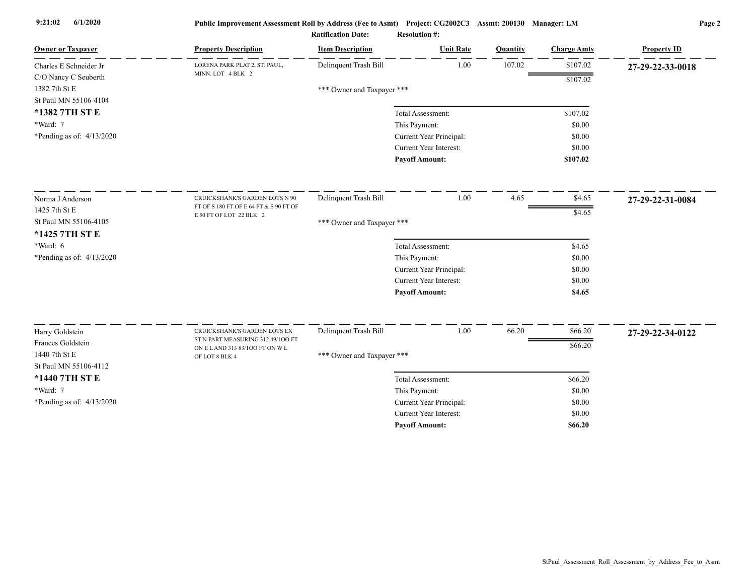**Public Improvement Assessment Roll by Address (Fee to Asmt) Project: CG2002C3 Assmt: 200130 Manager: LM**

**Ratification Date:** **Resolution #:**

| Owner or Taxpayer | Property Description | Item Description | Unit Rate | Quantity | Charge Amts | Property ID |
|---|---|---|---|---|---|---|
| Charles E Schneider Jr<br>C/O Nancy C Seuberth<br>1382 7th St E<br>St Paul MN 55106-4104<br>**\*1382 7TH ST E**<br>\*Ward: 7<br>\*Pending as of: 4/13/2020 | LORENA PARK PLAT 2, ST. PAUL, MINN. LOT 4 BLK 2 | Delinquent Trash Bill | 1.00 | 107.02 | $107.02 | **27-29-22-33-0018** |
| | | | | | $107.02 | |
| | | \*\*\* Owner and Taxpayer \*\*\* | | | | |
| | | | Total Assessment: | | $107.02 | |
| | | | This Payment: | | $0.00 | |
| | | | Current Year Principal: | | $0.00 | |
| | | | Current Year Interest: | | $0.00 | |
| | | | **Payoff Amount:** | | **$107.02** | |
| Norma J Anderson<br>1425 7th St E<br>St Paul MN 55106-4105<br>**\*1425 7TH ST E**<br>\*Ward: 6<br>\*Pending as of: 4/13/2020 | CRUICKSHANK'S GARDEN LOTS N 90 FT OF S 180 FT OF E 64 FT & S 90 FT OF E 50 FT OF LOT 22 BLK 2 | Delinquent Trash Bill | 1.00 | 4.65 | $4.65 | **27-29-22-31-0084** |
| | | | | | $4.65 | |
| | | \*\*\* Owner and Taxpayer \*\*\* | | | | |
| | | | Total Assessment: | | $4.65 | |
| | | | This Payment: | | $0.00 | |
| | | | Current Year Principal: | | $0.00 | |
| | | | Current Year Interest: | | $0.00 | |
| | | | **Payoff Amount:** | | **$4.65** | |
| Harry Goldstein<br>Frances Goldstein<br>1440 7th St E<br>St Paul MN 55106-4112<br>**\*1440 7TH ST E**<br>\*Ward: 7<br>\*Pending as of: 4/13/2020 | CRUICKSHANK'S GARDEN LOTS EX ST N PART MEASURING 312 49/1OO FT ON E L AND 313 83/1OO FT ON W L OF LOT 8 BLK 4 | Delinquent Trash Bill | 1.00 | 66.20 | $66.20 | **27-29-22-34-0122** |
| | | | | | $66.20 | |
| | | \*\*\* Owner and Taxpayer \*\*\* | | | | |
| | | | Total Assessment: | | $66.20 | |
| | | | This Payment: | | $0.00 | |
| | | | Current Year Principal: | | $0.00 | |
| | | | Current Year Interest: | | $0.00 | |
| | | | **Payoff Amount:** | | **$66.20** | |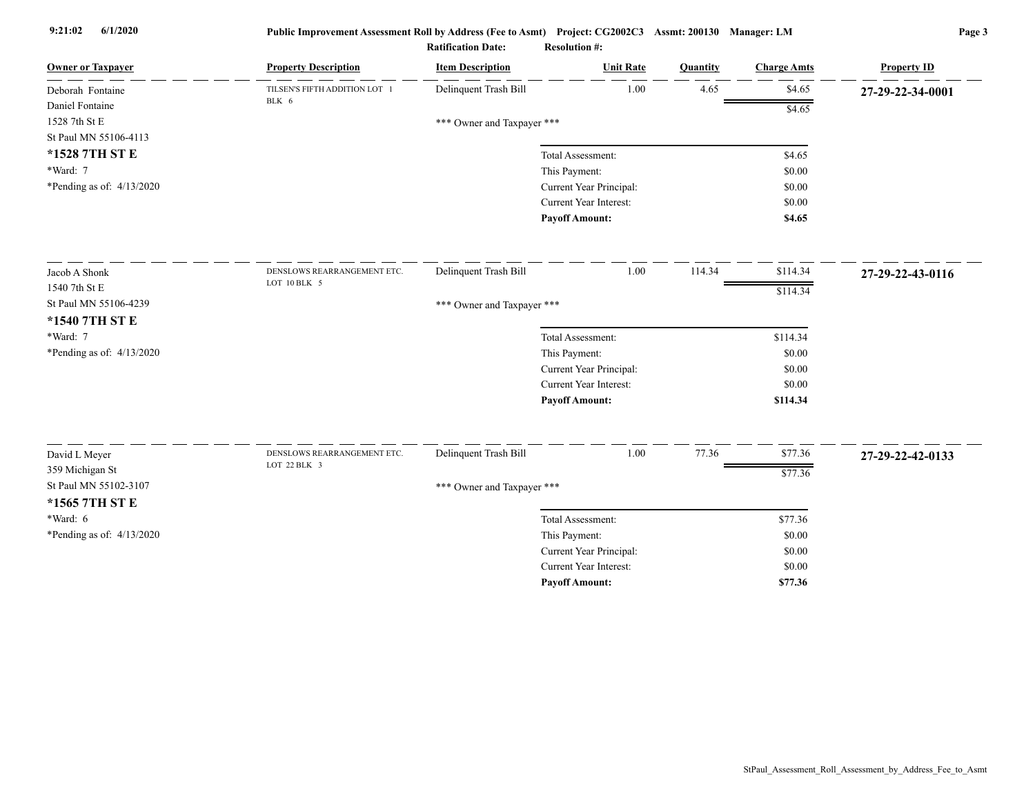Public Improvement Assessment Roll by Address (Fee to Asmt) Project: CG2002C3 Assmt: 200130 Manager: LM

Ratification Date: Resolution #:

| Owner or Taxpayer | Property Description | Item Description | Unit Rate | Quantity | Charge Amts | Property ID |
|---|---|---|---|---|---|---|
| Deborah Fontaine<br>Daniel Fontaine<br>1528 7th St E<br>St Paul MN 55106-4113<br>**\*1528 7TH ST E**<br>\*Ward: 7<br>\*Pending as of: 4/13/2020 | TILSEN'S FIFTH ADDITION LOT 1 BLK 6 | Delinquent Trash Bill | 1.00 | 4.65 | $4.65 | **27-29-22-34-0001** |
| | | | | | $4.65 | |
| | | \*\*\* Owner and Taxpayer \*\*\* | | | | |
| | | Total Assessment: | | | $4.65 | |
| | | This Payment: | | | $0.00 | |
| | | Current Year Principal: | | | $0.00 | |
| | | Current Year Interest: | | | $0.00 | |
| | | **Payoff Amount:** | | | **$4.65** | |
| Jacob A Shonk<br>1540 7th St E<br>St Paul MN 55106-4239<br>**\*1540 7TH ST E**<br>\*Ward: 7<br>\*Pending as of: 4/13/2020 | DENSLOWS REARRANGEMENT ETC. LOT 10 BLK 5 | Delinquent Trash Bill | 1.00 | 114.34 | $114.34 | **27-29-22-43-0116** |
| | | | | | $114.34 | |
| | | \*\*\* Owner and Taxpayer \*\*\* | | | | |
| | | Total Assessment: | | | $114.34 | |
| | | This Payment: | | | $0.00 | |
| | | Current Year Principal: | | | $0.00 | |
| | | Current Year Interest: | | | $0.00 | |
| | | **Payoff Amount:** | | | **$114.34** | |
| David L Meyer<br>359 Michigan St<br>St Paul MN 55102-3107<br>**\*1565 7TH ST E**<br>\*Ward: 6<br>\*Pending as of: 4/13/2020 | DENSLOWS REARRANGEMENT ETC. LOT 22 BLK 3 | Delinquent Trash Bill | 1.00 | 77.36 | $77.36 | **27-29-22-42-0133** |
| | | | | | $77.36 | |
| | | \*\*\* Owner and Taxpayer \*\*\* | | | | |
| | | Total Assessment: | | | $77.36 | |
| | | This Payment: | | | $0.00 | |
| | | Current Year Principal: | | | $0.00 | |
| | | Current Year Interest: | | | $0.00 | |
| | | **Payoff Amount:** | | | **$77.36** | |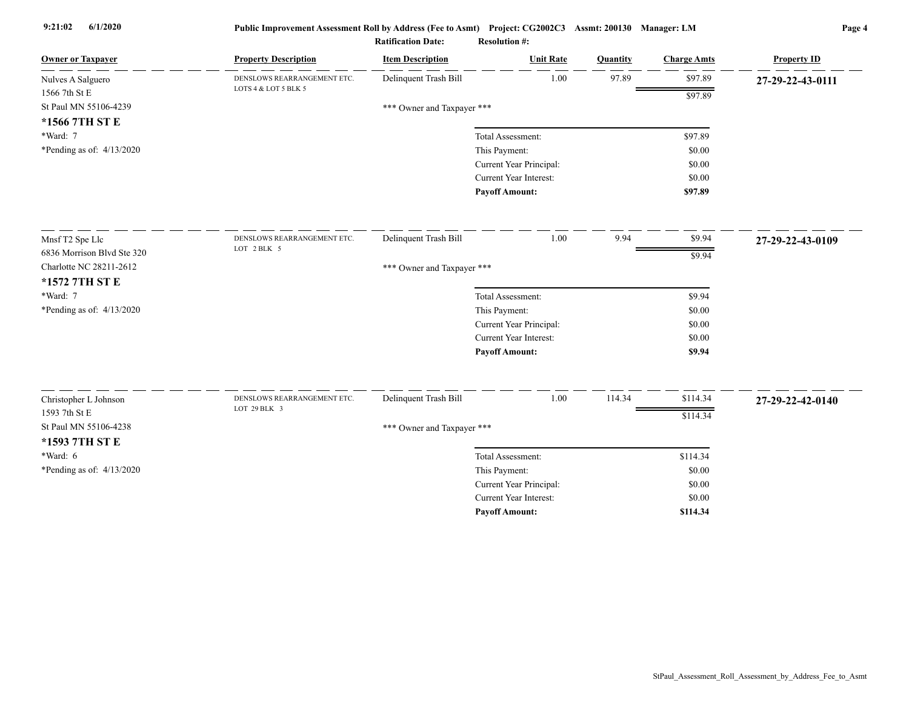**Public Improvement Assessment Roll by Address (Fee to Asmt)** Project: CG2002C3 Assmt: 200130 Manager: LM

**Ratification Date:** **Resolution #:**

| Owner or Taxpayer | Property Description | Item Description | Unit Rate | Quantity | Charge Amts | Property ID |
|---|---|---|---|---|---|---|
| Nulves A Salguero<br>1566 7th St E<br>St Paul MN 55106-4239<br>**\*1566 7TH ST E**<br>\*Ward: 7<br>\*Pending as of: 4/13/2020 | DENSLOWS REARRANGEMENT ETC.<br>LOTS 4 & LOT 5 BLK 5 | Delinquent Trash Bill | 1.00 | 97.89 | $97.89 | **27-29-22-43-0111** |
| | | | | | $97.89 | |
| | | \*\*\* Owner and Taxpayer \*\*\* | | | | |
| | | Total Assessment: | | | $97.89 | |
| | | This Payment: | | | $0.00 | |
| | | Current Year Principal: | | | $0.00 | |
| | | Current Year Interest: | | | $0.00 | |
| | | **Payoff Amount:** | | | **$97.89** | |
| Mnsf T2 Spe Llc<br>6836 Morrison Blvd Ste 320<br>Charlotte NC 28211-2612<br>**\*1572 7TH ST E**<br>\*Ward: 7<br>\*Pending as of: 4/13/2020 | DENSLOWS REARRANGEMENT ETC.<br>LOT 2 BLK 5 | Delinquent Trash Bill | 1.00 | 9.94 | $9.94 | **27-29-22-43-0109** |
| | | | | | $9.94 | |
| | | \*\*\* Owner and Taxpayer \*\*\* | | | | |
| | | Total Assessment: | | | $9.94 | |
| | | This Payment: | | | $0.00 | |
| | | Current Year Principal: | | | $0.00 | |
| | | Current Year Interest: | | | $0.00 | |
| | | **Payoff Amount:** | | | **$9.94** | |
| Christopher L Johnson<br>1593 7th St E<br>St Paul MN 55106-4238<br>**\*1593 7TH ST E**<br>\*Ward: 6<br>\*Pending as of: 4/13/2020 | DENSLOWS REARRANGEMENT ETC.<br>LOT 29 BLK 3 | Delinquent Trash Bill | 1.00 | 114.34 | $114.34 | **27-29-22-42-0140** |
| | | | | | $114.34 | |
| | | \*\*\* Owner and Taxpayer \*\*\* | | | | |
| | | Total Assessment: | | | $114.34 | |
| | | This Payment: | | | $0.00 | |
| | | Current Year Principal: | | | $0.00 | |
| | | Current Year Interest: | | | $0.00 | |
| | | **Payoff Amount:** | | | **$114.34** | |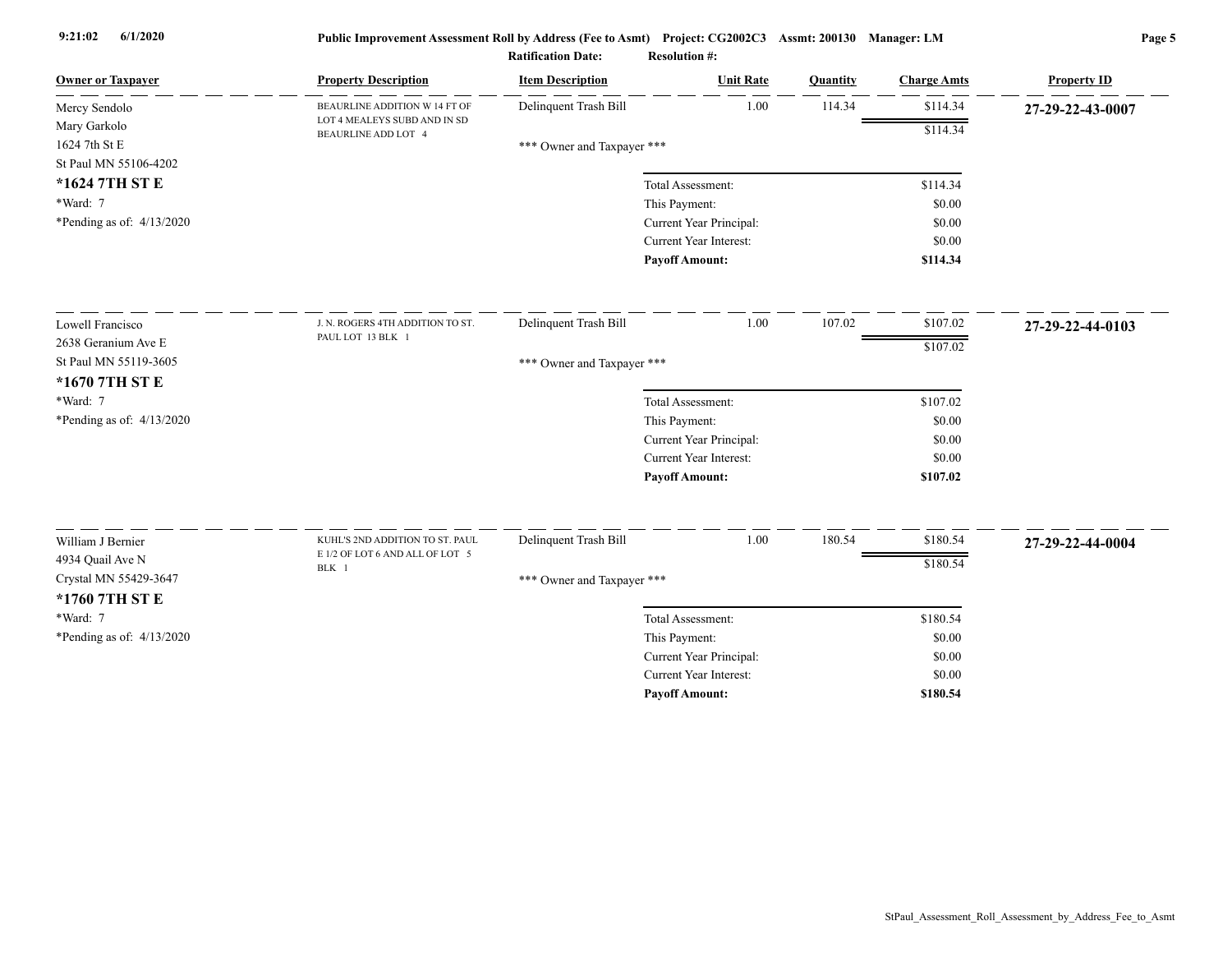**Public Improvement Assessment Roll by Address (Fee to Asmt) Project: CG2002C3 Assmt: 200130 Manager: LM**

**Ratification Date:** **Resolution #:**

| Owner or Taxpayer | Property Description | Item Description | Unit Rate | Quantity | Charge Amts | Property ID |
|---|---|---|---|---|---|---|
| Mercy Sendolo<br>Mary Garkolo<br>1624 7th St E<br>St Paul MN 55106-4202<br>**\*1624 7TH ST E**<br>\*Ward: 7<br>\*Pending as of: 4/13/2020 | BEAURLINE ADDITION W 14 FT OF LOT 4 MEALEYS SUBD AND IN SD BEAURLINE ADD LOT 4 | Delinquent Trash Bill | 1.00 | 114.34 | $114.34 | **27-29-22-43-0007** |
| | | | | | $114.34 | |
| | | \*\*\* Owner and Taxpayer \*\*\* | | | | |
| | | | Total Assessment: | | $114.34 | |
| | | | This Payment: | | $0.00 | |
| | | | Current Year Principal: | | $0.00 | |
| | | | Current Year Interest: | | $0.00 | |
| | | | **Payoff Amount:** | | **$114.34** | |
| Lowell Francisco<br>2638 Geranium Ave E<br>St Paul MN 55119-3605<br>**\*1670 7TH ST E**<br>\*Ward: 7<br>\*Pending as of: 4/13/2020 | J. N. ROGERS 4TH ADDITION TO ST. PAUL LOT 13 BLK 1 | Delinquent Trash Bill | 1.00 | 107.02 | $107.02 | **27-29-22-44-0103** |
| | | | | | $107.02 | |
| | | \*\*\* Owner and Taxpayer \*\*\* | | | | |
| | | | Total Assessment: | | $107.02 | |
| | | | This Payment: | | $0.00 | |
| | | | Current Year Principal: | | $0.00 | |
| | | | Current Year Interest: | | $0.00 | |
| | | | **Payoff Amount:** | | **$107.02** | |
| William J Bernier<br>4934 Quail Ave N<br>Crystal MN 55429-3647<br>**\*1760 7TH ST E**<br>\*Ward: 7<br>\*Pending as of: 4/13/2020 | KUHL'S 2ND ADDITION TO ST. PAUL E 1/2 OF LOT 6 AND ALL OF LOT 5 BLK 1 | Delinquent Trash Bill | 1.00 | 180.54 | $180.54 | **27-29-22-44-0004** |
| | | | | | $180.54 | |
| | | \*\*\* Owner and Taxpayer \*\*\* | | | | |
| | | | Total Assessment: | | $180.54 | |
| | | | This Payment: | | $0.00 | |
| | | | Current Year Principal: | | $0.00 | |
| | | | Current Year Interest: | | $0.00 | |
| | | | **Payoff Amount:** | | **$180.54** | |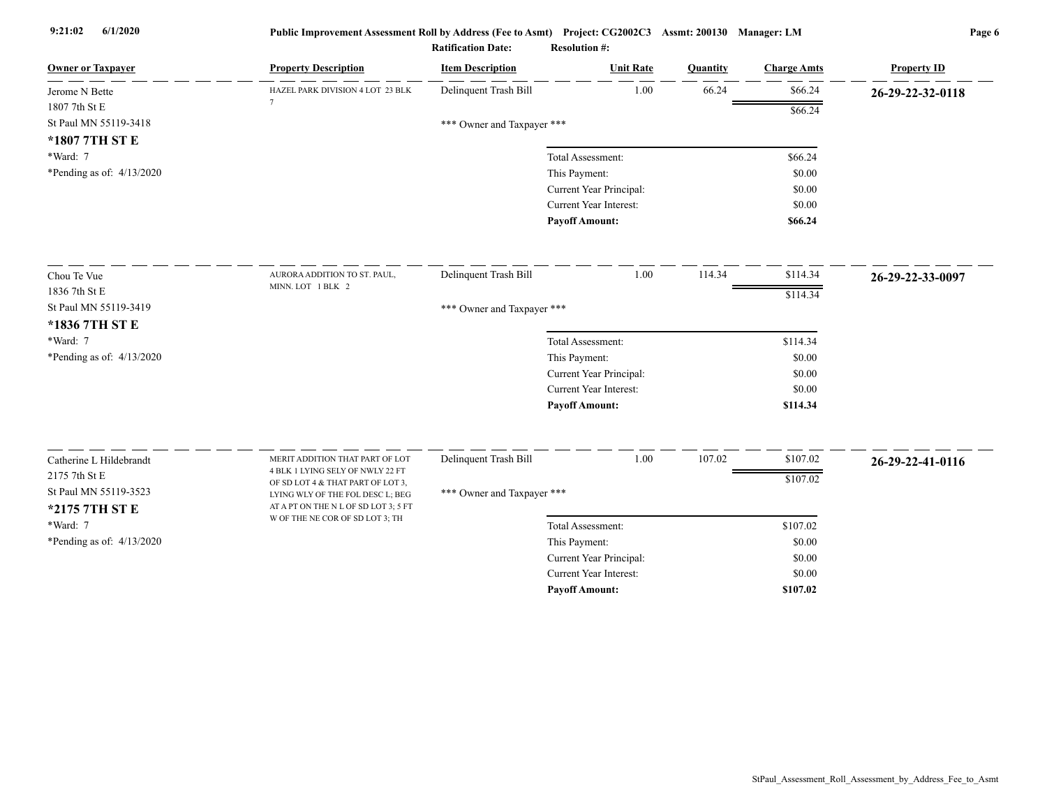Public Improvement Assessment Roll by Address (Fee to Asmt) Project: CG2002C3 Assmt: 200130 Manager: LM

Ratification Date: Resolution #:

| Owner or Taxpayer | Property Description | Item Description | Unit Rate | Quantity | Charge Amts | Property ID |
|---|---|---|---|---|---|---|
| Jerome N Bette<br>1807 7th St E<br>St Paul MN 55119-3418<br>**\*1807 7TH ST E**<br>\*Ward: 7<br>\*Pending as of: 4/13/2020 | HAZEL PARK DIVISION 4 LOT 23 BLK 7 | Delinquent Trash Bill | 1.00 | 66.24 | $66.24 | **26-29-22-32-0118** |
| | | | | | $66.24 | |
| | | *** Owner and Taxpayer *** | | | | |
| | | | Total Assessment: | | $66.24 | |
| | | | This Payment: | | $0.00 | |
| | | | Current Year Principal: | | $0.00 | |
| | | | Current Year Interest: | | $0.00 | |
| | | | **Payoff Amount:** | | **$66.24** | |
| Chou Te Vue<br>1836 7th St E<br>St Paul MN 55119-3419<br>**\*1836 7TH ST E**<br>\*Ward: 7<br>\*Pending as of: 4/13/2020 | AURORA ADDITION TO ST. PAUL, MINN. LOT 1 BLK 2 | Delinquent Trash Bill | 1.00 | 114.34 | $114.34 | **26-29-22-33-0097** |
| | | | | | $114.34 | |
| | | *** Owner and Taxpayer *** | | | | |
| | | | Total Assessment: | | $114.34 | |
| | | | This Payment: | | $0.00 | |
| | | | Current Year Principal: | | $0.00 | |
| | | | Current Year Interest: | | $0.00 | |
| | | | **Payoff Amount:** | | **$114.34** | |
| Catherine L Hildebrandt<br>2175 7th St E<br>St Paul MN 55119-3523<br>**\*2175 7TH ST E**<br>\*Ward: 7<br>\*Pending as of: 4/13/2020 | MERIT ADDITION THAT PART OF LOT 4 BLK 1 LYING SELY OF NWLY 22 FT OF SD LOT 4 & THAT PART OF LOT 3, LYING WLY OF THE FOL DESC L; BEG AT A PT ON THE N L OF SD LOT 3; 5 FT W OF THE NE COR OF SD LOT 3; TH | Delinquent Trash Bill | 1.00 | 107.02 | $107.02 | **26-29-22-41-0116** |
| | | | | | $107.02 | |
| | | *** Owner and Taxpayer *** | | | | |
| | | | Total Assessment: | | $107.02 | |
| | | | This Payment: | | $0.00 | |
| | | | Current Year Principal: | | $0.00 | |
| | | | Current Year Interest: | | $0.00 | |
| | | | **Payoff Amount:** | | **$107.02** | |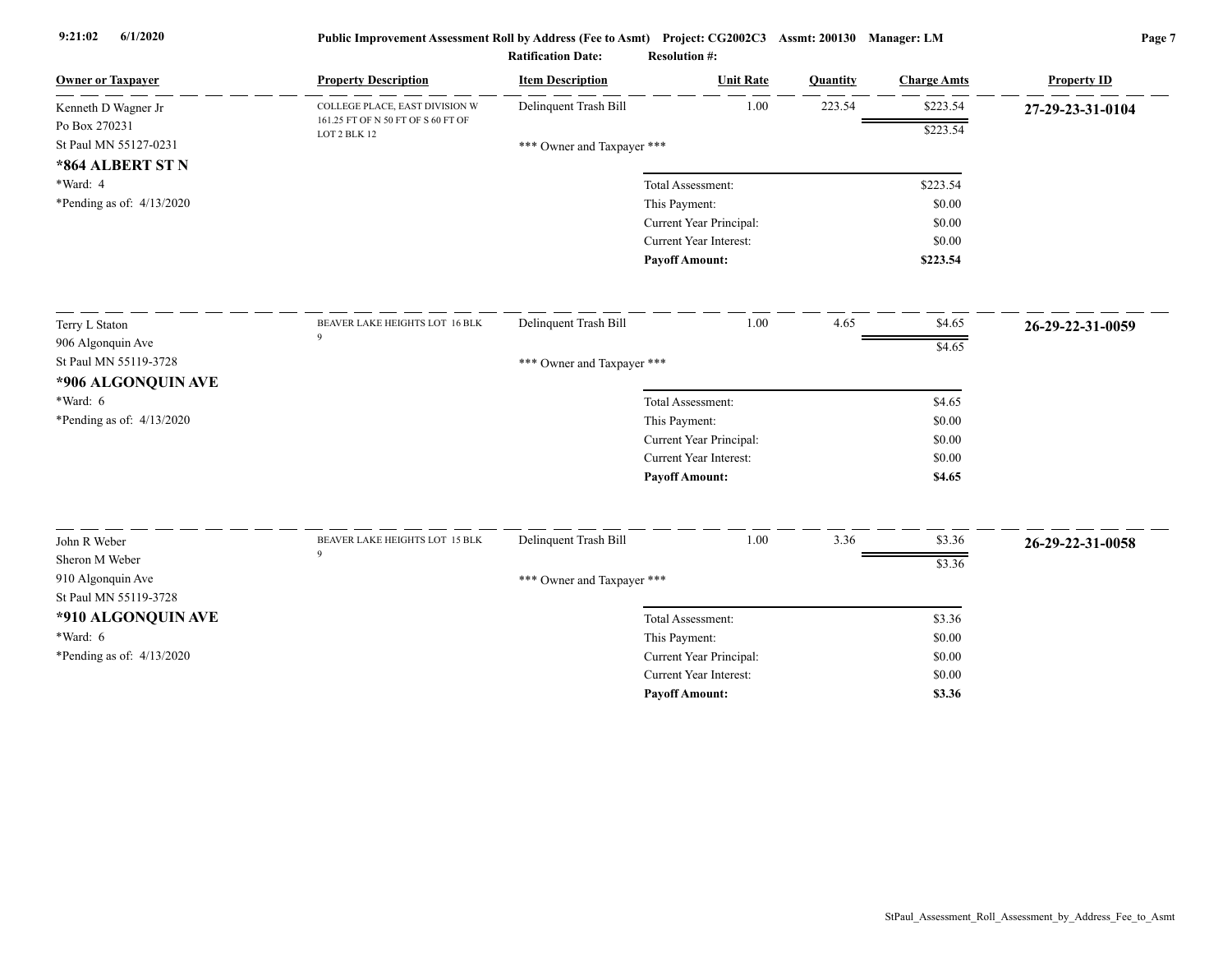Public Improvement Assessment Roll by Address (Fee to Asmt) Project: CG2002C3 Assmt: 200130 Manager: LM

Ratification Date: Resolution #:

| Owner or Taxpayer | Property Description | Item Description | Unit Rate | Quantity | Charge Amts | Property ID |
|---|---|---|---|---|---|---|
| Kenneth D Wagner Jr<br>Po Box 270231<br>St Paul MN 55127-0231<br>**\*864 ALBERT ST N**<br>\*Ward: 4<br>\*Pending as of: 4/13/2020 | COLLEGE PLACE, EAST DIVISION W 161.25 FT OF N 50 FT OF S 60 FT OF LOT 2 BLK 12 | Delinquent Trash Bill | 1.00 | 223.54 | $223.54 | **27-29-23-31-0104** |
| | | | | | $223.54 | |
| | | \*\*\* Owner and Taxpayer \*\*\* | | | | |
| | | Total Assessment: | | | $223.54 | |
| | | This Payment: | | | $0.00 | |
| | | Current Year Principal: | | | $0.00 | |
| | | Current Year Interest: | | | $0.00 | |
| | | **Payoff Amount:** | | | **$223.54** | |
| Terry L Staton<br>906 Algonquin Ave<br>St Paul MN 55119-3728<br>**\*906 ALGONQUIN AVE**<br>\*Ward: 6<br>\*Pending as of: 4/13/2020 | BEAVER LAKE HEIGHTS LOT 16 BLK 9 | Delinquent Trash Bill | 1.00 | 4.65 | $4.65 | **26-29-22-31-0059** |
| | | | | | $4.65 | |
| | | \*\*\* Owner and Taxpayer \*\*\* | | | | |
| | | Total Assessment: | | | $4.65 | |
| | | This Payment: | | | $0.00 | |
| | | Current Year Principal: | | | $0.00 | |
| | | Current Year Interest: | | | $0.00 | |
| | | **Payoff Amount:** | | | **$4.65** | |
| John R Weber<br>Sheron M Weber<br>910 Algonquin Ave<br>St Paul MN 55119-3728<br>**\*910 ALGONQUIN AVE**<br>\*Ward: 6<br>\*Pending as of: 4/13/2020 | BEAVER LAKE HEIGHTS LOT 15 BLK 9 | Delinquent Trash Bill | 1.00 | 3.36 | $3.36 | **26-29-22-31-0058** |
| | | | | | $3.36 | |
| | | \*\*\* Owner and Taxpayer \*\*\* | | | | |
| | | Total Assessment: | | | $3.36 | |
| | | This Payment: | | | $0.00 | |
| | | Current Year Principal: | | | $0.00 | |
| | | Current Year Interest: | | | $0.00 | |
| | | **Payoff Amount:** | | | **$3.36** | |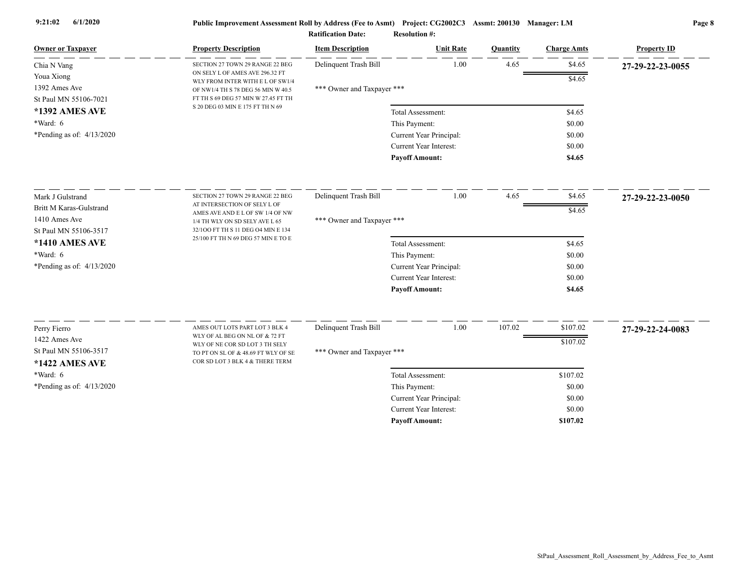**Public Improvement Assessment Roll by Address (Fee to Asmt)** Project: CG2002C3 Assmt: 200130 Manager: LM

**Ratification Date:** **Resolution #:**

| Owner or Taxpayer | Property Description | Item Description | Unit Rate | Quantity | Charge Amts | Property ID |
|---|---|---|---|---|---|---|
| Chia N Vang<br>Youa Xiong<br>1392 Ames Ave<br>St Paul MN 55106-7021<br>**\*1392 AMES AVE**<br>\*Ward: 6<br>\*Pending as of: 4/13/2020 | SECTION 27 TOWN 29 RANGE 22 BEG ON SELY L OF AMES AVE 296.32 FT WLY FROM INTER WITH E L OF SW1/4 OF NW1/4 TH S 78 DEG 56 MIN W 40.5 FT TH S 69 DEG 57 MIN W 27.45 FT TH S 20 DEG 03 MIN E 175 FT TH N 69 | Delinquent Trash Bill | 1.00 | 4.65 | $4.65 | **27-29-22-23-0055** |
| | | | | | $4.65 | |
| | | \*\*\* Owner and Taxpayer \*\*\* | | | | |
| | | Total Assessment: | | | $4.65 | |
| | | This Payment: | | | $0.00 | |
| | | Current Year Principal: | | | $0.00 | |
| | | Current Year Interest: | | | $0.00 | |
| | | **Payoff Amount:** | | | **$4.65** | |
| Mark J Gulstrand<br>Britt M Karas-Gulstrand<br>1410 Ames Ave<br>St Paul MN 55106-3517<br>**\*1410 AMES AVE**<br>\*Ward: 6<br>\*Pending as of: 4/13/2020 | SECTION 27 TOWN 29 RANGE 22 BEG AT INTERSECTION OF SELY L OF AMES AVE AND E L OF SW 1/4 OF NW 1/4 TH WLY ON SD SELY AVE L 65 32/1OO FT TH S 11 DEG O4 MIN E 134 25/100 FT TH N 69 DEG 57 MIN E TO E | Delinquent Trash Bill | 1.00 | 4.65 | $4.65 | **27-29-22-23-0050** |
| | | | | | $4.65 | |
| | | \*\*\* Owner and Taxpayer \*\*\* | | | | |
| | | Total Assessment: | | | $4.65 | |
| | | This Payment: | | | $0.00 | |
| | | Current Year Principal: | | | $0.00 | |
| | | Current Year Interest: | | | $0.00 | |
| | | **Payoff Amount:** | | | **$4.65** | |
| Perry Fierro<br>1422 Ames Ave<br>St Paul MN 55106-3517<br>**\*1422 AMES AVE**<br>\*Ward: 6<br>\*Pending as of: 4/13/2020 | AMES OUT LOTS PART LOT 3 BLK 4 WLY OF AL BEG ON NL OF & 72 FT WLY OF NE COR SD LOT 3 TH SELY TO PT ON SL OF & 48.69 FT WLY OF SE COR SD LOT 3 BLK 4 & THERE TERM | Delinquent Trash Bill | 1.00 | 107.02 | $107.02 | **27-29-22-24-0083** |
| | | | | | $107.02 | |
| | | \*\*\* Owner and Taxpayer \*\*\* | | | | |
| | | Total Assessment: | | | $107.02 | |
| | | This Payment: | | | $0.00 | |
| | | Current Year Principal: | | | $0.00 | |
| | | Current Year Interest: | | | $0.00 | |
| | | **Payoff Amount:** | | | **$107.02** | |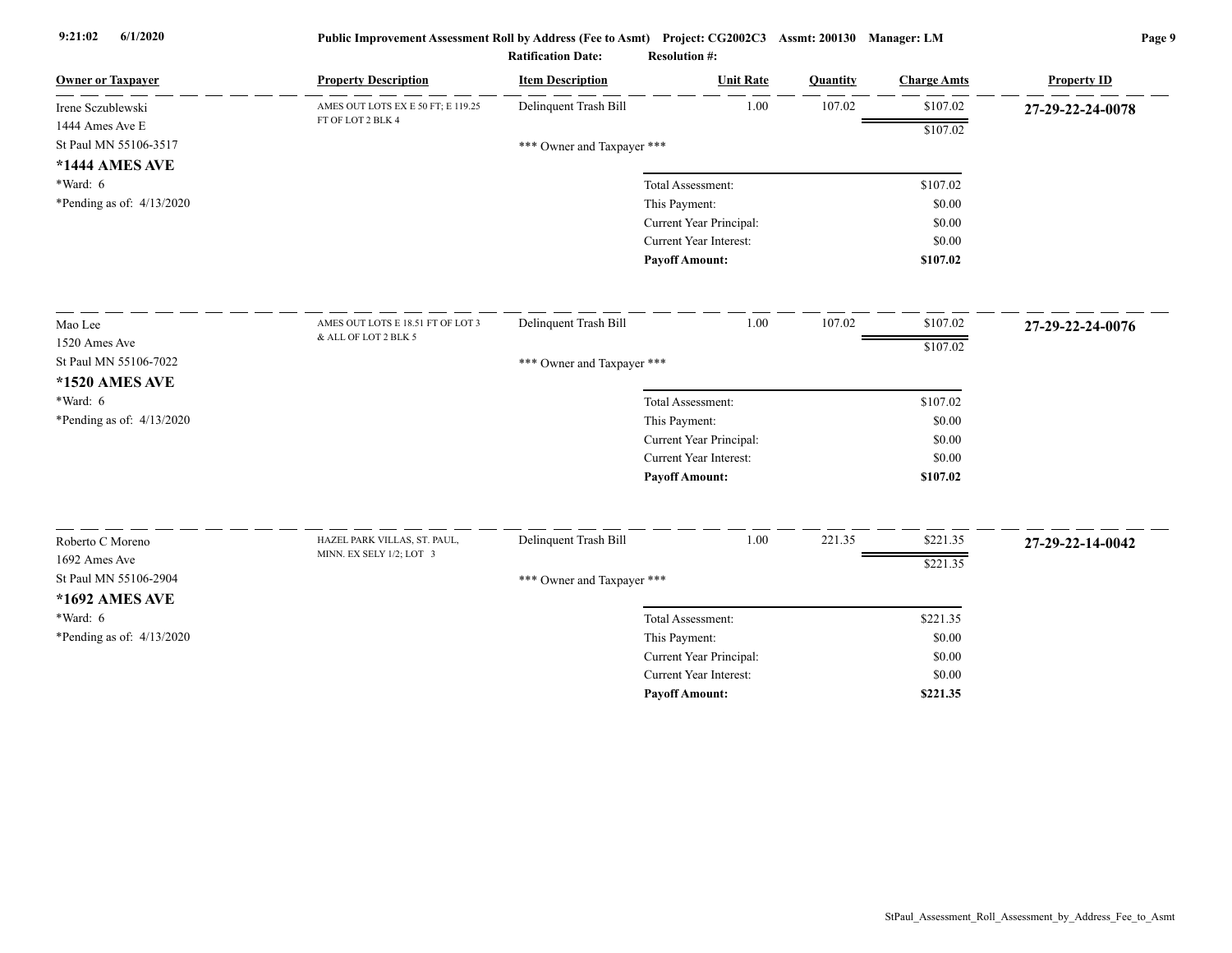| Owner or Taxpayer | Property Description | Item Description | Unit Rate | Quantity | Charge Amts | Property ID |
|---|---|---|---|---|---|---|
| Irene Sczublewski<br>1444 Ames Ave E<br>St Paul MN 55106-3517<br>**\*1444 AMES AVE**<br>\*Ward: 6<br>\*Pending as of: 4/13/2020 | AMES OUT LOTS EX E 50 FT; E 119.25 FT OF LOT 2 BLK 4 | Delinquent Trash Bill | 1.00 | 107.02 | $107.02 | **27-29-22-24-0078** |
| | | | | | $107.02 | |
| | | *** Owner and Taxpayer *** | | | | |
| | | Total Assessment: | | | $107.02 | |
| | | This Payment: | | | $0.00 | |
| | | Current Year Principal: | | | $0.00 | |
| | | Current Year Interest: | | | $0.00 | |
| | | **Payoff Amount:** | | | **$107.02** | |
| Mao Lee<br>1520 Ames Ave<br>St Paul MN 55106-7022<br>**\*1520 AMES AVE**<br>\*Ward: 6<br>\*Pending as of: 4/13/2020 | AMES OUT LOTS E 18.51 FT OF LOT 3 & ALL OF LOT 2 BLK 5 | Delinquent Trash Bill | 1.00 | 107.02 | $107.02 | **27-29-22-24-0076** |
| | | | | | $107.02 | |
| | | *** Owner and Taxpayer *** | | | | |
| | | Total Assessment: | | | $107.02 | |
| | | This Payment: | | | $0.00 | |
| | | Current Year Principal: | | | $0.00 | |
| | | Current Year Interest: | | | $0.00 | |
| | | **Payoff Amount:** | | | **$107.02** | |
| Roberto C Moreno<br>1692 Ames Ave<br>St Paul MN 55106-2904<br>**\*1692 AMES AVE**<br>\*Ward: 6<br>\*Pending as of: 4/13/2020 | HAZEL PARK VILLAS, ST. PAUL, MINN. EX SELY 1/2; LOT 3 | Delinquent Trash Bill | 1.00 | 221.35 | $221.35 | **27-29-22-14-0042** |
| | | | | | $221.35 | |
| | | *** Owner and Taxpayer *** | | | | |
| | | Total Assessment: | | | $221.35 | |
| | | This Payment: | | | $0.00 | |
| | | Current Year Principal: | | | $0.00 | |
| | | Current Year Interest: | | | $0.00 | |
| | | **Payoff Amount:** | | | **$221.35** | |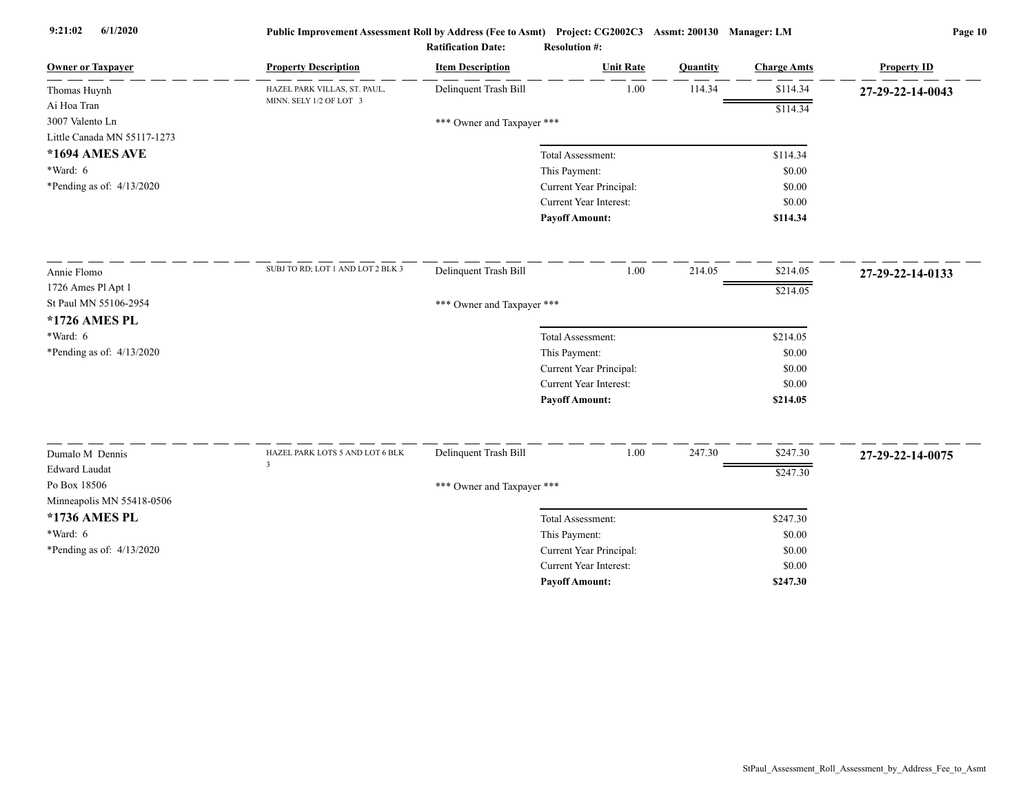**Public Improvement Assessment Roll by Address (Fee to Asmt) Project: CG2002C3 Assmt: 200130 Manager: LM**

**Ratification Date:** **Resolution #:**

| Owner or Taxpayer | Property Description | Item Description | Unit Rate | Quantity | Charge Amts | Property ID |
|---|---|---|---|---|---|---|
| Thomas Huynh<br>Ai Hoa Tran<br>3007 Valento Ln<br>Little Canada MN 55117-1273<br>**\*1694 AMES AVE**<br>\*Ward: 6<br>\*Pending as of: 4/13/2020 | HAZEL PARK VILLAS, ST. PAUL, MINN. SELY 1/2 OF LOT 3 | Delinquent Trash Bill | 1.00 | 114.34 | $114.34 | **27-29-22-14-0043** |
| | | | | | $114.34 | |
| | | \*\*\* Owner and Taxpayer \*\*\* | | | | |
| | | | Total Assessment: | | $114.34 | |
| | | | This Payment: | | $0.00 | |
| | | | Current Year Principal: | | $0.00 | |
| | | | Current Year Interest: | | $0.00 | |
| | | | **Payoff Amount:** | | **$114.34** | |
| Annie Flomo<br>1726 Ames Pl Apt 1<br>St Paul MN 55106-2954<br>**\*1726 AMES PL**<br>\*Ward: 6<br>\*Pending as of: 4/13/2020 | SUBJ TO RD; LOT 1 AND LOT 2 BLK 3 | Delinquent Trash Bill | 1.00 | 214.05 | $214.05 | **27-29-22-14-0133** |
| | | | | | $214.05 | |
| | | \*\*\* Owner and Taxpayer \*\*\* | | | | |
| | | | Total Assessment: | | $214.05 | |
| | | | This Payment: | | $0.00 | |
| | | | Current Year Principal: | | $0.00 | |
| | | | Current Year Interest: | | $0.00 | |
| | | | **Payoff Amount:** | | **$214.05** | |
| Dumalo M Dennis<br>Edward Laudat<br>Po Box 18506<br>Minneapolis MN 55418-0506<br>**\*1736 AMES PL**<br>\*Ward: 6<br>\*Pending as of: 4/13/2020 | HAZEL PARK LOTS 5 AND LOT 6 BLK 3 | Delinquent Trash Bill | 1.00 | 247.30 | $247.30 | **27-29-22-14-0075** |
| | | | | | $247.30 | |
| | | \*\*\* Owner and Taxpayer \*\*\* | | | | |
| | | | Total Assessment: | | $247.30 | |
| | | | This Payment: | | $0.00 | |
| | | | Current Year Principal: | | $0.00 | |
| | | | Current Year Interest: | | $0.00 | |
| | | | **Payoff Amount:** | | **$247.30** | |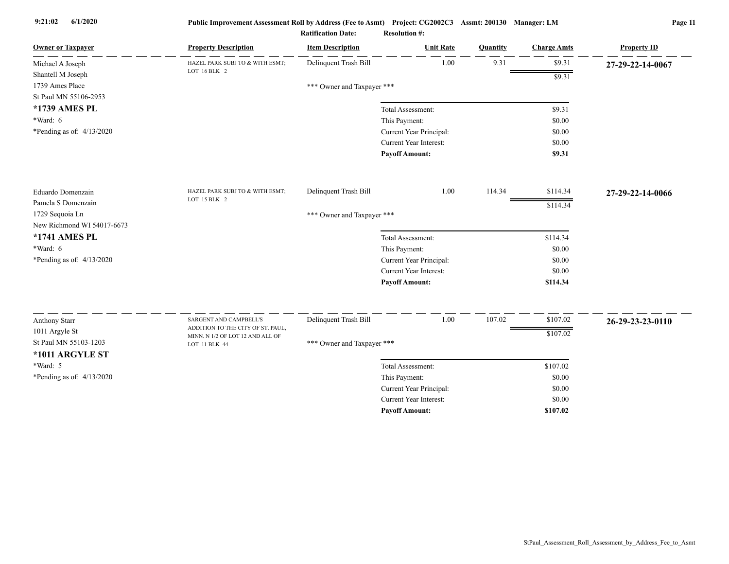**Public Improvement Assessment Roll by Address (Fee to Asmt)** Project: CG2002C3 Assmt: 200130 Manager: LM

Ratification Date: Resolution #:

| Owner or Taxpayer | Property Description | Item Description | Unit Rate | Quantity | Charge Amts | Property ID |
|---|---|---|---|---|---|---|
| Michael A Joseph<br>Shantell M Joseph<br>1739 Ames Place<br>St Paul MN 55106-2953<br>**\*1739 AMES PL**<br>\*Ward: 6<br>\*Pending as of: 4/13/2020 | HAZEL PARK SUBJ TO & WITH ESMT; LOT 16 BLK 2 | Delinquent Trash Bill | 1.00 | 9.31 | $9.31 | **27-29-22-14-0067** |
| | | | | | $9.31 | |
| | | \*\*\* Owner and Taxpayer \*\*\* | | | | |
| | | Total Assessment: | | | $9.31 | |
| | | This Payment: | | | $0.00 | |
| | | Current Year Principal: | | | $0.00 | |
| | | Current Year Interest: | | | $0.00 | |
| | | **Payoff Amount:** | | | **$9.31** | |
| Eduardo Domenzain<br>Pamela S Domenzain<br>1729 Sequoia Ln<br>New Richmond WI 54017-6673<br>**\*1741 AMES PL**<br>\*Ward: 6<br>\*Pending as of: 4/13/2020 | HAZEL PARK SUBJ TO & WITH ESMT; LOT 15 BLK 2 | Delinquent Trash Bill | 1.00 | 114.34 | $114.34 | **27-29-22-14-0066** |
| | | | | | $114.34 | |
| | | \*\*\* Owner and Taxpayer \*\*\* | | | | |
| | | Total Assessment: | | | $114.34 | |
| | | This Payment: | | | $0.00 | |
| | | Current Year Principal: | | | $0.00 | |
| | | Current Year Interest: | | | $0.00 | |
| | | **Payoff Amount:** | | | **$114.34** | |
| Anthony Starr<br>1011 Argyle St<br>St Paul MN 55103-1203<br>**\*1011 ARGYLE ST**<br>\*Ward: 5<br>\*Pending as of: 4/13/2020 | SARGENT AND CAMPBELL'S ADDITION TO THE CITY OF ST. PAUL, MINN. N 1/2 OF LOT 12 AND ALL OF LOT 11 BLK 44 | Delinquent Trash Bill | 1.00 | 107.02 | $107.02 | **26-29-23-23-0110** |
| | | | | | $107.02 | |
| | | \*\*\* Owner and Taxpayer \*\*\* | | | | |
| | | Total Assessment: | | | $107.02 | |
| | | This Payment: | | | $0.00 | |
| | | Current Year Principal: | | | $0.00 | |
| | | Current Year Interest: | | | $0.00 | |
| | | **Payoff Amount:** | | | **$107.02** | |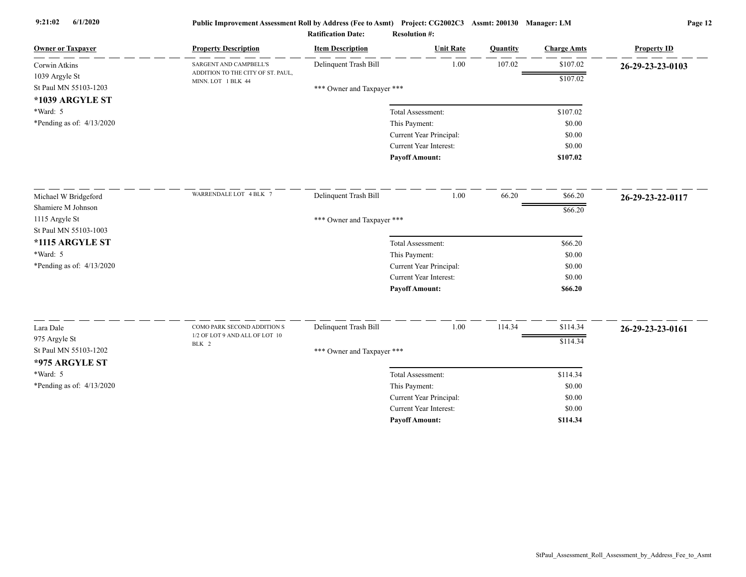**Public Improvement Assessment Roll by Address (Fee to Asmt)   Project: CG2002C3   Assmt: 200130   Manager: LM**

**Ratification Date:**   **Resolution #:**

| Owner or Taxpayer | Property Description | Item Description | Unit Rate | Quantity | Charge Amts | Property ID |
|---|---|---|---|---|---|---|
| Corwin Atkins<br>1039 Argyle St<br>St Paul MN 55103-1203<br>**\*1039 ARGYLE ST**<br>\*Ward: 5<br>\*Pending as of: 4/13/2020 | SARGENT AND CAMPBELL'S ADDITION TO THE CITY OF ST. PAUL, MINN. LOT 1 BLK 44 | Delinquent Trash Bill | 1.00 | 107.02 | $107.02 | **26-29-23-23-0103** |
| | | | | | $107.02 | |
| | | *** Owner and Taxpayer *** | | | | |
| | | Total Assessment: | | | $107.02 | |
| | | This Payment: | | | $0.00 | |
| | | Current Year Principal: | | | $0.00 | |
| | | Current Year Interest: | | | $0.00 | |
| | | **Payoff Amount:** | | | **$107.02** | |
| Michael W Bridgeford<br>Shamiere M Johnson<br>1115 Argyle St<br>St Paul MN 55103-1003<br>**\*1115 ARGYLE ST**<br>\*Ward: 5<br>\*Pending as of: 4/13/2020 | WARRENDALE LOT 4 BLK 7 | Delinquent Trash Bill | 1.00 | 66.20 | $66.20 | **26-29-23-22-0117** |
| | | | | | $66.20 | |
| | | *** Owner and Taxpayer *** | | | | |
| | | Total Assessment: | | | $66.20 | |
| | | This Payment: | | | $0.00 | |
| | | Current Year Principal: | | | $0.00 | |
| | | Current Year Interest: | | | $0.00 | |
| | | **Payoff Amount:** | | | **$66.20** | |
| Lara Dale<br>975 Argyle St<br>St Paul MN 55103-1202<br>**\*975 ARGYLE ST**<br>\*Ward: 5<br>\*Pending as of: 4/13/2020 | COMO PARK SECOND ADDITION S 1/2 OF LOT 9 AND ALL OF LOT 10 BLK 2 | Delinquent Trash Bill | 1.00 | 114.34 | $114.34 | **26-29-23-23-0161** |
| | | | | | $114.34 | |
| | | *** Owner and Taxpayer *** | | | | |
| | | Total Assessment: | | | $114.34 | |
| | | This Payment: | | | $0.00 | |
| | | Current Year Principal: | | | $0.00 | |
| | | Current Year Interest: | | | $0.00 | |
| | | **Payoff Amount:** | | | **$114.34** | |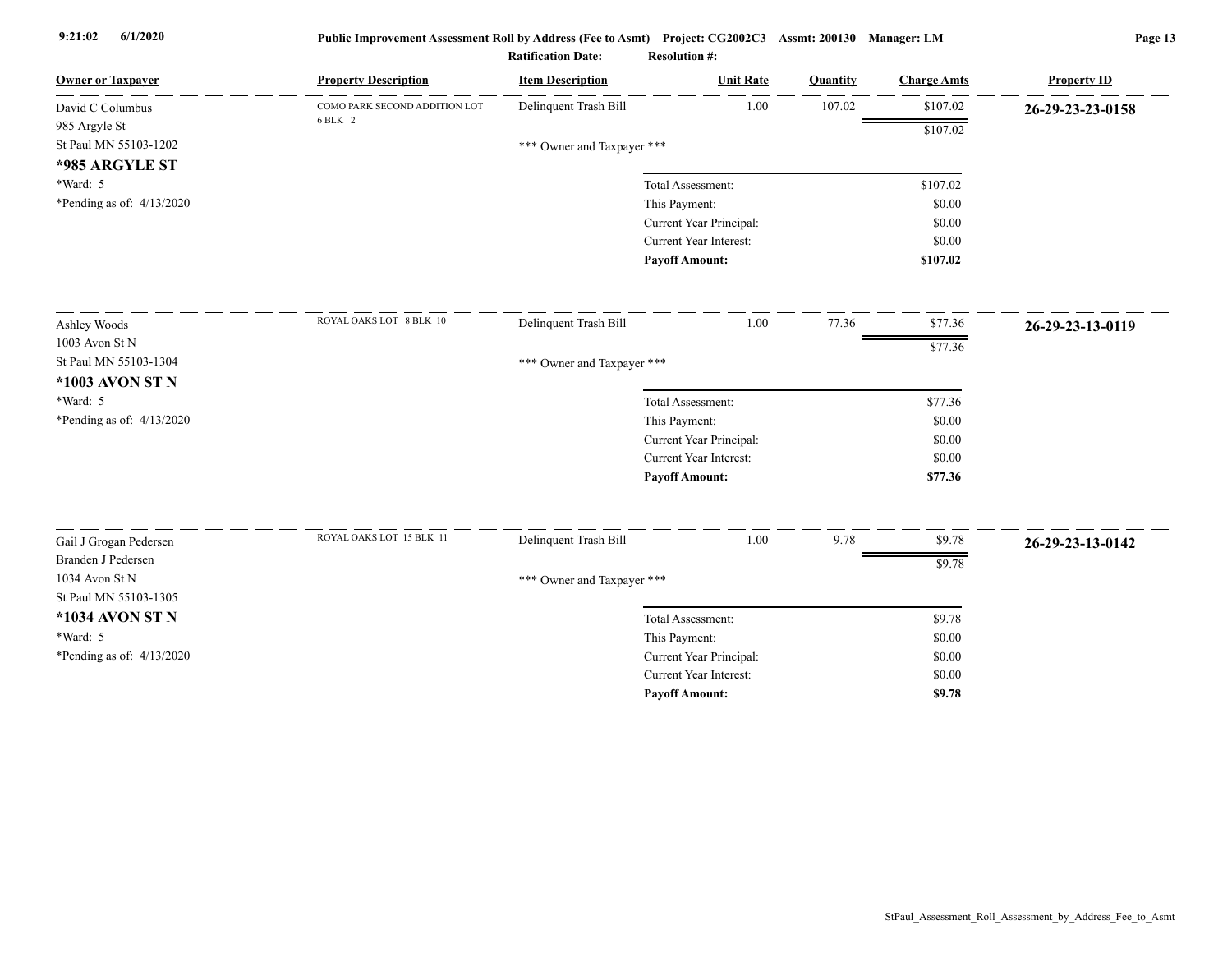| Owner or Taxpayer | Property Description | Item Description | Unit Rate | Quantity | Charge Amts | Property ID |
|---|---|---|---|---|---|---|
| David C Columbus<br>985 Argyle St<br>St Paul MN 55103-1202<br>**\*985 ARGYLE ST**<br>\*Ward: 5<br>\*Pending as of: 4/13/2020 | COMO PARK SECOND ADDITION LOT 6 BLK 2 | Delinquent Trash Bill | 1.00 | 107.02 | $107.02 | **26-29-23-23-0158** |
| | | | | | $107.02 | |
| | | \*\*\* Owner and Taxpayer \*\*\* | | | | |
| | | | Total Assessment: | | $107.02 | |
| | | | This Payment: | | $0.00 | |
| | | | Current Year Principal: | | $0.00 | |
| | | | Current Year Interest: | | $0.00 | |
| | | | **Payoff Amount:** | | **$107.02** | |
| Ashley Woods<br>1003 Avon St N<br>St Paul MN 55103-1304<br>**\*1003 AVON ST N**<br>\*Ward: 5<br>\*Pending as of: 4/13/2020 | ROYAL OAKS LOT 8 BLK 10 | Delinquent Trash Bill | 1.00 | 77.36 | $77.36 | **26-29-23-13-0119** |
| | | | | | $77.36 | |
| | | \*\*\* Owner and Taxpayer \*\*\* | | | | |
| | | | Total Assessment: | | $77.36 | |
| | | | This Payment: | | $0.00 | |
| | | | Current Year Principal: | | $0.00 | |
| | | | Current Year Interest: | | $0.00 | |
| | | | **Payoff Amount:** | | **$77.36** | |
| Gail J Grogan Pedersen<br>Branden J Pedersen<br>1034 Avon St N<br>St Paul MN 55103-1305<br>**\*1034 AVON ST N**<br>\*Ward: 5<br>\*Pending as of: 4/13/2020 | ROYAL OAKS LOT 15 BLK 11 | Delinquent Trash Bill | 1.00 | 9.78 | $9.78 | **26-29-23-13-0142** |
| | | | | | $9.78 | |
| | | \*\*\* Owner and Taxpayer \*\*\* | | | | |
| | | | Total Assessment: | | $9.78 | |
| | | | This Payment: | | $0.00 | |
| | | | Current Year Principal: | | $0.00 | |
| | | | Current Year Interest: | | $0.00 | |
| | | | **Payoff Amount:** | | **$9.78** | |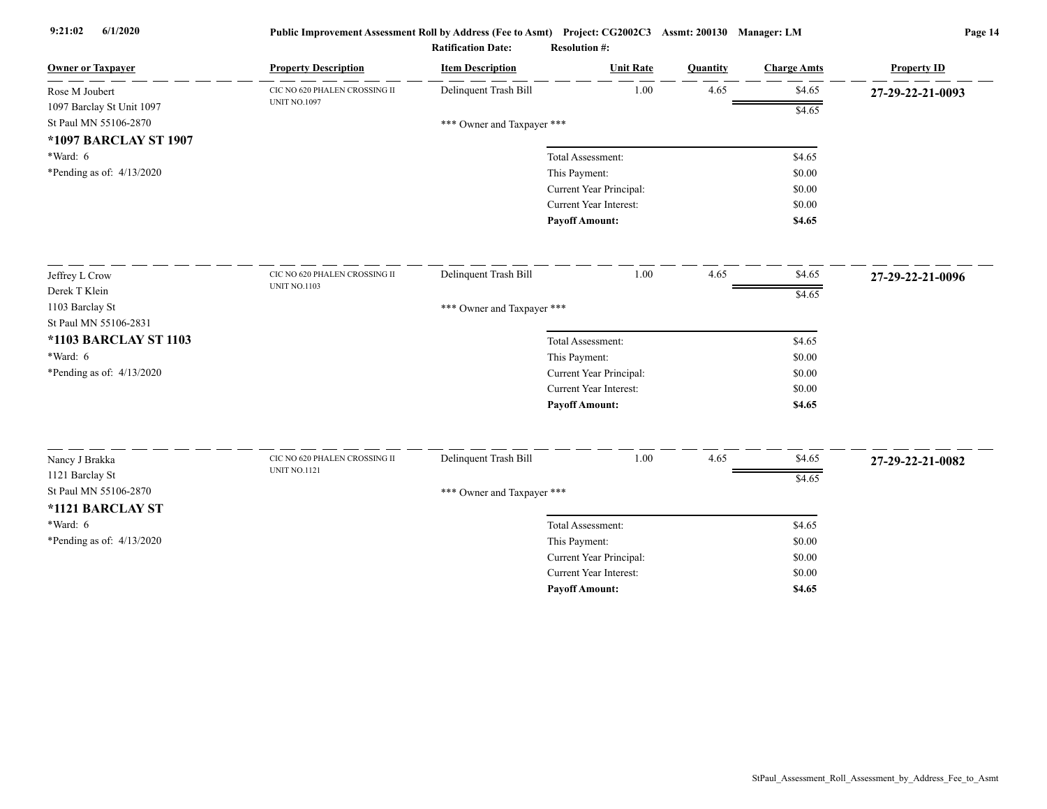**Public Improvement Assessment Roll by Address (Fee to Asmt)** Project: CG2002C3 Assmt: 200130 Manager: LM

**Ratification Date:** **Resolution #:**

| Owner or Taxpayer | Property Description | Item Description | Unit Rate | Quantity | Charge Amts | Property ID |
|---|---|---|---|---|---|---|
| Rose M Joubert<br>1097 Barclay St Unit 1097<br>St Paul MN 55106-2870<br>**\*1097 BARCLAY ST 1907**<br>\*Ward: 6<br>\*Pending as of: 4/13/2020 | CIC NO 620 PHALEN CROSSING II UNIT NO.1097 | Delinquent Trash Bill | 1.00 | 4.65 | $4.65 | **27-29-22-21-0093** |
| | | | | | $4.65 | |
| | | \*\*\* Owner and Taxpayer \*\*\* | | | | |
| | | | Total Assessment: | | $4.65 | |
| | | | This Payment: | | $0.00 | |
| | | | Current Year Principal: | | $0.00 | |
| | | | Current Year Interest: | | $0.00 | |
| | | | **Payoff Amount:** | | **$4.65** | |
| Jeffrey L Crow<br>Derek T Klein<br>1103 Barclay St<br>St Paul MN 55106-2831<br>**\*1103 BARCLAY ST 1103**<br>\*Ward: 6<br>\*Pending as of: 4/13/2020 | CIC NO 620 PHALEN CROSSING II UNIT NO.1103 | Delinquent Trash Bill | 1.00 | 4.65 | $4.65 | **27-29-22-21-0096** |
| | | | | | $4.65 | |
| | | \*\*\* Owner and Taxpayer \*\*\* | | | | |
| | | | Total Assessment: | | $4.65 | |
| | | | This Payment: | | $0.00 | |
| | | | Current Year Principal: | | $0.00 | |
| | | | Current Year Interest: | | $0.00 | |
| | | | **Payoff Amount:** | | **$4.65** | |
| Nancy J Brakka<br>1121 Barclay St<br>St Paul MN 55106-2870<br>**\*1121 BARCLAY ST**<br>\*Ward: 6<br>\*Pending as of: 4/13/2020 | CIC NO 620 PHALEN CROSSING II UNIT NO.1121 | Delinquent Trash Bill | 1.00 | 4.65 | $4.65 | **27-29-22-21-0082** |
| | | | | | $4.65 | |
| | | \*\*\* Owner and Taxpayer \*\*\* | | | | |
| | | | Total Assessment: | | $4.65 | |
| | | | This Payment: | | $0.00 | |
| | | | Current Year Principal: | | $0.00 | |
| | | | Current Year Interest: | | $0.00 | |
| | | | **Payoff Amount:** | | **$4.65** | |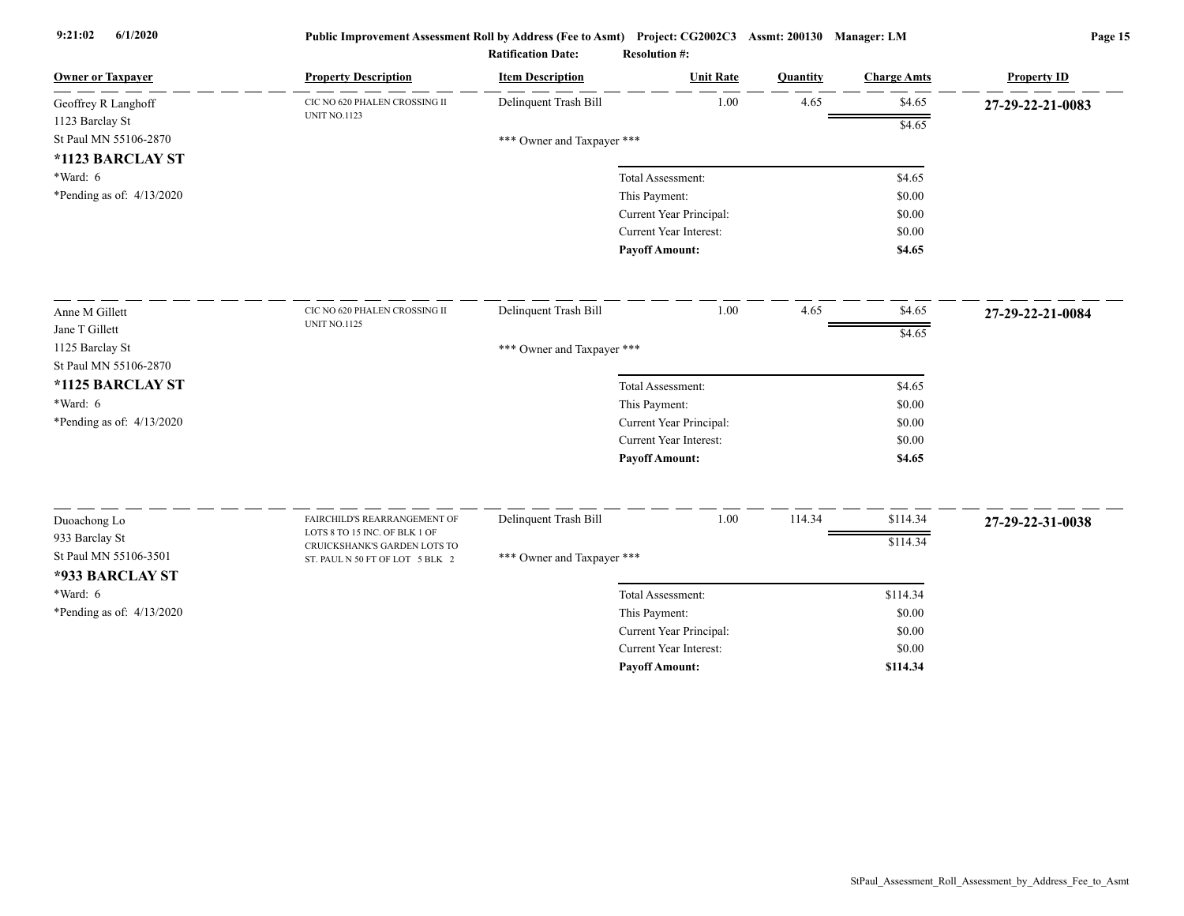| Owner or Taxpayer | Property Description | Item Description | Unit Rate | Quantity | Charge Amts | Property ID |
|---|---|---|---|---|---|---|
| Geoffrey R Langhoff<br>1123 Barclay St<br>St Paul MN 55106-2870<br>**\*1123 BARCLAY ST**<br>\*Ward: 6<br>\*Pending as of: 4/13/2020 | CIC NO 620 PHALEN CROSSING II UNIT NO.1123 | Delinquent Trash Bill | 1.00 | 4.65 | $4.65 | **27-29-22-21-0083** |
| | | | | | $4.65 | |
| | | *** Owner and Taxpayer *** | | | | |
| | | | Total Assessment: | | $4.65 | |
| | | | This Payment: | | $0.00 | |
| | | | Current Year Principal: | | $0.00 | |
| | | | Current Year Interest: | | $0.00 | |
| | | | **Payoff Amount:** | | **$4.65** | |
| Anne M Gillett<br>Jane T Gillett<br>1125 Barclay St<br>St Paul MN 55106-2870<br>**\*1125 BARCLAY ST**<br>\*Ward: 6<br>\*Pending as of: 4/13/2020 | CIC NO 620 PHALEN CROSSING II UNIT NO.1125 | Delinquent Trash Bill | 1.00 | 4.65 | $4.65 | **27-29-22-21-0084** |
| | | | | | $4.65 | |
| | | *** Owner and Taxpayer *** | | | | |
| | | | Total Assessment: | | $4.65 | |
| | | | This Payment: | | $0.00 | |
| | | | Current Year Principal: | | $0.00 | |
| | | | Current Year Interest: | | $0.00 | |
| | | | **Payoff Amount:** | | **$4.65** | |
| Duoachong Lo<br>933 Barclay St<br>St Paul MN 55106-3501<br>**\*933 BARCLAY ST**<br>\*Ward: 6<br>\*Pending as of: 4/13/2020 | FAIRCHILD'S REARRANGEMENT OF LOTS 8 TO 15 INC. OF BLK 1 OF CRUICKSHANK'S GARDEN LOTS TO ST. PAUL N 50 FT OF LOT 5 BLK 2 | Delinquent Trash Bill | 1.00 | 114.34 | $114.34 | **27-29-22-31-0038** |
| | | | | | $114.34 | |
| | | *** Owner and Taxpayer *** | | | | |
| | | | Total Assessment: | | $114.34 | |
| | | | This Payment: | | $0.00 | |
| | | | Current Year Principal: | | $0.00 | |
| | | | Current Year Interest: | | $0.00 | |
| | | | **Payoff Amount:** | | **$114.34** | |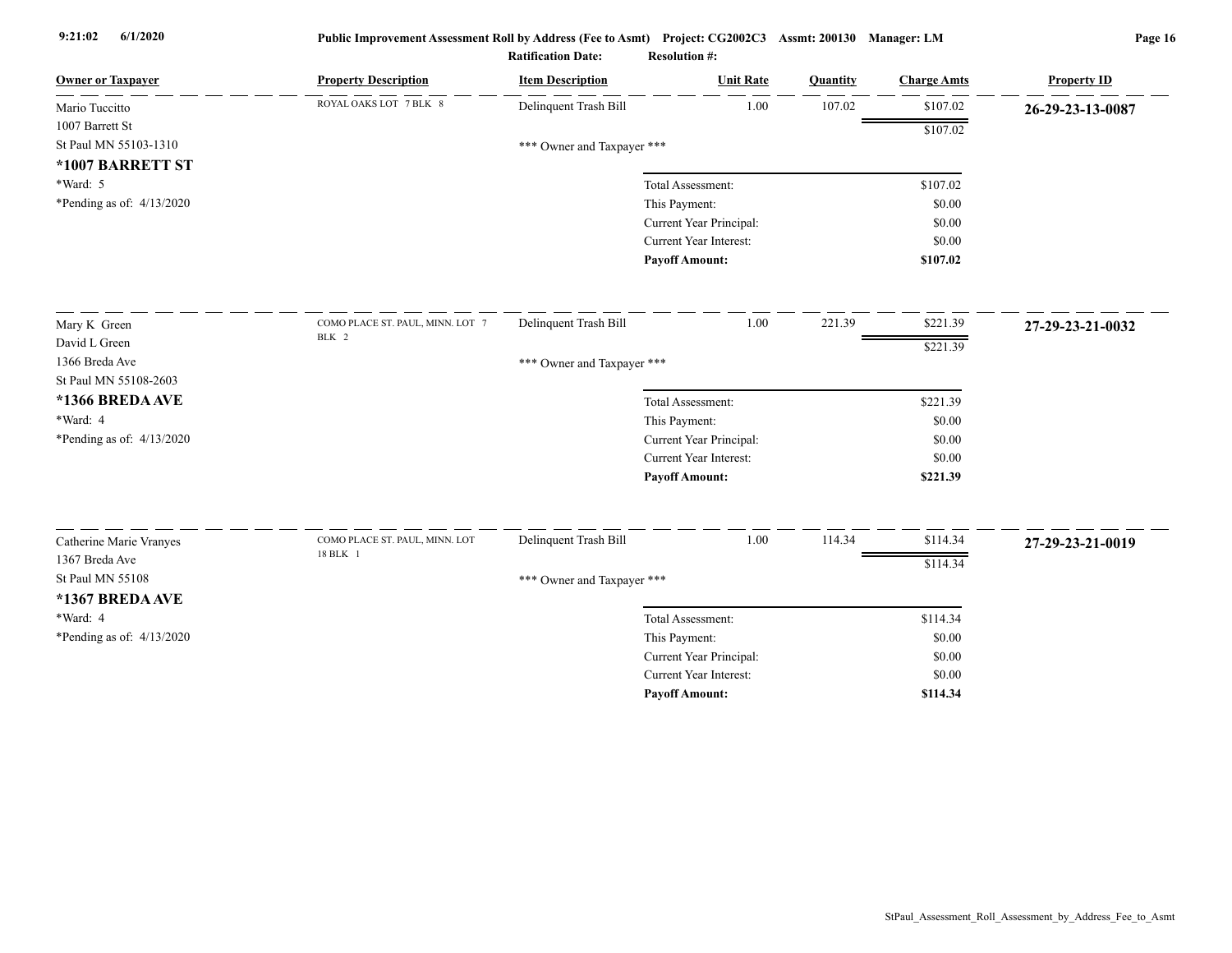Public Improvement Assessment Roll by Address (Fee to Asmt) Project: CG2002C3 Assmt: 200130 Manager: LM

Ratification Date: Resolution #:

| Owner or Taxpayer | Property Description | Item Description | Unit Rate | Quantity | Charge Amts | Property ID |
|---|---|---|---|---|---|---|
| Mario Tuccitto<br>1007 Barrett St<br>St Paul MN 55103-1310<br>**\*1007 BARRETT ST**<br>\*Ward: 5<br>\*Pending as of: 4/13/2020 | ROYAL OAKS LOT 7 BLK 8 | Delinquent Trash Bill | 1.00 | 107.02 | $107.02 | **26-29-23-13-0087** |
| | | | | | $107.02 | |
| | | \*\*\* Owner and Taxpayer \*\*\* | | | | |
| | | | Total Assessment: | | $107.02 | |
| | | | This Payment: | | $0.00 | |
| | | | Current Year Principal: | | $0.00 | |
| | | | Current Year Interest: | | $0.00 | |
| | | | **Payoff Amount:** | | **$107.02** | |
| Mary K Green<br>David L Green<br>1366 Breda Ave<br>St Paul MN 55108-2603<br>**\*1366 BREDA AVE**<br>\*Ward: 4<br>\*Pending as of: 4/13/2020 | COMO PLACE ST. PAUL, MINN. LOT 7 BLK 2 | Delinquent Trash Bill | 1.00 | 221.39 | $221.39 | **27-29-23-21-0032** |
| | | | | | $221.39 | |
| | | \*\*\* Owner and Taxpayer \*\*\* | | | | |
| | | | Total Assessment: | | $221.39 | |
| | | | This Payment: | | $0.00 | |
| | | | Current Year Principal: | | $0.00 | |
| | | | Current Year Interest: | | $0.00 | |
| | | | **Payoff Amount:** | | **$221.39** | |
| Catherine Marie Vranyes<br>1367 Breda Ave<br>St Paul MN 55108<br>**\*1367 BREDA AVE**<br>\*Ward: 4<br>\*Pending as of: 4/13/2020 | COMO PLACE ST. PAUL, MINN. LOT 18 BLK 1 | Delinquent Trash Bill | 1.00 | 114.34 | $114.34 | **27-29-23-21-0019** |
| | | | | | $114.34 | |
| | | \*\*\* Owner and Taxpayer \*\*\* | | | | |
| | | | Total Assessment: | | $114.34 | |
| | | | This Payment: | | $0.00 | |
| | | | Current Year Principal: | | $0.00 | |
| | | | Current Year Interest: | | $0.00 | |
| | | | **Payoff Amount:** | | **$114.34** | |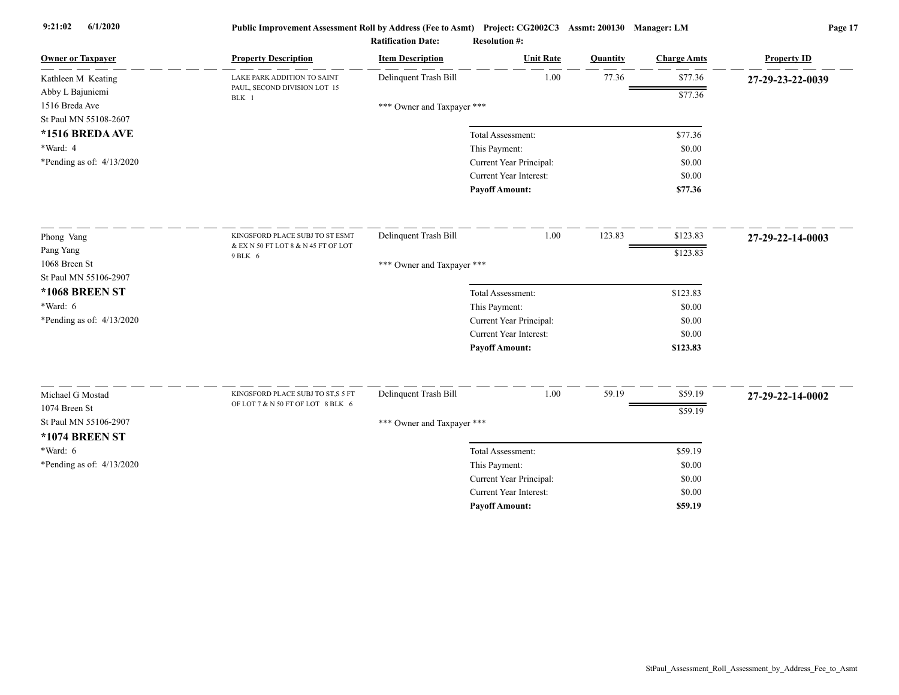| Owner or Taxpayer | Property Description | Item Description | Unit Rate | Quantity | Charge Amts | Property ID |
|---|---|---|---|---|---|---|
| Kathleen M Keating<br>Abby L Bajuniemi<br>1516 Breda Ave<br>St Paul MN 55108-2607<br>**\*1516 BREDA AVE**<br>\*Ward: 4<br>\*Pending as of: 4/13/2020 | LAKE PARK ADDITION TO SAINT PAUL, SECOND DIVISION LOT 15 BLK 1 | Delinquent Trash Bill | 1.00 | 77.36 | $77.36 | **27-29-23-22-0039** |
| | | | | | $77.36 | |
| | | \*\*\* Owner and Taxpayer \*\*\* | | | | |
| | | Total Assessment: | | | $77.36 | |
| | | This Payment: | | | $0.00 | |
| | | Current Year Principal: | | | $0.00 | |
| | | Current Year Interest: | | | $0.00 | |
| | | **Payoff Amount:** | | | **$77.36** | |
| Phong Vang<br>Pang Yang<br>1068 Breen St<br>St Paul MN 55106-2907<br>**\*1068 BREEN ST**<br>\*Ward: 6<br>\*Pending as of: 4/13/2020 | KINGSFORD PLACE SUBJ TO ST ESMT & EX N 50 FT LOT 8 & N 45 FT OF LOT 9 BLK 6 | Delinquent Trash Bill | 1.00 | 123.83 | $123.83 | **27-29-22-14-0003** |
| | | | | | $123.83 | |
| | | \*\*\* Owner and Taxpayer \*\*\* | | | | |
| | | Total Assessment: | | | $123.83 | |
| | | This Payment: | | | $0.00 | |
| | | Current Year Principal: | | | $0.00 | |
| | | Current Year Interest: | | | $0.00 | |
| | | **Payoff Amount:** | | | **$123.83** | |
| Michael G Mostad<br>1074 Breen St<br>St Paul MN 55106-2907<br>**\*1074 BREEN ST**<br>\*Ward: 6<br>\*Pending as of: 4/13/2020 | KINGSFORD PLACE SUBJ TO ST,S 5 FT OF LOT 7 & N 50 FT OF LOT 8 BLK 6 | Delinquent Trash Bill | 1.00 | 59.19 | $59.19 | **27-29-22-14-0002** |
| | | | | | $59.19 | |
| | | \*\*\* Owner and Taxpayer \*\*\* | | | | |
| | | Total Assessment: | | | $59.19 | |
| | | This Payment: | | | $0.00 | |
| | | Current Year Principal: | | | $0.00 | |
| | | Current Year Interest: | | | $0.00 | |
| | | **Payoff Amount:** | | | **$59.19** | |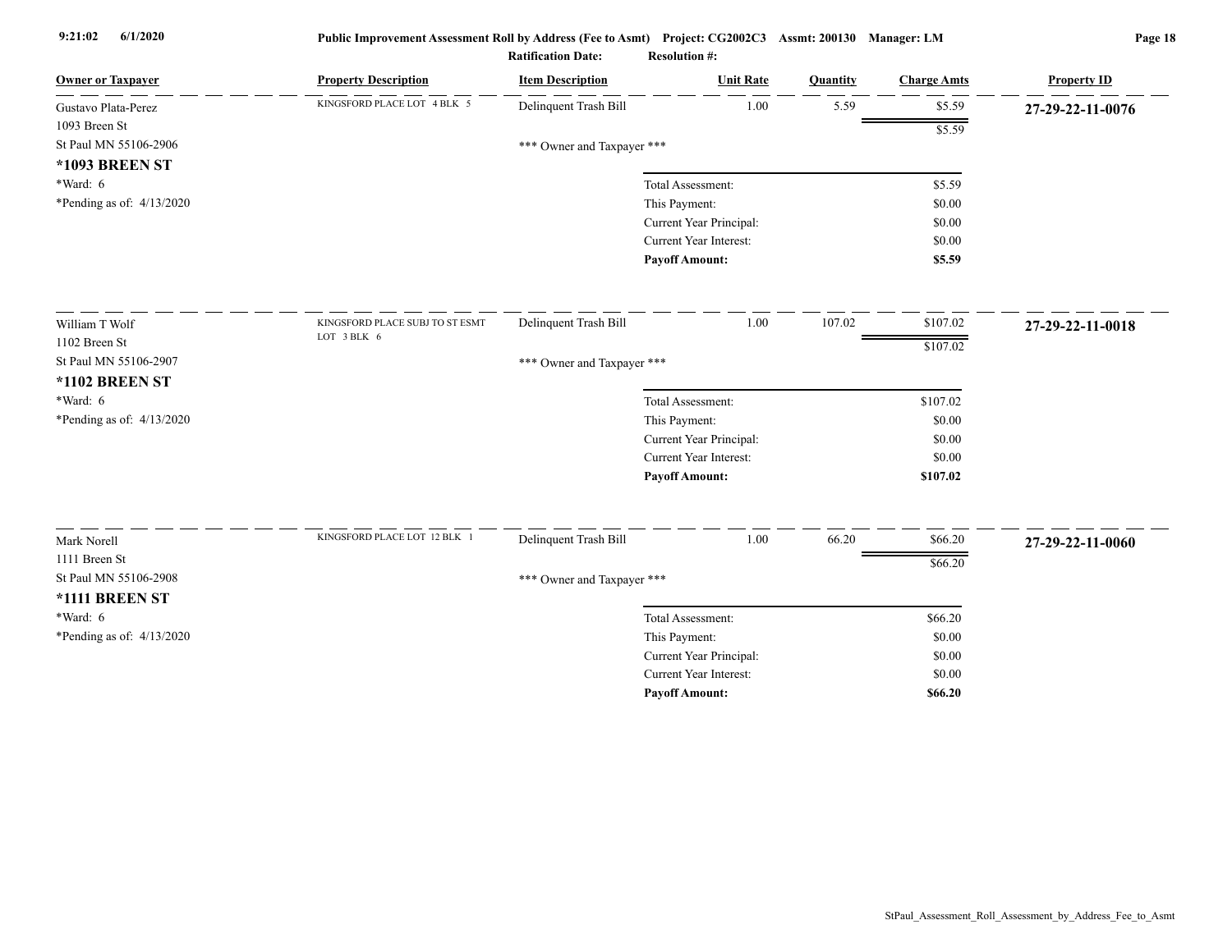| Owner or Taxpayer | Property Description | Item Description | Unit Rate | Quantity | Charge Amts | Property ID |
|---|---|---|---|---|---|---|
| Gustavo Plata-Perez<br>1093 Breen St<br>St Paul MN 55106-2906<br>**\*1093 BREEN ST**<br>\*Ward: 6<br>\*Pending as of: 4/13/2020 | KINGSFORD PLACE LOT 4 BLK 5 | Delinquent Trash Bill | 1.00 | 5.59 | $5.59 | **27-29-22-11-0076** |
| | | | | | $5.59 | |
| | | *** Owner and Taxpayer *** | | | | |
| | | | Total Assessment: | | $5.59 | |
| | | | This Payment: | | $0.00 | |
| | | | Current Year Principal: | | $0.00 | |
| | | | Current Year Interest: | | $0.00 | |
| | | | **Payoff Amount:** | | **$5.59** | |
| William T Wolf<br>1102 Breen St<br>St Paul MN 55106-2907<br>**\*1102 BREEN ST**<br>\*Ward: 6<br>\*Pending as of: 4/13/2020 | KINGSFORD PLACE SUBJ TO ST ESMT LOT 3 BLK 6 | Delinquent Trash Bill | 1.00 | 107.02 | $107.02 | **27-29-22-11-0018** |
| | | | | | $107.02 | |
| | | *** Owner and Taxpayer *** | | | | |
| | | | Total Assessment: | | $107.02 | |
| | | | This Payment: | | $0.00 | |
| | | | Current Year Principal: | | $0.00 | |
| | | | Current Year Interest: | | $0.00 | |
| | | | **Payoff Amount:** | | **$107.02** | |
| Mark Norell<br>1111 Breen St<br>St Paul MN 55106-2908<br>**\*1111 BREEN ST**<br>\*Ward: 6<br>\*Pending as of: 4/13/2020 | KINGSFORD PLACE LOT 12 BLK 1 | Delinquent Trash Bill | 1.00 | 66.20 | $66.20 | **27-29-22-11-0060** |
| | | | | | $66.20 | |
| | | *** Owner and Taxpayer *** | | | | |
| | | | Total Assessment: | | $66.20 | |
| | | | This Payment: | | $0.00 | |
| | | | Current Year Principal: | | $0.00 | |
| | | | Current Year Interest: | | $0.00 | |
| | | | **Payoff Amount:** | | **$66.20** | |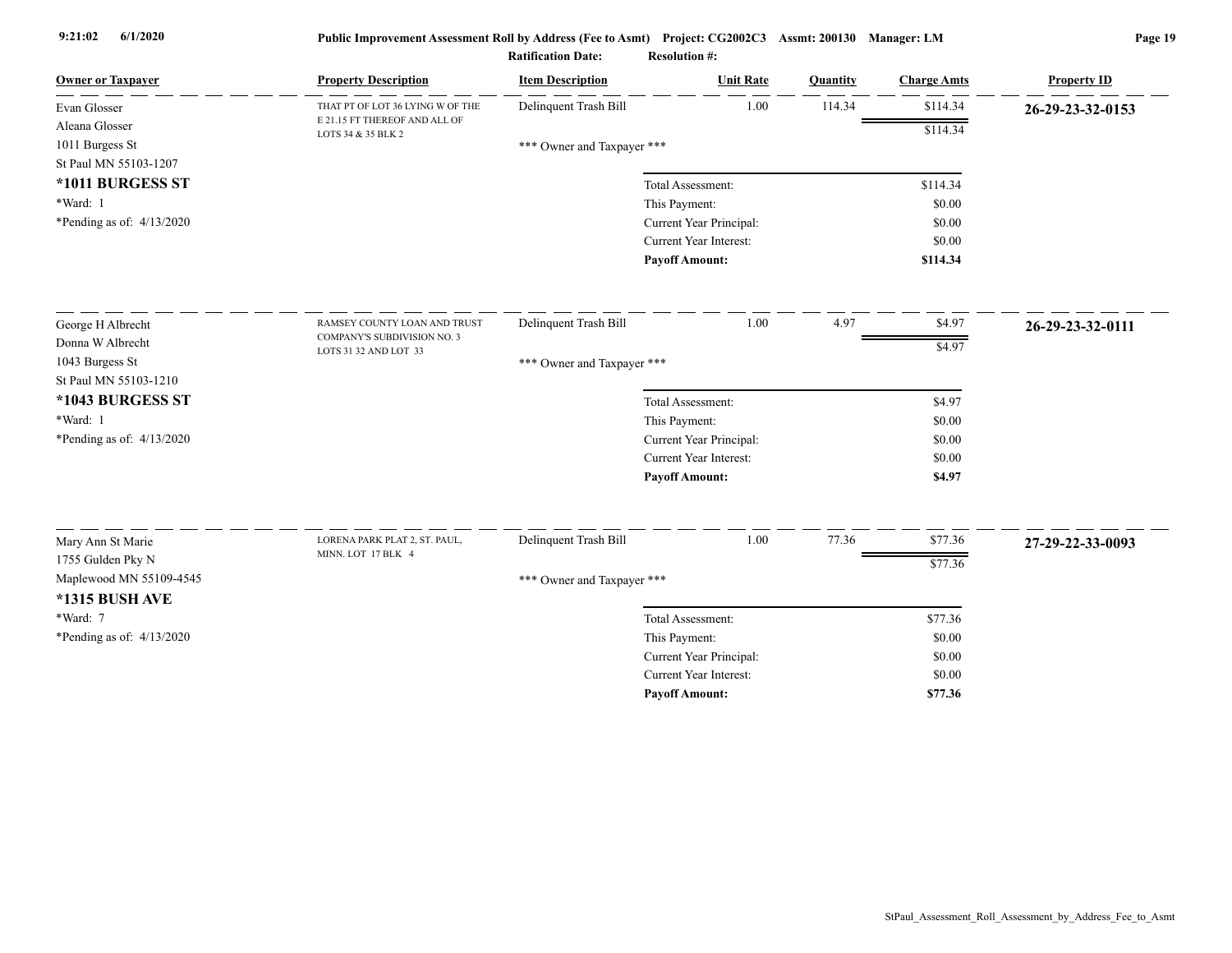**Public Improvement Assessment Roll by Address (Fee to Asmt)** Project: CG2002C3 Assmt: 200130 Manager: LM

**Ratification Date:** **Resolution #:**

| Owner or Taxpayer | Property Description | Item Description | Unit Rate | Quantity | Charge Amts | Property ID |
|---|---|---|---|---|---|---|
| Evan Glosser<br>Aleana Glosser<br>1011 Burgess St<br>St Paul MN 55103-1207<br>**\*1011 BURGESS ST**<br>\*Ward: 1<br>\*Pending as of: 4/13/2020 | THAT PT OF LOT 36 LYING W OF THE E 21.15 FT THEREOF AND ALL OF LOTS 34 & 35 BLK 2 | Delinquent Trash Bill<br><br>\*\*\* Owner and Taxpayer \*\*\* | 1.00 | 114.34 | $114.34<br>$114.34 | **26-29-23-32-0153** |
| | | Total Assessment: | | | $114.34 | |
| | | This Payment: | | | $0.00 | |
| | | Current Year Principal: | | | $0.00 | |
| | | Current Year Interest: | | | $0.00 | |
| | | **Payoff Amount:** | | | **$114.34** | |
| George H Albrecht<br>Donna W Albrecht<br>1043 Burgess St<br>St Paul MN 55103-1210<br>**\*1043 BURGESS ST**<br>\*Ward: 1<br>\*Pending as of: 4/13/2020 | RAMSEY COUNTY LOAN AND TRUST COMPANY'S SUBDIVISION NO. 3 LOTS 31 32 AND LOT 33 | Delinquent Trash Bill<br><br>\*\*\* Owner and Taxpayer \*\*\* | 1.00 | 4.97 | $4.97<br>$4.97 | **26-29-23-32-0111** |
| | | Total Assessment: | | | $4.97 | |
| | | This Payment: | | | $0.00 | |
| | | Current Year Principal: | | | $0.00 | |
| | | Current Year Interest: | | | $0.00 | |
| | | **Payoff Amount:** | | | **$4.97** | |
| Mary Ann St Marie<br>1755 Gulden Pky N<br>Maplewood MN 55109-4545<br>**\*1315 BUSH AVE**<br>\*Ward: 7<br>\*Pending as of: 4/13/2020 | LORENA PARK PLAT 2, ST. PAUL, MINN. LOT 17 BLK 4 | Delinquent Trash Bill<br><br>\*\*\* Owner and Taxpayer \*\*\* | 1.00 | 77.36 | $77.36<br>$77.36 | **27-29-22-33-0093** |
| | | Total Assessment: | | | $77.36 | |
| | | This Payment: | | | $0.00 | |
| | | Current Year Principal: | | | $0.00 | |
| | | Current Year Interest: | | | $0.00 | |
| | | **Payoff Amount:** | | | **$77.36** | |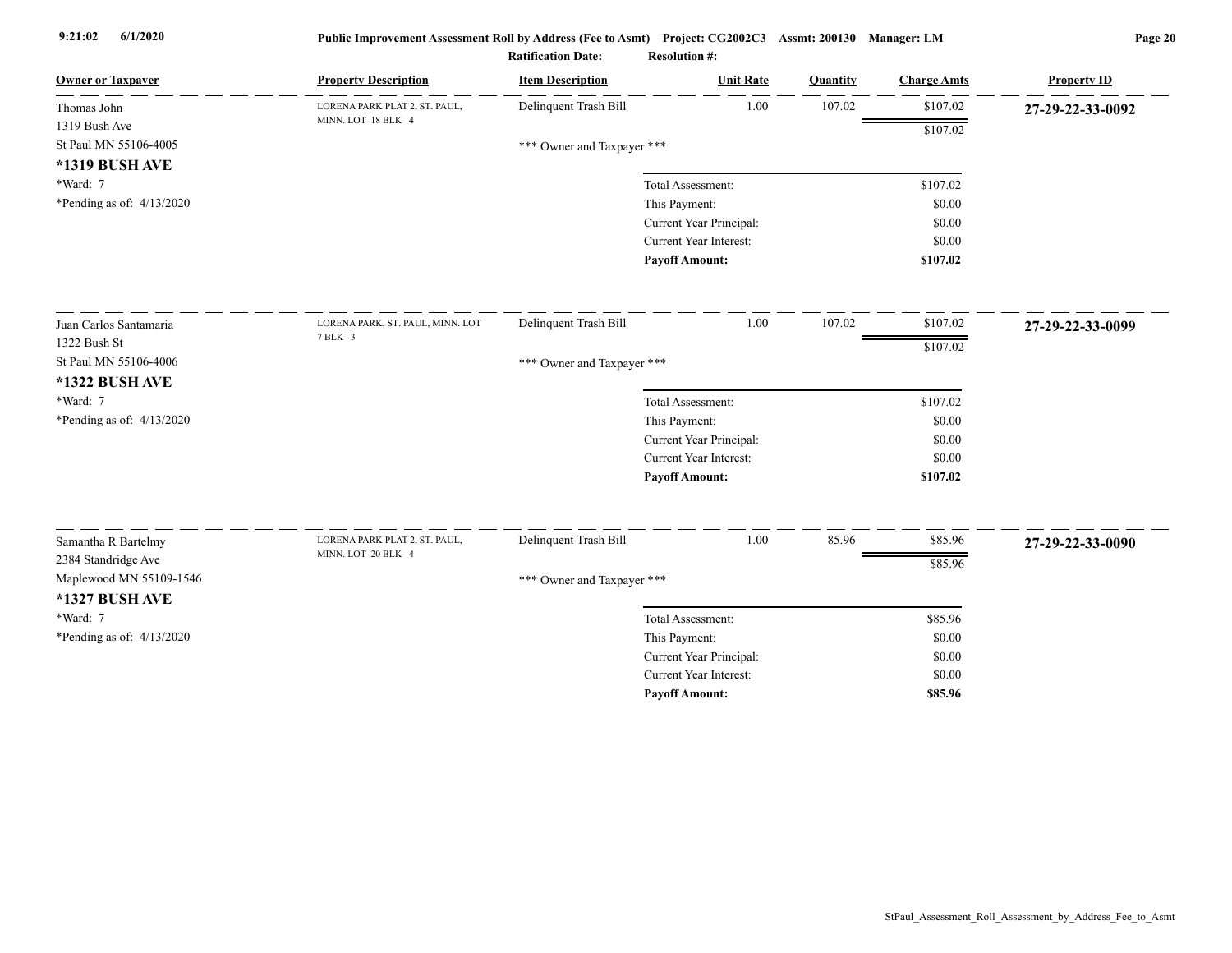| Owner or Taxpayer | Property Description | Item Description | Unit Rate | Quantity | Charge Amts | Property ID |
|---|---|---|---|---|---|---|
| Thomas John<br>1319 Bush Ave<br>St Paul MN 55106-4005<br>**\*1319 BUSH AVE**<br>\*Ward: 7<br>\*Pending as of: 4/13/2020 | LORENA PARK PLAT 2, ST. PAUL, MINN. LOT 18 BLK 4 | Delinquent Trash Bill | 1.00 | 107.02 | $107.02 | **27-29-22-33-0092** |
| | | | | | $107.02 | |
| | | *** Owner and Taxpayer *** | | | | |
| | | | Total Assessment: | | $107.02 | |
| | | | This Payment: | | $0.00 | |
| | | | Current Year Principal: | | $0.00 | |
| | | | Current Year Interest: | | $0.00 | |
| | | | **Payoff Amount:** | | **$107.02** | |
| Juan Carlos Santamaria<br>1322 Bush St<br>St Paul MN 55106-4006<br>**\*1322 BUSH AVE**<br>\*Ward: 7<br>\*Pending as of: 4/13/2020 | LORENA PARK, ST. PAUL, MINN. LOT 7 BLK 3 | Delinquent Trash Bill | 1.00 | 107.02 | $107.02 | **27-29-22-33-0099** |
| | | | | | $107.02 | |
| | | *** Owner and Taxpayer *** | | | | |
| | | | Total Assessment: | | $107.02 | |
| | | | This Payment: | | $0.00 | |
| | | | Current Year Principal: | | $0.00 | |
| | | | Current Year Interest: | | $0.00 | |
| | | | **Payoff Amount:** | | **$107.02** | |
| Samantha R Bartelmy<br>2384 Standridge Ave<br>Maplewood MN 55109-1546<br>**\*1327 BUSH AVE**<br>\*Ward: 7<br>\*Pending as of: 4/13/2020 | LORENA PARK PLAT 2, ST. PAUL, MINN. LOT 20 BLK 4 | Delinquent Trash Bill | 1.00 | 85.96 | $85.96 | **27-29-22-33-0090** |
| | | | | | $85.96 | |
| | | *** Owner and Taxpayer *** | | | | |
| | | | Total Assessment: | | $85.96 | |
| | | | This Payment: | | $0.00 | |
| | | | Current Year Principal: | | $0.00 | |
| | | | Current Year Interest: | | $0.00 | |
| | | | **Payoff Amount:** | | **$85.96** | |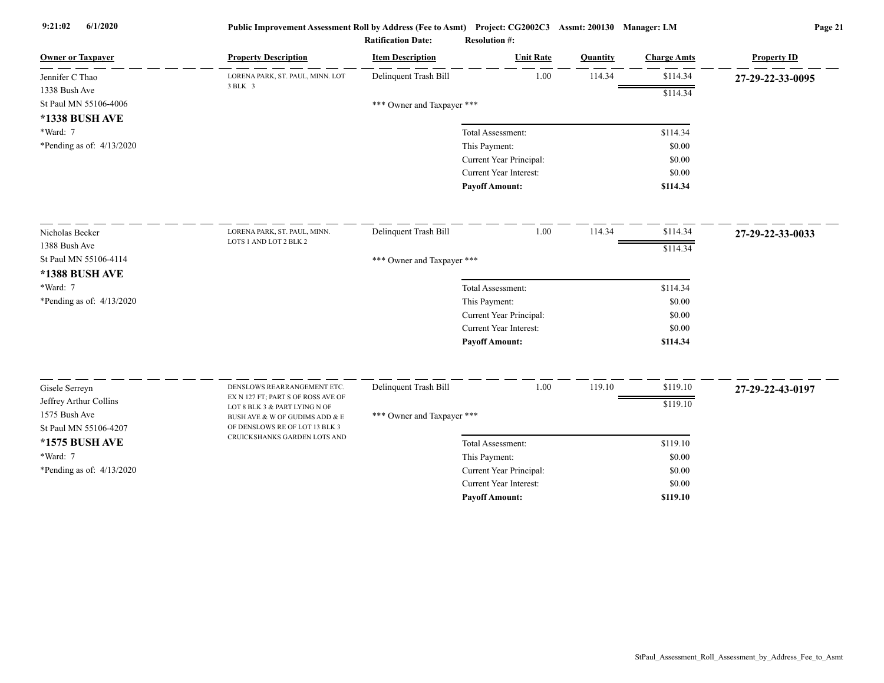**Public Improvement Assessment Roll by Address (Fee to Asmt)** Project: CG2002C3 Assmt: 200130 Manager: LM

Ratification Date: Resolution #:

| Owner or Taxpayer | Property Description | Item Description | Unit Rate | Quantity | Charge Amts | Property ID |
|---|---|---|---|---|---|---|
| Jennifer C Thao<br>1338 Bush Ave<br>St Paul MN 55106-4006<br>**\*1338 BUSH AVE**<br>\*Ward: 7<br>\*Pending as of: 4/13/2020 | LORENA PARK, ST. PAUL, MINN. LOT 3 BLK 3 | Delinquent Trash Bill | 1.00 | 114.34 | $114.34 | **27-29-22-33-0095** |
| | | | | | $114.34 | |
| | | \*\*\* Owner and Taxpayer \*\*\* | | | | |
| | | Total Assessment: | | | $114.34 | |
| | | This Payment: | | | $0.00 | |
| | | Current Year Principal: | | | $0.00 | |
| | | Current Year Interest: | | | $0.00 | |
| | | **Payoff Amount:** | | | **$114.34** | |
| Nicholas Becker<br>1388 Bush Ave<br>St Paul MN 55106-4114<br>**\*1388 BUSH AVE**<br>\*Ward: 7<br>\*Pending as of: 4/13/2020 | LORENA PARK, ST. PAUL, MINN. LOTS 1 AND LOT 2 BLK 2 | Delinquent Trash Bill | 1.00 | 114.34 | $114.34 | **27-29-22-33-0033** |
| | | | | | $114.34 | |
| | | \*\*\* Owner and Taxpayer \*\*\* | | | | |
| | | Total Assessment: | | | $114.34 | |
| | | This Payment: | | | $0.00 | |
| | | Current Year Principal: | | | $0.00 | |
| | | Current Year Interest: | | | $0.00 | |
| | | **Payoff Amount:** | | | **$114.34** | |
| Gisele Serreyn<br>Jeffrey Arthur Collins<br>1575 Bush Ave<br>St Paul MN 55106-4207<br>**\*1575 BUSH AVE**<br>\*Ward: 7<br>\*Pending as of: 4/13/2020 | DENSLOWS REARRANGEMENT ETC. EX N 127 FT; PART S OF ROSS AVE OF LOT 8 BLK 3 & PART LYING N OF BUSH AVE & W OF GUDIMS ADD & E OF DENSLOWS RE OF LOT 13 BLK 3 CRUICKSHANKS GARDEN LOTS AND | Delinquent Trash Bill | 1.00 | 119.10 | $119.10 | **27-29-22-43-0197** |
| | | | | | $119.10 | |
| | | \*\*\* Owner and Taxpayer \*\*\* | | | | |
| | | Total Assessment: | | | $119.10 | |
| | | This Payment: | | | $0.00 | |
| | | Current Year Principal: | | | $0.00 | |
| | | Current Year Interest: | | | $0.00 | |
| | | **Payoff Amount:** | | | **$119.10** | |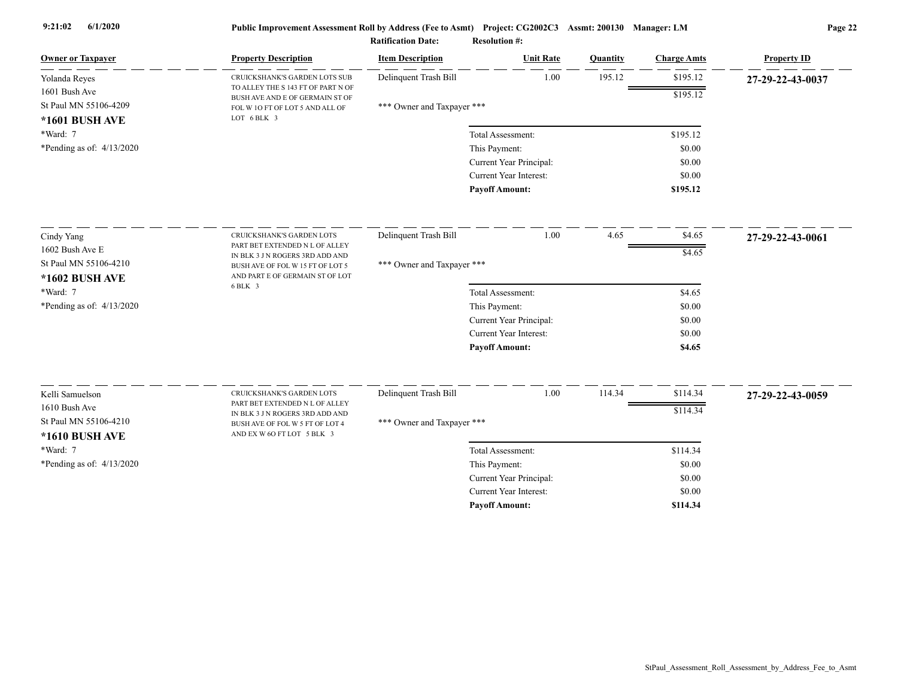**Public Improvement Assessment Roll by Address (Fee to Asmt)** Project: CG2002C3 Assmt: 200130 Manager: LM

Ratification Date: Resolution #:

| Owner or Taxpayer | Property Description | Item Description | Unit Rate | Quantity | Charge Amts | Property ID |
|---|---|---|---|---|---|---|
| Yolanda Reyes<br>1601 Bush Ave<br>St Paul MN 55106-4209<br>**\*1601 BUSH AVE**<br>\*Ward: 7<br>\*Pending as of: 4/13/2020 | CRUICKSHANK'S GARDEN LOTS SUB TO ALLEY THE S 143 FT OF PART N OF BUSH AVE AND E OF GERMAIN ST OF FOL W 1O FT OF LOT 5 AND ALL OF LOT 6 BLK 3 | Delinquent Trash Bill | 1.00 | 195.12 | $195.12 | **27-29-22-43-0037** |
| | | | | | $195.12 | |
| | | \*\*\* Owner and Taxpayer \*\*\* | | | | |
| | | Total Assessment: | | | $195.12 | |
| | | This Payment: | | | $0.00 | |
| | | Current Year Principal: | | | $0.00 | |
| | | Current Year Interest: | | | $0.00 | |
| | | **Payoff Amount:** | | | **$195.12** | |
| Cindy Yang<br>1602 Bush Ave E<br>St Paul MN 55106-4210<br>**\*1602 BUSH AVE**<br>\*Ward: 7<br>\*Pending as of: 4/13/2020 | CRUICKSHANK'S GARDEN LOTS PART BET EXTENDED N L OF ALLEY IN BLK 3 J N ROGERS 3RD ADD AND BUSH AVE OF FOL W 15 FT OF LOT 5 AND PART E OF GERMAIN ST OF LOT 6 BLK 3 | Delinquent Trash Bill | 1.00 | 4.65 | $4.65 | **27-29-22-43-0061** |
| | | | | | $4.65 | |
| | | \*\*\* Owner and Taxpayer \*\*\* | | | | |
| | | Total Assessment: | | | $4.65 | |
| | | This Payment: | | | $0.00 | |
| | | Current Year Principal: | | | $0.00 | |
| | | Current Year Interest: | | | $0.00 | |
| | | **Payoff Amount:** | | | **$4.65** | |
| Kelli Samuelson<br>1610 Bush Ave<br>St Paul MN 55106-4210<br>**\*1610 BUSH AVE**<br>\*Ward: 7<br>\*Pending as of: 4/13/2020 | CRUICKSHANK'S GARDEN LOTS PART BET EXTENDED N L OF ALLEY IN BLK 3 J N ROGERS 3RD ADD AND BUSH AVE OF FOL W 5 FT OF LOT 4 AND EX W 6O FT LOT 5 BLK 3 | Delinquent Trash Bill | 1.00 | 114.34 | $114.34 | **27-29-22-43-0059** |
| | | | | | $114.34 | |
| | | \*\*\* Owner and Taxpayer \*\*\* | | | | |
| | | Total Assessment: | | | $114.34 | |
| | | This Payment: | | | $0.00 | |
| | | Current Year Principal: | | | $0.00 | |
| | | Current Year Interest: | | | $0.00 | |
| | | **Payoff Amount:** | | | **$114.34** | |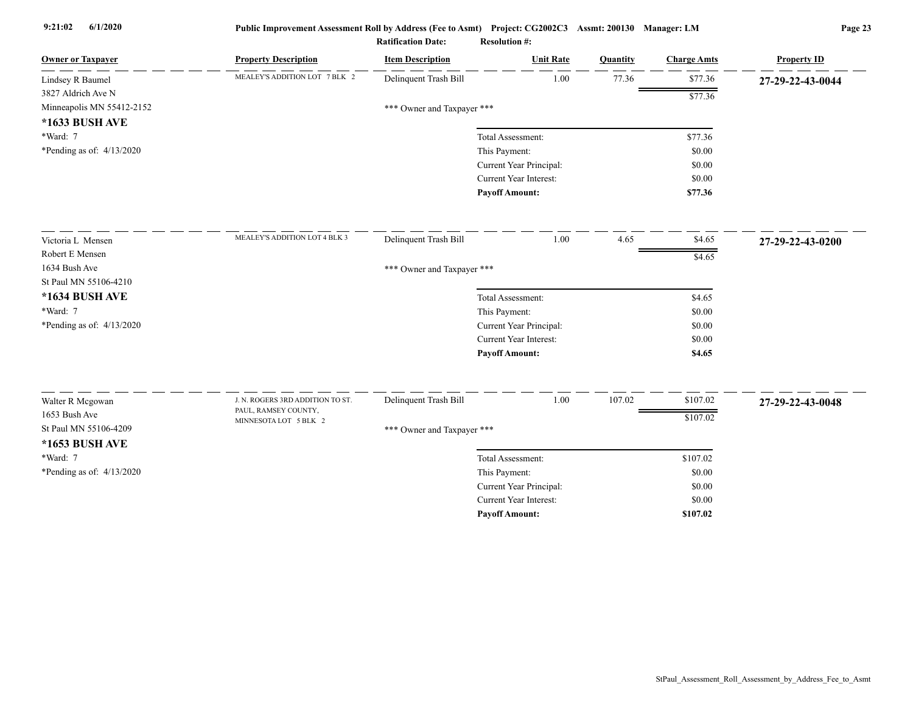Public Improvement Assessment Roll by Address (Fee to Asmt) Project: CG2002C3 Assmt: 200130 Manager: LM

Ratification Date: Resolution #:

| Owner or Taxpayer | Property Description | Item Description | Unit Rate | Quantity | Charge Amts | Property ID |
|---|---|---|---|---|---|---|
| Lindsey R Baumel<br>3827 Aldrich Ave N<br>Minneapolis MN 55412-2152<br>**\*1633 BUSH AVE**<br>\*Ward: 7<br>\*Pending as of: 4/13/2020 | MEALEY'S ADDITION LOT 7 BLK 2 | Delinquent Trash Bill | 1.00 | 77.36 | $77.36 | **27-29-22-43-0044** |
| | | | | | $77.36 | |
| | | \*\*\* Owner and Taxpayer \*\*\* | | | | |
| | | | Total Assessment: | | $77.36 | |
| | | | This Payment: | | $0.00 | |
| | | | Current Year Principal: | | $0.00 | |
| | | | Current Year Interest: | | $0.00 | |
| | | | **Payoff Amount:** | | **$77.36** | |
| Victoria L Mensen<br>Robert E Mensen<br>1634 Bush Ave<br>St Paul MN 55106-4210<br>**\*1634 BUSH AVE**<br>\*Ward: 7<br>\*Pending as of: 4/13/2020 | MEALEY'S ADDITION LOT 4 BLK 3 | Delinquent Trash Bill | 1.00 | 4.65 | $4.65 | **27-29-22-43-0200** |
| | | | | | $4.65 | |
| | | \*\*\* Owner and Taxpayer \*\*\* | | | | |
| | | | Total Assessment: | | $4.65 | |
| | | | This Payment: | | $0.00 | |
| | | | Current Year Principal: | | $0.00 | |
| | | | Current Year Interest: | | $0.00 | |
| | | | **Payoff Amount:** | | **$4.65** | |
| Walter R Mcgowan<br>1653 Bush Ave<br>St Paul MN 55106-4209<br>**\*1653 BUSH AVE**<br>\*Ward: 7<br>\*Pending as of: 4/13/2020 | J. N. ROGERS 3RD ADDITION TO ST. PAUL, RAMSEY COUNTY, MINNESOTA LOT 5 BLK 2 | Delinquent Trash Bill | 1.00 | 107.02 | $107.02 | **27-29-22-43-0048** |
| | | | | | $107.02 | |
| | | \*\*\* Owner and Taxpayer \*\*\* | | | | |
| | | | Total Assessment: | | $107.02 | |
| | | | This Payment: | | $0.00 | |
| | | | Current Year Principal: | | $0.00 | |
| | | | Current Year Interest: | | $0.00 | |
| | | | **Payoff Amount:** | | **$107.02** | |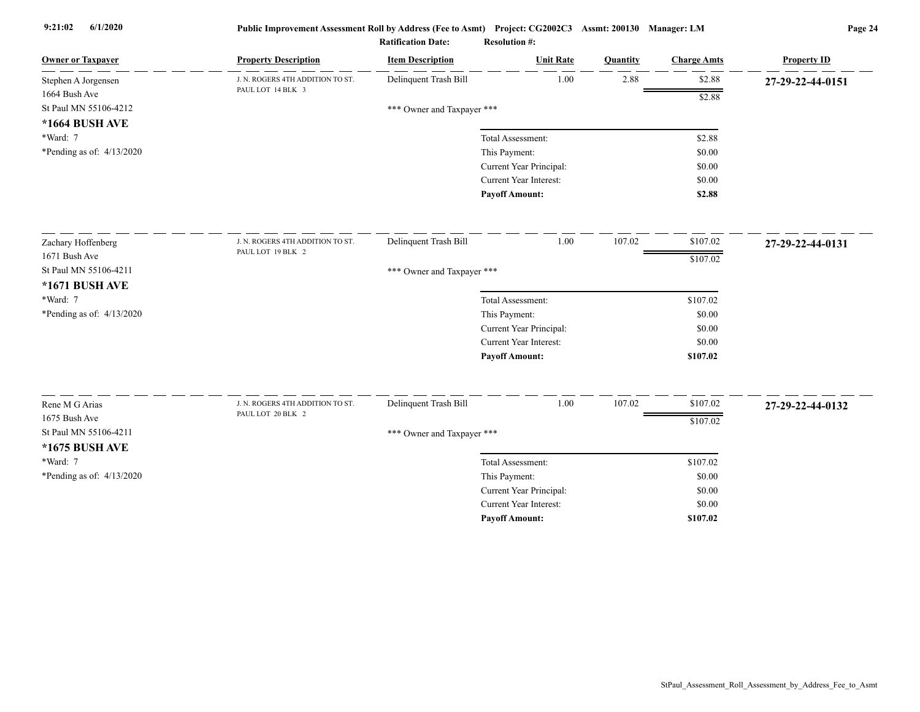Public Improvement Assessment Roll by Address (Fee to Asmt) Project: CG2002C3 Assmt: 200130 Manager: LM

Ratification Date: Resolution #:

| Owner or Taxpayer | Property Description | Item Description | Unit Rate | Quantity | Charge Amts | Property ID |
|---|---|---|---|---|---|---|
| Stephen A Jorgensen<br>1664 Bush Ave<br>St Paul MN 55106-4212<br>**\*1664 BUSH AVE**<br>\*Ward: 7<br>\*Pending as of: 4/13/2020 | J. N. ROGERS 4TH ADDITION TO ST. PAUL LOT 14 BLK 3 | Delinquent Trash Bill | 1.00 | 2.88 | $2.88 | **27-29-22-44-0151** |
| | | | | | $2.88 | |
| | | \*\*\* Owner and Taxpayer \*\*\* | | | | |
| | | Total Assessment: | | | $2.88 | |
| | | This Payment: | | | $0.00 | |
| | | Current Year Principal: | | | $0.00 | |
| | | Current Year Interest: | | | $0.00 | |
| | | **Payoff Amount:** | | | **$2.88** | |
| Zachary Hoffenberg<br>1671 Bush Ave<br>St Paul MN 55106-4211<br>**\*1671 BUSH AVE**<br>\*Ward: 7<br>\*Pending as of: 4/13/2020 | J. N. ROGERS 4TH ADDITION TO ST. PAUL LOT 19 BLK 2 | Delinquent Trash Bill | 1.00 | 107.02 | $107.02 | **27-29-22-44-0131** |
| | | | | | $107.02 | |
| | | \*\*\* Owner and Taxpayer \*\*\* | | | | |
| | | Total Assessment: | | | $107.02 | |
| | | This Payment: | | | $0.00 | |
| | | Current Year Principal: | | | $0.00 | |
| | | Current Year Interest: | | | $0.00 | |
| | | **Payoff Amount:** | | | **$107.02** | |
| Rene M G Arias<br>1675 Bush Ave<br>St Paul MN 55106-4211<br>**\*1675 BUSH AVE**<br>\*Ward: 7<br>\*Pending as of: 4/13/2020 | J. N. ROGERS 4TH ADDITION TO ST. PAUL LOT 20 BLK 2 | Delinquent Trash Bill | 1.00 | 107.02 | $107.02 | **27-29-22-44-0132** |
| | | | | | $107.02 | |
| | | \*\*\* Owner and Taxpayer \*\*\* | | | | |
| | | Total Assessment: | | | $107.02 | |
| | | This Payment: | | | $0.00 | |
| | | Current Year Principal: | | | $0.00 | |
| | | Current Year Interest: | | | $0.00 | |
| | | **Payoff Amount:** | | | **$107.02** | |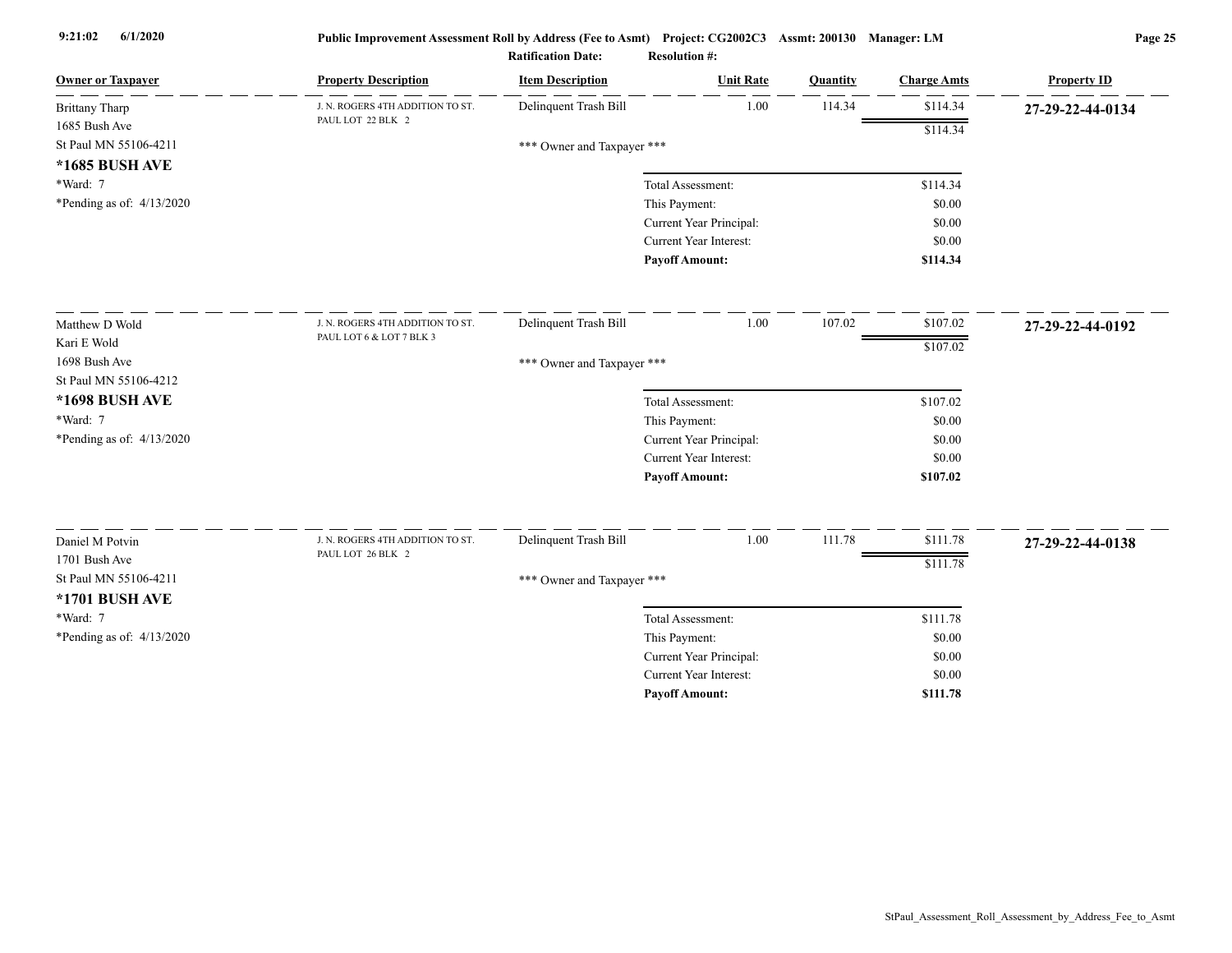**Public Improvement Assessment Roll by Address (Fee to Asmt) Project: CG2002C3 Assmt: 200130 Manager: LM**

**Ratification Date:** **Resolution #:**

| Owner or Taxpayer | Property Description | Item Description | Unit Rate | Quantity | Charge Amts | Property ID |
|---|---|---|---|---|---|---|
| Brittany Tharp<br>1685 Bush Ave<br>St Paul MN 55106-4211<br>**\*1685 BUSH AVE**<br>\*Ward: 7<br>\*Pending as of: 4/13/2020 | J. N. ROGERS 4TH ADDITION TO ST. PAUL LOT 22 BLK 2 | Delinquent Trash Bill | 1.00 | 114.34 | $114.34 | **27-29-22-44-0134** |
| | | | | | $114.34 | |
| | | \*\*\* Owner and Taxpayer \*\*\* | | | | |
| | | | Total Assessment: | | $114.34 | |
| | | | This Payment: | | $0.00 | |
| | | | Current Year Principal: | | $0.00 | |
| | | | Current Year Interest: | | $0.00 | |
| | | | **Payoff Amount:** | | **$114.34** | |
| Matthew D Wold<br>Kari E Wold<br>1698 Bush Ave<br>St Paul MN 55106-4212<br>**\*1698 BUSH AVE**<br>\*Ward: 7<br>\*Pending as of: 4/13/2020 | J. N. ROGERS 4TH ADDITION TO ST. PAUL LOT 6 & LOT 7 BLK 3 | Delinquent Trash Bill | 1.00 | 107.02 | $107.02 | **27-29-22-44-0192** |
| | | | | | $107.02 | |
| | | \*\*\* Owner and Taxpayer \*\*\* | | | | |
| | | | Total Assessment: | | $107.02 | |
| | | | This Payment: | | $0.00 | |
| | | | Current Year Principal: | | $0.00 | |
| | | | Current Year Interest: | | $0.00 | |
| | | | **Payoff Amount:** | | **$107.02** | |
| Daniel M Potvin<br>1701 Bush Ave<br>St Paul MN 55106-4211<br>**\*1701 BUSH AVE**<br>\*Ward: 7<br>\*Pending as of: 4/13/2020 | J. N. ROGERS 4TH ADDITION TO ST. PAUL LOT 26 BLK 2 | Delinquent Trash Bill | 1.00 | 111.78 | $111.78 | **27-29-22-44-0138** |
| | | | | | $111.78 | |
| | | \*\*\* Owner and Taxpayer \*\*\* | | | | |
| | | | Total Assessment: | | $111.78 | |
| | | | This Payment: | | $0.00 | |
| | | | Current Year Principal: | | $0.00 | |
| | | | Current Year Interest: | | $0.00 | |
| | | | **Payoff Amount:** | | **$111.78** | |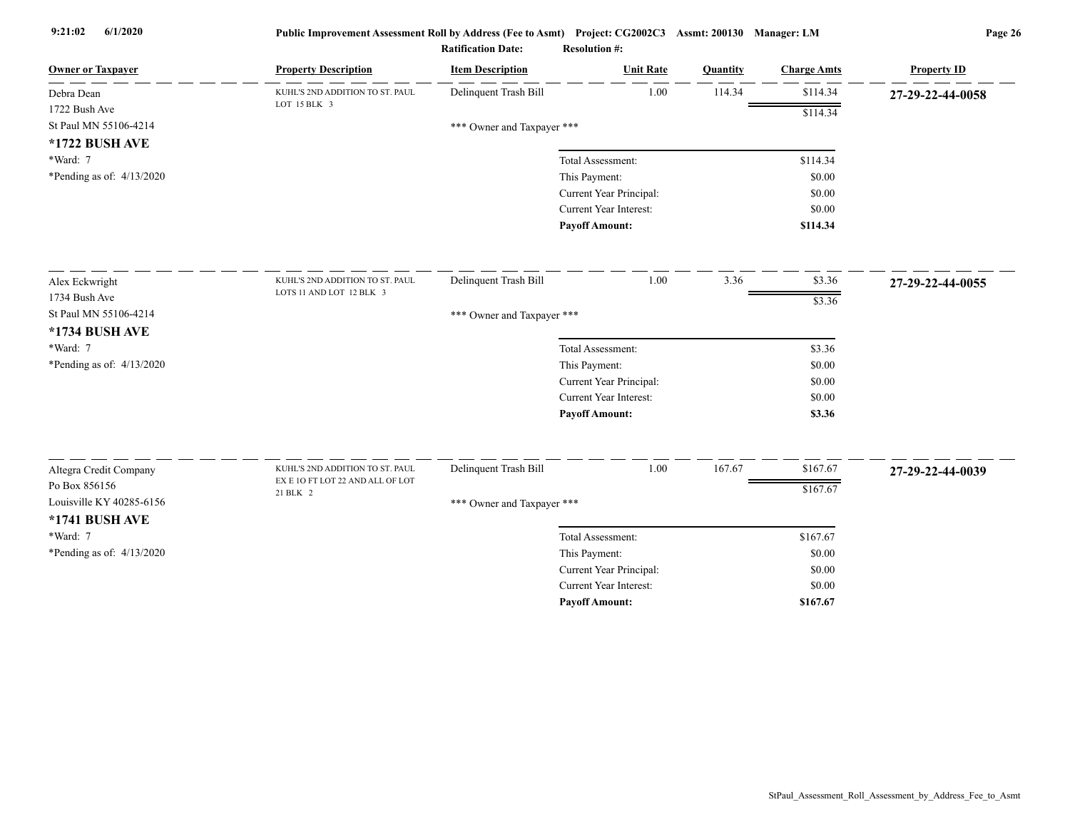| Owner or Taxpayer | Property Description | Item Description | Unit Rate | Quantity | Charge Amts | Property ID |
|---|---|---|---|---|---|---|
| Debra Dean<br>1722 Bush Ave<br>St Paul MN 55106-4214<br>**\*1722 BUSH AVE**<br>\*Ward: 7<br>\*Pending as of: 4/13/2020 | KUHL'S 2ND ADDITION TO ST. PAUL LOT 15 BLK 3 | Delinquent Trash Bill | 1.00 | 114.34 | $114.34 | **27-29-22-44-0058** |
| | | | | | $114.34 | |
| | | *** Owner and Taxpayer *** | | | | |
| | | | Total Assessment: | | $114.34 | |
| | | | This Payment: | | $0.00 | |
| | | | Current Year Principal: | | $0.00 | |
| | | | Current Year Interest: | | $0.00 | |
| | | | **Payoff Amount:** | | **$114.34** | |
| Alex Eckwright<br>1734 Bush Ave<br>St Paul MN 55106-4214<br>**\*1734 BUSH AVE**<br>\*Ward: 7<br>\*Pending as of: 4/13/2020 | KUHL'S 2ND ADDITION TO ST. PAUL LOTS 11 AND LOT 12 BLK 3 | Delinquent Trash Bill | 1.00 | 3.36 | $3.36 | **27-29-22-44-0055** |
| | | | | | $3.36 | |
| | | *** Owner and Taxpayer *** | | | | |
| | | | Total Assessment: | | $3.36 | |
| | | | This Payment: | | $0.00 | |
| | | | Current Year Principal: | | $0.00 | |
| | | | Current Year Interest: | | $0.00 | |
| | | | **Payoff Amount:** | | **$3.36** | |
| Altegra Credit Company<br>Po Box 856156<br>Louisville KY 40285-6156<br>**\*1741 BUSH AVE**<br>\*Ward: 7<br>\*Pending as of: 4/13/2020 | KUHL'S 2ND ADDITION TO ST. PAUL EX E 1O FT LOT 22 AND ALL OF LOT 21 BLK 2 | Delinquent Trash Bill | 1.00 | 167.67 | $167.67 | **27-29-22-44-0039** |
| | | | | | $167.67 | |
| | | *** Owner and Taxpayer *** | | | | |
| | | | Total Assessment: | | $167.67 | |
| | | | This Payment: | | $0.00 | |
| | | | Current Year Principal: | | $0.00 | |
| | | | Current Year Interest: | | $0.00 | |
| | | | **Payoff Amount:** | | **$167.67** | |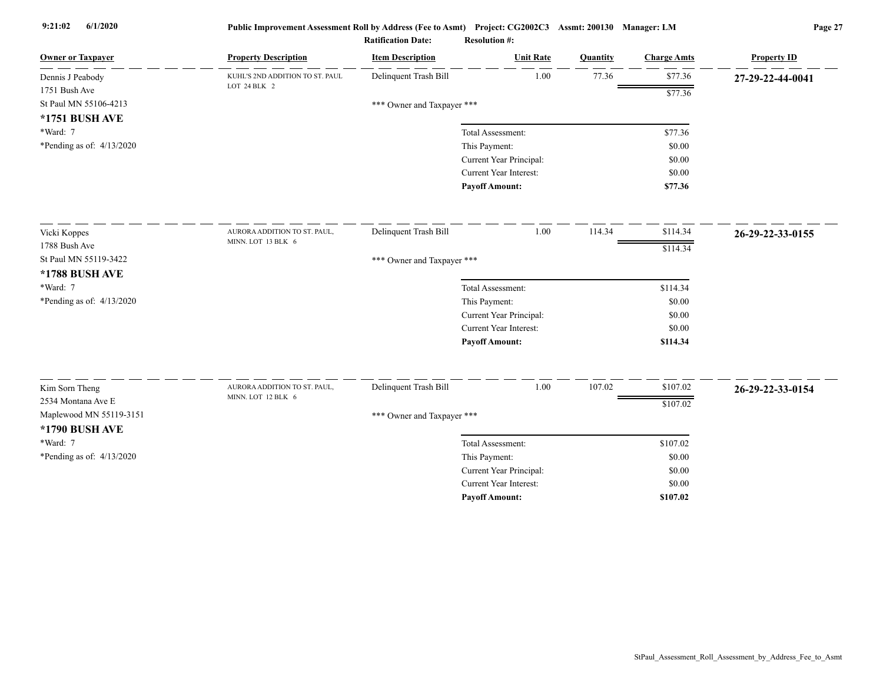**Public Improvement Assessment Roll by Address (Fee to Asmt)** **Project: CG2002C3** **Assmt: 200130** **Manager: LM**

**Ratification Date:** **Resolution #:**

| Owner or Taxpayer | Property Description | Item Description | Unit Rate | Quantity | Charge Amts | Property ID |
|---|---|---|---|---|---|---|
| Dennis J Peabody<br>1751 Bush Ave<br>St Paul MN 55106-4213<br>**\*1751 BUSH AVE**<br>\*Ward: 7<br>\*Pending as of: 4/13/2020 | KUHL'S 2ND ADDITION TO ST. PAUL LOT 24 BLK 2 | Delinquent Trash Bill | 1.00 | 77.36 | $77.36 | **27-29-22-44-0041** |
| | | | | | $77.36 | |
| | | *** Owner and Taxpayer *** | | | | |
| | | | Total Assessment: | | $77.36 | |
| | | | This Payment: | | $0.00 | |
| | | | Current Year Principal: | | $0.00 | |
| | | | Current Year Interest: | | $0.00 | |
| | | | **Payoff Amount:** | | **$77.36** | |
| Vicki Koppes<br>1788 Bush Ave<br>St Paul MN 55119-3422<br>**\*1788 BUSH AVE**<br>\*Ward: 7<br>\*Pending as of: 4/13/2020 | AURORA ADDITION TO ST. PAUL, MINN. LOT 13 BLK 6 | Delinquent Trash Bill | 1.00 | 114.34 | $114.34 | **26-29-22-33-0155** |
| | | | | | $114.34 | |
| | | *** Owner and Taxpayer *** | | | | |
| | | | Total Assessment: | | $114.34 | |
| | | | This Payment: | | $0.00 | |
| | | | Current Year Principal: | | $0.00 | |
| | | | Current Year Interest: | | $0.00 | |
| | | | **Payoff Amount:** | | **$114.34** | |
| Kim Sorn Theng<br>2534 Montana Ave E<br>Maplewood MN 55119-3151<br>**\*1790 BUSH AVE**<br>\*Ward: 7<br>\*Pending as of: 4/13/2020 | AURORA ADDITION TO ST. PAUL, MINN. LOT 12 BLK 6 | Delinquent Trash Bill | 1.00 | 107.02 | $107.02 | **26-29-22-33-0154** |
| | | | | | $107.02 | |
| | | *** Owner and Taxpayer *** | | | | |
| | | | Total Assessment: | | $107.02 | |
| | | | This Payment: | | $0.00 | |
| | | | Current Year Principal: | | $0.00 | |
| | | | Current Year Interest: | | $0.00 | |
| | | | **Payoff Amount:** | | **$107.02** | |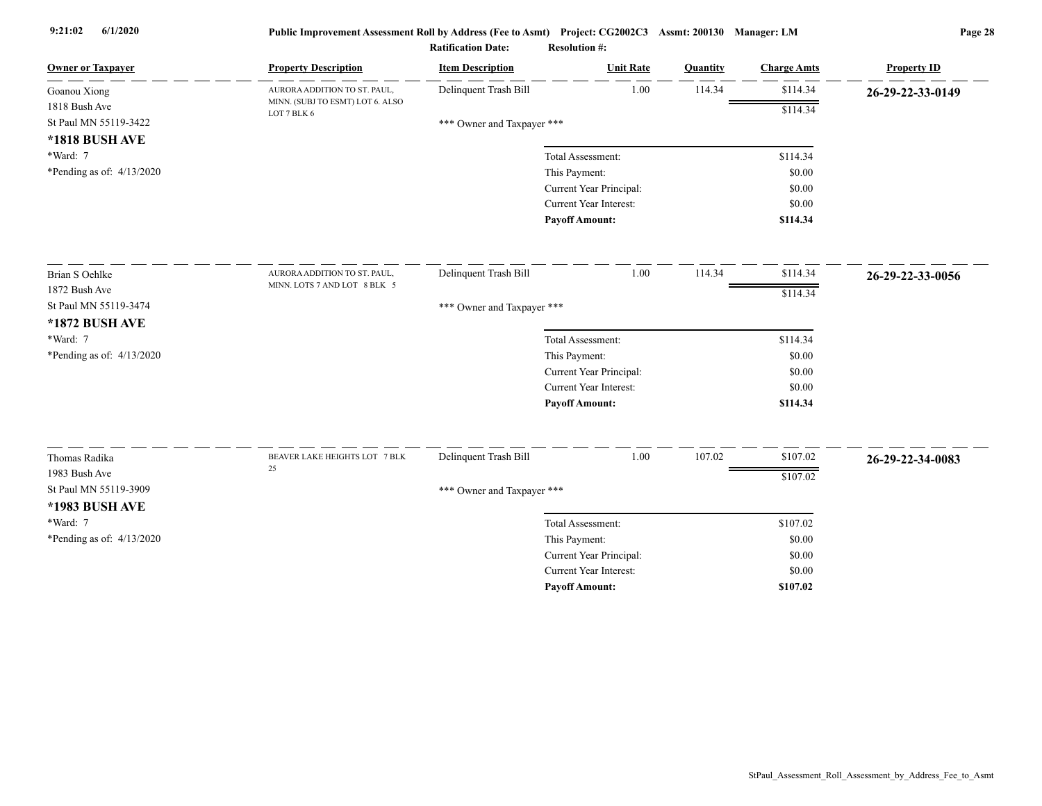**Public Improvement Assessment Roll by Address (Fee to Asmt) Project: CG2002C3 Assmt: 200130 Manager: LM**

**Ratification Date: Resolution #:**

| Owner or Taxpayer | Property Description | Item Description | Unit Rate | Quantity | Charge Amts | Property ID |
|---|---|---|---|---|---|---|
| Goanou Xiong<br>1818 Bush Ave<br>St Paul MN 55119-3422<br>**\*1818 BUSH AVE**<br>\*Ward: 7<br>\*Pending as of: 4/13/2020 | AURORA ADDITION TO ST. PAUL, MINN. (SUBJ TO ESMT) LOT 6. ALSO LOT 7 BLK 6 | Delinquent Trash Bill | 1.00 | 114.34 | $114.34 | **26-29-22-33-0149** |
| | | | | | $114.34 | |
| | | *** Owner and Taxpayer *** | | | | |
| | | Total Assessment: | | | $114.34 | |
| | | This Payment: | | | $0.00 | |
| | | Current Year Principal: | | | $0.00 | |
| | | Current Year Interest: | | | $0.00 | |
| | | **Payoff Amount:** | | | **$114.34** | |
| Brian S Oehlke<br>1872 Bush Ave<br>St Paul MN 55119-3474<br>**\*1872 BUSH AVE**<br>\*Ward: 7<br>\*Pending as of: 4/13/2020 | AURORA ADDITION TO ST. PAUL, MINN. LOTS 7 AND LOT 8 BLK 5 | Delinquent Trash Bill | 1.00 | 114.34 | $114.34 | **26-29-22-33-0056** |
| | | | | | $114.34 | |
| | | *** Owner and Taxpayer *** | | | | |
| | | Total Assessment: | | | $114.34 | |
| | | This Payment: | | | $0.00 | |
| | | Current Year Principal: | | | $0.00 | |
| | | Current Year Interest: | | | $0.00 | |
| | | **Payoff Amount:** | | | **$114.34** | |
| Thomas Radika<br>1983 Bush Ave<br>St Paul MN 55119-3909<br>**\*1983 BUSH AVE**<br>\*Ward: 7<br>\*Pending as of: 4/13/2020 | BEAVER LAKE HEIGHTS LOT 7 BLK 25 | Delinquent Trash Bill | 1.00 | 107.02 | $107.02 | **26-29-22-34-0083** |
| | | | | | $107.02 | |
| | | *** Owner and Taxpayer *** | | | | |
| | | Total Assessment: | | | $107.02 | |
| | | This Payment: | | | $0.00 | |
| | | Current Year Principal: | | | $0.00 | |
| | | Current Year Interest: | | | $0.00 | |
| | | **Payoff Amount:** | | | **$107.02** | |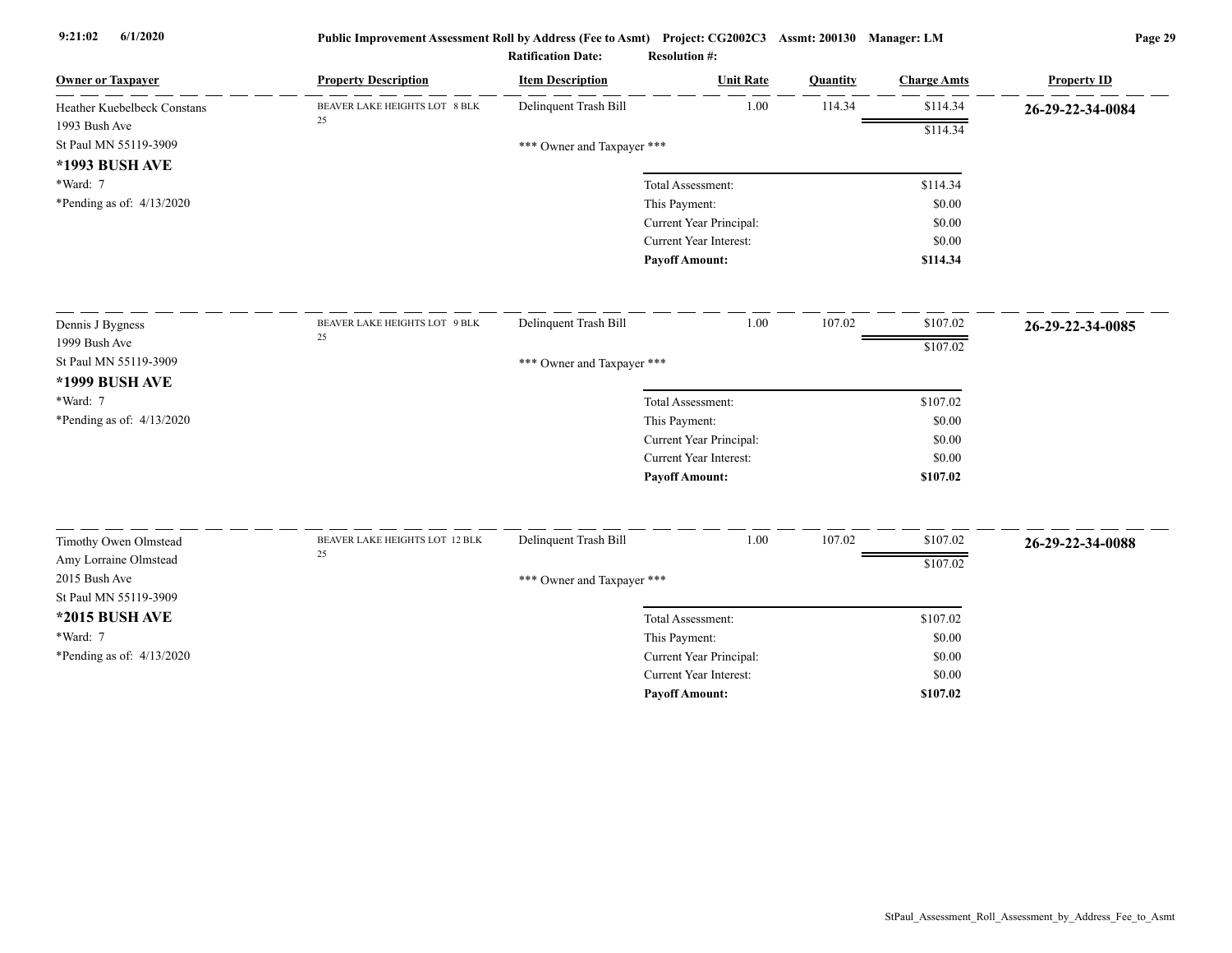| Owner or Taxpayer | Property Description | Item Description | Unit Rate | Quantity | Charge Amts | Property ID |
|---|---|---|---|---|---|---|
| Heather Kuebelbeck Constans<br>1993 Bush Ave<br>St Paul MN 55119-3909<br>**\*1993 BUSH AVE**<br>\*Ward: 7<br>\*Pending as of: 4/13/2020 | BEAVER LAKE HEIGHTS LOT 8 BLK 25 | Delinquent Trash Bill | 1.00 | 114.34 | $114.34 | **26-29-22-34-0084** |
| | | | | | $114.34 | |
| | | *** Owner and Taxpayer *** | | | | |
| | | | Total Assessment: | | $114.34 | |
| | | | This Payment: | | $0.00 | |
| | | | Current Year Principal: | | $0.00 | |
| | | | Current Year Interest: | | $0.00 | |
| | | | **Payoff Amount:** | | **$114.34** | |
| Dennis J Bygness<br>1999 Bush Ave<br>St Paul MN 55119-3909<br>**\*1999 BUSH AVE**<br>\*Ward: 7<br>\*Pending as of: 4/13/2020 | BEAVER LAKE HEIGHTS LOT 9 BLK 25 | Delinquent Trash Bill | 1.00 | 107.02 | $107.02 | **26-29-22-34-0085** |
| | | | | | $107.02 | |
| | | *** Owner and Taxpayer *** | | | | |
| | | | Total Assessment: | | $107.02 | |
| | | | This Payment: | | $0.00 | |
| | | | Current Year Principal: | | $0.00 | |
| | | | Current Year Interest: | | $0.00 | |
| | | | **Payoff Amount:** | | **$107.02** | |
| Timothy Owen Olmstead<br>Amy Lorraine Olmstead<br>2015 Bush Ave<br>St Paul MN 55119-3909<br>**\*2015 BUSH AVE**<br>\*Ward: 7<br>\*Pending as of: 4/13/2020 | BEAVER LAKE HEIGHTS LOT 12 BLK 25 | Delinquent Trash Bill | 1.00 | 107.02 | $107.02 | **26-29-22-34-0088** |
| | | | | | $107.02 | |
| | | *** Owner and Taxpayer *** | | | | |
| | | | Total Assessment: | | $107.02 | |
| | | | This Payment: | | $0.00 | |
| | | | Current Year Principal: | | $0.00 | |
| | | | Current Year Interest: | | $0.00 | |
| | | | **Payoff Amount:** | | **$107.02** | |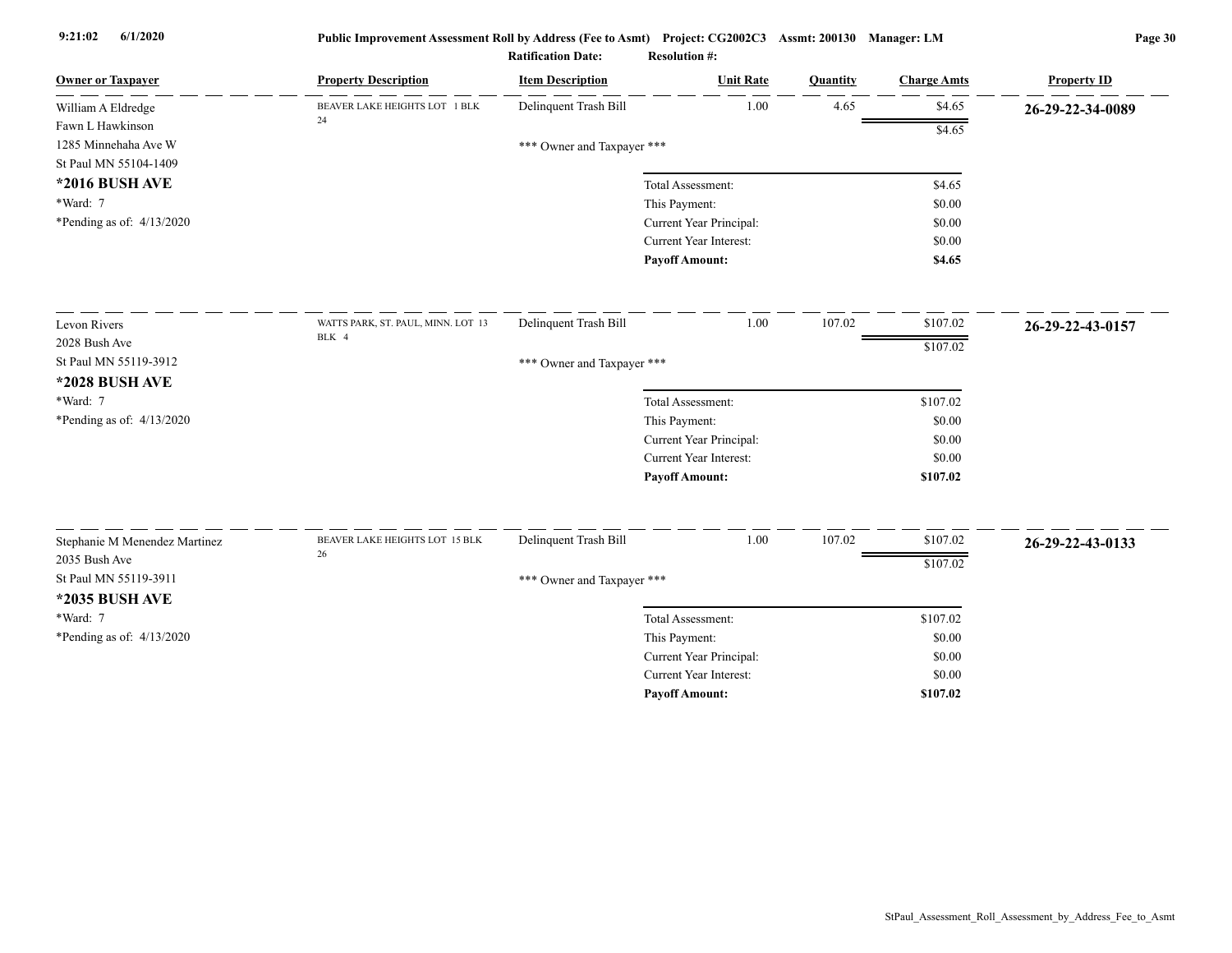# Public Improvement Assessment Roll by Address (Fee to Asmt) Project: CG2002C3 Assmt: 200130 Manager: LM

**Ratification Date:** **Resolution #:**

| Owner or Taxpayer | Property Description | Item Description | Unit Rate | Quantity | Charge Amts | Property ID |
|---|---|---|---|---|---|---|
| William A Eldredge<br>Fawn L Hawkinson<br>1285 Minnehaha Ave W<br>St Paul MN 55104-1409<br>**\*2016 BUSH AVE**<br>\*Ward: 7<br>\*Pending as of: 4/13/2020 | BEAVER LAKE HEIGHTS LOT 1 BLK 24 | Delinquent Trash Bill | 1.00 | 4.65 | $4.65 | **26-29-22-34-0089** |
| | | | | | $4.65 | |
| | | \*\*\* Owner and Taxpayer \*\*\* | | | | |
| | | Total Assessment: | | | $4.65 | |
| | | This Payment: | | | $0.00 | |
| | | Current Year Principal: | | | $0.00 | |
| | | Current Year Interest: | | | $0.00 | |
| | | **Payoff Amount:** | | | **$4.65** | |
| Levon Rivers<br>2028 Bush Ave<br>St Paul MN 55119-3912<br>**\*2028 BUSH AVE**<br>\*Ward: 7<br>\*Pending as of: 4/13/2020 | WATTS PARK, ST. PAUL, MINN. LOT 13 BLK 4 | Delinquent Trash Bill | 1.00 | 107.02 | $107.02 | **26-29-22-43-0157** |
| | | | | | $107.02 | |
| | | \*\*\* Owner and Taxpayer \*\*\* | | | | |
| | | Total Assessment: | | | $107.02 | |
| | | This Payment: | | | $0.00 | |
| | | Current Year Principal: | | | $0.00 | |
| | | Current Year Interest: | | | $0.00 | |
| | | **Payoff Amount:** | | | **$107.02** | |
| Stephanie M Menendez Martinez<br>2035 Bush Ave<br>St Paul MN 55119-3911<br>**\*2035 BUSH AVE**<br>\*Ward: 7<br>\*Pending as of: 4/13/2020 | BEAVER LAKE HEIGHTS LOT 15 BLK 26 | Delinquent Trash Bill | 1.00 | 107.02 | $107.02 | **26-29-22-43-0133** |
| | | | | | $107.02 | |
| | | \*\*\* Owner and Taxpayer \*\*\* | | | | |
| | | Total Assessment: | | | $107.02 | |
| | | This Payment: | | | $0.00 | |
| | | Current Year Principal: | | | $0.00 | |
| | | Current Year Interest: | | | $0.00 | |
| | | **Payoff Amount:** | | | **$107.02** | |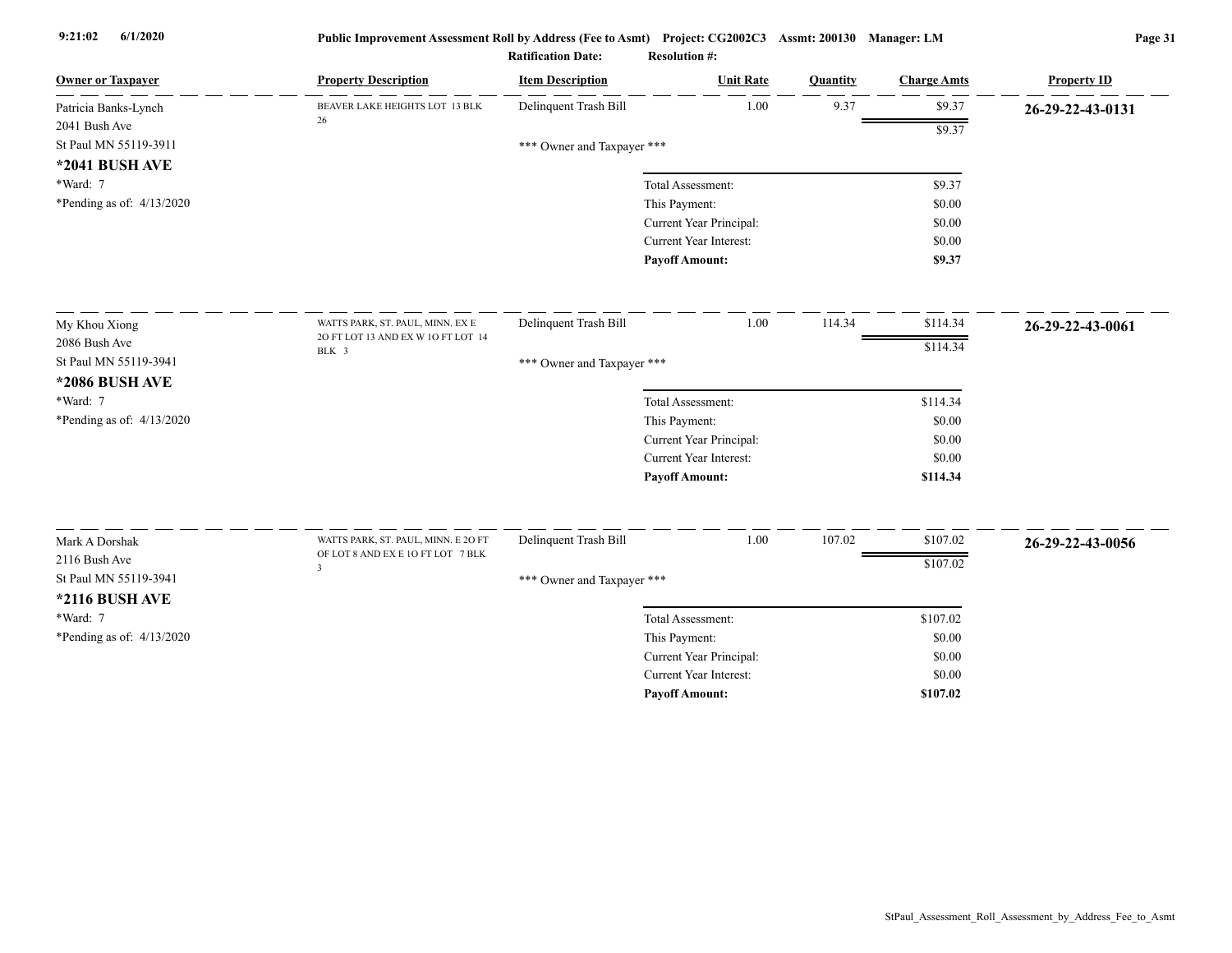**Public Improvement Assessment Roll by Address (Fee to Asmt) Project: CG2002C3 Assmt: 200130 Manager: LM**

**Ratification Date:** **Resolution #:**

| Owner or Taxpayer | Property Description | Item Description | Unit Rate | Quantity | Charge Amts | Property ID |
|---|---|---|---|---|---|---|
| Patricia Banks-Lynch<br>2041 Bush Ave<br>St Paul MN 55119-3911<br>**\*2041 BUSH AVE**<br>\*Ward: 7<br>\*Pending as of: 4/13/2020 | BEAVER LAKE HEIGHTS LOT 13 BLK 26 | Delinquent Trash Bill | 1.00 | 9.37 | $9.37 | **26-29-22-43-0131** |
| | | | | | $9.37 | |
| | | *** Owner and Taxpayer *** | | | | |
| | | | Total Assessment: | | $9.37 | |
| | | | This Payment: | | $0.00 | |
| | | | Current Year Principal: | | $0.00 | |
| | | | Current Year Interest: | | $0.00 | |
| | | | **Payoff Amount:** | | **$9.37** | |
| My Khou Xiong<br>2086 Bush Ave<br>St Paul MN 55119-3941<br>**\*2086 BUSH AVE**<br>\*Ward: 7<br>\*Pending as of: 4/13/2020 | WATTS PARK, ST. PAUL, MINN. EX E 2O FT LOT 13 AND EX W 1O FT LOT 14 BLK 3 | Delinquent Trash Bill | 1.00 | 114.34 | $114.34 | **26-29-22-43-0061** |
| | | | | | $114.34 | |
| | | *** Owner and Taxpayer *** | | | | |
| | | | Total Assessment: | | $114.34 | |
| | | | This Payment: | | $0.00 | |
| | | | Current Year Principal: | | $0.00 | |
| | | | Current Year Interest: | | $0.00 | |
| | | | **Payoff Amount:** | | **$114.34** | |
| Mark A Dorshak<br>2116 Bush Ave<br>St Paul MN 55119-3941<br>**\*2116 BUSH AVE**<br>\*Ward: 7<br>\*Pending as of: 4/13/2020 | WATTS PARK, ST. PAUL, MINN. E 2O FT OF LOT 8 AND EX E 1O FT LOT 7 BLK 3 | Delinquent Trash Bill | 1.00 | 107.02 | $107.02 | **26-29-22-43-0056** |
| | | | | | $107.02 | |
| | | *** Owner and Taxpayer *** | | | | |
| | | | Total Assessment: | | $107.02 | |
| | | | This Payment: | | $0.00 | |
| | | | Current Year Principal: | | $0.00 | |
| | | | Current Year Interest: | | $0.00 | |
| | | | **Payoff Amount:** | | **$107.02** | |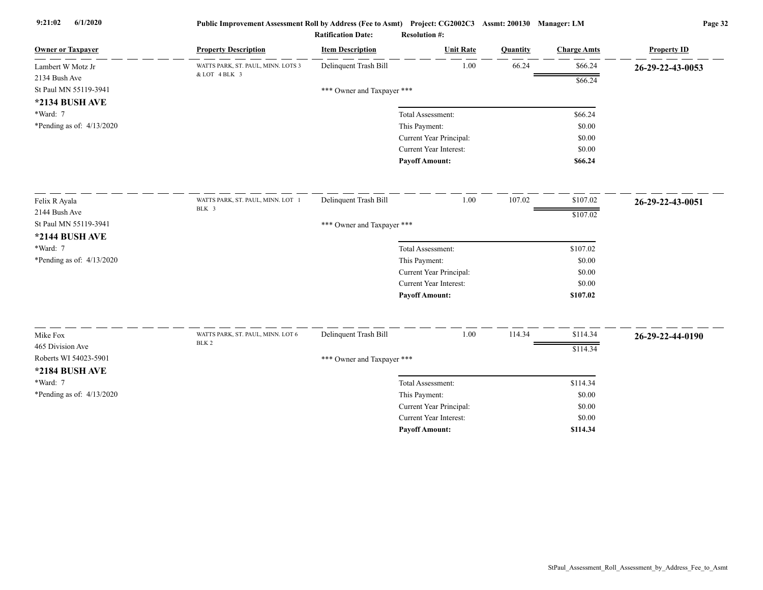| Owner or Taxpayer | Property Description | Item Description | Unit Rate | Quantity | Charge Amts | Property ID |
|---|---|---|---|---|---|---|
| Lambert W Motz Jr<br>2134 Bush Ave<br>St Paul MN 55119-3941<br>**\*2134 BUSH AVE**<br>\*Ward: 7<br>\*Pending as of: 4/13/2020 | WATTS PARK, ST. PAUL, MINN. LOTS 3 & LOT 4 BLK 3 | Delinquent Trash Bill | 1.00 | 66.24 | $66.24 | **26-29-22-43-0053** |
| | | | | | $66.24 | |
| | | *** Owner and Taxpayer *** | | | | |
| | | | Total Assessment: | | $66.24 | |
| | | | This Payment: | | $0.00 | |
| | | | Current Year Principal: | | $0.00 | |
| | | | Current Year Interest: | | $0.00 | |
| | | | **Payoff Amount:** | | **$66.24** | |
| Felix R Ayala<br>2144 Bush Ave<br>St Paul MN 55119-3941<br>**\*2144 BUSH AVE**<br>\*Ward: 7<br>\*Pending as of: 4/13/2020 | WATTS PARK, ST. PAUL, MINN. LOT 1 BLK 3 | Delinquent Trash Bill | 1.00 | 107.02 | $107.02 | **26-29-22-43-0051** |
| | | | | | $107.02 | |
| | | *** Owner and Taxpayer *** | | | | |
| | | | Total Assessment: | | $107.02 | |
| | | | This Payment: | | $0.00 | |
| | | | Current Year Principal: | | $0.00 | |
| | | | Current Year Interest: | | $0.00 | |
| | | | **Payoff Amount:** | | **$107.02** | |
| Mike Fox<br>465 Division Ave<br>Roberts WI 54023-5901<br>**\*2184 BUSH AVE**<br>\*Ward: 7<br>\*Pending as of: 4/13/2020 | WATTS PARK, ST. PAUL, MINN. LOT 6 BLK 2 | Delinquent Trash Bill | 1.00 | 114.34 | $114.34 | **26-29-22-44-0190** |
| | | | | | $114.34 | |
| | | *** Owner and Taxpayer *** | | | | |
| | | | Total Assessment: | | $114.34 | |
| | | | This Payment: | | $0.00 | |
| | | | Current Year Principal: | | $0.00 | |
| | | | Current Year Interest: | | $0.00 | |
| | | | **Payoff Amount:** | | **$114.34** | |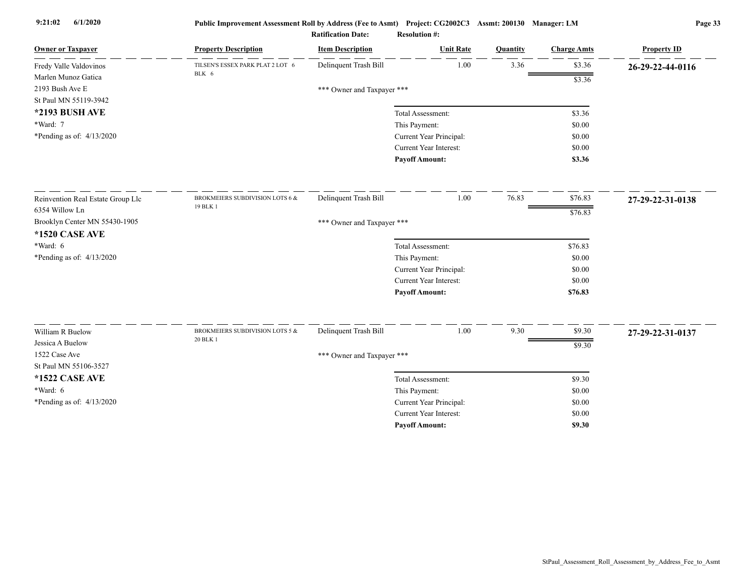| Owner or Taxpayer | Property Description | Item Description | Unit Rate | Quantity | Charge Amts | Property ID |
|---|---|---|---|---|---|---|
| Fredy Valle Valdovinos<br>Marlen Munoz Gatica<br>2193 Bush Ave E<br>St Paul MN 55119-3942<br>**\*2193 BUSH AVE**<br>\*Ward: 7<br>\*Pending as of: 4/13/2020 | TILSEN'S ESSEX PARK PLAT 2 LOT 6 BLK 6 | Delinquent Trash Bill | 1.00 | 3.36 | $3.36 | **26-29-22-44-0116** |
| | | | | | $3.36 | |
| | | *** Owner and Taxpayer *** | | | | |
| | | | Total Assessment: | | $3.36 | |
| | | | This Payment: | | $0.00 | |
| | | | Current Year Principal: | | $0.00 | |
| | | | Current Year Interest: | | $0.00 | |
| | | | **Payoff Amount:** | | **$3.36** | |
| Reinvention Real Estate Group Llc<br>6354 Willow Ln<br>Brooklyn Center MN 55430-1905<br>**\*1520 CASE AVE**<br>\*Ward: 6<br>\*Pending as of: 4/13/2020 | BROKMEIERS SUBDIVISION LOTS 6 & 19 BLK 1 | Delinquent Trash Bill | 1.00 | 76.83 | $76.83 | **27-29-22-31-0138** |
| | | | | | $76.83 | |
| | | *** Owner and Taxpayer *** | | | | |
| | | | Total Assessment: | | $76.83 | |
| | | | This Payment: | | $0.00 | |
| | | | Current Year Principal: | | $0.00 | |
| | | | Current Year Interest: | | $0.00 | |
| | | | **Payoff Amount:** | | **$76.83** | |
| William R Buelow<br>Jessica A Buelow<br>1522 Case Ave<br>St Paul MN 55106-3527<br>**\*1522 CASE AVE**<br>\*Ward: 6<br>\*Pending as of: 4/13/2020 | BROKMEIERS SUBDIVISION LOTS 5 & 20 BLK 1 | Delinquent Trash Bill | 1.00 | 9.30 | $9.30 | **27-29-22-31-0137** |
| | | | | | $9.30 | |
| | | *** Owner and Taxpayer *** | | | | |
| | | | Total Assessment: | | $9.30 | |
| | | | This Payment: | | $0.00 | |
| | | | Current Year Principal: | | $0.00 | |
| | | | Current Year Interest: | | $0.00 | |
| | | | **Payoff Amount:** | | **$9.30** | |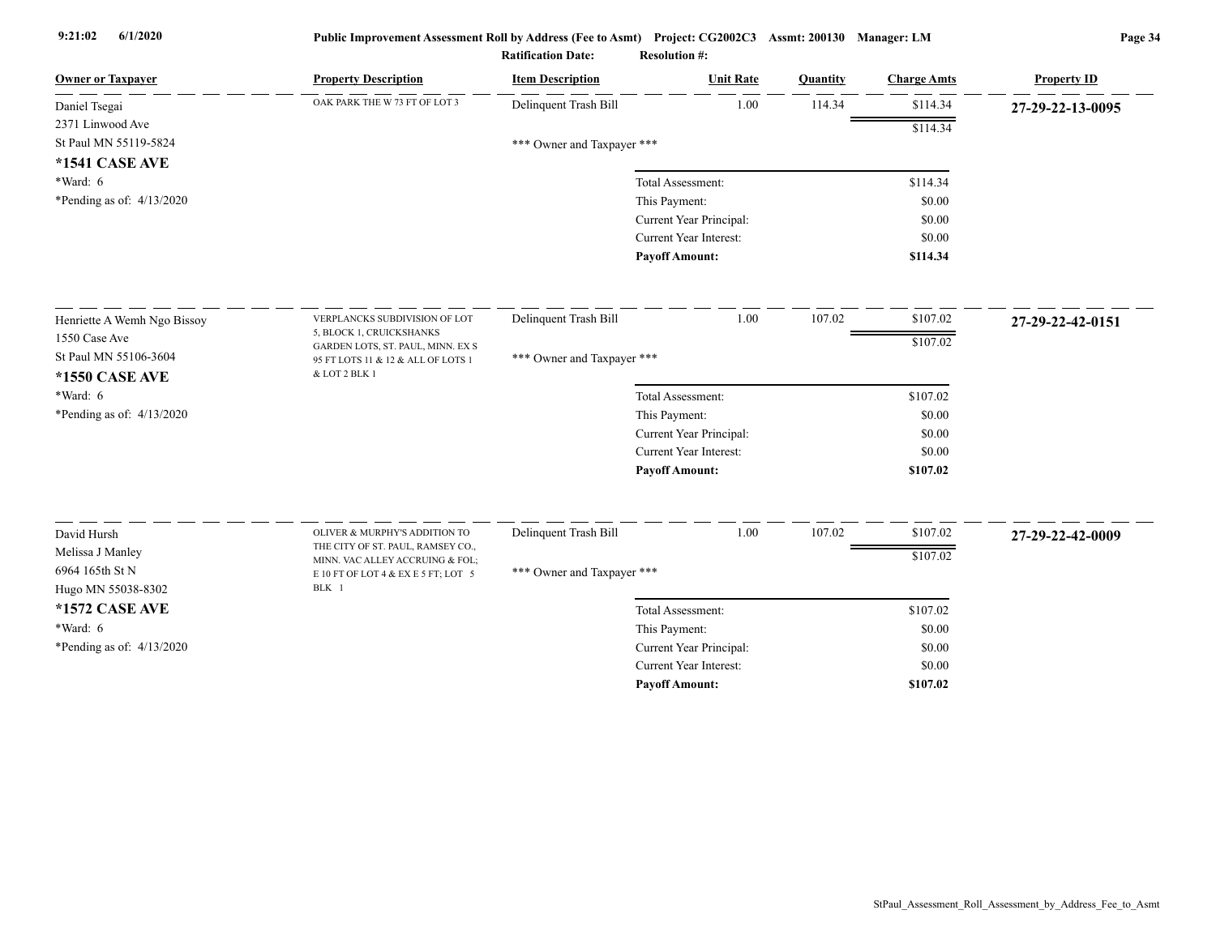| Owner or Taxpayer | Property Description | Item Description | Unit Rate | Quantity | Charge Amts | Property ID |
|---|---|---|---|---|---|---|
| Daniel Tsegai<br>2371 Linwood Ave<br>St Paul MN 55119-5824<br>**\*1541 CASE AVE**<br>\*Ward: 6<br>\*Pending as of: 4/13/2020 | OAK PARK THE W 73 FT OF LOT 3 | Delinquent Trash Bill | 1.00 | 114.34 | $114.34 | **27-29-22-13-0095** |
| | | | | | $114.34 | |
| | | \*\*\* Owner and Taxpayer \*\*\* | | | | |
| | | | Total Assessment: | | $114.34 | |
| | | | This Payment: | | $0.00 | |
| | | | Current Year Principal: | | $0.00 | |
| | | | Current Year Interest: | | $0.00 | |
| | | | **Payoff Amount:** | | **$114.34** | |
| Henriette A Wemh Ngo Bissoy<br>1550 Case Ave<br>St Paul MN 55106-3604<br>**\*1550 CASE AVE**<br>\*Ward: 6<br>\*Pending as of: 4/13/2020 | VERPLANCKS SUBDIVISION OF LOT 5, BLOCK 1, CRUICKSHANKS GARDEN LOTS, ST. PAUL, MINN. EX S 95 FT LOTS 11 & 12 & ALL OF LOTS 1 & LOT 2 BLK 1 | Delinquent Trash Bill | 1.00 | 107.02 | $107.02 | **27-29-22-42-0151** |
| | | | | | $107.02 | |
| | | \*\*\* Owner and Taxpayer \*\*\* | | | | |
| | | | Total Assessment: | | $107.02 | |
| | | | This Payment: | | $0.00 | |
| | | | Current Year Principal: | | $0.00 | |
| | | | Current Year Interest: | | $0.00 | |
| | | | **Payoff Amount:** | | **$107.02** | |
| David Hursh<br>Melissa J Manley<br>6964 165th St N<br>Hugo MN 55038-8302<br>**\*1572 CASE AVE**<br>\*Ward: 6<br>\*Pending as of: 4/13/2020 | OLIVER & MURPHY'S ADDITION TO THE CITY OF ST. PAUL, RAMSEY CO., MINN. VAC ALLEY ACCRUING & FOL; E 10 FT OF LOT 4 & EX E 5 FT; LOT 5 BLK 1 | Delinquent Trash Bill | 1.00 | 107.02 | $107.02 | **27-29-22-42-0009** |
| | | | | | $107.02 | |
| | | \*\*\* Owner and Taxpayer \*\*\* | | | | |
| | | | Total Assessment: | | $107.02 | |
| | | | This Payment: | | $0.00 | |
| | | | Current Year Principal: | | $0.00 | |
| | | | Current Year Interest: | | $0.00 | |
| | | | **Payoff Amount:** | | **$107.02** | |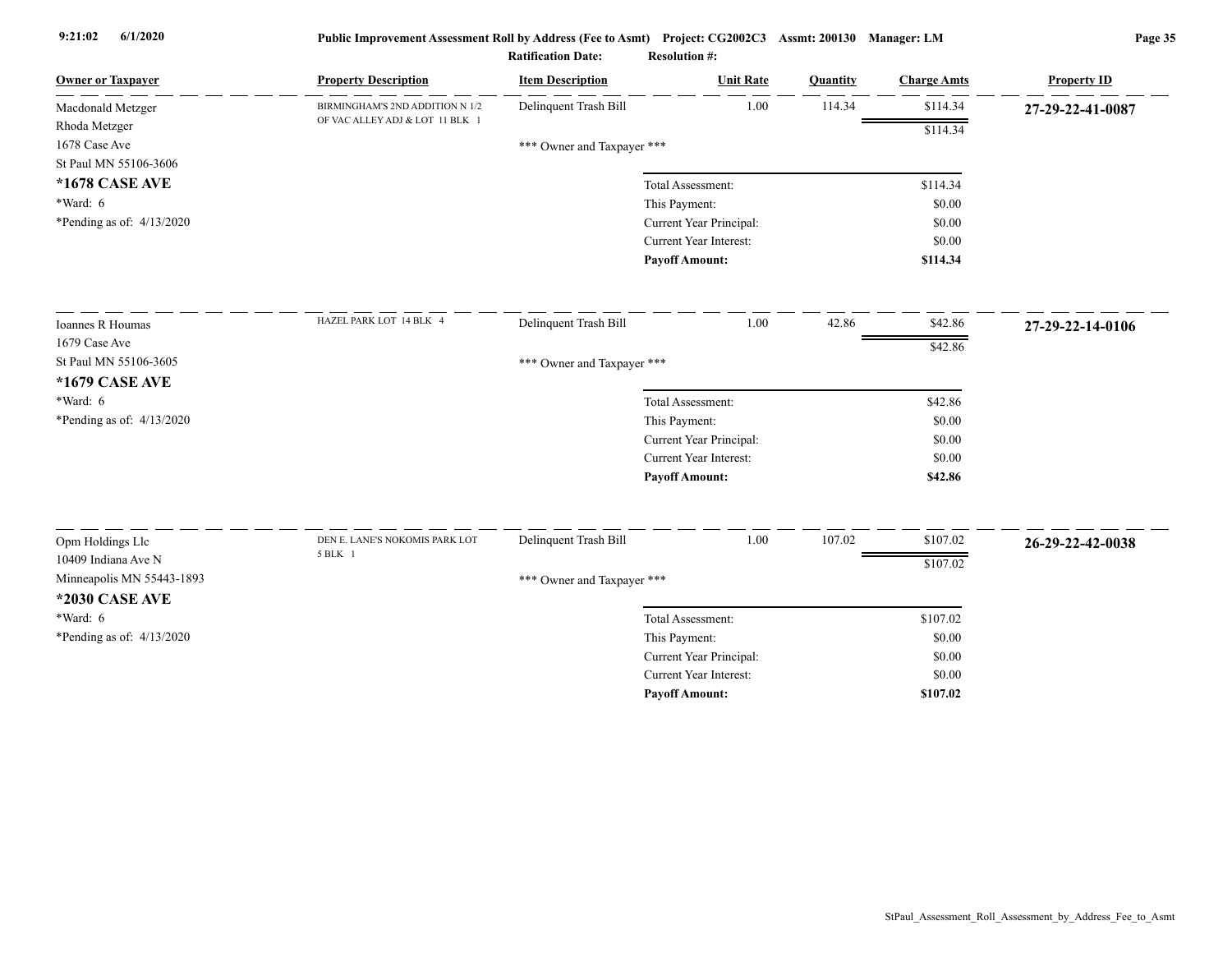**Public Improvement Assessment Roll by Address (Fee to Asmt)** Project: CG2002C3 Assmt: 200130 Manager: LM

Ratification Date: Resolution #:

| Owner or Taxpayer | Property Description | Item Description | Unit Rate | Quantity | Charge Amts | Property ID |
|---|---|---|---|---|---|---|
| Macdonald Metzger<br>Rhoda Metzger<br>1678 Case Ave<br>St Paul MN 55106-3606<br>**\*1678 CASE AVE**<br>\*Ward: 6<br>\*Pending as of: 4/13/2020 | BIRMINGHAM'S 2ND ADDITION N 1/2 OF VAC ALLEY ADJ & LOT 11 BLK 1 | Delinquent Trash Bill | 1.00 | 114.34 | $114.34 | **27-29-22-41-0087** |
| | | | | | $114.34 | |
| | | \*\*\* Owner and Taxpayer \*\*\* | | | | |
| | | | Total Assessment: | | $114.34 | |
| | | | This Payment: | | $0.00 | |
| | | | Current Year Principal: | | $0.00 | |
| | | | Current Year Interest: | | $0.00 | |
| | | | **Payoff Amount:** | | **$114.34** | |
| Ioannes R Houmas<br>1679 Case Ave<br>St Paul MN 55106-3605<br>**\*1679 CASE AVE**<br>\*Ward: 6<br>\*Pending as of: 4/13/2020 | HAZEL PARK LOT 14 BLK 4 | Delinquent Trash Bill | 1.00 | 42.86 | $42.86 | **27-29-22-14-0106** |
| | | | | | $42.86 | |
| | | \*\*\* Owner and Taxpayer \*\*\* | | | | |
| | | | Total Assessment: | | $42.86 | |
| | | | This Payment: | | $0.00 | |
| | | | Current Year Principal: | | $0.00 | |
| | | | Current Year Interest: | | $0.00 | |
| | | | **Payoff Amount:** | | **$42.86** | |
| Opm Holdings Llc<br>10409 Indiana Ave N<br>Minneapolis MN 55443-1893<br>**\*2030 CASE AVE**<br>\*Ward: 6<br>\*Pending as of: 4/13/2020 | DEN E. LANE'S NOKOMIS PARK LOT 5 BLK 1 | Delinquent Trash Bill | 1.00 | 107.02 | $107.02 | **26-29-22-42-0038** |
| | | | | | $107.02 | |
| | | \*\*\* Owner and Taxpayer \*\*\* | | | | |
| | | | Total Assessment: | | $107.02 | |
| | | | This Payment: | | $0.00 | |
| | | | Current Year Principal: | | $0.00 | |
| | | | Current Year Interest: | | $0.00 | |
| | | | **Payoff Amount:** | | **$107.02** | |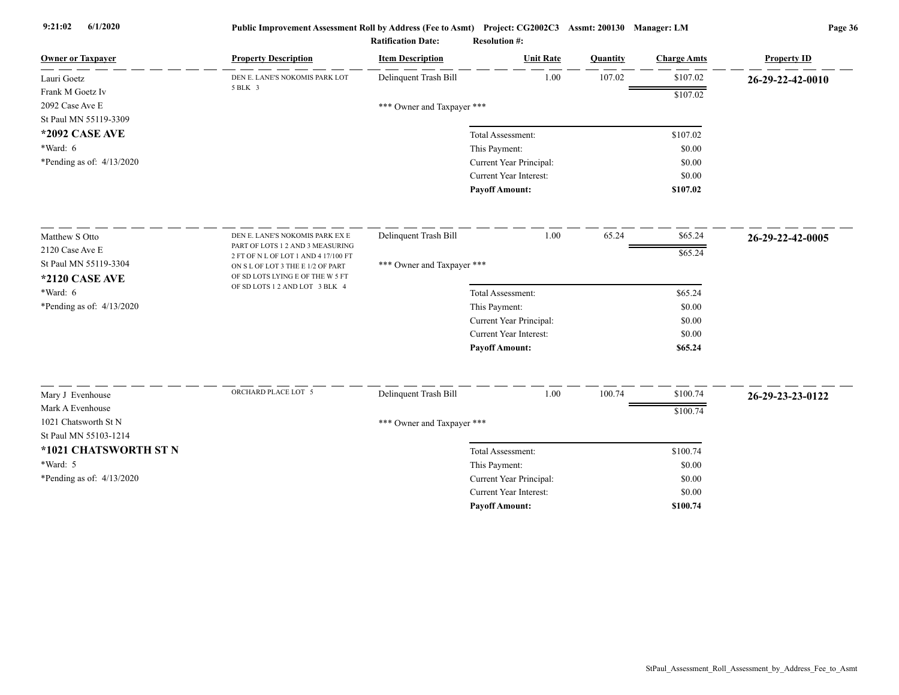Public Improvement Assessment Roll by Address (Fee to Asmt) Project: CG2002C3 Assmt: 200130 Manager: LM

Ratification Date: Resolution #:

| Owner or Taxpayer | Property Description | Item Description | Unit Rate | Quantity | Charge Amts | Property ID |
|---|---|---|---|---|---|---|
| Lauri Goetz<br>Frank M Goetz Iv<br>2092 Case Ave E<br>St Paul MN 55119-3309<br>**\*2092 CASE AVE**<br>\*Ward: 6<br>\*Pending as of: 4/13/2020 | DEN E. LANE'S NOKOMIS PARK LOT 5 BLK 3 | Delinquent Trash Bill | 1.00 | 107.02 | $107.02 | **26-29-22-42-0010** |
| | | | | | $107.02 | |
| | | \*\*\* Owner and Taxpayer \*\*\* | | | | |
| | | | Total Assessment: | | $107.02 | |
| | | | This Payment: | | $0.00 | |
| | | | Current Year Principal: | | $0.00 | |
| | | | Current Year Interest: | | $0.00 | |
| | | | **Payoff Amount:** | | **$107.02** | |
| Matthew S Otto<br>2120 Case Ave E<br>St Paul MN 55119-3304<br>**\*2120 CASE AVE**<br>\*Ward: 6<br>\*Pending as of: 4/13/2020 | DEN E. LANE'S NOKOMIS PARK EX E PART OF LOTS 1 2 AND 3 MEASURING 2 FT OF N L OF LOT 1 AND 4 17/100 FT ON S L OF LOT 3 THE E 1/2 OF PART OF SD LOTS LYING E OF THE W 5 FT OF SD LOTS 1 2 AND LOT 3 BLK 4 | Delinquent Trash Bill | 1.00 | 65.24 | $65.24 | **26-29-22-42-0005** |
| | | | | | $65.24 | |
| | | \*\*\* Owner and Taxpayer \*\*\* | | | | |
| | | | Total Assessment: | | $65.24 | |
| | | | This Payment: | | $0.00 | |
| | | | Current Year Principal: | | $0.00 | |
| | | | Current Year Interest: | | $0.00 | |
| | | | **Payoff Amount:** | | **$65.24** | |
| Mary J Evenhouse<br>Mark A Evenhouse<br>1021 Chatsworth St N<br>St Paul MN 55103-1214<br>**\*1021 CHATSWORTH ST N**<br>\*Ward: 5<br>\*Pending as of: 4/13/2020 | ORCHARD PLACE LOT 5 | Delinquent Trash Bill | 1.00 | 100.74 | $100.74 | **26-29-23-23-0122** |
| | | | | | $100.74 | |
| | | \*\*\* Owner and Taxpayer \*\*\* | | | | |
| | | | Total Assessment: | | $100.74 | |
| | | | This Payment: | | $0.00 | |
| | | | Current Year Principal: | | $0.00 | |
| | | | Current Year Interest: | | $0.00 | |
| | | | **Payoff Amount:** | | **$100.74** | |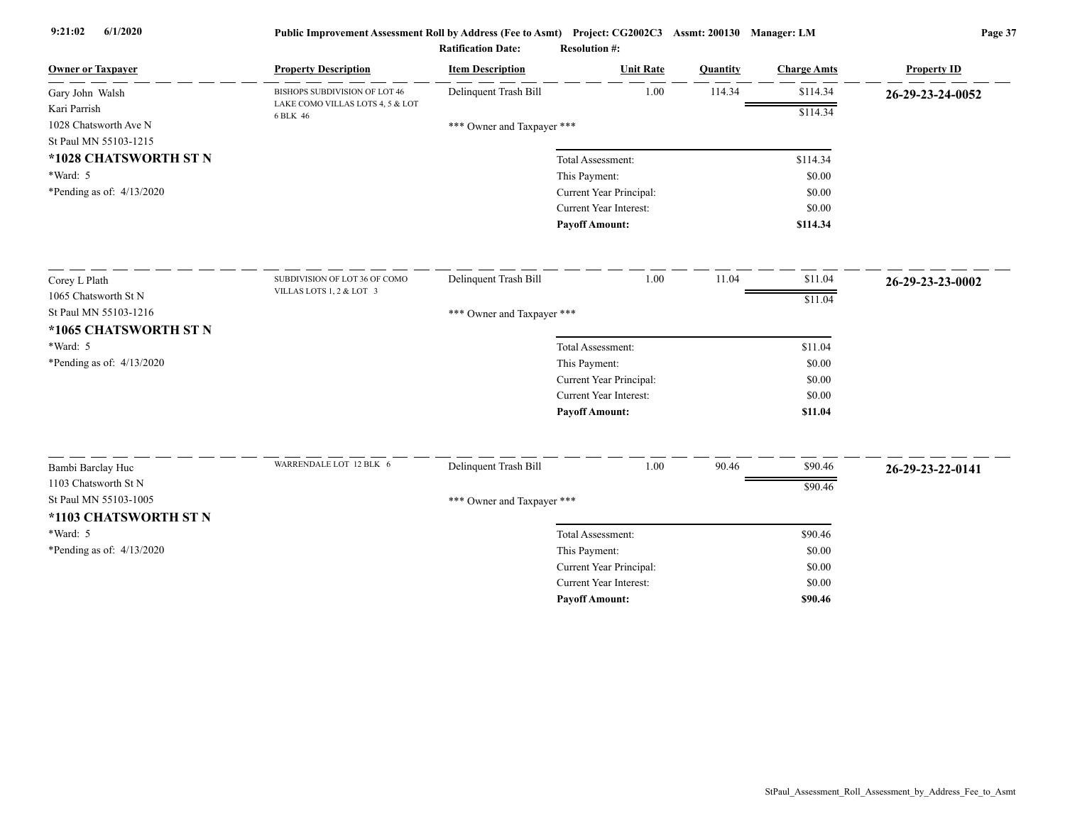| Owner or Taxpayer | Property Description | Item Description | Unit Rate | Quantity | Charge Amts | Property ID |
|---|---|---|---|---|---|---|
| Gary John Walsh<br>Kari Parrish<br>1028 Chatsworth Ave N<br>St Paul MN 55103-1215 | BISHOPS SUBDIVISION OF LOT 46 LAKE COMO VILLAS LOTS 4, 5 & LOT 6 BLK 46 | Delinquent Trash Bill | 1.00 | 114.34 | $114.34 | **26-29-23-24-0052** |
| | | | | | $114.34 | |

**\*1028 CHATSWORTH ST N**
*Ward: 5
*Pending as of: 4/13/2020

*** Owner and Taxpayer ***

| | |
|---|---|
| Total Assessment: | $114.34 |
| This Payment: | $0.00 |
| Current Year Principal: | $0.00 |
| Current Year Interest: | $0.00 |
| **Payoff Amount:** | **$114.34** |

| Owner or Taxpayer | Property Description | Item Description | Unit Rate | Quantity | Charge Amts | Property ID |
|---|---|---|---|---|---|---|
| Corey L Plath<br>1065 Chatsworth St N<br>St Paul MN 55103-1216 | SUBDIVISION OF LOT 36 OF COMO VILLAS LOTS 1, 2 & LOT 3 | Delinquent Trash Bill | 1.00 | 11.04 | $11.04 | **26-29-23-23-0002** |
| | | | | | $11.04 | |

**\*1065 CHATSWORTH ST N**
*Ward: 5
*Pending as of: 4/13/2020

*** Owner and Taxpayer ***

| | |
|---|---|
| Total Assessment: | $11.04 |
| This Payment: | $0.00 |
| Current Year Principal: | $0.00 |
| Current Year Interest: | $0.00 |
| **Payoff Amount:** | **$11.04** |

| Owner or Taxpayer | Property Description | Item Description | Unit Rate | Quantity | Charge Amts | Property ID |
|---|---|---|---|---|---|---|
| Bambi Barclay Huc<br>1103 Chatsworth St N<br>St Paul MN 55103-1005 | WARRENDALE LOT 12 BLK 6 | Delinquent Trash Bill | 1.00 | 90.46 | $90.46 | **26-29-23-22-0141** |
| | | | | | $90.46 | |

**\*1103 CHATSWORTH ST N**
*Ward: 5
*Pending as of: 4/13/2020

*** Owner and Taxpayer ***

| | |
|---|---|
| Total Assessment: | $90.46 |
| This Payment: | $0.00 |
| Current Year Principal: | $0.00 |
| Current Year Interest: | $0.00 |
| **Payoff Amount:** | **$90.46** |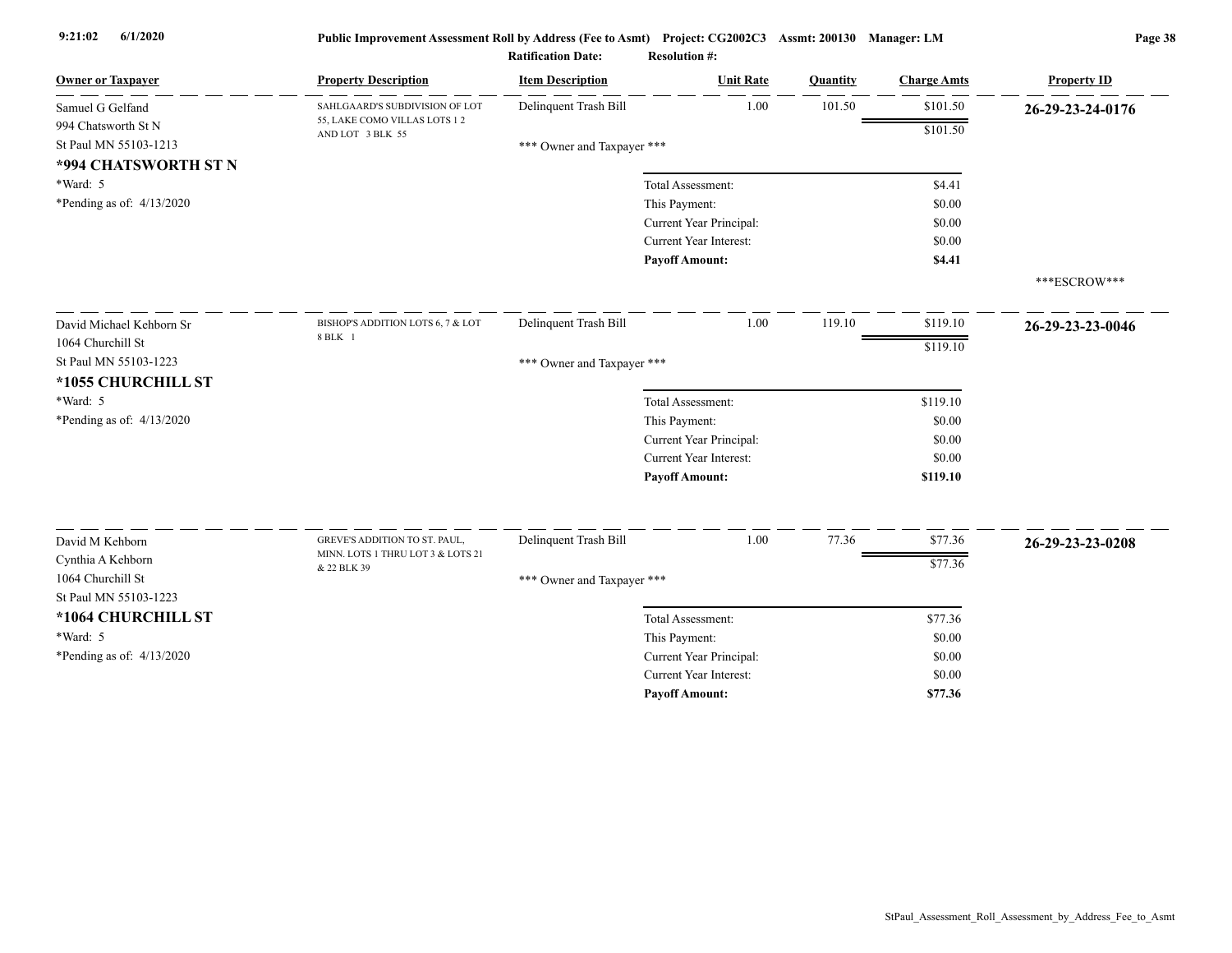Public Improvement Assessment Roll by Address (Fee to Asmt) Project: CG2002C3 Assmt: 200130 Manager: LM

Ratification Date: Resolution #:

| Owner or Taxpayer | Property Description | Item Description | Unit Rate | Quantity | Charge Amts | Property ID |
|---|---|---|---|---|---|---|
| Samuel G Gelfand<br>994 Chatsworth St N<br>St Paul MN 55103-1213<br>**\*994 CHATSWORTH ST N**<br>\*Ward: 5<br>\*Pending as of: 4/13/2020 | SAHLGAARD'S SUBDIVISION OF LOT 55, LAKE COMO VILLAS LOTS 1 2 AND LOT 3 BLK 55 | Delinquent Trash Bill | 1.00 | 101.50 | $101.50 | **26-29-23-24-0176** |
| | | | | | $101.50 | |
| | | \*\*\* Owner and Taxpayer \*\*\* | | | | |
| | | | Total Assessment: | | $4.41 | |
| | | | This Payment: | | $0.00 | |
| | | | Current Year Principal: | | $0.00 | |
| | | | Current Year Interest: | | $0.00 | |
| | | | **Payoff Amount:** | | **$4.41** | |
| | | | | | | \*\*\*ESCROW\*\*\* |
| David Michael Kehborn Sr<br>1064 Churchill St<br>St Paul MN 55103-1223<br>**\*1055 CHURCHILL ST**<br>\*Ward: 5<br>\*Pending as of: 4/13/2020 | BISHOP'S ADDITION LOTS 6, 7 & LOT 8 BLK 1 | Delinquent Trash Bill | 1.00 | 119.10 | $119.10 | **26-29-23-23-0046** |
| | | | | | $119.10 | |
| | | \*\*\* Owner and Taxpayer \*\*\* | | | | |
| | | | Total Assessment: | | $119.10 | |
| | | | This Payment: | | $0.00 | |
| | | | Current Year Principal: | | $0.00 | |
| | | | Current Year Interest: | | $0.00 | |
| | | | **Payoff Amount:** | | **$119.10** | |
| David M Kehborn<br>Cynthia A Kehborn<br>1064 Churchill St<br>St Paul MN 55103-1223<br>**\*1064 CHURCHILL ST**<br>\*Ward: 5<br>\*Pending as of: 4/13/2020 | GREVE'S ADDITION TO ST. PAUL, MINN. LOTS 1 THRU LOT 3 & LOTS 21 & 22 BLK 39 | Delinquent Trash Bill | 1.00 | 77.36 | $77.36 | **26-29-23-23-0208** |
| | | | | | $77.36 | |
| | | \*\*\* Owner and Taxpayer \*\*\* | | | | |
| | | | Total Assessment: | | $77.36 | |
| | | | This Payment: | | $0.00 | |
| | | | Current Year Principal: | | $0.00 | |
| | | | Current Year Interest: | | $0.00 | |
| | | | **Payoff Amount:** | | **$77.36** | |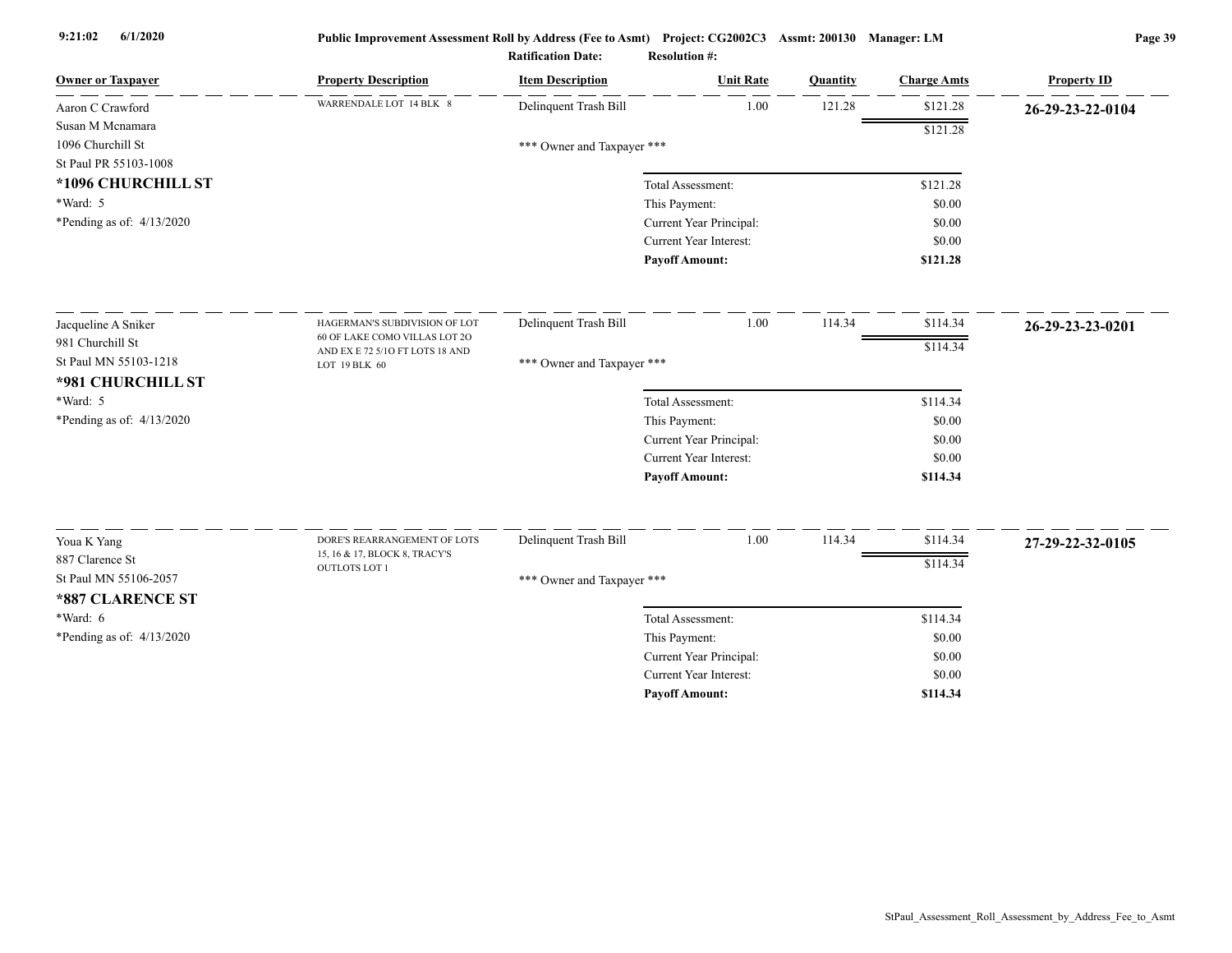**Public Improvement Assessment Roll by Address (Fee to Asmt) Project: CG2002C3 Assmt: 200130 Manager: LM**

**Ratification Date: Resolution #:**

| Owner or Taxpayer | Property Description | Item Description | Unit Rate | Quantity | Charge Amts | Property ID |
|---|---|---|---|---|---|---|
| Aaron C Crawford<br>Susan M Mcnamara<br>1096 Churchill St<br>St Paul PR 55103-1008<br>**\*1096 CHURCHILL ST**<br>\*Ward: 5<br>\*Pending as of: 4/13/2020 | WARRENDALE LOT 14 BLK 8 | Delinquent Trash Bill | 1.00 | 121.28 | $121.28 | **26-29-23-22-0104** |
| | | | | | $121.28 | |
| | | \*\*\* Owner and Taxpayer \*\*\* | | | | |
| | | | Total Assessment: | | $121.28 | |
| | | | This Payment: | | $0.00 | |
| | | | Current Year Principal: | | $0.00 | |
| | | | Current Year Interest: | | $0.00 | |
| | | | **Payoff Amount:** | | **$121.28** | |
| Jacqueline A Sniker<br>981 Churchill St<br>St Paul MN 55103-1218<br>**\*981 CHURCHILL ST**<br>\*Ward: 5<br>\*Pending as of: 4/13/2020 | HAGERMAN'S SUBDIVISION OF LOT 60 OF LAKE COMO VILLAS LOT 2O AND EX E 72 5/1O FT LOTS 18 AND LOT 19 BLK 60 | Delinquent Trash Bill | 1.00 | 114.34 | $114.34 | **26-29-23-23-0201** |
| | | | | | $114.34 | |
| | | \*\*\* Owner and Taxpayer \*\*\* | | | | |
| | | | Total Assessment: | | $114.34 | |
| | | | This Payment: | | $0.00 | |
| | | | Current Year Principal: | | $0.00 | |
| | | | Current Year Interest: | | $0.00 | |
| | | | **Payoff Amount:** | | **$114.34** | |
| Youa K Yang<br>887 Clarence St<br>St Paul MN 55106-2057<br>**\*887 CLARENCE ST**<br>\*Ward: 6<br>\*Pending as of: 4/13/2020 | DORE'S REARRANGEMENT OF LOTS 15, 16 & 17, BLOCK 8, TRACY'S OUTLOTS LOT 1 | Delinquent Trash Bill | 1.00 | 114.34 | $114.34 | **27-29-22-32-0105** |
| | | | | | $114.34 | |
| | | \*\*\* Owner and Taxpayer \*\*\* | | | | |
| | | | Total Assessment: | | $114.34 | |
| | | | This Payment: | | $0.00 | |
| | | | Current Year Principal: | | $0.00 | |
| | | | Current Year Interest: | | $0.00 | |
| | | | **Payoff Amount:** | | **$114.34** | |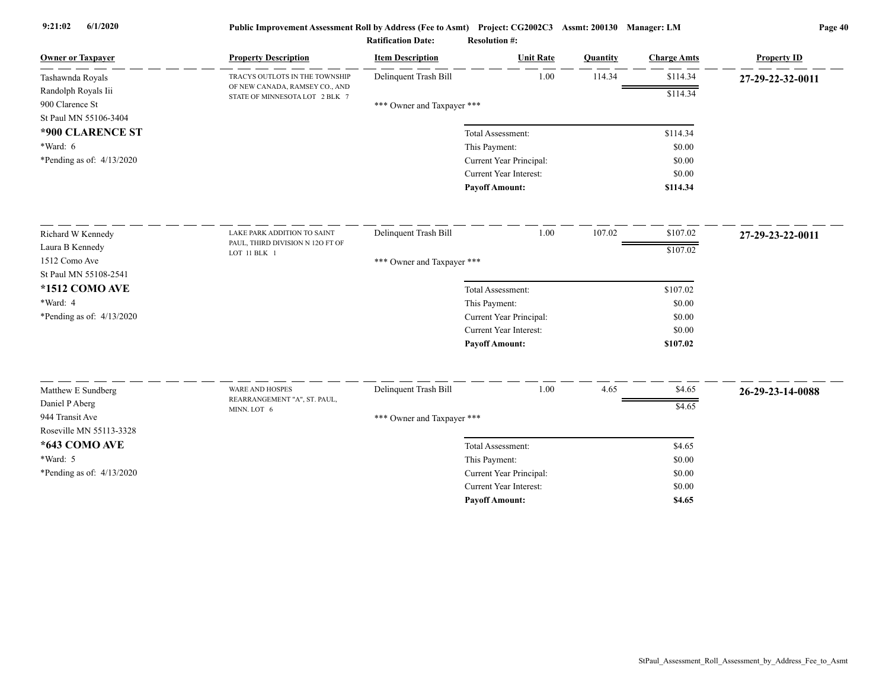Public Improvement Assessment Roll by Address (Fee to Asmt) Project: CG2002C3 Assmt: 200130 Manager: LM

Ratification Date: Resolution #:

| Owner or Taxpayer | Property Description | Item Description | Unit Rate | Quantity | Charge Amts | Property ID |
|---|---|---|---|---|---|---|
| Tashawnda Royals<br>Randolph Royals Iii<br>900 Clarence St<br>St Paul MN 55106-3404<br>**\*900 CLARENCE ST**<br>\*Ward: 6<br>\*Pending as of: 4/13/2020 | TRACYS OUTLOTS IN THE TOWNSHIP OF NEW CANADA, RAMSEY CO., AND STATE OF MINNESOTA LOT 2 BLK 7 | Delinquent Trash Bill | 1.00 | 114.34 | $114.34 | **27-29-22-32-0011** |
| | | | | | $114.34 | |
| | | \*\*\* Owner and Taxpayer \*\*\* | | | | |
| | | Total Assessment: | | | $114.34 | |
| | | This Payment: | | | $0.00 | |
| | | Current Year Principal: | | | $0.00 | |
| | | Current Year Interest: | | | $0.00 | |
| | | **Payoff Amount:** | | | **$114.34** | |
| Richard W Kennedy<br>Laura B Kennedy<br>1512 Como Ave<br>St Paul MN 55108-2541<br>**\*1512 COMO AVE**<br>\*Ward: 4<br>\*Pending as of: 4/13/2020 | LAKE PARK ADDITION TO SAINT PAUL, THIRD DIVISION N 12O FT OF LOT 11 BLK 1 | Delinquent Trash Bill | 1.00 | 107.02 | $107.02 | **27-29-23-22-0011** |
| | | | | | $107.02 | |
| | | \*\*\* Owner and Taxpayer \*\*\* | | | | |
| | | Total Assessment: | | | $107.02 | |
| | | This Payment: | | | $0.00 | |
| | | Current Year Principal: | | | $0.00 | |
| | | Current Year Interest: | | | $0.00 | |
| | | **Payoff Amount:** | | | **$107.02** | |
| Matthew E Sundberg<br>Daniel P Aberg<br>944 Transit Ave<br>Roseville MN 55113-3328<br>**\*643 COMO AVE**<br>\*Ward: 5<br>\*Pending as of: 4/13/2020 | WARE AND HOSPES REARRANGEMENT "A", ST. PAUL, MINN. LOT 6 | Delinquent Trash Bill | 1.00 | 4.65 | $4.65 | **26-29-23-14-0088** |
| | | | | | $4.65 | |
| | | \*\*\* Owner and Taxpayer \*\*\* | | | | |
| | | Total Assessment: | | | $4.65 | |
| | | This Payment: | | | $0.00 | |
| | | Current Year Principal: | | | $0.00 | |
| | | Current Year Interest: | | | $0.00 | |
| | | **Payoff Amount:** | | | **$4.65** | |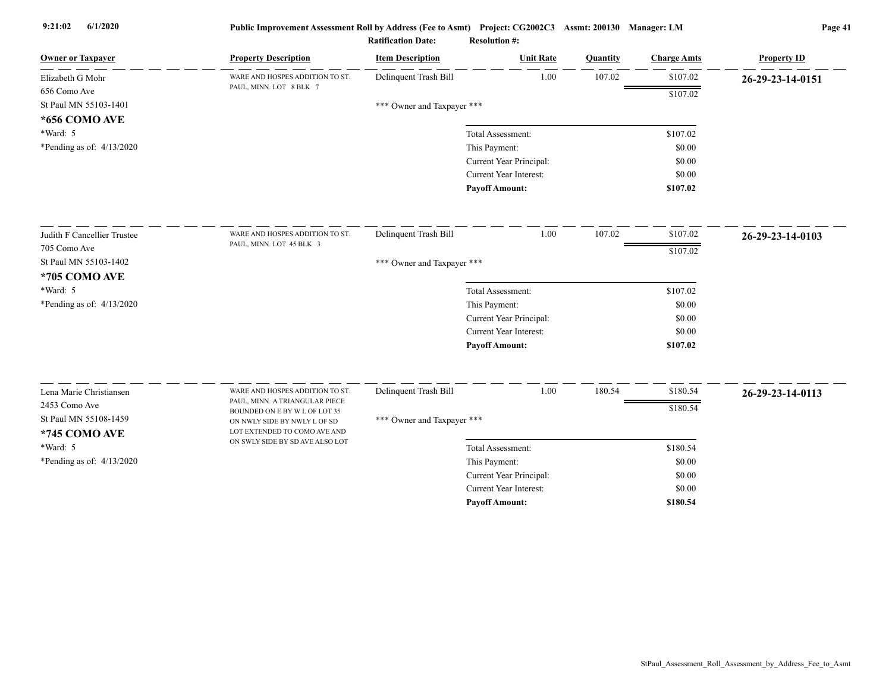**Public Improvement Assessment Roll by Address (Fee to Asmt)** Project: CG2002C3 Assmt: 200130 Manager: LM

**Ratification Date:** **Resolution #:**

| Owner or Taxpayer | Property Description | Item Description | Unit Rate | Quantity | Charge Amts | Property ID |
|---|---|---|---|---|---|---|
| Elizabeth G Mohr<br>656 Como Ave<br>St Paul MN 55103-1401<br>**\*656 COMO AVE**<br>\*Ward: 5<br>\*Pending as of: 4/13/2020 | WARE AND HOSPES ADDITION TO ST. PAUL, MINN. LOT 8 BLK 7 | Delinquent Trash Bill | 1.00 | 107.02 | $107.02 | **26-29-23-14-0151** |
| | | | | | $107.02 | |
| | | \*\*\* Owner and Taxpayer \*\*\* | | | | |
| | | Total Assessment: | | | $107.02 | |
| | | This Payment: | | | $0.00 | |
| | | Current Year Principal: | | | $0.00 | |
| | | Current Year Interest: | | | $0.00 | |
| | | **Payoff Amount:** | | | **$107.02** | |
| Judith F Cancellier Trustee<br>705 Como Ave<br>St Paul MN 55103-1402<br>**\*705 COMO AVE**<br>\*Ward: 5<br>\*Pending as of: 4/13/2020 | WARE AND HOSPES ADDITION TO ST. PAUL, MINN. LOT 45 BLK 3 | Delinquent Trash Bill | 1.00 | 107.02 | $107.02 | **26-29-23-14-0103** |
| | | | | | $107.02 | |
| | | \*\*\* Owner and Taxpayer \*\*\* | | | | |
| | | Total Assessment: | | | $107.02 | |
| | | This Payment: | | | $0.00 | |
| | | Current Year Principal: | | | $0.00 | |
| | | Current Year Interest: | | | $0.00 | |
| | | **Payoff Amount:** | | | **$107.02** | |
| Lena Marie Christiansen<br>2453 Como Ave<br>St Paul MN 55108-1459<br>**\*745 COMO AVE**<br>\*Ward: 5<br>\*Pending as of: 4/13/2020 | WARE AND HOSPES ADDITION TO ST. PAUL, MINN. A TRIANGULAR PIECE BOUNDED ON E BY W L OF LOT 35 ON NWLY SIDE BY NWLY L OF SD LOT EXTENDED TO COMO AVE AND ON SWLY SIDE BY SD AVE ALSO LOT | Delinquent Trash Bill | 1.00 | 180.54 | $180.54 | **26-29-23-14-0113** |
| | | | | | $180.54 | |
| | | \*\*\* Owner and Taxpayer \*\*\* | | | | |
| | | Total Assessment: | | | $180.54 | |
| | | This Payment: | | | $0.00 | |
| | | Current Year Principal: | | | $0.00 | |
| | | Current Year Interest: | | | $0.00 | |
| | | **Payoff Amount:** | | | **$180.54** | |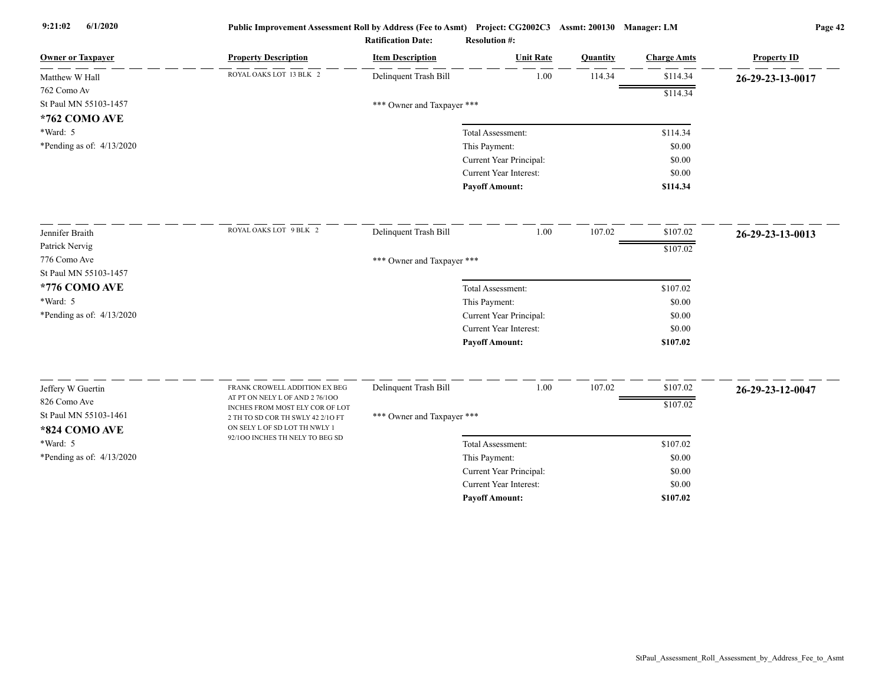**Public Improvement Assessment Roll by Address (Fee to Asmt) Project: CG2002C3 Assmt: 200130 Manager: LM**

**Ratification Date: Resolution #:**

| Owner or Taxpayer | Property Description | Item Description | Unit Rate | Quantity | Charge Amts | Property ID |
|---|---|---|---|---|---|---|
| Matthew W Hall<br>762 Como Av<br>St Paul MN 55103-1457<br>**\*762 COMO AVE**<br>\*Ward: 5<br>\*Pending as of: 4/13/2020 | ROYAL OAKS LOT 13 BLK 2 | Delinquent Trash Bill | 1.00 | 114.34 | $114.34 | **26-29-23-13-0017** |
| | | | | | $114.34 | |
| | | *** Owner and Taxpayer *** | | | | |
| | | | Total Assessment: | | $114.34 | |
| | | | This Payment: | | $0.00 | |
| | | | Current Year Principal: | | $0.00 | |
| | | | Current Year Interest: | | $0.00 | |
| | | | **Payoff Amount:** | | **$114.34** | |
| Jennifer Braith<br>Patrick Nervig<br>776 Como Ave<br>St Paul MN 55103-1457<br>**\*776 COMO AVE**<br>\*Ward: 5<br>\*Pending as of: 4/13/2020 | ROYAL OAKS LOT 9 BLK 2 | Delinquent Trash Bill | 1.00 | 107.02 | $107.02 | **26-29-23-13-0013** |
| | | | | | $107.02 | |
| | | *** Owner and Taxpayer *** | | | | |
| | | | Total Assessment: | | $107.02 | |
| | | | This Payment: | | $0.00 | |
| | | | Current Year Principal: | | $0.00 | |
| | | | Current Year Interest: | | $0.00 | |
| | | | **Payoff Amount:** | | **$107.02** | |
| Jeffery W Guertin<br>826 Como Ave<br>St Paul MN 55103-1461<br>**\*824 COMO AVE**<br>\*Ward: 5<br>\*Pending as of: 4/13/2020 | FRANK CROWELL ADDITION EX BEG AT PT ON NELY L OF AND 2 76/1OO INCHES FROM MOST ELY COR OF LOT 2 TH TO SD COR TH SWLY 42 2/1O FT ON SELY L OF SD LOT TH NWLY 1 92/1OO INCHES TH NELY TO BEG SD | Delinquent Trash Bill | 1.00 | 107.02 | $107.02 | **26-29-23-12-0047** |
| | | | | | $107.02 | |
| | | *** Owner and Taxpayer *** | | | | |
| | | | Total Assessment: | | $107.02 | |
| | | | This Payment: | | $0.00 | |
| | | | Current Year Principal: | | $0.00 | |
| | | | Current Year Interest: | | $0.00 | |
| | | | **Payoff Amount:** | | **$107.02** | |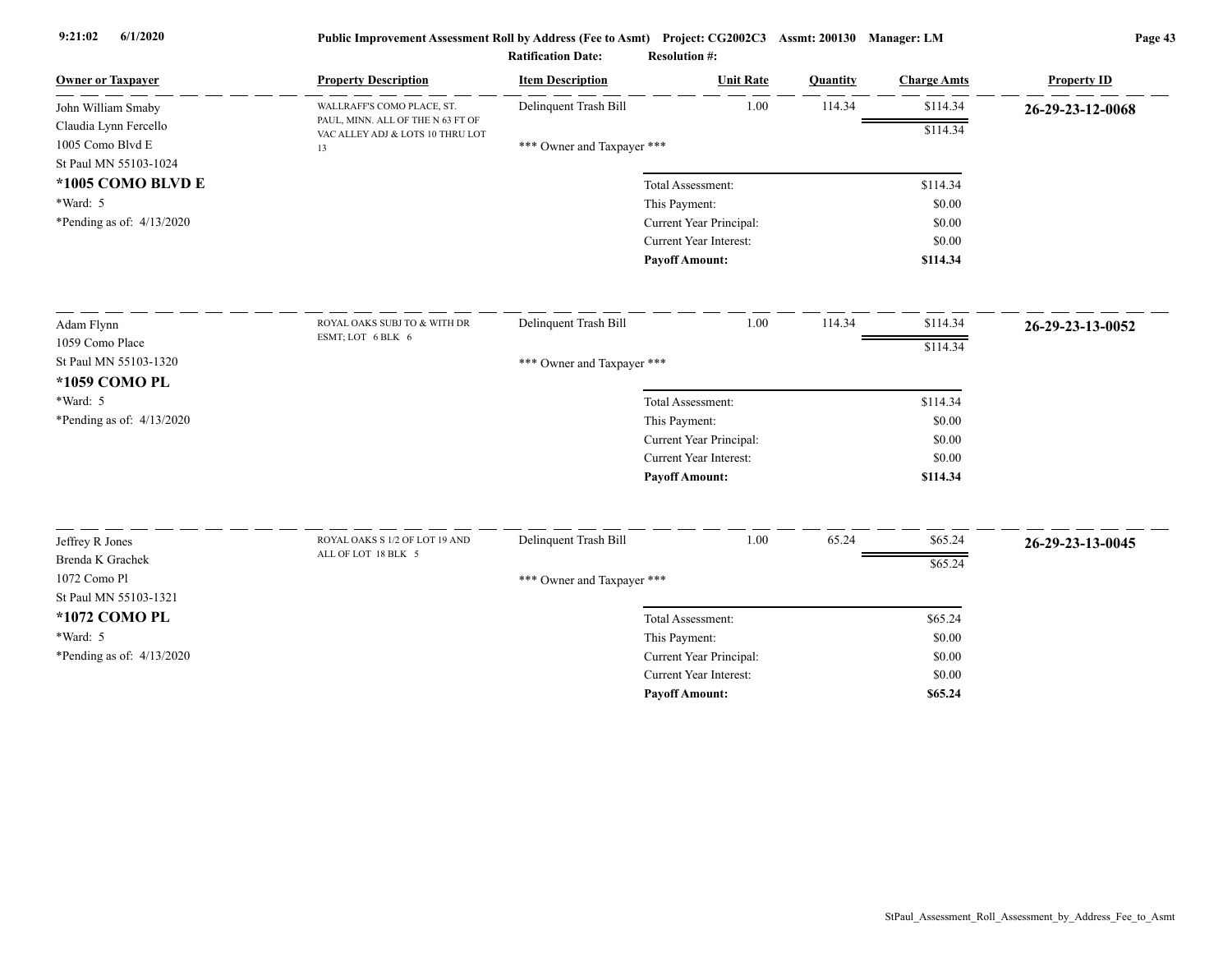**Public Improvement Assessment Roll by Address (Fee to Asmt)** Project: CG2002C3 Assmt: 200130 Manager: LM

Ratification Date: Resolution #:

| Owner or Taxpayer | Property Description | Item Description | Unit Rate | Quantity | Charge Amts | Property ID |
|---|---|---|---|---|---|---|
| John William Smaby<br>Claudia Lynn Fercello<br>1005 Como Blvd E<br>St Paul MN 55103-1024<br>**\*1005 COMO BLVD E**<br>\*Ward: 5<br>\*Pending as of: 4/13/2020 | WALLRAFF'S COMO PLACE, ST. PAUL, MINN. ALL OF THE N 63 FT OF VAC ALLEY ADJ & LOTS 10 THRU LOT 13 | Delinquent Trash Bill | 1.00 | 114.34 | $114.34 | **26-29-23-12-0068** |
| | | | | | $114.34 | |
| | | *** Owner and Taxpayer *** | | | | |
| | | Total Assessment: | | | $114.34 | |
| | | This Payment: | | | $0.00 | |
| | | Current Year Principal: | | | $0.00 | |
| | | Current Year Interest: | | | $0.00 | |
| | | **Payoff Amount:** | | | **$114.34** | |
| Adam Flynn<br>1059 Como Place<br>St Paul MN 55103-1320<br>**\*1059 COMO PL**<br>\*Ward: 5<br>\*Pending as of: 4/13/2020 | ROYAL OAKS SUBJ TO & WITH DR ESMT; LOT 6 BLK 6 | Delinquent Trash Bill | 1.00 | 114.34 | $114.34 | **26-29-23-13-0052** |
| | | | | | $114.34 | |
| | | *** Owner and Taxpayer *** | | | | |
| | | Total Assessment: | | | $114.34 | |
| | | This Payment: | | | $0.00 | |
| | | Current Year Principal: | | | $0.00 | |
| | | Current Year Interest: | | | $0.00 | |
| | | **Payoff Amount:** | | | **$114.34** | |
| Jeffrey R Jones<br>Brenda K Grachek<br>1072 Como Pl<br>St Paul MN 55103-1321<br>**\*1072 COMO PL**<br>\*Ward: 5<br>\*Pending as of: 4/13/2020 | ROYAL OAKS S 1/2 OF LOT 19 AND ALL OF LOT 18 BLK 5 | Delinquent Trash Bill | 1.00 | 65.24 | $65.24 | **26-29-23-13-0045** |
| | | | | | $65.24 | |
| | | *** Owner and Taxpayer *** | | | | |
| | | Total Assessment: | | | $65.24 | |
| | | This Payment: | | | $0.00 | |
| | | Current Year Principal: | | | $0.00 | |
| | | Current Year Interest: | | | $0.00 | |
| | | **Payoff Amount:** | | | **$65.24** | |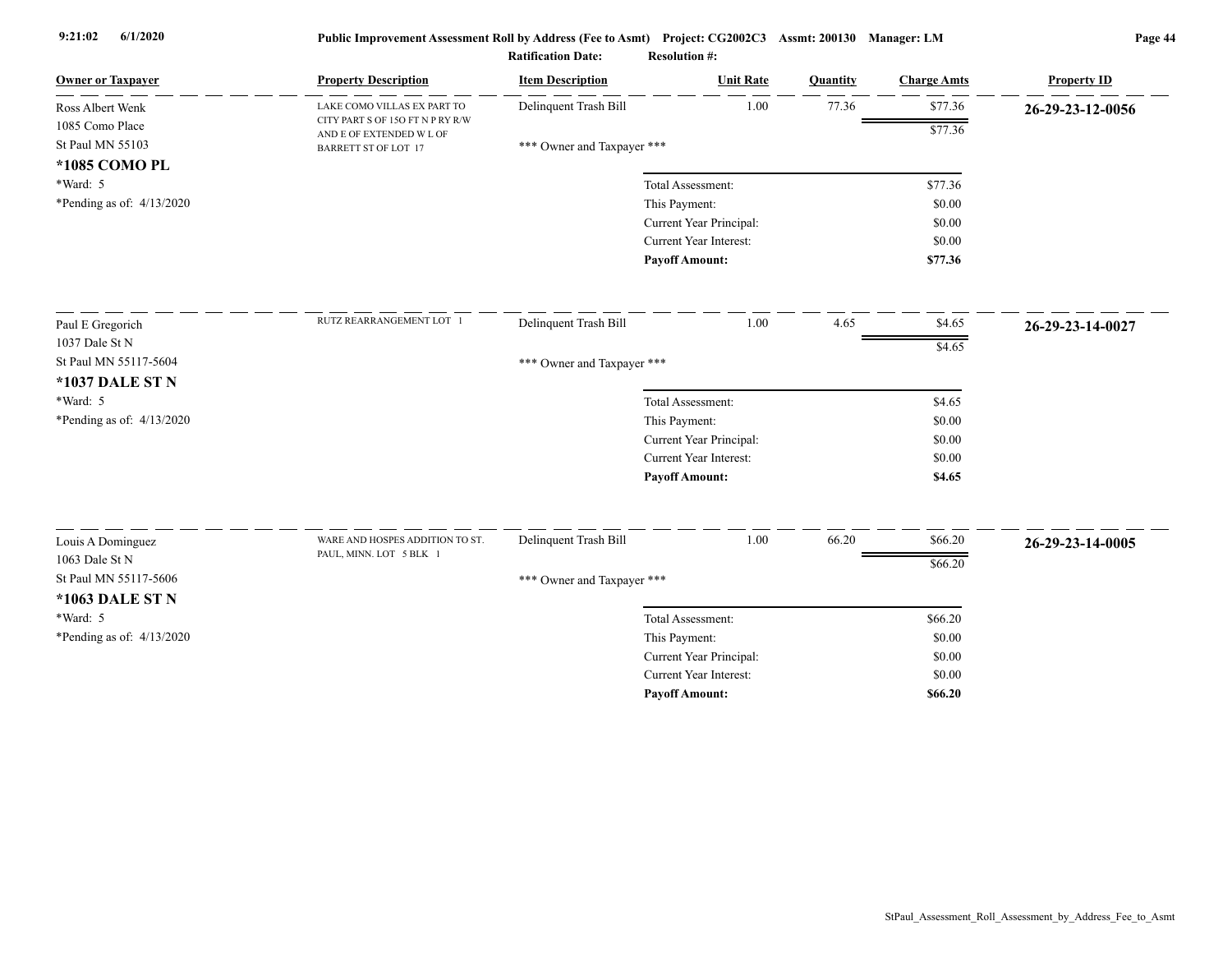# Public Improvement Assessment Roll by Address (Fee to Asmt)

9:21:02 6/1/2020

Project: CG2002C3 Assmt: 200130 Manager: LM

Ratification Date: Resolution #:

| Owner or Taxpayer | Property Description | Item Description | Unit Rate | Quantity | Charge Amts | Property ID |
|---|---|---|---|---|---|---|
| Ross Albert Wenk<br>1085 Como Place<br>St Paul MN 55103<br>**\*1085 COMO PL**<br>\*Ward: 5<br>\*Pending as of: 4/13/2020 | LAKE COMO VILLAS EX PART TO CITY PART S OF 15O FT N P RY R/W AND E OF EXTENDED W L OF BARRETT ST OF LOT 17 | Delinquent Trash Bill | 1.00 | 77.36 | $77.36 | **26-29-23-12-0056** |
| | | | | | $77.36 | |
| | | \*\*\* Owner and Taxpayer \*\*\* | | | | |
| | | Total Assessment: | | | $77.36 | |
| | | This Payment: | | | $0.00 | |
| | | Current Year Principal: | | | $0.00 | |
| | | Current Year Interest: | | | $0.00 | |
| | | **Payoff Amount:** | | | **$77.36** | |
| Paul E Gregorich<br>1037 Dale St N<br>St Paul MN 55117-5604<br>**\*1037 DALE ST N**<br>\*Ward: 5<br>\*Pending as of: 4/13/2020 | RUTZ REARRANGEMENT LOT 1 | Delinquent Trash Bill | 1.00 | 4.65 | $4.65 | **26-29-23-14-0027** |
| | | | | | $4.65 | |
| | | \*\*\* Owner and Taxpayer \*\*\* | | | | |
| | | Total Assessment: | | | $4.65 | |
| | | This Payment: | | | $0.00 | |
| | | Current Year Principal: | | | $0.00 | |
| | | Current Year Interest: | | | $0.00 | |
| | | **Payoff Amount:** | | | **$4.65** | |
| Louis A Dominguez<br>1063 Dale St N<br>St Paul MN 55117-5606<br>**\*1063 DALE ST N**<br>\*Ward: 5<br>\*Pending as of: 4/13/2020 | WARE AND HOSPES ADDITION TO ST. PAUL, MINN. LOT 5 BLK 1 | Delinquent Trash Bill | 1.00 | 66.20 | $66.20 | **26-29-23-14-0005** |
| | | | | | $66.20 | |
| | | \*\*\* Owner and Taxpayer \*\*\* | | | | |
| | | Total Assessment: | | | $66.20 | |
| | | This Payment: | | | $0.00 | |
| | | Current Year Principal: | | | $0.00 | |
| | | Current Year Interest: | | | $0.00 | |
| | | **Payoff Amount:** | | | **$66.20** | |

StPaul_Assessment_Roll_Assessment_by_Address_Fee_to_Asmt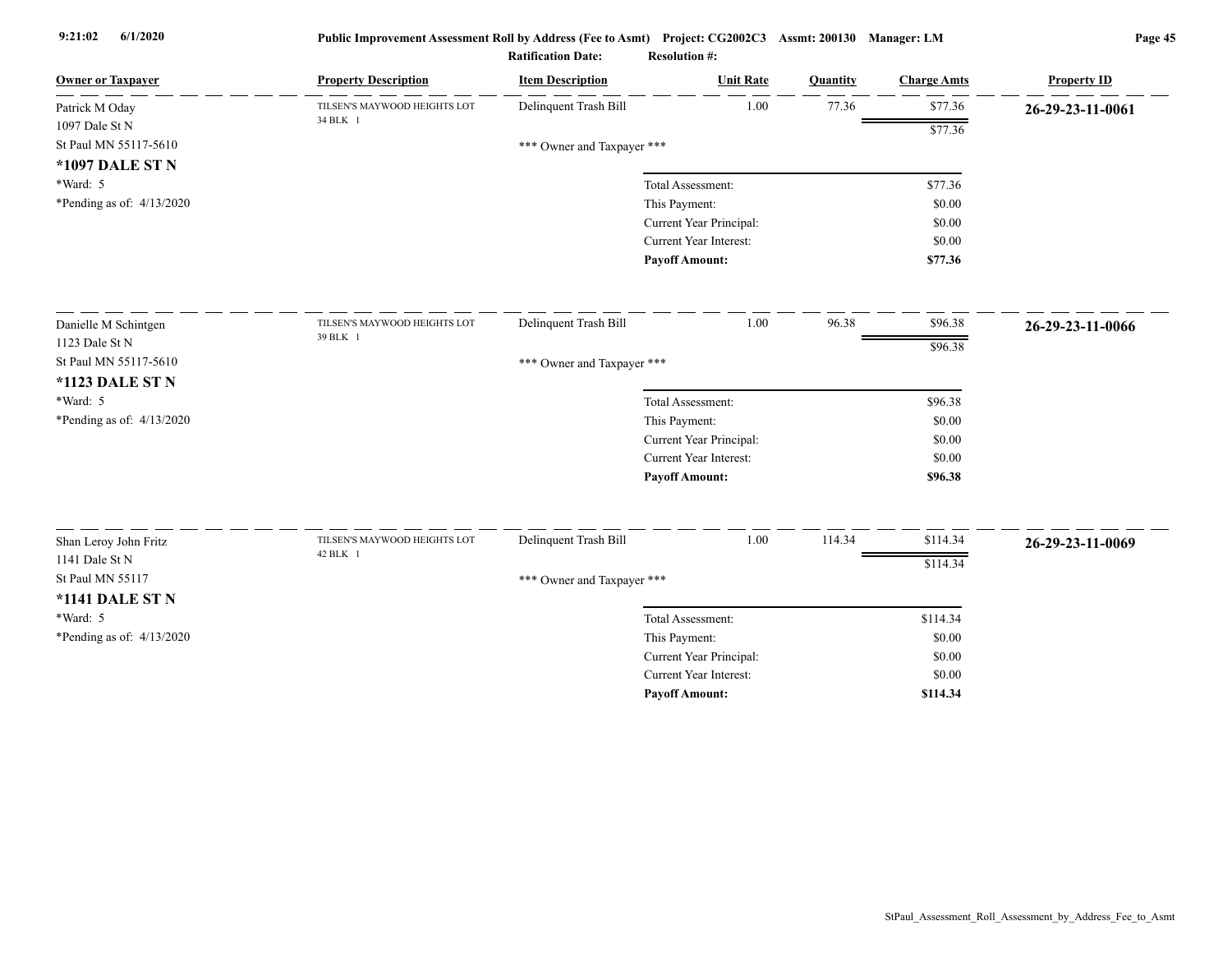| Owner or Taxpayer | Property Description | Item Description | Unit Rate | Quantity | Charge Amts | Property ID |
|---|---|---|---|---|---|---|
| Patrick M Oday<br>1097 Dale St N<br>St Paul MN 55117-5610<br>**\*1097 DALE ST N**<br>\*Ward: 5<br>\*Pending as of: 4/13/2020 | TILSEN'S MAYWOOD HEIGHTS LOT 34 BLK 1 | Delinquent Trash Bill | 1.00 | 77.36 | $77.36 | **26-29-23-11-0061** |
| | | | | | $77.36 | |
| | | \*\*\* Owner and Taxpayer \*\*\* | | | | |
| | | | Total Assessment: | | $77.36 | |
| | | | This Payment: | | $0.00 | |
| | | | Current Year Principal: | | $0.00 | |
| | | | Current Year Interest: | | $0.00 | |
| | | | **Payoff Amount:** | | **$77.36** | |
| Danielle M Schintgen<br>1123 Dale St N<br>St Paul MN 55117-5610<br>**\*1123 DALE ST N**<br>\*Ward: 5<br>\*Pending as of: 4/13/2020 | TILSEN'S MAYWOOD HEIGHTS LOT 39 BLK 1 | Delinquent Trash Bill | 1.00 | 96.38 | $96.38 | **26-29-23-11-0066** |
| | | | | | $96.38 | |
| | | \*\*\* Owner and Taxpayer \*\*\* | | | | |
| | | | Total Assessment: | | $96.38 | |
| | | | This Payment: | | $0.00 | |
| | | | Current Year Principal: | | $0.00 | |
| | | | Current Year Interest: | | $0.00 | |
| | | | **Payoff Amount:** | | **$96.38** | |
| Shan Leroy John Fritz<br>1141 Dale St N<br>St Paul MN 55117<br>**\*1141 DALE ST N**<br>\*Ward: 5<br>\*Pending as of: 4/13/2020 | TILSEN'S MAYWOOD HEIGHTS LOT 42 BLK 1 | Delinquent Trash Bill | 1.00 | 114.34 | $114.34 | **26-29-23-11-0069** |
| | | | | | $114.34 | |
| | | \*\*\* Owner and Taxpayer \*\*\* | | | | |
| | | | Total Assessment: | | $114.34 | |
| | | | This Payment: | | $0.00 | |
| | | | Current Year Principal: | | $0.00 | |
| | | | Current Year Interest: | | $0.00 | |
| | | | **Payoff Amount:** | | **$114.34** | |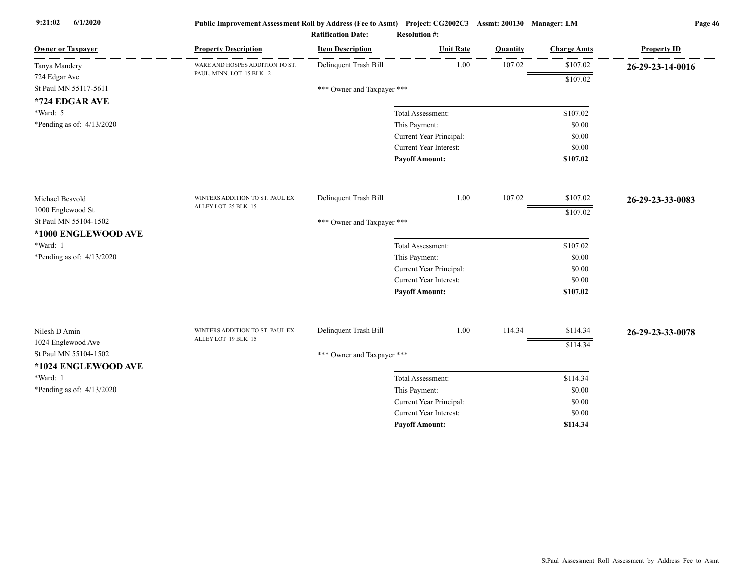| Owner or Taxpayer | Property Description | Item Description | Unit Rate | Quantity | Charge Amts | Property ID |
|---|---|---|---|---|---|---|
| Tanya Mandery<br>724 Edgar Ave<br>St Paul MN 55117-5611<br>**\*724 EDGAR AVE**<br>\*Ward: 5<br>\*Pending as of: 4/13/2020 | WARE AND HOSPES ADDITION TO ST. PAUL, MINN. LOT 15 BLK 2 | Delinquent Trash Bill | 1.00 | 107.02 | $107.02 | **26-29-23-14-0016** |
| | | | | | $107.02 | |
| | | *** Owner and Taxpayer *** | | | | |
| | | | Total Assessment: | | $107.02 | |
| | | | This Payment: | | $0.00 | |
| | | | Current Year Principal: | | $0.00 | |
| | | | Current Year Interest: | | $0.00 | |
| | | | **Payoff Amount:** | | **$107.02** | |
| Michael Besvold<br>1000 Englewood St<br>St Paul MN 55104-1502<br>**\*1000 ENGLEWOOD AVE**<br>\*Ward: 1<br>\*Pending as of: 4/13/2020 | WINTERS ADDITION TO ST. PAUL EX ALLEY LOT 25 BLK 15 | Delinquent Trash Bill | 1.00 | 107.02 | $107.02 | **26-29-23-33-0083** |
| | | | | | $107.02 | |
| | | *** Owner and Taxpayer *** | | | | |
| | | | Total Assessment: | | $107.02 | |
| | | | This Payment: | | $0.00 | |
| | | | Current Year Principal: | | $0.00 | |
| | | | Current Year Interest: | | $0.00 | |
| | | | **Payoff Amount:** | | **$107.02** | |
| Nilesh D Amin<br>1024 Englewood Ave<br>St Paul MN 55104-1502<br>**\*1024 ENGLEWOOD AVE**<br>\*Ward: 1<br>\*Pending as of: 4/13/2020 | WINTERS ADDITION TO ST. PAUL EX ALLEY LOT 19 BLK 15 | Delinquent Trash Bill | 1.00 | 114.34 | $114.34 | **26-29-23-33-0078** |
| | | | | | $114.34 | |
| | | *** Owner and Taxpayer *** | | | | |
| | | | Total Assessment: | | $114.34 | |
| | | | This Payment: | | $0.00 | |
| | | | Current Year Principal: | | $0.00 | |
| | | | Current Year Interest: | | $0.00 | |
| | | | **Payoff Amount:** | | **$114.34** | |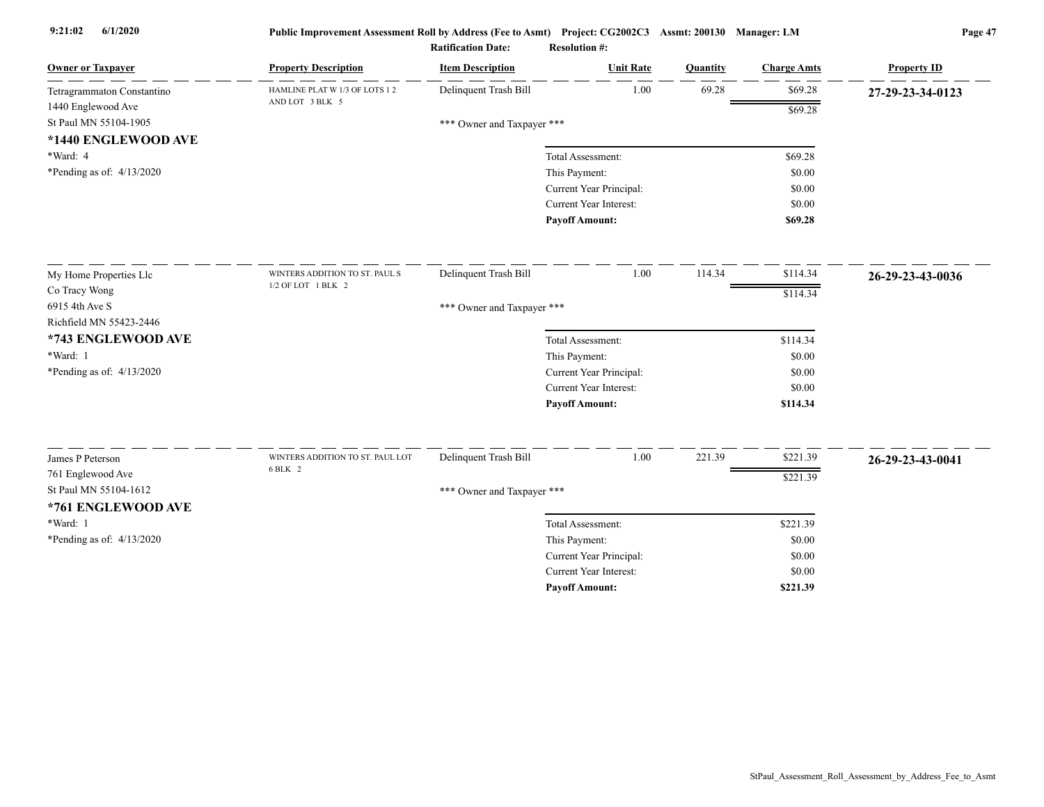**Public Improvement Assessment Roll by Address (Fee to Asmt) Project: CG2002C3 Assmt: 200130 Manager: LM**

**Ratification Date: Resolution #:**

| Owner or Taxpayer | Property Description | Item Description | Unit Rate | Quantity | Charge Amts | Property ID |
|---|---|---|---|---|---|---|
| Tetragrammaton Constantino<br>1440 Englewood Ave<br>St Paul MN 55104-1905<br>**\*1440 ENGLEWOOD AVE**<br>\*Ward: 4<br>\*Pending as of: 4/13/2020 | HAMLINE PLAT W 1/3 OF LOTS 1 2 AND LOT 3 BLK 5 | Delinquent Trash Bill | 1.00 | 69.28 | $69.28 | **27-29-23-34-0123** |
| | | | | | $69.28 | |
| | | \*\*\* Owner and Taxpayer \*\*\* | | | | |
| | | | Total Assessment: | | $69.28 | |
| | | | This Payment: | | $0.00 | |
| | | | Current Year Principal: | | $0.00 | |
| | | | Current Year Interest: | | $0.00 | |
| | | | **Payoff Amount:** | | **$69.28** | |
| My Home Properties Llc<br>Co Tracy Wong<br>6915 4th Ave S<br>Richfield MN 55423-2446<br>**\*743 ENGLEWOOD AVE**<br>\*Ward: 1<br>\*Pending as of: 4/13/2020 | WINTERS ADDITION TO ST. PAUL S 1/2 OF LOT 1 BLK 2 | Delinquent Trash Bill | 1.00 | 114.34 | $114.34 | **26-29-23-43-0036** |
| | | | | | $114.34 | |
| | | \*\*\* Owner and Taxpayer \*\*\* | | | | |
| | | | Total Assessment: | | $114.34 | |
| | | | This Payment: | | $0.00 | |
| | | | Current Year Principal: | | $0.00 | |
| | | | Current Year Interest: | | $0.00 | |
| | | | **Payoff Amount:** | | **$114.34** | |
| James P Peterson<br>761 Englewood Ave<br>St Paul MN 55104-1612<br>**\*761 ENGLEWOOD AVE**<br>\*Ward: 1<br>\*Pending as of: 4/13/2020 | WINTERS ADDITION TO ST. PAUL LOT 6 BLK 2 | Delinquent Trash Bill | 1.00 | 221.39 | $221.39 | **26-29-23-43-0041** |
| | | | | | $221.39 | |
| | | \*\*\* Owner and Taxpayer \*\*\* | | | | |
| | | | Total Assessment: | | $221.39 | |
| | | | This Payment: | | $0.00 | |
| | | | Current Year Principal: | | $0.00 | |
| | | | Current Year Interest: | | $0.00 | |
| | | | **Payoff Amount:** | | **$221.39** | |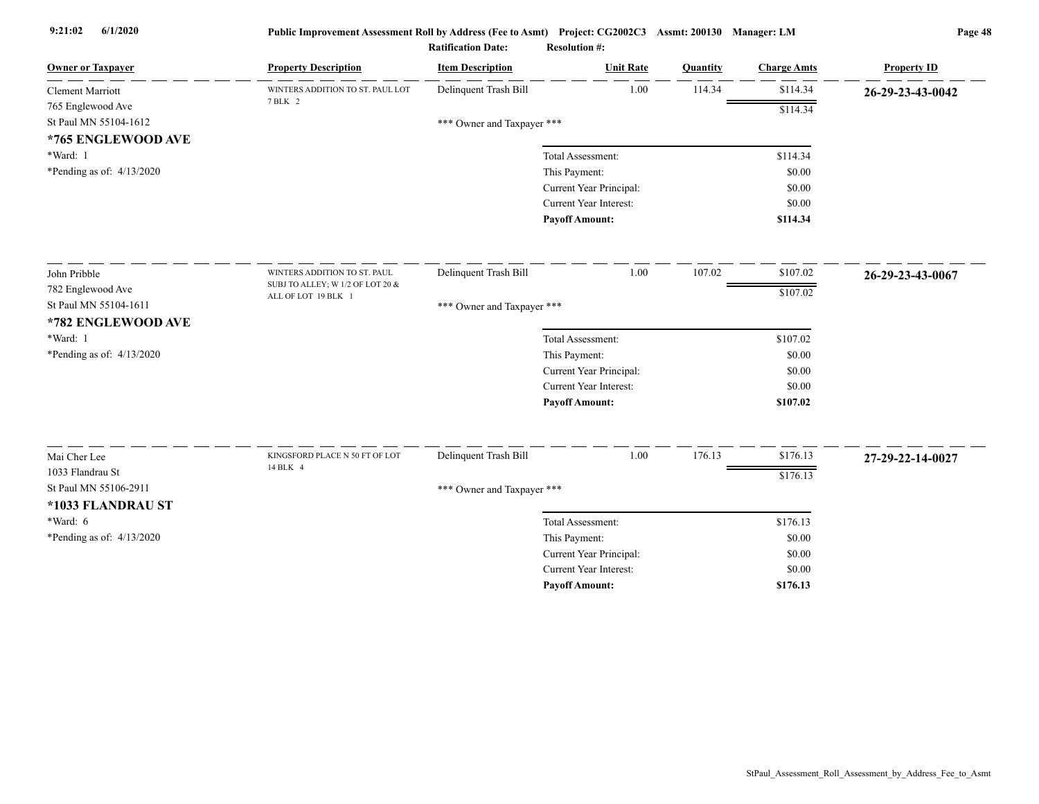Public Improvement Assessment Roll by Address (Fee to Asmt) Project: CG2002C3 Assmt: 200130 Manager: LM

Ratification Date: Resolution #:

| Owner or Taxpayer | Property Description | Item Description | Unit Rate | Quantity | Charge Amts | Property ID |
|---|---|---|---|---|---|---|
| Clement Marriott<br>765 Englewood Ave<br>St Paul MN 55104-1612<br>**\*765 ENGLEWOOD AVE**<br>\*Ward: 1<br>\*Pending as of: 4/13/2020 | WINTERS ADDITION TO ST. PAUL LOT 7 BLK 2 | Delinquent Trash Bill | 1.00 | 114.34 | $114.34 | **26-29-23-43-0042** |
| | | | | | $114.34 | |
| | | *** Owner and Taxpayer *** | | | | |
| | | Total Assessment: | | | $114.34 | |
| | | This Payment: | | | $0.00 | |
| | | Current Year Principal: | | | $0.00 | |
| | | Current Year Interest: | | | $0.00 | |
| | | **Payoff Amount:** | | | **$114.34** | |
| John Pribble<br>782 Englewood Ave<br>St Paul MN 55104-1611<br>**\*782 ENGLEWOOD AVE**<br>\*Ward: 1<br>\*Pending as of: 4/13/2020 | WINTERS ADDITION TO ST. PAUL SUBJ TO ALLEY; W 1/2 OF LOT 20 & ALL OF LOT 19 BLK 1 | Delinquent Trash Bill | 1.00 | 107.02 | $107.02 | **26-29-23-43-0067** |
| | | | | | $107.02 | |
| | | *** Owner and Taxpayer *** | | | | |
| | | Total Assessment: | | | $107.02 | |
| | | This Payment: | | | $0.00 | |
| | | Current Year Principal: | | | $0.00 | |
| | | Current Year Interest: | | | $0.00 | |
| | | **Payoff Amount:** | | | **$107.02** | |
| Mai Cher Lee<br>1033 Flandrau St<br>St Paul MN 55106-2911<br>**\*1033 FLANDRAU ST**<br>\*Ward: 6<br>\*Pending as of: 4/13/2020 | KINGSFORD PLACE N 50 FT OF LOT 14 BLK 4 | Delinquent Trash Bill | 1.00 | 176.13 | $176.13 | **27-29-22-14-0027** |
| | | | | | $176.13 | |
| | | *** Owner and Taxpayer *** | | | | |
| | | Total Assessment: | | | $176.13 | |
| | | This Payment: | | | $0.00 | |
| | | Current Year Principal: | | | $0.00 | |
| | | Current Year Interest: | | | $0.00 | |
| | | **Payoff Amount:** | | | **$176.13** | |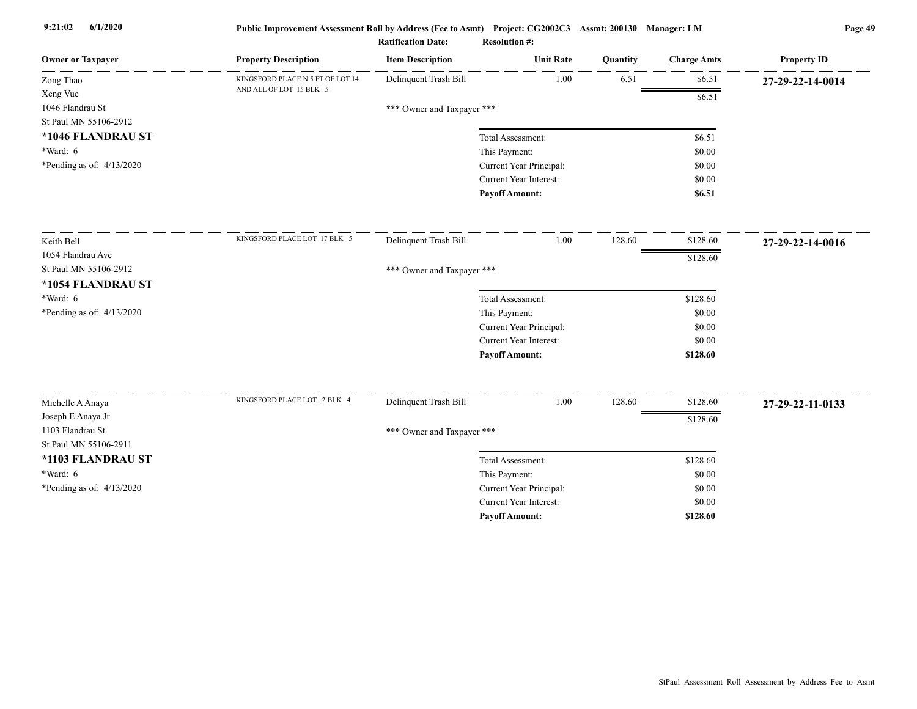Public Improvement Assessment Roll by Address (Fee to Asmt) Project: CG2002C3 Assmt: 200130 Manager: LM

Ratification Date: Resolution #:

| Owner or Taxpayer | Property Description | Item Description | Unit Rate | Quantity | Charge Amts | Property ID |
|---|---|---|---|---|---|---|
| Zong Thao<br>Xeng Vue<br>1046 Flandrau St<br>St Paul MN 55106-2912<br>**\*1046 FLANDRAU ST**<br>\*Ward: 6<br>\*Pending as of: 4/13/2020 | KINGSFORD PLACE N 5 FT OF LOT 14 AND ALL OF LOT 15 BLK 5 | Delinquent Trash Bill | 1.00 | 6.51 | $6.51 | **27-29-22-14-0014** |
| | | | | | $6.51 | |
| | | \*\*\* Owner and Taxpayer \*\*\* | | | | |
| | | Total Assessment: | | | $6.51 | |
| | | This Payment: | | | $0.00 | |
| | | Current Year Principal: | | | $0.00 | |
| | | Current Year Interest: | | | $0.00 | |
| | | **Payoff Amount:** | | | **$6.51** | |
| Keith Bell<br>1054 Flandrau Ave<br>St Paul MN 55106-2912<br>**\*1054 FLANDRAU ST**<br>\*Ward: 6<br>\*Pending as of: 4/13/2020 | KINGSFORD PLACE LOT 17 BLK 5 | Delinquent Trash Bill | 1.00 | 128.60 | $128.60 | **27-29-22-14-0016** |
| | | | | | $128.60 | |
| | | \*\*\* Owner and Taxpayer \*\*\* | | | | |
| | | Total Assessment: | | | $128.60 | |
| | | This Payment: | | | $0.00 | |
| | | Current Year Principal: | | | $0.00 | |
| | | Current Year Interest: | | | $0.00 | |
| | | **Payoff Amount:** | | | **$128.60** | |
| Michelle A Anaya<br>Joseph E Anaya Jr<br>1103 Flandrau St<br>St Paul MN 55106-2911<br>**\*1103 FLANDRAU ST**<br>\*Ward: 6<br>\*Pending as of: 4/13/2020 | KINGSFORD PLACE LOT 2 BLK 4 | Delinquent Trash Bill | 1.00 | 128.60 | $128.60 | **27-29-22-11-0133** |
| | | | | | $128.60 | |
| | | \*\*\* Owner and Taxpayer \*\*\* | | | | |
| | | Total Assessment: | | | $128.60 | |
| | | This Payment: | | | $0.00 | |
| | | Current Year Principal: | | | $0.00 | |
| | | Current Year Interest: | | | $0.00 | |
| | | **Payoff Amount:** | | | **$128.60** | |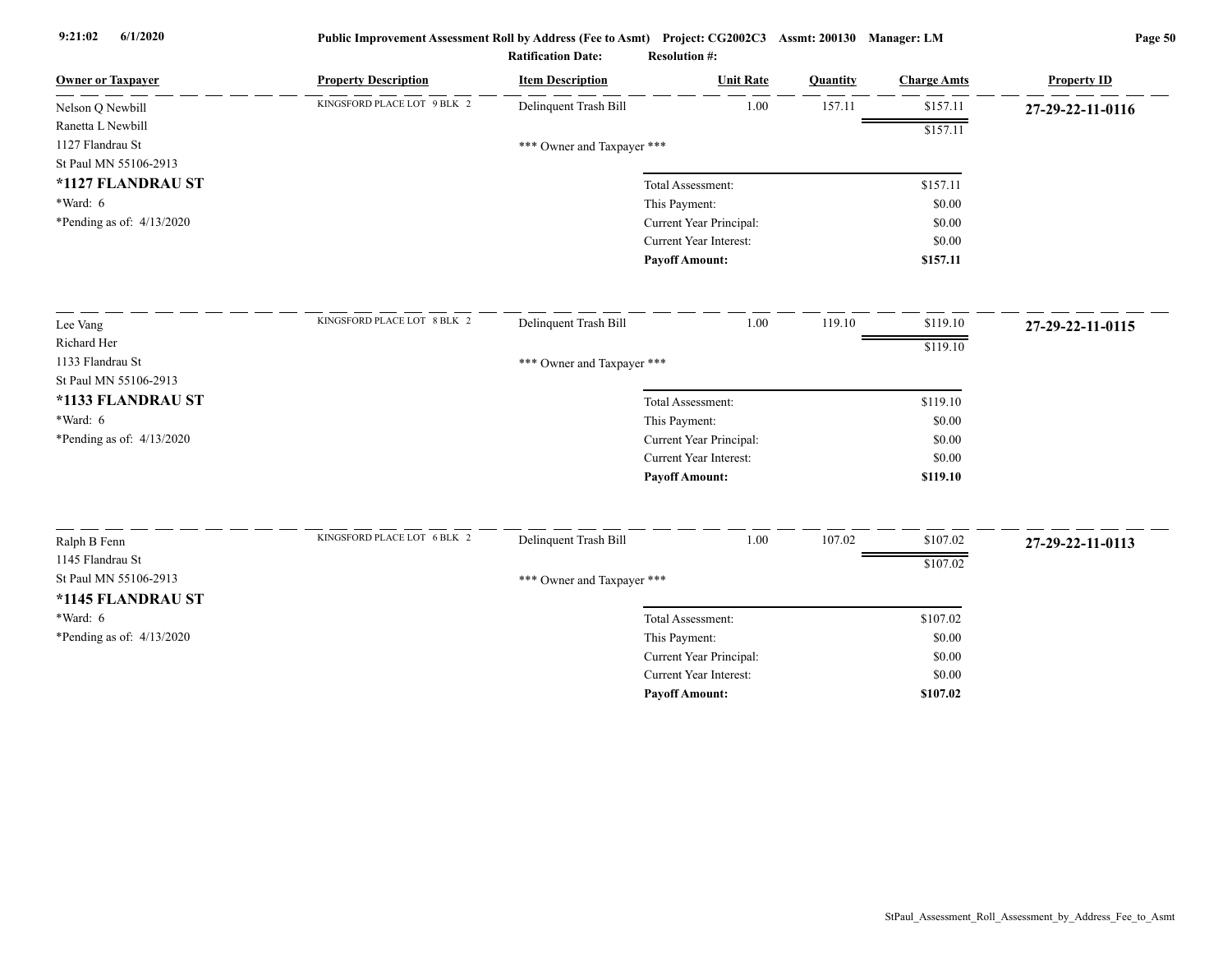| Owner or Taxpayer | Property Description | Item Description | Unit Rate | Quantity | Charge Amts | Property ID |
|---|---|---|---|---|---|---|
| Nelson Q Newbill<br>Ranetta L Newbill<br>1127 Flandrau St<br>St Paul MN 55106-2913<br>**\*1127 FLANDRAU ST**<br>\*Ward: 6<br>\*Pending as of: 4/13/2020 | KINGSFORD PLACE LOT 9 BLK 2 | Delinquent Trash Bill | 1.00 | 157.11 | $157.11 | **27-29-22-11-0116** |
| | | | | | $157.11 | |
| | | \*\*\* Owner and Taxpayer \*\*\* | | | | |
| | | | Total Assessment: | | $157.11 | |
| | | | This Payment: | | $0.00 | |
| | | | Current Year Principal: | | $0.00 | |
| | | | Current Year Interest: | | $0.00 | |
| | | | **Payoff Amount:** | | **$157.11** | |
| Lee Vang<br>Richard Her<br>1133 Flandrau St<br>St Paul MN 55106-2913<br>**\*1133 FLANDRAU ST**<br>\*Ward: 6<br>\*Pending as of: 4/13/2020 | KINGSFORD PLACE LOT 8 BLK 2 | Delinquent Trash Bill | 1.00 | 119.10 | $119.10 | **27-29-22-11-0115** |
| | | | | | $119.10 | |
| | | \*\*\* Owner and Taxpayer \*\*\* | | | | |
| | | | Total Assessment: | | $119.10 | |
| | | | This Payment: | | $0.00 | |
| | | | Current Year Principal: | | $0.00 | |
| | | | Current Year Interest: | | $0.00 | |
| | | | **Payoff Amount:** | | **$119.10** | |
| Ralph B Fenn<br>1145 Flandrau St<br>St Paul MN 55106-2913<br>**\*1145 FLANDRAU ST**<br>\*Ward: 6<br>\*Pending as of: 4/13/2020 | KINGSFORD PLACE LOT 6 BLK 2 | Delinquent Trash Bill | 1.00 | 107.02 | $107.02 | **27-29-22-11-0113** |
| | | | | | $107.02 | |
| | | \*\*\* Owner and Taxpayer \*\*\* | | | | |
| | | | Total Assessment: | | $107.02 | |
| | | | This Payment: | | $0.00 | |
| | | | Current Year Principal: | | $0.00 | |
| | | | Current Year Interest: | | $0.00 | |
| | | | **Payoff Amount:** | | **$107.02** | |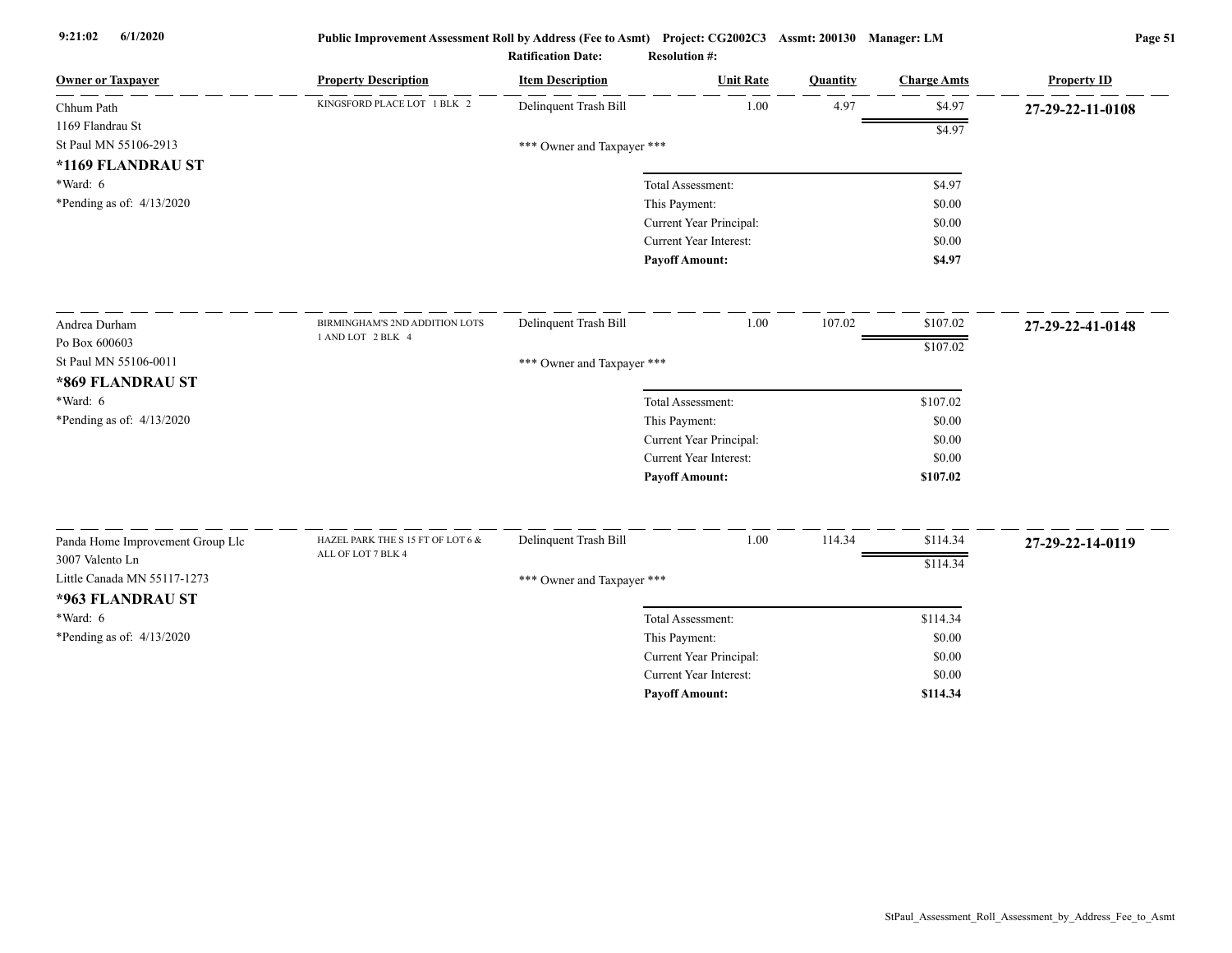Public Improvement Assessment Roll by Address (Fee to Asmt) Project: CG2002C3 Assmt: 200130 Manager: LM

Ratification Date: Resolution #:

| Owner or Taxpayer | Property Description | Item Description | Unit Rate | Quantity | Charge Amts | Property ID |
|---|---|---|---|---|---|---|
| Chhum Path<br>1169 Flandrau St<br>St Paul MN 55106-2913<br>**\*1169 FLANDRAU ST**<br>\*Ward: 6<br>\*Pending as of: 4/13/2020 | KINGSFORD PLACE LOT 1 BLK 2 | Delinquent Trash Bill | 1.00 | 4.97 | $4.97 | **27-29-22-11-0108** |
| | | | | | $4.97 | |
| | | \*\*\* Owner and Taxpayer \*\*\* | | | | |
| | | | Total Assessment: | | $4.97 | |
| | | | This Payment: | | $0.00 | |
| | | | Current Year Principal: | | $0.00 | |
| | | | Current Year Interest: | | $0.00 | |
| | | | **Payoff Amount:** | | **$4.97** | |
| Andrea Durham<br>Po Box 600603<br>St Paul MN 55106-0011<br>**\*869 FLANDRAU ST**<br>\*Ward: 6<br>\*Pending as of: 4/13/2020 | BIRMINGHAM'S 2ND ADDITION LOTS 1 AND LOT 2 BLK 4 | Delinquent Trash Bill | 1.00 | 107.02 | $107.02 | **27-29-22-41-0148** |
| | | | | | $107.02 | |
| | | \*\*\* Owner and Taxpayer \*\*\* | | | | |
| | | | Total Assessment: | | $107.02 | |
| | | | This Payment: | | $0.00 | |
| | | | Current Year Principal: | | $0.00 | |
| | | | Current Year Interest: | | $0.00 | |
| | | | **Payoff Amount:** | | **$107.02** | |
| Panda Home Improvement Group Llc<br>3007 Valento Ln<br>Little Canada MN 55117-1273<br>**\*963 FLANDRAU ST**<br>\*Ward: 6<br>\*Pending as of: 4/13/2020 | HAZEL PARK THE S 15 FT OF LOT 6 & ALL OF LOT 7 BLK 4 | Delinquent Trash Bill | 1.00 | 114.34 | $114.34 | **27-29-22-14-0119** |
| | | | | | $114.34 | |
| | | \*\*\* Owner and Taxpayer \*\*\* | | | | |
| | | | Total Assessment: | | $114.34 | |
| | | | This Payment: | | $0.00 | |
| | | | Current Year Principal: | | $0.00 | |
| | | | Current Year Interest: | | $0.00 | |
| | | | **Payoff Amount:** | | **$114.34** | |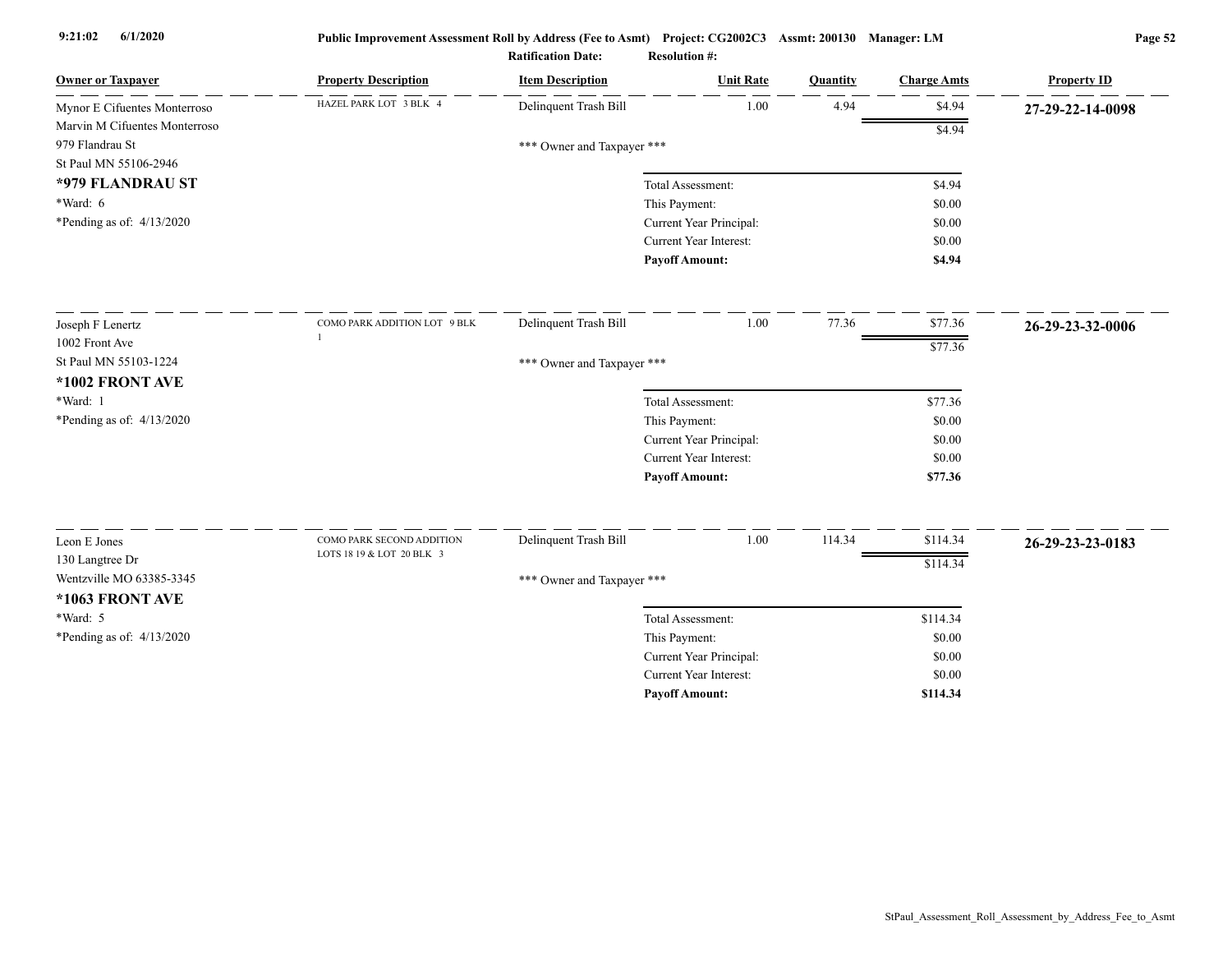**Public Improvement Assessment Roll by Address (Fee to Asmt)** Project: CG2002C3 Assmt: 200130 Manager: LM

Ratification Date: Resolution #:

| Owner or Taxpayer | Property Description | Item Description | Unit Rate | Quantity | Charge Amts | Property ID |
|---|---|---|---|---|---|---|
| Mynor E Cifuentes Monterroso<br>Marvin M Cifuentes Monterroso<br>979 Flandrau St<br>St Paul MN 55106-2946<br>**\*979 FLANDRAU ST**<br>\*Ward: 6<br>\*Pending as of: 4/13/2020 | HAZEL PARK LOT 3 BLK 4 | Delinquent Trash Bill | 1.00 | 4.94 | $4.94 | **27-29-22-14-0098** |
| | | | | | $4.94 | |
| | | \*\*\* Owner and Taxpayer \*\*\* | | | | |
| | | Total Assessment: | | | $4.94 | |
| | | This Payment: | | | $0.00 | |
| | | Current Year Principal: | | | $0.00 | |
| | | Current Year Interest: | | | $0.00 | |
| | | **Payoff Amount:** | | | **$4.94** | |
| Joseph F Lenertz<br>1002 Front Ave<br>St Paul MN 55103-1224<br>**\*1002 FRONT AVE**<br>\*Ward: 1<br>\*Pending as of: 4/13/2020 | COMO PARK ADDITION LOT 9 BLK 1 | Delinquent Trash Bill | 1.00 | 77.36 | $77.36 | **26-29-23-32-0006** |
| | | | | | $77.36 | |
| | | \*\*\* Owner and Taxpayer \*\*\* | | | | |
| | | Total Assessment: | | | $77.36 | |
| | | This Payment: | | | $0.00 | |
| | | Current Year Principal: | | | $0.00 | |
| | | Current Year Interest: | | | $0.00 | |
| | | **Payoff Amount:** | | | **$77.36** | |
| Leon E Jones<br>130 Langtree Dr<br>Wentzville MO 63385-3345<br>**\*1063 FRONT AVE**<br>\*Ward: 5<br>\*Pending as of: 4/13/2020 | COMO PARK SECOND ADDITION LOTS 18 19 & LOT 20 BLK 3 | Delinquent Trash Bill | 1.00 | 114.34 | $114.34 | **26-29-23-23-0183** |
| | | | | | $114.34 | |
| | | \*\*\* Owner and Taxpayer \*\*\* | | | | |
| | | Total Assessment: | | | $114.34 | |
| | | This Payment: | | | $0.00 | |
| | | Current Year Principal: | | | $0.00 | |
| | | Current Year Interest: | | | $0.00 | |
| | | **Payoff Amount:** | | | **$114.34** | |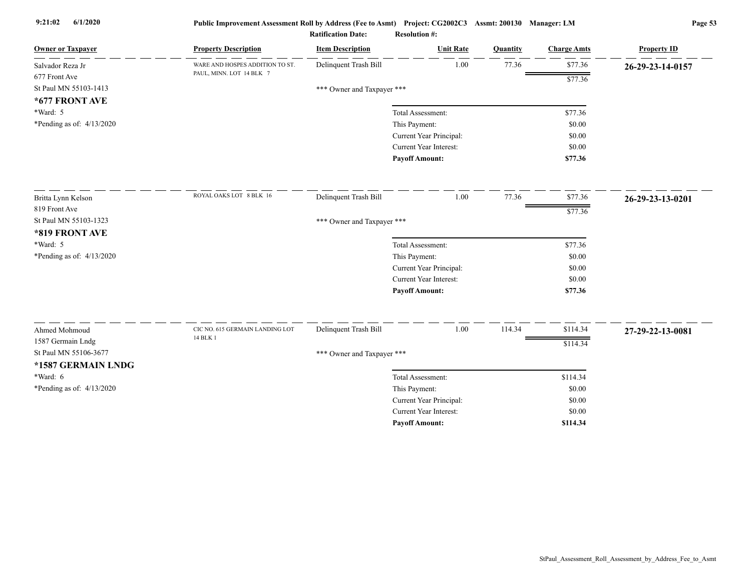**Public Improvement Assessment Roll by Address (Fee to Asmt)** Project: CG2002C3 Assmt: 200130 Manager: LM

**Ratification Date:** **Resolution #:**

| Owner or Taxpayer | Property Description | Item Description | Unit Rate | Quantity | Charge Amts | Property ID |
|---|---|---|---|---|---|---|
| Salvador Reza Jr<br>677 Front Ave<br>St Paul MN 55103-1413<br>**\*677 FRONT AVE**<br>\*Ward: 5<br>\*Pending as of: 4/13/2020 | WARE AND HOSPES ADDITION TO ST. PAUL, MINN. LOT 14 BLK 7 | Delinquent Trash Bill | 1.00 | 77.36 | $77.36 | **26-29-23-14-0157** |
| | | | | | $77.36 | |
| | | *** Owner and Taxpayer *** | | | | |
| | | | Total Assessment: | | $77.36 | |
| | | | This Payment: | | $0.00 | |
| | | | Current Year Principal: | | $0.00 | |
| | | | Current Year Interest: | | $0.00 | |
| | | | **Payoff Amount:** | | **$77.36** | |
| Britta Lynn Kelson<br>819 Front Ave<br>St Paul MN 55103-1323<br>**\*819 FRONT AVE**<br>\*Ward: 5<br>\*Pending as of: 4/13/2020 | ROYAL OAKS LOT 8 BLK 16 | Delinquent Trash Bill | 1.00 | 77.36 | $77.36 | **26-29-23-13-0201** |
| | | | | | $77.36 | |
| | | *** Owner and Taxpayer *** | | | | |
| | | | Total Assessment: | | $77.36 | |
| | | | This Payment: | | $0.00 | |
| | | | Current Year Principal: | | $0.00 | |
| | | | Current Year Interest: | | $0.00 | |
| | | | **Payoff Amount:** | | **$77.36** | |
| Ahmed Mohmoud<br>1587 Germain Lndg<br>St Paul MN 55106-3677<br>**\*1587 GERMAIN LNDG**<br>\*Ward: 6<br>\*Pending as of: 4/13/2020 | CIC NO. 615 GERMAIN LANDING LOT 14 BLK 1 | Delinquent Trash Bill | 1.00 | 114.34 | $114.34 | **27-29-22-13-0081** |
| | | | | | $114.34 | |
| | | *** Owner and Taxpayer *** | | | | |
| | | | Total Assessment: | | $114.34 | |
| | | | This Payment: | | $0.00 | |
| | | | Current Year Principal: | | $0.00 | |
| | | | Current Year Interest: | | $0.00 | |
| | | | **Payoff Amount:** | | **$114.34** | |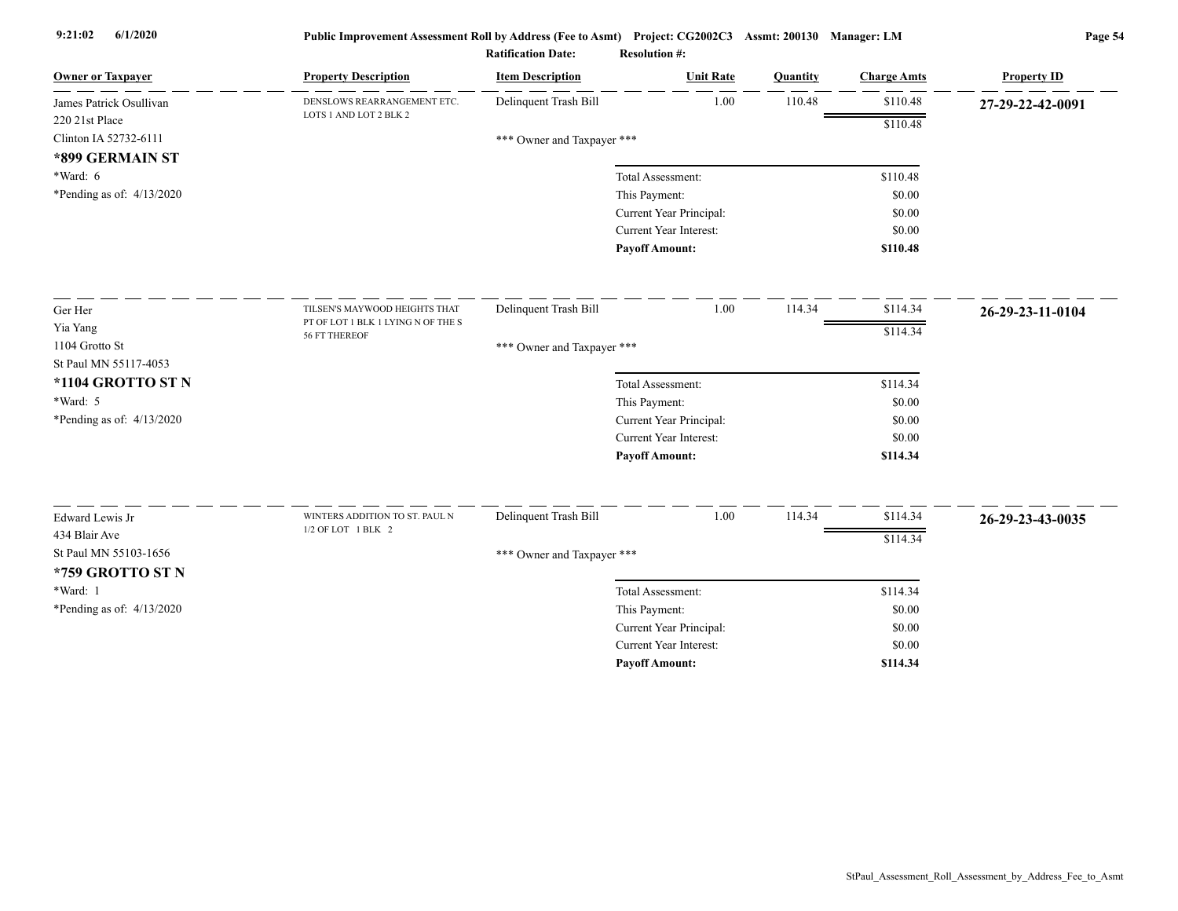**Public Improvement Assessment Roll by Address (Fee to Asmt)** Project: CG2002C3 Assmt: 200130 Manager: LM

Ratification Date: Resolution #:

| Owner or Taxpayer | Property Description | Item Description | Unit Rate | Quantity | Charge Amts | Property ID |
|---|---|---|---|---|---|---|
| James Patrick Osullivan<br>220 21st Place<br>Clinton IA 52732-6111<br>**\*899 GERMAIN ST**<br>\*Ward: 6<br>\*Pending as of: 4/13/2020 | DENSLOWS REARRANGEMENT ETC. LOTS 1 AND LOT 2 BLK 2 | Delinquent Trash Bill | 1.00 | 110.48 | $110.48 | **27-29-22-42-0091** |
| | | | | | $110.48 | |
| | | \*\*\* Owner and Taxpayer \*\*\* | | | | |
| | | Total Assessment: | | | $110.48 | |
| | | This Payment: | | | $0.00 | |
| | | Current Year Principal: | | | $0.00 | |
| | | Current Year Interest: | | | $0.00 | |
| | | **Payoff Amount:** | | | **$110.48** | |
| Ger Her<br>Yia Yang<br>1104 Grotto St<br>St Paul MN 55117-4053<br>**\*1104 GROTTO ST N**<br>\*Ward: 5<br>\*Pending as of: 4/13/2020 | TILSEN'S MAYWOOD HEIGHTS THAT PT OF LOT 1 BLK 1 LYING N OF THE S 56 FT THEREOF | Delinquent Trash Bill | 1.00 | 114.34 | $114.34 | **26-29-23-11-0104** |
| | | | | | $114.34 | |
| | | \*\*\* Owner and Taxpayer \*\*\* | | | | |
| | | Total Assessment: | | | $114.34 | |
| | | This Payment: | | | $0.00 | |
| | | Current Year Principal: | | | $0.00 | |
| | | Current Year Interest: | | | $0.00 | |
| | | **Payoff Amount:** | | | **$114.34** | |
| Edward Lewis Jr<br>434 Blair Ave<br>St Paul MN 55103-1656<br>**\*759 GROTTO ST N**<br>\*Ward: 1<br>\*Pending as of: 4/13/2020 | WINTERS ADDITION TO ST. PAUL N 1/2 OF LOT 1 BLK 2 | Delinquent Trash Bill | 1.00 | 114.34 | $114.34 | **26-29-23-43-0035** |
| | | | | | $114.34 | |
| | | \*\*\* Owner and Taxpayer \*\*\* | | | | |
| | | Total Assessment: | | | $114.34 | |
| | | This Payment: | | | $0.00 | |
| | | Current Year Principal: | | | $0.00 | |
| | | Current Year Interest: | | | $0.00 | |
| | | **Payoff Amount:** | | | **$114.34** | |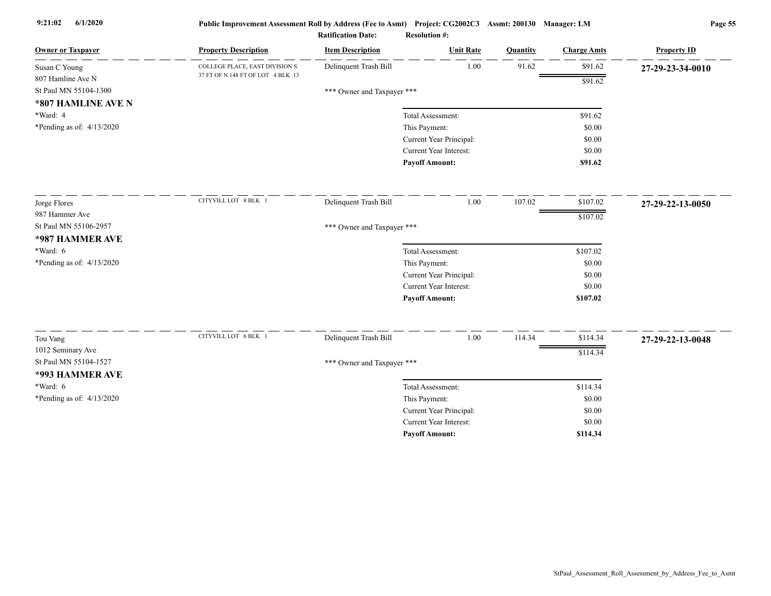| Owner or Taxpayer | Property Description | Item Description | Unit Rate | Quantity | Charge Amts | Property ID |
|---|---|---|---|---|---|---|
| Susan C Young | COLLEGE PLACE, EAST DIVISION S 37 FT OF N 148 FT OF LOT 4 BLK 13 | Delinquent Trash Bill | 1.00 | 91.62 | $91.62 | **27-29-23-34-0010** |
| 807 Hamline Ave N | | | | | $91.62 | |
| St Paul MN 55104-1300 | | *** Owner and Taxpayer *** | | | | |
| **\*807 HAMLINE AVE N** | | | | | | |
| *Ward: 4 | | Total Assessment: | | | $91.62 | |
| *Pending as of: 4/13/2020 | | This Payment: | | | $0.00 | |
| | | Current Year Principal: | | | $0.00 | |
| | | Current Year Interest: | | | $0.00 | |
| | | **Payoff Amount:** | | | **$91.62** | |
| Jorge Flores | CITYVILL LOT 8 BLK 1 | Delinquent Trash Bill | 1.00 | 107.02 | $107.02 | **27-29-22-13-0050** |
| 987 Hammer Ave | | | | | $107.02 | |
| St Paul MN 55106-2957 | | *** Owner and Taxpayer *** | | | | |
| **\*987 HAMMER AVE** | | | | | | |
| *Ward: 6 | | Total Assessment: | | | $107.02 | |
| *Pending as of: 4/13/2020 | | This Payment: | | | $0.00 | |
| | | Current Year Principal: | | | $0.00 | |
| | | Current Year Interest: | | | $0.00 | |
| | | **Payoff Amount:** | | | **$107.02** | |
| Tou Vang | CITYVILL LOT 6 BLK 1 | Delinquent Trash Bill | 1.00 | 114.34 | $114.34 | **27-29-22-13-0048** |
| 1012 Seminary Ave | | | | | $114.34 | |
| St Paul MN 55104-1527 | | *** Owner and Taxpayer *** | | | | |
| **\*993 HAMMER AVE** | | | | | | |
| *Ward: 6 | | Total Assessment: | | | $114.34 | |
| *Pending as of: 4/13/2020 | | This Payment: | | | $0.00 | |
| | | Current Year Principal: | | | $0.00 | |
| | | Current Year Interest: | | | $0.00 | |
| | | **Payoff Amount:** | | | **$114.34** | |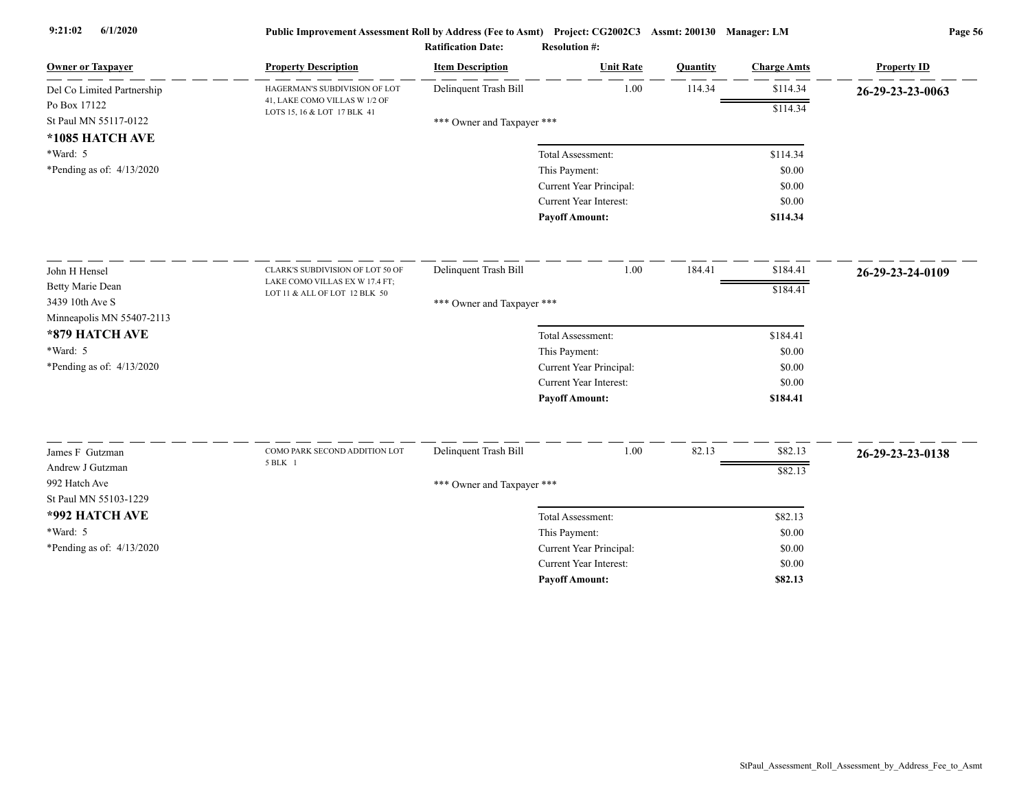**Public Improvement Assessment Roll by Address (Fee to Asmt) Project: CG2002C3 Assmt: 200130 Manager: LM**

**Ratification Date:** **Resolution #:**

| Owner or Taxpayer | Property Description | Item Description | Unit Rate | Quantity | Charge Amts | Property ID |
|---|---|---|---|---|---|---|
| Del Co Limited Partnership<br>Po Box 17122<br>St Paul MN 55117-0122<br>**\*1085 HATCH AVE**<br>\*Ward: 5<br>\*Pending as of: 4/13/2020 | HAGERMAN'S SUBDIVISION OF LOT 41, LAKE COMO VILLAS W 1/2 OF LOTS 15, 16 & LOT 17 BLK 41 | Delinquent Trash Bill<br>\*\*\* Owner and Taxpayer \*\*\* | 1.00 | 114.34 | $114.34<br>$114.34 | **26-29-23-23-0063** |
| | | Total Assessment: | | | $114.34 | |
| | | This Payment: | | | $0.00 | |
| | | Current Year Principal: | | | $0.00 | |
| | | Current Year Interest: | | | $0.00 | |
| | | **Payoff Amount:** | | | **$114.34** | |
| John H Hensel<br>Betty Marie Dean<br>3439 10th Ave S<br>Minneapolis MN 55407-2113<br>**\*879 HATCH AVE**<br>\*Ward: 5<br>\*Pending as of: 4/13/2020 | CLARK'S SUBDIVISION OF LOT 50 OF LAKE COMO VILLAS EX W 17.4 FT; LOT 11 & ALL OF LOT 12 BLK 50 | Delinquent Trash Bill<br>\*\*\* Owner and Taxpayer \*\*\* | 1.00 | 184.41 | $184.41<br>$184.41 | **26-29-23-24-0109** |
| | | Total Assessment: | | | $184.41 | |
| | | This Payment: | | | $0.00 | |
| | | Current Year Principal: | | | $0.00 | |
| | | Current Year Interest: | | | $0.00 | |
| | | **Payoff Amount:** | | | **$184.41** | |
| James F Gutzman<br>Andrew J Gutzman<br>992 Hatch Ave<br>St Paul MN 55103-1229<br>**\*992 HATCH AVE**<br>\*Ward: 5<br>\*Pending as of: 4/13/2020 | COMO PARK SECOND ADDITION LOT 5 BLK 1 | Delinquent Trash Bill<br>\*\*\* Owner and Taxpayer \*\*\* | 1.00 | 82.13 | $82.13<br>$82.13 | **26-29-23-23-0138** |
| | | Total Assessment: | | | $82.13 | |
| | | This Payment: | | | $0.00 | |
| | | Current Year Principal: | | | $0.00 | |
| | | Current Year Interest: | | | $0.00 | |
| | | **Payoff Amount:** | | | **$82.13** | |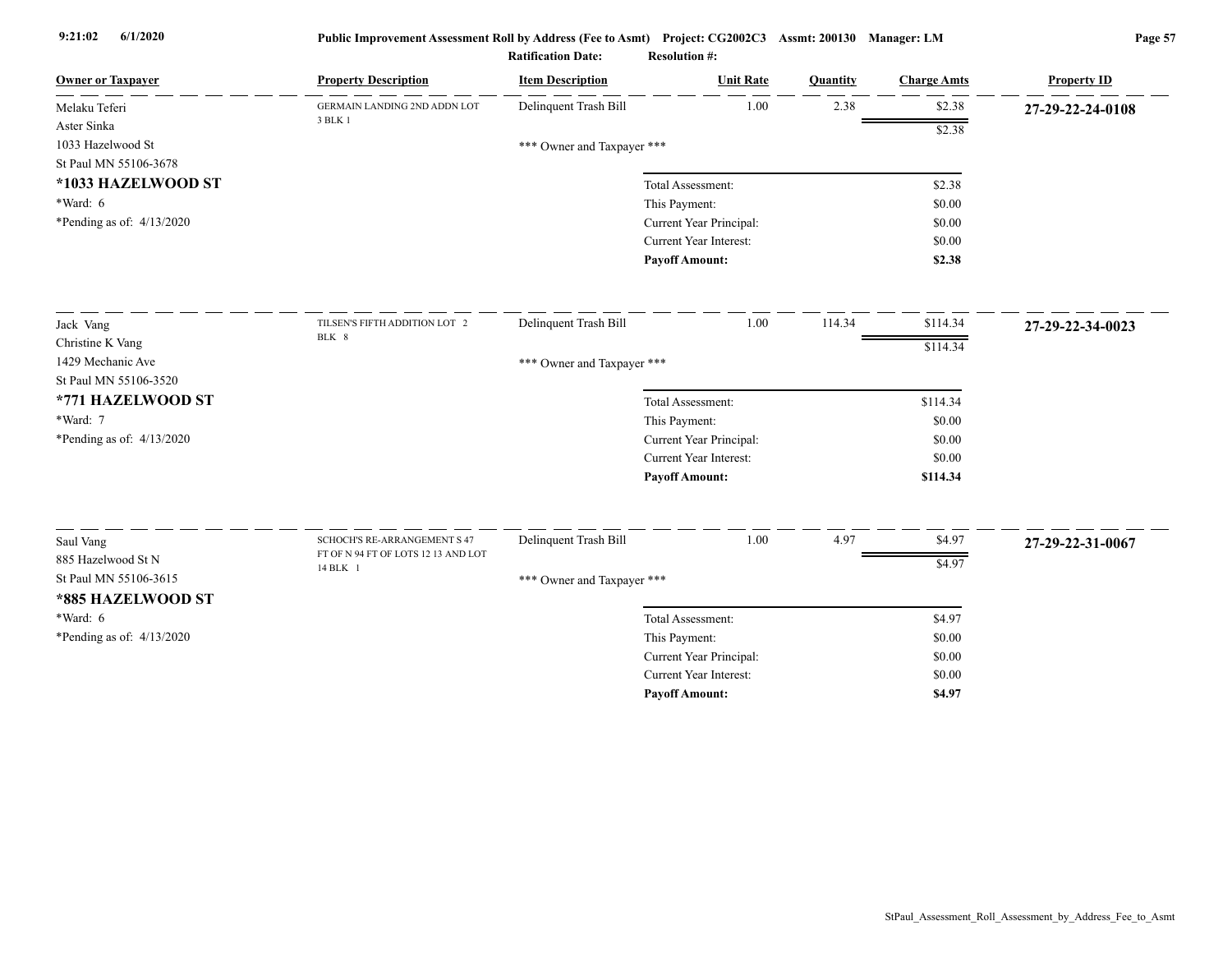Public Improvement Assessment Roll by Address (Fee to Asmt) Project: CG2002C3 Assmt: 200130 Manager: LM

Ratification Date: Resolution #:

| Owner or Taxpayer | Property Description | Item Description | Unit Rate | Quantity | Charge Amts | Property ID |
|---|---|---|---|---|---|---|
| Melaku Teferi<br>Aster Sinka<br>1033 Hazelwood St<br>St Paul MN 55106-3678<br>**\*1033 HAZELWOOD ST**<br>\*Ward: 6<br>\*Pending as of: 4/13/2020 | GERMAIN LANDING 2ND ADDN LOT 3 BLK 1 | Delinquent Trash Bill | 1.00 | 2.38 | $2.38 | **27-29-22-24-0108** |
| | | | | | $2.38 | |
| | | \*\*\* Owner and Taxpayer \*\*\* | | | | |
| | | Total Assessment: | | | $2.38 | |
| | | This Payment: | | | $0.00 | |
| | | Current Year Principal: | | | $0.00 | |
| | | Current Year Interest: | | | $0.00 | |
| | | **Payoff Amount:** | | | **$2.38** | |
| Jack Vang<br>Christine K Vang<br>1429 Mechanic Ave<br>St Paul MN 55106-3520<br>**\*771 HAZELWOOD ST**<br>\*Ward: 7<br>\*Pending as of: 4/13/2020 | TILSEN'S FIFTH ADDITION LOT 2 BLK 8 | Delinquent Trash Bill | 1.00 | 114.34 | $114.34 | **27-29-22-34-0023** |
| | | | | | $114.34 | |
| | | \*\*\* Owner and Taxpayer \*\*\* | | | | |
| | | Total Assessment: | | | $114.34 | |
| | | This Payment: | | | $0.00 | |
| | | Current Year Principal: | | | $0.00 | |
| | | Current Year Interest: | | | $0.00 | |
| | | **Payoff Amount:** | | | **$114.34** | |
| Saul Vang<br>885 Hazelwood St N<br>St Paul MN 55106-3615<br>**\*885 HAZELWOOD ST**<br>\*Ward: 6<br>\*Pending as of: 4/13/2020 | SCHOCH'S RE-ARRANGEMENT S 47 FT OF N 94 FT OF LOTS 12 13 AND LOT 14 BLK 1 | Delinquent Trash Bill | 1.00 | 4.97 | $4.97 | **27-29-22-31-0067** |
| | | | | | $4.97 | |
| | | \*\*\* Owner and Taxpayer \*\*\* | | | | |
| | | Total Assessment: | | | $4.97 | |
| | | This Payment: | | | $0.00 | |
| | | Current Year Principal: | | | $0.00 | |
| | | Current Year Interest: | | | $0.00 | |
| | | **Payoff Amount:** | | | **$4.97** | |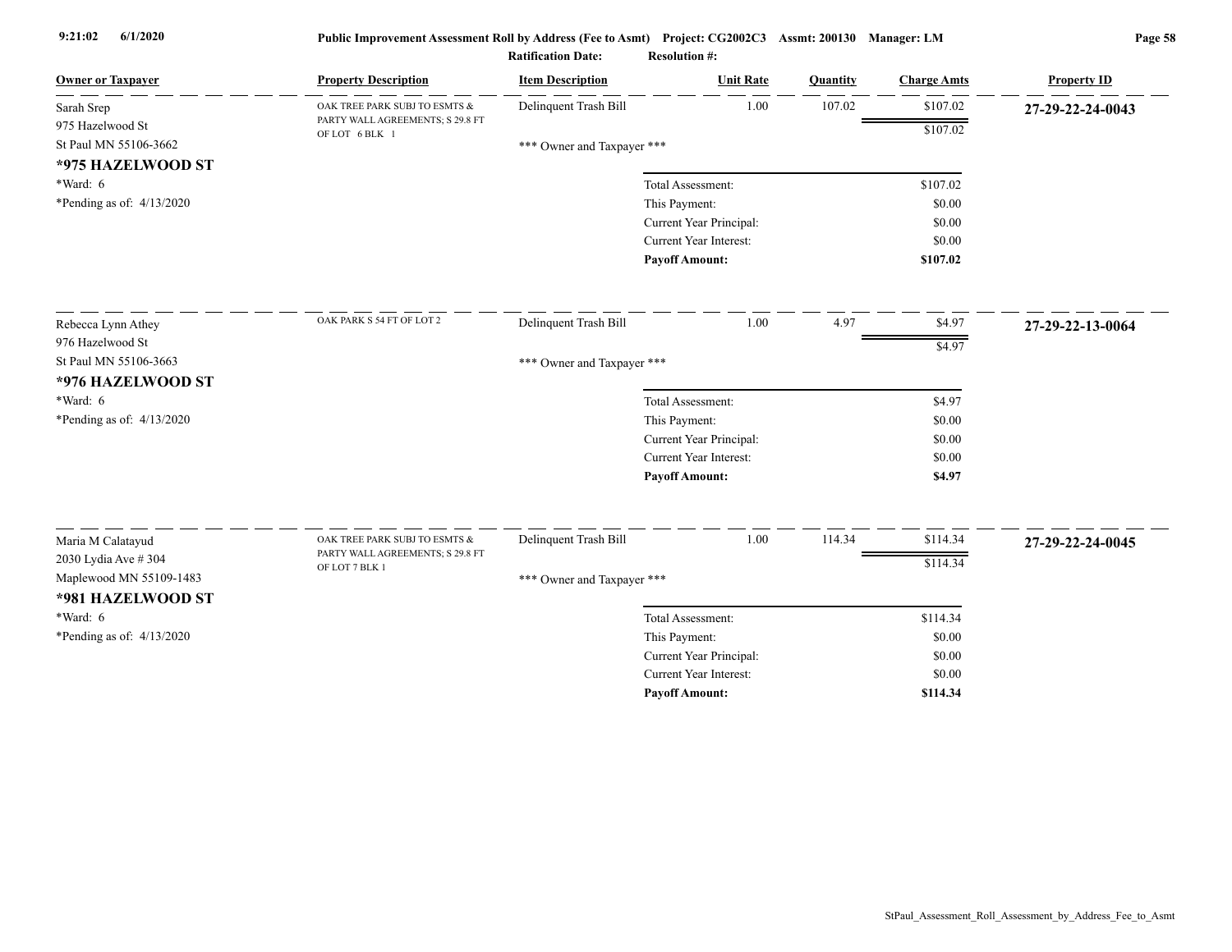Public Improvement Assessment Roll by Address (Fee to Asmt) Project: CG2002C3 Assmt: 200130 Manager: LM

Ratification Date: Resolution #:

| Owner or Taxpayer | Property Description | Item Description | Unit Rate | Quantity | Charge Amts | Property ID |
|---|---|---|---|---|---|---|
| Sarah Srep<br>975 Hazelwood St<br>St Paul MN 55106-3662<br>**\*975 HAZELWOOD ST**<br>\*Ward: 6<br>\*Pending as of: 4/13/2020 | OAK TREE PARK SUBJ TO ESMTS & PARTY WALL AGREEMENTS; S 29.8 FT OF LOT 6 BLK 1 | Delinquent Trash Bill | 1.00 | 107.02 | $107.02 | **27-29-22-24-0043** |
| | | | | | $107.02 | |
| | | \*\*\* Owner and Taxpayer \*\*\* | | | | |
| | | | Total Assessment: | | $107.02 | |
| | | | This Payment: | | $0.00 | |
| | | | Current Year Principal: | | $0.00 | |
| | | | Current Year Interest: | | $0.00 | |
| | | | **Payoff Amount:** | | **$107.02** | |
| Rebecca Lynn Athey<br>976 Hazelwood St<br>St Paul MN 55106-3663<br>**\*976 HAZELWOOD ST**<br>\*Ward: 6<br>\*Pending as of: 4/13/2020 | OAK PARK S 54 FT OF LOT 2 | Delinquent Trash Bill | 1.00 | 4.97 | $4.97 | **27-29-22-13-0064** |
| | | | | | $4.97 | |
| | | \*\*\* Owner and Taxpayer \*\*\* | | | | |
| | | | Total Assessment: | | $4.97 | |
| | | | This Payment: | | $0.00 | |
| | | | Current Year Principal: | | $0.00 | |
| | | | Current Year Interest: | | $0.00 | |
| | | | **Payoff Amount:** | | **$4.97** | |
| Maria M Calatayud<br>2030 Lydia Ave # 304<br>Maplewood MN 55109-1483<br>**\*981 HAZELWOOD ST**<br>\*Ward: 6<br>\*Pending as of: 4/13/2020 | OAK TREE PARK SUBJ TO ESMTS & PARTY WALL AGREEMENTS; S 29.8 FT OF LOT 7 BLK 1 | Delinquent Trash Bill | 1.00 | 114.34 | $114.34 | **27-29-22-24-0045** |
| | | | | | $114.34 | |
| | | \*\*\* Owner and Taxpayer \*\*\* | | | | |
| | | | Total Assessment: | | $114.34 | |
| | | | This Payment: | | $0.00 | |
| | | | Current Year Principal: | | $0.00 | |
| | | | Current Year Interest: | | $0.00 | |
| | | | **Payoff Amount:** | | **$114.34** | |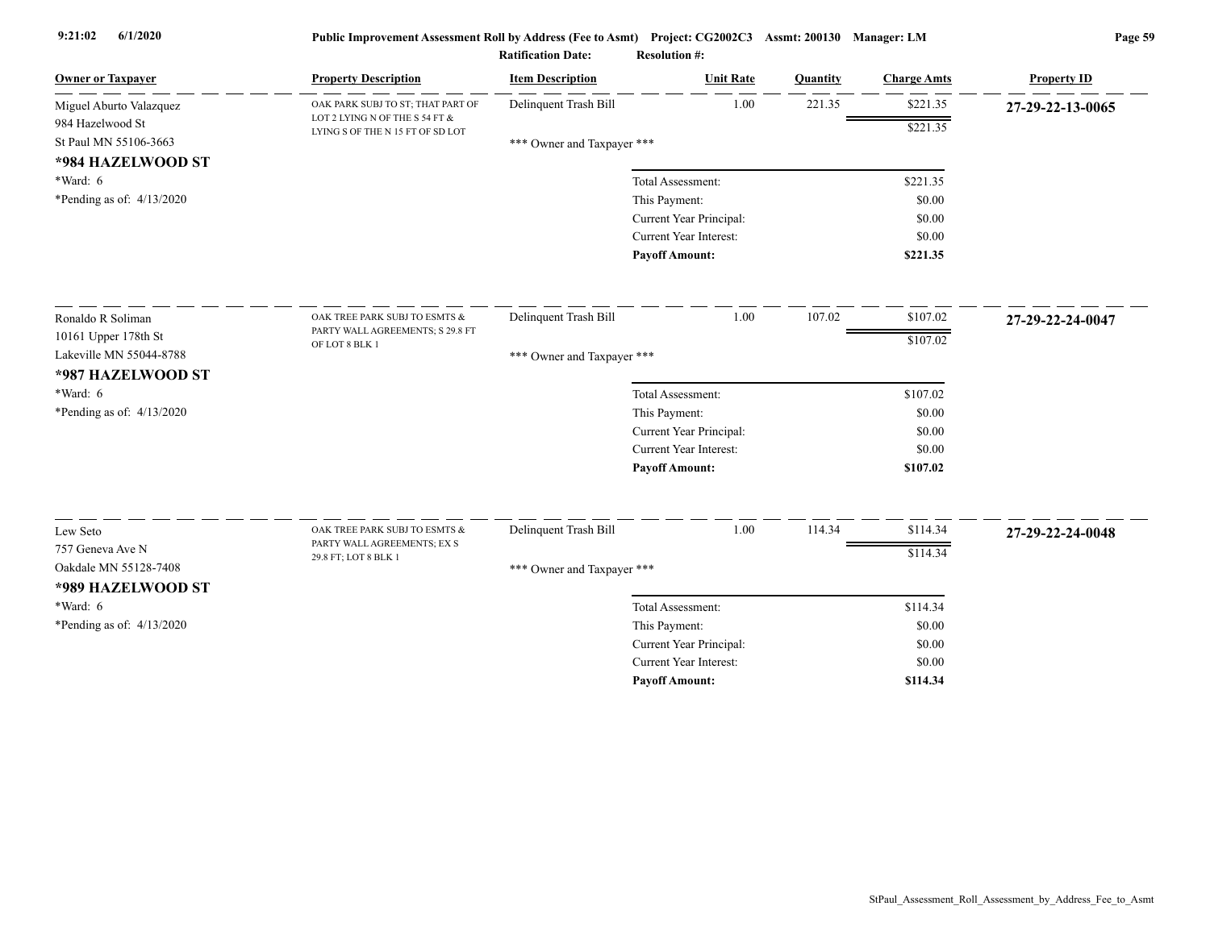Public Improvement Assessment Roll by Address (Fee to Asmt) Project: CG2002C3 Assmt: 200130 Manager: LM

Ratification Date: Resolution #:

| Owner or Taxpayer | Property Description | Item Description | Unit Rate | Quantity | Charge Amts | Property ID |
|---|---|---|---|---|---|---|
| Miguel Aburto Valazquez<br>984 Hazelwood St<br>St Paul MN 55106-3663<br>**\*984 HAZELWOOD ST**<br>\*Ward: 6<br>\*Pending as of: 4/13/2020 | OAK PARK SUBJ TO ST; THAT PART OF LOT 2 LYING N OF THE S 54 FT & LYING S OF THE N 15 FT OF SD LOT | Delinquent Trash Bill | 1.00 | 221.35 | $221.35 | **27-29-22-13-0065** |
| | | | | | $221.35 | |
| | | \*\*\* Owner and Taxpayer \*\*\* | | | | |
| | | Total Assessment: | | | $221.35 | |
| | | This Payment: | | | $0.00 | |
| | | Current Year Principal: | | | $0.00 | |
| | | Current Year Interest: | | | $0.00 | |
| | | **Payoff Amount:** | | | **$221.35** | |
| Ronaldo R Soliman<br>10161 Upper 178th St<br>Lakeville MN 55044-8788<br>**\*987 HAZELWOOD ST**<br>\*Ward: 6<br>\*Pending as of: 4/13/2020 | OAK TREE PARK SUBJ TO ESMTS & PARTY WALL AGREEMENTS; S 29.8 FT OF LOT 8 BLK 1 | Delinquent Trash Bill | 1.00 | 107.02 | $107.02 | **27-29-22-24-0047** |
| | | | | | $107.02 | |
| | | \*\*\* Owner and Taxpayer \*\*\* | | | | |
| | | Total Assessment: | | | $107.02 | |
| | | This Payment: | | | $0.00 | |
| | | Current Year Principal: | | | $0.00 | |
| | | Current Year Interest: | | | $0.00 | |
| | | **Payoff Amount:** | | | **$107.02** | |
| Lew Seto<br>757 Geneva Ave N<br>Oakdale MN 55128-7408<br>**\*989 HAZELWOOD ST**<br>\*Ward: 6<br>\*Pending as of: 4/13/2020 | OAK TREE PARK SUBJ TO ESMTS & PARTY WALL AGREEMENTS; EX S 29.8 FT; LOT 8 BLK 1 | Delinquent Trash Bill | 1.00 | 114.34 | $114.34 | **27-29-22-24-0048** |
| | | | | | $114.34 | |
| | | \*\*\* Owner and Taxpayer \*\*\* | | | | |
| | | Total Assessment: | | | $114.34 | |
| | | This Payment: | | | $0.00 | |
| | | Current Year Principal: | | | $0.00 | |
| | | Current Year Interest: | | | $0.00 | |
| | | **Payoff Amount:** | | | **$114.34** | |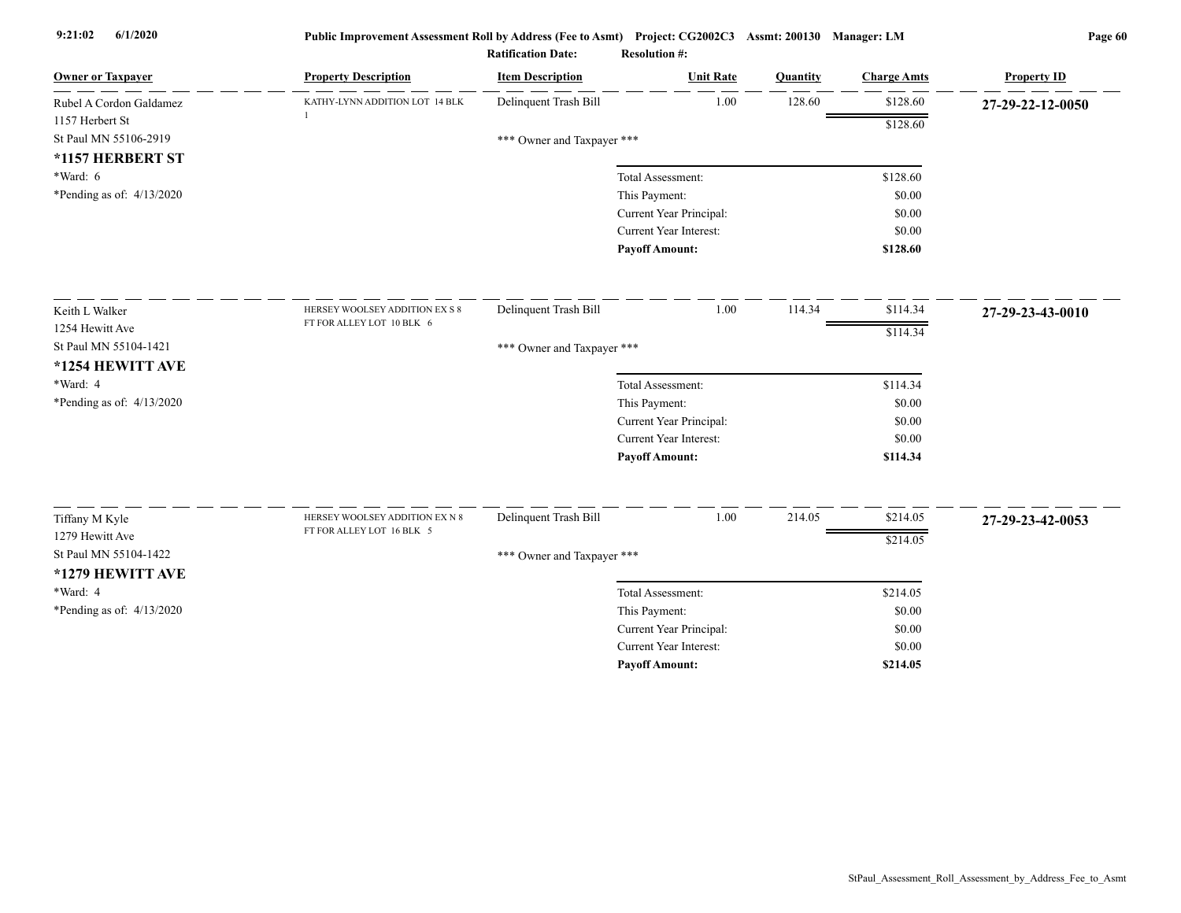| Owner or Taxpayer | Property Description | Item Description | Unit Rate | Quantity | Charge Amts | Property ID |
|---|---|---|---|---|---|---|
| Rubel A Cordon Galdamez<br>1157 Herbert St<br>St Paul MN 55106-2919<br>**\*1157 HERBERT ST**<br>\*Ward: 6<br>\*Pending as of: 4/13/2020 | KATHY-LYNN ADDITION LOT 14 BLK 1 | Delinquent Trash Bill | 1.00 | 128.60 | $128.60 | **27-29-22-12-0050** |
| | | | | | $128.60 | |
| | | \*\*\* Owner and Taxpayer \*\*\* | | | | |
| | | | Total Assessment: | | $128.60 | |
| | | | This Payment: | | $0.00 | |
| | | | Current Year Principal: | | $0.00 | |
| | | | Current Year Interest: | | $0.00 | |
| | | | **Payoff Amount:** | | **$128.60** | |
| Keith L Walker<br>1254 Hewitt Ave<br>St Paul MN 55104-1421<br>**\*1254 HEWITT AVE**<br>\*Ward: 4<br>\*Pending as of: 4/13/2020 | HERSEY WOOLSEY ADDITION EX S 8 FT FOR ALLEY LOT 10 BLK 6 | Delinquent Trash Bill | 1.00 | 114.34 | $114.34 | **27-29-23-43-0010** |
| | | | | | $114.34 | |
| | | \*\*\* Owner and Taxpayer \*\*\* | | | | |
| | | | Total Assessment: | | $114.34 | |
| | | | This Payment: | | $0.00 | |
| | | | Current Year Principal: | | $0.00 | |
| | | | Current Year Interest: | | $0.00 | |
| | | | **Payoff Amount:** | | **$114.34** | |
| Tiffany M Kyle<br>1279 Hewitt Ave<br>St Paul MN 55104-1422<br>**\*1279 HEWITT AVE**<br>\*Ward: 4<br>\*Pending as of: 4/13/2020 | HERSEY WOOLSEY ADDITION EX N 8 FT FOR ALLEY LOT 16 BLK 5 | Delinquent Trash Bill | 1.00 | 214.05 | $214.05 | **27-29-23-42-0053** |
| | | | | | $214.05 | |
| | | \*\*\* Owner and Taxpayer \*\*\* | | | | |
| | | | Total Assessment: | | $214.05 | |
| | | | This Payment: | | $0.00 | |
| | | | Current Year Principal: | | $0.00 | |
| | | | Current Year Interest: | | $0.00 | |
| | | | **Payoff Amount:** | | **$214.05** | |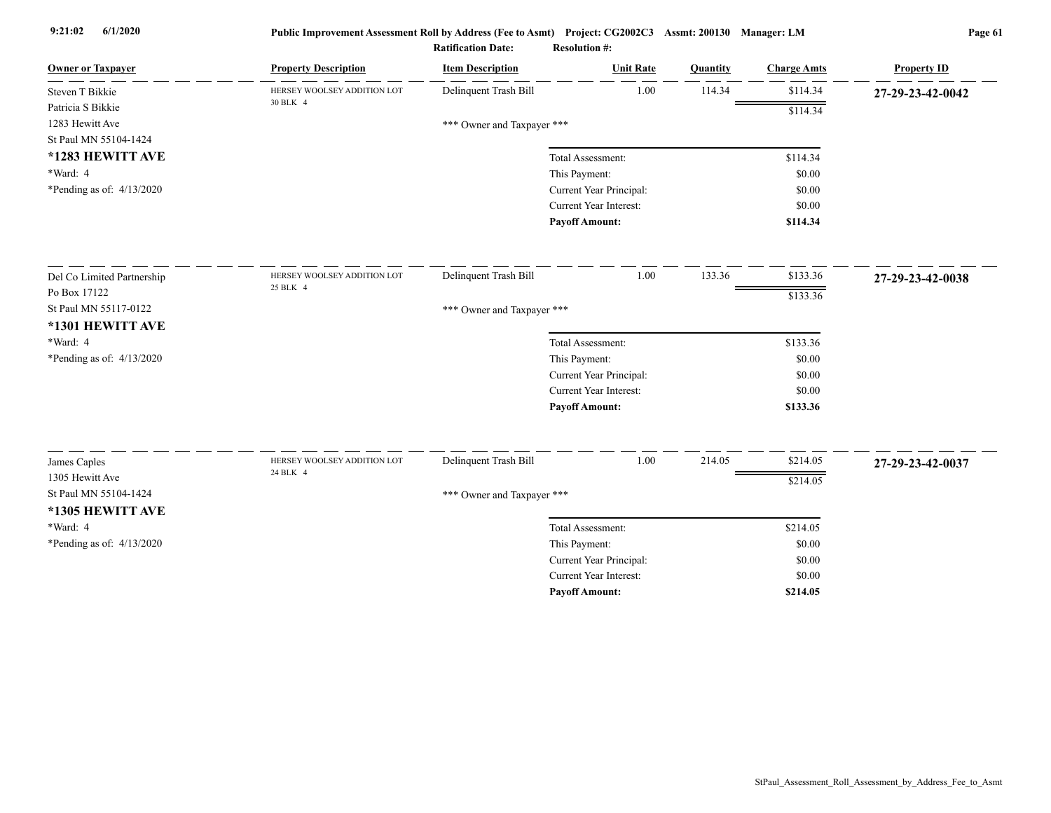**Public Improvement Assessment Roll by Address (Fee to Asmt)** Project: CG2002C3 Assmt: 200130 Manager: LM

**Ratification Date:** **Resolution #:**

| Owner or Taxpayer | Property Description | Item Description | Unit Rate | Quantity | Charge Amts | Property ID |
|---|---|---|---|---|---|---|
| Steven T Bikkie<br>Patricia S Bikkie<br>1283 Hewitt Ave<br>St Paul MN 55104-1424<br>**\*1283 HEWITT AVE**<br>\*Ward: 4<br>\*Pending as of: 4/13/2020 | HERSEY WOOLSEY ADDITION LOT 30 BLK 4 | Delinquent Trash Bill | 1.00 | 114.34 | $114.34 | **27-29-23-42-0042** |
| | | | | | $114.34 | |
| | | *** Owner and Taxpayer *** | | | | |
| | | | Total Assessment: | | $114.34 | |
| | | | This Payment: | | $0.00 | |
| | | | Current Year Principal: | | $0.00 | |
| | | | Current Year Interest: | | $0.00 | |
| | | | **Payoff Amount:** | | **$114.34** | |
| Del Co Limited Partnership<br>Po Box 17122<br>St Paul MN 55117-0122<br>**\*1301 HEWITT AVE**<br>\*Ward: 4<br>\*Pending as of: 4/13/2020 | HERSEY WOOLSEY ADDITION LOT 25 BLK 4 | Delinquent Trash Bill | 1.00 | 133.36 | $133.36 | **27-29-23-42-0038** |
| | | | | | $133.36 | |
| | | *** Owner and Taxpayer *** | | | | |
| | | | Total Assessment: | | $133.36 | |
| | | | This Payment: | | $0.00 | |
| | | | Current Year Principal: | | $0.00 | |
| | | | Current Year Interest: | | $0.00 | |
| | | | **Payoff Amount:** | | **$133.36** | |
| James Caples<br>1305 Hewitt Ave<br>St Paul MN 55104-1424<br>**\*1305 HEWITT AVE**<br>\*Ward: 4<br>\*Pending as of: 4/13/2020 | HERSEY WOOLSEY ADDITION LOT 24 BLK 4 | Delinquent Trash Bill | 1.00 | 214.05 | $214.05 | **27-29-23-42-0037** |
| | | | | | $214.05 | |
| | | *** Owner and Taxpayer *** | | | | |
| | | | Total Assessment: | | $214.05 | |
| | | | This Payment: | | $0.00 | |
| | | | Current Year Principal: | | $0.00 | |
| | | | Current Year Interest: | | $0.00 | |
| | | | **Payoff Amount:** | | **$214.05** | |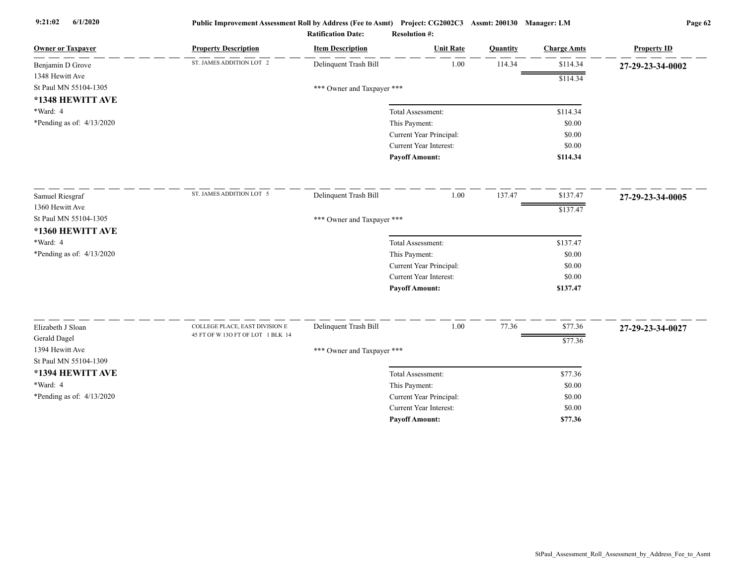Public Improvement Assessment Roll by Address (Fee to Asmt) Project: CG2002C3 Assmt: 200130 Manager: LM

Ratification Date: Resolution #:

| Owner or Taxpayer | Property Description | Item Description | Unit Rate | Quantity | Charge Amts | Property ID |
|---|---|---|---|---|---|---|
| Benjamin D Grove<br>1348 Hewitt Ave<br>St Paul MN 55104-1305<br>**\*1348 HEWITT AVE**<br>\*Ward: 4<br>\*Pending as of: 4/13/2020 | ST. JAMES ADDITION LOT 2 | Delinquent Trash Bill | 1.00 | 114.34 | $114.34 | **27-29-23-34-0002** |
| | | | | | $114.34 | |
| | | \*\*\* Owner and Taxpayer \*\*\* | | | | |
| | | Total Assessment: | | | $114.34 | |
| | | This Payment: | | | $0.00 | |
| | | Current Year Principal: | | | $0.00 | |
| | | Current Year Interest: | | | $0.00 | |
| | | **Payoff Amount:** | | | **$114.34** | |
| Samuel Riesgraf<br>1360 Hewitt Ave<br>St Paul MN 55104-1305<br>**\*1360 HEWITT AVE**<br>\*Ward: 4<br>\*Pending as of: 4/13/2020 | ST. JAMES ADDITION LOT 5 | Delinquent Trash Bill | 1.00 | 137.47 | $137.47 | **27-29-23-34-0005** |
| | | | | | $137.47 | |
| | | \*\*\* Owner and Taxpayer \*\*\* | | | | |
| | | Total Assessment: | | | $137.47 | |
| | | This Payment: | | | $0.00 | |
| | | Current Year Principal: | | | $0.00 | |
| | | Current Year Interest: | | | $0.00 | |
| | | **Payoff Amount:** | | | **$137.47** | |
| Elizabeth J Sloan<br>Gerald Dagel<br>1394 Hewitt Ave<br>St Paul MN 55104-1309<br>**\*1394 HEWITT AVE**<br>\*Ward: 4<br>\*Pending as of: 4/13/2020 | COLLEGE PLACE, EAST DIVISION E 45 FT OF W 13O FT OF LOT 1 BLK 14 | Delinquent Trash Bill | 1.00 | 77.36 | $77.36 | **27-29-23-34-0027** |
| | | | | | $77.36 | |
| | | \*\*\* Owner and Taxpayer \*\*\* | | | | |
| | | Total Assessment: | | | $77.36 | |
| | | This Payment: | | | $0.00 | |
| | | Current Year Principal: | | | $0.00 | |
| | | Current Year Interest: | | | $0.00 | |
| | | **Payoff Amount:** | | | **$77.36** | |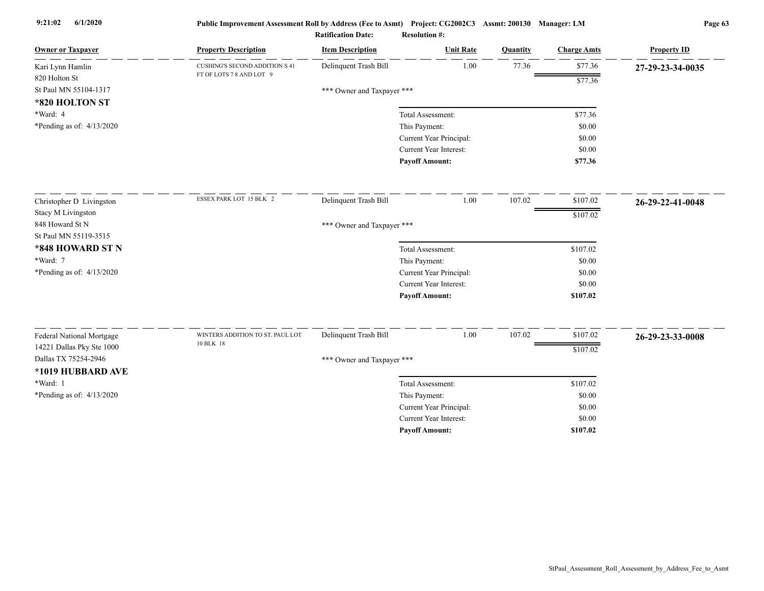| Owner or Taxpayer | Property Description | Item Description | Unit Rate | Quantity | Charge Amts | Property ID |
|---|---|---|---|---|---|---|
| Kari Lynn Hamlin<br>820 Holton St<br>St Paul MN 55104-1317<br>**\*820 HOLTON ST**<br>\*Ward: 4<br>\*Pending as of: 4/13/2020 | CUSHING'S SECOND ADDITION S 41 FT OF LOTS 7 8 AND LOT 9 | Delinquent Trash Bill | 1.00 | 77.36 | $77.36 | **27-29-23-34-0035** |
| | | | | | $77.36 | |
| | | *** Owner and Taxpayer *** | | | | |
| | | | Total Assessment: | | $77.36 | |
| | | | This Payment: | | $0.00 | |
| | | | Current Year Principal: | | $0.00 | |
| | | | Current Year Interest: | | $0.00 | |
| | | | **Payoff Amount:** | | **$77.36** | |
| Christopher D Livingston<br>Stacy M Livingston<br>848 Howard St N<br>St Paul MN 55119-3515<br>**\*848 HOWARD ST N**<br>\*Ward: 7<br>\*Pending as of: 4/13/2020 | ESSEX PARK LOT 15 BLK 2 | Delinquent Trash Bill | 1.00 | 107.02 | $107.02 | **26-29-22-41-0048** |
| | | | | | $107.02 | |
| | | *** Owner and Taxpayer *** | | | | |
| | | | Total Assessment: | | $107.02 | |
| | | | This Payment: | | $0.00 | |
| | | | Current Year Principal: | | $0.00 | |
| | | | Current Year Interest: | | $0.00 | |
| | | | **Payoff Amount:** | | **$107.02** | |
| Federal National Mortgage<br>14221 Dallas Pky Ste 1000<br>Dallas TX 75254-2946<br>**\*1019 HUBBARD AVE**<br>\*Ward: 1<br>\*Pending as of: 4/13/2020 | WINTERS ADDITION TO ST. PAUL LOT 10 BLK 18 | Delinquent Trash Bill | 1.00 | 107.02 | $107.02 | **26-29-23-33-0008** |
| | | | | | $107.02 | |
| | | *** Owner and Taxpayer *** | | | | |
| | | | Total Assessment: | | $107.02 | |
| | | | This Payment: | | $0.00 | |
| | | | Current Year Principal: | | $0.00 | |
| | | | Current Year Interest: | | $0.00 | |
| | | | **Payoff Amount:** | | **$107.02** | |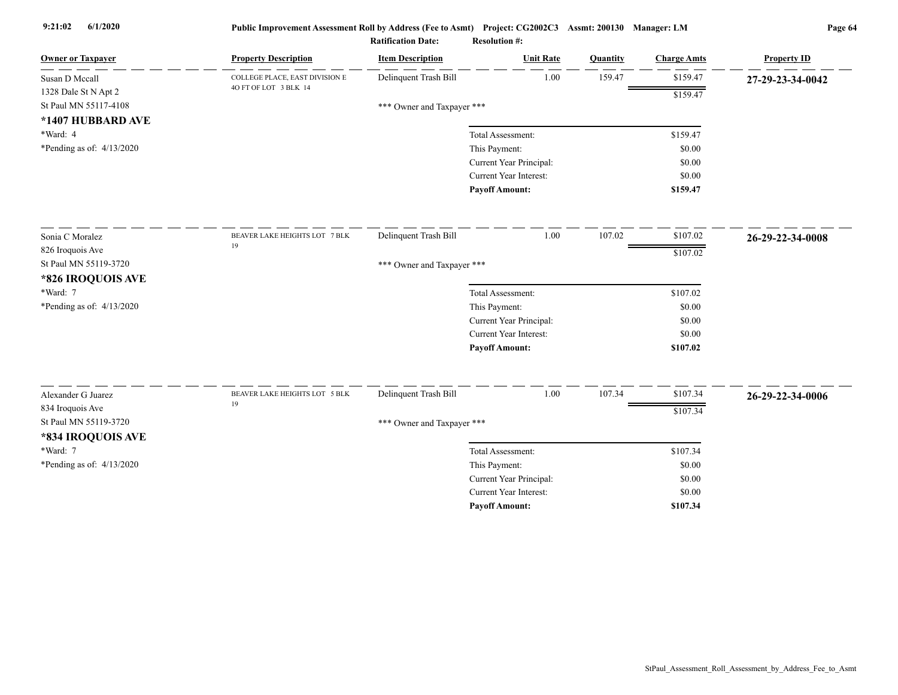| Owner or Taxpayer | Property Description | Item Description | Unit Rate | Quantity | Charge Amts | Property ID |
|---|---|---|---|---|---|---|
| Susan D Mccall<br>1328 Dale St N Apt 2<br>St Paul MN 55117-4108<br>**\*1407 HUBBARD AVE**<br>\*Ward: 4<br>\*Pending as of: 4/13/2020 | COLLEGE PLACE, EAST DIVISION E 4O FT OF LOT 3 BLK 14 | Delinquent Trash Bill | 1.00 | 159.47 | $159.47 | **27-29-23-34-0042** |
| | | | | | $159.47 | |
| | | \*\*\* Owner and Taxpayer \*\*\* | | | | |
| | | | Total Assessment: | | $159.47 | |
| | | | This Payment: | | $0.00 | |
| | | | Current Year Principal: | | $0.00 | |
| | | | Current Year Interest: | | $0.00 | |
| | | | **Payoff Amount:** | | **$159.47** | |
| Sonia C Moralez<br>826 Iroquois Ave<br>St Paul MN 55119-3720<br>**\*826 IROQUOIS AVE**<br>\*Ward: 7<br>\*Pending as of: 4/13/2020 | BEAVER LAKE HEIGHTS LOT 7 BLK 19 | Delinquent Trash Bill | 1.00 | 107.02 | $107.02 | **26-29-22-34-0008** |
| | | | | | $107.02 | |
| | | \*\*\* Owner and Taxpayer \*\*\* | | | | |
| | | | Total Assessment: | | $107.02 | |
| | | | This Payment: | | $0.00 | |
| | | | Current Year Principal: | | $0.00 | |
| | | | Current Year Interest: | | $0.00 | |
| | | | **Payoff Amount:** | | **$107.02** | |
| Alexander G Juarez<br>834 Iroquois Ave<br>St Paul MN 55119-3720<br>**\*834 IROQUOIS AVE**<br>\*Ward: 7<br>\*Pending as of: 4/13/2020 | BEAVER LAKE HEIGHTS LOT 5 BLK 19 | Delinquent Trash Bill | 1.00 | 107.34 | $107.34 | **26-29-22-34-0006** |
| | | | | | $107.34 | |
| | | \*\*\* Owner and Taxpayer \*\*\* | | | | |
| | | | Total Assessment: | | $107.34 | |
| | | | This Payment: | | $0.00 | |
| | | | Current Year Principal: | | $0.00 | |
| | | | Current Year Interest: | | $0.00 | |
| | | | **Payoff Amount:** | | **$107.34** | |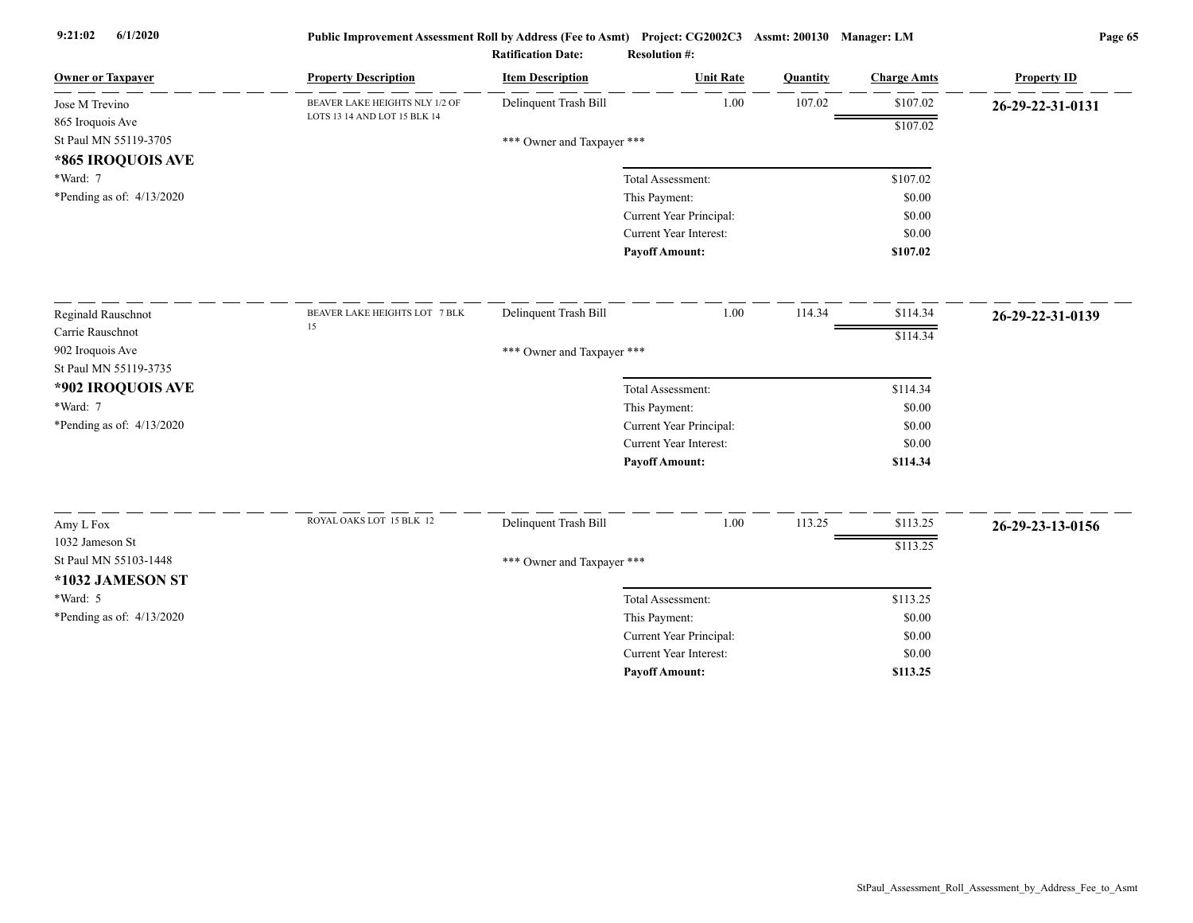**Public Improvement Assessment Roll by Address (Fee to Asmt)** Project: CG2002C3 Assmt: 200130 Manager: LM

**Ratification Date:** **Resolution #:**

| Owner or Taxpayer | Property Description | Item Description | Unit Rate | Quantity | Charge Amts | Property ID |
|---|---|---|---|---|---|---|
| Jose M Trevino<br>865 Iroquois Ave<br>St Paul MN 55119-3705<br>**\*865 IROQUOIS AVE**<br>\*Ward: 7<br>\*Pending as of: 4/13/2020 | BEAVER LAKE HEIGHTS NLY 1/2 OF LOTS 13 14 AND LOT 15 BLK 14 | Delinquent Trash Bill | 1.00 | 107.02 | $107.02 | **26-29-22-31-0131** |
| | | | | | $107.02 | |
| | | \*\*\* Owner and Taxpayer \*\*\* | | | | |
| | | | Total Assessment: | | $107.02 | |
| | | | This Payment: | | $0.00 | |
| | | | Current Year Principal: | | $0.00 | |
| | | | Current Year Interest: | | $0.00 | |
| | | | **Payoff Amount:** | | **$107.02** | |
| Reginald Rauschnot<br>Carrie Rauschnot<br>902 Iroquois Ave<br>St Paul MN 55119-3735<br>**\*902 IROQUOIS AVE**<br>\*Ward: 7<br>\*Pending as of: 4/13/2020 | BEAVER LAKE HEIGHTS LOT 7 BLK 15 | Delinquent Trash Bill | 1.00 | 114.34 | $114.34 | **26-29-22-31-0139** |
| | | | | | $114.34 | |
| | | \*\*\* Owner and Taxpayer \*\*\* | | | | |
| | | | Total Assessment: | | $114.34 | |
| | | | This Payment: | | $0.00 | |
| | | | Current Year Principal: | | $0.00 | |
| | | | Current Year Interest: | | $0.00 | |
| | | | **Payoff Amount:** | | **$114.34** | |
| Amy L Fox<br>1032 Jameson St<br>St Paul MN 55103-1448<br>**\*1032 JAMESON ST**<br>\*Ward: 5<br>\*Pending as of: 4/13/2020 | ROYAL OAKS LOT 15 BLK 12 | Delinquent Trash Bill | 1.00 | 113.25 | $113.25 | **26-29-23-13-0156** |
| | | | | | $113.25 | |
| | | \*\*\* Owner and Taxpayer \*\*\* | | | | |
| | | | Total Assessment: | | $113.25 | |
| | | | This Payment: | | $0.00 | |
| | | | Current Year Principal: | | $0.00 | |
| | | | Current Year Interest: | | $0.00 | |
| | | | **Payoff Amount:** | | **$113.25** | |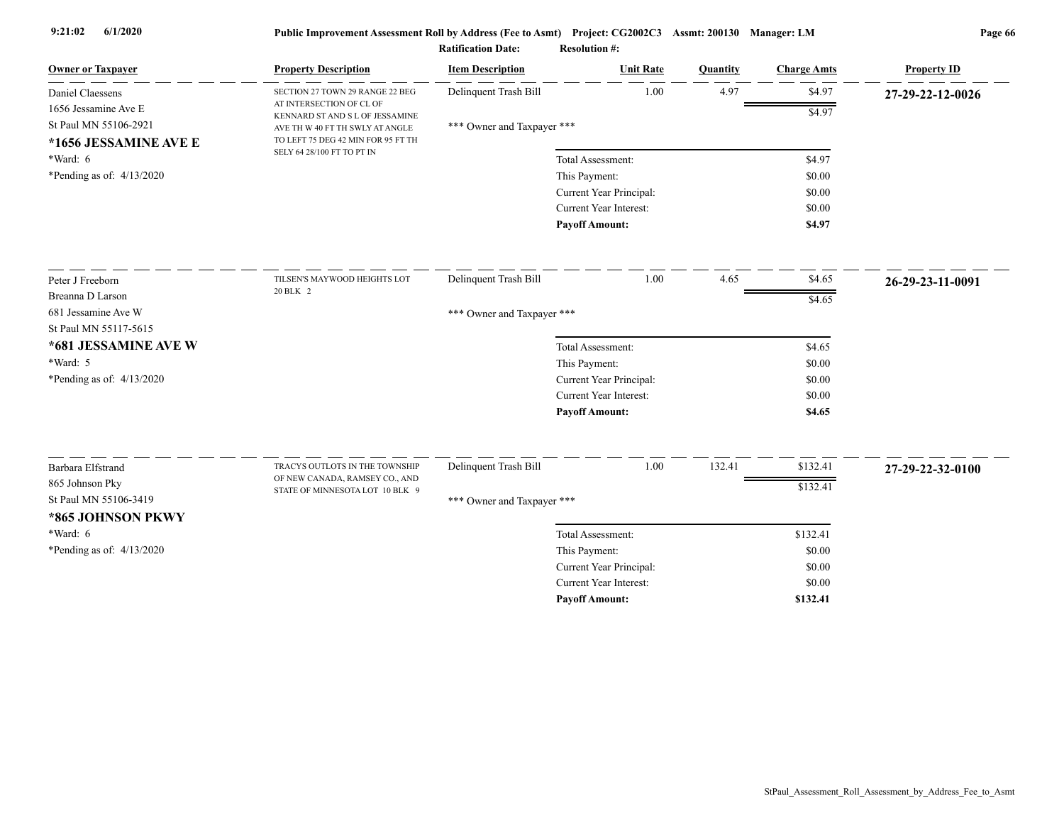Public Improvement Assessment Roll by Address (Fee to Asmt) Project: CG2002C3 Assmt: 200130 Manager: LM

Ratification Date: Resolution #:

| Owner or Taxpayer | Property Description | Item Description | Unit Rate | Quantity | Charge Amts | Property ID |
|---|---|---|---|---|---|---|
| Daniel Claessens<br>1656 Jessamine Ave E<br>St Paul MN 55106-2921<br>**\*1656 JESSAMINE AVE E**<br>\*Ward: 6<br>\*Pending as of: 4/13/2020 | SECTION 27 TOWN 29 RANGE 22 BEG AT INTERSECTION OF CL OF KENNARD ST AND S L OF JESSAMINE AVE TH W 40 FT TH SWLY AT ANGLE TO LEFT 75 DEG 42 MIN FOR 95 FT TH SELY 64 28/100 FT TO PT IN | Delinquent Trash Bill | 1.00 | 4.97 | $4.97 | **27-29-22-12-0026** |
| | | | | | $4.97 | |
| | | \*\*\* Owner and Taxpayer \*\*\* | | | | |
| | | Total Assessment: | | | $4.97 | |
| | | This Payment: | | | $0.00 | |
| | | Current Year Principal: | | | $0.00 | |
| | | Current Year Interest: | | | $0.00 | |
| | | **Payoff Amount:** | | | **$4.97** | |
| Peter J Freeborn<br>Breanna D Larson<br>681 Jessamine Ave W<br>St Paul MN 55117-5615<br>**\*681 JESSAMINE AVE W**<br>\*Ward: 5<br>\*Pending as of: 4/13/2020 | TILSEN'S MAYWOOD HEIGHTS LOT 20 BLK 2 | Delinquent Trash Bill | 1.00 | 4.65 | $4.65 | **26-29-23-11-0091** |
| | | | | | $4.65 | |
| | | \*\*\* Owner and Taxpayer \*\*\* | | | | |
| | | Total Assessment: | | | $4.65 | |
| | | This Payment: | | | $0.00 | |
| | | Current Year Principal: | | | $0.00 | |
| | | Current Year Interest: | | | $0.00 | |
| | | **Payoff Amount:** | | | **$4.65** | |
| Barbara Elfstrand<br>865 Johnson Pky<br>St Paul MN 55106-3419<br>**\*865 JOHNSON PKWY**<br>\*Ward: 6<br>\*Pending as of: 4/13/2020 | TRACYS OUTLOTS IN THE TOWNSHIP OF NEW CANADA, RAMSEY CO., AND STATE OF MINNESOTA LOT 10 BLK 9 | Delinquent Trash Bill | 1.00 | 132.41 | $132.41 | **27-29-22-32-0100** |
| | | | | | $132.41 | |
| | | \*\*\* Owner and Taxpayer \*\*\* | | | | |
| | | Total Assessment: | | | $132.41 | |
| | | This Payment: | | | $0.00 | |
| | | Current Year Principal: | | | $0.00 | |
| | | Current Year Interest: | | | $0.00 | |
| | | **Payoff Amount:** | | | **$132.41** | |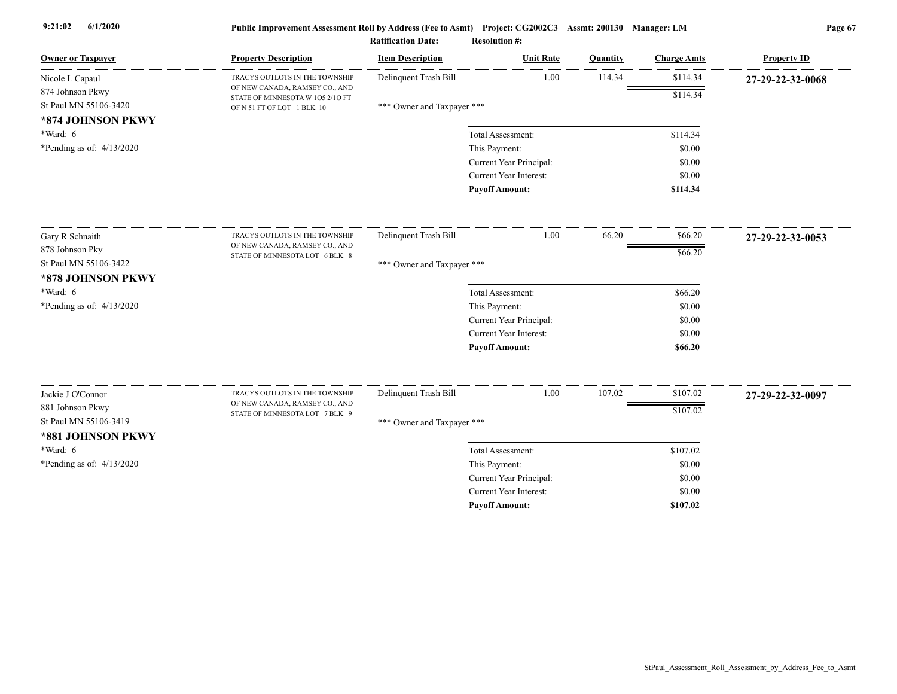Public Improvement Assessment Roll by Address (Fee to Asmt) Project: CG2002C3 Assmt: 200130 Manager: LM

Ratification Date: Resolution #:

| Owner or Taxpayer | Property Description | Item Description | Unit Rate | Quantity | Charge Amts | Property ID |
|---|---|---|---|---|---|---|
| Nicole L Capaul<br>874 Johnson Pkwy<br>St Paul MN 55106-3420<br>**\*874 JOHNSON PKWY**<br>\*Ward: 6<br>\*Pending as of: 4/13/2020 | TRACYS OUTLOTS IN THE TOWNSHIP OF NEW CANADA, RAMSEY CO., AND STATE OF MINNESOTA W 1O5 2/1O FT OF N 51 FT OF LOT 1 BLK 10 | Delinquent Trash Bill | 1.00 | 114.34 | $114.34 | **27-29-22-32-0068** |
| | | | | | $114.34 | |
| | | \*\*\* Owner and Taxpayer \*\*\* | | | | |
| | | Total Assessment: | | | $114.34 | |
| | | This Payment: | | | $0.00 | |
| | | Current Year Principal: | | | $0.00 | |
| | | Current Year Interest: | | | $0.00 | |
| | | **Payoff Amount:** | | | **$114.34** | |
| Gary R Schnaith<br>878 Johnson Pky<br>St Paul MN 55106-3422<br>**\*878 JOHNSON PKWY**<br>\*Ward: 6<br>\*Pending as of: 4/13/2020 | TRACYS OUTLOTS IN THE TOWNSHIP OF NEW CANADA, RAMSEY CO., AND STATE OF MINNESOTA LOT 6 BLK 8 | Delinquent Trash Bill | 1.00 | 66.20 | $66.20 | **27-29-22-32-0053** |
| | | | | | $66.20 | |
| | | \*\*\* Owner and Taxpayer \*\*\* | | | | |
| | | Total Assessment: | | | $66.20 | |
| | | This Payment: | | | $0.00 | |
| | | Current Year Principal: | | | $0.00 | |
| | | Current Year Interest: | | | $0.00 | |
| | | **Payoff Amount:** | | | **$66.20** | |
| Jackie J O'Connor<br>881 Johnson Pkwy<br>St Paul MN 55106-3419<br>**\*881 JOHNSON PKWY**<br>\*Ward: 6<br>\*Pending as of: 4/13/2020 | TRACYS OUTLOTS IN THE TOWNSHIP OF NEW CANADA, RAMSEY CO., AND STATE OF MINNESOTA LOT 7 BLK 9 | Delinquent Trash Bill | 1.00 | 107.02 | $107.02 | **27-29-22-32-0097** |
| | | | | | $107.02 | |
| | | \*\*\* Owner and Taxpayer \*\*\* | | | | |
| | | Total Assessment: | | | $107.02 | |
| | | This Payment: | | | $0.00 | |
| | | Current Year Principal: | | | $0.00 | |
| | | Current Year Interest: | | | $0.00 | |
| | | **Payoff Amount:** | | | **$107.02** | |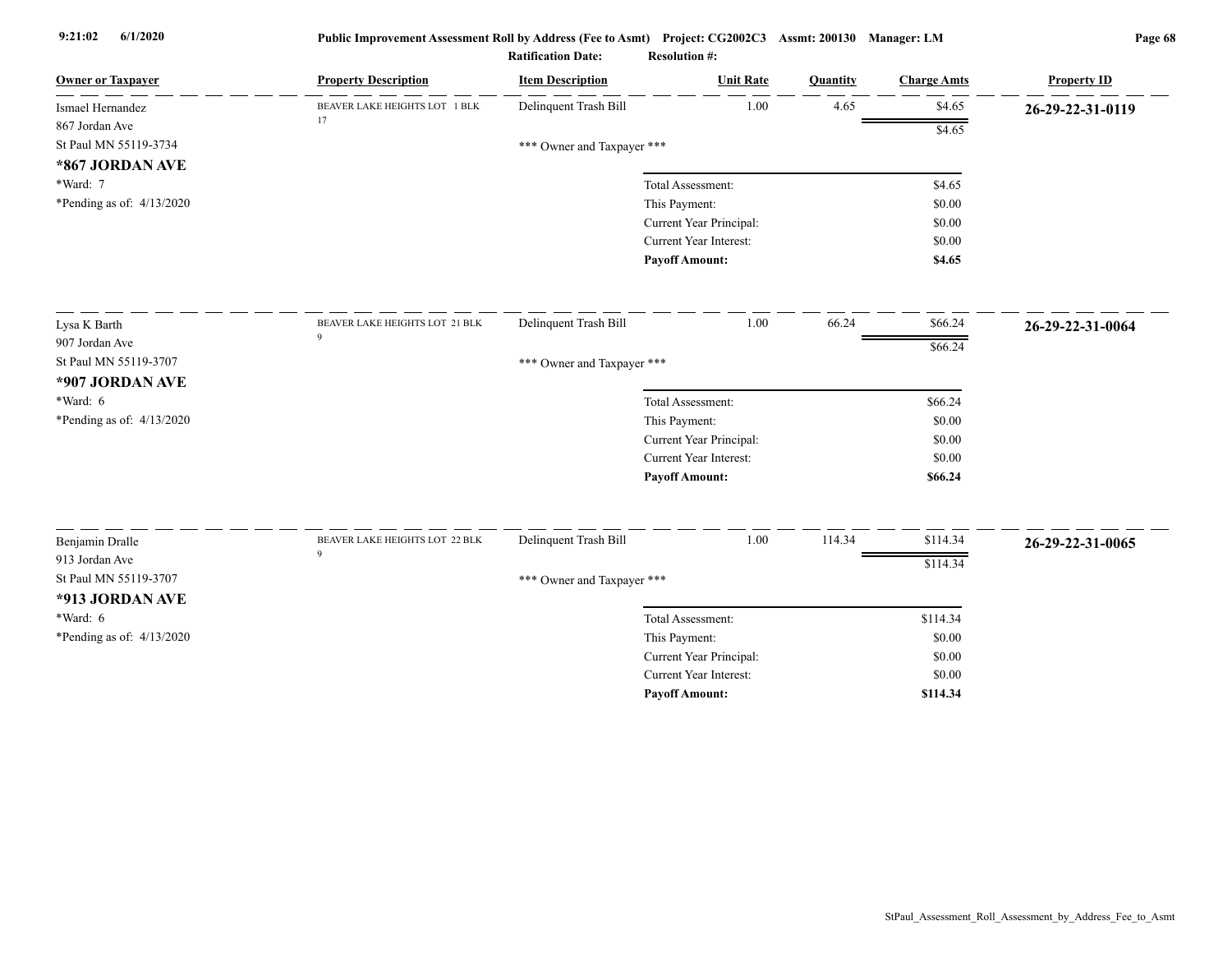| Owner or Taxpayer | Property Description | Item Description | Unit Rate | Quantity | Charge Amts | Property ID |
|---|---|---|---|---|---|---|
| Ismael Hernandez<br>867 Jordan Ave<br>St Paul MN 55119-3734<br>**\*867 JORDAN AVE**<br>\*Ward: 7<br>\*Pending as of: 4/13/2020 | BEAVER LAKE HEIGHTS LOT 1 BLK 17 | Delinquent Trash Bill | 1.00 | 4.65 | $4.65 | **26-29-22-31-0119** |
| | | | | | $4.65 | |
| | | *** Owner and Taxpayer *** | | | | |
| | | | Total Assessment: | | $4.65 | |
| | | | This Payment: | | $0.00 | |
| | | | Current Year Principal: | | $0.00 | |
| | | | Current Year Interest: | | $0.00 | |
| | | | **Payoff Amount:** | | **$4.65** | |
| Lysa K Barth<br>907 Jordan Ave<br>St Paul MN 55119-3707<br>**\*907 JORDAN AVE**<br>\*Ward: 6<br>\*Pending as of: 4/13/2020 | BEAVER LAKE HEIGHTS LOT 21 BLK 9 | Delinquent Trash Bill | 1.00 | 66.24 | $66.24 | **26-29-22-31-0064** |
| | | | | | $66.24 | |
| | | *** Owner and Taxpayer *** | | | | |
| | | | Total Assessment: | | $66.24 | |
| | | | This Payment: | | $0.00 | |
| | | | Current Year Principal: | | $0.00 | |
| | | | Current Year Interest: | | $0.00 | |
| | | | **Payoff Amount:** | | **$66.24** | |
| Benjamin Dralle<br>913 Jordan Ave<br>St Paul MN 55119-3707<br>**\*913 JORDAN AVE**<br>\*Ward: 6<br>\*Pending as of: 4/13/2020 | BEAVER LAKE HEIGHTS LOT 22 BLK 9 | Delinquent Trash Bill | 1.00 | 114.34 | $114.34 | **26-29-22-31-0065** |
| | | | | | $114.34 | |
| | | *** Owner and Taxpayer *** | | | | |
| | | | Total Assessment: | | $114.34 | |
| | | | This Payment: | | $0.00 | |
| | | | Current Year Principal: | | $0.00 | |
| | | | Current Year Interest: | | $0.00 | |
| | | | **Payoff Amount:** | | **$114.34** | |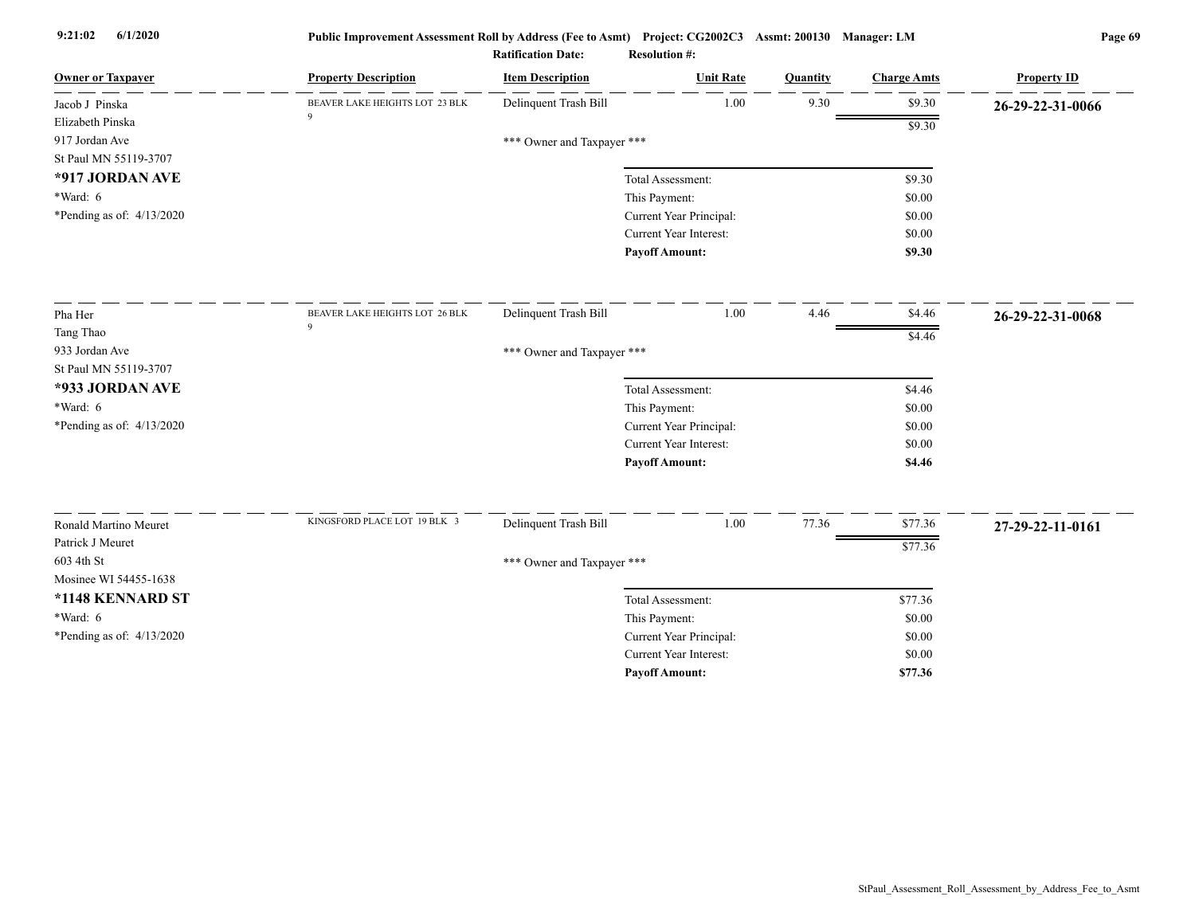**Public Improvement Assessment Roll by Address (Fee to Asmt)** Project: CG2002C3 Assmt: 200130 Manager: LM

Ratification Date: Resolution #:

| Owner or Taxpayer | Property Description | Item Description | Unit Rate | Quantity | Charge Amts | Property ID |
|---|---|---|---|---|---|---|
| Jacob J Pinska<br>Elizabeth Pinska<br>917 Jordan Ave<br>St Paul MN 55119-3707<br>**\*917 JORDAN AVE**<br>\*Ward: 6<br>\*Pending as of: 4/13/2020 | BEAVER LAKE HEIGHTS LOT 23 BLK 9 | Delinquent Trash Bill | 1.00 | 9.30 | $9.30 | **26-29-22-31-0066** |
| | | | | | $9.30 | |
| | | \*\*\* Owner and Taxpayer \*\*\* | | | | |
| | | Total Assessment: | | | $9.30 | |
| | | This Payment: | | | $0.00 | |
| | | Current Year Principal: | | | $0.00 | |
| | | Current Year Interest: | | | $0.00 | |
| | | **Payoff Amount:** | | | **$9.30** | |
| Pha Her<br>Tang Thao<br>933 Jordan Ave<br>St Paul MN 55119-3707<br>**\*933 JORDAN AVE**<br>\*Ward: 6<br>\*Pending as of: 4/13/2020 | BEAVER LAKE HEIGHTS LOT 26 BLK 9 | Delinquent Trash Bill | 1.00 | 4.46 | $4.46 | **26-29-22-31-0068** |
| | | | | | $4.46 | |
| | | \*\*\* Owner and Taxpayer \*\*\* | | | | |
| | | Total Assessment: | | | $4.46 | |
| | | This Payment: | | | $0.00 | |
| | | Current Year Principal: | | | $0.00 | |
| | | Current Year Interest: | | | $0.00 | |
| | | **Payoff Amount:** | | | **$4.46** | |
| Ronald Martino Meuret<br>Patrick J Meuret<br>603 4th St<br>Mosinee WI 54455-1638<br>**\*1148 KENNARD ST**<br>\*Ward: 6<br>\*Pending as of: 4/13/2020 | KINGSFORD PLACE LOT 19 BLK 3 | Delinquent Trash Bill | 1.00 | 77.36 | $77.36 | **27-29-22-11-0161** |
| | | | | | $77.36 | |
| | | \*\*\* Owner and Taxpayer \*\*\* | | | | |
| | | Total Assessment: | | | $77.36 | |
| | | This Payment: | | | $0.00 | |
| | | Current Year Principal: | | | $0.00 | |
| | | Current Year Interest: | | | $0.00 | |
| | | **Payoff Amount:** | | | **$77.36** | |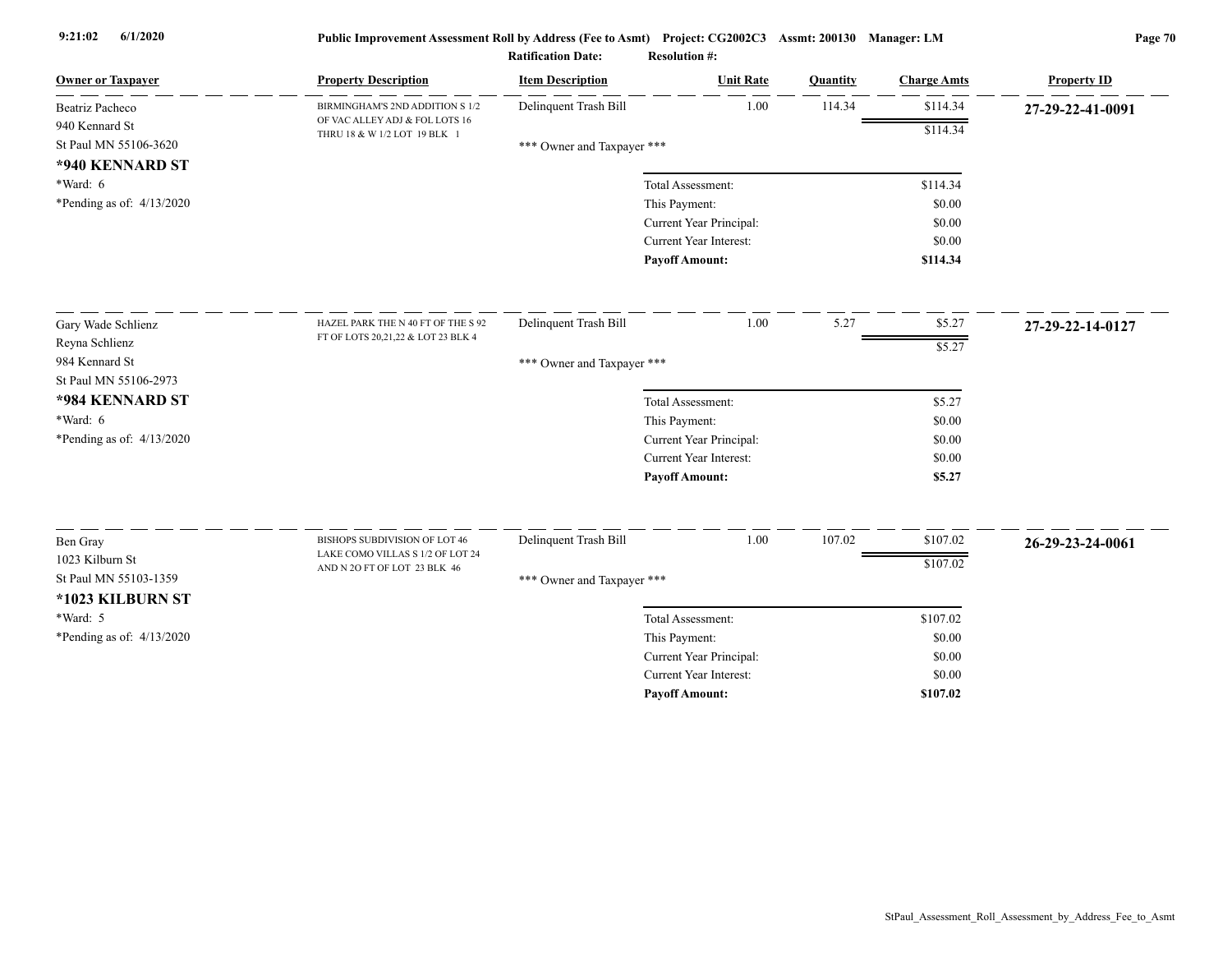**Public Improvement Assessment Roll by Address (Fee to Asmt)** Project: CG2002C3 Assmt: 200130 Manager: LM

**Ratification Date:** **Resolution #:**

| Owner or Taxpayer | Property Description | Item Description | Unit Rate | Quantity | Charge Amts | Property ID |
|---|---|---|---|---|---|---|
| Beatriz Pacheco<br>940 Kennard St<br>St Paul MN 55106-3620<br>**\*940 KENNARD ST**<br>\*Ward: 6<br>\*Pending as of: 4/13/2020 | BIRMINGHAM'S 2ND ADDITION S 1/2 OF VAC ALLEY ADJ & FOL LOTS 16 THRU 18 & W 1/2 LOT 19 BLK 1 | Delinquent Trash Bill<br><br>\*\*\* Owner and Taxpayer \*\*\* | 1.00 | 114.34 | $114.34<br>$114.34 | **27-29-22-41-0091** |
| | | Total Assessment: | | | $114.34 | |
| | | This Payment: | | | $0.00 | |
| | | Current Year Principal: | | | $0.00 | |
| | | Current Year Interest: | | | $0.00 | |
| | | **Payoff Amount:** | | | **$114.34** | |
| Gary Wade Schlienz<br>Reyna Schlienz<br>984 Kennard St<br>St Paul MN 55106-2973<br>**\*984 KENNARD ST**<br>\*Ward: 6<br>\*Pending as of: 4/13/2020 | HAZEL PARK THE N 40 FT OF THE S 92 FT OF LOTS 20,21,22 & LOT 23 BLK 4 | Delinquent Trash Bill<br><br>\*\*\* Owner and Taxpayer \*\*\* | 1.00 | 5.27 | $5.27<br>$5.27 | **27-29-22-14-0127** |
| | | Total Assessment: | | | $5.27 | |
| | | This Payment: | | | $0.00 | |
| | | Current Year Principal: | | | $0.00 | |
| | | Current Year Interest: | | | $0.00 | |
| | | **Payoff Amount:** | | | **$5.27** | |
| Ben Gray<br>1023 Kilburn St<br>St Paul MN 55103-1359<br>**\*1023 KILBURN ST**<br>\*Ward: 5<br>\*Pending as of: 4/13/2020 | BISHOPS SUBDIVISION OF LOT 46 LAKE COMO VILLAS S 1/2 OF LOT 24 AND N 2O FT OF LOT 23 BLK 46 | Delinquent Trash Bill<br><br>\*\*\* Owner and Taxpayer \*\*\* | 1.00 | 107.02 | $107.02<br>$107.02 | **26-29-23-24-0061** |
| | | Total Assessment: | | | $107.02 | |
| | | This Payment: | | | $0.00 | |
| | | Current Year Principal: | | | $0.00 | |
| | | Current Year Interest: | | | $0.00 | |
| | | **Payoff Amount:** | | | **$107.02** | |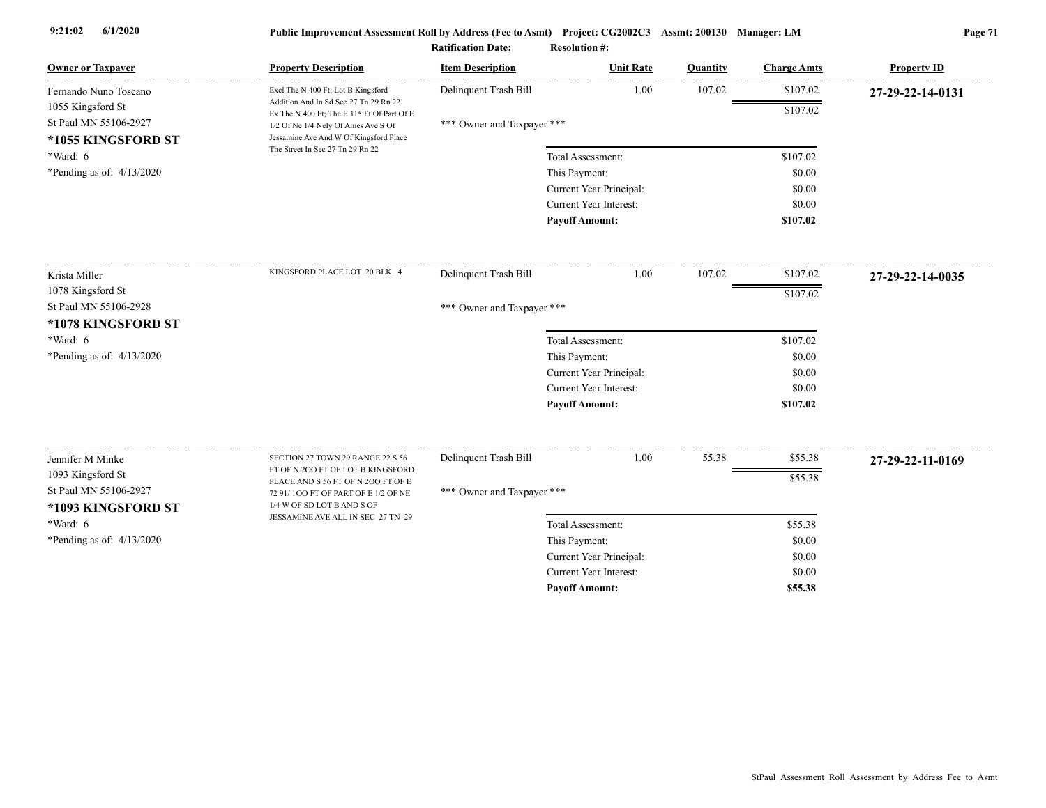Public Improvement Assessment Roll by Address (Fee to Asmt) Project: CG2002C3 Assmt: 200130 Manager: LM

Ratification Date: Resolution #:

| Owner or Taxpayer | Property Description | Item Description | Unit Rate | Quantity | Charge Amts | Property ID |
|---|---|---|---|---|---|---|
| Fernando Nuno Toscano<br>1055 Kingsford St<br>St Paul MN 55106-2927<br>**\*1055 KINGSFORD ST**<br>\*Ward: 6<br>\*Pending as of: 4/13/2020 | Excl The N 400 Ft; Lot B Kingsford Addition And In Sd Sec 27 Tn 29 Rn 22 Ex The N 400 Ft; The E 115 Ft Of Part Of E 1/2 Of Ne 1/4 Nely Of Ames Ave S Of Jessamine Ave And W Of Kingsford Place The Street In Sec 27 Tn 29 Rn 22 | Delinquent Trash Bill<br>\*\*\* Owner and Taxpayer \*\*\* | 1.00 | 107.02 | $107.02<br>$107.02 | **27-29-22-14-0131** |
| | | Total Assessment: | | | $107.02 | |
| | | This Payment: | | | $0.00 | |
| | | Current Year Principal: | | | $0.00 | |
| | | Current Year Interest: | | | $0.00 | |
| | | **Payoff Amount:** | | | **$107.02** | |
| Krista Miller<br>1078 Kingsford St<br>St Paul MN 55106-2928<br>**\*1078 KINGSFORD ST**<br>\*Ward: 6<br>\*Pending as of: 4/13/2020 | KINGSFORD PLACE LOT 20 BLK 4 | Delinquent Trash Bill<br>\*\*\* Owner and Taxpayer \*\*\* | 1.00 | 107.02 | $107.02<br>$107.02 | **27-29-22-14-0035** |
| | | Total Assessment: | | | $107.02 | |
| | | This Payment: | | | $0.00 | |
| | | Current Year Principal: | | | $0.00 | |
| | | Current Year Interest: | | | $0.00 | |
| | | **Payoff Amount:** | | | **$107.02** | |
| Jennifer M Minke<br>1093 Kingsford St<br>St Paul MN 55106-2927<br>**\*1093 KINGSFORD ST**<br>\*Ward: 6<br>\*Pending as of: 4/13/2020 | SECTION 27 TOWN 29 RANGE 22 S 56 FT OF N 2OO FT OF LOT B KINGSFORD PLACE AND S 56 FT OF N 2OO FT OF E 72 91/ 1OO FT OF PART OF E 1/2 OF NE 1/4 W OF SD LOT B AND S OF JESSAMINE AVE ALL IN SEC 27 TN 29 | Delinquent Trash Bill<br>\*\*\* Owner and Taxpayer \*\*\* | 1.00 | 55.38 | $55.38<br>$55.38 | **27-29-22-11-0169** |
| | | Total Assessment: | | | $55.38 | |
| | | This Payment: | | | $0.00 | |
| | | Current Year Principal: | | | $0.00 | |
| | | Current Year Interest: | | | $0.00 | |
| | | **Payoff Amount:** | | | **$55.38** | |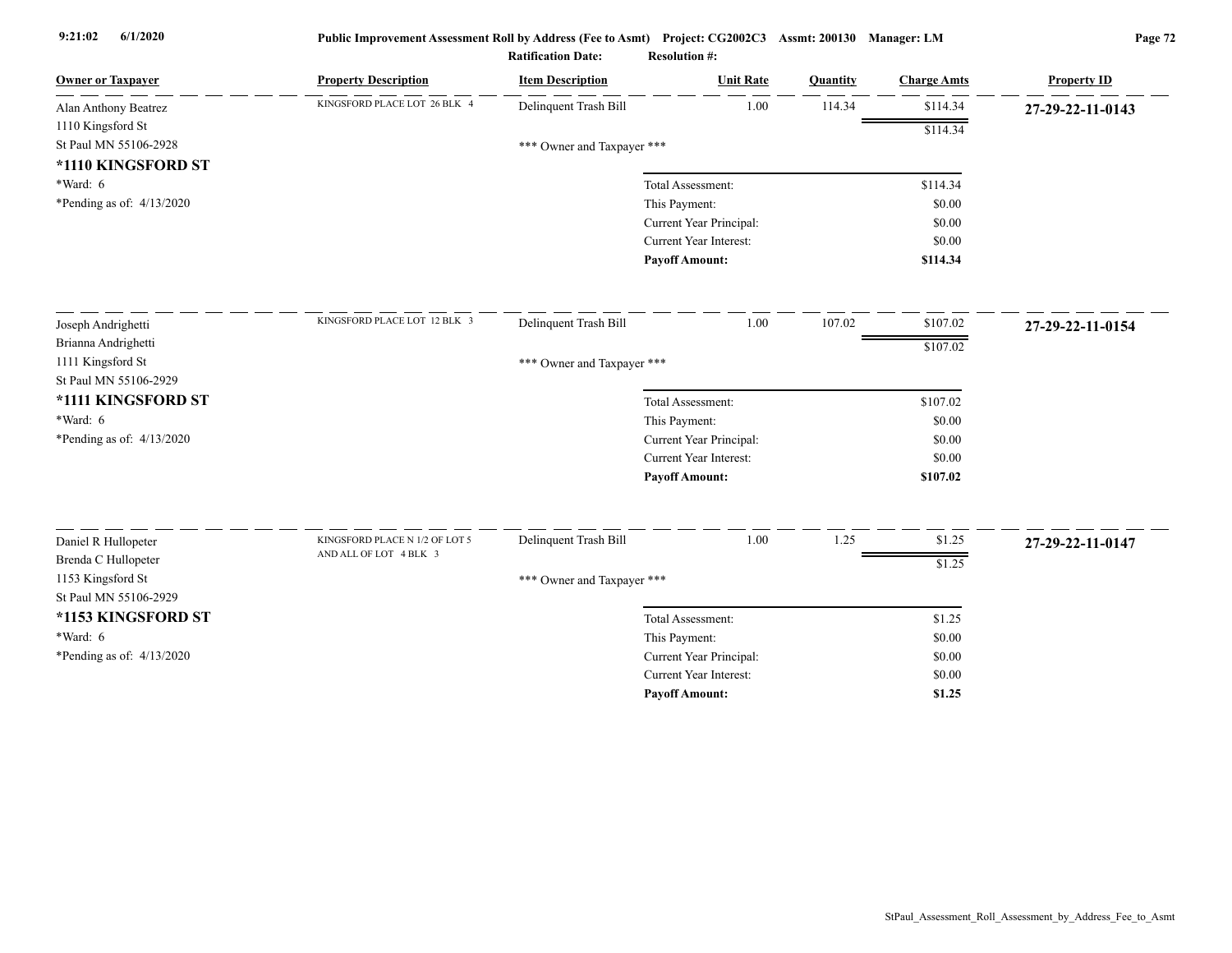**Public Improvement Assessment Roll by Address (Fee to Asmt) Project: CG2002C3 Assmt: 200130 Manager: LM**

**Ratification Date: Resolution #:**

| Owner or Taxpayer | Property Description | Item Description | Unit Rate | Quantity | Charge Amts | Property ID |
|---|---|---|---|---|---|---|
| Alan Anthony Beatrez<br>1110 Kingsford St<br>St Paul MN 55106-2928<br>**\*1110 KINGSFORD ST**<br>\*Ward: 6<br>\*Pending as of: 4/13/2020 | KINGSFORD PLACE LOT 26 BLK 4 | Delinquent Trash Bill | 1.00 | 114.34 | $114.34 | **27-29-22-11-0143** |
| | | | | | $114.34 | |
| | | \*\*\* Owner and Taxpayer \*\*\* | | | | |
| | | | Total Assessment: | | $114.34 | |
| | | | This Payment: | | $0.00 | |
| | | | Current Year Principal: | | $0.00 | |
| | | | Current Year Interest: | | $0.00 | |
| | | | **Payoff Amount:** | | **$114.34** | |
| Joseph Andrighetti<br>Brianna Andrighetti<br>1111 Kingsford St<br>St Paul MN 55106-2929<br>**\*1111 KINGSFORD ST**<br>\*Ward: 6<br>\*Pending as of: 4/13/2020 | KINGSFORD PLACE LOT 12 BLK 3 | Delinquent Trash Bill | 1.00 | 107.02 | $107.02 | **27-29-22-11-0154** |
| | | | | | $107.02 | |
| | | \*\*\* Owner and Taxpayer \*\*\* | | | | |
| | | | Total Assessment: | | $107.02 | |
| | | | This Payment: | | $0.00 | |
| | | | Current Year Principal: | | $0.00 | |
| | | | Current Year Interest: | | $0.00 | |
| | | | **Payoff Amount:** | | **$107.02** | |
| Daniel R Hullopeter<br>Brenda C Hullopeter<br>1153 Kingsford St<br>St Paul MN 55106-2929<br>**\*1153 KINGSFORD ST**<br>\*Ward: 6<br>\*Pending as of: 4/13/2020 | KINGSFORD PLACE N 1/2 OF LOT 5 AND ALL OF LOT 4 BLK 3 | Delinquent Trash Bill | 1.00 | 1.25 | $1.25 | **27-29-22-11-0147** |
| | | | | | $1.25 | |
| | | \*\*\* Owner and Taxpayer \*\*\* | | | | |
| | | | Total Assessment: | | $1.25 | |
| | | | This Payment: | | $0.00 | |
| | | | Current Year Principal: | | $0.00 | |
| | | | Current Year Interest: | | $0.00 | |
| | | | **Payoff Amount:** | | **$1.25** | |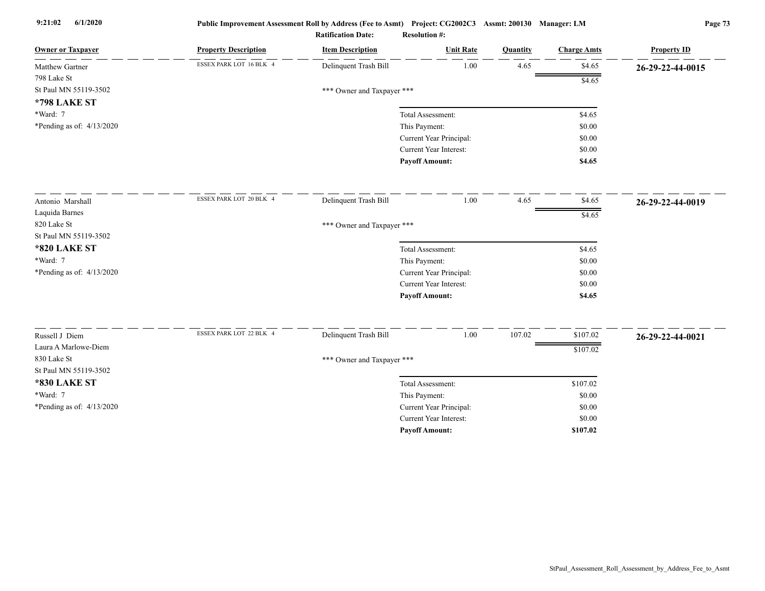| Owner or Taxpayer | Property Description | Item Description | Unit Rate | Quantity | Charge Amts | Property ID |
|---|---|---|---|---|---|---|
| Matthew Gartner<br>798 Lake St<br>St Paul MN 55119-3502<br>**\*798 LAKE ST**<br>\*Ward: 7<br>\*Pending as of: 4/13/2020 | ESSEX PARK LOT 16 BLK 4 | Delinquent Trash Bill | 1.00 | 4.65 | $4.65 | **26-29-22-44-0015** |
| | | | | | $4.65 | |
| | | *** Owner and Taxpayer *** | | | | |
| | | Total Assessment: | | | $4.65 | |
| | | This Payment: | | | $0.00 | |
| | | Current Year Principal: | | | $0.00 | |
| | | Current Year Interest: | | | $0.00 | |
| | | **Payoff Amount:** | | | **$4.65** | |
| Antonio Marshall<br>Laquida Barnes<br>820 Lake St<br>St Paul MN 55119-3502<br>**\*820 LAKE ST**<br>\*Ward: 7<br>\*Pending as of: 4/13/2020 | ESSEX PARK LOT 20 BLK 4 | Delinquent Trash Bill | 1.00 | 4.65 | $4.65 | **26-29-22-44-0019** |
| | | | | | $4.65 | |
| | | *** Owner and Taxpayer *** | | | | |
| | | Total Assessment: | | | $4.65 | |
| | | This Payment: | | | $0.00 | |
| | | Current Year Principal: | | | $0.00 | |
| | | Current Year Interest: | | | $0.00 | |
| | | **Payoff Amount:** | | | **$4.65** | |
| Russell J Diem<br>Laura A Marlowe-Diem<br>830 Lake St<br>St Paul MN 55119-3502<br>**\*830 LAKE ST**<br>\*Ward: 7<br>\*Pending as of: 4/13/2020 | ESSEX PARK LOT 22 BLK 4 | Delinquent Trash Bill | 1.00 | 107.02 | $107.02 | **26-29-22-44-0021** |
| | | | | | $107.02 | |
| | | *** Owner and Taxpayer *** | | | | |
| | | Total Assessment: | | | $107.02 | |
| | | This Payment: | | | $0.00 | |
| | | Current Year Principal: | | | $0.00 | |
| | | Current Year Interest: | | | $0.00 | |
| | | **Payoff Amount:** | | | **$107.02** | |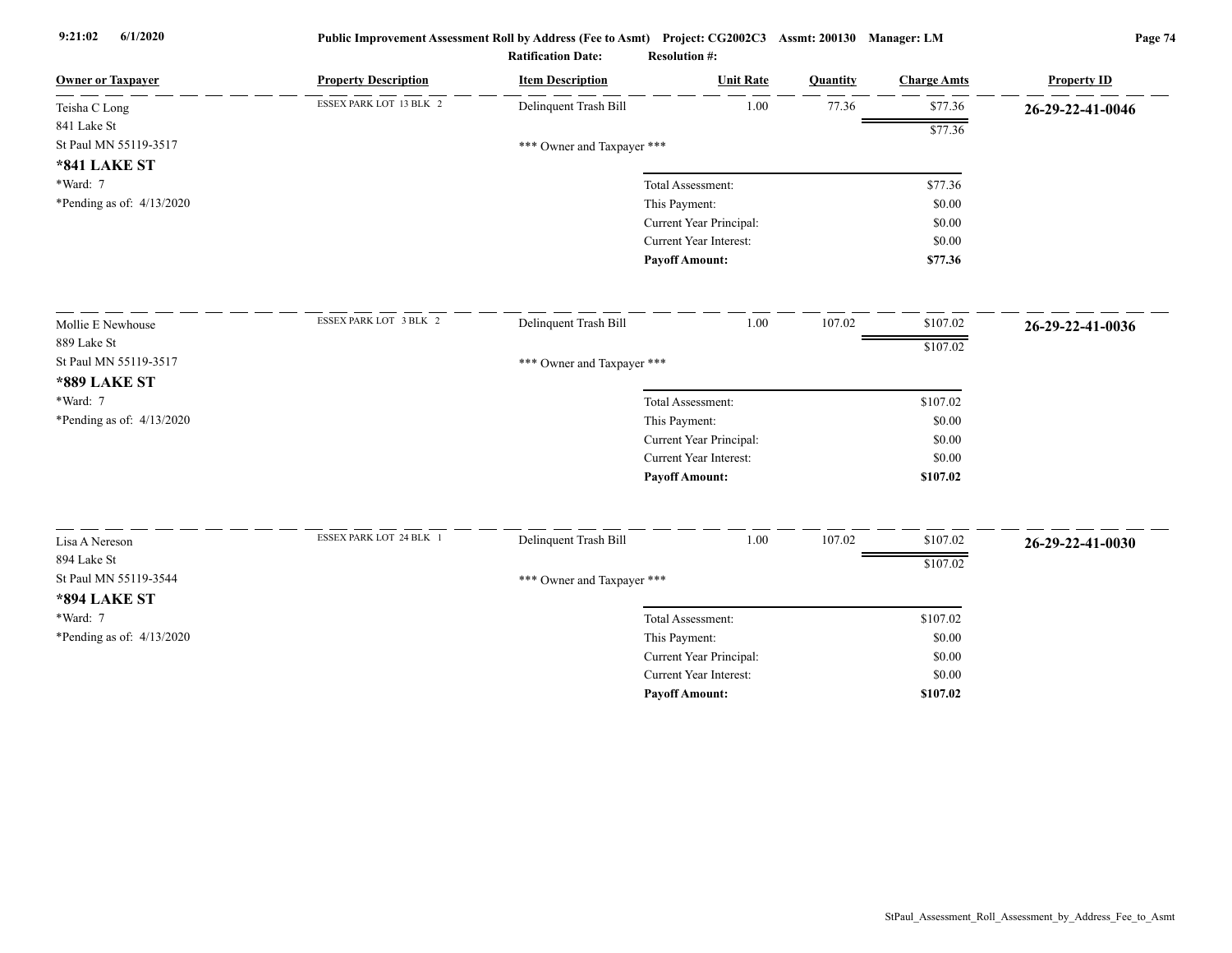| Owner or Taxpayer | Property Description | Item Description | Unit Rate | Quantity | Charge Amts | Property ID |
|---|---|---|---|---|---|---|
| Teisha C Long | ESSEX PARK LOT 13 BLK 2 | Delinquent Trash Bill | 1.00 | 77.36 | $77.36 | 26-29-22-41-0046 |
| 841 Lake St | | | | | $77.36 | |
| St Paul MN 55119-3517 | | *** Owner and Taxpayer *** | | | | |
| **\*841 LAKE ST** | | | | | | |
| *Ward: 7 | | Total Assessment: | | | $77.36 | |
| *Pending as of: 4/13/2020 | | This Payment: | | | $0.00 | |
| | | Current Year Principal: | | | $0.00 | |
| | | Current Year Interest: | | | $0.00 | |
| | | **Payoff Amount:** | | | **$77.36** | |
| Mollie E Newhouse | ESSEX PARK LOT 3 BLK 2 | Delinquent Trash Bill | 1.00 | 107.02 | $107.02 | 26-29-22-41-0036 |
| 889 Lake St | | | | | $107.02 | |
| St Paul MN 55119-3517 | | *** Owner and Taxpayer *** | | | | |
| **\*889 LAKE ST** | | | | | | |
| *Ward: 7 | | Total Assessment: | | | $107.02 | |
| *Pending as of: 4/13/2020 | | This Payment: | | | $0.00 | |
| | | Current Year Principal: | | | $0.00 | |
| | | Current Year Interest: | | | $0.00 | |
| | | **Payoff Amount:** | | | **$107.02** | |
| Lisa A Nereson | ESSEX PARK LOT 24 BLK 1 | Delinquent Trash Bill | 1.00 | 107.02 | $107.02 | 26-29-22-41-0030 |
| 894 Lake St | | | | | $107.02 | |
| St Paul MN 55119-3544 | | *** Owner and Taxpayer *** | | | | |
| **\*894 LAKE ST** | | | | | | |
| *Ward: 7 | | Total Assessment: | | | $107.02 | |
| *Pending as of: 4/13/2020 | | This Payment: | | | $0.00 | |
| | | Current Year Principal: | | | $0.00 | |
| | | Current Year Interest: | | | $0.00 | |
| | | **Payoff Amount:** | | | **$107.02** | |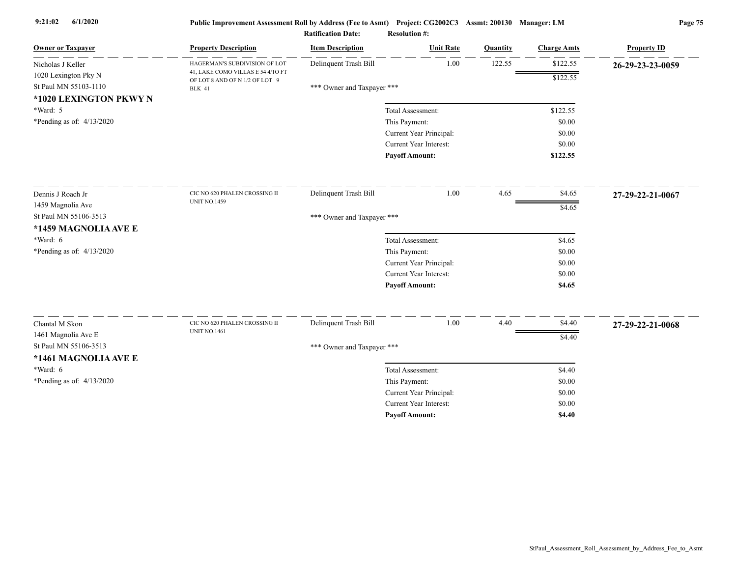Public Improvement Assessment Roll by Address (Fee to Asmt) Project: CG2002C3 Assmt: 200130 Manager: LM

Ratification Date: Resolution #:

| Owner or Taxpayer | Property Description | Item Description | Unit Rate | Quantity | Charge Amts | Property ID |
|---|---|---|---|---|---|---|
| Nicholas J Keller<br>1020 Lexington Pky N<br>St Paul MN 55103-1110<br>**\*1020 LEXINGTON PKWY N**<br>\*Ward: 5<br>\*Pending as of: 4/13/2020 | HAGERMAN'S SUBDIVISION OF LOT 41, LAKE COMO VILLAS E 54 4/10 FT OF LOT 8 AND OF N 1/2 OF LOT 9 BLK 41 | Delinquent Trash Bill | 1.00 | 122.55 | $122.55 | **26-29-23-23-0059** |
| | | | | | $122.55 | |
| | | \*\*\* Owner and Taxpayer \*\*\* | | | | |
| | | Total Assessment: | | | $122.55 | |
| | | This Payment: | | | $0.00 | |
| | | Current Year Principal: | | | $0.00 | |
| | | Current Year Interest: | | | $0.00 | |
| | | **Payoff Amount:** | | | **$122.55** | |
| Dennis J Roach Jr<br>1459 Magnolia Ave<br>St Paul MN 55106-3513<br>**\*1459 MAGNOLIA AVE E**<br>\*Ward: 6<br>\*Pending as of: 4/13/2020 | CIC NO 620 PHALEN CROSSING II UNIT NO.1459 | Delinquent Trash Bill | 1.00 | 4.65 | $4.65 | **27-29-22-21-0067** |
| | | | | | $4.65 | |
| | | \*\*\* Owner and Taxpayer \*\*\* | | | | |
| | | Total Assessment: | | | $4.65 | |
| | | This Payment: | | | $0.00 | |
| | | Current Year Principal: | | | $0.00 | |
| | | Current Year Interest: | | | $0.00 | |
| | | **Payoff Amount:** | | | **$4.65** | |
| Chantal M Skon<br>1461 Magnolia Ave E<br>St Paul MN 55106-3513<br>**\*1461 MAGNOLIA AVE E**<br>\*Ward: 6<br>\*Pending as of: 4/13/2020 | CIC NO 620 PHALEN CROSSING II UNIT NO.1461 | Delinquent Trash Bill | 1.00 | 4.40 | $4.40 | **27-29-22-21-0068** |
| | | | | | $4.40 | |
| | | \*\*\* Owner and Taxpayer \*\*\* | | | | |
| | | Total Assessment: | | | $4.40 | |
| | | This Payment: | | | $0.00 | |
| | | Current Year Principal: | | | $0.00 | |
| | | Current Year Interest: | | | $0.00 | |
| | | **Payoff Amount:** | | | **$4.40** | |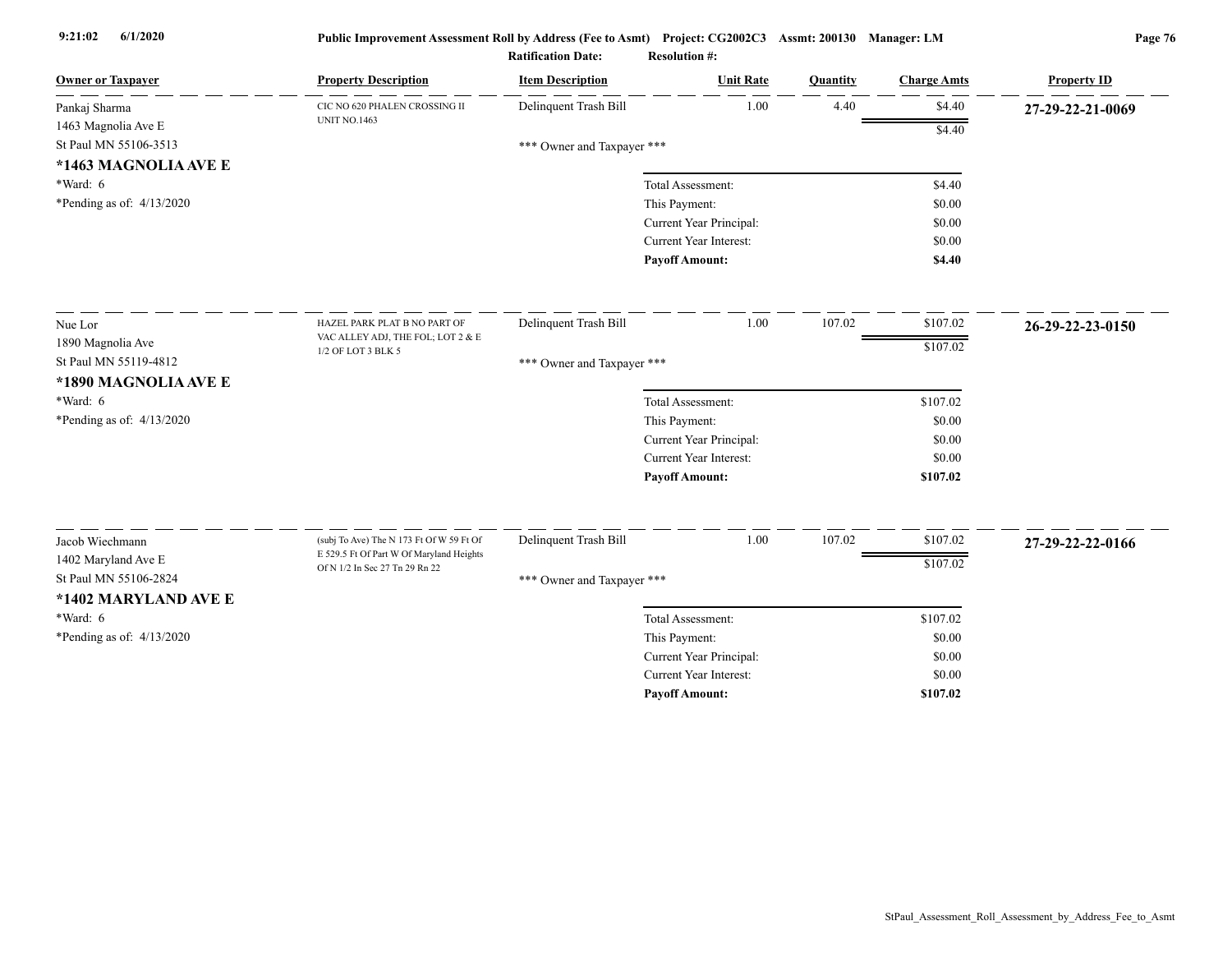| Owner or Taxpayer | Property Description | Item Description | Unit Rate | Quantity | Charge Amts | Property ID |
|---|---|---|---|---|---|---|
| Pankaj Sharma<br>1463 Magnolia Ave E<br>St Paul MN 55106-3513<br>**\*1463 MAGNOLIA AVE E**<br>\*Ward: 6<br>\*Pending as of: 4/13/2020 | CIC NO 620 PHALEN CROSSING II UNIT NO.1463 | Delinquent Trash Bill | 1.00 | 4.40 | $4.40 | **27-29-22-21-0069** |
| | | | | | $4.40 | |
| | | *** Owner and Taxpayer *** | | | | |
| | | | Total Assessment: | | $4.40 | |
| | | | This Payment: | | $0.00 | |
| | | | Current Year Principal: | | $0.00 | |
| | | | Current Year Interest: | | $0.00 | |
| | | | **Payoff Amount:** | | **$4.40** | |
| Nue Lor<br>1890 Magnolia Ave<br>St Paul MN 55119-4812<br>**\*1890 MAGNOLIA AVE E**<br>\*Ward: 6<br>\*Pending as of: 4/13/2020 | HAZEL PARK PLAT B NO PART OF VAC ALLEY ADJ, THE FOL; LOT 2 & E 1/2 OF LOT 3 BLK 5 | Delinquent Trash Bill | 1.00 | 107.02 | $107.02 | **26-29-22-23-0150** |
| | | | | | $107.02 | |
| | | *** Owner and Taxpayer *** | | | | |
| | | | Total Assessment: | | $107.02 | |
| | | | This Payment: | | $0.00 | |
| | | | Current Year Principal: | | $0.00 | |
| | | | Current Year Interest: | | $0.00 | |
| | | | **Payoff Amount:** | | **$107.02** | |
| Jacob Wiechmann<br>1402 Maryland Ave E<br>St Paul MN 55106-2824<br>**\*1402 MARYLAND AVE E**<br>\*Ward: 6<br>\*Pending as of: 4/13/2020 | (subj To Ave) The N 173 Ft Of W 59 Ft Of E 529.5 Ft Of Part W Of Maryland Heights Of N 1/2 In Sec 27 Tn 29 Rn 22 | Delinquent Trash Bill | 1.00 | 107.02 | $107.02 | **27-29-22-22-0166** |
| | | | | | $107.02 | |
| | | *** Owner and Taxpayer *** | | | | |
| | | | Total Assessment: | | $107.02 | |
| | | | This Payment: | | $0.00 | |
| | | | Current Year Principal: | | $0.00 | |
| | | | Current Year Interest: | | $0.00 | |
| | | | **Payoff Amount:** | | **$107.02** | |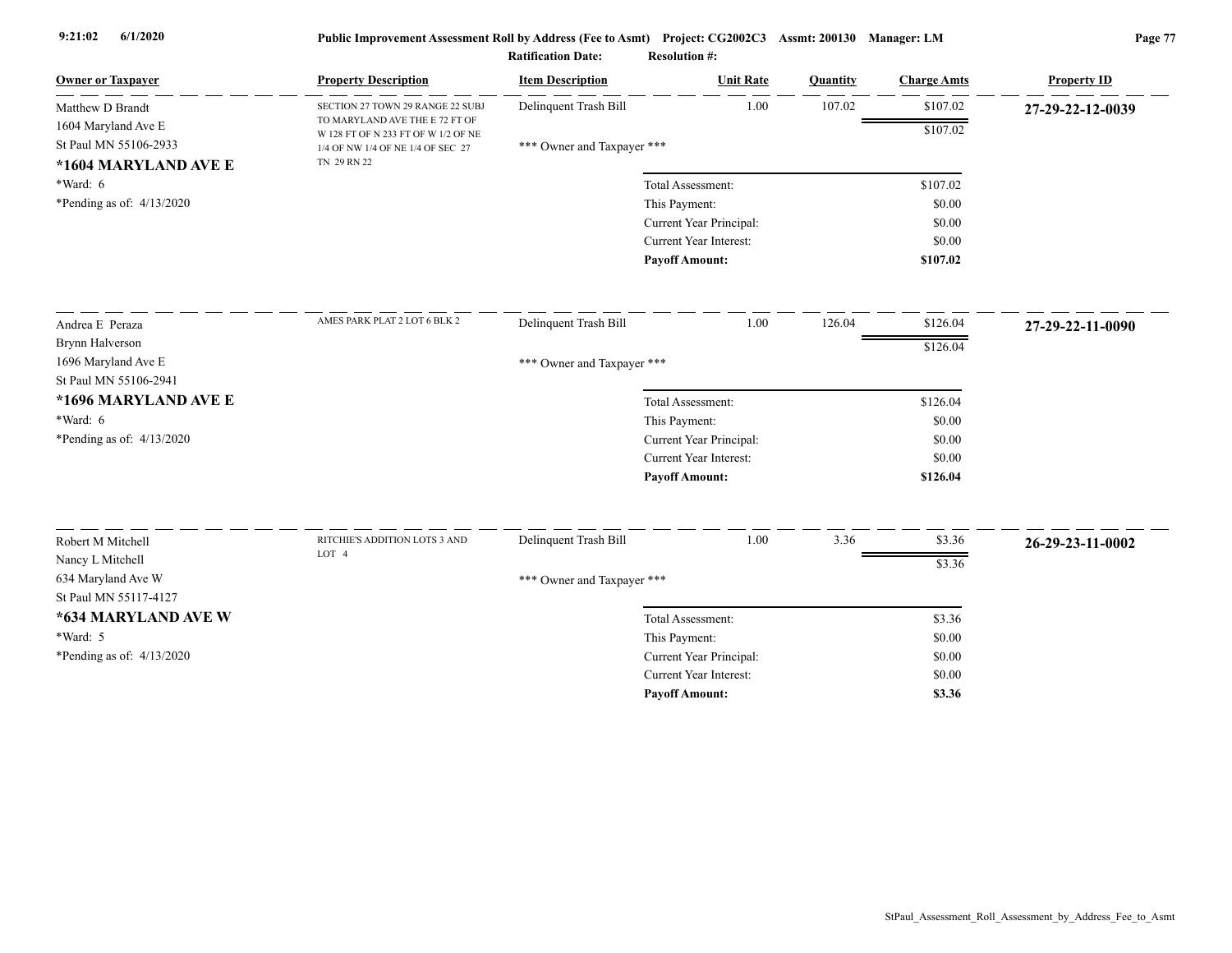**Public Improvement Assessment Roll by Address (Fee to Asmt)** Project: CG2002C3 Assmt: 200130 Manager: LM

**Ratification Date:** **Resolution #:**

| Owner or Taxpayer | Property Description | Item Description | Unit Rate | Quantity | Charge Amts | Property ID |
|---|---|---|---|---|---|---|
| Matthew D Brandt<br>1604 Maryland Ave E<br>St Paul MN 55106-2933<br>**\*1604 MARYLAND AVE E**<br>\*Ward: 6<br>\*Pending as of: 4/13/2020 | SECTION 27 TOWN 29 RANGE 22 SUBJ TO MARYLAND AVE THE E 72 FT OF W 128 FT OF N 233 FT OF W 1/2 OF NE 1/4 OF NW 1/4 OF NE 1/4 OF SEC 27 TN 29 RN 22 | Delinquent Trash Bill | 1.00 | 107.02 | $107.02 | **27-29-22-12-0039** |
| | | | | | $107.02 | |
| | | \*\*\* Owner and Taxpayer \*\*\* | | | | |
| | | Total Assessment: | | | $107.02 | |
| | | This Payment: | | | $0.00 | |
| | | Current Year Principal: | | | $0.00 | |
| | | Current Year Interest: | | | $0.00 | |
| | | **Payoff Amount:** | | | **$107.02** | |
| Andrea E Peraza<br>Brynn Halverson<br>1696 Maryland Ave E<br>St Paul MN 55106-2941<br>**\*1696 MARYLAND AVE E**<br>\*Ward: 6<br>\*Pending as of: 4/13/2020 | AMES PARK PLAT 2 LOT 6 BLK 2 | Delinquent Trash Bill | 1.00 | 126.04 | $126.04 | **27-29-22-11-0090** |
| | | | | | $126.04 | |
| | | \*\*\* Owner and Taxpayer \*\*\* | | | | |
| | | Total Assessment: | | | $126.04 | |
| | | This Payment: | | | $0.00 | |
| | | Current Year Principal: | | | $0.00 | |
| | | Current Year Interest: | | | $0.00 | |
| | | **Payoff Amount:** | | | **$126.04** | |
| Robert M Mitchell<br>Nancy L Mitchell<br>634 Maryland Ave W<br>St Paul MN 55117-4127<br>**\*634 MARYLAND AVE W**<br>\*Ward: 5<br>\*Pending as of: 4/13/2020 | RITCHIE'S ADDITION LOTS 3 AND LOT 4 | Delinquent Trash Bill | 1.00 | 3.36 | $3.36 | **26-29-23-11-0002** |
| | | | | | $3.36 | |
| | | \*\*\* Owner and Taxpayer \*\*\* | | | | |
| | | Total Assessment: | | | $3.36 | |
| | | This Payment: | | | $0.00 | |
| | | Current Year Principal: | | | $0.00 | |
| | | Current Year Interest: | | | $0.00 | |
| | | **Payoff Amount:** | | | **$3.36** | |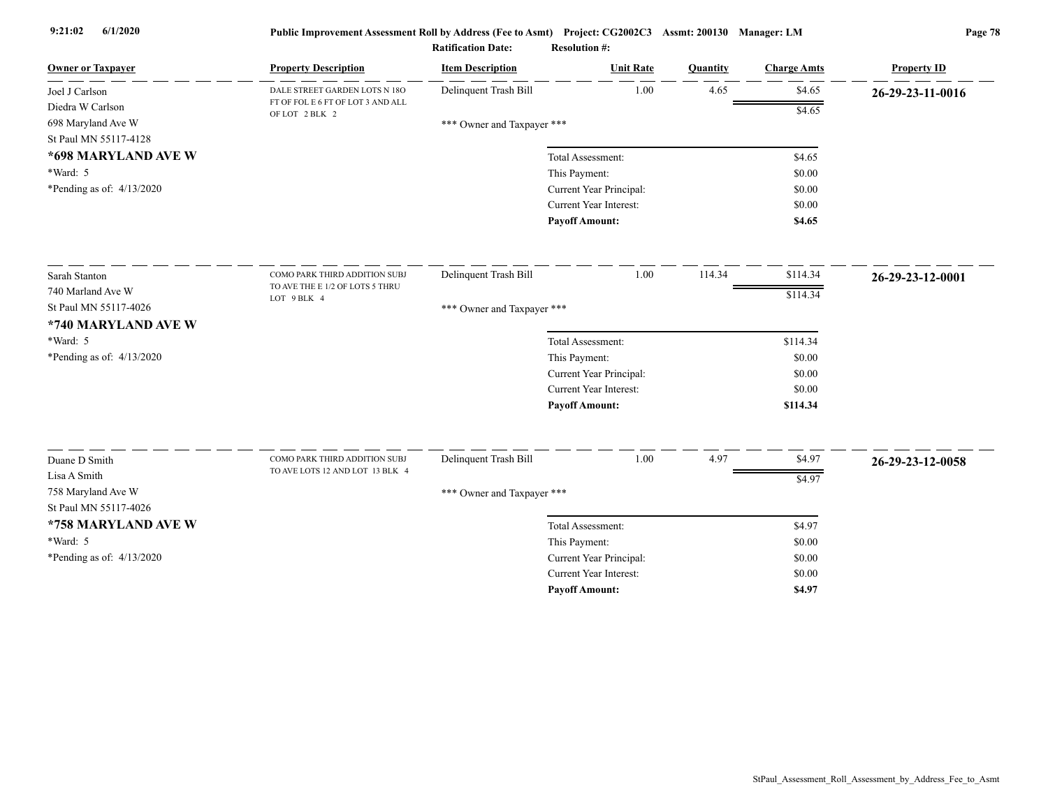**Public Improvement Assessment Roll by Address (Fee to Asmt)** Project: CG2002C3 Assmt: 200130 Manager: LM

**Ratification Date:** **Resolution #:**

| Owner or Taxpayer | Property Description | Item Description | Unit Rate | Quantity | Charge Amts | Property ID |
|---|---|---|---|---|---|---|
| Joel J Carlson<br>Diedra W Carlson<br>698 Maryland Ave W<br>St Paul MN 55117-4128<br>**\*698 MARYLAND AVE W**<br>\*Ward: 5<br>\*Pending as of: 4/13/2020 | DALE STREET GARDEN LOTS N 18O FT OF FOL E 6 FT OF LOT 3 AND ALL OF LOT 2 BLK 2 | Delinquent Trash Bill | 1.00 | 4.65 | $4.65 | **26-29-23-11-0016** |
| | | | | | $4.65 | |
| | | *** Owner and Taxpayer *** | | | | |
| | | Total Assessment: | | | $4.65 | |
| | | This Payment: | | | $0.00 | |
| | | Current Year Principal: | | | $0.00 | |
| | | Current Year Interest: | | | $0.00 | |
| | | **Payoff Amount:** | | | **$4.65** | |
| Sarah Stanton<br>740 Marland Ave W<br>St Paul MN 55117-4026<br>**\*740 MARYLAND AVE W**<br>\*Ward: 5<br>\*Pending as of: 4/13/2020 | COMO PARK THIRD ADDITION SUBJ TO AVE THE E 1/2 OF LOTS 5 THRU LOT 9 BLK 4 | Delinquent Trash Bill | 1.00 | 114.34 | $114.34 | **26-29-23-12-0001** |
| | | | | | $114.34 | |
| | | *** Owner and Taxpayer *** | | | | |
| | | Total Assessment: | | | $114.34 | |
| | | This Payment: | | | $0.00 | |
| | | Current Year Principal: | | | $0.00 | |
| | | Current Year Interest: | | | $0.00 | |
| | | **Payoff Amount:** | | | **$114.34** | |
| Duane D Smith<br>Lisa A Smith<br>758 Maryland Ave W<br>St Paul MN 55117-4026<br>**\*758 MARYLAND AVE W**<br>\*Ward: 5<br>\*Pending as of: 4/13/2020 | COMO PARK THIRD ADDITION SUBJ TO AVE LOTS 12 AND LOT 13 BLK 4 | Delinquent Trash Bill | 1.00 | 4.97 | $4.97 | **26-29-23-12-0058** |
| | | | | | $4.97 | |
| | | *** Owner and Taxpayer *** | | | | |
| | | Total Assessment: | | | $4.97 | |
| | | This Payment: | | | $0.00 | |
| | | Current Year Principal: | | | $0.00 | |
| | | Current Year Interest: | | | $0.00 | |
| | | **Payoff Amount:** | | | **$4.97** | |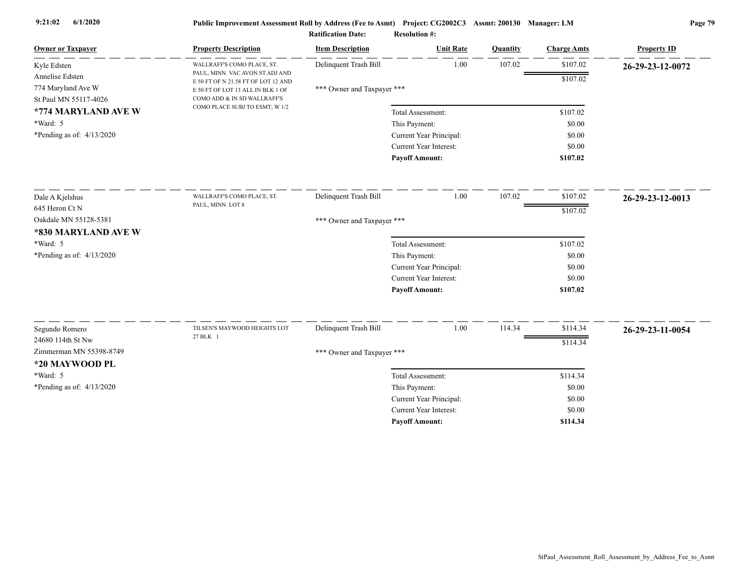Public Improvement Assessment Roll by Address (Fee to Asmt) Project: CG2002C3 Assmt: 200130 Manager: LM

Ratification Date: Resolution #:

| Owner or Taxpayer | Property Description | Item Description | Unit Rate | Quantity | Charge Amts | Property ID |
|---|---|---|---|---|---|---|
| Kyle Edsten<br>Annelise Edsten<br>774 Maryland Ave W<br>St Paul MN 55117-4026<br>**\*774 MARYLAND AVE W**<br>\*Ward: 5<br>\*Pending as of: 4/13/2020 | WALLRAFF'S COMO PLACE, ST. PAUL, MINN. VAC AVON ST ADJ AND E 50 FT OF N 21.58 FT OF LOT 12 AND E 50 FT OF LOT 13 ALL IN BLK 1 OF COMO ADD & IN SD WALLRAFF'S COMO PLACE SUBJ TO ESMT; W 1/2 | Delinquent Trash Bill | 1.00 | 107.02 | $107.02 | **26-29-23-12-0072** |
| | | | | | $107.02 | |
| | | \*\*\* Owner and Taxpayer \*\*\* | | | | |
| | | | Total Assessment: | | $107.02 | |
| | | | This Payment: | | $0.00 | |
| | | | Current Year Principal: | | $0.00 | |
| | | | Current Year Interest: | | $0.00 | |
| | | | **Payoff Amount:** | | **$107.02** | |
| Dale A Kjelshus<br>645 Heron Ct N<br>Oakdale MN 55128-5381<br>**\*830 MARYLAND AVE W**<br>\*Ward: 5<br>\*Pending as of: 4/13/2020 | WALLRAFF'S COMO PLACE, ST. PAUL, MINN. LOT 8 | Delinquent Trash Bill | 1.00 | 107.02 | $107.02 | **26-29-23-12-0013** |
| | | | | | $107.02 | |
| | | \*\*\* Owner and Taxpayer \*\*\* | | | | |
| | | | Total Assessment: | | $107.02 | |
| | | | This Payment: | | $0.00 | |
| | | | Current Year Principal: | | $0.00 | |
| | | | Current Year Interest: | | $0.00 | |
| | | | **Payoff Amount:** | | **$107.02** | |
| Segundo Romero<br>24680 114th St Nw<br>Zimmerman MN 55398-8749<br>**\*20 MAYWOOD PL**<br>\*Ward: 5<br>\*Pending as of: 4/13/2020 | TILSEN'S MAYWOOD HEIGHTS LOT 27 BLK 1 | Delinquent Trash Bill | 1.00 | 114.34 | $114.34 | **26-29-23-11-0054** |
| | | | | | $114.34 | |
| | | \*\*\* Owner and Taxpayer \*\*\* | | | | |
| | | | Total Assessment: | | $114.34 | |
| | | | This Payment: | | $0.00 | |
| | | | Current Year Principal: | | $0.00 | |
| | | | Current Year Interest: | | $0.00 | |
| | | | **Payoff Amount:** | | **$114.34** | |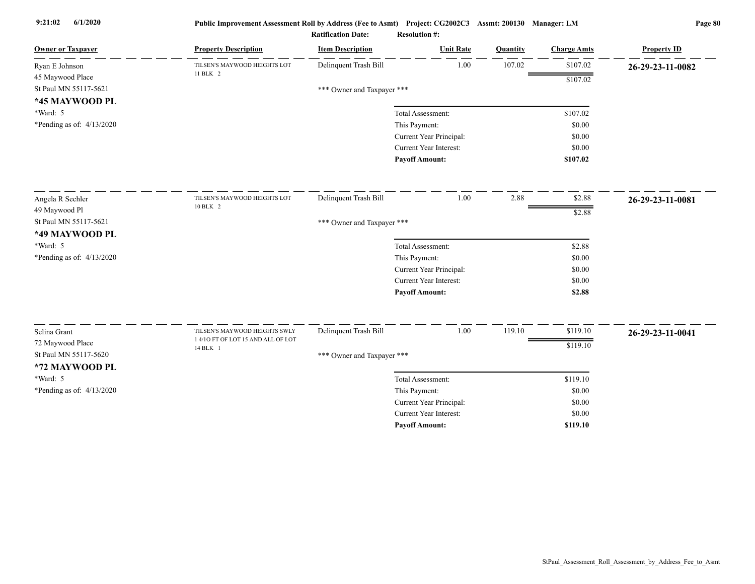Public Improvement Assessment Roll by Address (Fee to Asmt) Project: CG2002C3 Assmt: 200130 Manager: LM

Ratification Date: Resolution #:

| Owner or Taxpayer | Property Description | Item Description | Unit Rate | Quantity | Charge Amts | Property ID |
|---|---|---|---|---|---|---|
| Ryan E Johnson<br>45 Maywood Place<br>St Paul MN 55117-5621<br>**\*45 MAYWOOD PL**<br>\*Ward: 5<br>\*Pending as of: 4/13/2020 | TILSEN'S MAYWOOD HEIGHTS LOT 11 BLK 2 | Delinquent Trash Bill | 1.00 | 107.02 | $107.02 | **26-29-23-11-0082** |
| | | | | | $107.02 | |
| | | \*\*\* Owner and Taxpayer \*\*\* | | | | |
| | | | Total Assessment: | | $107.02 | |
| | | | This Payment: | | $0.00 | |
| | | | Current Year Principal: | | $0.00 | |
| | | | Current Year Interest: | | $0.00 | |
| | | | **Payoff Amount:** | | **$107.02** | |
| Angela R Sechler<br>49 Maywood Pl<br>St Paul MN 55117-5621<br>**\*49 MAYWOOD PL**<br>\*Ward: 5<br>\*Pending as of: 4/13/2020 | TILSEN'S MAYWOOD HEIGHTS LOT 10 BLK 2 | Delinquent Trash Bill | 1.00 | 2.88 | $2.88 | **26-29-23-11-0081** |
| | | | | | $2.88 | |
| | | \*\*\* Owner and Taxpayer \*\*\* | | | | |
| | | | Total Assessment: | | $2.88 | |
| | | | This Payment: | | $0.00 | |
| | | | Current Year Principal: | | $0.00 | |
| | | | Current Year Interest: | | $0.00 | |
| | | | **Payoff Amount:** | | **$2.88** | |
| Selina Grant<br>72 Maywood Place<br>St Paul MN 55117-5620<br>**\*72 MAYWOOD PL**<br>\*Ward: 5<br>\*Pending as of: 4/13/2020 | TILSEN'S MAYWOOD HEIGHTS SWLY 1 4/1O FT OF LOT 15 AND ALL OF LOT 14 BLK 1 | Delinquent Trash Bill | 1.00 | 119.10 | $119.10 | **26-29-23-11-0041** |
| | | | | | $119.10 | |
| | | \*\*\* Owner and Taxpayer \*\*\* | | | | |
| | | | Total Assessment: | | $119.10 | |
| | | | This Payment: | | $0.00 | |
| | | | Current Year Principal: | | $0.00 | |
| | | | Current Year Interest: | | $0.00 | |
| | | | **Payoff Amount:** | | **$119.10** | |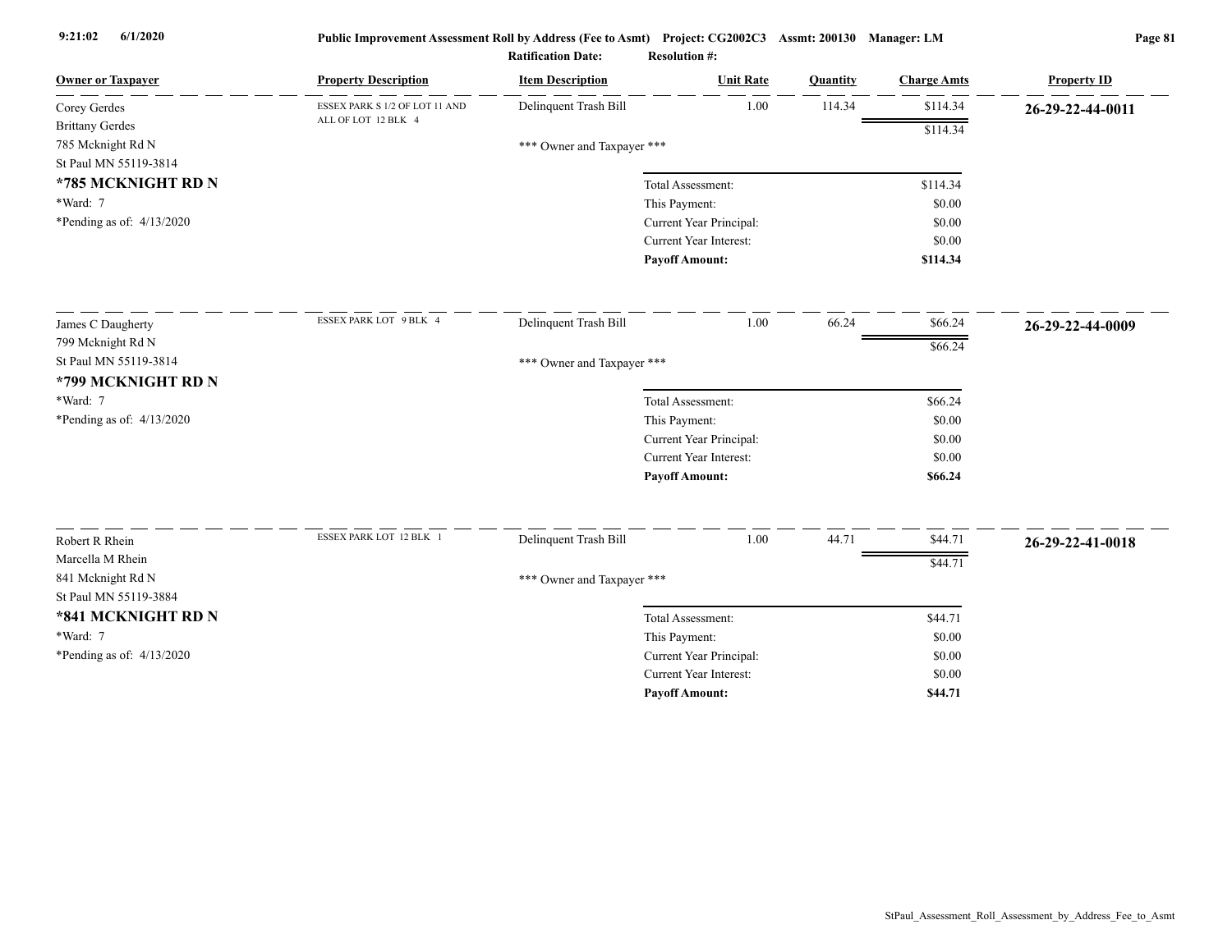Public Improvement Assessment Roll by Address (Fee to Asmt) Project: CG2002C3 Assmt: 200130 Manager: LM

Ratification Date: Resolution #:

| Owner or Taxpayer | Property Description | Item Description | Unit Rate | Quantity | Charge Amts | Property ID |
|---|---|---|---|---|---|---|
| Corey Gerdes<br>Brittany Gerdes<br>785 Mcknight Rd N<br>St Paul MN 55119-3814<br>**\*785 MCKNIGHT RD N**<br>\*Ward: 7<br>\*Pending as of: 4/13/2020 | ESSEX PARK S 1/2 OF LOT 11 AND ALL OF LOT 12 BLK 4 | Delinquent Trash Bill | 1.00 | 114.34 | $114.34 | **26-29-22-44-0011** |
| | | | | | $114.34 | |
| | | *** Owner and Taxpayer *** | | | | |
| | | Total Assessment: | | | $114.34 | |
| | | This Payment: | | | $0.00 | |
| | | Current Year Principal: | | | $0.00 | |
| | | Current Year Interest: | | | $0.00 | |
| | | **Payoff Amount:** | | | **$114.34** | |
| James C Daugherty<br>799 Mcknight Rd N<br>St Paul MN 55119-3814<br>**\*799 MCKNIGHT RD N**<br>\*Ward: 7<br>\*Pending as of: 4/13/2020 | ESSEX PARK LOT 9 BLK 4 | Delinquent Trash Bill | 1.00 | 66.24 | $66.24 | **26-29-22-44-0009** |
| | | | | | $66.24 | |
| | | *** Owner and Taxpayer *** | | | | |
| | | Total Assessment: | | | $66.24 | |
| | | This Payment: | | | $0.00 | |
| | | Current Year Principal: | | | $0.00 | |
| | | Current Year Interest: | | | $0.00 | |
| | | **Payoff Amount:** | | | **$66.24** | |
| Robert R Rhein<br>Marcella M Rhein<br>841 Mcknight Rd N<br>St Paul MN 55119-3884<br>**\*841 MCKNIGHT RD N**<br>\*Ward: 7<br>\*Pending as of: 4/13/2020 | ESSEX PARK LOT 12 BLK 1 | Delinquent Trash Bill | 1.00 | 44.71 | $44.71 | **26-29-22-41-0018** |
| | | | | | $44.71 | |
| | | *** Owner and Taxpayer *** | | | | |
| | | Total Assessment: | | | $44.71 | |
| | | This Payment: | | | $0.00 | |
| | | Current Year Principal: | | | $0.00 | |
| | | Current Year Interest: | | | $0.00 | |
| | | **Payoff Amount:** | | | **$44.71** | |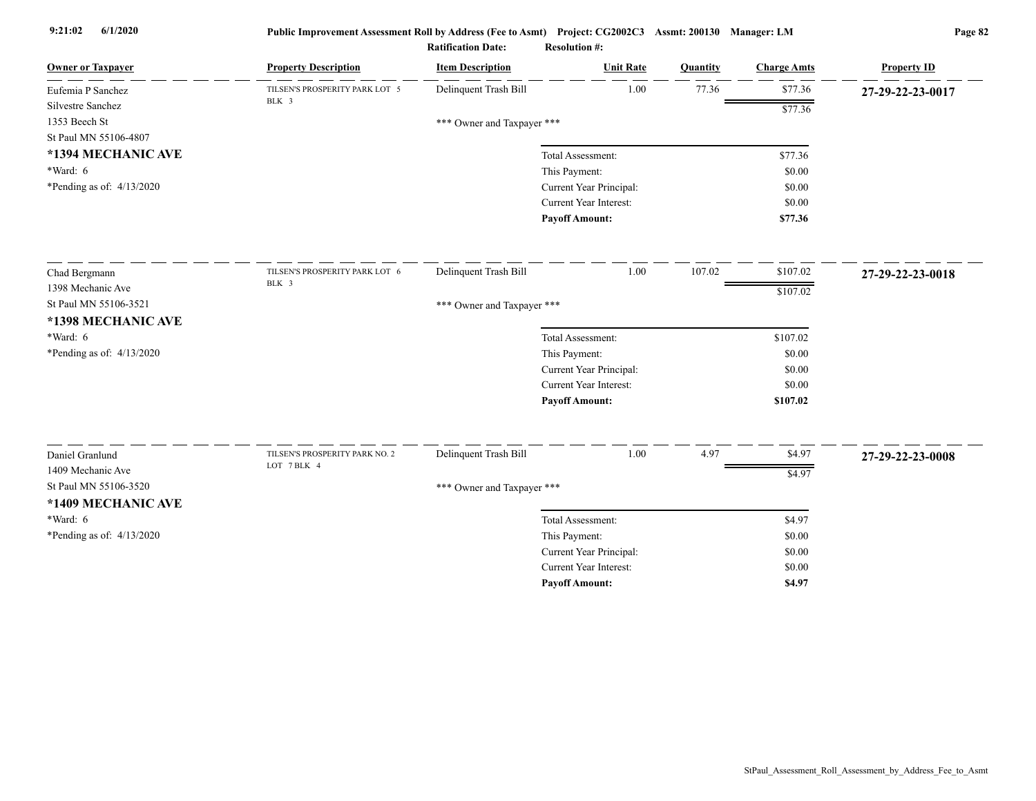| Owner or Taxpayer | Property Description | Item Description | Unit Rate | Quantity | Charge Amts | Property ID |
|---|---|---|---|---|---|---|
| Eufemia P Sanchez<br>Silvestre Sanchez<br>1353 Beech St<br>St Paul MN 55106-4807<br>**\*1394 MECHANIC AVE**<br>\*Ward: 6<br>\*Pending as of: 4/13/2020 | TILSEN'S PROSPERITY PARK LOT 5 BLK 3 | Delinquent Trash Bill | 1.00 | 77.36 | $77.36 | **27-29-22-23-0017** |
| | | | | | $77.36 | |
| | | \*\*\* Owner and Taxpayer \*\*\* | | | | |
| | | | Total Assessment: | | $77.36 | |
| | | | This Payment: | | $0.00 | |
| | | | Current Year Principal: | | $0.00 | |
| | | | Current Year Interest: | | $0.00 | |
| | | | **Payoff Amount:** | | **$77.36** | |
| Chad Bergmann<br>1398 Mechanic Ave<br>St Paul MN 55106-3521<br>**\*1398 MECHANIC AVE**<br>\*Ward: 6<br>\*Pending as of: 4/13/2020 | TILSEN'S PROSPERITY PARK LOT 6 BLK 3 | Delinquent Trash Bill | 1.00 | 107.02 | $107.02 | **27-29-22-23-0018** |
| | | | | | $107.02 | |
| | | \*\*\* Owner and Taxpayer \*\*\* | | | | |
| | | | Total Assessment: | | $107.02 | |
| | | | This Payment: | | $0.00 | |
| | | | Current Year Principal: | | $0.00 | |
| | | | Current Year Interest: | | $0.00 | |
| | | | **Payoff Amount:** | | **$107.02** | |
| Daniel Granlund<br>1409 Mechanic Ave<br>St Paul MN 55106-3520<br>**\*1409 MECHANIC AVE**<br>\*Ward: 6<br>\*Pending as of: 4/13/2020 | TILSEN'S PROSPERITY PARK NO. 2 LOT 7 BLK 4 | Delinquent Trash Bill | 1.00 | 4.97 | $4.97 | **27-29-22-23-0008** |
| | | | | | $4.97 | |
| | | \*\*\* Owner and Taxpayer \*\*\* | | | | |
| | | | Total Assessment: | | $4.97 | |
| | | | This Payment: | | $0.00 | |
| | | | Current Year Principal: | | $0.00 | |
| | | | Current Year Interest: | | $0.00 | |
| | | | **Payoff Amount:** | | **$4.97** | |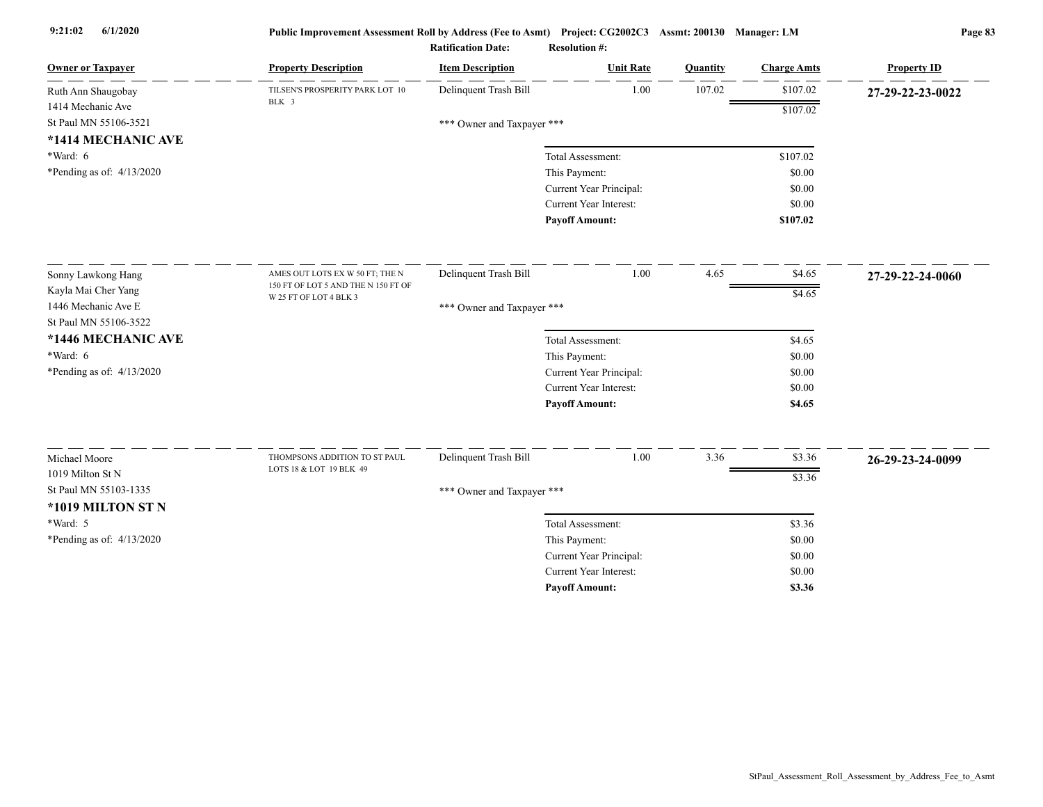**Public Improvement Assessment Roll by Address (Fee to Asmt)** **Project: CG2002C3** **Assmt: 200130** **Manager: LM**

**Ratification Date:** **Resolution #:**

| Owner or Taxpayer | Property Description | Item Description | Unit Rate | Quantity | Charge Amts | Property ID |
|---|---|---|---|---|---|---|
| Ruth Ann Shaugobay<br>1414 Mechanic Ave<br>St Paul MN 55106-3521<br>**\*1414 MECHANIC AVE**<br>\*Ward: 6<br>\*Pending as of: 4/13/2020 | TILSEN'S PROSPERITY PARK LOT 10 BLK 3 | Delinquent Trash Bill | 1.00 | 107.02 | $107.02 | **27-29-22-23-0022** |
| | | | | | $107.02 | |
| | | \*\*\* Owner and Taxpayer \*\*\* | | | | |
| | | Total Assessment: | | | $107.02 | |
| | | This Payment: | | | $0.00 | |
| | | Current Year Principal: | | | $0.00 | |
| | | Current Year Interest: | | | $0.00 | |
| | | **Payoff Amount:** | | | **$107.02** | |
| Sonny Lawkong Hang<br>Kayla Mai Cher Yang<br>1446 Mechanic Ave E<br>St Paul MN 55106-3522<br>**\*1446 MECHANIC AVE**<br>\*Ward: 6<br>\*Pending as of: 4/13/2020 | AMES OUT LOTS EX W 50 FT; THE N 150 FT OF LOT 5 AND THE N 150 FT OF W 25 FT OF LOT 4 BLK 3 | Delinquent Trash Bill | 1.00 | 4.65 | $4.65 | **27-29-22-24-0060** |
| | | | | | $4.65 | |
| | | \*\*\* Owner and Taxpayer \*\*\* | | | | |
| | | Total Assessment: | | | $4.65 | |
| | | This Payment: | | | $0.00 | |
| | | Current Year Principal: | | | $0.00 | |
| | | Current Year Interest: | | | $0.00 | |
| | | **Payoff Amount:** | | | **$4.65** | |
| Michael Moore<br>1019 Milton St N<br>St Paul MN 55103-1335<br>**\*1019 MILTON ST N**<br>\*Ward: 5<br>\*Pending as of: 4/13/2020 | THOMPSONS ADDITION TO ST PAUL LOTS 18 & LOT 19 BLK 49 | Delinquent Trash Bill | 1.00 | 3.36 | $3.36 | **26-29-23-24-0099** |
| | | | | | $3.36 | |
| | | \*\*\* Owner and Taxpayer \*\*\* | | | | |
| | | Total Assessment: | | | $3.36 | |
| | | This Payment: | | | $0.00 | |
| | | Current Year Principal: | | | $0.00 | |
| | | Current Year Interest: | | | $0.00 | |
| | | **Payoff Amount:** | | | **$3.36** | |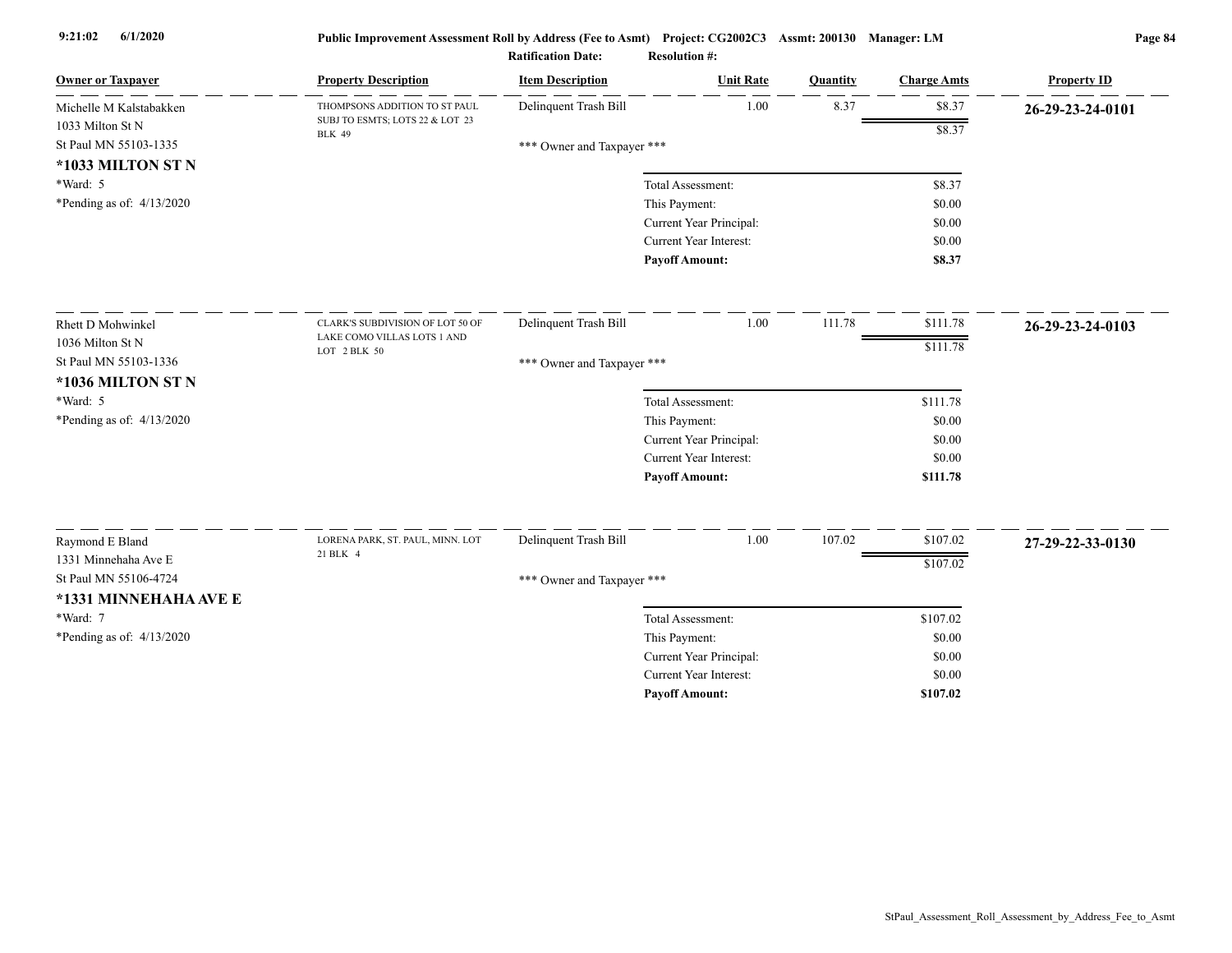**Public Improvement Assessment Roll by Address (Fee to Asmt)** Project: CG2002C3 Assmt: 200130 Manager: LM

**Ratification Date:** **Resolution #:**

| Owner or Taxpayer | Property Description | Item Description | Unit Rate | Quantity | Charge Amts | Property ID |
|---|---|---|---|---|---|---|
| Michelle M Kalstabakken<br>1033 Milton St N<br>St Paul MN 55103-1335<br>**\*1033 MILTON ST N**<br>\*Ward: 5<br>\*Pending as of: 4/13/2020 | THOMPSONS ADDITION TO ST PAUL SUBJ TO ESMTS; LOTS 22 & LOT 23 BLK 49 | Delinquent Trash Bill | 1.00 | 8.37 | $8.37 | **26-29-23-24-0101** |
| | | | | | $8.37 | |
| | | \*\*\* Owner and Taxpayer \*\*\* | | | | |
| | | | Total Assessment: | | $8.37 | |
| | | | This Payment: | | $0.00 | |
| | | | Current Year Principal: | | $0.00 | |
| | | | Current Year Interest: | | $0.00 | |
| | | | **Payoff Amount:** | | **$8.37** | |
| Rhett D Mohwinkel<br>1036 Milton St N<br>St Paul MN 55103-1336<br>**\*1036 MILTON ST N**<br>\*Ward: 5<br>\*Pending as of: 4/13/2020 | CLARK'S SUBDIVISION OF LOT 50 OF LAKE COMO VILLAS LOTS 1 AND LOT 2 BLK 50 | Delinquent Trash Bill | 1.00 | 111.78 | $111.78 | **26-29-23-24-0103** |
| | | | | | $111.78 | |
| | | \*\*\* Owner and Taxpayer \*\*\* | | | | |
| | | | Total Assessment: | | $111.78 | |
| | | | This Payment: | | $0.00 | |
| | | | Current Year Principal: | | $0.00 | |
| | | | Current Year Interest: | | $0.00 | |
| | | | **Payoff Amount:** | | **$111.78** | |
| Raymond E Bland<br>1331 Minnehaha Ave E<br>St Paul MN 55106-4724<br>**\*1331 MINNEHAHA AVE E**<br>\*Ward: 7<br>\*Pending as of: 4/13/2020 | LORENA PARK, ST. PAUL, MINN. LOT 21 BLK 4 | Delinquent Trash Bill | 1.00 | 107.02 | $107.02 | **27-29-22-33-0130** |
| | | | | | $107.02 | |
| | | \*\*\* Owner and Taxpayer \*\*\* | | | | |
| | | | Total Assessment: | | $107.02 | |
| | | | This Payment: | | $0.00 | |
| | | | Current Year Principal: | | $0.00 | |
| | | | Current Year Interest: | | $0.00 | |
| | | | **Payoff Amount:** | | **$107.02** | |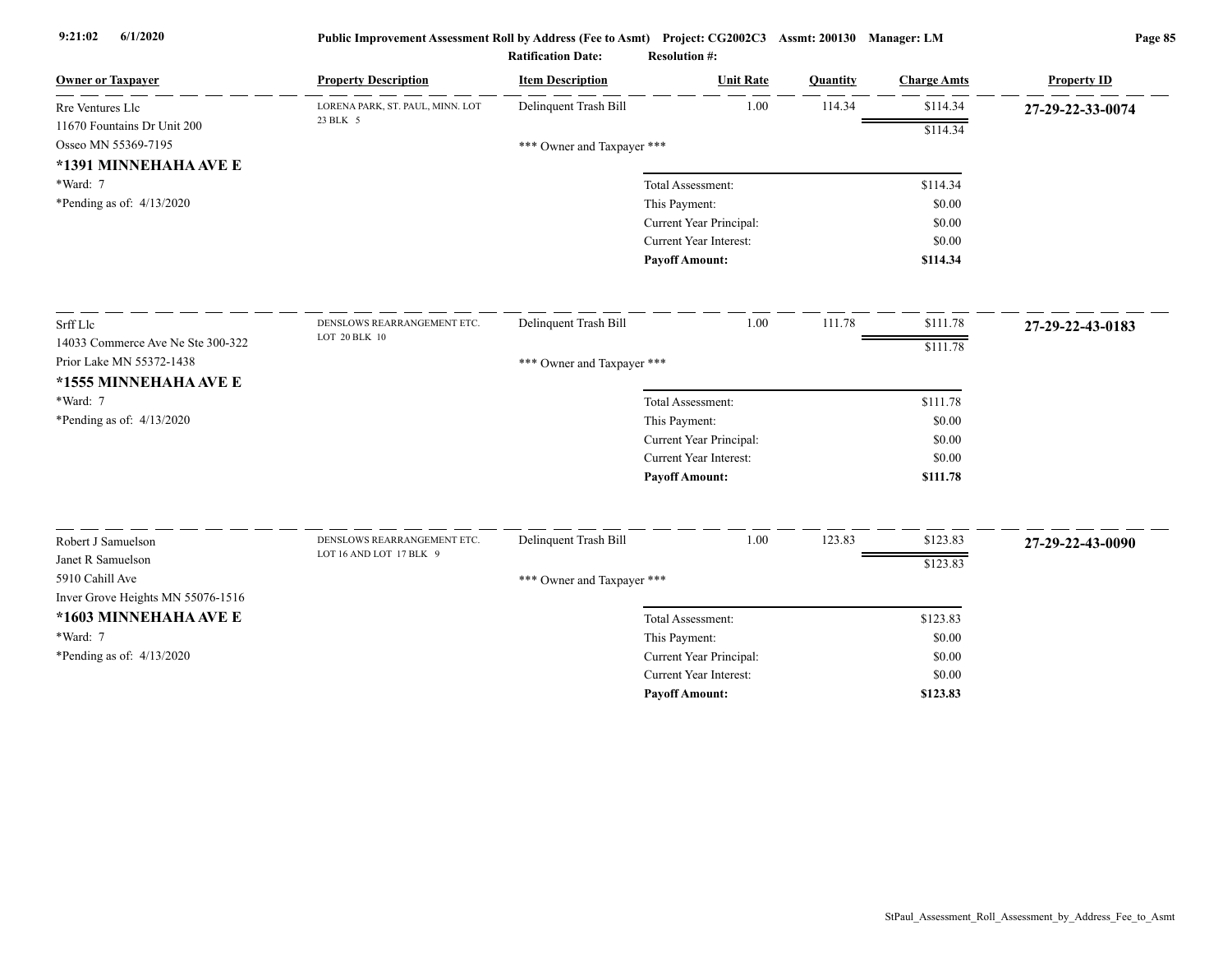| Owner or Taxpayer | Property Description | Item Description | Unit Rate | Quantity | Charge Amts | Property ID |
|---|---|---|---|---|---|---|
| Rre Ventures Llc<br>11670 Fountains Dr Unit 200<br>Osseo MN 55369-7195<br>**\*1391 MINNEHAHA AVE E**<br>\*Ward: 7<br>\*Pending as of: 4/13/2020 | LORENA PARK, ST. PAUL, MINN. LOT 23 BLK 5 | Delinquent Trash Bill | 1.00 | 114.34 | $114.34 | **27-29-22-33-0074** |
| | | | | | $114.34 | |
| | | \*\*\* Owner and Taxpayer \*\*\* | | | | |
| | | | Total Assessment: | | $114.34 | |
| | | | This Payment: | | $0.00 | |
| | | | Current Year Principal: | | $0.00 | |
| | | | Current Year Interest: | | $0.00 | |
| | | | **Payoff Amount:** | | **$114.34** | |
| Srff Llc<br>14033 Commerce Ave Ne Ste 300-322<br>Prior Lake MN 55372-1438<br>**\*1555 MINNEHAHA AVE E**<br>\*Ward: 7<br>\*Pending as of: 4/13/2020 | DENSLOWS REARRANGEMENT ETC. LOT 20 BLK 10 | Delinquent Trash Bill | 1.00 | 111.78 | $111.78 | **27-29-22-43-0183** |
| | | | | | $111.78 | |
| | | \*\*\* Owner and Taxpayer \*\*\* | | | | |
| | | | Total Assessment: | | $111.78 | |
| | | | This Payment: | | $0.00 | |
| | | | Current Year Principal: | | $0.00 | |
| | | | Current Year Interest: | | $0.00 | |
| | | | **Payoff Amount:** | | **$111.78** | |
| Robert J Samuelson<br>Janet R Samuelson<br>5910 Cahill Ave<br>Inver Grove Heights MN 55076-1516<br>**\*1603 MINNEHAHA AVE E**<br>\*Ward: 7<br>\*Pending as of: 4/13/2020 | DENSLOWS REARRANGEMENT ETC. LOT 16 AND LOT 17 BLK 9 | Delinquent Trash Bill | 1.00 | 123.83 | $123.83 | **27-29-22-43-0090** |
| | | | | | $123.83 | |
| | | \*\*\* Owner and Taxpayer \*\*\* | | | | |
| | | | Total Assessment: | | $123.83 | |
| | | | This Payment: | | $0.00 | |
| | | | Current Year Principal: | | $0.00 | |
| | | | Current Year Interest: | | $0.00 | |
| | | | **Payoff Amount:** | | **$123.83** | |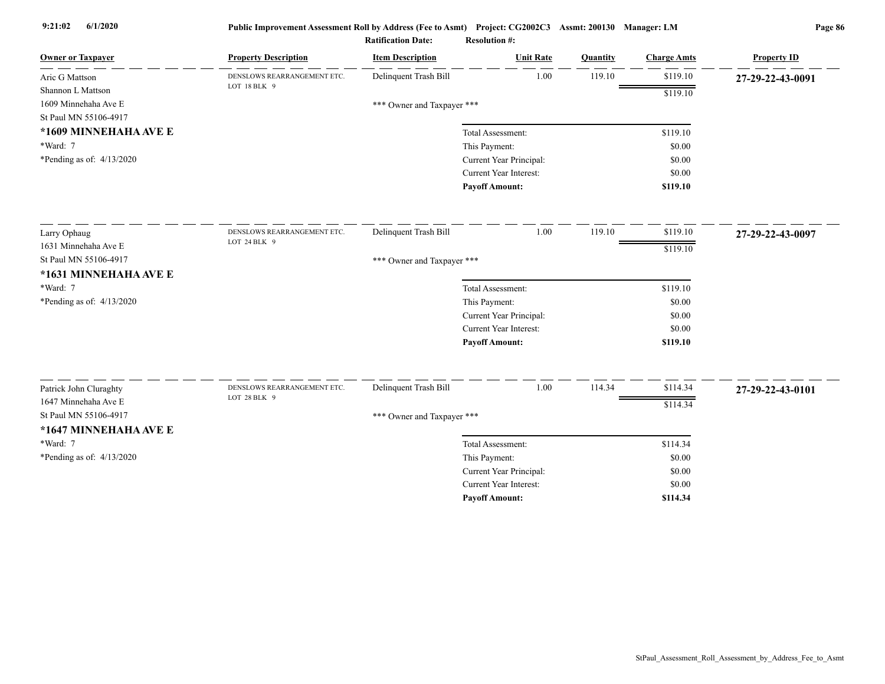| Owner or Taxpayer | Property Description | Item Description | Unit Rate | Quantity | Charge Amts | Property ID |
|---|---|---|---|---|---|---|
| Aric G Mattson<br>Shannon L Mattson<br>1609 Minnehaha Ave E<br>St Paul MN 55106-4917<br>**\*1609 MINNEHAHA AVE E**<br>\*Ward: 7<br>\*Pending as of: 4/13/2020 | DENSLOWS REARRANGEMENT ETC.<br>LOT 18 BLK 9 | Delinquent Trash Bill<br><br>\*\*\* Owner and Taxpayer \*\*\* | 1.00 | 119.10 | $119.10<br>$119.10 | **27-29-22-43-0091** |
| | | Total Assessment: | | | $119.10 | |
| | | This Payment: | | | $0.00 | |
| | | Current Year Principal: | | | $0.00 | |
| | | Current Year Interest: | | | $0.00 | |
| | | **Payoff Amount:** | | | **$119.10** | |
| Larry Ophaug<br>1631 Minnehaha Ave E<br>St Paul MN 55106-4917<br>**\*1631 MINNEHAHA AVE E**<br>\*Ward: 7<br>\*Pending as of: 4/13/2020 | DENSLOWS REARRANGEMENT ETC.<br>LOT 24 BLK 9 | Delinquent Trash Bill<br><br>\*\*\* Owner and Taxpayer \*\*\* | 1.00 | 119.10 | $119.10<br>$119.10 | **27-29-22-43-0097** |
| | | Total Assessment: | | | $119.10 | |
| | | This Payment: | | | $0.00 | |
| | | Current Year Principal: | | | $0.00 | |
| | | Current Year Interest: | | | $0.00 | |
| | | **Payoff Amount:** | | | **$119.10** | |
| Patrick John Cluraghty<br>1647 Minnehaha Ave E<br>St Paul MN 55106-4917<br>**\*1647 MINNEHAHA AVE E**<br>\*Ward: 7<br>\*Pending as of: 4/13/2020 | DENSLOWS REARRANGEMENT ETC.<br>LOT 28 BLK 9 | Delinquent Trash Bill<br><br>\*\*\* Owner and Taxpayer \*\*\* | 1.00 | 114.34 | $114.34<br>$114.34 | **27-29-22-43-0101** |
| | | Total Assessment: | | | $114.34 | |
| | | This Payment: | | | $0.00 | |
| | | Current Year Principal: | | | $0.00 | |
| | | Current Year Interest: | | | $0.00 | |
| | | **Payoff Amount:** | | | **$114.34** | |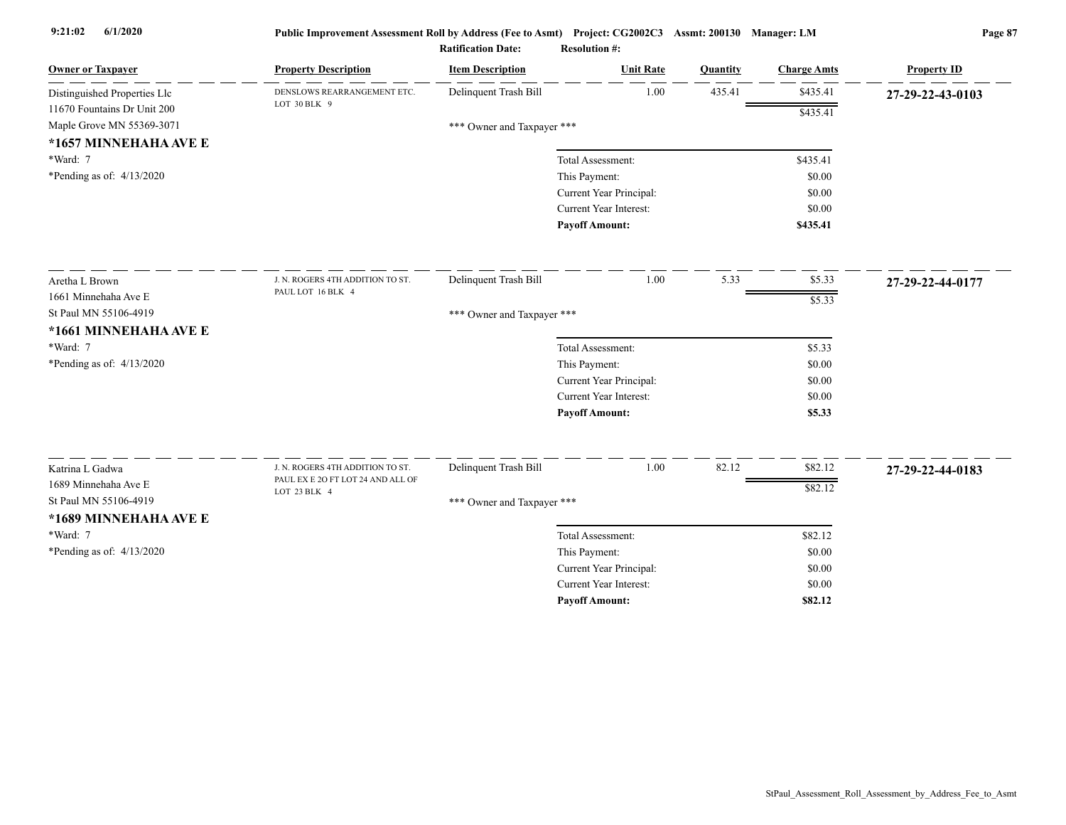Public Improvement Assessment Roll by Address (Fee to Asmt) Project: CG2002C3 Assmt: 200130 Manager: LM

Ratification Date: Resolution #:

| Owner or Taxpayer | Property Description | Item Description | Unit Rate | Quantity | Charge Amts | Property ID |
|---|---|---|---|---|---|---|
| Distinguished Properties Llc<br>11670 Fountains Dr Unit 200<br>Maple Grove MN 55369-3071<br>**\*1657 MINNEHAHA AVE E**<br>\*Ward: 7<br>\*Pending as of: 4/13/2020 | DENSLOWS REARRANGEMENT ETC. LOT 30 BLK 9 | Delinquent Trash Bill | 1.00 | 435.41 | $435.41 | **27-29-22-43-0103** |
| | | | | | $435.41 | |
| | | \*\*\* Owner and Taxpayer \*\*\* | | | | |
| | | | Total Assessment: | | $435.41 | |
| | | | This Payment: | | $0.00 | |
| | | | Current Year Principal: | | $0.00 | |
| | | | Current Year Interest: | | $0.00 | |
| | | | **Payoff Amount:** | | **$435.41** | |
| Aretha L Brown<br>1661 Minnehaha Ave E<br>St Paul MN 55106-4919<br>**\*1661 MINNEHAHA AVE E**<br>\*Ward: 7<br>\*Pending as of: 4/13/2020 | J. N. ROGERS 4TH ADDITION TO ST. PAUL LOT 16 BLK 4 | Delinquent Trash Bill | 1.00 | 5.33 | $5.33 | **27-29-22-44-0177** |
| | | | | | $5.33 | |
| | | \*\*\* Owner and Taxpayer \*\*\* | | | | |
| | | | Total Assessment: | | $5.33 | |
| | | | This Payment: | | $0.00 | |
| | | | Current Year Principal: | | $0.00 | |
| | | | Current Year Interest: | | $0.00 | |
| | | | **Payoff Amount:** | | **$5.33** | |
| Katrina L Gadwa<br>1689 Minnehaha Ave E<br>St Paul MN 55106-4919<br>**\*1689 MINNEHAHA AVE E**<br>\*Ward: 7<br>\*Pending as of: 4/13/2020 | J. N. ROGERS 4TH ADDITION TO ST. PAUL EX E 2O FT LOT 24 AND ALL OF LOT 23 BLK 4 | Delinquent Trash Bill | 1.00 | 82.12 | $82.12 | **27-29-22-44-0183** |
| | | | | | $82.12 | |
| | | \*\*\* Owner and Taxpayer \*\*\* | | | | |
| | | | Total Assessment: | | $82.12 | |
| | | | This Payment: | | $0.00 | |
| | | | Current Year Principal: | | $0.00 | |
| | | | Current Year Interest: | | $0.00 | |
| | | | **Payoff Amount:** | | **$82.12** | |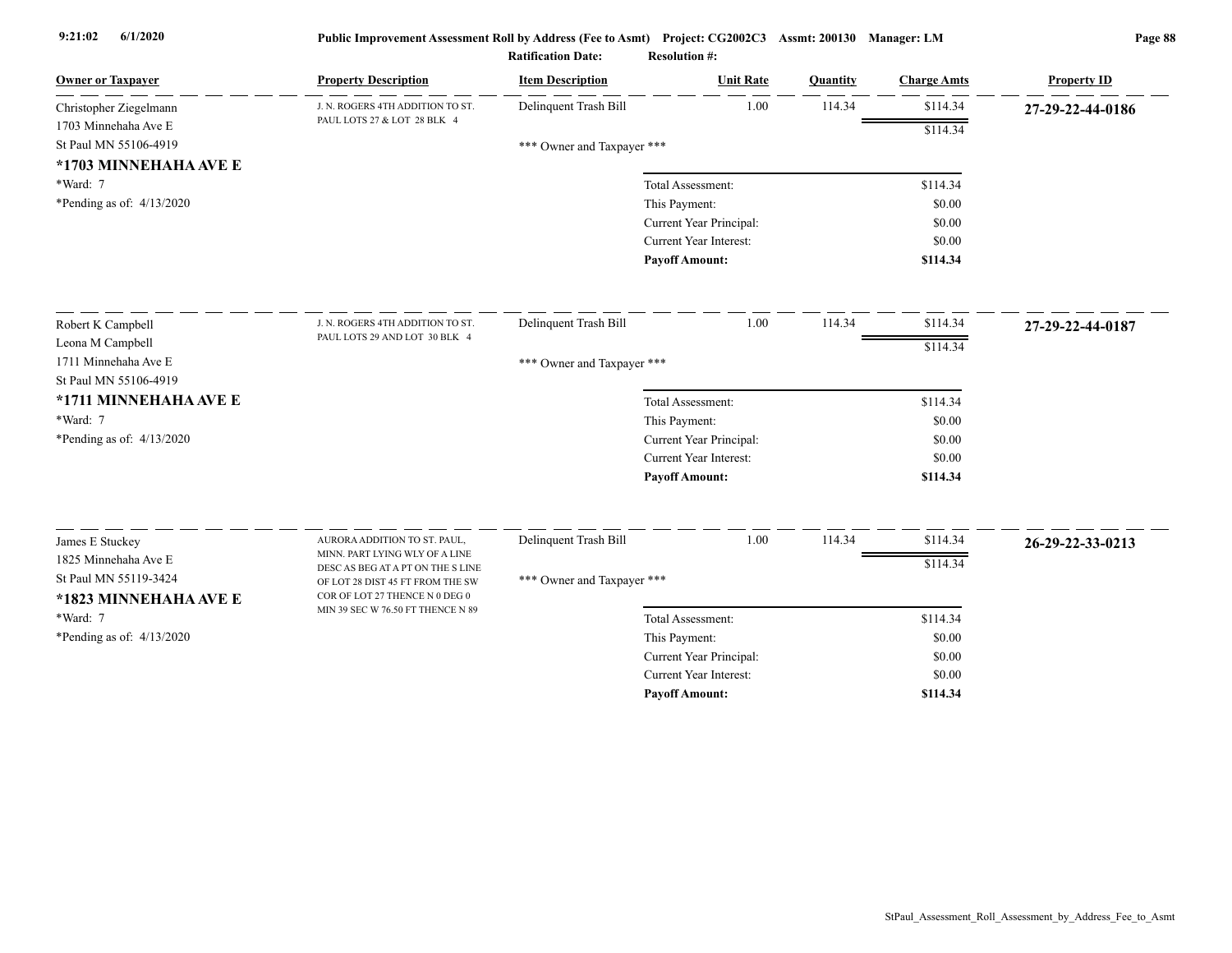Public Improvement Assessment Roll by Address (Fee to Asmt) Project: CG2002C3 Assmt: 200130 Manager: LM

Ratification Date: Resolution #:

| Owner or Taxpayer | Property Description | Item Description | Unit Rate | Quantity | Charge Amts | Property ID |
|---|---|---|---|---|---|---|
| Christopher Ziegelmann<br>1703 Minnehaha Ave E<br>St Paul MN 55106-4919<br>**\*1703 MINNEHAHA AVE E**<br>\*Ward: 7<br>\*Pending as of: 4/13/2020 | J. N. ROGERS 4TH ADDITION TO ST. PAUL LOTS 27 & LOT 28 BLK 4 | Delinquent Trash Bill | 1.00 | 114.34 | $114.34 | **27-29-22-44-0186** |
| | | | | | $114.34 | |
| | | \*\*\* Owner and Taxpayer \*\*\* | | | | |
| | | | Total Assessment: | | $114.34 | |
| | | | This Payment: | | $0.00 | |
| | | | Current Year Principal: | | $0.00 | |
| | | | Current Year Interest: | | $0.00 | |
| | | | **Payoff Amount:** | | **$114.34** | |
| Robert K Campbell<br>Leona M Campbell<br>1711 Minnehaha Ave E<br>St Paul MN 55106-4919<br>**\*1711 MINNEHAHA AVE E**<br>\*Ward: 7<br>\*Pending as of: 4/13/2020 | J. N. ROGERS 4TH ADDITION TO ST. PAUL LOTS 29 AND LOT 30 BLK 4 | Delinquent Trash Bill | 1.00 | 114.34 | $114.34 | **27-29-22-44-0187** |
| | | | | | $114.34 | |
| | | \*\*\* Owner and Taxpayer \*\*\* | | | | |
| | | | Total Assessment: | | $114.34 | |
| | | | This Payment: | | $0.00 | |
| | | | Current Year Principal: | | $0.00 | |
| | | | Current Year Interest: | | $0.00 | |
| | | | **Payoff Amount:** | | **$114.34** | |
| James E Stuckey<br>1825 Minnehaha Ave E<br>St Paul MN 55119-3424<br>**\*1823 MINNEHAHA AVE E**<br>\*Ward: 7<br>\*Pending as of: 4/13/2020 | AURORA ADDITION TO ST. PAUL, MINN. PART LYING WLY OF A LINE DESC AS BEG AT A PT ON THE S LINE OF LOT 28 DIST 45 FT FROM THE SW COR OF LOT 27 THENCE N 0 DEG 0 MIN 39 SEC W 76.50 FT THENCE N 89 | Delinquent Trash Bill | 1.00 | 114.34 | $114.34 | **26-29-22-33-0213** |
| | | | | | $114.34 | |
| | | \*\*\* Owner and Taxpayer \*\*\* | | | | |
| | | | Total Assessment: | | $114.34 | |
| | | | This Payment: | | $0.00 | |
| | | | Current Year Principal: | | $0.00 | |
| | | | Current Year Interest: | | $0.00 | |
| | | | **Payoff Amount:** | | **$114.34** | |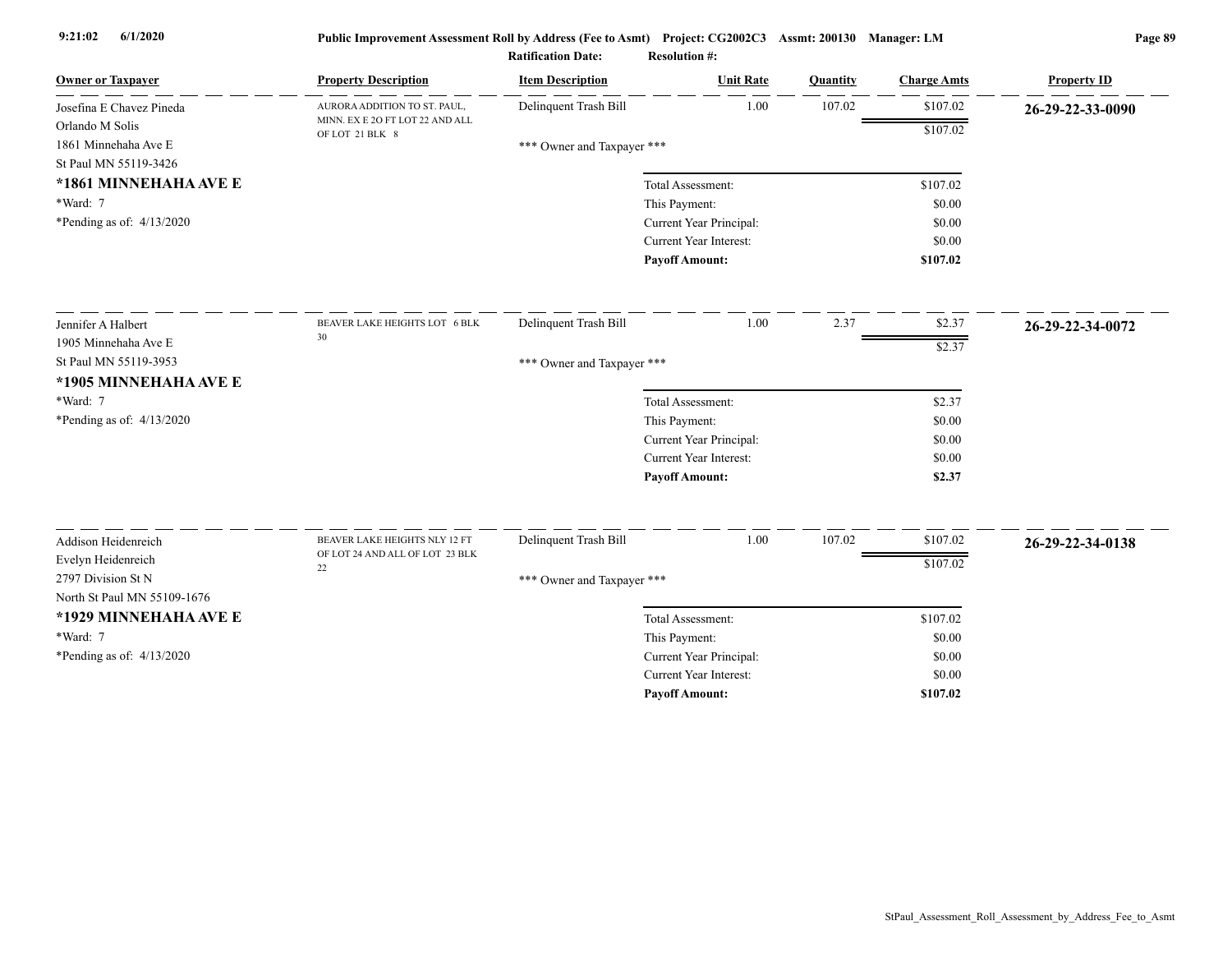Public Improvement Assessment Roll by Address (Fee to Asmt) Project: CG2002C3 Assmt: 200130 Manager: LM

Ratification Date: Resolution #:

| Owner or Taxpayer | Property Description | Item Description | Unit Rate | Quantity | Charge Amts | Property ID |
|---|---|---|---|---|---|---|
| Josefina E Chavez Pineda<br>Orlando M Solis<br>1861 Minnehaha Ave E<br>St Paul MN 55119-3426 | AURORA ADDITION TO ST. PAUL, MINN. EX E 2O FT LOT 22 AND ALL OF LOT 21 BLK 8 | Delinquent Trash Bill | 1.00 | 107.02 | $107.02 | 26-29-22-33-0090 |
| | | | | | $107.02 | |
| | | *** Owner and Taxpayer *** | | | | |

**\*1861 MINNEHAHA AVE E**
*Ward: 7
*Pending as of: 4/13/2020

| | |
|---|---|
| Total Assessment: | $107.02 |
| This Payment: | $0.00 |
| Current Year Principal: | $0.00 |
| Current Year Interest: | $0.00 |
| **Payoff Amount:** | **$107.02** |

| Owner or Taxpayer | Property Description | Item Description | Unit Rate | Quantity | Charge Amts | Property ID |
|---|---|---|---|---|---|---|
| Jennifer A Halbert<br>1905 Minnehaha Ave E<br>St Paul MN 55119-3953 | BEAVER LAKE HEIGHTS LOT 6 BLK 30 | Delinquent Trash Bill | 1.00 | 2.37 | $2.37 | 26-29-22-34-0072 |
| | | | | | $2.37 | |
| | | *** Owner and Taxpayer *** | | | | |

**\*1905 MINNEHAHA AVE E**
*Ward: 7
*Pending as of: 4/13/2020

| | |
|---|---|
| Total Assessment: | $2.37 |
| This Payment: | $0.00 |
| Current Year Principal: | $0.00 |
| Current Year Interest: | $0.00 |
| **Payoff Amount:** | **$2.37** |

| Owner or Taxpayer | Property Description | Item Description | Unit Rate | Quantity | Charge Amts | Property ID |
|---|---|---|---|---|---|---|
| Addison Heidenreich<br>Evelyn Heidenreich<br>2797 Division St N<br>North St Paul MN 55109-1676 | BEAVER LAKE HEIGHTS NLY 12 FT OF LOT 24 AND ALL OF LOT 23 BLK 22 | Delinquent Trash Bill | 1.00 | 107.02 | $107.02 | 26-29-22-34-0138 |
| | | | | | $107.02 | |
| | | *** Owner and Taxpayer *** | | | | |

**\*1929 MINNEHAHA AVE E**
*Ward: 7
*Pending as of: 4/13/2020

| | |
|---|---|
| Total Assessment: | $107.02 |
| This Payment: | $0.00 |
| Current Year Principal: | $0.00 |
| Current Year Interest: | $0.00 |
| **Payoff Amount:** | **$107.02** |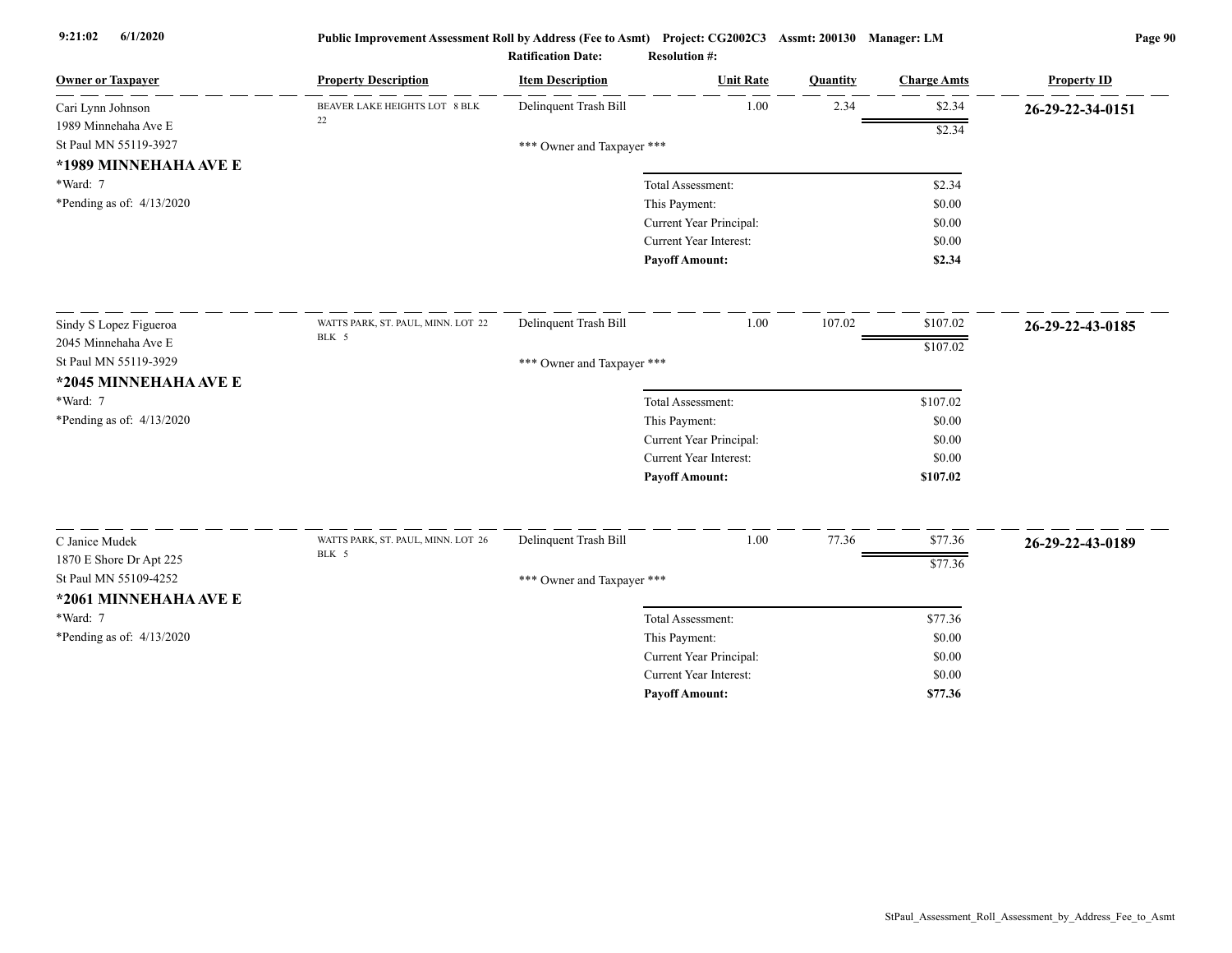| Owner or Taxpayer | Property Description | Item Description | Unit Rate | Quantity | Charge Amts | Property ID |
|---|---|---|---|---|---|---|
| Cari Lynn Johnson<br>1989 Minnehaha Ave E<br>St Paul MN 55119-3927<br>**\*1989 MINNEHAHA AVE E**<br>\*Ward: 7<br>\*Pending as of: 4/13/2020 | BEAVER LAKE HEIGHTS LOT 8 BLK 22 | Delinquent Trash Bill | 1.00 | 2.34 | $2.34 | **26-29-22-34-0151** |
| | | | | | $2.34 | |
| | | \*\*\* Owner and Taxpayer \*\*\* | | | | |
| | | | Total Assessment: | | $2.34 | |
| | | | This Payment: | | $0.00 | |
| | | | Current Year Principal: | | $0.00 | |
| | | | Current Year Interest: | | $0.00 | |
| | | | **Payoff Amount:** | | **$2.34** | |
| Sindy S Lopez Figueroa<br>2045 Minnehaha Ave E<br>St Paul MN 55119-3929<br>**\*2045 MINNEHAHA AVE E**<br>\*Ward: 7<br>\*Pending as of: 4/13/2020 | WATTS PARK, ST. PAUL, MINN. LOT 22 BLK 5 | Delinquent Trash Bill | 1.00 | 107.02 | $107.02 | **26-29-22-43-0185** |
| | | | | | $107.02 | |
| | | \*\*\* Owner and Taxpayer \*\*\* | | | | |
| | | | Total Assessment: | | $107.02 | |
| | | | This Payment: | | $0.00 | |
| | | | Current Year Principal: | | $0.00 | |
| | | | Current Year Interest: | | $0.00 | |
| | | | **Payoff Amount:** | | **$107.02** | |
| C Janice Mudek<br>1870 E Shore Dr Apt 225<br>St Paul MN 55109-4252<br>**\*2061 MINNEHAHA AVE E**<br>\*Ward: 7<br>\*Pending as of: 4/13/2020 | WATTS PARK, ST. PAUL, MINN. LOT 26 BLK 5 | Delinquent Trash Bill | 1.00 | 77.36 | $77.36 | **26-29-22-43-0189** |
| | | | | | $77.36 | |
| | | \*\*\* Owner and Taxpayer \*\*\* | | | | |
| | | | Total Assessment: | | $77.36 | |
| | | | This Payment: | | $0.00 | |
| | | | Current Year Principal: | | $0.00 | |
| | | | Current Year Interest: | | $0.00 | |
| | | | **Payoff Amount:** | | **$77.36** | |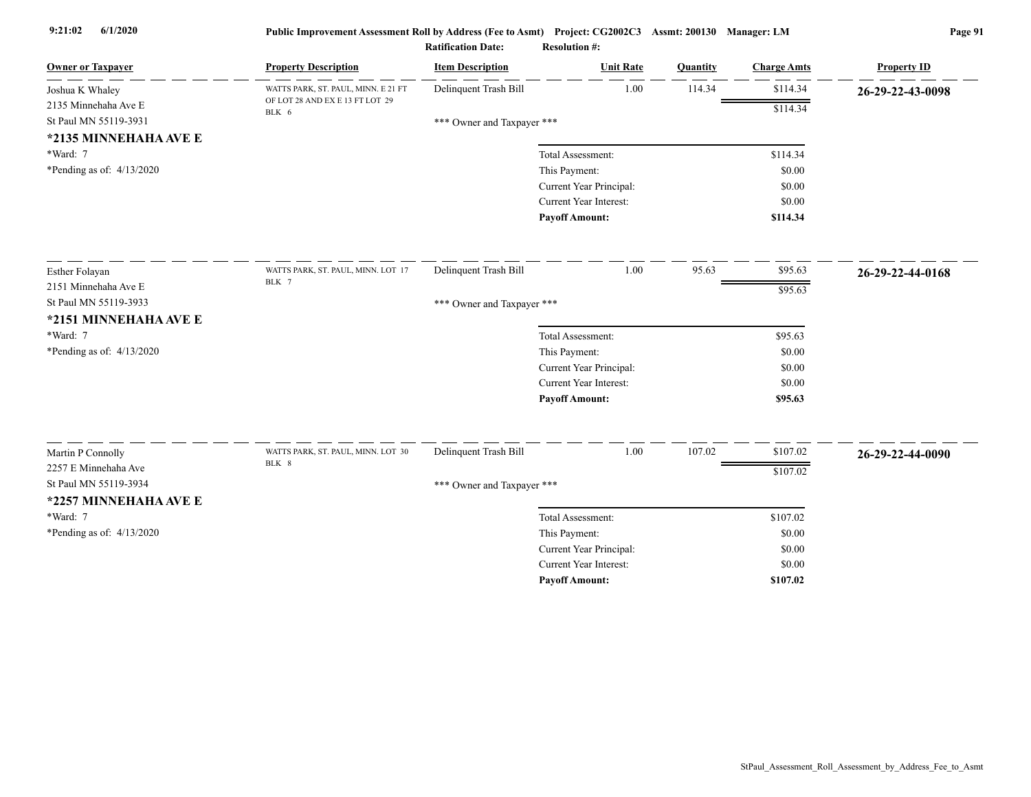Public Improvement Assessment Roll by Address (Fee to Asmt) Project: CG2002C3 Assmt: 200130 Manager: LM

Ratification Date: Resolution #:

| Owner or Taxpayer | Property Description | Item Description | Unit Rate | Quantity | Charge Amts | Property ID |
|---|---|---|---|---|---|---|
| Joshua K Whaley<br>2135 Minnehaha Ave E<br>St Paul MN 55119-3931<br>**\*2135 MINNEHAHA AVE E**<br>\*Ward: 7<br>\*Pending as of: 4/13/2020 | WATTS PARK, ST. PAUL, MINN. E 21 FT OF LOT 28 AND EX E 13 FT LOT 29 BLK 6 | Delinquent Trash Bill | 1.00 | 114.34 | $114.34 | **26-29-22-43-0098** |
| | | | | | $114.34 | |
| | | \*\*\* Owner and Taxpayer \*\*\* | | | | |
| | | Total Assessment: | | | $114.34 | |
| | | This Payment: | | | $0.00 | |
| | | Current Year Principal: | | | $0.00 | |
| | | Current Year Interest: | | | $0.00 | |
| | | **Payoff Amount:** | | | **$114.34** | |
| Esther Folayan<br>2151 Minnehaha Ave E<br>St Paul MN 55119-3933<br>**\*2151 MINNEHAHA AVE E**<br>\*Ward: 7<br>\*Pending as of: 4/13/2020 | WATTS PARK, ST. PAUL, MINN. LOT 17 BLK 7 | Delinquent Trash Bill | 1.00 | 95.63 | $95.63 | **26-29-22-44-0168** |
| | | | | | $95.63 | |
| | | \*\*\* Owner and Taxpayer \*\*\* | | | | |
| | | Total Assessment: | | | $95.63 | |
| | | This Payment: | | | $0.00 | |
| | | Current Year Principal: | | | $0.00 | |
| | | Current Year Interest: | | | $0.00 | |
| | | **Payoff Amount:** | | | **$95.63** | |
| Martin P Connolly<br>2257 E Minnehaha Ave<br>St Paul MN 55119-3934<br>**\*2257 MINNEHAHA AVE E**<br>\*Ward: 7<br>\*Pending as of: 4/13/2020 | WATTS PARK, ST. PAUL, MINN. LOT 30 BLK 8 | Delinquent Trash Bill | 1.00 | 107.02 | $107.02 | **26-29-22-44-0090** |
| | | | | | $107.02 | |
| | | \*\*\* Owner and Taxpayer \*\*\* | | | | |
| | | Total Assessment: | | | $107.02 | |
| | | This Payment: | | | $0.00 | |
| | | Current Year Principal: | | | $0.00 | |
| | | Current Year Interest: | | | $0.00 | |
| | | **Payoff Amount:** | | | **$107.02** | |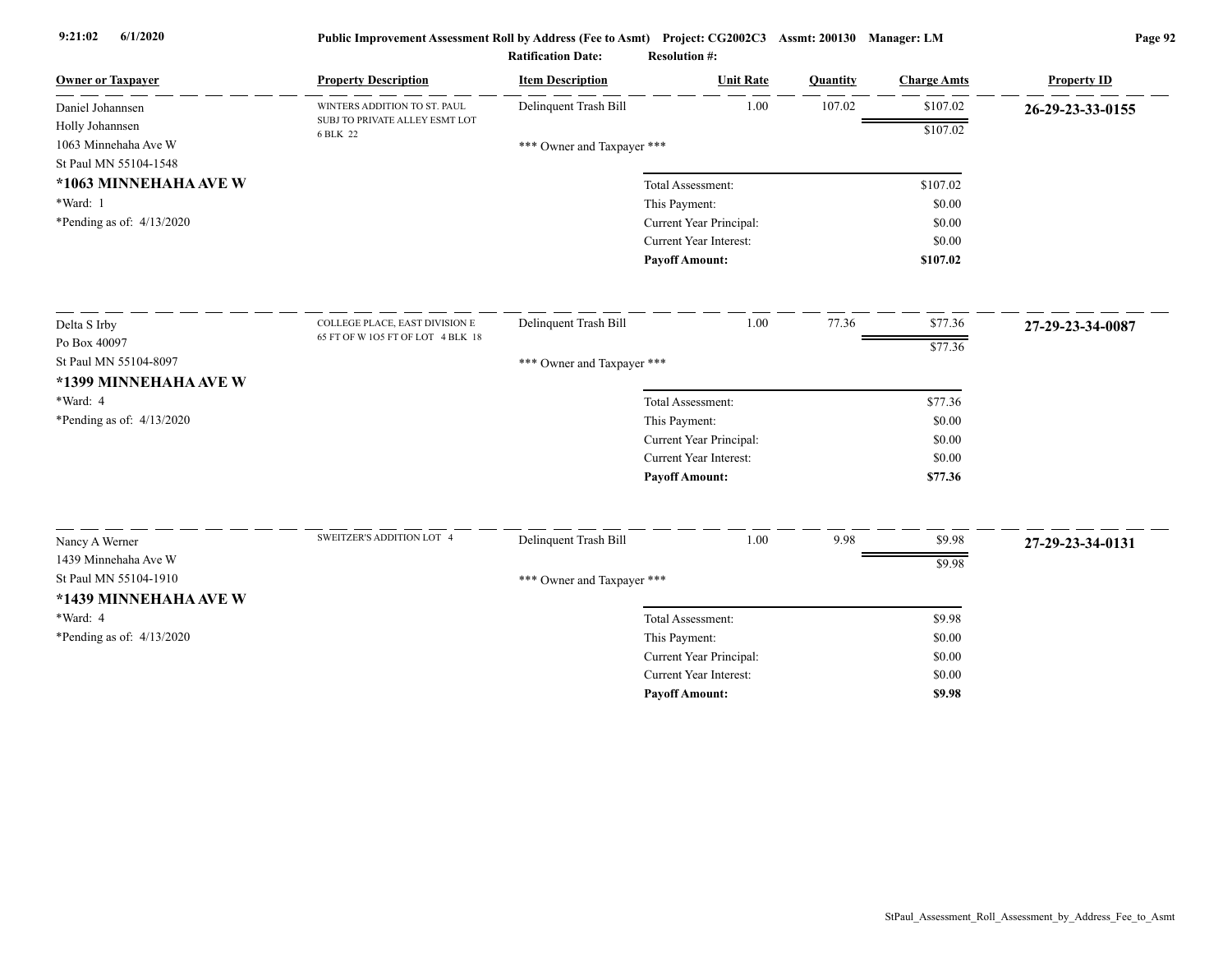**Public Improvement Assessment Roll by Address (Fee to Asmt)** Project: CG2002C3 Assmt: 200130 Manager: LM

Ratification Date: Resolution #:

| Owner or Taxpayer | Property Description | Item Description | Unit Rate | Quantity | Charge Amts | Property ID |
|---|---|---|---|---|---|---|
| Daniel Johannsen<br>Holly Johannsen<br>1063 Minnehaha Ave W<br>St Paul MN 55104-1548<br>**\*1063 MINNEHAHA AVE W**<br>\*Ward: 1<br>\*Pending as of: 4/13/2020 | WINTERS ADDITION TO ST. PAUL SUBJ TO PRIVATE ALLEY ESMT LOT 6 BLK 22 | Delinquent Trash Bill | 1.00 | 107.02 | $107.02 | **26-29-23-33-0155** |
| | | | | | $107.02 | |
| | | \*\*\* Owner and Taxpayer \*\*\* | | | | |
| | | Total Assessment: | | | $107.02 | |
| | | This Payment: | | | $0.00 | |
| | | Current Year Principal: | | | $0.00 | |
| | | Current Year Interest: | | | $0.00 | |
| | | **Payoff Amount:** | | | **$107.02** | |
| Delta S Irby<br>Po Box 40097<br>St Paul MN 55104-8097<br>**\*1399 MINNEHAHA AVE W**<br>\*Ward: 4<br>\*Pending as of: 4/13/2020 | COLLEGE PLACE, EAST DIVISION E 65 FT OF W 1O5 FT OF LOT 4 BLK 18 | Delinquent Trash Bill | 1.00 | 77.36 | $77.36 | **27-29-23-34-0087** |
| | | | | | $77.36 | |
| | | \*\*\* Owner and Taxpayer \*\*\* | | | | |
| | | Total Assessment: | | | $77.36 | |
| | | This Payment: | | | $0.00 | |
| | | Current Year Principal: | | | $0.00 | |
| | | Current Year Interest: | | | $0.00 | |
| | | **Payoff Amount:** | | | **$77.36** | |
| Nancy A Werner<br>1439 Minnehaha Ave W<br>St Paul MN 55104-1910<br>**\*1439 MINNEHAHA AVE W**<br>\*Ward: 4<br>\*Pending as of: 4/13/2020 | SWEITZER'S ADDITION LOT 4 | Delinquent Trash Bill | 1.00 | 9.98 | $9.98 | **27-29-23-34-0131** |
| | | | | | $9.98 | |
| | | \*\*\* Owner and Taxpayer \*\*\* | | | | |
| | | Total Assessment: | | | $9.98 | |
| | | This Payment: | | | $0.00 | |
| | | Current Year Principal: | | | $0.00 | |
| | | Current Year Interest: | | | $0.00 | |
| | | **Payoff Amount:** | | | **$9.98** | |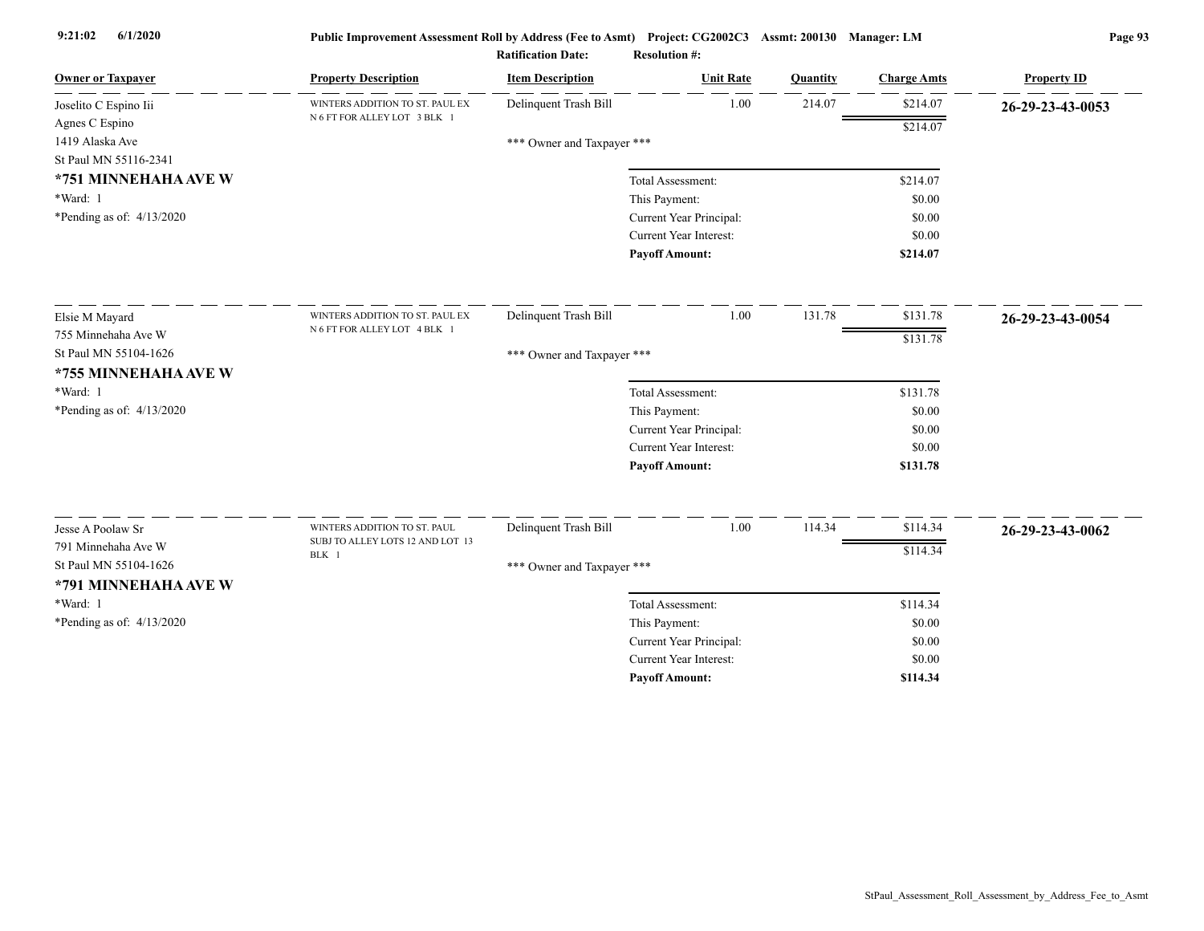Public Improvement Assessment Roll by Address (Fee to Asmt) Project: CG2002C3 Assmt: 200130 Manager: LM

Ratification Date: Resolution #:

| Owner or Taxpayer | Property Description | Item Description | Unit Rate | Quantity | Charge Amts | Property ID |
|---|---|---|---|---|---|---|
| Joselito C Espino Iii<br>Agnes C Espino<br>1419 Alaska Ave<br>St Paul MN 55116-2341<br>**\*751 MINNEHAHA AVE W**<br>\*Ward: 1<br>\*Pending as of: 4/13/2020 | WINTERS ADDITION TO ST. PAUL EX N 6 FT FOR ALLEY LOT 3 BLK 1 | Delinquent Trash Bill | 1.00 | 214.07 | $214.07 | **26-29-23-43-0053** |
| | | | | | $214.07 | |
| | | \*\*\* Owner and Taxpayer \*\*\* | | | | |
| | | | Total Assessment: | | $214.07 | |
| | | | This Payment: | | $0.00 | |
| | | | Current Year Principal: | | $0.00 | |
| | | | Current Year Interest: | | $0.00 | |
| | | | **Payoff Amount:** | | **$214.07** | |
| Elsie M Mayard<br>755 Minnehaha Ave W<br>St Paul MN 55104-1626<br>**\*755 MINNEHAHA AVE W**<br>\*Ward: 1<br>\*Pending as of: 4/13/2020 | WINTERS ADDITION TO ST. PAUL EX N 6 FT FOR ALLEY LOT 4 BLK 1 | Delinquent Trash Bill | 1.00 | 131.78 | $131.78 | **26-29-23-43-0054** |
| | | | | | $131.78 | |
| | | \*\*\* Owner and Taxpayer \*\*\* | | | | |
| | | | Total Assessment: | | $131.78 | |
| | | | This Payment: | | $0.00 | |
| | | | Current Year Principal: | | $0.00 | |
| | | | Current Year Interest: | | $0.00 | |
| | | | **Payoff Amount:** | | **$131.78** | |
| Jesse A Poolaw Sr<br>791 Minnehaha Ave W<br>St Paul MN 55104-1626<br>**\*791 MINNEHAHA AVE W**<br>\*Ward: 1<br>\*Pending as of: 4/13/2020 | WINTERS ADDITION TO ST. PAUL SUBJ TO ALLEY LOTS 12 AND LOT 13 BLK 1 | Delinquent Trash Bill | 1.00 | 114.34 | $114.34 | **26-29-23-43-0062** |
| | | | | | $114.34 | |
| | | \*\*\* Owner and Taxpayer \*\*\* | | | | |
| | | | Total Assessment: | | $114.34 | |
| | | | This Payment: | | $0.00 | |
| | | | Current Year Principal: | | $0.00 | |
| | | | Current Year Interest: | | $0.00 | |
| | | | **Payoff Amount:** | | **$114.34** | |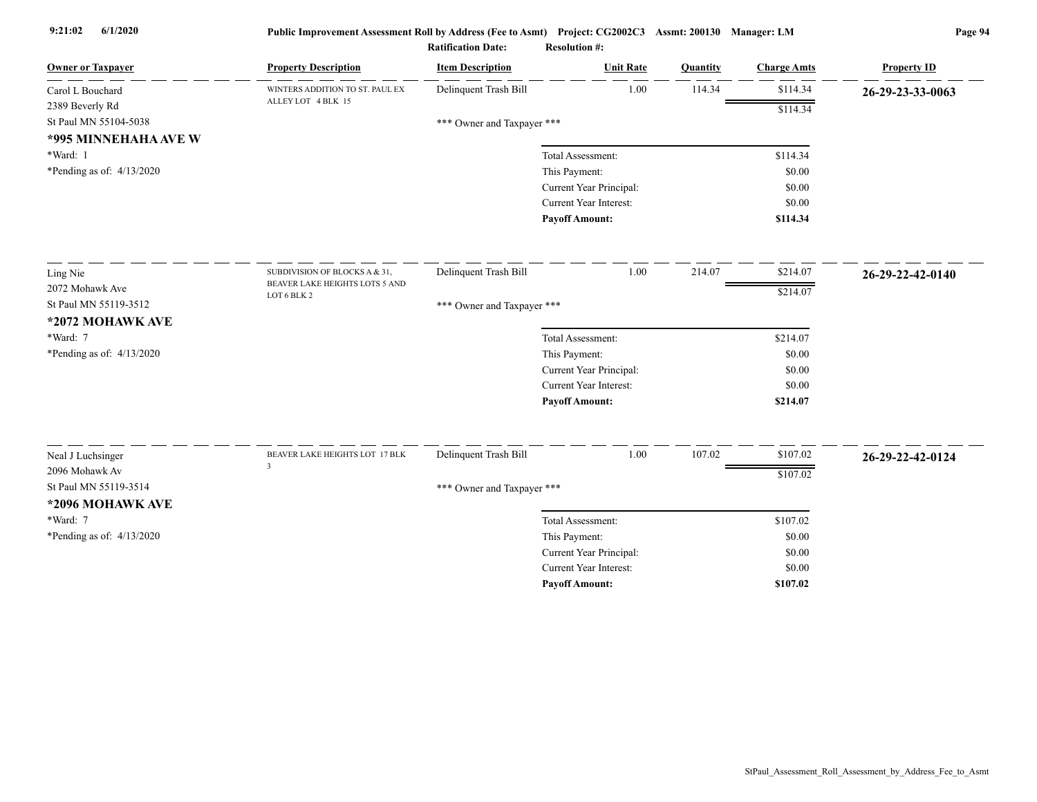Public Improvement Assessment Roll by Address (Fee to Asmt) Project: CG2002C3 Assmt: 200130 Manager: LM

Ratification Date: Resolution #:

| Owner or Taxpayer | Property Description | Item Description | Unit Rate | Quantity | Charge Amts | Property ID |
|---|---|---|---|---|---|---|
| Carol L Bouchard<br>2389 Beverly Rd<br>St Paul MN 55104-5038<br>**\*995 MINNEHAHA AVE W**<br>\*Ward: 1<br>\*Pending as of: 4/13/2020 | WINTERS ADDITION TO ST. PAUL EX ALLEY LOT 4 BLK 15 | Delinquent Trash Bill | 1.00 | 114.34 | $114.34 | **26-29-23-33-0063** |
| | | | | | $114.34 | |
| | | \*\*\* Owner and Taxpayer \*\*\* | | | | |
| | | Total Assessment: | | | $114.34 | |
| | | This Payment: | | | $0.00 | |
| | | Current Year Principal: | | | $0.00 | |
| | | Current Year Interest: | | | $0.00 | |
| | | **Payoff Amount:** | | | **$114.34** | |
| Ling Nie<br>2072 Mohawk Ave<br>St Paul MN 55119-3512<br>**\*2072 MOHAWK AVE**<br>\*Ward: 7<br>\*Pending as of: 4/13/2020 | SUBDIVISION OF BLOCKS A & 31, BEAVER LAKE HEIGHTS LOTS 5 AND LOT 6 BLK 2 | Delinquent Trash Bill | 1.00 | 214.07 | $214.07 | **26-29-22-42-0140** |
| | | | | | $214.07 | |
| | | \*\*\* Owner and Taxpayer \*\*\* | | | | |
| | | Total Assessment: | | | $214.07 | |
| | | This Payment: | | | $0.00 | |
| | | Current Year Principal: | | | $0.00 | |
| | | Current Year Interest: | | | $0.00 | |
| | | **Payoff Amount:** | | | **$214.07** | |
| Neal J Luchsinger<br>2096 Mohawk Av<br>St Paul MN 55119-3514<br>**\*2096 MOHAWK AVE**<br>\*Ward: 7<br>\*Pending as of: 4/13/2020 | BEAVER LAKE HEIGHTS LOT 17 BLK 3 | Delinquent Trash Bill | 1.00 | 107.02 | $107.02 | **26-29-22-42-0124** |
| | | | | | $107.02 | |
| | | \*\*\* Owner and Taxpayer \*\*\* | | | | |
| | | Total Assessment: | | | $107.02 | |
| | | This Payment: | | | $0.00 | |
| | | Current Year Principal: | | | $0.00 | |
| | | Current Year Interest: | | | $0.00 | |
| | | **Payoff Amount:** | | | **$107.02** | |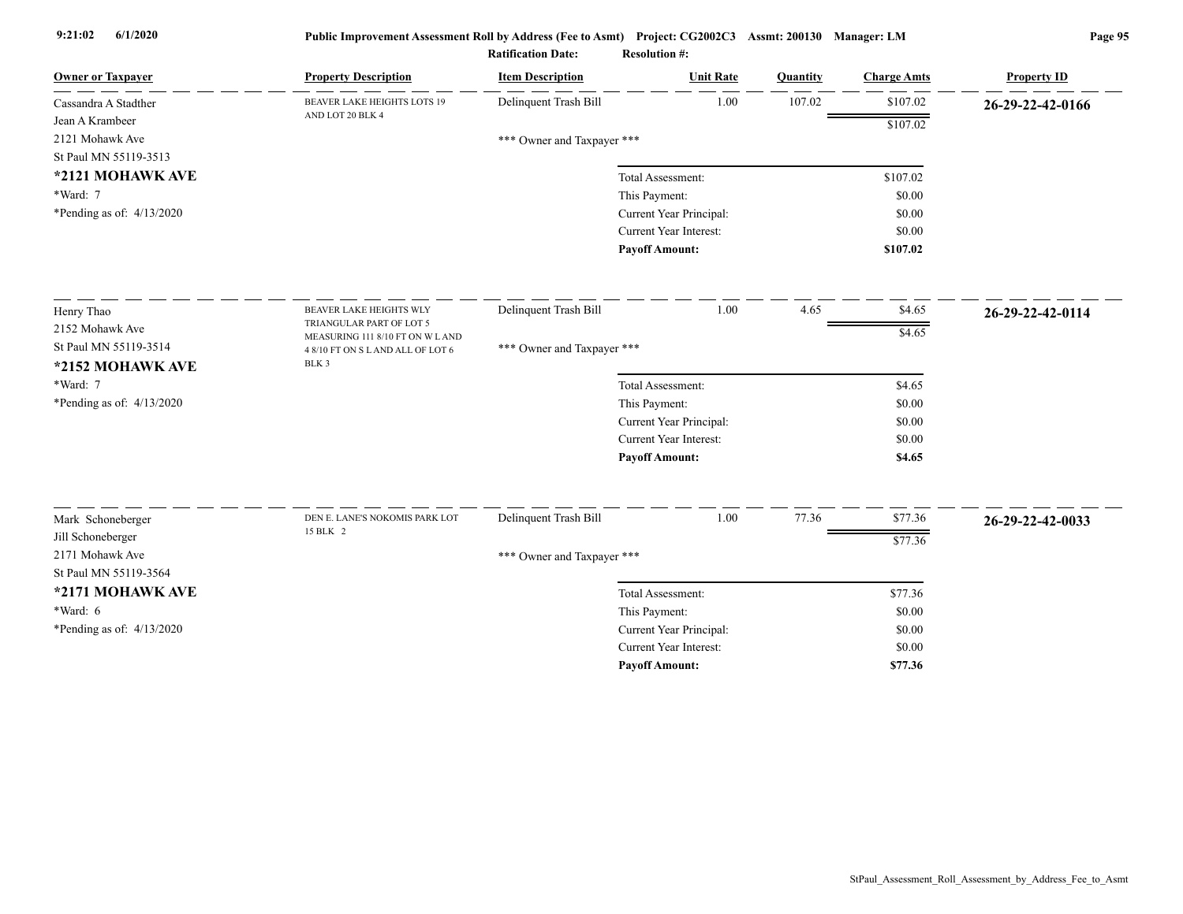| Owner or Taxpayer | Property Description | Item Description | Unit Rate | Quantity | Charge Amts | Property ID |
|---|---|---|---|---|---|---|
| Cassandra A Stadther<br>Jean A Krambeer<br>2121 Mohawk Ave<br>St Paul MN 55119-3513<br>**\*2121 MOHAWK AVE**<br>\*Ward: 7<br>\*Pending as of: 4/13/2020 | BEAVER LAKE HEIGHTS LOTS 19 AND LOT 20 BLK 4 | Delinquent Trash Bill | 1.00 | 107.02 | $107.02 | **26-29-22-42-0166** |
| | | | | | $107.02 | |
| | | *** Owner and Taxpayer *** | | | | |
| | | Total Assessment: | | | $107.02 | |
| | | This Payment: | | | $0.00 | |
| | | Current Year Principal: | | | $0.00 | |
| | | Current Year Interest: | | | $0.00 | |
| | | **Payoff Amount:** | | | **$107.02** | |
| Henry Thao<br>2152 Mohawk Ave<br>St Paul MN 55119-3514<br>**\*2152 MOHAWK AVE**<br>\*Ward: 7<br>\*Pending as of: 4/13/2020 | BEAVER LAKE HEIGHTS WLY TRIANGULAR PART OF LOT 5 MEASURING 111 8/10 FT ON W L AND 4 8/10 FT ON S L AND ALL OF LOT 6 BLK 3 | Delinquent Trash Bill | 1.00 | 4.65 | $4.65 | **26-29-22-42-0114** |
| | | | | | $4.65 | |
| | | *** Owner and Taxpayer *** | | | | |
| | | Total Assessment: | | | $4.65 | |
| | | This Payment: | | | $0.00 | |
| | | Current Year Principal: | | | $0.00 | |
| | | Current Year Interest: | | | $0.00 | |
| | | **Payoff Amount:** | | | **$4.65** | |
| Mark Schoneberger<br>Jill Schoneberger<br>2171 Mohawk Ave<br>St Paul MN 55119-3564<br>**\*2171 MOHAWK AVE**<br>\*Ward: 6<br>\*Pending as of: 4/13/2020 | DEN E. LANE'S NOKOMIS PARK LOT 15 BLK 2 | Delinquent Trash Bill | 1.00 | 77.36 | $77.36 | **26-29-22-42-0033** |
| | | | | | $77.36 | |
| | | *** Owner and Taxpayer *** | | | | |
| | | Total Assessment: | | | $77.36 | |
| | | This Payment: | | | $0.00 | |
| | | Current Year Principal: | | | $0.00 | |
| | | Current Year Interest: | | | $0.00 | |
| | | **Payoff Amount:** | | | **$77.36** | |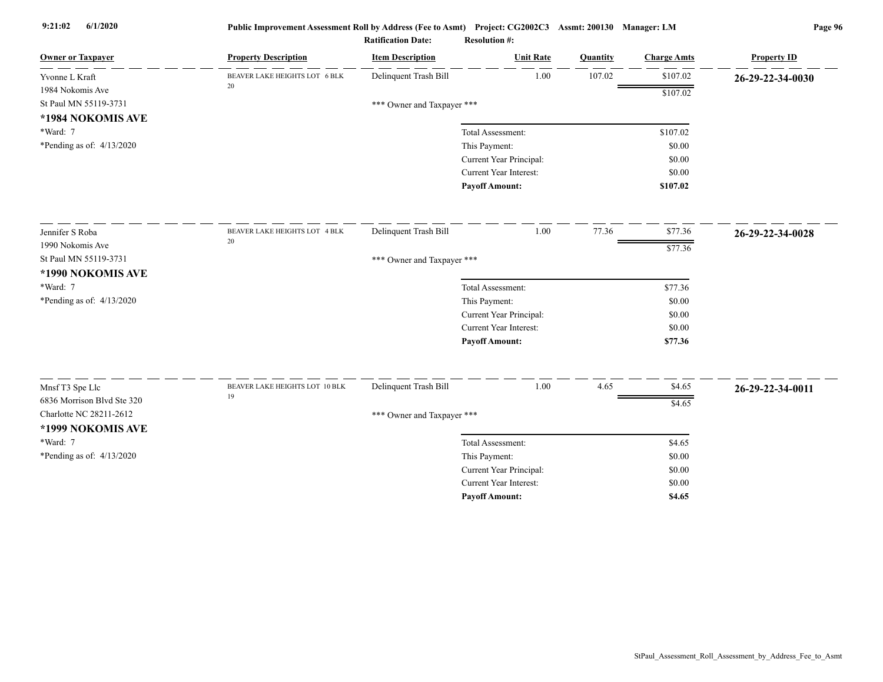**Public Improvement Assessment Roll by Address (Fee to Asmt) Project: CG2002C3 Assmt: 200130 Manager: LM**

**Ratification Date:** **Resolution #:**

| Owner or Taxpayer | Property Description | Item Description | Unit Rate | Quantity | Charge Amts | Property ID |
|---|---|---|---|---|---|---|
| Yvonne L Kraft<br>1984 Nokomis Ave<br>St Paul MN 55119-3731<br>**\*1984 NOKOMIS AVE**<br>\*Ward: 7<br>\*Pending as of: 4/13/2020 | BEAVER LAKE HEIGHTS LOT 6 BLK 20 | Delinquent Trash Bill | 1.00 | 107.02 | $107.02 | **26-29-22-34-0030** |
| | | | | | $107.02 | |
| | | *** Owner and Taxpayer *** | | | | |
| | | Total Assessment: | | | $107.02 | |
| | | This Payment: | | | $0.00 | |
| | | Current Year Principal: | | | $0.00 | |
| | | Current Year Interest: | | | $0.00 | |
| | | **Payoff Amount:** | | | **$107.02** | |
| Jennifer S Roba<br>1990 Nokomis Ave<br>St Paul MN 55119-3731<br>**\*1990 NOKOMIS AVE**<br>\*Ward: 7<br>\*Pending as of: 4/13/2020 | BEAVER LAKE HEIGHTS LOT 4 BLK 20 | Delinquent Trash Bill | 1.00 | 77.36 | $77.36 | **26-29-22-34-0028** |
| | | | | | $77.36 | |
| | | *** Owner and Taxpayer *** | | | | |
| | | Total Assessment: | | | $77.36 | |
| | | This Payment: | | | $0.00 | |
| | | Current Year Principal: | | | $0.00 | |
| | | Current Year Interest: | | | $0.00 | |
| | | **Payoff Amount:** | | | **$77.36** | |
| Mnsf T3 Spe Llc<br>6836 Morrison Blvd Ste 320<br>Charlotte NC 28211-2612<br>**\*1999 NOKOMIS AVE**<br>\*Ward: 7<br>\*Pending as of: 4/13/2020 | BEAVER LAKE HEIGHTS LOT 10 BLK 19 | Delinquent Trash Bill | 1.00 | 4.65 | $4.65 | **26-29-22-34-0011** |
| | | | | | $4.65 | |
| | | *** Owner and Taxpayer *** | | | | |
| | | Total Assessment: | | | $4.65 | |
| | | This Payment: | | | $0.00 | |
| | | Current Year Principal: | | | $0.00 | |
| | | Current Year Interest: | | | $0.00 | |
| | | **Payoff Amount:** | | | **$4.65** | |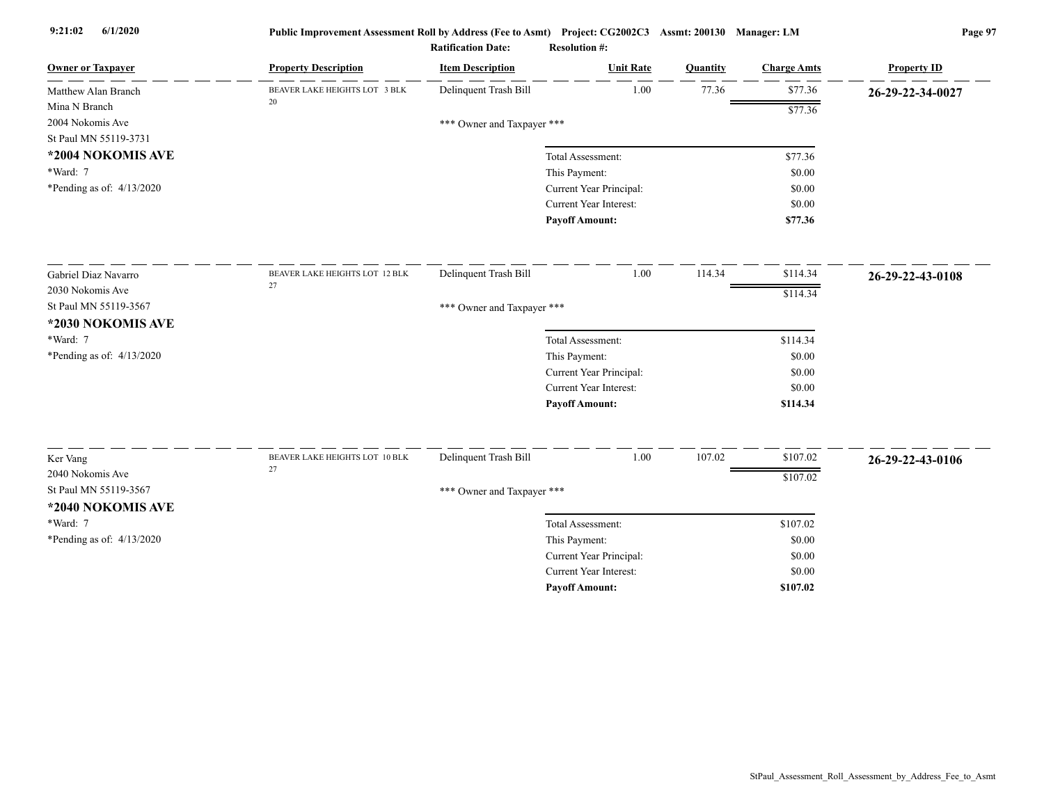| Owner or Taxpayer | Property Description | Item Description | Unit Rate | Quantity | Charge Amts | Property ID |
|---|---|---|---|---|---|---|
| Matthew Alan Branch<br>Mina N Branch<br>2004 Nokomis Ave<br>St Paul MN 55119-3731<br>**\*2004 NOKOMIS AVE**<br>\*Ward: 7<br>\*Pending as of: 4/13/2020 | BEAVER LAKE HEIGHTS LOT 3 BLK 20 | Delinquent Trash Bill | 1.00 | 77.36 | $77.36 | **26-29-22-34-0027** |
| | | | | | $77.36 | |
| | | \*\*\* Owner and Taxpayer \*\*\* | | | | |
| | | | Total Assessment: | | $77.36 | |
| | | | This Payment: | | $0.00 | |
| | | | Current Year Principal: | | $0.00 | |
| | | | Current Year Interest: | | $0.00 | |
| | | | **Payoff Amount:** | | **$77.36** | |
| Gabriel Diaz Navarro<br>2030 Nokomis Ave<br>St Paul MN 55119-3567<br>**\*2030 NOKOMIS AVE**<br>\*Ward: 7<br>\*Pending as of: 4/13/2020 | BEAVER LAKE HEIGHTS LOT 12 BLK 27 | Delinquent Trash Bill | 1.00 | 114.34 | $114.34 | **26-29-22-43-0108** |
| | | | | | $114.34 | |
| | | \*\*\* Owner and Taxpayer \*\*\* | | | | |
| | | | Total Assessment: | | $114.34 | |
| | | | This Payment: | | $0.00 | |
| | | | Current Year Principal: | | $0.00 | |
| | | | Current Year Interest: | | $0.00 | |
| | | | **Payoff Amount:** | | **$114.34** | |
| Ker Vang<br>2040 Nokomis Ave<br>St Paul MN 55119-3567<br>**\*2040 NOKOMIS AVE**<br>\*Ward: 7<br>\*Pending as of: 4/13/2020 | BEAVER LAKE HEIGHTS LOT 10 BLK 27 | Delinquent Trash Bill | 1.00 | 107.02 | $107.02 | **26-29-22-43-0106** |
| | | | | | $107.02 | |
| | | \*\*\* Owner and Taxpayer \*\*\* | | | | |
| | | | Total Assessment: | | $107.02 | |
| | | | This Payment: | | $0.00 | |
| | | | Current Year Principal: | | $0.00 | |
| | | | Current Year Interest: | | $0.00 | |
| | | | **Payoff Amount:** | | **$107.02** | |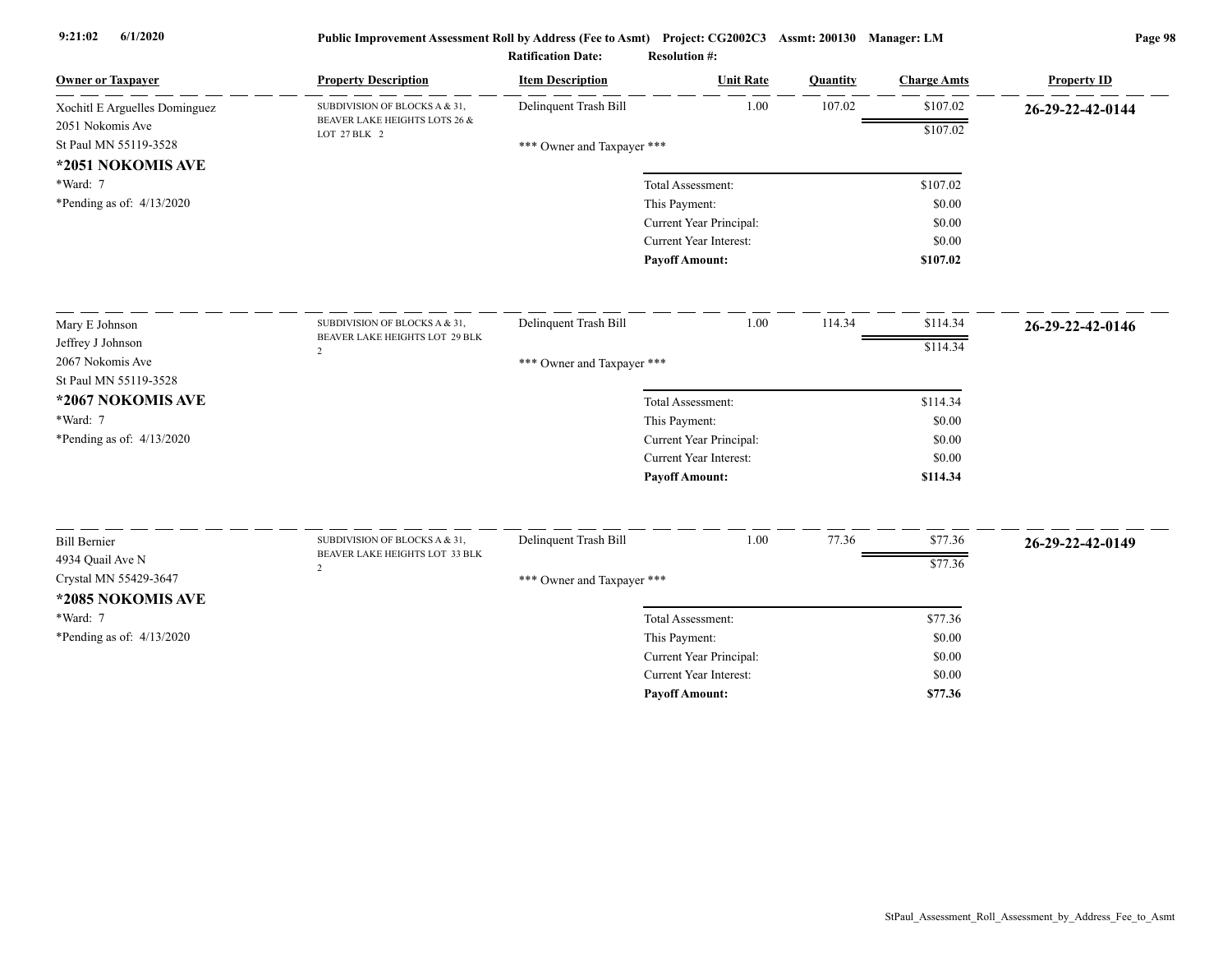| Owner or Taxpayer | Property Description | Item Description | Unit Rate | Quantity | Charge Amts | Property ID |
|---|---|---|---|---|---|---|
| Xochitl E Arguelles Dominguez<br>2051 Nokomis Ave<br>St Paul MN 55119-3528<br>**\*2051 NOKOMIS AVE**<br>\*Ward: 7<br>\*Pending as of: 4/13/2020 | SUBDIVISION OF BLOCKS A & 31, BEAVER LAKE HEIGHTS LOTS 26 & LOT 27 BLK 2 | Delinquent Trash Bill | 1.00 | 107.02 | $107.02 | **26-29-22-42-0144** |
| | | | | | $107.02 | |
| | | \*\*\* Owner and Taxpayer \*\*\* | | | | |
| | | Total Assessment: | | | $107.02 | |
| | | This Payment: | | | $0.00 | |
| | | Current Year Principal: | | | $0.00 | |
| | | Current Year Interest: | | | $0.00 | |
| | | **Payoff Amount:** | | | **$107.02** | |
| Mary E Johnson<br>Jeffrey J Johnson<br>2067 Nokomis Ave<br>St Paul MN 55119-3528<br>**\*2067 NOKOMIS AVE**<br>\*Ward: 7<br>\*Pending as of: 4/13/2020 | SUBDIVISION OF BLOCKS A & 31, BEAVER LAKE HEIGHTS LOT 29 BLK 2 | Delinquent Trash Bill | 1.00 | 114.34 | $114.34 | **26-29-22-42-0146** |
| | | | | | $114.34 | |
| | | \*\*\* Owner and Taxpayer \*\*\* | | | | |
| | | Total Assessment: | | | $114.34 | |
| | | This Payment: | | | $0.00 | |
| | | Current Year Principal: | | | $0.00 | |
| | | Current Year Interest: | | | $0.00 | |
| | | **Payoff Amount:** | | | **$114.34** | |
| Bill Bernier<br>4934 Quail Ave N<br>Crystal MN 55429-3647<br>**\*2085 NOKOMIS AVE**<br>\*Ward: 7<br>\*Pending as of: 4/13/2020 | SUBDIVISION OF BLOCKS A & 31, BEAVER LAKE HEIGHTS LOT 33 BLK 2 | Delinquent Trash Bill | 1.00 | 77.36 | $77.36 | **26-29-22-42-0149** |
| | | | | | $77.36 | |
| | | \*\*\* Owner and Taxpayer \*\*\* | | | | |
| | | Total Assessment: | | | $77.36 | |
| | | This Payment: | | | $0.00 | |
| | | Current Year Principal: | | | $0.00 | |
| | | Current Year Interest: | | | $0.00 | |
| | | **Payoff Amount:** | | | **$77.36** | |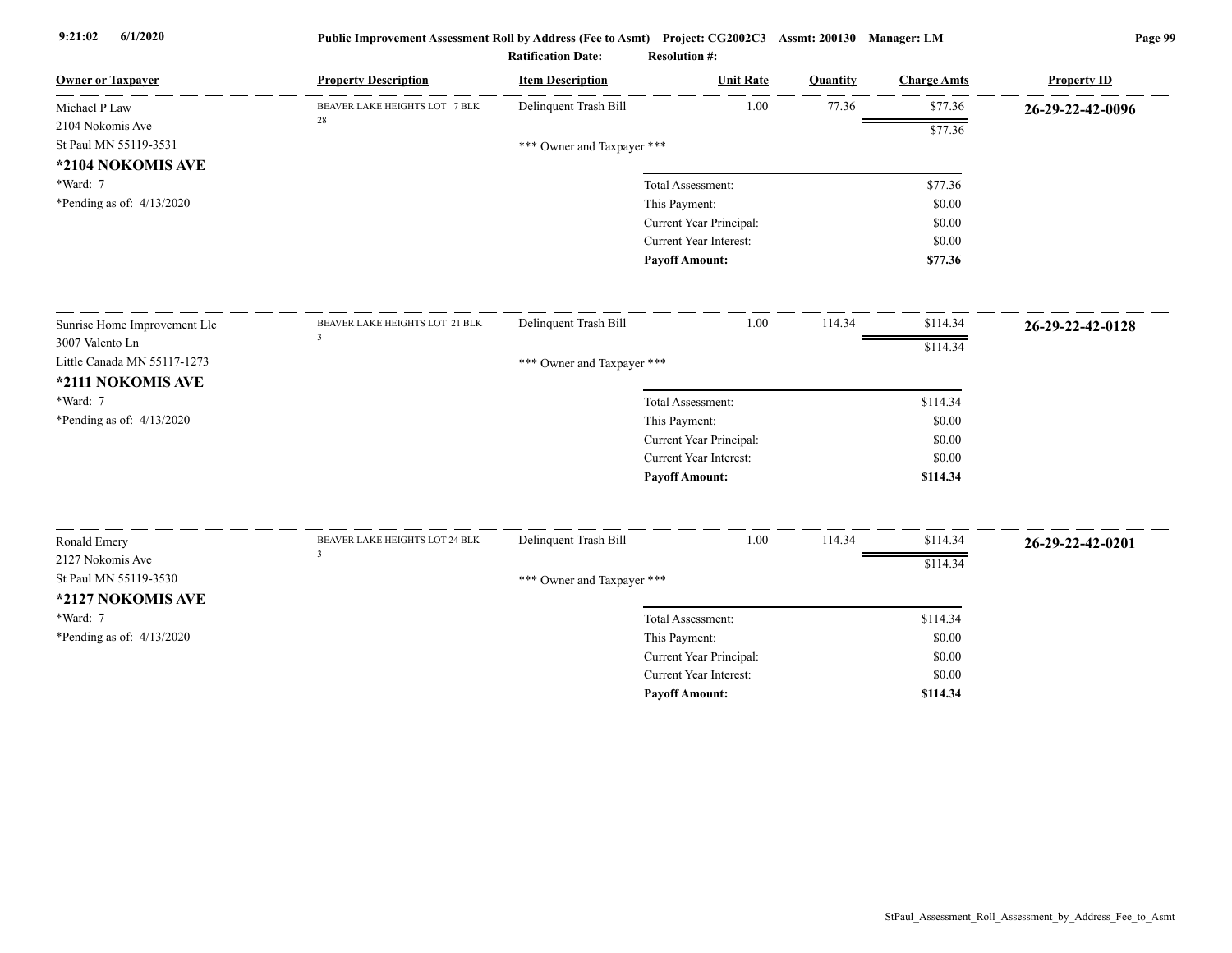| Owner or Taxpayer | Property Description | Item Description | Unit Rate | Quantity | Charge Amts | Property ID |
|---|---|---|---|---|---|---|
| Michael P Law<br>2104 Nokomis Ave<br>St Paul MN 55119-3531<br>**\*2104 NOKOMIS AVE**<br>\*Ward: 7<br>\*Pending as of: 4/13/2020 | BEAVER LAKE HEIGHTS LOT 7 BLK 28 | Delinquent Trash Bill | 1.00 | 77.36 | $77.36 | **26-29-22-42-0096** |
| | | | | | $77.36 | |
| | | *** Owner and Taxpayer *** | | | | |
| | | | Total Assessment: | | $77.36 | |
| | | | This Payment: | | $0.00 | |
| | | | Current Year Principal: | | $0.00 | |
| | | | Current Year Interest: | | $0.00 | |
| | | | **Payoff Amount:** | | **$77.36** | |
| Sunrise Home Improvement Llc<br>3007 Valento Ln<br>Little Canada MN 55117-1273<br>**\*2111 NOKOMIS AVE**<br>\*Ward: 7<br>\*Pending as of: 4/13/2020 | BEAVER LAKE HEIGHTS LOT 21 BLK 3 | Delinquent Trash Bill | 1.00 | 114.34 | $114.34 | **26-29-22-42-0128** |
| | | | | | $114.34 | |
| | | *** Owner and Taxpayer *** | | | | |
| | | | Total Assessment: | | $114.34 | |
| | | | This Payment: | | $0.00 | |
| | | | Current Year Principal: | | $0.00 | |
| | | | Current Year Interest: | | $0.00 | |
| | | | **Payoff Amount:** | | **$114.34** | |
| Ronald Emery<br>2127 Nokomis Ave<br>St Paul MN 55119-3530<br>**\*2127 NOKOMIS AVE**<br>\*Ward: 7<br>\*Pending as of: 4/13/2020 | BEAVER LAKE HEIGHTS LOT 24 BLK 3 | Delinquent Trash Bill | 1.00 | 114.34 | $114.34 | **26-29-22-42-0201** |
| | | | | | $114.34 | |
| | | *** Owner and Taxpayer *** | | | | |
| | | | Total Assessment: | | $114.34 | |
| | | | This Payment: | | $0.00 | |
| | | | Current Year Principal: | | $0.00 | |
| | | | Current Year Interest: | | $0.00 | |
| | | | **Payoff Amount:** | | **$114.34** | |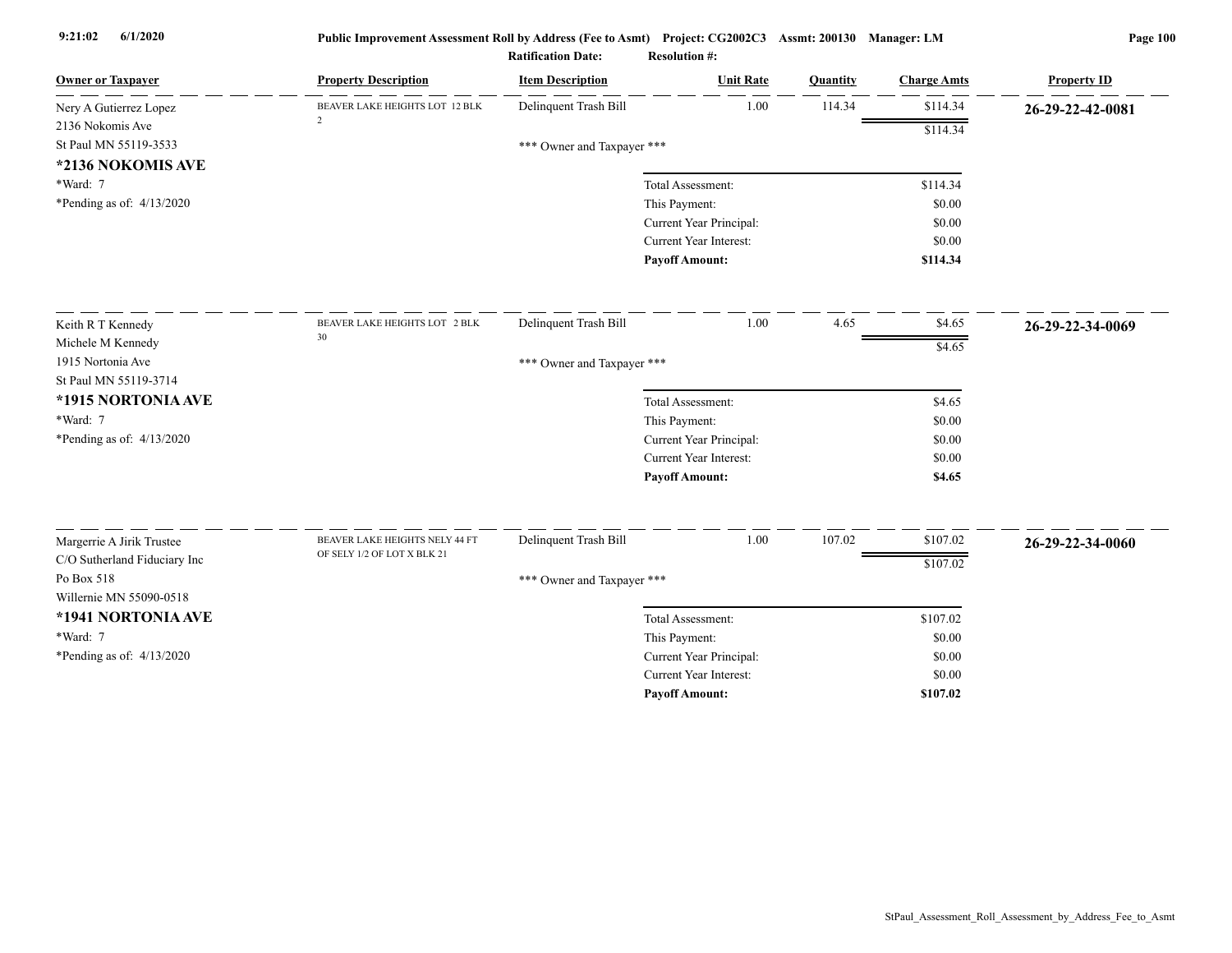**Public Improvement Assessment Roll by Address (Fee to Asmt) Project: CG2002C3 Assmt: 200130 Manager: LM**

**Ratification Date: Resolution #:**

| Owner or Taxpayer | Property Description | Item Description | Unit Rate | Quantity | Charge Amts | Property ID |
|---|---|---|---|---|---|---|
| Nery A Gutierrez Lopez<br>2136 Nokomis Ave<br>St Paul MN 55119-3533<br>**\*2136 NOKOMIS AVE**<br>\*Ward: 7<br>\*Pending as of: 4/13/2020 | BEAVER LAKE HEIGHTS LOT 12 BLK 2 | Delinquent Trash Bill | 1.00 | 114.34 | $114.34 | **26-29-22-42-0081** |
| | | | | | $114.34 | |
| | | *** Owner and Taxpayer *** | | | | |
| | | Total Assessment: | | | $114.34 | |
| | | This Payment: | | | $0.00 | |
| | | Current Year Principal: | | | $0.00 | |
| | | Current Year Interest: | | | $0.00 | |
| | | **Payoff Amount:** | | | **$114.34** | |
| Keith R T Kennedy<br>Michele M Kennedy<br>1915 Nortonia Ave<br>St Paul MN 55119-3714<br>**\*1915 NORTONIA AVE**<br>\*Ward: 7<br>\*Pending as of: 4/13/2020 | BEAVER LAKE HEIGHTS LOT 2 BLK 30 | Delinquent Trash Bill | 1.00 | 4.65 | $4.65 | **26-29-22-34-0069** |
| | | | | | $4.65 | |
| | | *** Owner and Taxpayer *** | | | | |
| | | Total Assessment: | | | $4.65 | |
| | | This Payment: | | | $0.00 | |
| | | Current Year Principal: | | | $0.00 | |
| | | Current Year Interest: | | | $0.00 | |
| | | **Payoff Amount:** | | | **$4.65** | |
| Margerrie A Jirik Trustee<br>C/O Sutherland Fiduciary Inc<br>Po Box 518<br>Willernie MN 55090-0518<br>**\*1941 NORTONIA AVE**<br>\*Ward: 7<br>\*Pending as of: 4/13/2020 | BEAVER LAKE HEIGHTS NELY 44 FT OF SELY 1/2 OF LOT X BLK 21 | Delinquent Trash Bill | 1.00 | 107.02 | $107.02 | **26-29-22-34-0060** |
| | | | | | $107.02 | |
| | | *** Owner and Taxpayer *** | | | | |
| | | Total Assessment: | | | $107.02 | |
| | | This Payment: | | | $0.00 | |
| | | Current Year Principal: | | | $0.00 | |
| | | Current Year Interest: | | | $0.00 | |
| | | **Payoff Amount:** | | | **$107.02** | |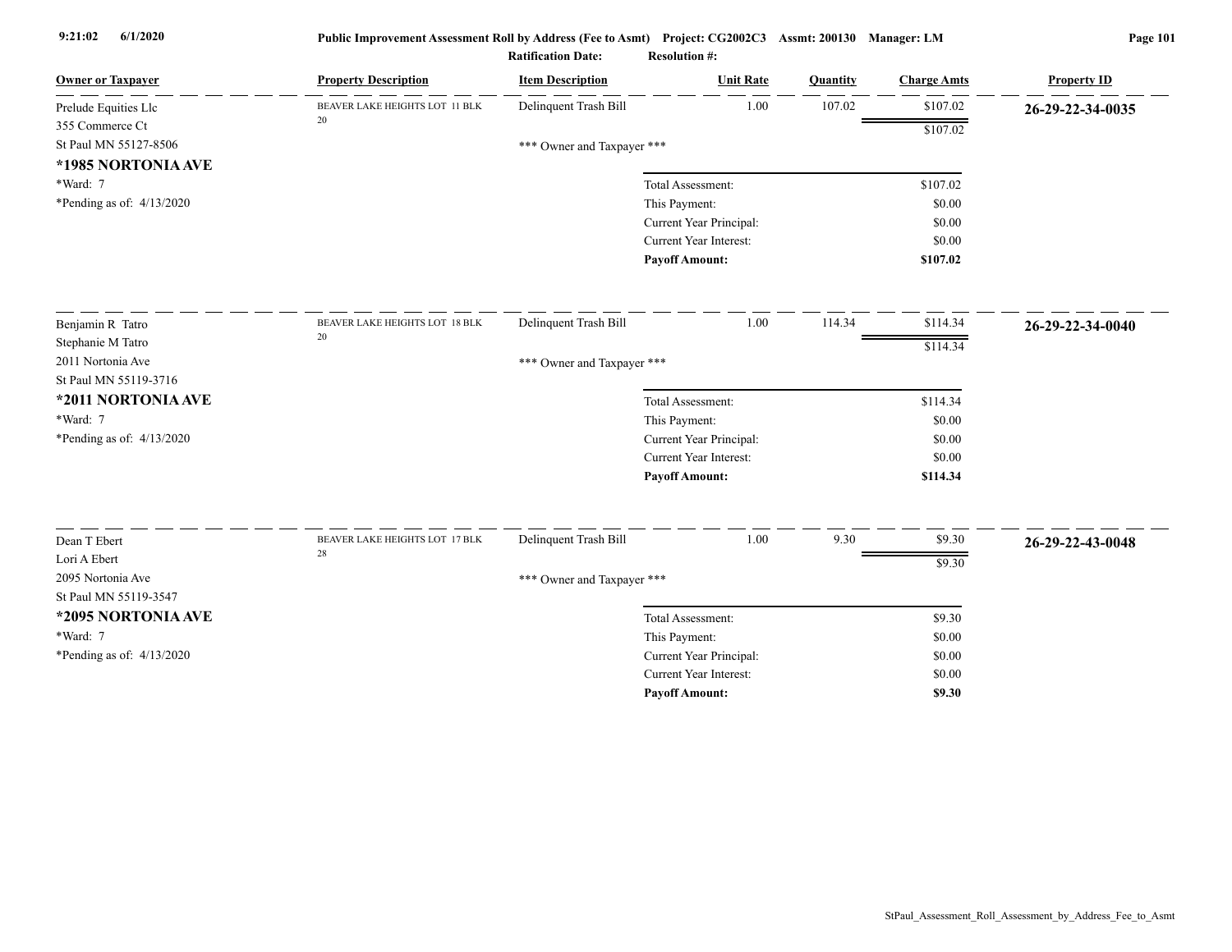Public Improvement Assessment Roll by Address (Fee to Asmt) Project: CG2002C3 Assmt: 200130 Manager: LM

Ratification Date: Resolution #:

| Owner or Taxpayer | Property Description | Item Description | Unit Rate | Quantity | Charge Amts | Property ID |
|---|---|---|---|---|---|---|
| Prelude Equities Llc<br>355 Commerce Ct<br>St Paul MN 55127-8506<br>**\*1985 NORTONIA AVE**<br>\*Ward: 7<br>\*Pending as of: 4/13/2020 | BEAVER LAKE HEIGHTS LOT 11 BLK 20 | Delinquent Trash Bill | 1.00 | 107.02 | $107.02 | **26-29-22-34-0035** |
| | | | | | $107.02 | |
| | | *** Owner and Taxpayer *** | | | | |
| | | Total Assessment: | | | $107.02 | |
| | | This Payment: | | | $0.00 | |
| | | Current Year Principal: | | | $0.00 | |
| | | Current Year Interest: | | | $0.00 | |
| | | **Payoff Amount:** | | | **$107.02** | |
| Benjamin R Tatro<br>Stephanie M Tatro<br>2011 Nortonia Ave<br>St Paul MN 55119-3716<br>**\*2011 NORTONIA AVE**<br>\*Ward: 7<br>\*Pending as of: 4/13/2020 | BEAVER LAKE HEIGHTS LOT 18 BLK 20 | Delinquent Trash Bill | 1.00 | 114.34 | $114.34 | **26-29-22-34-0040** |
| | | | | | $114.34 | |
| | | *** Owner and Taxpayer *** | | | | |
| | | Total Assessment: | | | $114.34 | |
| | | This Payment: | | | $0.00 | |
| | | Current Year Principal: | | | $0.00 | |
| | | Current Year Interest: | | | $0.00 | |
| | | **Payoff Amount:** | | | **$114.34** | |
| Dean T Ebert<br>Lori A Ebert<br>2095 Nortonia Ave<br>St Paul MN 55119-3547<br>**\*2095 NORTONIA AVE**<br>\*Ward: 7<br>\*Pending as of: 4/13/2020 | BEAVER LAKE HEIGHTS LOT 17 BLK 28 | Delinquent Trash Bill | 1.00 | 9.30 | $9.30 | **26-29-22-43-0048** |
| | | | | | $9.30 | |
| | | *** Owner and Taxpayer *** | | | | |
| | | Total Assessment: | | | $9.30 | |
| | | This Payment: | | | $0.00 | |
| | | Current Year Principal: | | | $0.00 | |
| | | Current Year Interest: | | | $0.00 | |
| | | **Payoff Amount:** | | | **$9.30** | |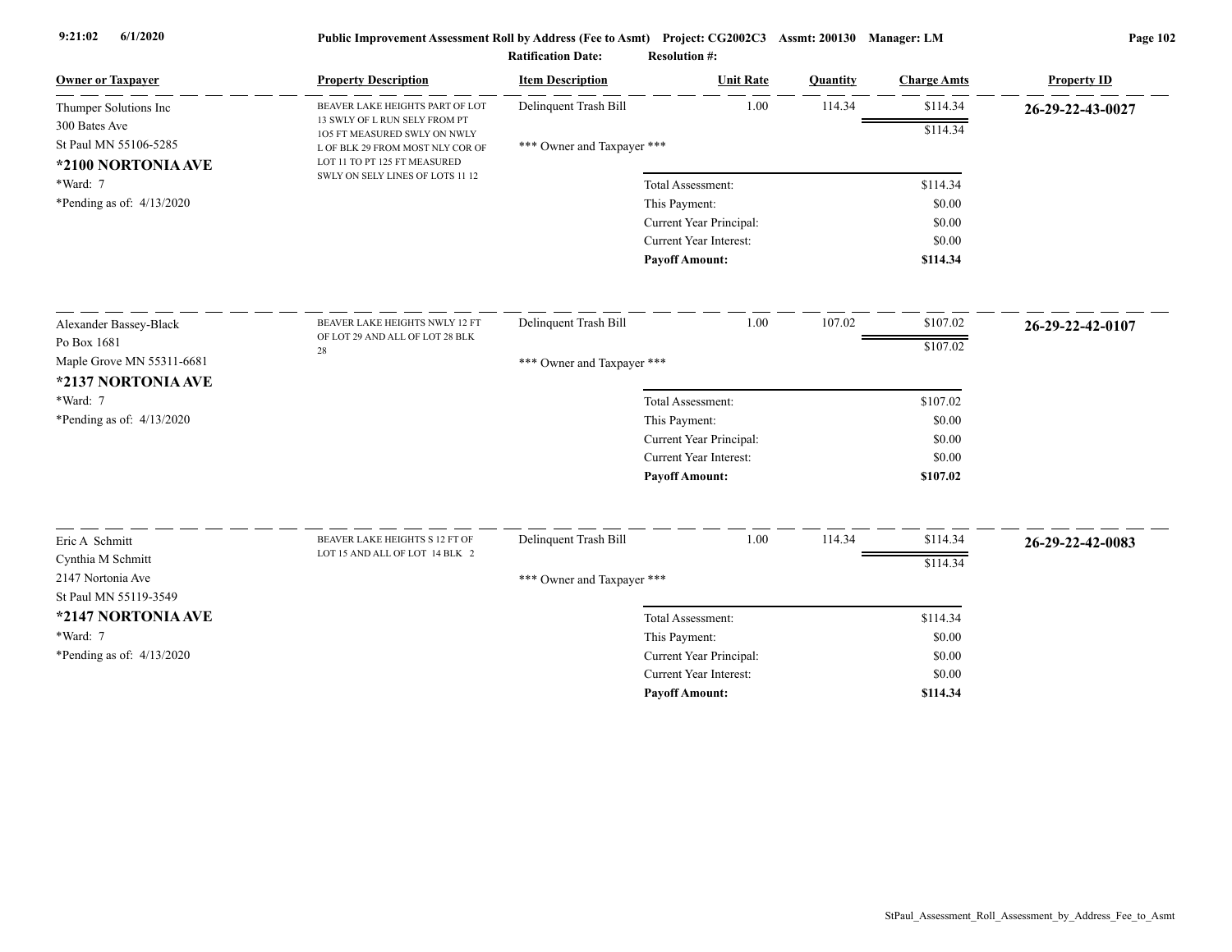**Public Improvement Assessment Roll by Address (Fee to Asmt) Project: CG2002C3 Assmt: 200130 Manager: LM**

**Ratification Date: Resolution #:**

| Owner or Taxpayer | Property Description | Item Description | Unit Rate | Quantity | Charge Amts | Property ID |
|---|---|---|---|---|---|---|
| Thumper Solutions Inc<br>300 Bates Ave<br>St Paul MN 55106-5285<br>**\*2100 NORTONIA AVE**<br>\*Ward: 7<br>\*Pending as of: 4/13/2020 | BEAVER LAKE HEIGHTS PART OF LOT 13 SWLY OF L RUN SELY FROM PT 1O5 FT MEASURED SWLY ON NWLY L OF BLK 29 FROM MOST NLY COR OF LOT 11 TO PT 125 FT MEASURED SWLY ON SELY LINES OF LOTS 11 12 | Delinquent Trash Bill | 1.00 | 114.34 | $114.34 | **26-29-22-43-0027** |
| | | | | | $114.34 | |
| | | \*\*\* Owner and Taxpayer \*\*\* | | | | |
| | | Total Assessment: | | | $114.34 | |
| | | This Payment: | | | $0.00 | |
| | | Current Year Principal: | | | $0.00 | |
| | | Current Year Interest: | | | $0.00 | |
| | | **Payoff Amount:** | | | **$114.34** | |
| Alexander Bassey-Black<br>Po Box 1681<br>Maple Grove MN 55311-6681<br>**\*2137 NORTONIA AVE**<br>\*Ward: 7<br>\*Pending as of: 4/13/2020 | BEAVER LAKE HEIGHTS NWLY 12 FT OF LOT 29 AND ALL OF LOT 28 BLK 28 | Delinquent Trash Bill | 1.00 | 107.02 | $107.02 | **26-29-22-42-0107** |
| | | | | | $107.02 | |
| | | \*\*\* Owner and Taxpayer \*\*\* | | | | |
| | | Total Assessment: | | | $107.02 | |
| | | This Payment: | | | $0.00 | |
| | | Current Year Principal: | | | $0.00 | |
| | | Current Year Interest: | | | $0.00 | |
| | | **Payoff Amount:** | | | **$107.02** | |
| Eric A Schmitt<br>Cynthia M Schmitt<br>2147 Nortonia Ave<br>St Paul MN 55119-3549<br>**\*2147 NORTONIA AVE**<br>\*Ward: 7<br>\*Pending as of: 4/13/2020 | BEAVER LAKE HEIGHTS S 12 FT OF LOT 15 AND ALL OF LOT 14 BLK 2 | Delinquent Trash Bill | 1.00 | 114.34 | $114.34 | **26-29-22-42-0083** |
| | | | | | $114.34 | |
| | | \*\*\* Owner and Taxpayer \*\*\* | | | | |
| | | Total Assessment: | | | $114.34 | |
| | | This Payment: | | | $0.00 | |
| | | Current Year Principal: | | | $0.00 | |
| | | Current Year Interest: | | | $0.00 | |
| | | **Payoff Amount:** | | | **$114.34** | |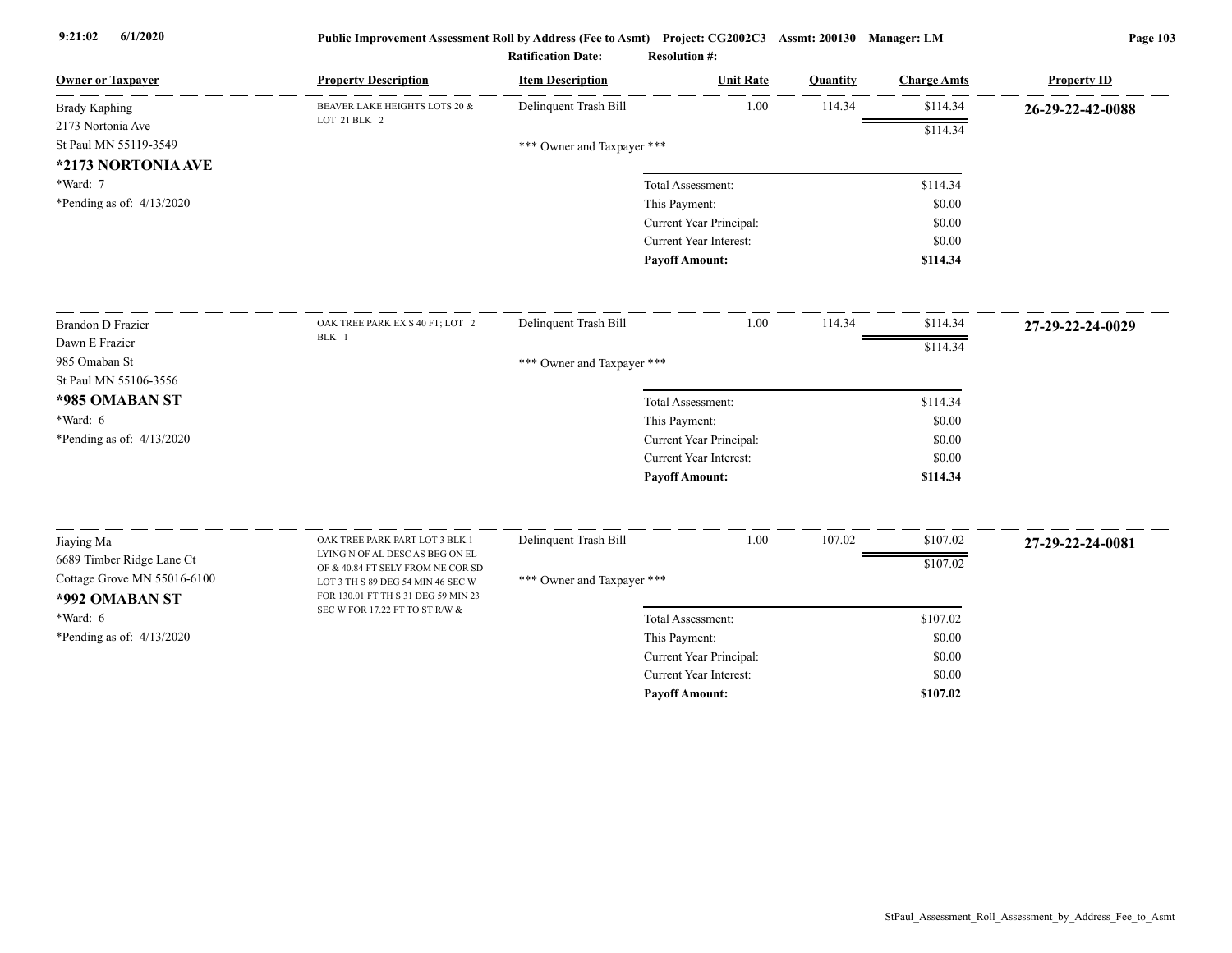| Owner or Taxpayer | Property Description | Item Description | Unit Rate | Quantity | Charge Amts | Property ID |
|---|---|---|---|---|---|---|
| Brady Kaphing<br>2173 Nortonia Ave<br>St Paul MN 55119-3549<br>**\*2173 NORTONIA AVE**<br>\*Ward: 7<br>\*Pending as of: 4/13/2020 | BEAVER LAKE HEIGHTS LOTS 20 & LOT 21 BLK 2 | Delinquent Trash Bill | 1.00 | 114.34 | $114.34 | **26-29-22-42-0088** |
| | | | | | $114.34 | |
| | | \*\*\* Owner and Taxpayer \*\*\* | | | | |
| | | Total Assessment: | | | $114.34 | |
| | | This Payment: | | | $0.00 | |
| | | Current Year Principal: | | | $0.00 | |
| | | Current Year Interest: | | | $0.00 | |
| | | **Payoff Amount:** | | | **$114.34** | |
| Brandon D Frazier<br>Dawn E Frazier<br>985 Omaban St<br>St Paul MN 55106-3556<br>**\*985 OMABAN ST**<br>\*Ward: 6<br>\*Pending as of: 4/13/2020 | OAK TREE PARK EX S 40 FT; LOT 2 BLK 1 | Delinquent Trash Bill | 1.00 | 114.34 | $114.34 | **27-29-22-24-0029** |
| | | | | | $114.34 | |
| | | \*\*\* Owner and Taxpayer \*\*\* | | | | |
| | | Total Assessment: | | | $114.34 | |
| | | This Payment: | | | $0.00 | |
| | | Current Year Principal: | | | $0.00 | |
| | | Current Year Interest: | | | $0.00 | |
| | | **Payoff Amount:** | | | **$114.34** | |
| Jiaying Ma<br>6689 Timber Ridge Lane Ct<br>Cottage Grove MN 55016-6100<br>**\*992 OMABAN ST**<br>\*Ward: 6<br>\*Pending as of: 4/13/2020 | OAK TREE PARK PART LOT 3 BLK 1 LYING N OF AL DESC AS BEG ON EL OF & 40.84 FT SELY FROM NE COR SD LOT 3 TH S 89 DEG 54 MIN 46 SEC W FOR 130.01 FT TH S 31 DEG 59 MIN 23 SEC W FOR 17.22 FT TO ST R/W & | Delinquent Trash Bill | 1.00 | 107.02 | $107.02 | **27-29-22-24-0081** |
| | | | | | $107.02 | |
| | | \*\*\* Owner and Taxpayer \*\*\* | | | | |
| | | Total Assessment: | | | $107.02 | |
| | | This Payment: | | | $0.00 | |
| | | Current Year Principal: | | | $0.00 | |
| | | Current Year Interest: | | | $0.00 | |
| | | **Payoff Amount:** | | | **$107.02** | |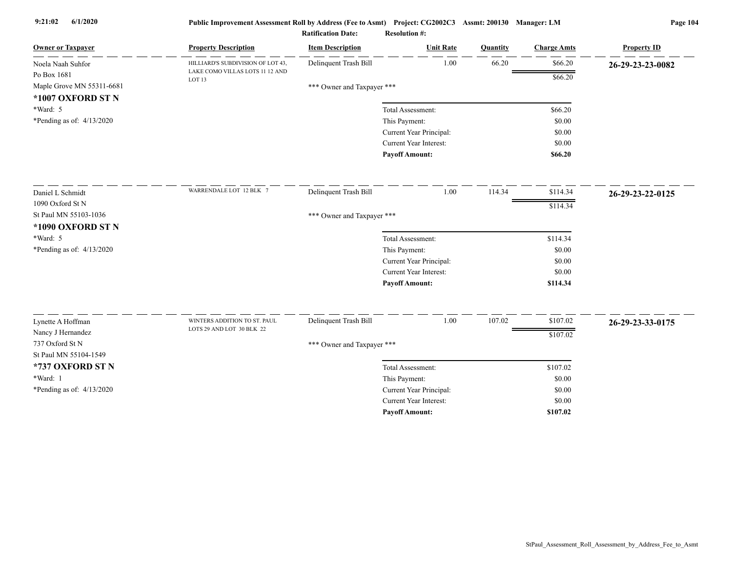Public Improvement Assessment Roll by Address (Fee to Asmt) Project: CG2002C3 Assmt: 200130 Manager: LM

Ratification Date: Resolution #:

| Owner or Taxpayer | Property Description | Item Description | Unit Rate | Quantity | Charge Amts | Property ID |
|---|---|---|---|---|---|---|
| Noela Naah Suhfor<br>Po Box 1681<br>Maple Grove MN 55311-6681<br>**\*1007 OXFORD ST N**<br>\*Ward: 5<br>\*Pending as of: 4/13/2020 | HILLIARD'S SUBDIVISION OF LOT 43, LAKE COMO VILLAS LOTS 11 12 AND LOT 13 | Delinquent Trash Bill | 1.00 | 66.20 | $66.20 | **26-29-23-23-0082** |
| | | | | | $66.20 | |
| | | *** Owner and Taxpayer *** | | | | |
| | | Total Assessment: | | | $66.20 | |
| | | This Payment: | | | $0.00 | |
| | | Current Year Principal: | | | $0.00 | |
| | | Current Year Interest: | | | $0.00 | |
| | | **Payoff Amount:** | | | **$66.20** | |
| Daniel L Schmidt<br>1090 Oxford St N<br>St Paul MN 55103-1036<br>**\*1090 OXFORD ST N**<br>\*Ward: 5<br>\*Pending as of: 4/13/2020 | WARRENDALE LOT 12 BLK 7 | Delinquent Trash Bill | 1.00 | 114.34 | $114.34 | **26-29-23-22-0125** |
| | | | | | $114.34 | |
| | | *** Owner and Taxpayer *** | | | | |
| | | Total Assessment: | | | $114.34 | |
| | | This Payment: | | | $0.00 | |
| | | Current Year Principal: | | | $0.00 | |
| | | Current Year Interest: | | | $0.00 | |
| | | **Payoff Amount:** | | | **$114.34** | |
| Lynette A Hoffman<br>Nancy J Hernandez<br>737 Oxford St N<br>St Paul MN 55104-1549<br>**\*737 OXFORD ST N**<br>\*Ward: 1<br>\*Pending as of: 4/13/2020 | WINTERS ADDITION TO ST. PAUL LOTS 29 AND LOT 30 BLK 22 | Delinquent Trash Bill | 1.00 | 107.02 | $107.02 | **26-29-23-33-0175** |
| | | | | | $107.02 | |
| | | *** Owner and Taxpayer *** | | | | |
| | | Total Assessment: | | | $107.02 | |
| | | This Payment: | | | $0.00 | |
| | | Current Year Principal: | | | $0.00 | |
| | | Current Year Interest: | | | $0.00 | |
| | | **Payoff Amount:** | | | **$107.02** | |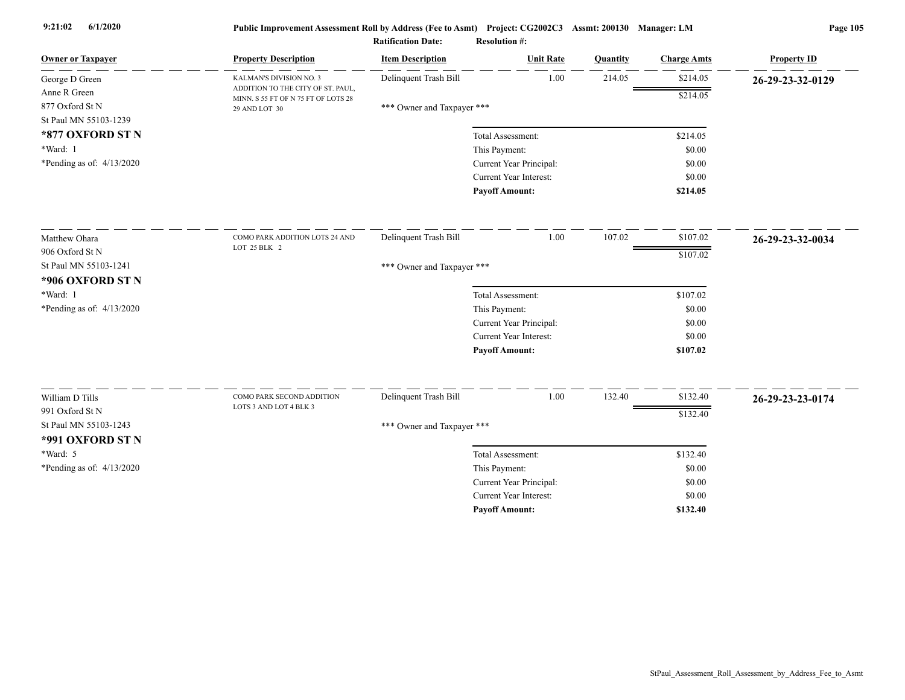# Public Improvement Assessment Roll by Address (Fee to Asmt) Project: CG2002C3 Assmt: 200130 Manager: LM

9:21:02 6/1/2020

Ratification Date: Resolution #:

| Owner or Taxpayer | Property Description | Item Description | Unit Rate | Quantity | Charge Amts | Property ID |
|---|---|---|---|---|---|---|
| George D Green<br>Anne R Green<br>877 Oxford St N<br>St Paul MN 55103-1239<br>**\*877 OXFORD ST N**<br>\*Ward: 1<br>\*Pending as of: 4/13/2020 | KALMAN'S DIVISION NO. 3 ADDITION TO THE CITY OF ST. PAUL, MINN. S 55 FT OF N 75 FT OF LOTS 28 29 AND LOT 30 | Delinquent Trash Bill | 1.00 | 214.05 | $214.05 | **26-29-23-32-0129** |
| | | | | | $214.05 | |
| | | \*\*\* Owner and Taxpayer \*\*\* | | | | |
| | | Total Assessment: | | | $214.05 | |
| | | This Payment: | | | $0.00 | |
| | | Current Year Principal: | | | $0.00 | |
| | | Current Year Interest: | | | $0.00 | |
| | | **Payoff Amount:** | | | **$214.05** | |
| Matthew Ohara<br>906 Oxford St N<br>St Paul MN 55103-1241<br>**\*906 OXFORD ST N**<br>\*Ward: 1<br>\*Pending as of: 4/13/2020 | COMO PARK ADDITION LOTS 24 AND LOT 25 BLK 2 | Delinquent Trash Bill | 1.00 | 107.02 | $107.02 | **26-29-23-32-0034** |
| | | | | | $107.02 | |
| | | \*\*\* Owner and Taxpayer \*\*\* | | | | |
| | | Total Assessment: | | | $107.02 | |
| | | This Payment: | | | $0.00 | |
| | | Current Year Principal: | | | $0.00 | |
| | | Current Year Interest: | | | $0.00 | |
| | | **Payoff Amount:** | | | **$107.02** | |
| William D Tills<br>991 Oxford St N<br>St Paul MN 55103-1243<br>**\*991 OXFORD ST N**<br>\*Ward: 5<br>\*Pending as of: 4/13/2020 | COMO PARK SECOND ADDITION LOTS 3 AND LOT 4 BLK 3 | Delinquent Trash Bill | 1.00 | 132.40 | $132.40 | **26-29-23-23-0174** |
| | | | | | $132.40 | |
| | | \*\*\* Owner and Taxpayer \*\*\* | | | | |
| | | Total Assessment: | | | $132.40 | |
| | | This Payment: | | | $0.00 | |
| | | Current Year Principal: | | | $0.00 | |
| | | Current Year Interest: | | | $0.00 | |
| | | **Payoff Amount:** | | | **$132.40** | |

StPaul_Assessment_Roll_Assessment_by_Address_Fee_to_Asmt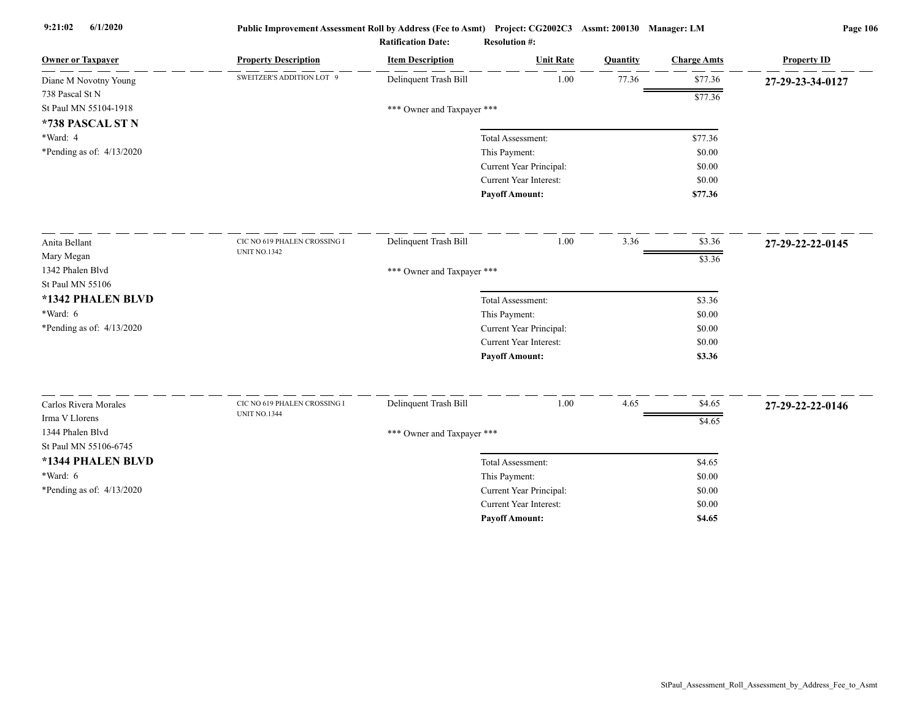| Owner or Taxpayer | Property Description | Item Description | Unit Rate | Quantity | Charge Amts | Property ID |
|---|---|---|---|---|---|---|
| Diane M Novotny Young<br>738 Pascal St N<br>St Paul MN 55104-1918<br>**\*738 PASCAL ST N**<br>\*Ward: 4<br>\*Pending as of: 4/13/2020 | SWEITZER'S ADDITION LOT 9 | Delinquent Trash Bill | 1.00 | 77.36 | $77.36 | **27-29-23-34-0127** |
| | | | | | $77.36 | |
| | | \*\*\* Owner and Taxpayer \*\*\* | | | | |
| | | | Total Assessment: | | $77.36 | |
| | | | This Payment: | | $0.00 | |
| | | | Current Year Principal: | | $0.00 | |
| | | | Current Year Interest: | | $0.00 | |
| | | | **Payoff Amount:** | | **$77.36** | |
| Anita Bellant<br>Mary Megan<br>1342 Phalen Blvd<br>St Paul MN 55106<br>**\*1342 PHALEN BLVD**<br>\*Ward: 6<br>\*Pending as of: 4/13/2020 | CIC NO 619 PHALEN CROSSING I UNIT NO.1342 | Delinquent Trash Bill | 1.00 | 3.36 | $3.36 | **27-29-22-22-0145** |
| | | | | | $3.36 | |
| | | \*\*\* Owner and Taxpayer \*\*\* | | | | |
| | | | Total Assessment: | | $3.36 | |
| | | | This Payment: | | $0.00 | |
| | | | Current Year Principal: | | $0.00 | |
| | | | Current Year Interest: | | $0.00 | |
| | | | **Payoff Amount:** | | **$3.36** | |
| Carlos Rivera Morales<br>Irma V Llorens<br>1344 Phalen Blvd<br>St Paul MN 55106-6745<br>**\*1344 PHALEN BLVD**<br>\*Ward: 6<br>\*Pending as of: 4/13/2020 | CIC NO 619 PHALEN CROSSING I UNIT NO.1344 | Delinquent Trash Bill | 1.00 | 4.65 | $4.65 | **27-29-22-22-0146** |
| | | | | | $4.65 | |
| | | \*\*\* Owner and Taxpayer \*\*\* | | | | |
| | | | Total Assessment: | | $4.65 | |
| | | | This Payment: | | $0.00 | |
| | | | Current Year Principal: | | $0.00 | |
| | | | Current Year Interest: | | $0.00 | |
| | | | **Payoff Amount:** | | **$4.65** | |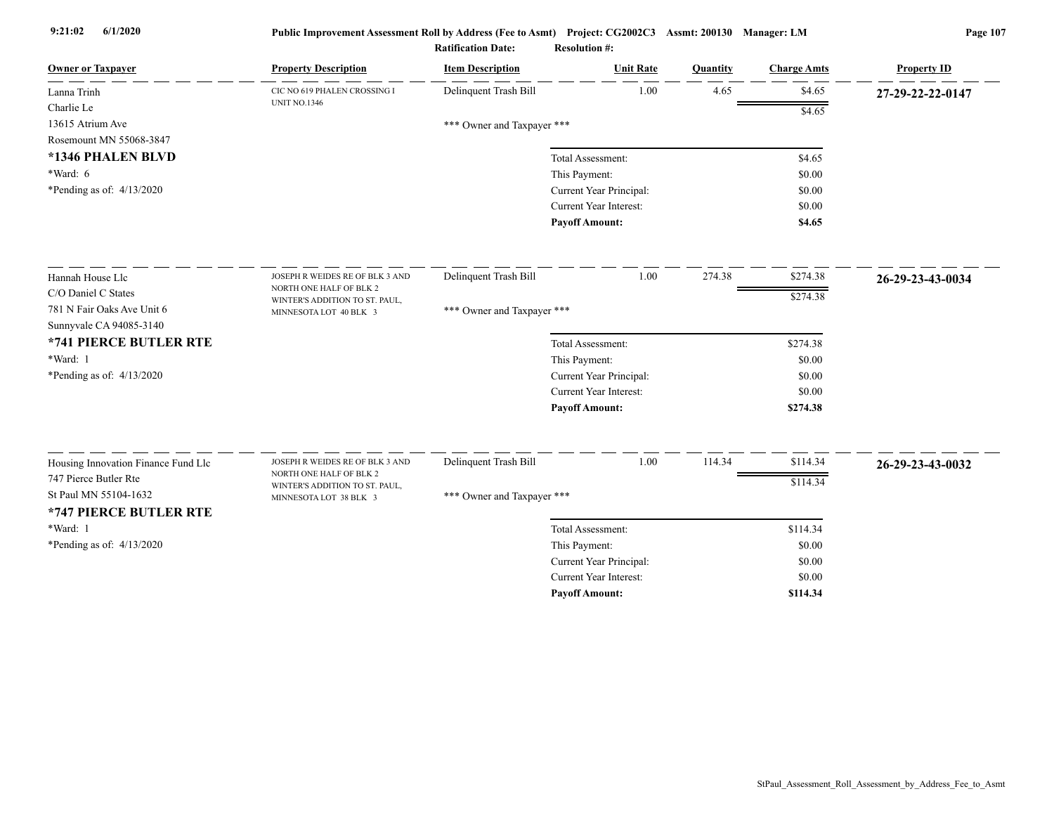| Owner or Taxpayer | Property Description | Item Description | Unit Rate | Quantity | Charge Amts | Property ID |
|---|---|---|---|---|---|---|
| Lanna Trinh<br>Charlie Le<br>13615 Atrium Ave<br>Rosemount MN 55068-3847 | CIC NO 619 PHALEN CROSSING I UNIT NO.1346 | Delinquent Trash Bill | 1.00 | 4.65 | $4.65 | 27-29-22-22-0147 |
| | | | | | $4.65 | |
| | | *** Owner and Taxpayer *** | | | | |
| **\*1346 PHALEN BLVD** | | Total Assessment: | | | $4.65 | |
| \*Ward: 6 | | This Payment: | | | $0.00 | |
| \*Pending as of: 4/13/2020 | | Current Year Principal: | | | $0.00 | |
| | | Current Year Interest: | | | $0.00 | |
| | | **Payoff Amount:** | | | **$4.65** | |
| Hannah House Llc<br>C/O Daniel C States<br>781 N Fair Oaks Ave Unit 6<br>Sunnyvale CA 94085-3140 | JOSEPH R WEIDES RE OF BLK 3 AND NORTH ONE HALF OF BLK 2 WINTER'S ADDITION TO ST. PAUL, MINNESOTA LOT 40 BLK 3 | Delinquent Trash Bill | 1.00 | 274.38 | $274.38 | 26-29-23-43-0034 |
| | | | | | $274.38 | |
| | | *** Owner and Taxpayer *** | | | | |
| **\*741 PIERCE BUTLER RTE** | | Total Assessment: | | | $274.38 | |
| \*Ward: 1 | | This Payment: | | | $0.00 | |
| \*Pending as of: 4/13/2020 | | Current Year Principal: | | | $0.00 | |
| | | Current Year Interest: | | | $0.00 | |
| | | **Payoff Amount:** | | | **$274.38** | |
| Housing Innovation Finance Fund Llc<br>747 Pierce Butler Rte<br>St Paul MN 55104-1632 | JOSEPH R WEIDES RE OF BLK 3 AND NORTH ONE HALF OF BLK 2 WINTER'S ADDITION TO ST. PAUL, MINNESOTA LOT 38 BLK 3 | Delinquent Trash Bill | 1.00 | 114.34 | $114.34 | 26-29-23-43-0032 |
| | | | | | $114.34 | |
| **\*747 PIERCE BUTLER RTE** | | *** Owner and Taxpayer *** | | | | |
| \*Ward: 1 | | Total Assessment: | | | $114.34 | |
| \*Pending as of: 4/13/2020 | | This Payment: | | | $0.00 | |
| | | Current Year Principal: | | | $0.00 | |
| | | Current Year Interest: | | | $0.00 | |
| | | **Payoff Amount:** | | | **$114.34** | |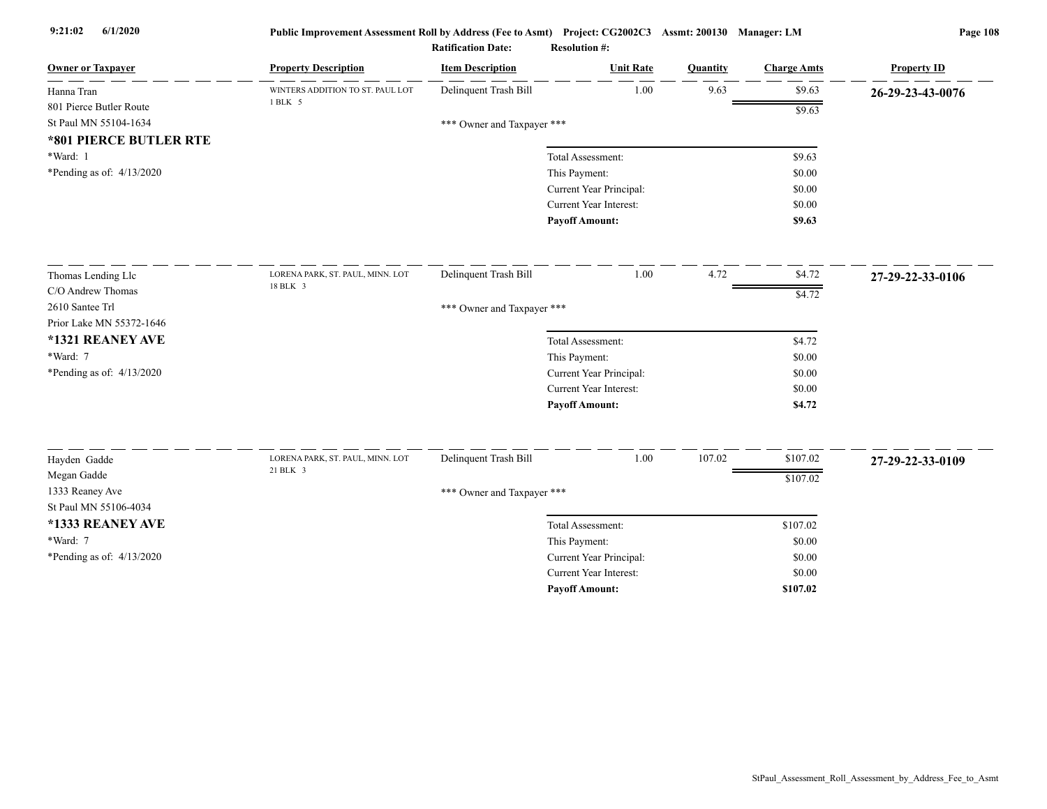Public Improvement Assessment Roll by Address (Fee to Asmt) Project: CG2002C3 Assmt: 200130 Manager: LM

Ratification Date: Resolution #:

| Owner or Taxpayer | Property Description | Item Description | Unit Rate | Quantity | Charge Amts | Property ID |
|---|---|---|---|---|---|---|
| Hanna Tran<br>801 Pierce Butler Route<br>St Paul MN 55104-1634<br>**\*801 PIERCE BUTLER RTE**<br>\*Ward: 1<br>\*Pending as of: 4/13/2020 | WINTERS ADDITION TO ST. PAUL LOT 1 BLK 5 | Delinquent Trash Bill | 1.00 | 9.63 | $9.63 | **26-29-23-43-0076** |
| | | | | | $9.63 | |
| | | \*\*\* Owner and Taxpayer \*\*\* | | | | |
| | | | Total Assessment: | | $9.63 | |
| | | | This Payment: | | $0.00 | |
| | | | Current Year Principal: | | $0.00 | |
| | | | Current Year Interest: | | $0.00 | |
| | | | **Payoff Amount:** | | **$9.63** | |
| Thomas Lending Llc<br>C/O Andrew Thomas<br>2610 Santee Trl<br>Prior Lake MN 55372-1646<br>**\*1321 REANEY AVE**<br>\*Ward: 7<br>\*Pending as of: 4/13/2020 | LORENA PARK, ST. PAUL, MINN. LOT 18 BLK 3 | Delinquent Trash Bill | 1.00 | 4.72 | $4.72 | **27-29-22-33-0106** |
| | | | | | $4.72 | |
| | | \*\*\* Owner and Taxpayer \*\*\* | | | | |
| | | | Total Assessment: | | $4.72 | |
| | | | This Payment: | | $0.00 | |
| | | | Current Year Principal: | | $0.00 | |
| | | | Current Year Interest: | | $0.00 | |
| | | | **Payoff Amount:** | | **$4.72** | |
| Hayden Gadde<br>Megan Gadde<br>1333 Reaney Ave<br>St Paul MN 55106-4034<br>**\*1333 REANEY AVE**<br>\*Ward: 7<br>\*Pending as of: 4/13/2020 | LORENA PARK, ST. PAUL, MINN. LOT 21 BLK 3 | Delinquent Trash Bill | 1.00 | 107.02 | $107.02 | **27-29-22-33-0109** |
| | | | | | $107.02 | |
| | | \*\*\* Owner and Taxpayer \*\*\* | | | | |
| | | | Total Assessment: | | $107.02 | |
| | | | This Payment: | | $0.00 | |
| | | | Current Year Principal: | | $0.00 | |
| | | | Current Year Interest: | | $0.00 | |
| | | | **Payoff Amount:** | | **$107.02** | |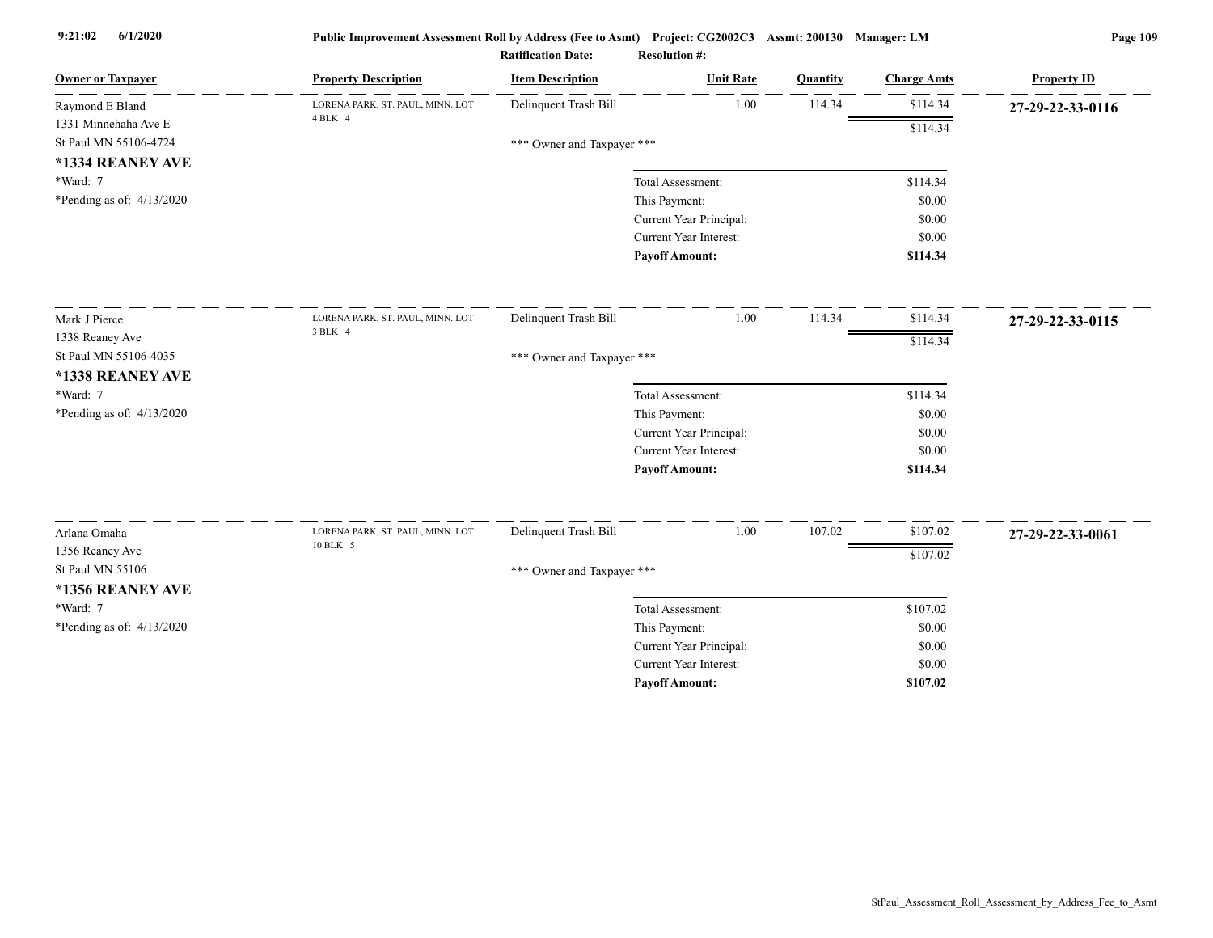**Public Improvement Assessment Roll by Address (Fee to Asmt)** Project: CG2002C3 Assmt: 200130 Manager: LM

Ratification Date: Resolution #:

| Owner or Taxpayer | Property Description | Item Description | Unit Rate | Quantity | Charge Amts | Property ID |
|---|---|---|---|---|---|---|
| Raymond E Bland<br>1331 Minnehaha Ave E<br>St Paul MN 55106-4724<br>**\*1334 REANEY AVE**<br>\*Ward: 7<br>\*Pending as of: 4/13/2020 | LORENA PARK, ST. PAUL, MINN. LOT 4 BLK 4 | Delinquent Trash Bill | 1.00 | 114.34 | $114.34 | **27-29-22-33-0116** |
| | | | | | $114.34 | |
| | | *** Owner and Taxpayer *** | | | | |
| | | Total Assessment: | | | $114.34 | |
| | | This Payment: | | | $0.00 | |
| | | Current Year Principal: | | | $0.00 | |
| | | Current Year Interest: | | | $0.00 | |
| | | **Payoff Amount:** | | | **$114.34** | |
| Mark J Pierce<br>1338 Reaney Ave<br>St Paul MN 55106-4035<br>**\*1338 REANEY AVE**<br>\*Ward: 7<br>\*Pending as of: 4/13/2020 | LORENA PARK, ST. PAUL, MINN. LOT 3 BLK 4 | Delinquent Trash Bill | 1.00 | 114.34 | $114.34 | **27-29-22-33-0115** |
| | | | | | $114.34 | |
| | | *** Owner and Taxpayer *** | | | | |
| | | Total Assessment: | | | $114.34 | |
| | | This Payment: | | | $0.00 | |
| | | Current Year Principal: | | | $0.00 | |
| | | Current Year Interest: | | | $0.00 | |
| | | **Payoff Amount:** | | | **$114.34** | |
| Arlana Omaha<br>1356 Reaney Ave<br>St Paul MN 55106<br>**\*1356 REANEY AVE**<br>\*Ward: 7<br>\*Pending as of: 4/13/2020 | LORENA PARK, ST. PAUL, MINN. LOT 10 BLK 5 | Delinquent Trash Bill | 1.00 | 107.02 | $107.02 | **27-29-22-33-0061** |
| | | | | | $107.02 | |
| | | *** Owner and Taxpayer *** | | | | |
| | | Total Assessment: | | | $107.02 | |
| | | This Payment: | | | $0.00 | |
| | | Current Year Principal: | | | $0.00 | |
| | | Current Year Interest: | | | $0.00 | |
| | | **Payoff Amount:** | | | **$107.02** | |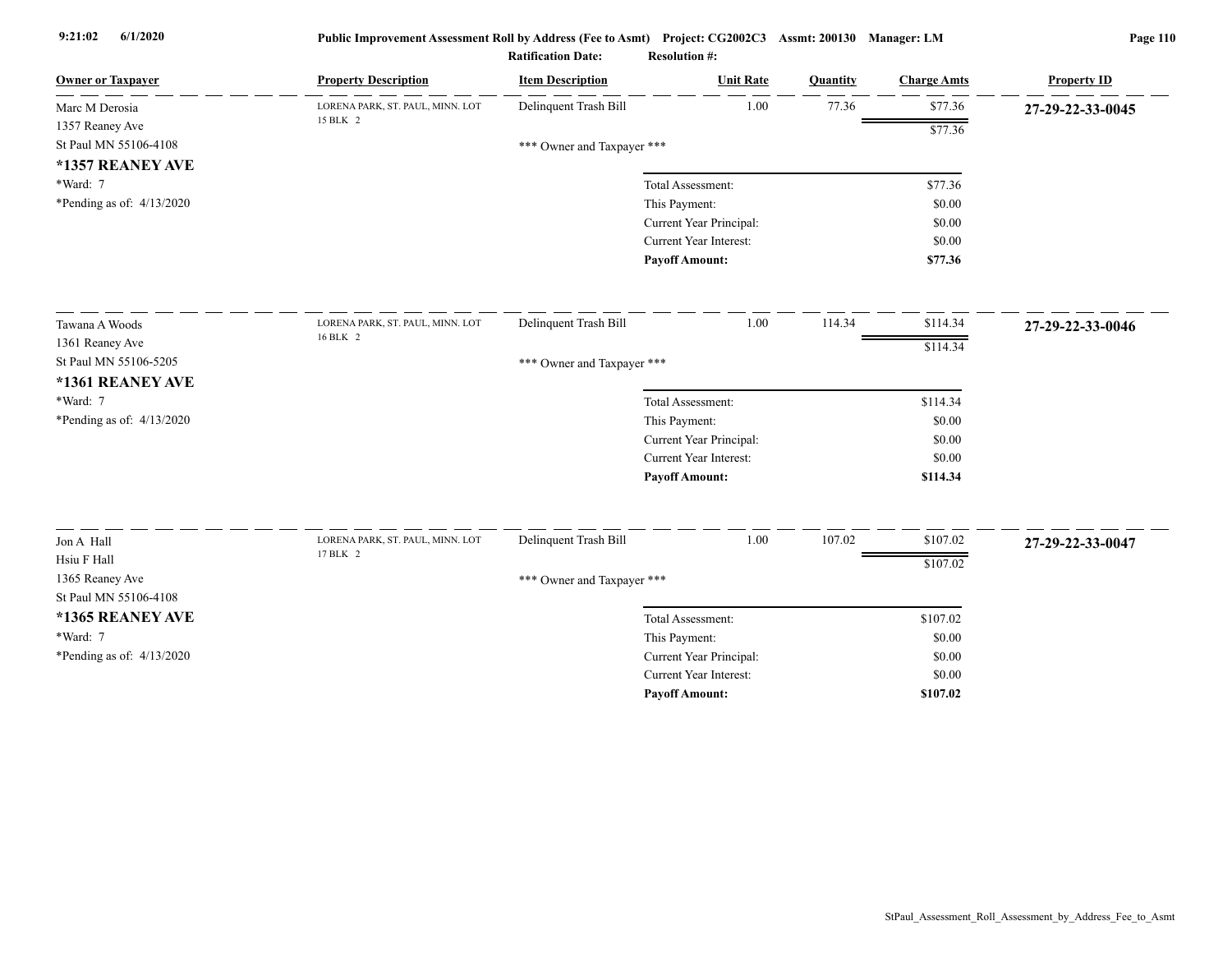Public Improvement Assessment Roll by Address (Fee to Asmt) Project: CG2002C3 Assmt: 200130 Manager: LM

Ratification Date: Resolution #:

| Owner or Taxpayer | Property Description | Item Description | Unit Rate | Quantity | Charge Amts | Property ID |
|---|---|---|---|---|---|---|
| Marc M Derosia<br>1357 Reaney Ave<br>St Paul MN 55106-4108<br>**\*1357 REANEY AVE**<br>\*Ward: 7<br>\*Pending as of: 4/13/2020 | LORENA PARK, ST. PAUL, MINN. LOT 15 BLK 2 | Delinquent Trash Bill | 1.00 | 77.36 | $77.36 | **27-29-22-33-0045** |
| | | | | | $77.36 | |
| | | *** Owner and Taxpayer *** | | | | |
| | | | Total Assessment: | | $77.36 | |
| | | | This Payment: | | $0.00 | |
| | | | Current Year Principal: | | $0.00 | |
| | | | Current Year Interest: | | $0.00 | |
| | | | **Payoff Amount:** | | **$77.36** | |
| Tawana A Woods<br>1361 Reaney Ave<br>St Paul MN 55106-5205<br>**\*1361 REANEY AVE**<br>\*Ward: 7<br>\*Pending as of: 4/13/2020 | LORENA PARK, ST. PAUL, MINN. LOT 16 BLK 2 | Delinquent Trash Bill | 1.00 | 114.34 | $114.34 | **27-29-22-33-0046** |
| | | | | | $114.34 | |
| | | *** Owner and Taxpayer *** | | | | |
| | | | Total Assessment: | | $114.34 | |
| | | | This Payment: | | $0.00 | |
| | | | Current Year Principal: | | $0.00 | |
| | | | Current Year Interest: | | $0.00 | |
| | | | **Payoff Amount:** | | **$114.34** | |
| Jon A Hall<br>Hsiu F Hall<br>1365 Reaney Ave<br>St Paul MN 55106-4108<br>**\*1365 REANEY AVE**<br>\*Ward: 7<br>\*Pending as of: 4/13/2020 | LORENA PARK, ST. PAUL, MINN. LOT 17 BLK 2 | Delinquent Trash Bill | 1.00 | 107.02 | $107.02 | **27-29-22-33-0047** |
| | | | | | $107.02 | |
| | | *** Owner and Taxpayer *** | | | | |
| | | | Total Assessment: | | $107.02 | |
| | | | This Payment: | | $0.00 | |
| | | | Current Year Principal: | | $0.00 | |
| | | | Current Year Interest: | | $0.00 | |
| | | | **Payoff Amount:** | | **$107.02** | |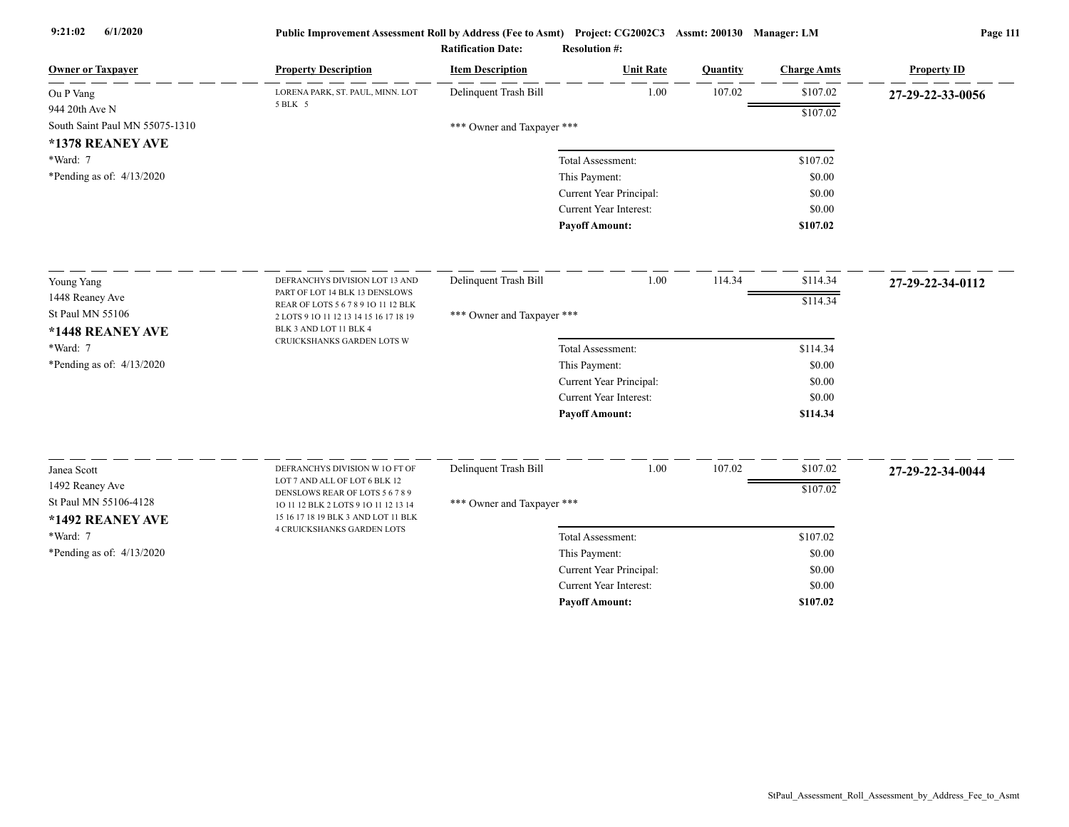| Owner or Taxpayer | Property Description | Item Description | Unit Rate | Quantity | Charge Amts | Property ID |
|---|---|---|---|---|---|---|
| Ou P Vang<br>944 20th Ave N<br>South Saint Paul MN 55075-1310<br>**\*1378 REANEY AVE**<br>\*Ward: 7<br>\*Pending as of: 4/13/2020 | LORENA PARK, ST. PAUL, MINN. LOT 5 BLK 5 | Delinquent Trash Bill | 1.00 | 107.02 | $107.02 | **27-29-22-33-0056** |
| | | | | | $107.02 | |
| | | *** Owner and Taxpayer *** | | | | |
| | | | Total Assessment: | | $107.02 | |
| | | | This Payment: | | $0.00 | |
| | | | Current Year Principal: | | $0.00 | |
| | | | Current Year Interest: | | $0.00 | |
| | | | **Payoff Amount:** | | **$107.02** | |
| Young Yang<br>1448 Reaney Ave<br>St Paul MN 55106<br>**\*1448 REANEY AVE**<br>\*Ward: 7<br>\*Pending as of: 4/13/2020 | DEFRANCHYS DIVISION LOT 13 AND PART OF LOT 14 BLK 13 DENSLOWS REAR OF LOTS 5 6 7 8 9 1O 11 12 BLK 2 LOTS 9 1O 11 12 13 14 15 16 17 18 19 BLK 3 AND LOT 11 BLK 4 CRUICKSHANKS GARDEN LOTS W | Delinquent Trash Bill | 1.00 | 114.34 | $114.34 | **27-29-22-34-0112** |
| | | | | | $114.34 | |
| | | *** Owner and Taxpayer *** | | | | |
| | | | Total Assessment: | | $114.34 | |
| | | | This Payment: | | $0.00 | |
| | | | Current Year Principal: | | $0.00 | |
| | | | Current Year Interest: | | $0.00 | |
| | | | **Payoff Amount:** | | **$114.34** | |
| Janea Scott<br>1492 Reaney Ave<br>St Paul MN 55106-4128<br>**\*1492 REANEY AVE**<br>\*Ward: 7<br>\*Pending as of: 4/13/2020 | DEFRANCHYS DIVISION W 1O FT OF LOT 7 AND ALL OF LOT 6 BLK 12 DENSLOWS REAR OF LOTS 5 6 7 8 9 1O 11 12 BLK 2 LOTS 9 1O 11 12 13 14 15 16 17 18 19 BLK 3 AND LOT 11 BLK 4 CRUICKSHANKS GARDEN LOTS | Delinquent Trash Bill | 1.00 | 107.02 | $107.02 | **27-29-22-34-0044** |
| | | | | | $107.02 | |
| | | *** Owner and Taxpayer *** | | | | |
| | | | Total Assessment: | | $107.02 | |
| | | | This Payment: | | $0.00 | |
| | | | Current Year Principal: | | $0.00 | |
| | | | Current Year Interest: | | $0.00 | |
| | | | **Payoff Amount:** | | **$107.02** | |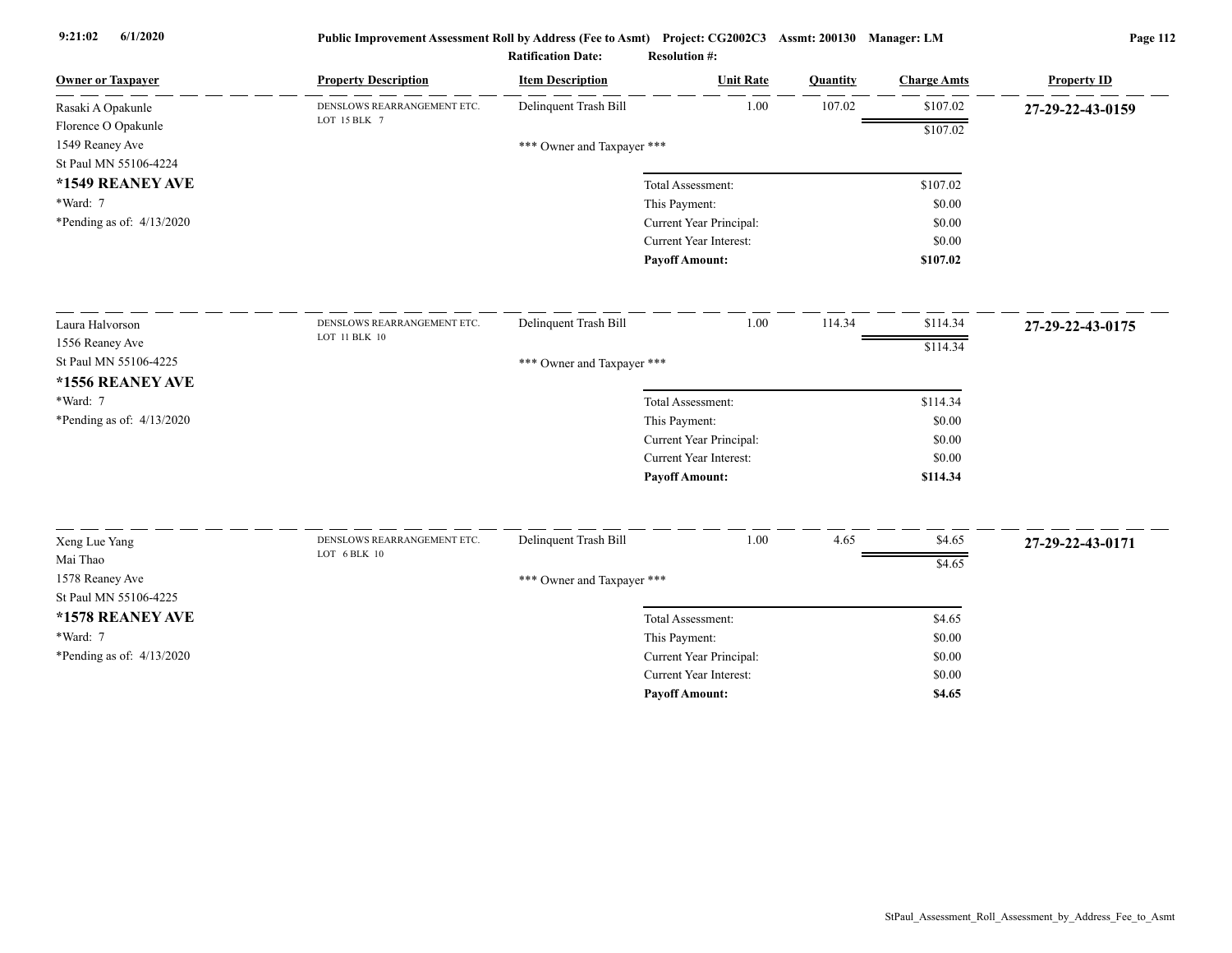Public Improvement Assessment Roll by Address (Fee to Asmt) Project: CG2002C3 Assmt: 200130 Manager: LM

Ratification Date: Resolution #:

| Owner or Taxpayer | Property Description | Item Description | Unit Rate | Quantity | Charge Amts | Property ID |
|---|---|---|---|---|---|---|
| Rasaki A Opakunle<br>Florence O Opakunle<br>1549 Reaney Ave<br>St Paul MN 55106-4224 | DENSLOWS REARRANGEMENT ETC.<br>LOT 15 BLK 7 | Delinquent Trash Bill | 1.00 | 107.02 | $107.02 | **27-29-22-43-0159** |
| | | | | | $107.02 | |
| | | *** Owner and Taxpayer *** | | | | |

**\*1549 REANEY AVE**
*Ward: 7
*Pending as of: 4/13/2020

| | |
|---|---|
| Total Assessment: | $107.02 |
| This Payment: | $0.00 |
| Current Year Principal: | $0.00 |
| Current Year Interest: | $0.00 |
| **Payoff Amount:** | **$107.02** |

| Owner or Taxpayer | Property Description | Item Description | Unit Rate | Quantity | Charge Amts | Property ID |
|---|---|---|---|---|---|---|
| Laura Halvorson<br>1556 Reaney Ave<br>St Paul MN 55106-4225 | DENSLOWS REARRANGEMENT ETC.<br>LOT 11 BLK 10 | Delinquent Trash Bill | 1.00 | 114.34 | $114.34 | **27-29-22-43-0175** |
| | | | | | $114.34 | |
| | | *** Owner and Taxpayer *** | | | | |

**\*1556 REANEY AVE**
*Ward: 7
*Pending as of: 4/13/2020

| | |
|---|---|
| Total Assessment: | $114.34 |
| This Payment: | $0.00 |
| Current Year Principal: | $0.00 |
| Current Year Interest: | $0.00 |
| **Payoff Amount:** | **$114.34** |

| Owner or Taxpayer | Property Description | Item Description | Unit Rate | Quantity | Charge Amts | Property ID |
|---|---|---|---|---|---|---|
| Xeng Lue Yang<br>Mai Thao<br>1578 Reaney Ave<br>St Paul MN 55106-4225 | DENSLOWS REARRANGEMENT ETC.<br>LOT 6 BLK 10 | Delinquent Trash Bill | 1.00 | 4.65 | $4.65 | **27-29-22-43-0171** |
| | | | | | $4.65 | |
| | | *** Owner and Taxpayer *** | | | | |

**\*1578 REANEY AVE**
*Ward: 7
*Pending as of: 4/13/2020

| | |
|---|---|
| Total Assessment: | $4.65 |
| This Payment: | $0.00 |
| Current Year Principal: | $0.00 |
| Current Year Interest: | $0.00 |
| **Payoff Amount:** | **$4.65** |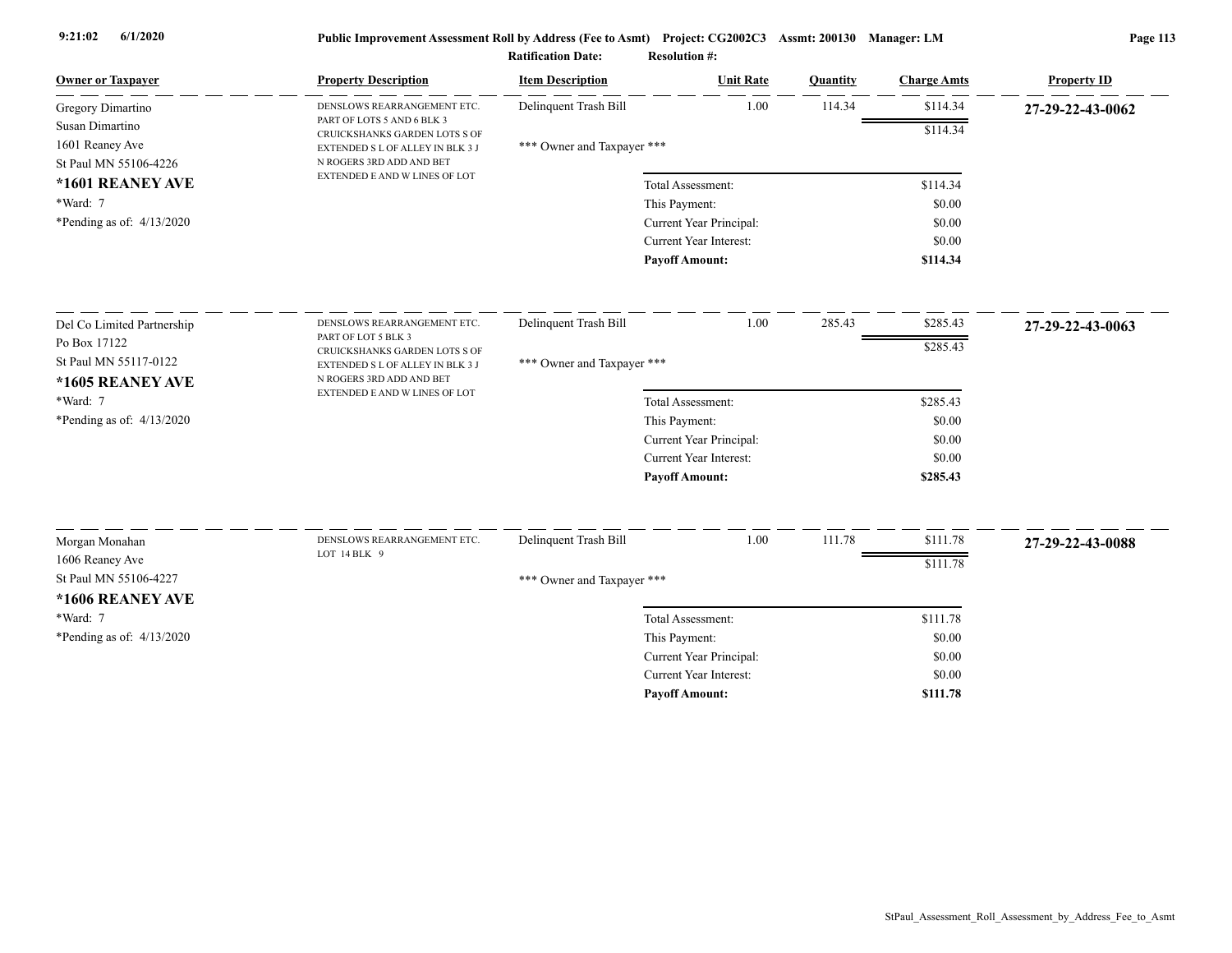**Public Improvement Assessment Roll by Address (Fee to Asmt) Project: CG2002C3 Assmt: 200130 Manager: LM**

**Ratification Date: Resolution #:**

| Owner or Taxpayer | Property Description | Item Description | Unit Rate | Quantity | Charge Amts | Property ID |
|---|---|---|---|---|---|---|
| Gregory Dimartino<br>Susan Dimartino<br>1601 Reaney Ave<br>St Paul MN 55106-4226<br>**\*1601 REANEY AVE**<br>\*Ward: 7<br>\*Pending as of: 4/13/2020 | DENSLOWS REARRANGEMENT ETC. PART OF LOTS 5 AND 6 BLK 3 CRUICKSHANKS GARDEN LOTS S OF EXTENDED S L OF ALLEY IN BLK 3 J N ROGERS 3RD ADD AND BET EXTENDED E AND W LINES OF LOT | Delinquent Trash Bill | 1.00 | 114.34 | $114.34 | **27-29-22-43-0062** |
| | | | | | $114.34 | |
| | | \*\*\* Owner and Taxpayer \*\*\* | | | | |
| | | Total Assessment: | | | $114.34 | |
| | | This Payment: | | | $0.00 | |
| | | Current Year Principal: | | | $0.00 | |
| | | Current Year Interest: | | | $0.00 | |
| | | **Payoff Amount:** | | | **$114.34** | |
| Del Co Limited Partnership<br>Po Box 17122<br>St Paul MN 55117-0122<br>**\*1605 REANEY AVE**<br>\*Ward: 7<br>\*Pending as of: 4/13/2020 | DENSLOWS REARRANGEMENT ETC. PART OF LOT 5 BLK 3 CRUICKSHANKS GARDEN LOTS S OF EXTENDED S L OF ALLEY IN BLK 3 J N ROGERS 3RD ADD AND BET EXTENDED E AND W LINES OF LOT | Delinquent Trash Bill | 1.00 | 285.43 | $285.43 | **27-29-22-43-0063** |
| | | | | | $285.43 | |
| | | \*\*\* Owner and Taxpayer \*\*\* | | | | |
| | | Total Assessment: | | | $285.43 | |
| | | This Payment: | | | $0.00 | |
| | | Current Year Principal: | | | $0.00 | |
| | | Current Year Interest: | | | $0.00 | |
| | | **Payoff Amount:** | | | **$285.43** | |
| Morgan Monahan<br>1606 Reaney Ave<br>St Paul MN 55106-4227<br>**\*1606 REANEY AVE**<br>\*Ward: 7<br>\*Pending as of: 4/13/2020 | DENSLOWS REARRANGEMENT ETC. LOT 14 BLK 9 | Delinquent Trash Bill | 1.00 | 111.78 | $111.78 | **27-29-22-43-0088** |
| | | | | | $111.78 | |
| | | \*\*\* Owner and Taxpayer \*\*\* | | | | |
| | | Total Assessment: | | | $111.78 | |
| | | This Payment: | | | $0.00 | |
| | | Current Year Principal: | | | $0.00 | |
| | | Current Year Interest: | | | $0.00 | |
| | | **Payoff Amount:** | | | **$111.78** | |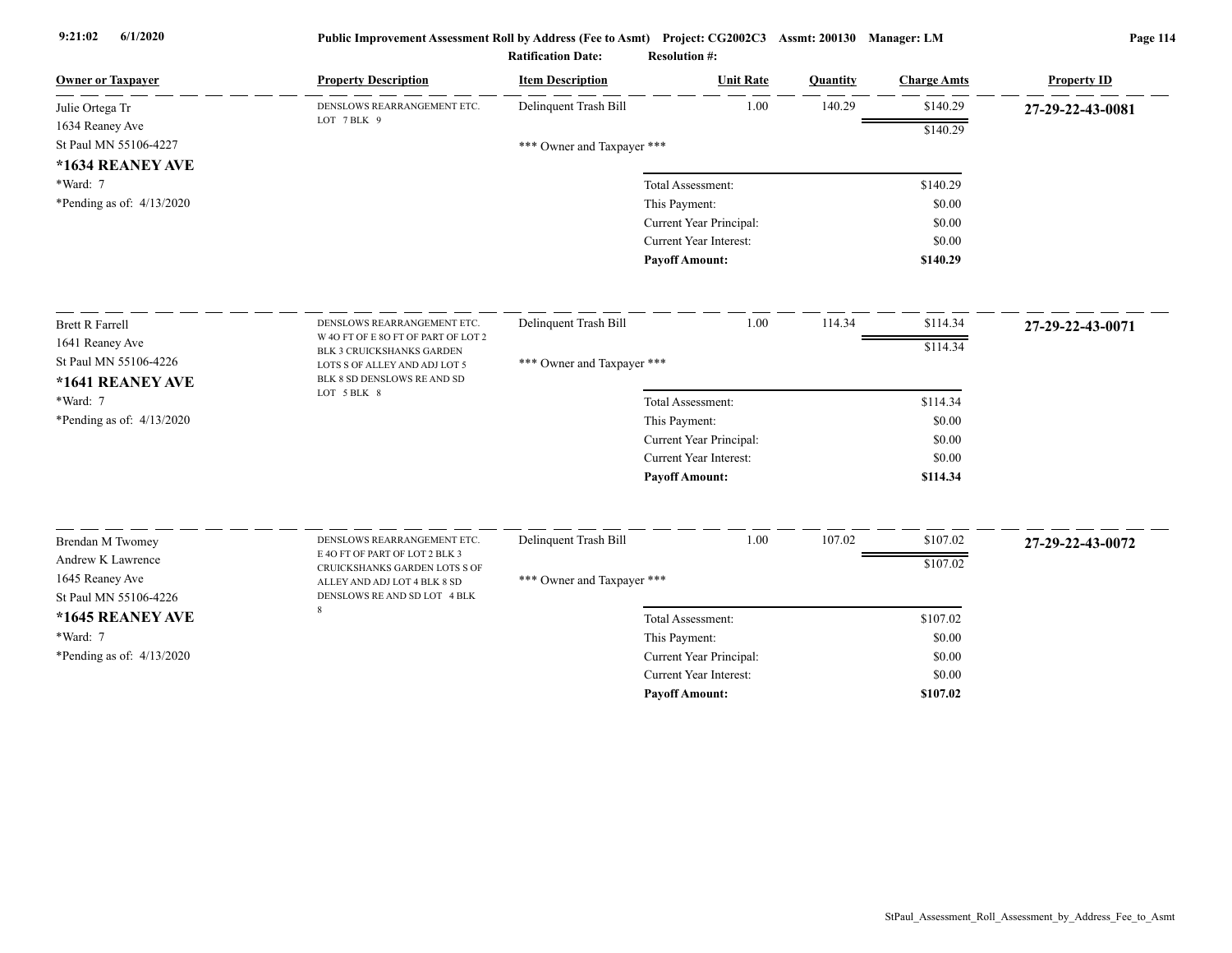Public Improvement Assessment Roll by Address (Fee to Asmt) Project: CG2002C3 Assmt: 200130 Manager: LM

Ratification Date: Resolution #:

| Owner or Taxpayer | Property Description | Item Description | Unit Rate | Quantity | Charge Amts | Property ID |
|---|---|---|---|---|---|---|
| Julie Ortega Tr<br>1634 Reaney Ave<br>St Paul MN 55106-4227<br>**\*1634 REANEY AVE**<br>\*Ward: 7<br>\*Pending as of: 4/13/2020 | DENSLOWS REARRANGEMENT ETC. LOT 7 BLK 9 | Delinquent Trash Bill | 1.00 | 140.29 | $140.29 | **27-29-22-43-0081** |
| | | | | | $140.29 | |
| | | \*\*\* Owner and Taxpayer \*\*\* | | | | |
| | | Total Assessment: | | | $140.29 | |
| | | This Payment: | | | $0.00 | |
| | | Current Year Principal: | | | $0.00 | |
| | | Current Year Interest: | | | $0.00 | |
| | | **Payoff Amount:** | | | **$140.29** | |
| Brett R Farrell<br>1641 Reaney Ave<br>St Paul MN 55106-4226<br>**\*1641 REANEY AVE**<br>\*Ward: 7<br>\*Pending as of: 4/13/2020 | DENSLOWS REARRANGEMENT ETC. W 4O FT OF E 8O FT OF PART OF LOT 2 BLK 3 CRUICKSHANKS GARDEN LOTS S OF ALLEY AND ADJ LOT 5 BLK 8 SD DENSLOWS RE AND SD LOT 5 BLK 8 | Delinquent Trash Bill | 1.00 | 114.34 | $114.34 | **27-29-22-43-0071** |
| | | | | | $114.34 | |
| | | \*\*\* Owner and Taxpayer \*\*\* | | | | |
| | | Total Assessment: | | | $114.34 | |
| | | This Payment: | | | $0.00 | |
| | | Current Year Principal: | | | $0.00 | |
| | | Current Year Interest: | | | $0.00 | |
| | | **Payoff Amount:** | | | **$114.34** | |
| Brendan M Twomey<br>Andrew K Lawrence<br>1645 Reaney Ave<br>St Paul MN 55106-4226<br>**\*1645 REANEY AVE**<br>\*Ward: 7<br>\*Pending as of: 4/13/2020 | DENSLOWS REARRANGEMENT ETC. E 4O FT OF PART OF LOT 2 BLK 3 CRUICKSHANKS GARDEN LOTS S OF ALLEY AND ADJ LOT 4 BLK 8 SD DENSLOWS RE AND SD LOT 4 BLK 8 | Delinquent Trash Bill | 1.00 | 107.02 | $107.02 | **27-29-22-43-0072** |
| | | | | | $107.02 | |
| | | \*\*\* Owner and Taxpayer \*\*\* | | | | |
| | | Total Assessment: | | | $107.02 | |
| | | This Payment: | | | $0.00 | |
| | | Current Year Principal: | | | $0.00 | |
| | | Current Year Interest: | | | $0.00 | |
| | | **Payoff Amount:** | | | **$107.02** | |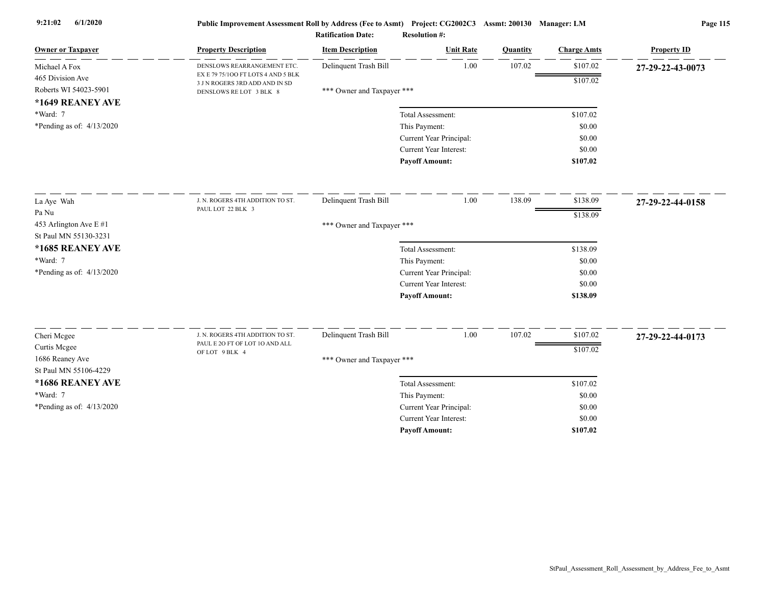9:21:02 6/1/2020

**Public Improvement Assessment Roll by Address (Fee to Asmt) Project: CG2002C3 Assmt: 200130 Manager: LM**

**Ratification Date: Resolution #:**

| Owner or Taxpayer | Property Description | Item Description | Unit Rate | Quantity | Charge Amts | Property ID |
|---|---|---|---|---|---|---|
| Michael A Fox<br>465 Division Ave<br>Roberts WI 54023-5901<br>**\*1649 REANEY AVE**<br>\*Ward: 7<br>\*Pending as of: 4/13/2020 | DENSLOWS REARRANGEMENT ETC. EX E 79 75/1OO FT LOTS 4 AND 5 BLK 3 J N ROGERS 3RD ADD AND IN SD DENSLOWS RE LOT 3 BLK 8 | Delinquent Trash Bill<br>\*\*\* Owner and Taxpayer \*\*\* | 1.00 | 107.02 | $107.02<br>$107.02 | **27-29-22-43-0073** |
| | | Total Assessment: | | | $107.02 | |
| | | This Payment: | | | $0.00 | |
| | | Current Year Principal: | | | $0.00 | |
| | | Current Year Interest: | | | $0.00 | |
| | | **Payoff Amount:** | | | **$107.02** | |
| La Aye Wah<br>Pa Nu<br>453 Arlington Ave E #1<br>St Paul MN 55130-3231<br>**\*1685 REANEY AVE**<br>\*Ward: 7<br>\*Pending as of: 4/13/2020 | J. N. ROGERS 4TH ADDITION TO ST. PAUL LOT 22 BLK 3 | Delinquent Trash Bill<br>\*\*\* Owner and Taxpayer \*\*\* | 1.00 | 138.09 | $138.09<br>$138.09 | **27-29-22-44-0158** |
| | | Total Assessment: | | | $138.09 | |
| | | This Payment: | | | $0.00 | |
| | | Current Year Principal: | | | $0.00 | |
| | | Current Year Interest: | | | $0.00 | |
| | | **Payoff Amount:** | | | **$138.09** | |
| Cheri Mcgee<br>Curtis Mcgee<br>1686 Reaney Ave<br>St Paul MN 55106-4229<br>**\*1686 REANEY AVE**<br>\*Ward: 7<br>\*Pending as of: 4/13/2020 | J. N. ROGERS 4TH ADDITION TO ST. PAUL E 2O FT OF LOT 1O AND ALL OF LOT 9 BLK 4 | Delinquent Trash Bill<br>\*\*\* Owner and Taxpayer \*\*\* | 1.00 | 107.02 | $107.02<br>$107.02 | **27-29-22-44-0173** |
| | | Total Assessment: | | | $107.02 | |
| | | This Payment: | | | $0.00 | |
| | | Current Year Principal: | | | $0.00 | |
| | | Current Year Interest: | | | $0.00 | |
| | | **Payoff Amount:** | | | **$107.02** | |

StPaul_Assessment_Roll_Assessment_by_Address_Fee_to_Asmt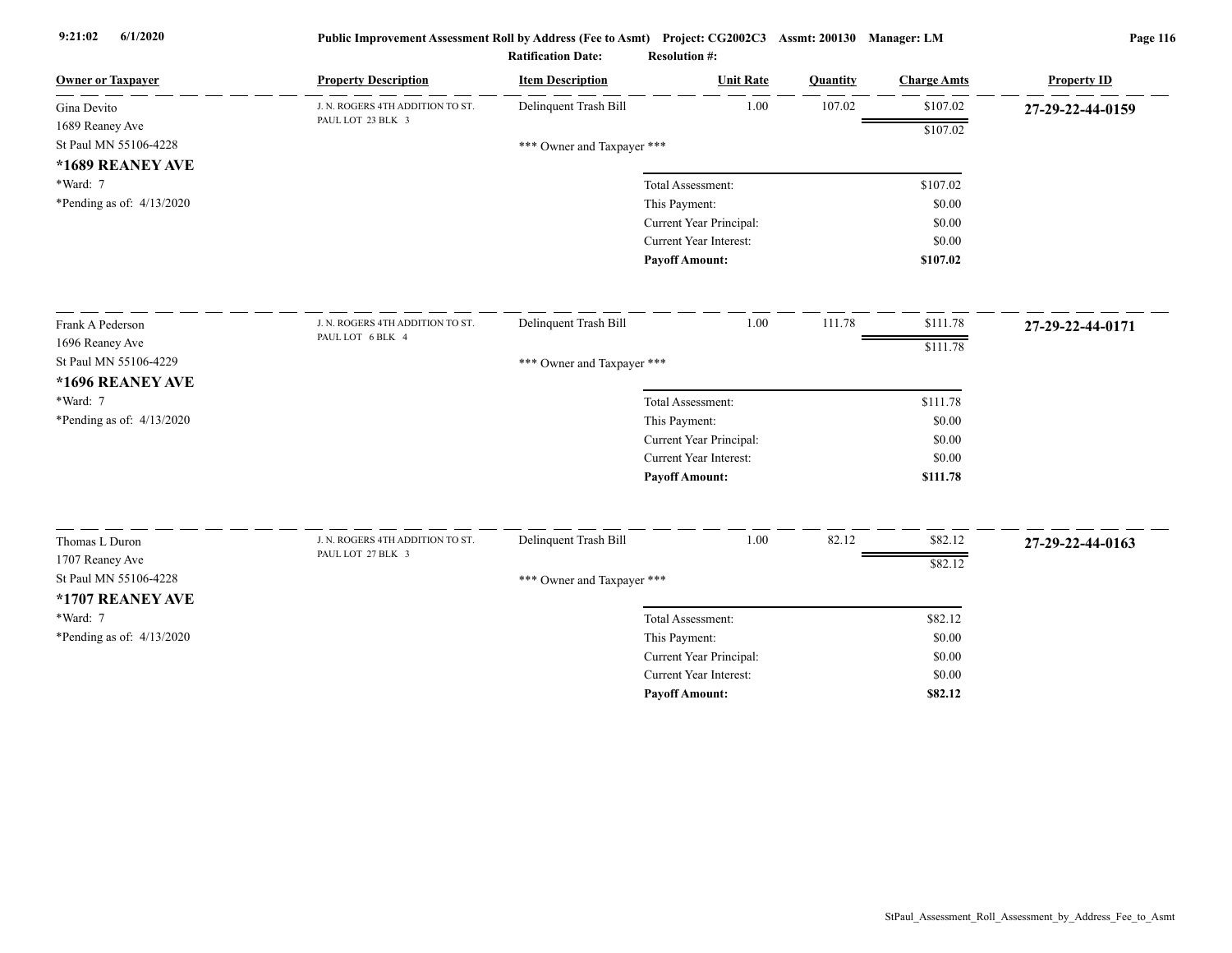| Owner or Taxpayer | Property Description | Item Description | Unit Rate | Quantity | Charge Amts | Property ID |
|---|---|---|---|---|---|---|
| Gina Devito<br>1689 Reaney Ave<br>St Paul MN 55106-4228<br>**\*1689 REANEY AVE**<br>\*Ward: 7<br>\*Pending as of: 4/13/2020 | J. N. ROGERS 4TH ADDITION TO ST. PAUL LOT 23 BLK 3 | Delinquent Trash Bill | 1.00 | 107.02 | $107.02 | **27-29-22-44-0159** |
| | | | | | $107.02 | |
| | | *** Owner and Taxpayer *** | | | | |
| | | | Total Assessment: | | $107.02 | |
| | | | This Payment: | | $0.00 | |
| | | | Current Year Principal: | | $0.00 | |
| | | | Current Year Interest: | | $0.00 | |
| | | | **Payoff Amount:** | | **$107.02** | |
| Frank A Pederson<br>1696 Reaney Ave<br>St Paul MN 55106-4229<br>**\*1696 REANEY AVE**<br>\*Ward: 7<br>\*Pending as of: 4/13/2020 | J. N. ROGERS 4TH ADDITION TO ST. PAUL LOT 6 BLK 4 | Delinquent Trash Bill | 1.00 | 111.78 | $111.78 | **27-29-22-44-0171** |
| | | | | | $111.78 | |
| | | *** Owner and Taxpayer *** | | | | |
| | | | Total Assessment: | | $111.78 | |
| | | | This Payment: | | $0.00 | |
| | | | Current Year Principal: | | $0.00 | |
| | | | Current Year Interest: | | $0.00 | |
| | | | **Payoff Amount:** | | **$111.78** | |
| Thomas L Duron<br>1707 Reaney Ave<br>St Paul MN 55106-4228<br>**\*1707 REANEY AVE**<br>\*Ward: 7<br>\*Pending as of: 4/13/2020 | J. N. ROGERS 4TH ADDITION TO ST. PAUL LOT 27 BLK 3 | Delinquent Trash Bill | 1.00 | 82.12 | $82.12 | **27-29-22-44-0163** |
| | | | | | $82.12 | |
| | | *** Owner and Taxpayer *** | | | | |
| | | | Total Assessment: | | $82.12 | |
| | | | This Payment: | | $0.00 | |
| | | | Current Year Principal: | | $0.00 | |
| | | | Current Year Interest: | | $0.00 | |
| | | | **Payoff Amount:** | | **$82.12** | |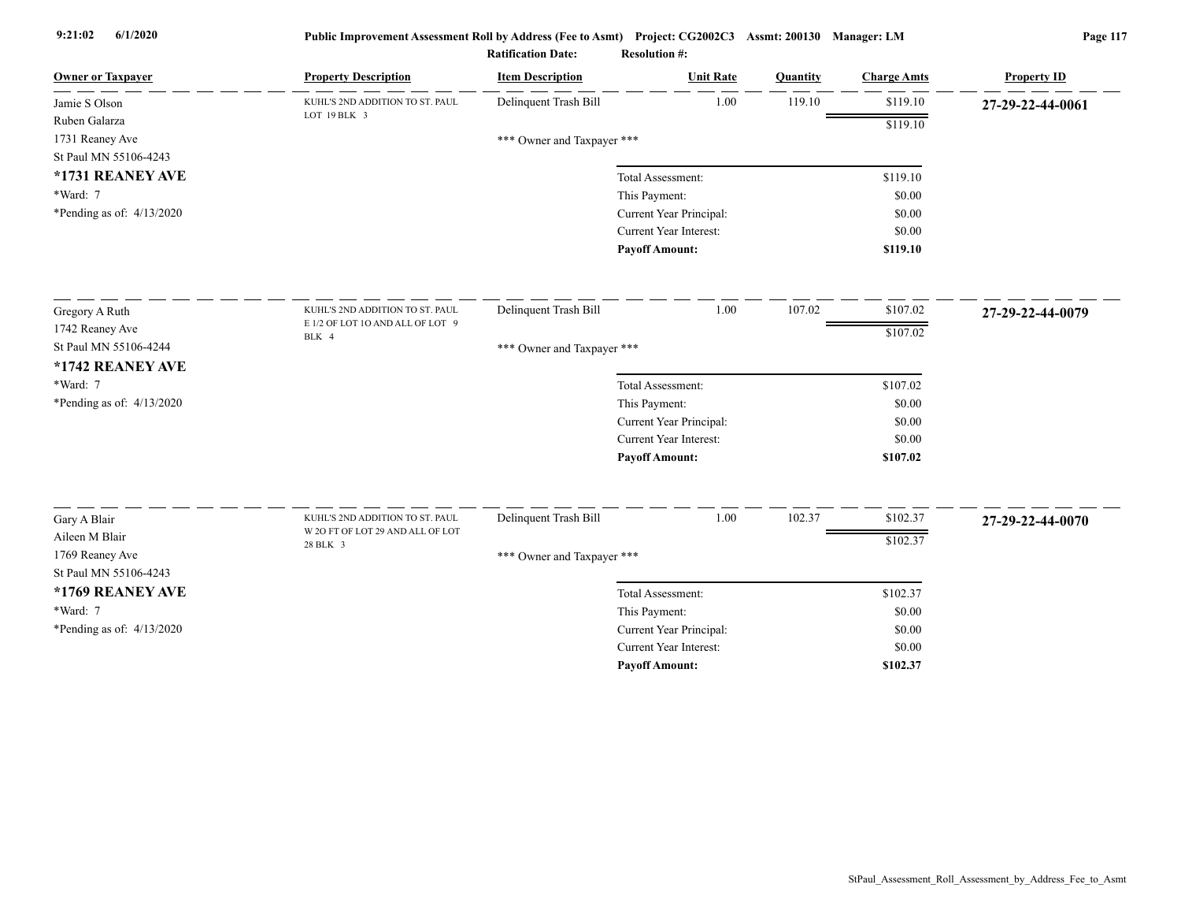Public Improvement Assessment Roll by Address (Fee to Asmt) Project: CG2002C3 Assmt: 200130 Manager: LM

Ratification Date: Resolution #:

| Owner or Taxpayer | Property Description | Item Description | Unit Rate | Quantity | Charge Amts | Property ID |
|---|---|---|---|---|---|---|
| Jamie S Olson<br>Ruben Galarza<br>1731 Reaney Ave<br>St Paul MN 55106-4243<br>**\*1731 REANEY AVE**<br>\*Ward: 7<br>\*Pending as of: 4/13/2020 | KUHL'S 2ND ADDITION TO ST. PAUL LOT 19 BLK 3 | Delinquent Trash Bill | 1.00 | 119.10 | $119.10 | **27-29-22-44-0061** |
| | | | | | $119.10 | |
| | | \*\*\* Owner and Taxpayer \*\*\* | | | | |
| | | Total Assessment: | | | $119.10 | |
| | | This Payment: | | | $0.00 | |
| | | Current Year Principal: | | | $0.00 | |
| | | Current Year Interest: | | | $0.00 | |
| | | **Payoff Amount:** | | | **$119.10** | |
| Gregory A Ruth<br>1742 Reaney Ave<br>St Paul MN 55106-4244<br>**\*1742 REANEY AVE**<br>\*Ward: 7<br>\*Pending as of: 4/13/2020 | KUHL'S 2ND ADDITION TO ST. PAUL E 1/2 OF LOT 1O AND ALL OF LOT 9 BLK 4 | Delinquent Trash Bill | 1.00 | 107.02 | $107.02 | **27-29-22-44-0079** |
| | | | | | $107.02 | |
| | | \*\*\* Owner and Taxpayer \*\*\* | | | | |
| | | Total Assessment: | | | $107.02 | |
| | | This Payment: | | | $0.00 | |
| | | Current Year Principal: | | | $0.00 | |
| | | Current Year Interest: | | | $0.00 | |
| | | **Payoff Amount:** | | | **$107.02** | |
| Gary A Blair<br>Aileen M Blair<br>1769 Reaney Ave<br>St Paul MN 55106-4243<br>**\*1769 REANEY AVE**<br>\*Ward: 7<br>\*Pending as of: 4/13/2020 | KUHL'S 2ND ADDITION TO ST. PAUL W 2O FT OF LOT 29 AND ALL OF LOT 28 BLK 3 | Delinquent Trash Bill | 1.00 | 102.37 | $102.37 | **27-29-22-44-0070** |
| | | | | | $102.37 | |
| | | \*\*\* Owner and Taxpayer \*\*\* | | | | |
| | | Total Assessment: | | | $102.37 | |
| | | This Payment: | | | $0.00 | |
| | | Current Year Principal: | | | $0.00 | |
| | | Current Year Interest: | | | $0.00 | |
| | | **Payoff Amount:** | | | **$102.37** | |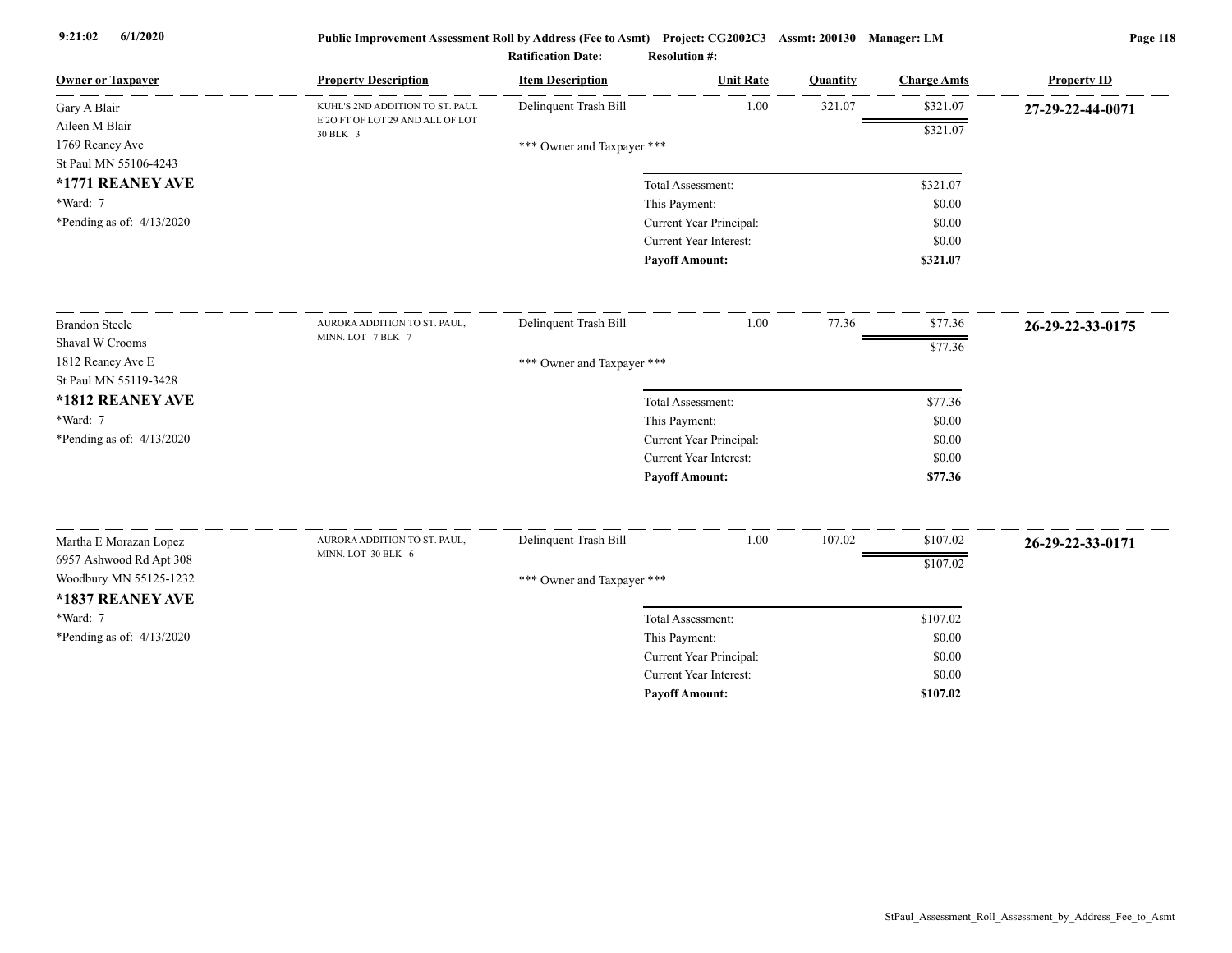Public Improvement Assessment Roll by Address (Fee to Asmt) Project: CG2002C3 Assmt: 200130 Manager: LM

Ratification Date: Resolution #:

| Owner or Taxpayer | Property Description | Item Description | Unit Rate | Quantity | Charge Amts | Property ID |
|---|---|---|---|---|---|---|
| Gary A Blair<br>Aileen M Blair<br>1769 Reaney Ave<br>St Paul MN 55106-4243<br>**\*1771 REANEY AVE**<br>\*Ward: 7<br>\*Pending as of: 4/13/2020 | KUHL'S 2ND ADDITION TO ST. PAUL E 20 FT OF LOT 29 AND ALL OF LOT 30 BLK 3 | Delinquent Trash Bill | 1.00 | 321.07 | $321.07 | **27-29-22-44-0071** |
| | | | | | $321.07 | |
| | | \*\*\* Owner and Taxpayer \*\*\* | | | | |
| | | Total Assessment: | | | $321.07 | |
| | | This Payment: | | | $0.00 | |
| | | Current Year Principal: | | | $0.00 | |
| | | Current Year Interest: | | | $0.00 | |
| | | **Payoff Amount:** | | | **$321.07** | |
| Brandon Steele<br>Shaval W Crooms<br>1812 Reaney Ave E<br>St Paul MN 55119-3428<br>**\*1812 REANEY AVE**<br>\*Ward: 7<br>\*Pending as of: 4/13/2020 | AURORA ADDITION TO ST. PAUL, MINN. LOT 7 BLK 7 | Delinquent Trash Bill | 1.00 | 77.36 | $77.36 | **26-29-22-33-0175** |
| | | | | | $77.36 | |
| | | \*\*\* Owner and Taxpayer \*\*\* | | | | |
| | | Total Assessment: | | | $77.36 | |
| | | This Payment: | | | $0.00 | |
| | | Current Year Principal: | | | $0.00 | |
| | | Current Year Interest: | | | $0.00 | |
| | | **Payoff Amount:** | | | **$77.36** | |
| Martha E Morazan Lopez<br>6957 Ashwood Rd Apt 308<br>Woodbury MN 55125-1232<br>**\*1837 REANEY AVE**<br>\*Ward: 7<br>\*Pending as of: 4/13/2020 | AURORA ADDITION TO ST. PAUL, MINN. LOT 30 BLK 6 | Delinquent Trash Bill | 1.00 | 107.02 | $107.02 | **26-29-22-33-0171** |
| | | | | | $107.02 | |
| | | \*\*\* Owner and Taxpayer \*\*\* | | | | |
| | | Total Assessment: | | | $107.02 | |
| | | This Payment: | | | $0.00 | |
| | | Current Year Principal: | | | $0.00 | |
| | | Current Year Interest: | | | $0.00 | |
| | | **Payoff Amount:** | | | **$107.02** | |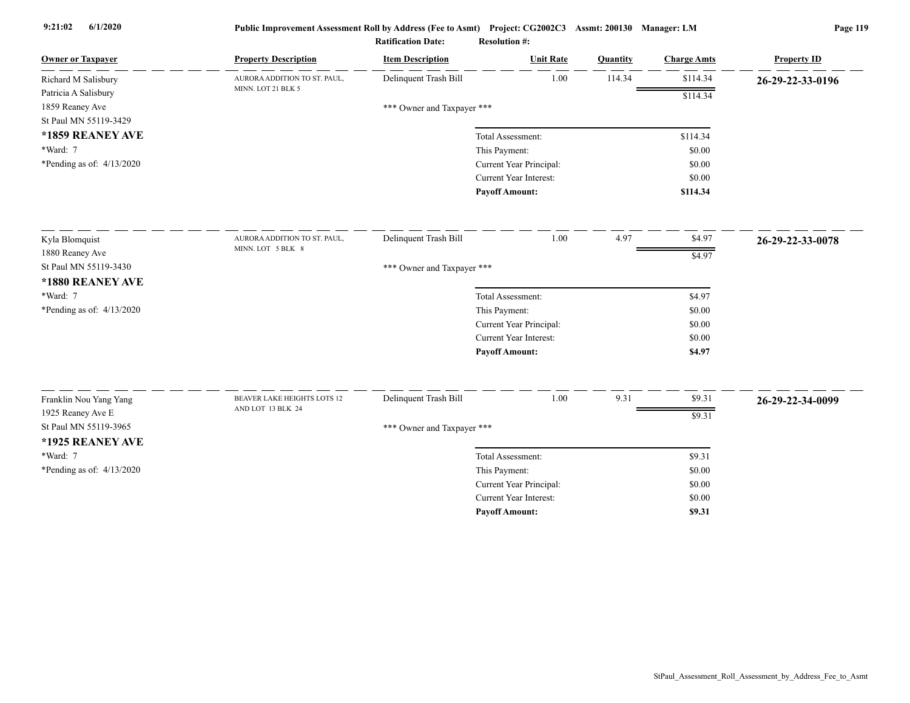**Public Improvement Assessment Roll by Address (Fee to Asmt) Project: CG2002C3 Assmt: 200130 Manager: LM**

**Ratification Date: Resolution #:**

| Owner or Taxpayer | Property Description | Item Description | Unit Rate | Quantity | Charge Amts | Property ID |
|---|---|---|---|---|---|---|
| Richard M Salisbury<br>Patricia A Salisbury<br>1859 Reaney Ave<br>St Paul MN 55119-3429<br>**\*1859 REANEY AVE**<br>\*Ward: 7<br>\*Pending as of: 4/13/2020 | AURORA ADDITION TO ST. PAUL, MINN. LOT 21 BLK 5 | Delinquent Trash Bill | 1.00 | 114.34 | $114.34 | **26-29-22-33-0196** |
| | | | | | $114.34 | |
| | | *** Owner and Taxpayer *** | | | | |
| | | Total Assessment: | | | $114.34 | |
| | | This Payment: | | | $0.00 | |
| | | Current Year Principal: | | | $0.00 | |
| | | Current Year Interest: | | | $0.00 | |
| | | **Payoff Amount:** | | | **$114.34** | |
| Kyla Blomquist<br>1880 Reaney Ave<br>St Paul MN 55119-3430<br>**\*1880 REANEY AVE**<br>\*Ward: 7<br>\*Pending as of: 4/13/2020 | AURORA ADDITION TO ST. PAUL, MINN. LOT 5 BLK 8 | Delinquent Trash Bill | 1.00 | 4.97 | $4.97 | **26-29-22-33-0078** |
| | | | | | $4.97 | |
| | | *** Owner and Taxpayer *** | | | | |
| | | Total Assessment: | | | $4.97 | |
| | | This Payment: | | | $0.00 | |
| | | Current Year Principal: | | | $0.00 | |
| | | Current Year Interest: | | | $0.00 | |
| | | **Payoff Amount:** | | | **$4.97** | |
| Franklin Nou Yang Yang<br>1925 Reaney Ave E<br>St Paul MN 55119-3965<br>**\*1925 REANEY AVE**<br>\*Ward: 7<br>\*Pending as of: 4/13/2020 | BEAVER LAKE HEIGHTS LOTS 12 AND LOT 13 BLK 24 | Delinquent Trash Bill | 1.00 | 9.31 | $9.31 | **26-29-22-34-0099** |
| | | | | | $9.31 | |
| | | *** Owner and Taxpayer *** | | | | |
| | | Total Assessment: | | | $9.31 | |
| | | This Payment: | | | $0.00 | |
| | | Current Year Principal: | | | $0.00 | |
| | | Current Year Interest: | | | $0.00 | |
| | | **Payoff Amount:** | | | **$9.31** | |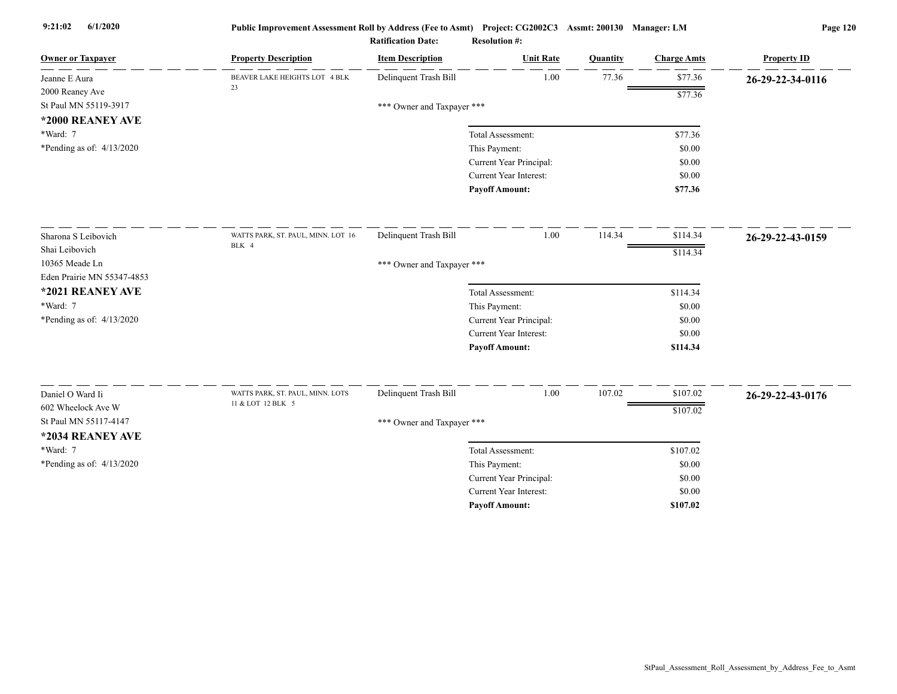Public Improvement Assessment Roll by Address (Fee to Asmt) Project: CG2002C3 Assmt: 200130 Manager: LM

Ratification Date: Resolution #:

| Owner or Taxpayer | Property Description | Item Description | Unit Rate | Quantity | Charge Amts | Property ID |
|---|---|---|---|---|---|---|
| Jeanne E Aura<br>2000 Reaney Ave<br>St Paul MN 55119-3917<br>**\*2000 REANEY AVE**<br>\*Ward: 7<br>\*Pending as of: 4/13/2020 | BEAVER LAKE HEIGHTS LOT 4 BLK 23 | Delinquent Trash Bill | 1.00 | 77.36 | $77.36 | **26-29-22-34-0116** |
| | | | | | $77.36 | |
| | | *** Owner and Taxpayer *** | | | | |
| | | | Total Assessment: | | $77.36 | |
| | | | This Payment: | | $0.00 | |
| | | | Current Year Principal: | | $0.00 | |
| | | | Current Year Interest: | | $0.00 | |
| | | | **Payoff Amount:** | | **$77.36** | |
| Sharona S Leibovich<br>Shai Leibovich<br>10365 Meade Ln<br>Eden Prairie MN 55347-4853<br>**\*2021 REANEY AVE**<br>\*Ward: 7<br>\*Pending as of: 4/13/2020 | WATTS PARK, ST. PAUL, MINN. LOT 16 BLK 4 | Delinquent Trash Bill | 1.00 | 114.34 | $114.34 | **26-29-22-43-0159** |
| | | | | | $114.34 | |
| | | *** Owner and Taxpayer *** | | | | |
| | | | Total Assessment: | | $114.34 | |
| | | | This Payment: | | $0.00 | |
| | | | Current Year Principal: | | $0.00 | |
| | | | Current Year Interest: | | $0.00 | |
| | | | **Payoff Amount:** | | **$114.34** | |
| Daniel O Ward Ii<br>602 Wheelock Ave W<br>St Paul MN 55117-4147<br>**\*2034 REANEY AVE**<br>\*Ward: 7<br>\*Pending as of: 4/13/2020 | WATTS PARK, ST. PAUL, MINN. LOTS 11 & LOT 12 BLK 5 | Delinquent Trash Bill | 1.00 | 107.02 | $107.02 | **26-29-22-43-0176** |
| | | | | | $107.02 | |
| | | *** Owner and Taxpayer *** | | | | |
| | | | Total Assessment: | | $107.02 | |
| | | | This Payment: | | $0.00 | |
| | | | Current Year Principal: | | $0.00 | |
| | | | Current Year Interest: | | $0.00 | |
| | | | **Payoff Amount:** | | **$107.02** | |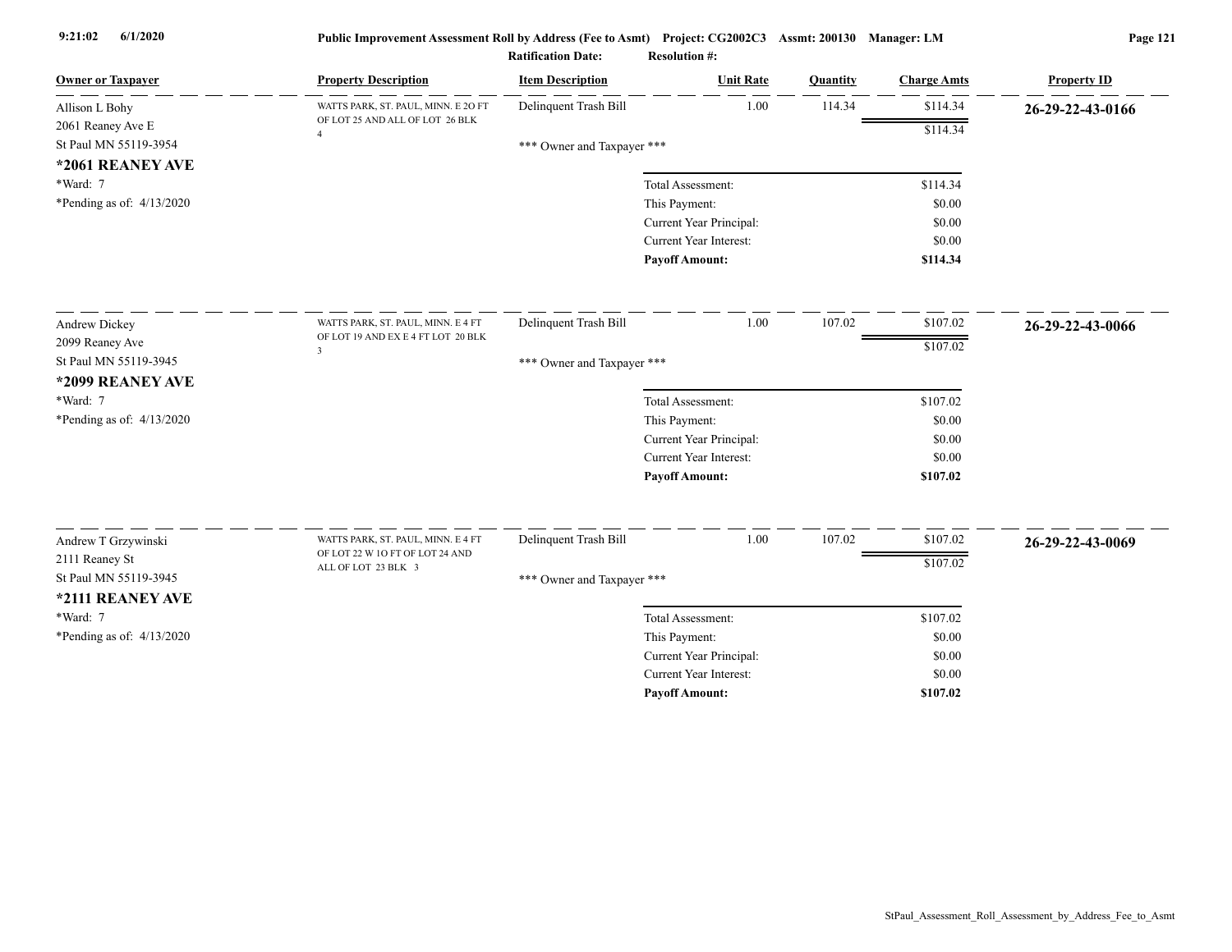Public Improvement Assessment Roll by Address (Fee to Asmt) Project: CG2002C3 Assmt: 200130 Manager: LM

Ratification Date: Resolution #:

| Owner or Taxpayer | Property Description | Item Description | Unit Rate | Quantity | Charge Amts | Property ID |
|---|---|---|---|---|---|---|
| Allison L Bohy<br>2061 Reaney Ave E<br>St Paul MN 55119-3954<br>**\*2061 REANEY AVE**<br>\*Ward: 7<br>\*Pending as of: 4/13/2020 | WATTS PARK, ST. PAUL, MINN. E 20 FT OF LOT 25 AND ALL OF LOT 26 BLK 4 | Delinquent Trash Bill | 1.00 | 114.34 | $114.34 | **26-29-22-43-0166** |
| | | | | | $114.34 | |
| | | *** Owner and Taxpayer *** | | | | |
| | | Total Assessment: | | | $114.34 | |
| | | This Payment: | | | $0.00 | |
| | | Current Year Principal: | | | $0.00 | |
| | | Current Year Interest: | | | $0.00 | |
| | | **Payoff Amount:** | | | **$114.34** | |
| Andrew Dickey<br>2099 Reaney Ave<br>St Paul MN 55119-3945<br>**\*2099 REANEY AVE**<br>\*Ward: 7<br>\*Pending as of: 4/13/2020 | WATTS PARK, ST. PAUL, MINN. E 4 FT OF LOT 19 AND EX E 4 FT LOT 20 BLK 3 | Delinquent Trash Bill | 1.00 | 107.02 | $107.02 | **26-29-22-43-0066** |
| | | | | | $107.02 | |
| | | *** Owner and Taxpayer *** | | | | |
| | | Total Assessment: | | | $107.02 | |
| | | This Payment: | | | $0.00 | |
| | | Current Year Principal: | | | $0.00 | |
| | | Current Year Interest: | | | $0.00 | |
| | | **Payoff Amount:** | | | **$107.02** | |
| Andrew T Grzywinski<br>2111 Reaney St<br>St Paul MN 55119-3945<br>**\*2111 REANEY AVE**<br>\*Ward: 7<br>\*Pending as of: 4/13/2020 | WATTS PARK, ST. PAUL, MINN. E 4 FT OF LOT 22 W 10 FT OF LOT 24 AND ALL OF LOT 23 BLK 3 | Delinquent Trash Bill | 1.00 | 107.02 | $107.02 | **26-29-22-43-0069** |
| | | | | | $107.02 | |
| | | *** Owner and Taxpayer *** | | | | |
| | | Total Assessment: | | | $107.02 | |
| | | This Payment: | | | $0.00 | |
| | | Current Year Principal: | | | $0.00 | |
| | | Current Year Interest: | | | $0.00 | |
| | | **Payoff Amount:** | | | **$107.02** | |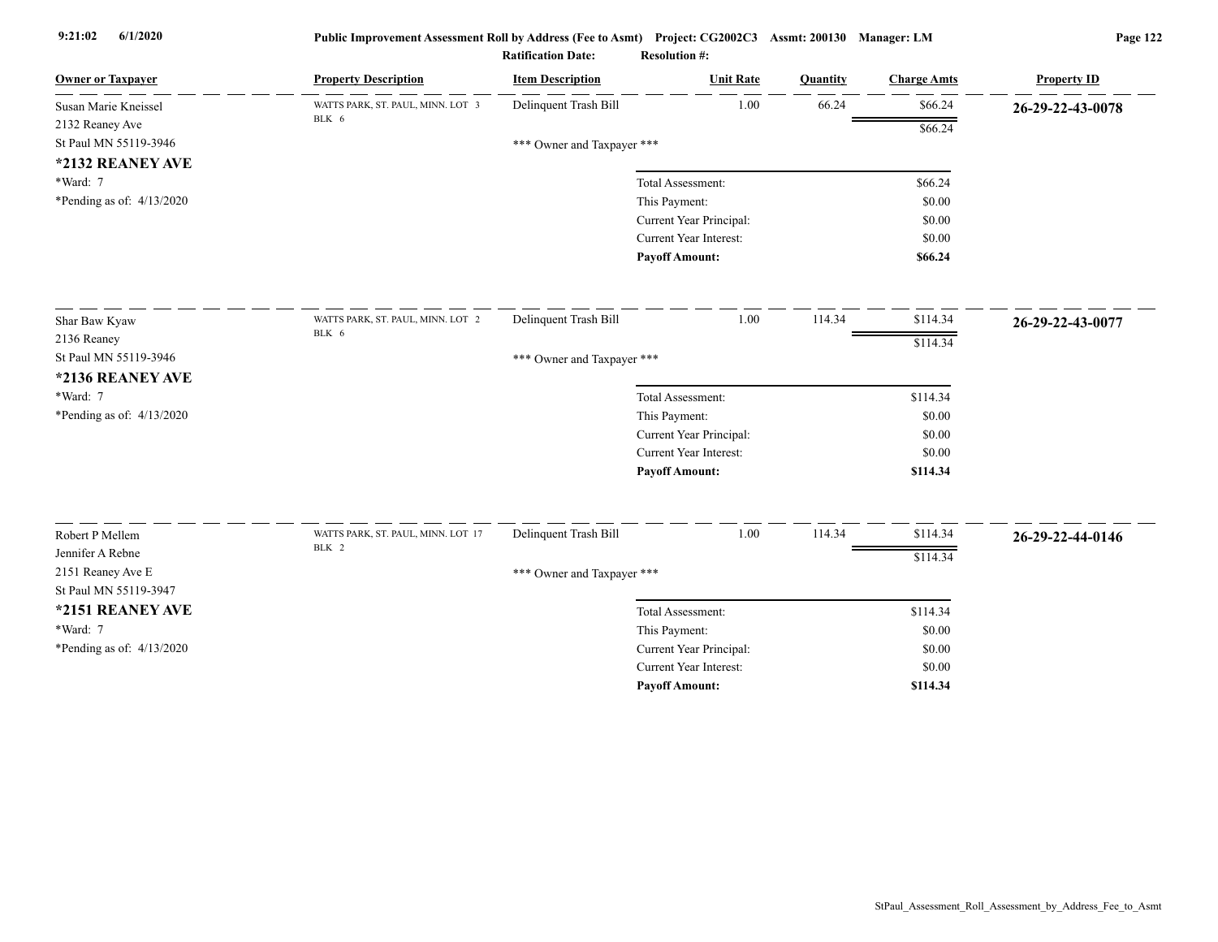| Owner or Taxpayer | Property Description | Item Description | Unit Rate | Quantity | Charge Amts | Property ID |
|---|---|---|---|---|---|---|
| Susan Marie Kneissel<br>2132 Reaney Ave<br>St Paul MN 55119-3946<br>**\*2132 REANEY AVE**<br>\*Ward: 7<br>\*Pending as of: 4/13/2020 | WATTS PARK, ST. PAUL, MINN. LOT 3 BLK 6 | Delinquent Trash Bill | 1.00 | 66.24 | $66.24 | **26-29-22-43-0078** |
| | | | | | $66.24 | |
| | | \*\*\* Owner and Taxpayer \*\*\* | | | | |
| | | Total Assessment: | | | $66.24 | |
| | | This Payment: | | | $0.00 | |
| | | Current Year Principal: | | | $0.00 | |
| | | Current Year Interest: | | | $0.00 | |
| | | **Payoff Amount:** | | | **$66.24** | |
| Shar Baw Kyaw<br>2136 Reaney<br>St Paul MN 55119-3946<br>**\*2136 REANEY AVE**<br>\*Ward: 7<br>\*Pending as of: 4/13/2020 | WATTS PARK, ST. PAUL, MINN. LOT 2 BLK 6 | Delinquent Trash Bill | 1.00 | 114.34 | $114.34 | **26-29-22-43-0077** |
| | | | | | $114.34 | |
| | | \*\*\* Owner and Taxpayer \*\*\* | | | | |
| | | Total Assessment: | | | $114.34 | |
| | | This Payment: | | | $0.00 | |
| | | Current Year Principal: | | | $0.00 | |
| | | Current Year Interest: | | | $0.00 | |
| | | **Payoff Amount:** | | | **$114.34** | |
| Robert P Mellem<br>Jennifer A Rebne<br>2151 Reaney Ave E<br>St Paul MN 55119-3947<br>**\*2151 REANEY AVE**<br>\*Ward: 7<br>\*Pending as of: 4/13/2020 | WATTS PARK, ST. PAUL, MINN. LOT 17 BLK 2 | Delinquent Trash Bill | 1.00 | 114.34 | $114.34 | **26-29-22-44-0146** |
| | | | | | $114.34 | |
| | | \*\*\* Owner and Taxpayer \*\*\* | | | | |
| | | Total Assessment: | | | $114.34 | |
| | | This Payment: | | | $0.00 | |
| | | Current Year Principal: | | | $0.00 | |
| | | Current Year Interest: | | | $0.00 | |
| | | **Payoff Amount:** | | | **$114.34** | |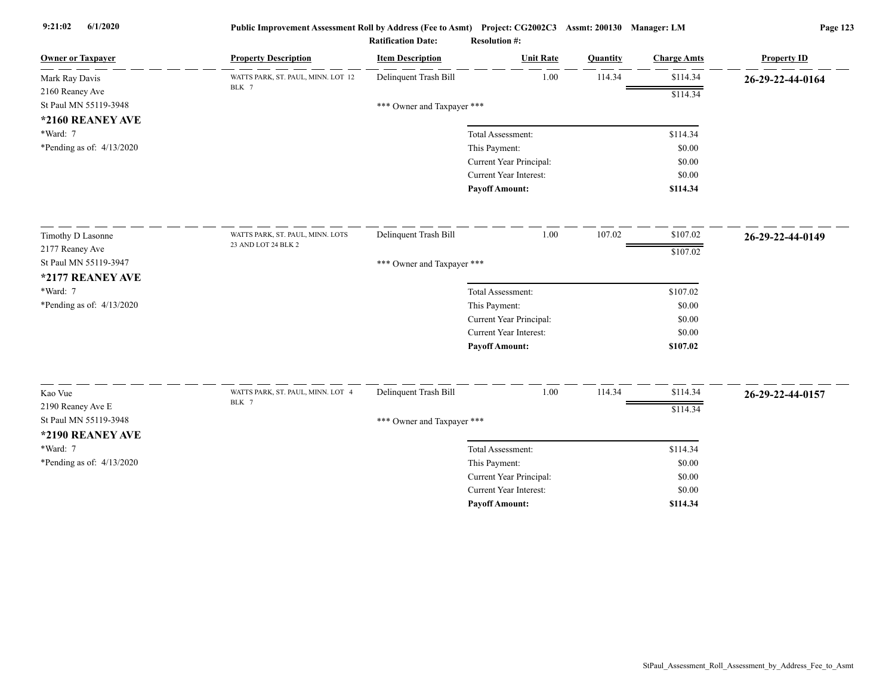| Owner or Taxpayer | Property Description | Item Description | Unit Rate | Quantity | Charge Amts | Property ID |
|---|---|---|---|---|---|---|
| Mark Ray Davis<br>2160 Reaney Ave<br>St Paul MN 55119-3948<br>**\*2160 REANEY AVE**<br>\*Ward: 7<br>\*Pending as of: 4/13/2020 | WATTS PARK, ST. PAUL, MINN. LOT 12 BLK 7 | Delinquent Trash Bill | 1.00 | 114.34 | $114.34 | **26-29-22-44-0164** |
| | | | | | $114.34 | |
| | | *** Owner and Taxpayer *** | | | | |
| | | | Total Assessment: | | $114.34 | |
| | | | This Payment: | | $0.00 | |
| | | | Current Year Principal: | | $0.00 | |
| | | | Current Year Interest: | | $0.00 | |
| | | | **Payoff Amount:** | | **$114.34** | |
| Timothy D Lasonne<br>2177 Reaney Ave<br>St Paul MN 55119-3947<br>**\*2177 REANEY AVE**<br>\*Ward: 7<br>\*Pending as of: 4/13/2020 | WATTS PARK, ST. PAUL, MINN. LOTS 23 AND LOT 24 BLK 2 | Delinquent Trash Bill | 1.00 | 107.02 | $107.02 | **26-29-22-44-0149** |
| | | | | | $107.02 | |
| | | *** Owner and Taxpayer *** | | | | |
| | | | Total Assessment: | | $107.02 | |
| | | | This Payment: | | $0.00 | |
| | | | Current Year Principal: | | $0.00 | |
| | | | Current Year Interest: | | $0.00 | |
| | | | **Payoff Amount:** | | **$107.02** | |
| Kao Vue<br>2190 Reaney Ave E<br>St Paul MN 55119-3948<br>**\*2190 REANEY AVE**<br>\*Ward: 7<br>\*Pending as of: 4/13/2020 | WATTS PARK, ST. PAUL, MINN. LOT 4 BLK 7 | Delinquent Trash Bill | 1.00 | 114.34 | $114.34 | **26-29-22-44-0157** |
| | | | | | $114.34 | |
| | | *** Owner and Taxpayer *** | | | | |
| | | | Total Assessment: | | $114.34 | |
| | | | This Payment: | | $0.00 | |
| | | | Current Year Principal: | | $0.00 | |
| | | | Current Year Interest: | | $0.00 | |
| | | | **Payoff Amount:** | | **$114.34** | |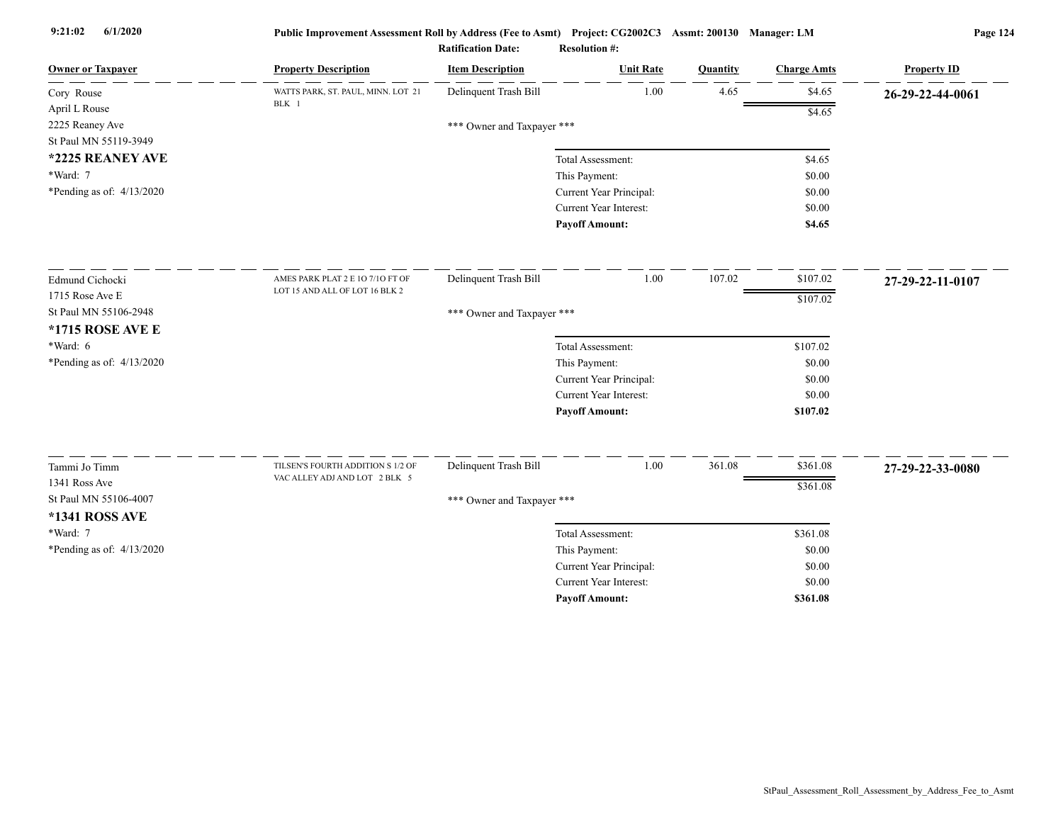**Public Improvement Assessment Roll by Address (Fee to Asmt) Project: CG2002C3 Assmt: 200130 Manager: LM**

**Ratification Date: Resolution #:**

| Owner or Taxpayer | Property Description | Item Description | Unit Rate | Quantity | Charge Amts | Property ID |
|---|---|---|---|---|---|---|
| Cory Rouse<br>April L Rouse<br>2225 Reaney Ave<br>St Paul MN 55119-3949<br>**\*2225 REANEY AVE**<br>\*Ward: 7<br>\*Pending as of: 4/13/2020 | WATTS PARK, ST. PAUL, MINN. LOT 21 BLK 1 | Delinquent Trash Bill | 1.00 | 4.65 | $4.65 | **26-29-22-44-0061** |
| | | | | | $4.65 | |
| | | *** Owner and Taxpayer *** | | | | |
| | | Total Assessment: | | | $4.65 | |
| | | This Payment: | | | $0.00 | |
| | | Current Year Principal: | | | $0.00 | |
| | | Current Year Interest: | | | $0.00 | |
| | | **Payoff Amount:** | | | **$4.65** | |
| Edmund Cichocki<br>1715 Rose Ave E<br>St Paul MN 55106-2948<br>**\*1715 ROSE AVE E**<br>\*Ward: 6<br>\*Pending as of: 4/13/2020 | AMES PARK PLAT 2 E 1O 7/1O FT OF LOT 15 AND ALL OF LOT 16 BLK 2 | Delinquent Trash Bill | 1.00 | 107.02 | $107.02 | **27-29-22-11-0107** |
| | | | | | $107.02 | |
| | | *** Owner and Taxpayer *** | | | | |
| | | Total Assessment: | | | $107.02 | |
| | | This Payment: | | | $0.00 | |
| | | Current Year Principal: | | | $0.00 | |
| | | Current Year Interest: | | | $0.00 | |
| | | **Payoff Amount:** | | | **$107.02** | |
| Tammi Jo Timm<br>1341 Ross Ave<br>St Paul MN 55106-4007<br>**\*1341 ROSS AVE**<br>\*Ward: 7<br>\*Pending as of: 4/13/2020 | TILSEN'S FOURTH ADDITION S 1/2 OF VAC ALLEY ADJ AND LOT 2 BLK 5 | Delinquent Trash Bill | 1.00 | 361.08 | $361.08 | **27-29-22-33-0080** |
| | | | | | $361.08 | |
| | | *** Owner and Taxpayer *** | | | | |
| | | Total Assessment: | | | $361.08 | |
| | | This Payment: | | | $0.00 | |
| | | Current Year Principal: | | | $0.00 | |
| | | Current Year Interest: | | | $0.00 | |
| | | **Payoff Amount:** | | | **$361.08** | |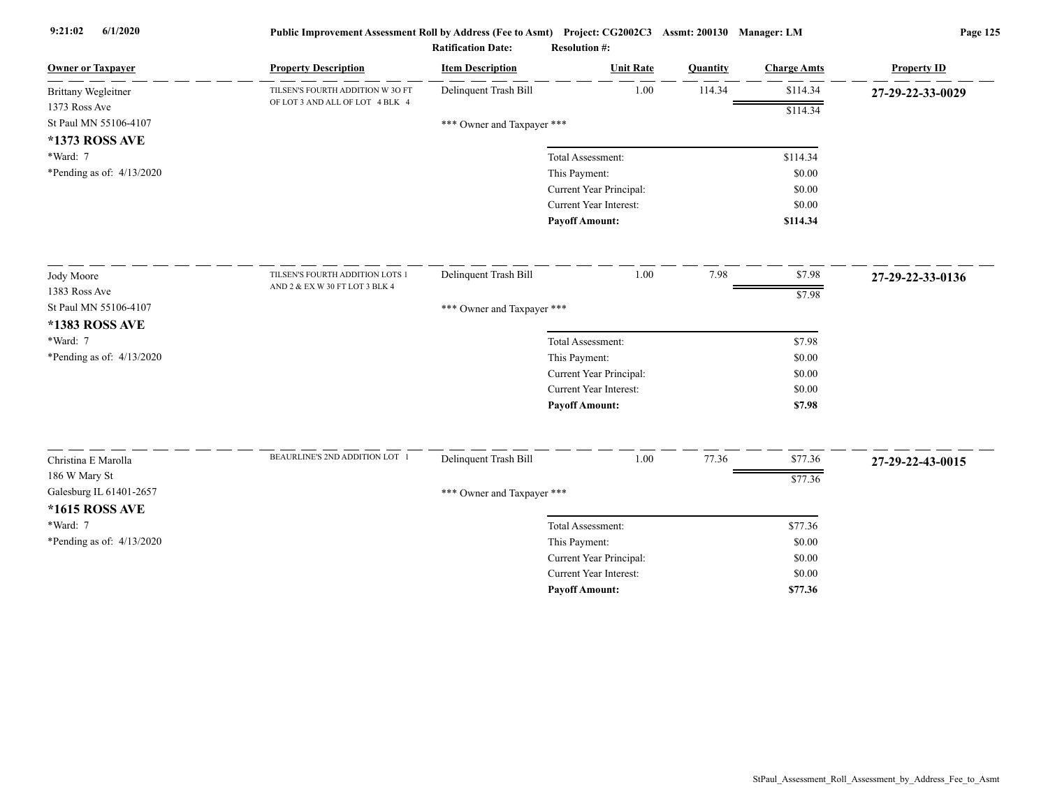**Public Improvement Assessment Roll by Address (Fee to Asmt)** Project: CG2002C3 Assmt: 200130 Manager: LM

Ratification Date: Resolution #:

| Owner or Taxpayer | Property Description | Item Description | Unit Rate | Quantity | Charge Amts | Property ID |
|---|---|---|---|---|---|---|
| Brittany Wegleitner<br>1373 Ross Ave<br>St Paul MN 55106-4107<br>**\*1373 ROSS AVE**<br>\*Ward: 7<br>\*Pending as of: 4/13/2020 | TILSEN'S FOURTH ADDITION W 3O FT OF LOT 3 AND ALL OF LOT 4 BLK 4 | Delinquent Trash Bill | 1.00 | 114.34 | $114.34 | **27-29-22-33-0029** |
| | | | | | $114.34 | |
| | | *** Owner and Taxpayer *** | | | | |
| | | Total Assessment: | | | $114.34 | |
| | | This Payment: | | | $0.00 | |
| | | Current Year Principal: | | | $0.00 | |
| | | Current Year Interest: | | | $0.00 | |
| | | **Payoff Amount:** | | | **$114.34** | |
| Jody Moore<br>1383 Ross Ave<br>St Paul MN 55106-4107<br>**\*1383 ROSS AVE**<br>\*Ward: 7<br>\*Pending as of: 4/13/2020 | TILSEN'S FOURTH ADDITION LOTS 1 AND 2 & EX W 30 FT LOT 3 BLK 4 | Delinquent Trash Bill | 1.00 | 7.98 | $7.98 | **27-29-22-33-0136** |
| | | | | | $7.98 | |
| | | *** Owner and Taxpayer *** | | | | |
| | | Total Assessment: | | | $7.98 | |
| | | This Payment: | | | $0.00 | |
| | | Current Year Principal: | | | $0.00 | |
| | | Current Year Interest: | | | $0.00 | |
| | | **Payoff Amount:** | | | **$7.98** | |
| Christina E Marolla<br>186 W Mary St<br>Galesburg IL 61401-2657<br>**\*1615 ROSS AVE**<br>\*Ward: 7<br>\*Pending as of: 4/13/2020 | BEAURLINE'S 2ND ADDITION LOT 1 | Delinquent Trash Bill | 1.00 | 77.36 | $77.36 | **27-29-22-43-0015** |
| | | | | | $77.36 | |
| | | *** Owner and Taxpayer *** | | | | |
| | | Total Assessment: | | | $77.36 | |
| | | This Payment: | | | $0.00 | |
| | | Current Year Principal: | | | $0.00 | |
| | | Current Year Interest: | | | $0.00 | |
| | | **Payoff Amount:** | | | **$77.36** | |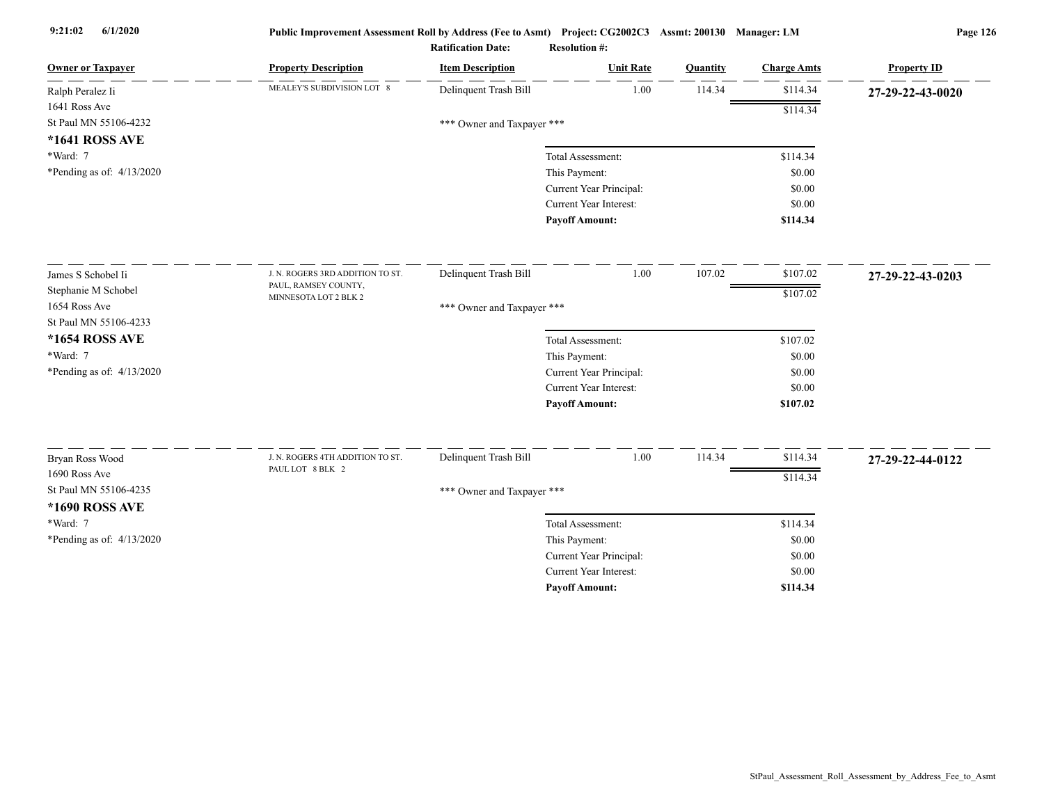**Public Improvement Assessment Roll by Address (Fee to Asmt) Project: CG2002C3 Assmt: 200130 Manager: LM**

**Ratification Date: Resolution #:**

| Owner or Taxpayer | Property Description | Item Description | Unit Rate | Quantity | Charge Amts | Property ID |
|---|---|---|---|---|---|---|
| Ralph Peralez Ii<br>1641 Ross Ave<br>St Paul MN 55106-4232<br>**\*1641 ROSS AVE**<br>\*Ward: 7<br>\*Pending as of: 4/13/2020 | MEALEY'S SUBDIVISION LOT 8 | Delinquent Trash Bill | 1.00 | 114.34 | $114.34 | **27-29-22-43-0020** |
| | | | | | $114.34 | |
| | | *** Owner and Taxpayer *** | | | | |
| | | | Total Assessment: | | $114.34 | |
| | | | This Payment: | | $0.00 | |
| | | | Current Year Principal: | | $0.00 | |
| | | | Current Year Interest: | | $0.00 | |
| | | | **Payoff Amount:** | | **$114.34** | |
| James S Schobel Ii<br>Stephanie M Schobel<br>1654 Ross Ave<br>St Paul MN 55106-4233<br>**\*1654 ROSS AVE**<br>\*Ward: 7<br>\*Pending as of: 4/13/2020 | J. N. ROGERS 3RD ADDITION TO ST. PAUL, RAMSEY COUNTY, MINNESOTA LOT 2 BLK 2 | Delinquent Trash Bill | 1.00 | 107.02 | $107.02 | **27-29-22-43-0203** |
| | | | | | $107.02 | |
| | | *** Owner and Taxpayer *** | | | | |
| | | | Total Assessment: | | $107.02 | |
| | | | This Payment: | | $0.00 | |
| | | | Current Year Principal: | | $0.00 | |
| | | | Current Year Interest: | | $0.00 | |
| | | | **Payoff Amount:** | | **$107.02** | |
| Bryan Ross Wood<br>1690 Ross Ave<br>St Paul MN 55106-4235<br>**\*1690 ROSS AVE**<br>\*Ward: 7<br>\*Pending as of: 4/13/2020 | J. N. ROGERS 4TH ADDITION TO ST. PAUL LOT 8 BLK 2 | Delinquent Trash Bill | 1.00 | 114.34 | $114.34 | **27-29-22-44-0122** |
| | | | | | $114.34 | |
| | | *** Owner and Taxpayer *** | | | | |
| | | | Total Assessment: | | $114.34 | |
| | | | This Payment: | | $0.00 | |
| | | | Current Year Principal: | | $0.00 | |
| | | | Current Year Interest: | | $0.00 | |
| | | | **Payoff Amount:** | | **$114.34** | |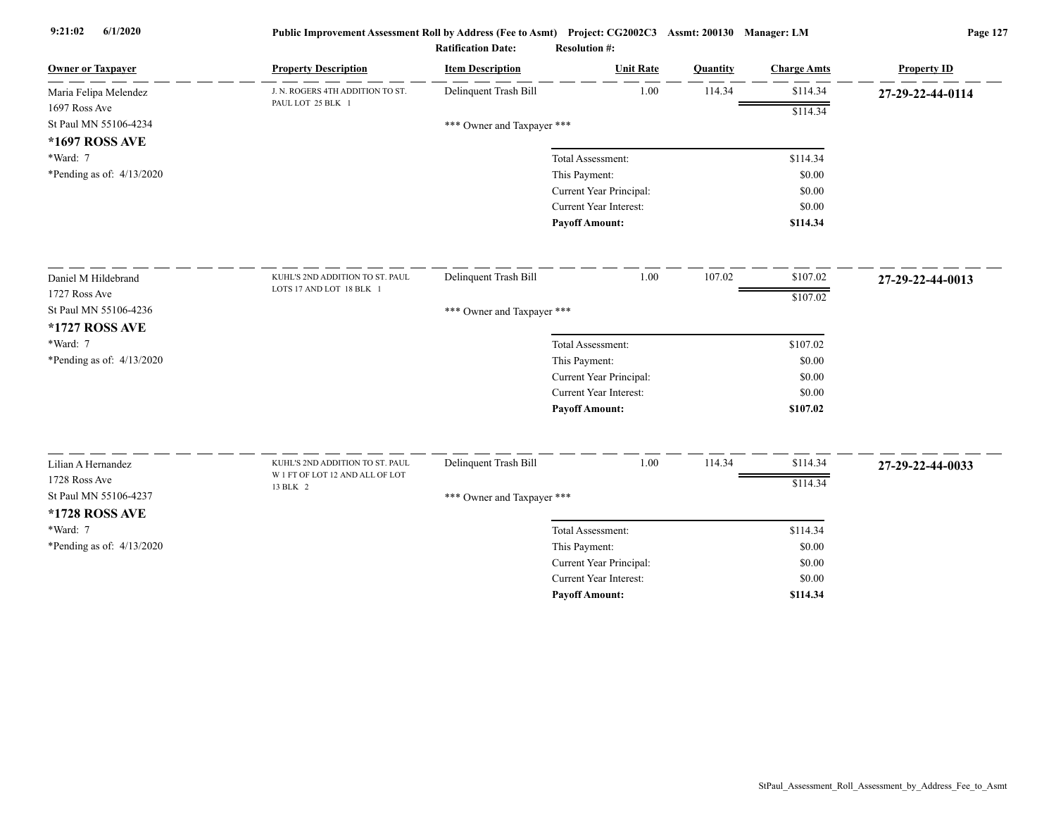Public Improvement Assessment Roll by Address (Fee to Asmt) Project: CG2002C3 Assmt: 200130 Manager: LM

Ratification Date: Resolution #:

| Owner or Taxpayer | Property Description | Item Description | Unit Rate | Quantity | Charge Amts | Property ID |
|---|---|---|---|---|---|---|
| Maria Felipa Melendez<br>1697 Ross Ave<br>St Paul MN 55106-4234<br>**\*1697 ROSS AVE**<br>\*Ward: 7<br>\*Pending as of: 4/13/2020 | J. N. ROGERS 4TH ADDITION TO ST. PAUL LOT 25 BLK 1 | Delinquent Trash Bill | 1.00 | 114.34 | $114.34 | **27-29-22-44-0114** |
| | | | | | $114.34 | |
| | | \*\*\* Owner and Taxpayer \*\*\* | | | | |
| | | | Total Assessment: | | $114.34 | |
| | | | This Payment: | | $0.00 | |
| | | | Current Year Principal: | | $0.00 | |
| | | | Current Year Interest: | | $0.00 | |
| | | | **Payoff Amount:** | | **$114.34** | |
| Daniel M Hildebrand<br>1727 Ross Ave<br>St Paul MN 55106-4236<br>**\*1727 ROSS AVE**<br>\*Ward: 7<br>\*Pending as of: 4/13/2020 | KUHL'S 2ND ADDITION TO ST. PAUL LOTS 17 AND LOT 18 BLK 1 | Delinquent Trash Bill | 1.00 | 107.02 | $107.02 | **27-29-22-44-0013** |
| | | | | | $107.02 | |
| | | \*\*\* Owner and Taxpayer \*\*\* | | | | |
| | | | Total Assessment: | | $107.02 | |
| | | | This Payment: | | $0.00 | |
| | | | Current Year Principal: | | $0.00 | |
| | | | Current Year Interest: | | $0.00 | |
| | | | **Payoff Amount:** | | **$107.02** | |
| Lilian A Hernandez<br>1728 Ross Ave<br>St Paul MN 55106-4237<br>**\*1728 ROSS AVE**<br>\*Ward: 7<br>\*Pending as of: 4/13/2020 | KUHL'S 2ND ADDITION TO ST. PAUL W 1 FT OF LOT 12 AND ALL OF LOT 13 BLK 2 | Delinquent Trash Bill | 1.00 | 114.34 | $114.34 | **27-29-22-44-0033** |
| | | | | | $114.34 | |
| | | \*\*\* Owner and Taxpayer \*\*\* | | | | |
| | | | Total Assessment: | | $114.34 | |
| | | | This Payment: | | $0.00 | |
| | | | Current Year Principal: | | $0.00 | |
| | | | Current Year Interest: | | $0.00 | |
| | | | **Payoff Amount:** | | **$114.34** | |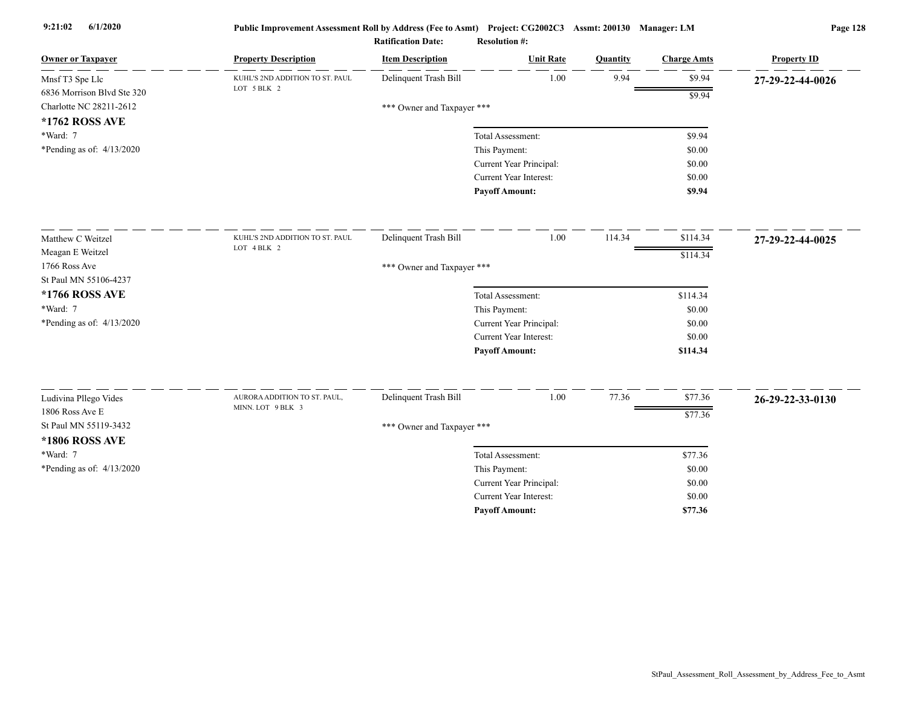| Owner or Taxpayer | Property Description | Item Description | Unit Rate | Quantity | Charge Amts | Property ID |
|---|---|---|---|---|---|---|
| Mnsf T3 Spe Llc<br>6836 Morrison Blvd Ste 320<br>Charlotte NC 28211-2612<br>**\*1762 ROSS AVE**<br>\*Ward: 7<br>\*Pending as of: 4/13/2020 | KUHL'S 2ND ADDITION TO ST. PAUL LOT 5 BLK 2 | Delinquent Trash Bill | 1.00 | 9.94 | $9.94 | **27-29-22-44-0026** |
| | | | | | $9.94 | |
| | | \*\*\* Owner and Taxpayer \*\*\* | | | | |
| | | | Total Assessment: | | $9.94 | |
| | | | This Payment: | | $0.00 | |
| | | | Current Year Principal: | | $0.00 | |
| | | | Current Year Interest: | | $0.00 | |
| | | | **Payoff Amount:** | | **$9.94** | |
| Matthew C Weitzel<br>Meagan E Weitzel<br>1766 Ross Ave<br>St Paul MN 55106-4237<br>**\*1766 ROSS AVE**<br>\*Ward: 7<br>\*Pending as of: 4/13/2020 | KUHL'S 2ND ADDITION TO ST. PAUL LOT 4 BLK 2 | Delinquent Trash Bill | 1.00 | 114.34 | $114.34 | **27-29-22-44-0025** |
| | | | | | $114.34 | |
| | | \*\*\* Owner and Taxpayer \*\*\* | | | | |
| | | | Total Assessment: | | $114.34 | |
| | | | This Payment: | | $0.00 | |
| | | | Current Year Principal: | | $0.00 | |
| | | | Current Year Interest: | | $0.00 | |
| | | | **Payoff Amount:** | | **$114.34** | |
| Ludivina Pllego Vides<br>1806 Ross Ave E<br>St Paul MN 55119-3432<br>**\*1806 ROSS AVE**<br>\*Ward: 7<br>\*Pending as of: 4/13/2020 | AURORA ADDITION TO ST. PAUL, MINN. LOT 9 BLK 3 | Delinquent Trash Bill | 1.00 | 77.36 | $77.36 | **26-29-22-33-0130** |
| | | | | | $77.36 | |
| | | \*\*\* Owner and Taxpayer \*\*\* | | | | |
| | | | Total Assessment: | | $77.36 | |
| | | | This Payment: | | $0.00 | |
| | | | Current Year Principal: | | $0.00 | |
| | | | Current Year Interest: | | $0.00 | |
| | | | **Payoff Amount:** | | **$77.36** | |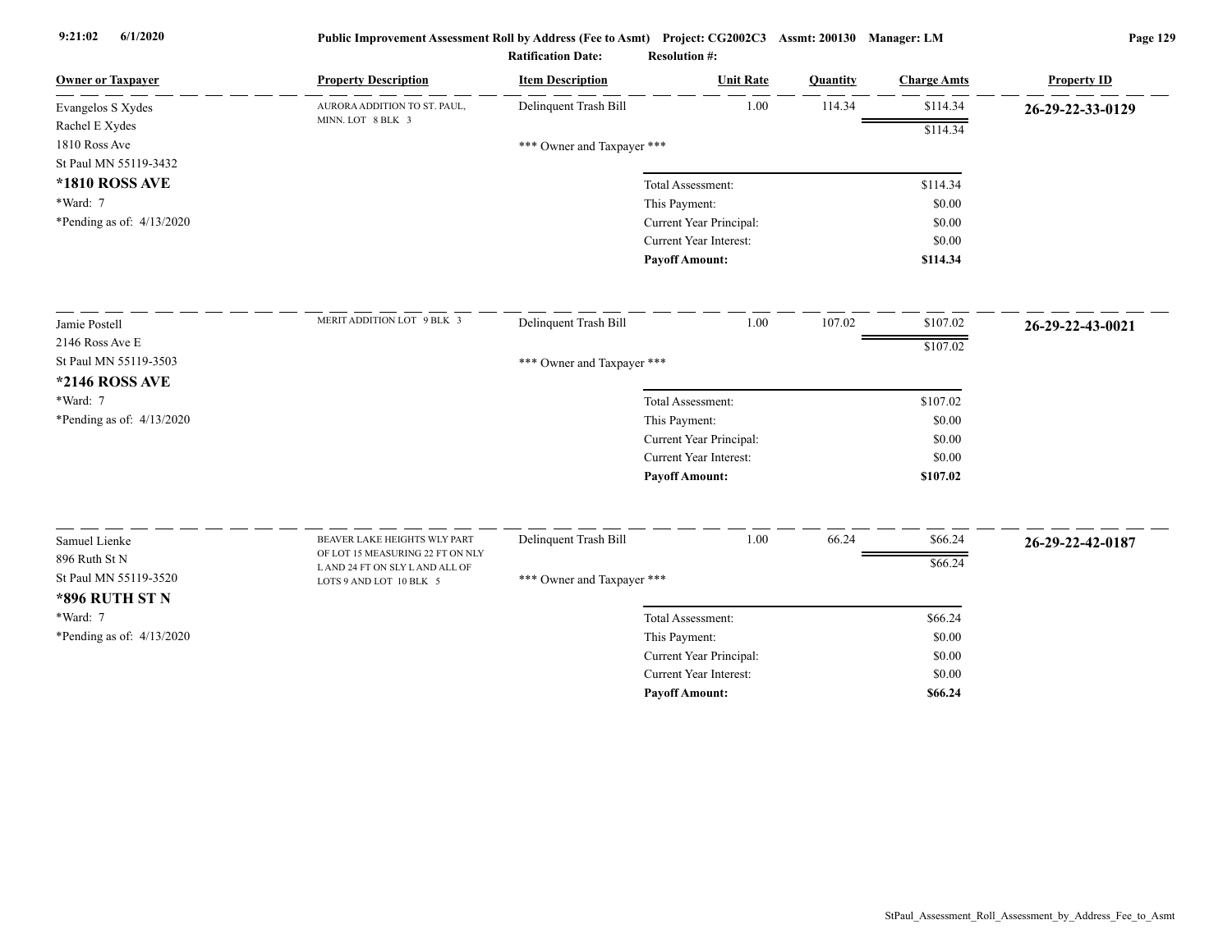**Public Improvement Assessment Roll by Address (Fee to Asmt)** Project: CG2002C3 Assmt: 200130 Manager: LM

Ratification Date: Resolution #:

| Owner or Taxpayer | Property Description | Item Description | Unit Rate | Quantity | Charge Amts | Property ID |
|---|---|---|---|---|---|---|
| Evangelos S Xydes<br>Rachel E Xydes<br>1810 Ross Ave<br>St Paul MN 55119-3432<br>**\*1810 ROSS AVE**<br>\*Ward: 7<br>\*Pending as of: 4/13/2020 | AURORA ADDITION TO ST. PAUL, MINN. LOT 8 BLK 3 | Delinquent Trash Bill | 1.00 | 114.34 | $114.34 | **26-29-22-33-0129** |
| | | | | | $114.34 | |
| | | *** Owner and Taxpayer *** | | | | |
| | | Total Assessment: | | | $114.34 | |
| | | This Payment: | | | $0.00 | |
| | | Current Year Principal: | | | $0.00 | |
| | | Current Year Interest: | | | $0.00 | |
| | | **Payoff Amount:** | | | **$114.34** | |
| Jamie Postell<br>2146 Ross Ave E<br>St Paul MN 55119-3503<br>**\*2146 ROSS AVE**<br>\*Ward: 7<br>\*Pending as of: 4/13/2020 | MERIT ADDITION LOT 9 BLK 3 | Delinquent Trash Bill | 1.00 | 107.02 | $107.02 | **26-29-22-43-0021** |
| | | | | | $107.02 | |
| | | *** Owner and Taxpayer *** | | | | |
| | | Total Assessment: | | | $107.02 | |
| | | This Payment: | | | $0.00 | |
| | | Current Year Principal: | | | $0.00 | |
| | | Current Year Interest: | | | $0.00 | |
| | | **Payoff Amount:** | | | **$107.02** | |
| Samuel Lienke<br>896 Ruth St N<br>St Paul MN 55119-3520<br>**\*896 RUTH ST N**<br>\*Ward: 7<br>\*Pending as of: 4/13/2020 | BEAVER LAKE HEIGHTS WLY PART OF LOT 15 MEASURING 22 FT ON NLY L AND 24 FT ON SLY L AND ALL OF LOTS 9 AND LOT 10 BLK 5 | Delinquent Trash Bill | 1.00 | 66.24 | $66.24 | **26-29-22-42-0187** |
| | | | | | $66.24 | |
| | | *** Owner and Taxpayer *** | | | | |
| | | Total Assessment: | | | $66.24 | |
| | | This Payment: | | | $0.00 | |
| | | Current Year Principal: | | | $0.00 | |
| | | Current Year Interest: | | | $0.00 | |
| | | **Payoff Amount:** | | | **$66.24** | |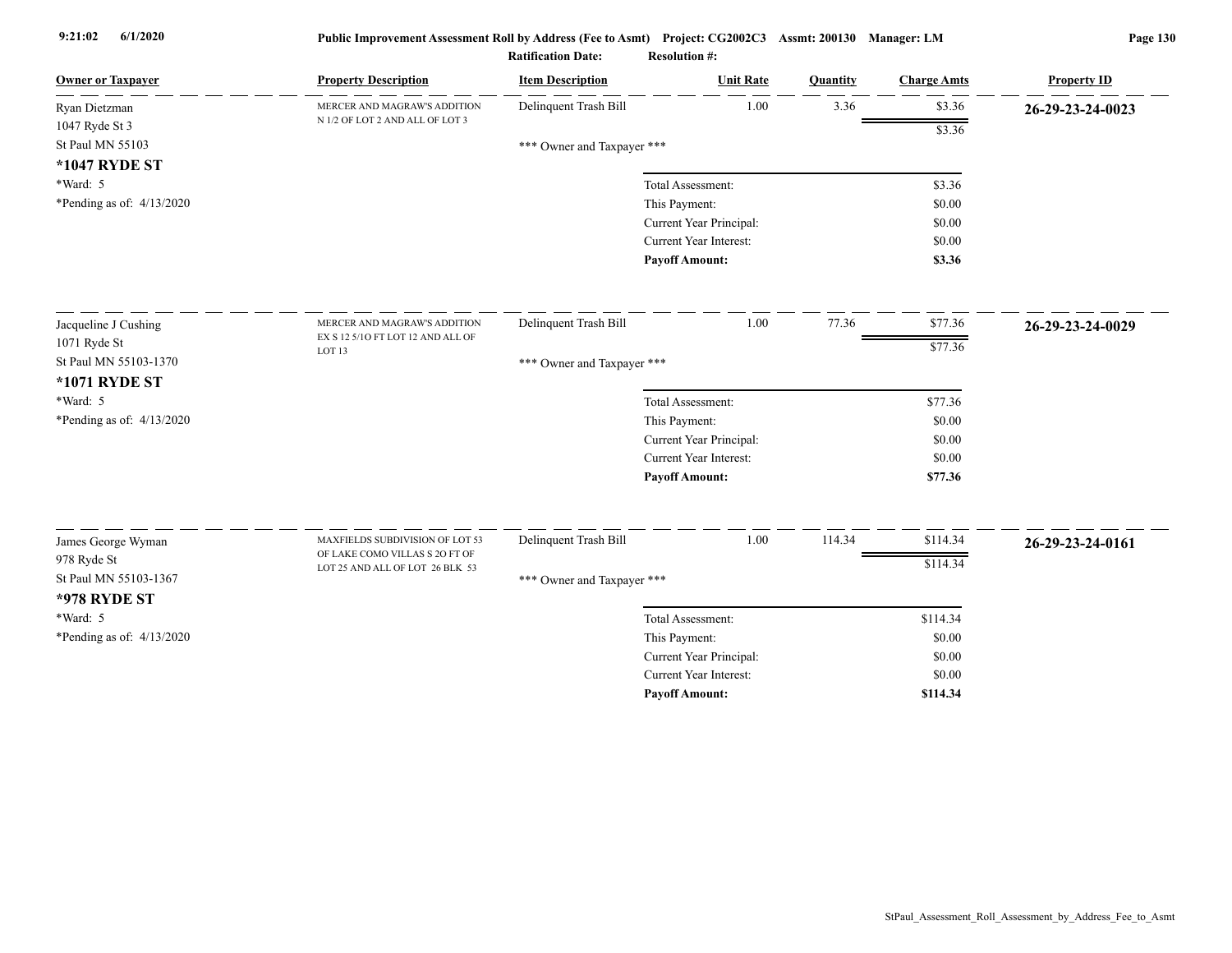**Public Improvement Assessment Roll by Address (Fee to Asmt)** Project: CG2002C3 Assmt: 200130 Manager: LM

**Ratification Date:** **Resolution #:**

| Owner or Taxpayer | Property Description | Item Description | Unit Rate | Quantity | Charge Amts | Property ID |
|---|---|---|---|---|---|---|
| Ryan Dietzman<br>1047 Ryde St 3<br>St Paul MN 55103<br>**\*1047 RYDE ST**<br>\*Ward: 5<br>\*Pending as of: 4/13/2020 | MERCER AND MAGRAW'S ADDITION N 1/2 OF LOT 2 AND ALL OF LOT 3 | Delinquent Trash Bill | 1.00 | 3.36 | $3.36 | **26-29-23-24-0023** |
| | | | | | $3.36 | |
| | | \*\*\* Owner and Taxpayer \*\*\* | | | | |
| | | | Total Assessment: | | $3.36 | |
| | | | This Payment: | | $0.00 | |
| | | | Current Year Principal: | | $0.00 | |
| | | | Current Year Interest: | | $0.00 | |
| | | | **Payoff Amount:** | | **$3.36** | |
| Jacqueline J Cushing<br>1071 Ryde St<br>St Paul MN 55103-1370<br>**\*1071 RYDE ST**<br>\*Ward: 5<br>\*Pending as of: 4/13/2020 | MERCER AND MAGRAW'S ADDITION EX S 12 5/1O FT LOT 12 AND ALL OF LOT 13 | Delinquent Trash Bill | 1.00 | 77.36 | $77.36 | **26-29-23-24-0029** |
| | | | | | $77.36 | |
| | | \*\*\* Owner and Taxpayer \*\*\* | | | | |
| | | | Total Assessment: | | $77.36 | |
| | | | This Payment: | | $0.00 | |
| | | | Current Year Principal: | | $0.00 | |
| | | | Current Year Interest: | | $0.00 | |
| | | | **Payoff Amount:** | | **$77.36** | |
| James George Wyman<br>978 Ryde St<br>St Paul MN 55103-1367<br>**\*978 RYDE ST**<br>\*Ward: 5<br>\*Pending as of: 4/13/2020 | MAXFIELDS SUBDIVISION OF LOT 53 OF LAKE COMO VILLAS S 2O FT OF LOT 25 AND ALL OF LOT 26 BLK 53 | Delinquent Trash Bill | 1.00 | 114.34 | $114.34 | **26-29-23-24-0161** |
| | | | | | $114.34 | |
| | | \*\*\* Owner and Taxpayer \*\*\* | | | | |
| | | | Total Assessment: | | $114.34 | |
| | | | This Payment: | | $0.00 | |
| | | | Current Year Principal: | | $0.00 | |
| | | | Current Year Interest: | | $0.00 | |
| | | | **Payoff Amount:** | | **$114.34** | |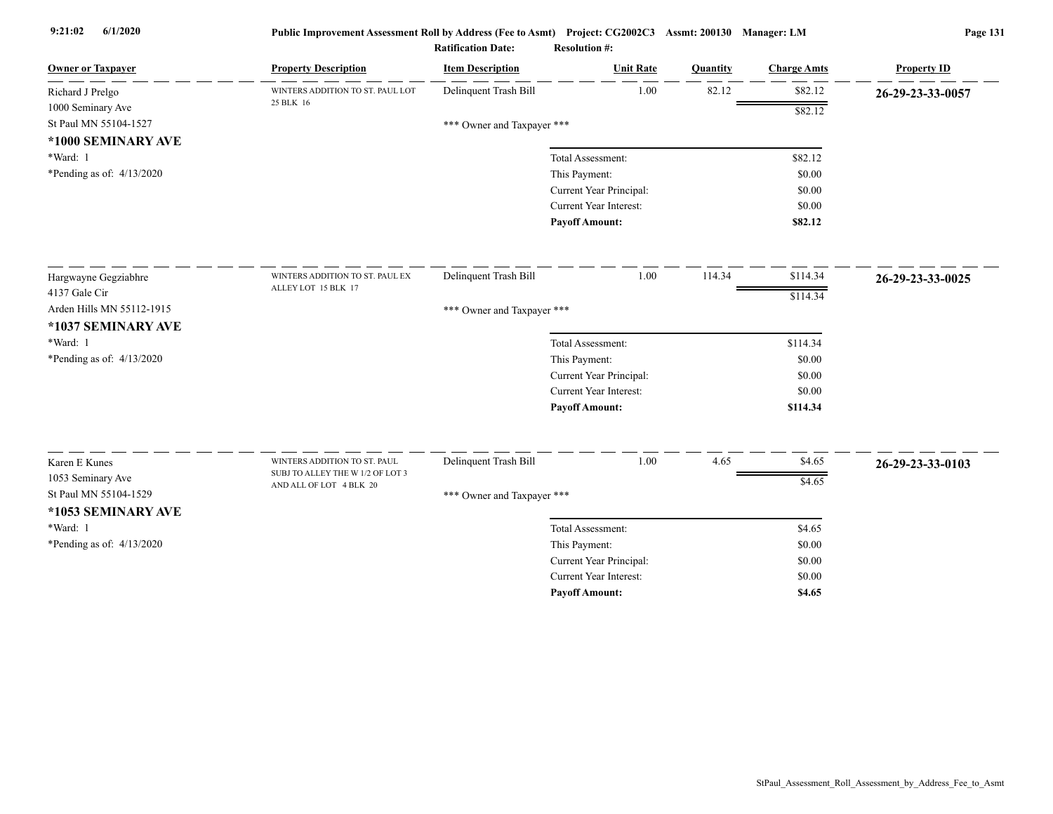| Owner or Taxpayer | Property Description | Item Description | Unit Rate | Quantity | Charge Amts | Property ID |
|---|---|---|---|---|---|---|
| Richard J Prelgo<br>1000 Seminary Ave<br>St Paul MN 55104-1527<br>**\*1000 SEMINARY AVE**<br>\*Ward: 1<br>\*Pending as of: 4/13/2020 | WINTERS ADDITION TO ST. PAUL LOT 25 BLK 16 | Delinquent Trash Bill | 1.00 | 82.12 | $82.12 | **26-29-23-33-0057** |
| | | | | | $82.12 | |
| | | \*\*\* Owner and Taxpayer \*\*\* | | | | |
| | | Total Assessment: | | | $82.12 | |
| | | This Payment: | | | $0.00 | |
| | | Current Year Principal: | | | $0.00 | |
| | | Current Year Interest: | | | $0.00 | |
| | | **Payoff Amount:** | | | **$82.12** | |
| Hargwayne Gegziabhre<br>4137 Gale Cir<br>Arden Hills MN 55112-1915<br>**\*1037 SEMINARY AVE**<br>\*Ward: 1<br>\*Pending as of: 4/13/2020 | WINTERS ADDITION TO ST. PAUL EX ALLEY LOT 15 BLK 17 | Delinquent Trash Bill | 1.00 | 114.34 | $114.34 | **26-29-23-33-0025** |
| | | | | | $114.34 | |
| | | \*\*\* Owner and Taxpayer \*\*\* | | | | |
| | | Total Assessment: | | | $114.34 | |
| | | This Payment: | | | $0.00 | |
| | | Current Year Principal: | | | $0.00 | |
| | | Current Year Interest: | | | $0.00 | |
| | | **Payoff Amount:** | | | **$114.34** | |
| Karen E Kunes<br>1053 Seminary Ave<br>St Paul MN 55104-1529<br>**\*1053 SEMINARY AVE**<br>\*Ward: 1<br>\*Pending as of: 4/13/2020 | WINTERS ADDITION TO ST. PAUL SUBJ TO ALLEY THE W 1/2 OF LOT 3 AND ALL OF LOT 4 BLK 20 | Delinquent Trash Bill | 1.00 | 4.65 | $4.65 | **26-29-23-33-0103** |
| | | | | | $4.65 | |
| | | \*\*\* Owner and Taxpayer \*\*\* | | | | |
| | | Total Assessment: | | | $4.65 | |
| | | This Payment: | | | $0.00 | |
| | | Current Year Principal: | | | $0.00 | |
| | | Current Year Interest: | | | $0.00 | |
| | | **Payoff Amount:** | | | **$4.65** | |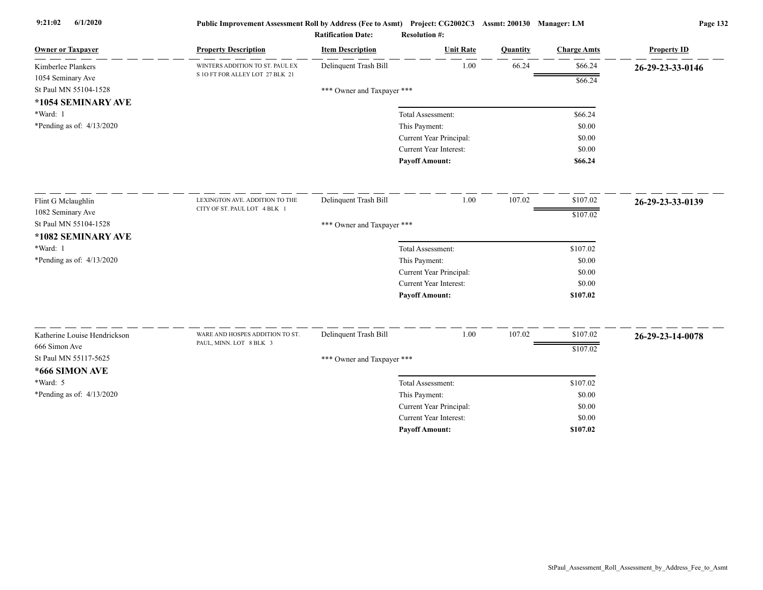Public Improvement Assessment Roll by Address (Fee to Asmt) Project: CG2002C3 Assmt: 200130 Manager: LM

Ratification Date: Resolution #:

| Owner or Taxpayer | Property Description | Item Description | Unit Rate | Quantity | Charge Amts | Property ID |
|---|---|---|---|---|---|---|
| Kimberlee Plankers<br>1054 Seminary Ave<br>St Paul MN 55104-1528<br>**\*1054 SEMINARY AVE**<br>\*Ward: 1<br>\*Pending as of: 4/13/2020 | WINTERS ADDITION TO ST. PAUL EX S 1O FT FOR ALLEY LOT 27 BLK 21 | Delinquent Trash Bill | 1.00 | 66.24 | $66.24 | **26-29-23-33-0146** |
| | | | | | $66.24 | |
| | | \*\*\* Owner and Taxpayer \*\*\* | | | | |
| | | | Total Assessment: | | $66.24 | |
| | | | This Payment: | | $0.00 | |
| | | | Current Year Principal: | | $0.00 | |
| | | | Current Year Interest: | | $0.00 | |
| | | | **Payoff Amount:** | | **$66.24** | |
| Flint G Mclaughlin<br>1082 Seminary Ave<br>St Paul MN 55104-1528<br>**\*1082 SEMINARY AVE**<br>\*Ward: 1<br>\*Pending as of: 4/13/2020 | LEXINGTON AVE. ADDITION TO THE CITY OF ST. PAUL LOT 4 BLK 1 | Delinquent Trash Bill | 1.00 | 107.02 | $107.02 | **26-29-23-33-0139** |
| | | | | | $107.02 | |
| | | \*\*\* Owner and Taxpayer \*\*\* | | | | |
| | | | Total Assessment: | | $107.02 | |
| | | | This Payment: | | $0.00 | |
| | | | Current Year Principal: | | $0.00 | |
| | | | Current Year Interest: | | $0.00 | |
| | | | **Payoff Amount:** | | **$107.02** | |
| Katherine Louise Hendrickson<br>666 Simon Ave<br>St Paul MN 55117-5625<br>**\*666 SIMON AVE**<br>\*Ward: 5<br>\*Pending as of: 4/13/2020 | WARE AND HOSPES ADDITION TO ST. PAUL, MINN. LOT 8 BLK 3 | Delinquent Trash Bill | 1.00 | 107.02 | $107.02 | **26-29-23-14-0078** |
| | | | | | $107.02 | |
| | | \*\*\* Owner and Taxpayer \*\*\* | | | | |
| | | | Total Assessment: | | $107.02 | |
| | | | This Payment: | | $0.00 | |
| | | | Current Year Principal: | | $0.00 | |
| | | | Current Year Interest: | | $0.00 | |
| | | | **Payoff Amount:** | | **$107.02** | |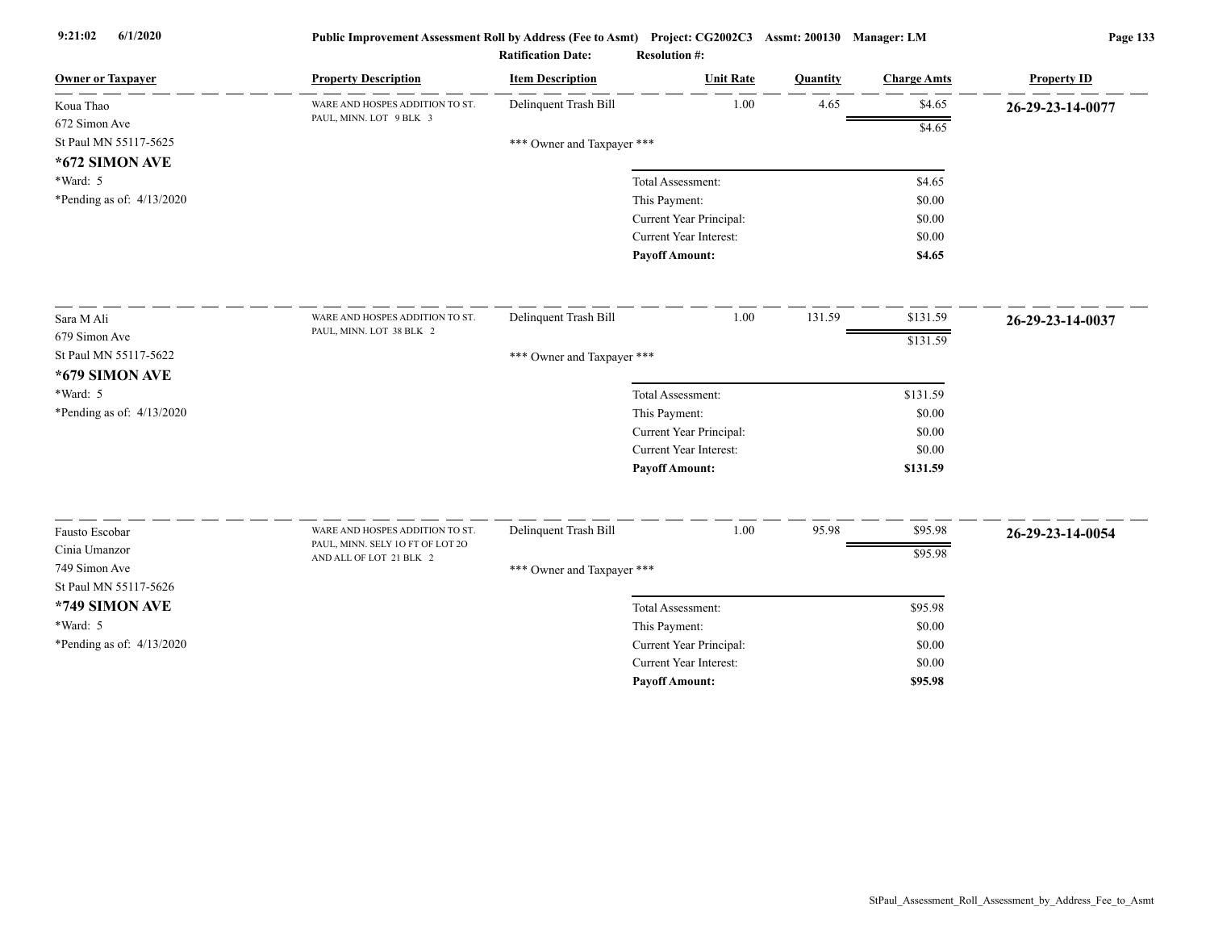# Public Improvement Assessment Roll by Address (Fee to Asmt) Project: CG2002C3 Assmt: 200130 Manager: LM

Ratification Date: Resolution #:

| Owner or Taxpayer | Property Description | Item Description | Unit Rate | Quantity | Charge Amts | Property ID |
|---|---|---|---|---|---|---|
| Koua Thao<br>672 Simon Ave<br>St Paul MN 55117-5625<br>**\*672 SIMON AVE**<br>\*Ward: 5<br>\*Pending as of: 4/13/2020 | WARE AND HOSPES ADDITION TO ST. PAUL, MINN. LOT 9 BLK 3 | Delinquent Trash Bill | 1.00 | 4.65 | $4.65 | **26-29-23-14-0077** |
| | | | | | $4.65 | |
| | | \*\*\* Owner and Taxpayer \*\*\* | | | | |
| | | Total Assessment: | | | $4.65 | |
| | | This Payment: | | | $0.00 | |
| | | Current Year Principal: | | | $0.00 | |
| | | Current Year Interest: | | | $0.00 | |
| | | **Payoff Amount:** | | | **$4.65** | |
| Sara M Ali<br>679 Simon Ave<br>St Paul MN 55117-5622<br>**\*679 SIMON AVE**<br>\*Ward: 5<br>\*Pending as of: 4/13/2020 | WARE AND HOSPES ADDITION TO ST. PAUL, MINN. LOT 38 BLK 2 | Delinquent Trash Bill | 1.00 | 131.59 | $131.59 | **26-29-23-14-0037** |
| | | | | | $131.59 | |
| | | \*\*\* Owner and Taxpayer \*\*\* | | | | |
| | | Total Assessment: | | | $131.59 | |
| | | This Payment: | | | $0.00 | |
| | | Current Year Principal: | | | $0.00 | |
| | | Current Year Interest: | | | $0.00 | |
| | | **Payoff Amount:** | | | **$131.59** | |
| Fausto Escobar<br>Cinia Umanzor<br>749 Simon Ave<br>St Paul MN 55117-5626<br>**\*749 SIMON AVE**<br>\*Ward: 5<br>\*Pending as of: 4/13/2020 | WARE AND HOSPES ADDITION TO ST. PAUL, MINN. SELY 1O FT OF LOT 2O AND ALL OF LOT 21 BLK 2 | Delinquent Trash Bill | 1.00 | 95.98 | $95.98 | **26-29-23-14-0054** |
| | | | | | $95.98 | |
| | | \*\*\* Owner and Taxpayer \*\*\* | | | | |
| | | Total Assessment: | | | $95.98 | |
| | | This Payment: | | | $0.00 | |
| | | Current Year Principal: | | | $0.00 | |
| | | Current Year Interest: | | | $0.00 | |
| | | **Payoff Amount:** | | | **$95.98** | |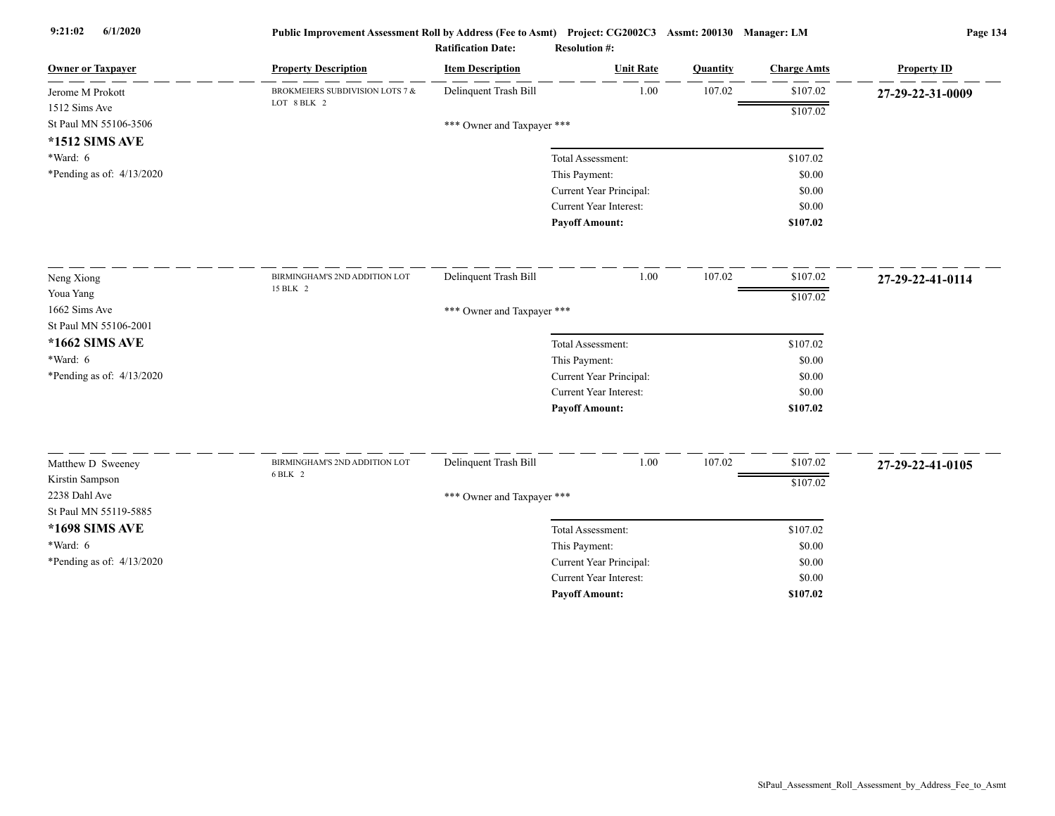9:21:02 6/1/2020

**Public Improvement Assessment Roll by Address (Fee to Asmt)** Project: CG2002C3 Assmt: 200130 Manager: LM

Ratification Date: Resolution #:

| Owner or Taxpayer | Property Description | Item Description | Unit Rate | Quantity | Charge Amts | Property ID |
|---|---|---|---|---|---|---|
| Jerome M Prokott<br>1512 Sims Ave<br>St Paul MN 55106-3506<br>**\*1512 SIMS AVE**<br>\*Ward: 6<br>\*Pending as of: 4/13/2020 | BROKMEIERS SUBDIVISION LOTS 7 & LOT 8 BLK 2 | Delinquent Trash Bill | 1.00 | 107.02 | $107.02 | **27-29-22-31-0009** |
| | | | | | $107.02 | |
| | | *** Owner and Taxpayer *** | | | | |
| | | Total Assessment: | | | $107.02 | |
| | | This Payment: | | | $0.00 | |
| | | Current Year Principal: | | | $0.00 | |
| | | Current Year Interest: | | | $0.00 | |
| | | **Payoff Amount:** | | | **$107.02** | |
| Neng Xiong<br>Youa Yang<br>1662 Sims Ave<br>St Paul MN 55106-2001<br>**\*1662 SIMS AVE**<br>\*Ward: 6<br>\*Pending as of: 4/13/2020 | BIRMINGHAM'S 2ND ADDITION LOT 15 BLK 2 | Delinquent Trash Bill | 1.00 | 107.02 | $107.02 | **27-29-22-41-0114** |
| | | | | | $107.02 | |
| | | *** Owner and Taxpayer *** | | | | |
| | | Total Assessment: | | | $107.02 | |
| | | This Payment: | | | $0.00 | |
| | | Current Year Principal: | | | $0.00 | |
| | | Current Year Interest: | | | $0.00 | |
| | | **Payoff Amount:** | | | **$107.02** | |
| Matthew D Sweeney<br>Kirstin Sampson<br>2238 Dahl Ave<br>St Paul MN 55119-5885<br>**\*1698 SIMS AVE**<br>\*Ward: 6<br>\*Pending as of: 4/13/2020 | BIRMINGHAM'S 2ND ADDITION LOT 6 BLK 2 | Delinquent Trash Bill | 1.00 | 107.02 | $107.02 | **27-29-22-41-0105** |
| | | | | | $107.02 | |
| | | *** Owner and Taxpayer *** | | | | |
| | | Total Assessment: | | | $107.02 | |
| | | This Payment: | | | $0.00 | |
| | | Current Year Principal: | | | $0.00 | |
| | | Current Year Interest: | | | $0.00 | |
| | | **Payoff Amount:** | | | **$107.02** | |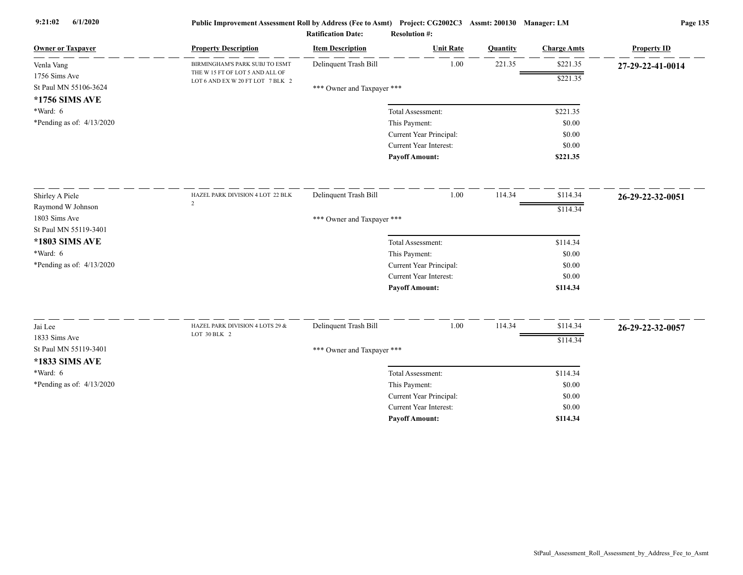**Public Improvement Assessment Roll by Address (Fee to Asmt)** Project: CG2002C3 Assmt: 200130 Manager: LM

**Ratification Date:** **Resolution #:**

| Owner or Taxpayer | Property Description | Item Description | Unit Rate | Quantity | Charge Amts | Property ID |
|---|---|---|---|---|---|---|
| Venla Vang<br>1756 Sims Ave<br>St Paul MN 55106-3624<br>**\*1756 SIMS AVE**<br>\*Ward: 6<br>\*Pending as of: 4/13/2020 | BIRMINGHAM'S PARK SUBJ TO ESMT THE W 15 FT OF LOT 5 AND ALL OF LOT 6 AND EX W 20 FT LOT 7 BLK 2 | Delinquent Trash Bill | 1.00 | 221.35 | $221.35 | **27-29-22-41-0014** |
| | | | | | $221.35 | |
| | | *** Owner and Taxpayer *** | | | | |
| | | Total Assessment: | | | $221.35 | |
| | | This Payment: | | | $0.00 | |
| | | Current Year Principal: | | | $0.00 | |
| | | Current Year Interest: | | | $0.00 | |
| | | **Payoff Amount:** | | | **$221.35** | |
| Shirley A Piele<br>Raymond W Johnson<br>1803 Sims Ave<br>St Paul MN 55119-3401<br>**\*1803 SIMS AVE**<br>\*Ward: 6<br>\*Pending as of: 4/13/2020 | HAZEL PARK DIVISION 4 LOT 22 BLK 2 | Delinquent Trash Bill | 1.00 | 114.34 | $114.34 | **26-29-22-32-0051** |
| | | | | | $114.34 | |
| | | *** Owner and Taxpayer *** | | | | |
| | | Total Assessment: | | | $114.34 | |
| | | This Payment: | | | $0.00 | |
| | | Current Year Principal: | | | $0.00 | |
| | | Current Year Interest: | | | $0.00 | |
| | | **Payoff Amount:** | | | **$114.34** | |
| Jai Lee<br>1833 Sims Ave<br>St Paul MN 55119-3401<br>**\*1833 SIMS AVE**<br>\*Ward: 6<br>\*Pending as of: 4/13/2020 | HAZEL PARK DIVISION 4 LOTS 29 & LOT 30 BLK 2 | Delinquent Trash Bill | 1.00 | 114.34 | $114.34 | **26-29-22-32-0057** |
| | | | | | $114.34 | |
| | | *** Owner and Taxpayer *** | | | | |
| | | Total Assessment: | | | $114.34 | |
| | | This Payment: | | | $0.00 | |
| | | Current Year Principal: | | | $0.00 | |
| | | Current Year Interest: | | | $0.00 | |
| | | **Payoff Amount:** | | | **$114.34** | |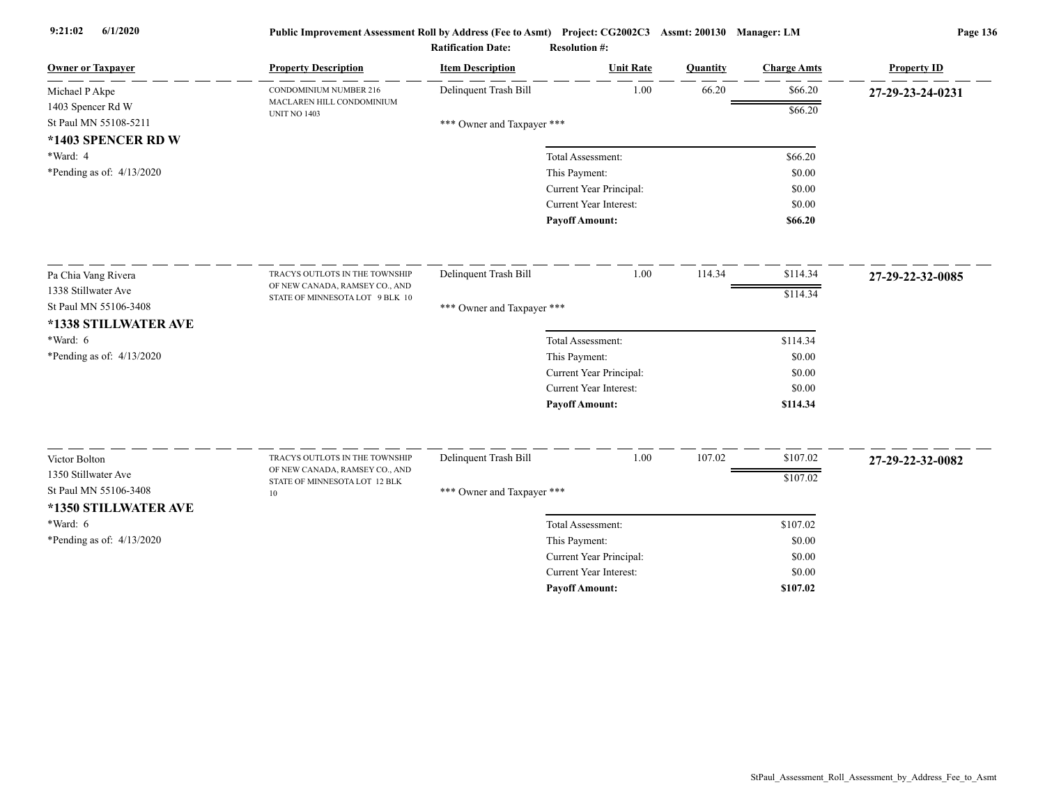**Public Improvement Assessment Roll by Address (Fee to Asmt)** Project: CG2002C3 Assmt: 200130 Manager: LM

Ratification Date: Resolution #:

| Owner or Taxpayer | Property Description | Item Description | Unit Rate | Quantity | Charge Amts | Property ID |
|---|---|---|---|---|---|---|
| Michael P Akpe<br>1403 Spencer Rd W<br>St Paul MN 55108-5211<br>**\*1403 SPENCER RD W**<br>\*Ward: 4<br>\*Pending as of: 4/13/2020 | CONDOMINIUM NUMBER 216 MACLAREN HILL CONDOMINIUM UNIT NO 1403 | Delinquent Trash Bill | 1.00 | 66.20 | $66.20 | **27-29-23-24-0231** |
| | | | | | $66.20 | |
| | | *** Owner and Taxpayer *** | | | | |
| | | | Total Assessment: | | $66.20 | |
| | | | This Payment: | | $0.00 | |
| | | | Current Year Principal: | | $0.00 | |
| | | | Current Year Interest: | | $0.00 | |
| | | | **Payoff Amount:** | | **$66.20** | |
| Pa Chia Vang Rivera<br>1338 Stillwater Ave<br>St Paul MN 55106-3408<br>**\*1338 STILLWATER AVE**<br>\*Ward: 6<br>\*Pending as of: 4/13/2020 | TRACYS OUTLOTS IN THE TOWNSHIP OF NEW CANADA, RAMSEY CO., AND STATE OF MINNESOTA LOT 9 BLK 10 | Delinquent Trash Bill | 1.00 | 114.34 | $114.34 | **27-29-22-32-0085** |
| | | | | | $114.34 | |
| | | *** Owner and Taxpayer *** | | | | |
| | | | Total Assessment: | | $114.34 | |
| | | | This Payment: | | $0.00 | |
| | | | Current Year Principal: | | $0.00 | |
| | | | Current Year Interest: | | $0.00 | |
| | | | **Payoff Amount:** | | **$114.34** | |
| Victor Bolton<br>1350 Stillwater Ave<br>St Paul MN 55106-3408<br>**\*1350 STILLWATER AVE**<br>\*Ward: 6<br>\*Pending as of: 4/13/2020 | TRACYS OUTLOTS IN THE TOWNSHIP OF NEW CANADA, RAMSEY CO., AND STATE OF MINNESOTA LOT 12 BLK 10 | Delinquent Trash Bill | 1.00 | 107.02 | $107.02 | **27-29-22-32-0082** |
| | | | | | $107.02 | |
| | | *** Owner and Taxpayer *** | | | | |
| | | | Total Assessment: | | $107.02 | |
| | | | This Payment: | | $0.00 | |
| | | | Current Year Principal: | | $0.00 | |
| | | | Current Year Interest: | | $0.00 | |
| | | | **Payoff Amount:** | | **$107.02** | |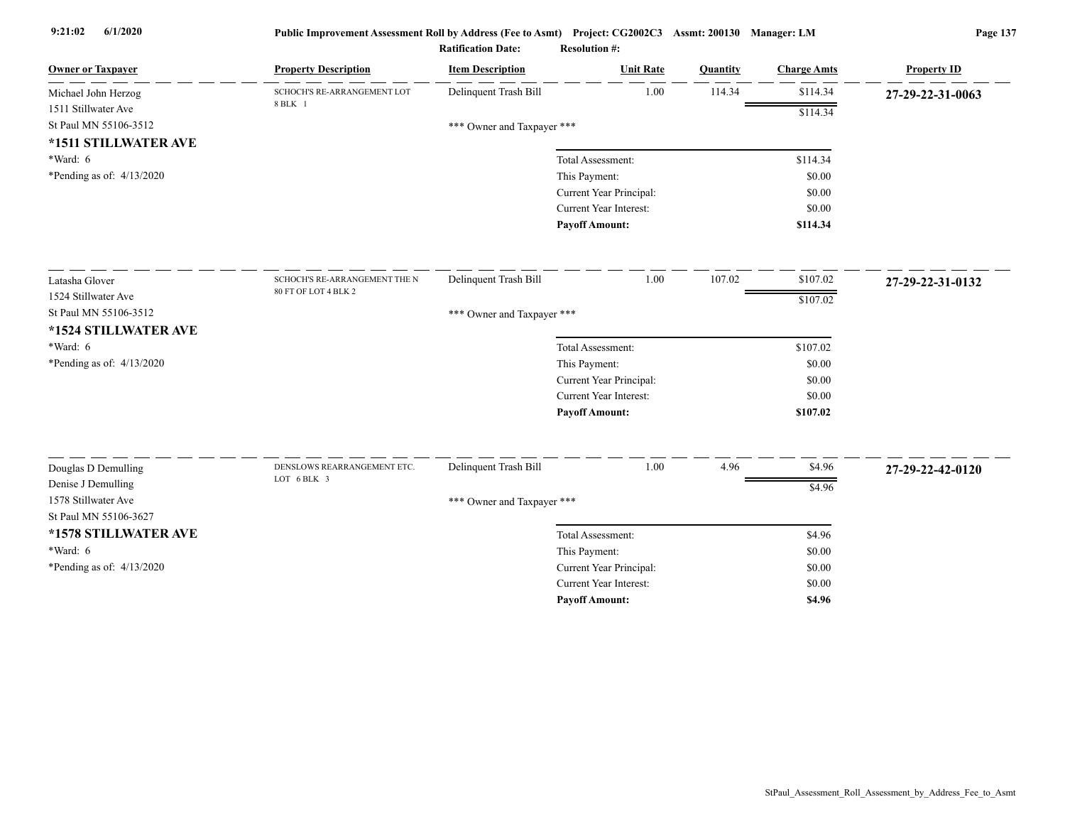**Public Improvement Assessment Roll by Address (Fee to Asmt)** **Project: CG2002C3** **Assmt: 200130** **Manager: LM**

**Ratification Date:** **Resolution #:**

| Owner or Taxpayer | Property Description | Item Description | Unit Rate | Quantity | Charge Amts | Property ID |
|---|---|---|---|---|---|---|
| Michael John Herzog<br>1511 Stillwater Ave<br>St Paul MN 55106-3512<br>**\*1511 STILLWATER AVE**<br>\*Ward: 6<br>\*Pending as of: 4/13/2020 | SCHOCH'S RE-ARRANGEMENT LOT 8 BLK 1 | Delinquent Trash Bill | 1.00 | 114.34 | $114.34 | **27-29-22-31-0063** |
| | | | | | $114.34 | |
| | | \*\*\* Owner and Taxpayer \*\*\* | | | | |
| | | | Total Assessment: | | $114.34 | |
| | | | This Payment: | | $0.00 | |
| | | | Current Year Principal: | | $0.00 | |
| | | | Current Year Interest: | | $0.00 | |
| | | | **Payoff Amount:** | | **$114.34** | |
| Latasha Glover<br>1524 Stillwater Ave<br>St Paul MN 55106-3512<br>**\*1524 STILLWATER AVE**<br>\*Ward: 6<br>\*Pending as of: 4/13/2020 | SCHOCH'S RE-ARRANGEMENT THE N 80 FT OF LOT 4 BLK 2 | Delinquent Trash Bill | 1.00 | 107.02 | $107.02 | **27-29-22-31-0132** |
| | | | | | $107.02 | |
| | | \*\*\* Owner and Taxpayer \*\*\* | | | | |
| | | | Total Assessment: | | $107.02 | |
| | | | This Payment: | | $0.00 | |
| | | | Current Year Principal: | | $0.00 | |
| | | | Current Year Interest: | | $0.00 | |
| | | | **Payoff Amount:** | | **$107.02** | |
| Douglas D Demulling<br>Denise J Demulling<br>1578 Stillwater Ave<br>St Paul MN 55106-3627<br>**\*1578 STILLWATER AVE**<br>\*Ward: 6<br>\*Pending as of: 4/13/2020 | DENSLOWS REARRANGEMENT ETC. LOT 6 BLK 3 | Delinquent Trash Bill | 1.00 | 4.96 | $4.96 | **27-29-22-42-0120** |
| | | | | | $4.96 | |
| | | \*\*\* Owner and Taxpayer \*\*\* | | | | |
| | | | Total Assessment: | | $4.96 | |
| | | | This Payment: | | $0.00 | |
| | | | Current Year Principal: | | $0.00 | |
| | | | Current Year Interest: | | $0.00 | |
| | | | **Payoff Amount:** | | **$4.96** | |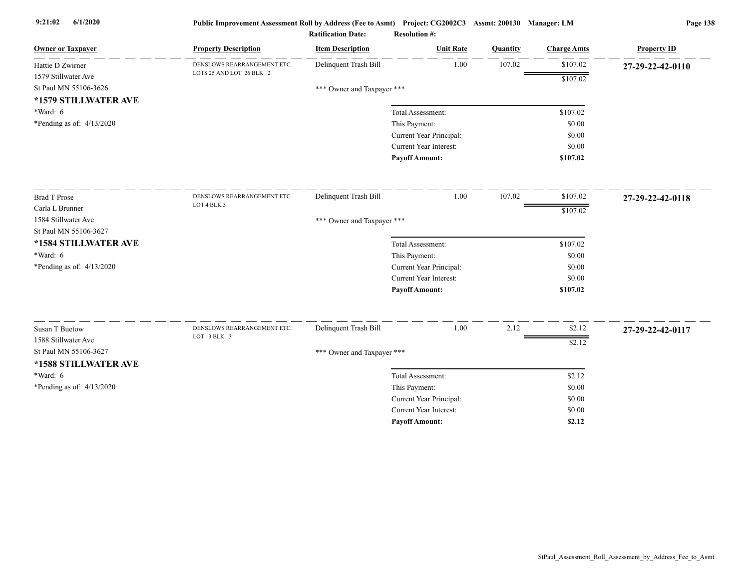Public Improvement Assessment Roll by Address (Fee to Asmt) Project: CG2002C3 Assmt: 200130 Manager: LM

Ratification Date: Resolution #:

| Owner or Taxpayer | Property Description | Item Description | Unit Rate | Quantity | Charge Amts | Property ID |
|---|---|---|---|---|---|---|
| Hattie D Zwirner<br>1579 Stillwater Ave<br>St Paul MN 55106-3626<br>**\*1579 STILLWATER AVE**<br>\*Ward: 6<br>\*Pending as of: 4/13/2020 | DENSLOWS REARRANGEMENT ETC.<br>LOTS 25 AND LOT 26 BLK 2 | Delinquent Trash Bill | 1.00 | 107.02 | $107.02 | **27-29-22-42-0110** |
| | | | | | $107.02 | |
| | | \*\*\* Owner and Taxpayer \*\*\* | | | | |
| | | Total Assessment: | | | $107.02 | |
| | | This Payment: | | | $0.00 | |
| | | Current Year Principal: | | | $0.00 | |
| | | Current Year Interest: | | | $0.00 | |
| | | **Payoff Amount:** | | | **$107.02** | |
| Brad T Prose<br>Carla L Brunner<br>1584 Stillwater Ave<br>St Paul MN 55106-3627<br>**\*1584 STILLWATER AVE**<br>\*Ward: 6<br>\*Pending as of: 4/13/2020 | DENSLOWS REARRANGEMENT ETC.<br>LOT 4 BLK 3 | Delinquent Trash Bill | 1.00 | 107.02 | $107.02 | **27-29-22-42-0118** |
| | | | | | $107.02 | |
| | | \*\*\* Owner and Taxpayer \*\*\* | | | | |
| | | Total Assessment: | | | $107.02 | |
| | | This Payment: | | | $0.00 | |
| | | Current Year Principal: | | | $0.00 | |
| | | Current Year Interest: | | | $0.00 | |
| | | **Payoff Amount:** | | | **$107.02** | |
| Susan T Buetow<br>1588 Stillwater Ave<br>St Paul MN 55106-3627<br>**\*1588 STILLWATER AVE**<br>\*Ward: 6<br>\*Pending as of: 4/13/2020 | DENSLOWS REARRANGEMENT ETC.<br>LOT 3 BLK 3 | Delinquent Trash Bill | 1.00 | 2.12 | $2.12 | **27-29-22-42-0117** |
| | | | | | $2.12 | |
| | | \*\*\* Owner and Taxpayer \*\*\* | | | | |
| | | Total Assessment: | | | $2.12 | |
| | | This Payment: | | | $0.00 | |
| | | Current Year Principal: | | | $0.00 | |
| | | Current Year Interest: | | | $0.00 | |
| | | **Payoff Amount:** | | | **$2.12** | |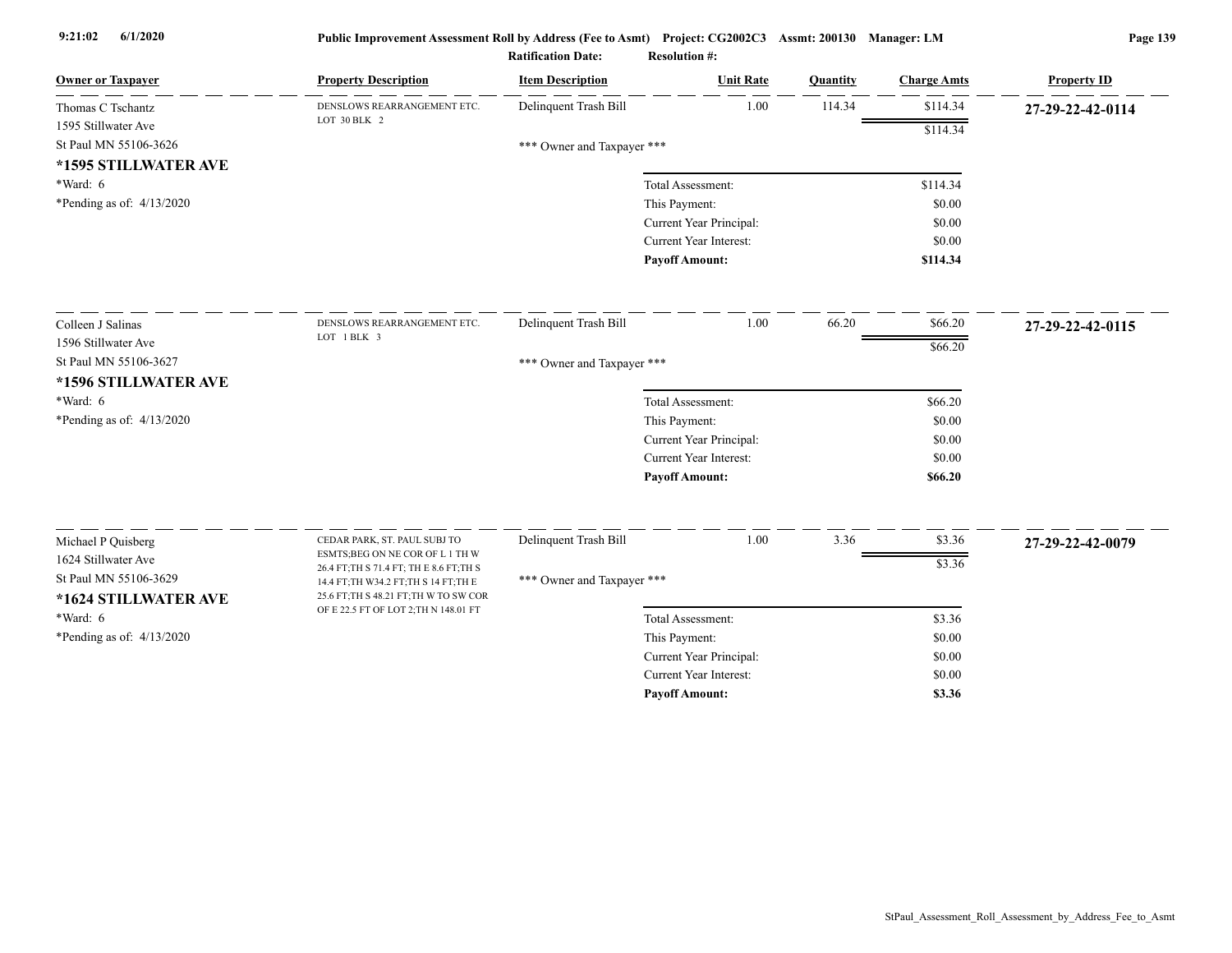Public Improvement Assessment Roll by Address (Fee to Asmt) Project: CG2002C3 Assmt: 200130 Manager: LM

Ratification Date: Resolution #:

| Owner or Taxpayer | Property Description | Item Description | Unit Rate | Quantity | Charge Amts | Property ID |
|---|---|---|---|---|---|---|
| Thomas C Tschantz<br>1595 Stillwater Ave<br>St Paul MN 55106-3626<br>**\*1595 STILLWATER AVE**<br>\*Ward: 6<br>\*Pending as of: 4/13/2020 | DENSLOWS REARRANGEMENT ETC. LOT 30 BLK 2 | Delinquent Trash Bill | 1.00 | 114.34 | $114.34 | **27-29-22-42-0114** |
| | | | | | $114.34 | |
| | | \*\*\* Owner and Taxpayer \*\*\* | | | | |
| | | | Total Assessment: | | $114.34 | |
| | | | This Payment: | | $0.00 | |
| | | | Current Year Principal: | | $0.00 | |
| | | | Current Year Interest: | | $0.00 | |
| | | | **Payoff Amount:** | | **$114.34** | |
| Colleen J Salinas<br>1596 Stillwater Ave<br>St Paul MN 55106-3627<br>**\*1596 STILLWATER AVE**<br>\*Ward: 6<br>\*Pending as of: 4/13/2020 | DENSLOWS REARRANGEMENT ETC. LOT 1 BLK 3 | Delinquent Trash Bill | 1.00 | 66.20 | $66.20 | **27-29-22-42-0115** |
| | | | | | $66.20 | |
| | | \*\*\* Owner and Taxpayer \*\*\* | | | | |
| | | | Total Assessment: | | $66.20 | |
| | | | This Payment: | | $0.00 | |
| | | | Current Year Principal: | | $0.00 | |
| | | | Current Year Interest: | | $0.00 | |
| | | | **Payoff Amount:** | | **$66.20** | |
| Michael P Quisberg<br>1624 Stillwater Ave<br>St Paul MN 55106-3629<br>**\*1624 STILLWATER AVE**<br>\*Ward: 6<br>\*Pending as of: 4/13/2020 | CEDAR PARK, ST. PAUL SUBJ TO ESMTS;BEG ON NE COR OF L 1 TH W 26.4 FT;TH S 71.4 FT; TH E 8.6 FT;TH S 14.4 FT;TH W34.2 FT;TH S 14 FT;TH E 25.6 FT;TH S 48.21 FT;TH W TO SW COR OF E 22.5 FT OF LOT 2;TH N 148.01 FT | Delinquent Trash Bill | 1.00 | 3.36 | $3.36 | **27-29-22-42-0079** |
| | | | | | $3.36 | |
| | | \*\*\* Owner and Taxpayer \*\*\* | | | | |
| | | | Total Assessment: | | $3.36 | |
| | | | This Payment: | | $0.00 | |
| | | | Current Year Principal: | | $0.00 | |
| | | | Current Year Interest: | | $0.00 | |
| | | | **Payoff Amount:** | | **$3.36** | |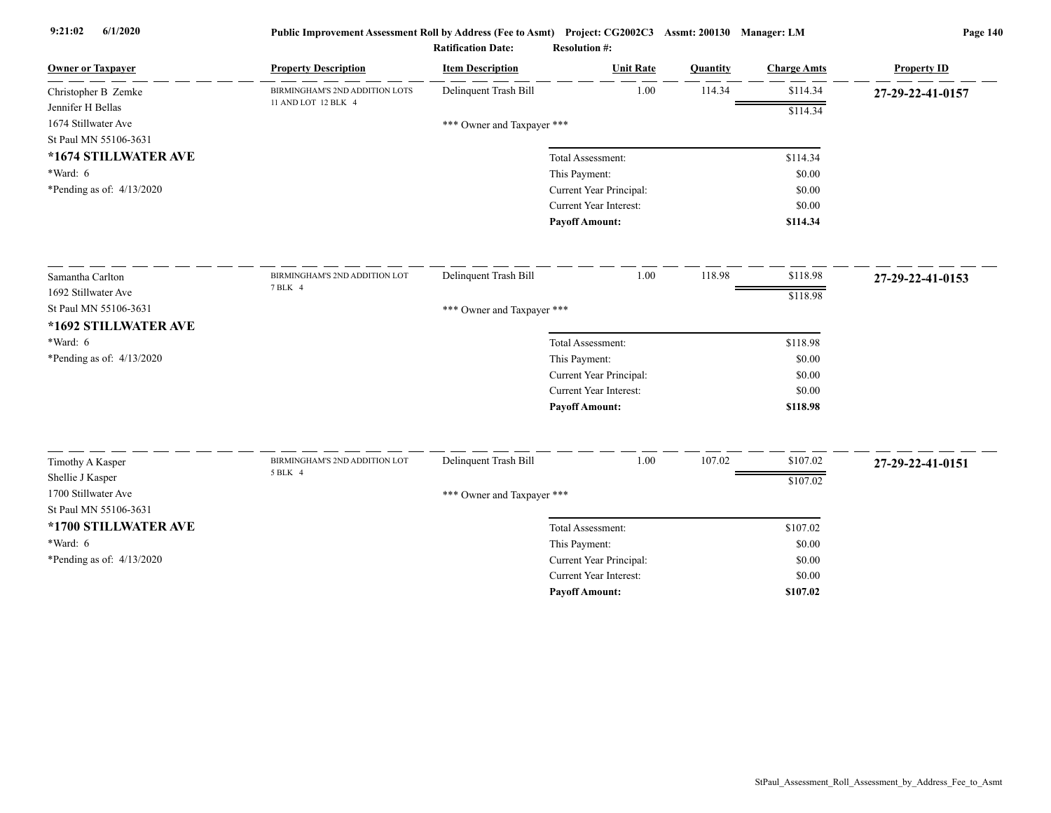| Owner or Taxpayer | Property Description | Item Description | Unit Rate | Quantity | Charge Amts | Property ID |
|---|---|---|---|---|---|---|
| Christopher B Zemke<br>Jennifer H Bellas<br>1674 Stillwater Ave<br>St Paul MN 55106-3631<br>**\*1674 STILLWATER AVE**<br>\*Ward: 6<br>\*Pending as of: 4/13/2020 | BIRMINGHAM'S 2ND ADDITION LOTS 11 AND LOT 12 BLK 4 | Delinquent Trash Bill | 1.00 | 114.34 | $114.34 | **27-29-22-41-0157** |
| | | | | | $114.34 | |
| | | \*\*\* Owner and Taxpayer \*\*\* | | | | |
| | | Total Assessment: | | | $114.34 | |
| | | This Payment: | | | $0.00 | |
| | | Current Year Principal: | | | $0.00 | |
| | | Current Year Interest: | | | $0.00 | |
| | | **Payoff Amount:** | | | **$114.34** | |
| Samantha Carlton<br>1692 Stillwater Ave<br>St Paul MN 55106-3631<br>**\*1692 STILLWATER AVE**<br>\*Ward: 6<br>\*Pending as of: 4/13/2020 | BIRMINGHAM'S 2ND ADDITION LOT 7 BLK 4 | Delinquent Trash Bill | 1.00 | 118.98 | $118.98 | **27-29-22-41-0153** |
| | | | | | $118.98 | |
| | | \*\*\* Owner and Taxpayer \*\*\* | | | | |
| | | Total Assessment: | | | $118.98 | |
| | | This Payment: | | | $0.00 | |
| | | Current Year Principal: | | | $0.00 | |
| | | Current Year Interest: | | | $0.00 | |
| | | **Payoff Amount:** | | | **$118.98** | |
| Timothy A Kasper<br>Shellie J Kasper<br>1700 Stillwater Ave<br>St Paul MN 55106-3631<br>**\*1700 STILLWATER AVE**<br>\*Ward: 6<br>\*Pending as of: 4/13/2020 | BIRMINGHAM'S 2ND ADDITION LOT 5 BLK 4 | Delinquent Trash Bill | 1.00 | 107.02 | $107.02 | **27-29-22-41-0151** |
| | | | | | $107.02 | |
| | | \*\*\* Owner and Taxpayer \*\*\* | | | | |
| | | Total Assessment: | | | $107.02 | |
| | | This Payment: | | | $0.00 | |
| | | Current Year Principal: | | | $0.00 | |
| | | Current Year Interest: | | | $0.00 | |
| | | **Payoff Amount:** | | | **$107.02** | |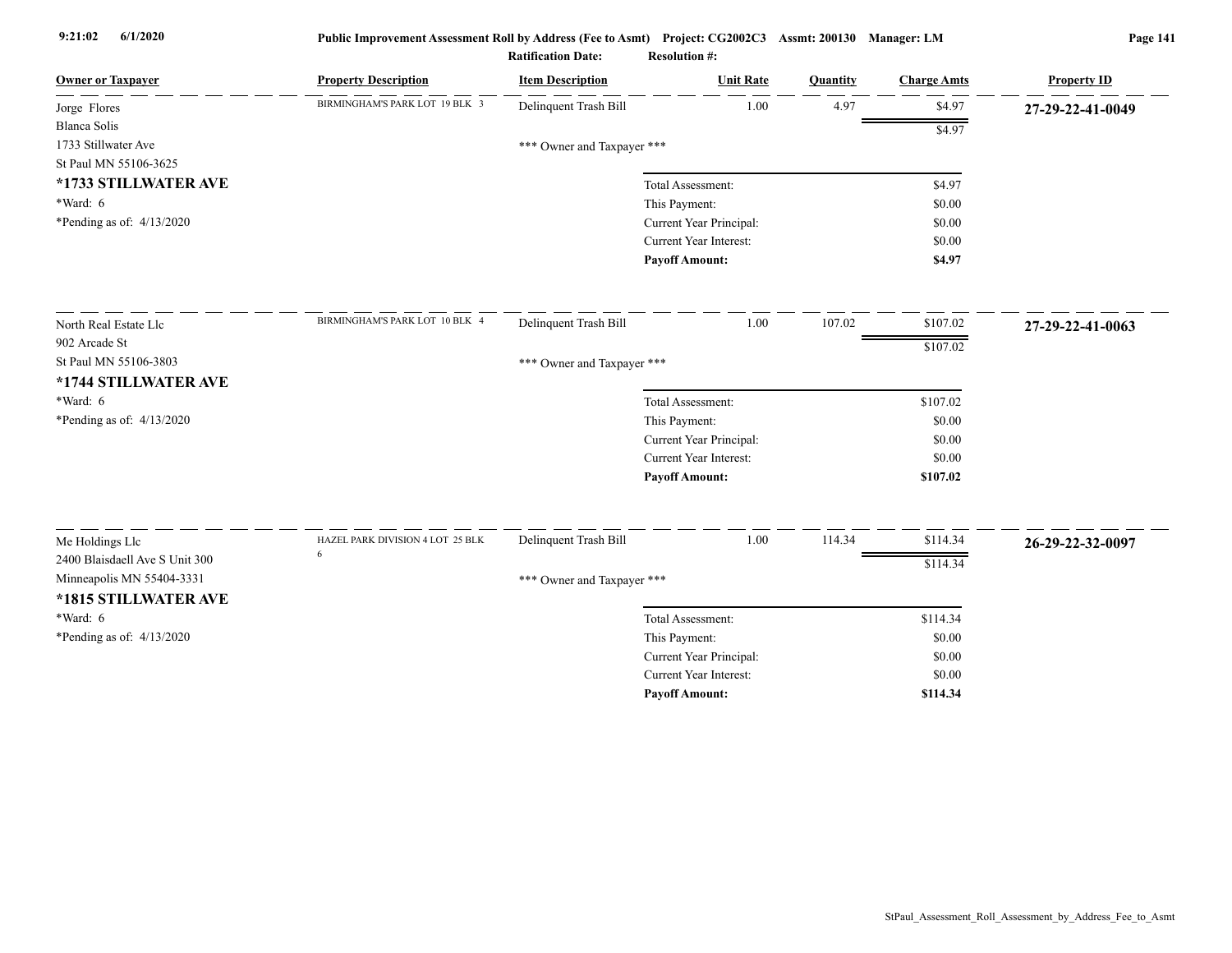**Public Improvement Assessment Roll by Address (Fee to Asmt) Project: CG2002C3 Assmt: 200130 Manager: LM**

**Ratification Date:** **Resolution #:**

| Owner or Taxpayer | Property Description | Item Description | Unit Rate | Quantity | Charge Amts | Property ID |
|---|---|---|---|---|---|---|
| Jorge Flores<br>Blanca Solis<br>1733 Stillwater Ave<br>St Paul MN 55106-3625<br>**\*1733 STILLWATER AVE**<br>\*Ward: 6<br>\*Pending as of: 4/13/2020 | BIRMINGHAM'S PARK LOT 19 BLK 3 | Delinquent Trash Bill | 1.00 | 4.97 | $4.97 | **27-29-22-41-0049** |
| | | | | | $4.97 | |
| | | *** Owner and Taxpayer *** | | | | |
| | | Total Assessment: | | | $4.97 | |
| | | This Payment: | | | $0.00 | |
| | | Current Year Principal: | | | $0.00 | |
| | | Current Year Interest: | | | $0.00 | |
| | | **Payoff Amount:** | | | **$4.97** | |
| North Real Estate Llc<br>902 Arcade St<br>St Paul MN 55106-3803<br>**\*1744 STILLWATER AVE**<br>\*Ward: 6<br>\*Pending as of: 4/13/2020 | BIRMINGHAM'S PARK LOT 10 BLK 4 | Delinquent Trash Bill | 1.00 | 107.02 | $107.02 | **27-29-22-41-0063** |
| | | | | | $107.02 | |
| | | *** Owner and Taxpayer *** | | | | |
| | | Total Assessment: | | | $107.02 | |
| | | This Payment: | | | $0.00 | |
| | | Current Year Principal: | | | $0.00 | |
| | | Current Year Interest: | | | $0.00 | |
| | | **Payoff Amount:** | | | **$107.02** | |
| Me Holdings Llc<br>2400 Blaisdaell Ave S Unit 300<br>Minneapolis MN 55404-3331<br>**\*1815 STILLWATER AVE**<br>\*Ward: 6<br>\*Pending as of: 4/13/2020 | HAZEL PARK DIVISION 4 LOT 25 BLK 6 | Delinquent Trash Bill | 1.00 | 114.34 | $114.34 | **26-29-22-32-0097** |
| | | | | | $114.34 | |
| | | *** Owner and Taxpayer *** | | | | |
| | | Total Assessment: | | | $114.34 | |
| | | This Payment: | | | $0.00 | |
| | | Current Year Principal: | | | $0.00 | |
| | | Current Year Interest: | | | $0.00 | |
| | | **Payoff Amount:** | | | **$114.34** | |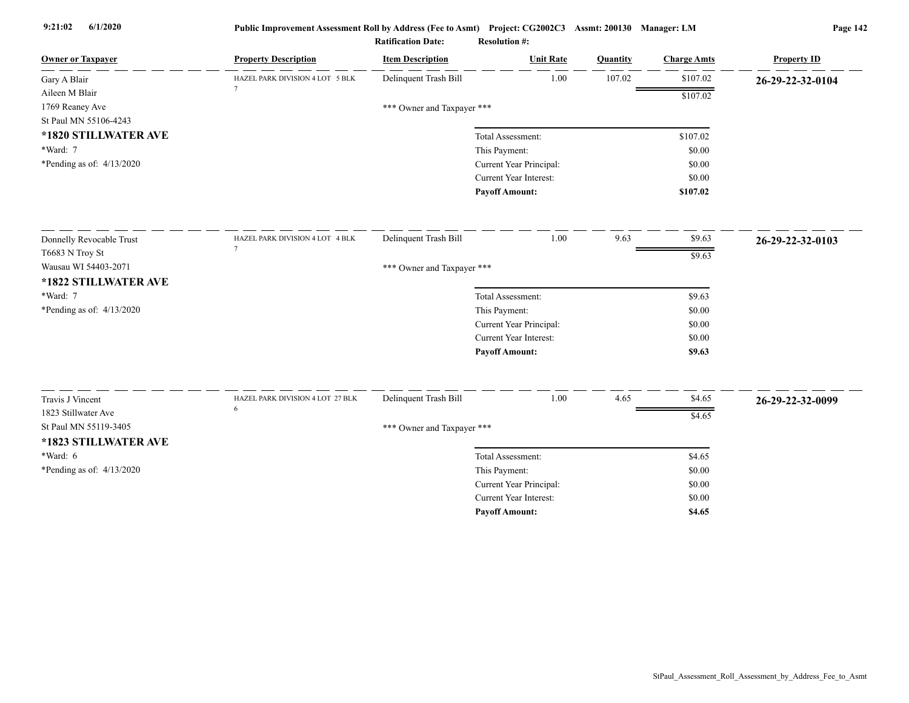Public Improvement Assessment Roll by Address (Fee to Asmt) Project: CG2002C3 Assmt: 200130 Manager: LM

Ratification Date: Resolution #:

| Owner or Taxpayer | Property Description | Item Description | Unit Rate | Quantity | Charge Amts | Property ID |
|---|---|---|---|---|---|---|
| Gary A Blair<br>Aileen M Blair<br>1769 Reaney Ave<br>St Paul MN 55106-4243<br>**\*1820 STILLWATER AVE**<br>\*Ward: 7<br>\*Pending as of: 4/13/2020 | HAZEL PARK DIVISION 4 LOT 5 BLK 7 | Delinquent Trash Bill | 1.00 | 107.02 | $107.02 | **26-29-22-32-0104** |
| | | | | | $107.02 | |
| | | \*\*\* Owner and Taxpayer \*\*\* | | | | |
| | | Total Assessment: | | | $107.02 | |
| | | This Payment: | | | $0.00 | |
| | | Current Year Principal: | | | $0.00 | |
| | | Current Year Interest: | | | $0.00 | |
| | | **Payoff Amount:** | | | **$107.02** | |
| Donnelly Revocable Trust<br>T6683 N Troy St<br>Wausau WI 54403-2071<br>**\*1822 STILLWATER AVE**<br>\*Ward: 7<br>\*Pending as of: 4/13/2020 | HAZEL PARK DIVISION 4 LOT 4 BLK 7 | Delinquent Trash Bill | 1.00 | 9.63 | $9.63 | **26-29-22-32-0103** |
| | | | | | $9.63 | |
| | | \*\*\* Owner and Taxpayer \*\*\* | | | | |
| | | Total Assessment: | | | $9.63 | |
| | | This Payment: | | | $0.00 | |
| | | Current Year Principal: | | | $0.00 | |
| | | Current Year Interest: | | | $0.00 | |
| | | **Payoff Amount:** | | | **$9.63** | |
| Travis J Vincent<br>1823 Stillwater Ave<br>St Paul MN 55119-3405<br>**\*1823 STILLWATER AVE**<br>\*Ward: 6<br>\*Pending as of: 4/13/2020 | HAZEL PARK DIVISION 4 LOT 27 BLK 6 | Delinquent Trash Bill | 1.00 | 4.65 | $4.65 | **26-29-22-32-0099** |
| | | | | | $4.65 | |
| | | \*\*\* Owner and Taxpayer \*\*\* | | | | |
| | | Total Assessment: | | | $4.65 | |
| | | This Payment: | | | $0.00 | |
| | | Current Year Principal: | | | $0.00 | |
| | | Current Year Interest: | | | $0.00 | |
| | | **Payoff Amount:** | | | **$4.65** | |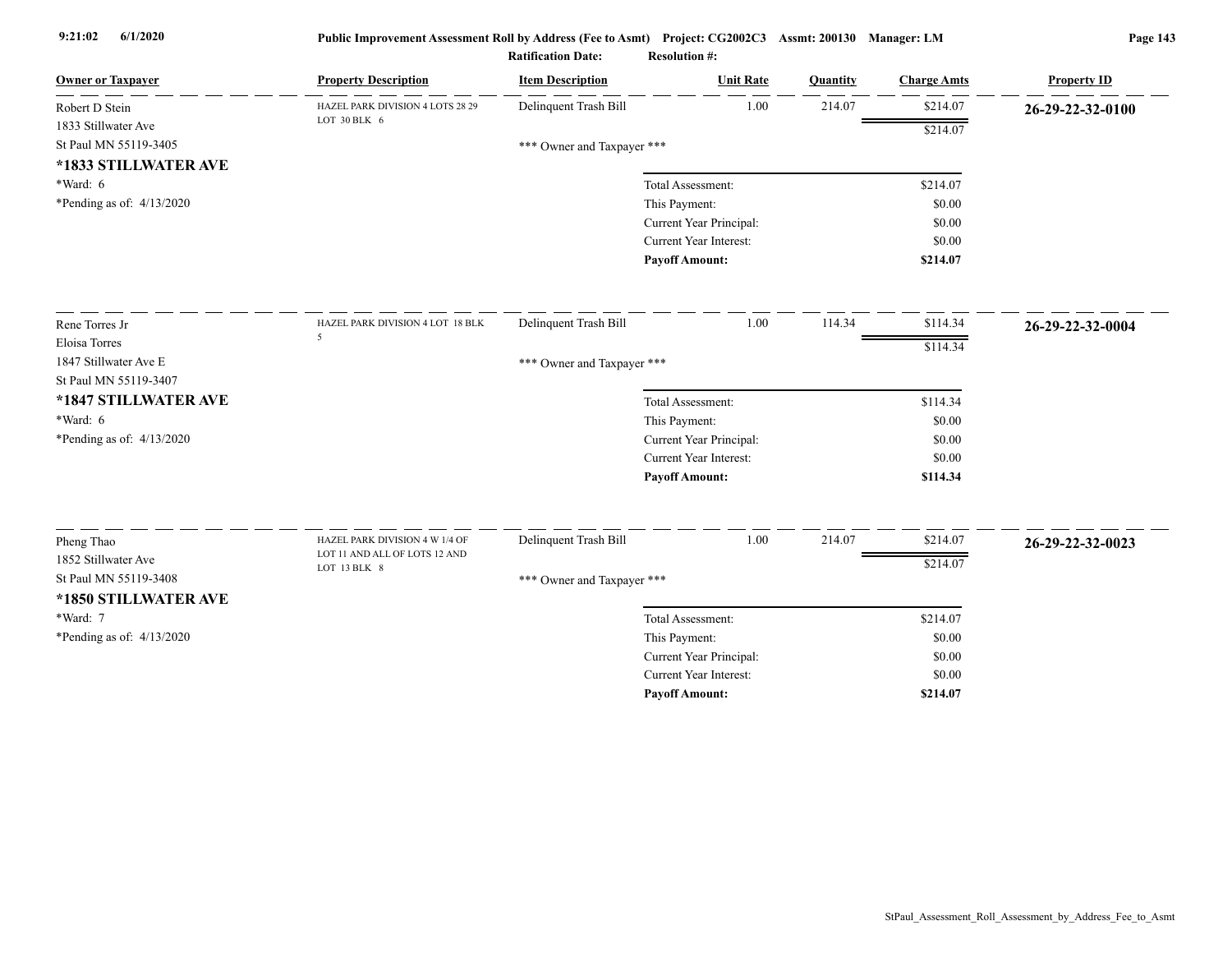Public Improvement Assessment Roll by Address (Fee to Asmt) Project: CG2002C3 Assmt: 200130 Manager: LM

Ratification Date: Resolution #:

| Owner or Taxpayer | Property Description | Item Description | Unit Rate | Quantity | Charge Amts | Property ID |
|---|---|---|---|---|---|---|
| Robert D Stein<br>1833 Stillwater Ave<br>St Paul MN 55119-3405<br>**\*1833 STILLWATER AVE**<br>\*Ward: 6<br>\*Pending as of: 4/13/2020 | HAZEL PARK DIVISION 4 LOTS 28 29 LOT 30 BLK 6 | Delinquent Trash Bill | 1.00 | 214.07 | $214.07 | **26-29-22-32-0100** |
| | | | | | $214.07 | |
| | | *** Owner and Taxpayer *** | | | | |
| | | Total Assessment: | | | $214.07 | |
| | | This Payment: | | | $0.00 | |
| | | Current Year Principal: | | | $0.00 | |
| | | Current Year Interest: | | | $0.00 | |
| | | **Payoff Amount:** | | | **$214.07** | |
| Rene Torres Jr<br>Eloisa Torres<br>1847 Stillwater Ave E<br>St Paul MN 55119-3407<br>**\*1847 STILLWATER AVE**<br>\*Ward: 6<br>\*Pending as of: 4/13/2020 | HAZEL PARK DIVISION 4 LOT 18 BLK 5 | Delinquent Trash Bill | 1.00 | 114.34 | $114.34 | **26-29-22-32-0004** |
| | | | | | $114.34 | |
| | | *** Owner and Taxpayer *** | | | | |
| | | Total Assessment: | | | $114.34 | |
| | | This Payment: | | | $0.00 | |
| | | Current Year Principal: | | | $0.00 | |
| | | Current Year Interest: | | | $0.00 | |
| | | **Payoff Amount:** | | | **$114.34** | |
| Pheng Thao<br>1852 Stillwater Ave<br>St Paul MN 55119-3408<br>**\*1850 STILLWATER AVE**<br>\*Ward: 7<br>\*Pending as of: 4/13/2020 | HAZEL PARK DIVISION 4 W 1/4 OF LOT 11 AND ALL OF LOTS 12 AND LOT 13 BLK 8 | Delinquent Trash Bill | 1.00 | 214.07 | $214.07 | **26-29-22-32-0023** |
| | | | | | $214.07 | |
| | | *** Owner and Taxpayer *** | | | | |
| | | Total Assessment: | | | $214.07 | |
| | | This Payment: | | | $0.00 | |
| | | Current Year Principal: | | | $0.00 | |
| | | Current Year Interest: | | | $0.00 | |
| | | **Payoff Amount:** | | | **$214.07** | |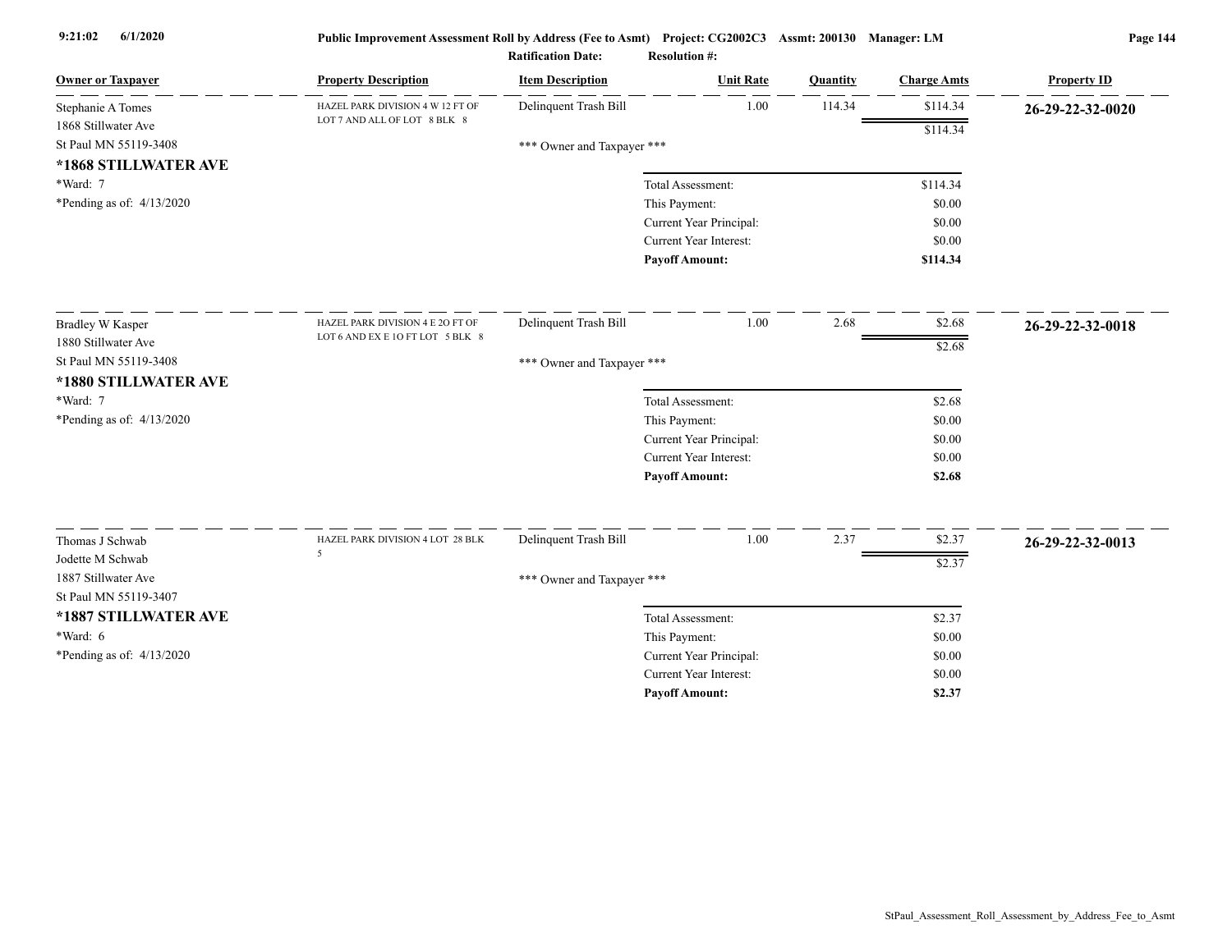**Public Improvement Assessment Roll by Address (Fee to Asmt)** **Project: CG2002C3** **Assmt: 200130** **Manager: LM**

**Ratification Date:** **Resolution #:**

| Owner or Taxpayer | Property Description | Item Description | Unit Rate | Quantity | Charge Amts | Property ID |
|---|---|---|---|---|---|---|
| Stephanie A Tomes<br>1868 Stillwater Ave<br>St Paul MN 55119-3408<br>**\*1868 STILLWATER AVE**<br>\*Ward: 7<br>\*Pending as of: 4/13/2020 | HAZEL PARK DIVISION 4 W 12 FT OF LOT 7 AND ALL OF LOT 8 BLK 8 | Delinquent Trash Bill | 1.00 | 114.34 | $114.34 | **26-29-22-32-0020** |
| | | | | | $114.34 | |
| | | \*\*\* Owner and Taxpayer \*\*\* | | | | |
| | | Total Assessment: | | | $114.34 | |
| | | This Payment: | | | $0.00 | |
| | | Current Year Principal: | | | $0.00 | |
| | | Current Year Interest: | | | $0.00 | |
| | | **Payoff Amount:** | | | **$114.34** | |
| Bradley W Kasper<br>1880 Stillwater Ave<br>St Paul MN 55119-3408<br>**\*1880 STILLWATER AVE**<br>\*Ward: 7<br>\*Pending as of: 4/13/2020 | HAZEL PARK DIVISION 4 E 20 FT OF LOT 6 AND EX E 10 FT LOT 5 BLK 8 | Delinquent Trash Bill | 1.00 | 2.68 | $2.68 | **26-29-22-32-0018** |
| | | | | | $2.68 | |
| | | \*\*\* Owner and Taxpayer \*\*\* | | | | |
| | | Total Assessment: | | | $2.68 | |
| | | This Payment: | | | $0.00 | |
| | | Current Year Principal: | | | $0.00 | |
| | | Current Year Interest: | | | $0.00 | |
| | | **Payoff Amount:** | | | **$2.68** | |
| Thomas J Schwab<br>Jodette M Schwab<br>1887 Stillwater Ave<br>St Paul MN 55119-3407<br>**\*1887 STILLWATER AVE**<br>\*Ward: 6<br>\*Pending as of: 4/13/2020 | HAZEL PARK DIVISION 4 LOT 28 BLK 5 | Delinquent Trash Bill | 1.00 | 2.37 | $2.37 | **26-29-22-32-0013** |
| | | | | | $2.37 | |
| | | \*\*\* Owner and Taxpayer \*\*\* | | | | |
| | | Total Assessment: | | | $2.37 | |
| | | This Payment: | | | $0.00 | |
| | | Current Year Principal: | | | $0.00 | |
| | | Current Year Interest: | | | $0.00 | |
| | | **Payoff Amount:** | | | **$2.37** | |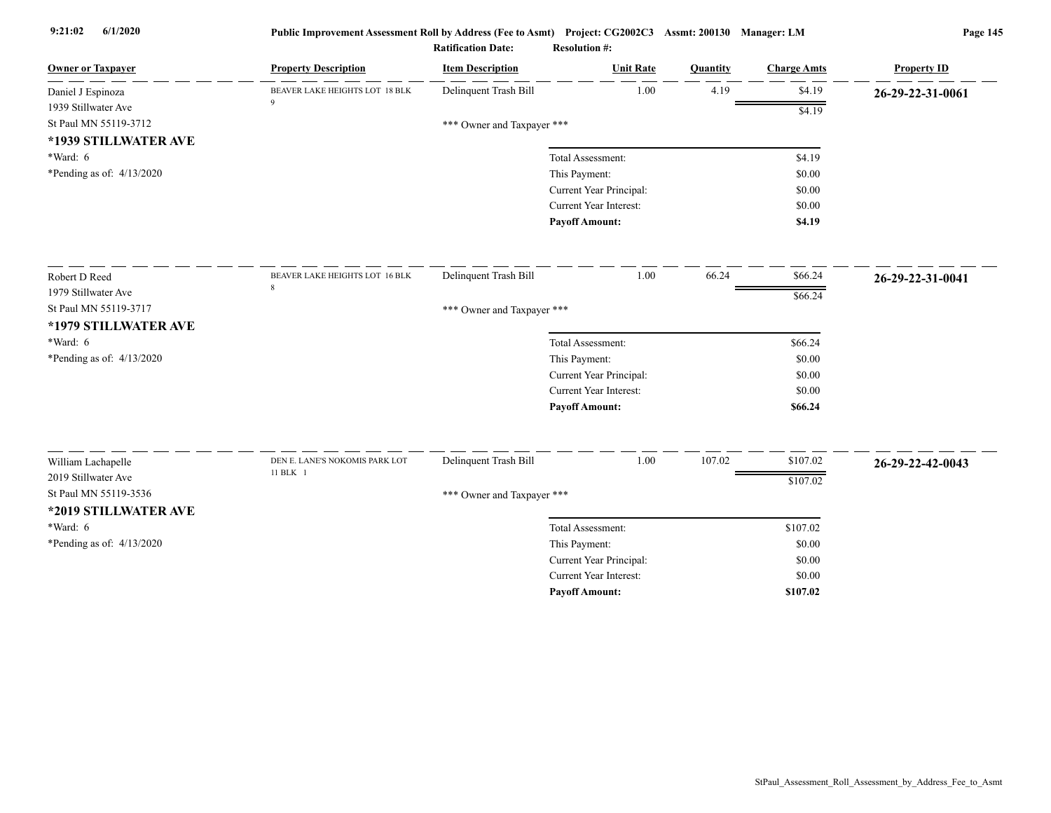| Owner or Taxpayer | Property Description | Item Description | Unit Rate | Quantity | Charge Amts | Property ID |
|---|---|---|---|---|---|---|
| Daniel J Espinoza<br>1939 Stillwater Ave<br>St Paul MN 55119-3712<br>**\*1939 STILLWATER AVE**<br>\*Ward: 6<br>\*Pending as of: 4/13/2020 | BEAVER LAKE HEIGHTS LOT 18 BLK 9 | Delinquent Trash Bill | 1.00 | 4.19 | $4.19 | **26-29-22-31-0061** |
| | | | | | $4.19 | |
| | | \*\*\* Owner and Taxpayer \*\*\* | | | | |
| | | | Total Assessment: | | $4.19 | |
| | | | This Payment: | | $0.00 | |
| | | | Current Year Principal: | | $0.00 | |
| | | | Current Year Interest: | | $0.00 | |
| | | | **Payoff Amount:** | | **$4.19** | |
| Robert D Reed<br>1979 Stillwater Ave<br>St Paul MN 55119-3717<br>**\*1979 STILLWATER AVE**<br>\*Ward: 6<br>\*Pending as of: 4/13/2020 | BEAVER LAKE HEIGHTS LOT 16 BLK 8 | Delinquent Trash Bill | 1.00 | 66.24 | $66.24 | **26-29-22-31-0041** |
| | | | | | $66.24 | |
| | | \*\*\* Owner and Taxpayer \*\*\* | | | | |
| | | | Total Assessment: | | $66.24 | |
| | | | This Payment: | | $0.00 | |
| | | | Current Year Principal: | | $0.00 | |
| | | | Current Year Interest: | | $0.00 | |
| | | | **Payoff Amount:** | | **$66.24** | |
| William Lachapelle<br>2019 Stillwater Ave<br>St Paul MN 55119-3536<br>**\*2019 STILLWATER AVE**<br>\*Ward: 6<br>\*Pending as of: 4/13/2020 | DEN E. LANE'S NOKOMIS PARK LOT 11 BLK 1 | Delinquent Trash Bill | 1.00 | 107.02 | $107.02 | **26-29-22-42-0043** |
| | | | | | $107.02 | |
| | | \*\*\* Owner and Taxpayer \*\*\* | | | | |
| | | | Total Assessment: | | $107.02 | |
| | | | This Payment: | | $0.00 | |
| | | | Current Year Principal: | | $0.00 | |
| | | | Current Year Interest: | | $0.00 | |
| | | | **Payoff Amount:** | | **$107.02** | |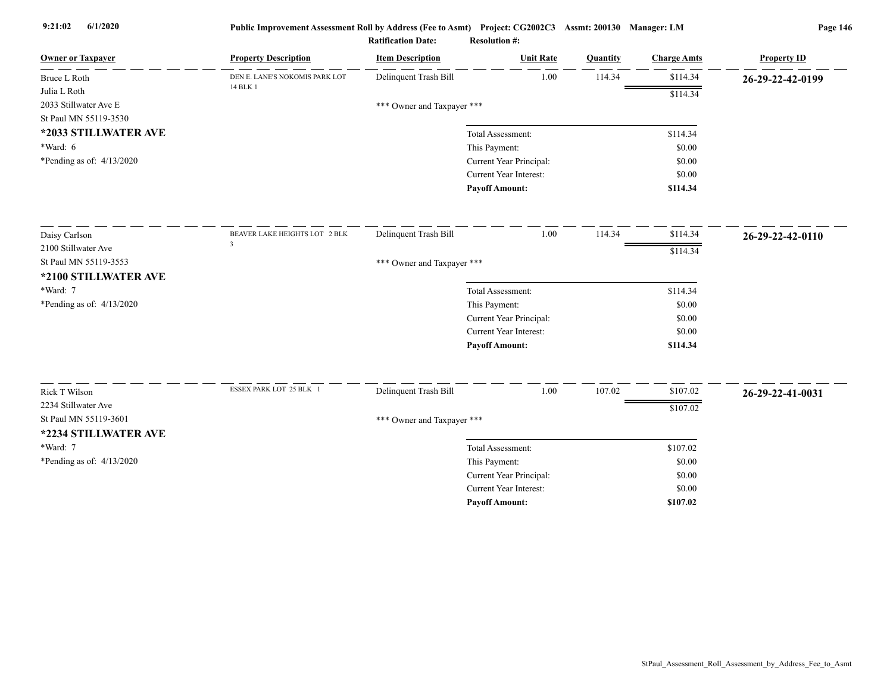**Public Improvement Assessment Roll by Address (Fee to Asmt)** Project: CG2002C3 Assmt: 200130 Manager: LM

**Ratification Date:** **Resolution #:**

| Owner or Taxpayer | Property Description | Item Description | Unit Rate | Quantity | Charge Amts | Property ID |
|---|---|---|---|---|---|---|
| Bruce L Roth<br>Julia L Roth<br>2033 Stillwater Ave E<br>St Paul MN 55119-3530<br>**\*2033 STILLWATER AVE**<br>\*Ward: 6<br>\*Pending as of: 4/13/2020 | DEN E. LANE'S NOKOMIS PARK LOT 14 BLK 1 | Delinquent Trash Bill | 1.00 | 114.34 | $114.34 | **26-29-22-42-0199** |
| | | | | | $114.34 | |
| | | \*\*\* Owner and Taxpayer \*\*\* | | | | |
| | | Total Assessment: | | | $114.34 | |
| | | This Payment: | | | $0.00 | |
| | | Current Year Principal: | | | $0.00 | |
| | | Current Year Interest: | | | $0.00 | |
| | | **Payoff Amount:** | | | **$114.34** | |
| Daisy Carlson<br>2100 Stillwater Ave<br>St Paul MN 55119-3553<br>**\*2100 STILLWATER AVE**<br>\*Ward: 7<br>\*Pending as of: 4/13/2020 | BEAVER LAKE HEIGHTS LOT 2 BLK 3 | Delinquent Trash Bill | 1.00 | 114.34 | $114.34 | **26-29-22-42-0110** |
| | | | | | $114.34 | |
| | | \*\*\* Owner and Taxpayer \*\*\* | | | | |
| | | Total Assessment: | | | $114.34 | |
| | | This Payment: | | | $0.00 | |
| | | Current Year Principal: | | | $0.00 | |
| | | Current Year Interest: | | | $0.00 | |
| | | **Payoff Amount:** | | | **$114.34** | |
| Rick T Wilson<br>2234 Stillwater Ave<br>St Paul MN 55119-3601<br>**\*2234 STILLWATER AVE**<br>\*Ward: 7<br>\*Pending as of: 4/13/2020 | ESSEX PARK LOT 25 BLK 1 | Delinquent Trash Bill | 1.00 | 107.02 | $107.02 | **26-29-22-41-0031** |
| | | | | | $107.02 | |
| | | \*\*\* Owner and Taxpayer \*\*\* | | | | |
| | | Total Assessment: | | | $107.02 | |
| | | This Payment: | | | $0.00 | |
| | | Current Year Principal: | | | $0.00 | |
| | | Current Year Interest: | | | $0.00 | |
| | | **Payoff Amount:** | | | **$107.02** | |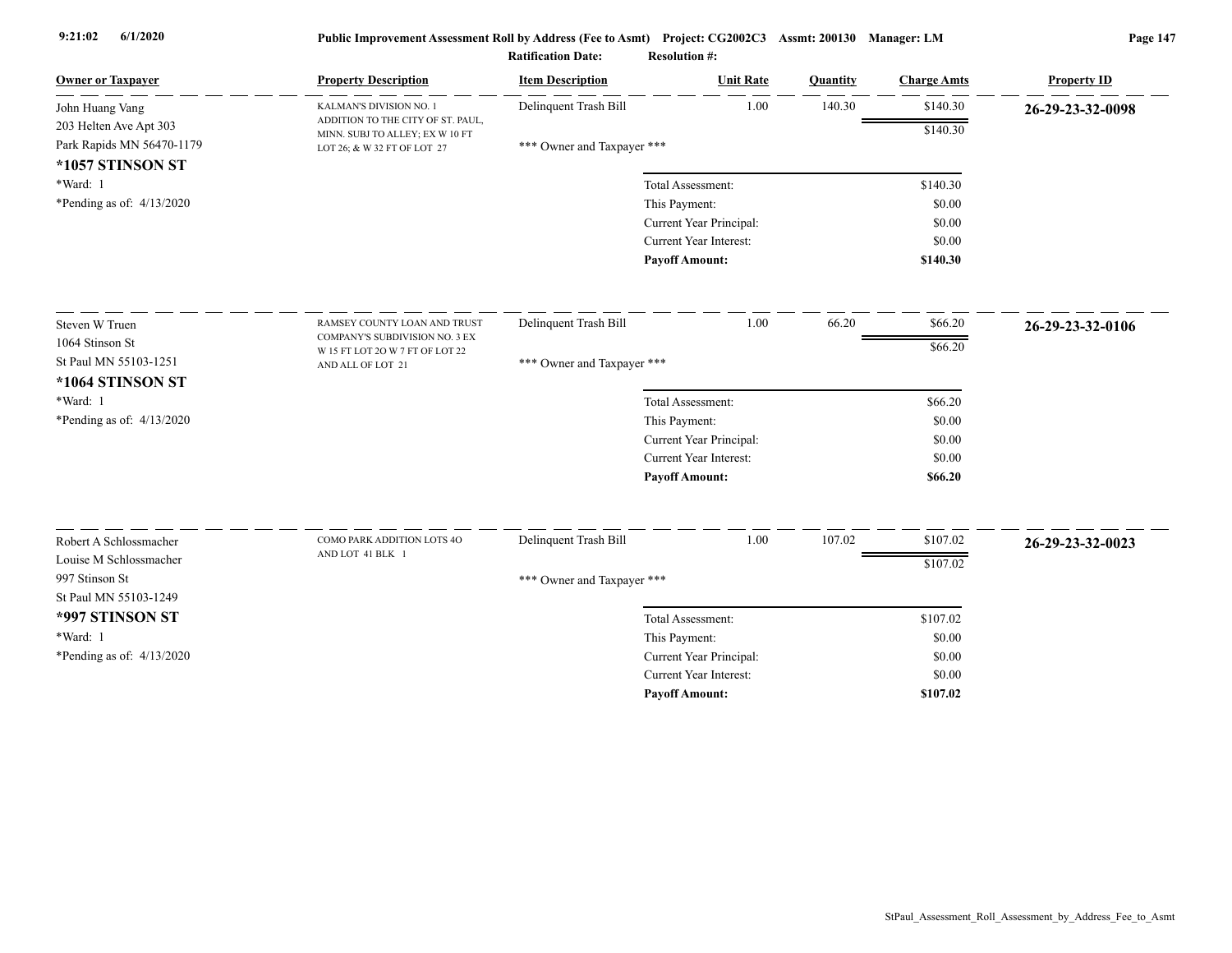**Public Improvement Assessment Roll by Address (Fee to Asmt)** Project: CG2002C3 Assmt: 200130 Manager: LM

**Ratification Date:** **Resolution #:**

| Owner or Taxpayer | Property Description | Item Description | Unit Rate | Quantity | Charge Amts | Property ID |
|---|---|---|---|---|---|---|
| John Huang Vang<br>203 Helten Ave Apt 303<br>Park Rapids MN 56470-1179<br>**\*1057 STINSON ST**<br>\*Ward: 1<br>\*Pending as of: 4/13/2020 | KALMAN'S DIVISION NO. 1 ADDITION TO THE CITY OF ST. PAUL, MINN. SUBJ TO ALLEY; EX W 10 FT LOT 26; & W 32 FT OF LOT 27 | Delinquent Trash Bill | 1.00 | 140.30 | $140.30 | **26-29-23-32-0098** |
| | | | | | $140.30 | |
| | | \*\*\* Owner and Taxpayer \*\*\* | | | | |
| | | Total Assessment: | | | $140.30 | |
| | | This Payment: | | | $0.00 | |
| | | Current Year Principal: | | | $0.00 | |
| | | Current Year Interest: | | | $0.00 | |
| | | **Payoff Amount:** | | | **$140.30** | |
| Steven W Truen<br>1064 Stinson St<br>St Paul MN 55103-1251<br>**\*1064 STINSON ST**<br>\*Ward: 1<br>\*Pending as of: 4/13/2020 | RAMSEY COUNTY LOAN AND TRUST COMPANY'S SUBDIVISION NO. 3 EX W 15 FT LOT 2O W 7 FT OF LOT 22 AND ALL OF LOT 21 | Delinquent Trash Bill | 1.00 | 66.20 | $66.20 | **26-29-23-32-0106** |
| | | | | | $66.20 | |
| | | \*\*\* Owner and Taxpayer \*\*\* | | | | |
| | | Total Assessment: | | | $66.20 | |
| | | This Payment: | | | $0.00 | |
| | | Current Year Principal: | | | $0.00 | |
| | | Current Year Interest: | | | $0.00 | |
| | | **Payoff Amount:** | | | **$66.20** | |
| Robert A Schlossmacher<br>Louise M Schlossmacher<br>997 Stinson St<br>St Paul MN 55103-1249<br>**\*997 STINSON ST**<br>\*Ward: 1<br>\*Pending as of: 4/13/2020 | COMO PARK ADDITION LOTS 4O AND LOT 41 BLK 1 | Delinquent Trash Bill | 1.00 | 107.02 | $107.02 | **26-29-23-32-0023** |
| | | | | | $107.02 | |
| | | \*\*\* Owner and Taxpayer \*\*\* | | | | |
| | | Total Assessment: | | | $107.02 | |
| | | This Payment: | | | $0.00 | |
| | | Current Year Principal: | | | $0.00 | |
| | | Current Year Interest: | | | $0.00 | |
| | | **Payoff Amount:** | | | **$107.02** | |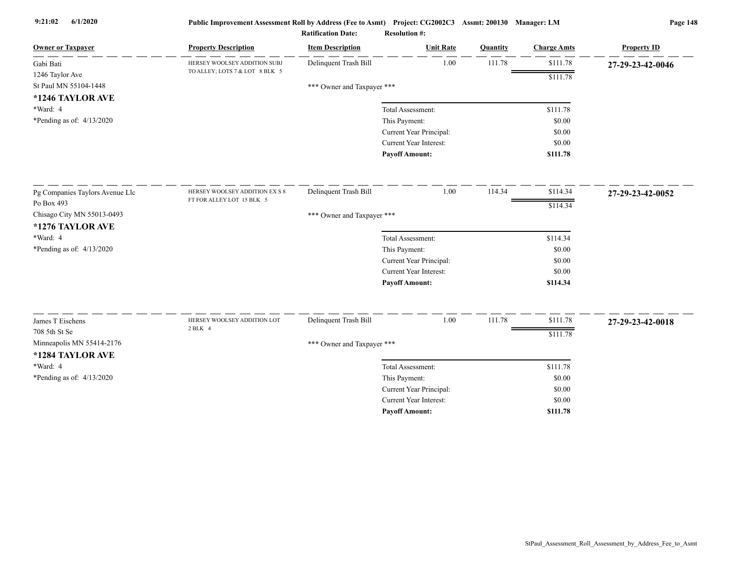**Public Improvement Assessment Roll by Address (Fee to Asmt) Project: CG2002C3 Assmt: 200130 Manager: LM**

**Ratification Date: Resolution #:**

| Owner or Taxpayer | Property Description | Item Description | Unit Rate | Quantity | Charge Amts | Property ID |
|---|---|---|---|---|---|---|
| Gabi Bati<br>1246 Taylor Ave<br>St Paul MN 55104-1448<br>**\*1246 TAYLOR AVE**<br>\*Ward: 4<br>\*Pending as of: 4/13/2020 | HERSEY WOOLSEY ADDITION SUBJ TO ALLEY; LOTS 7 & LOT 8 BLK 5 | Delinquent Trash Bill | 1.00 | 111.78 | $111.78 | **27-29-23-42-0046** |
| | | | | | $111.78 | |
| | | \*\*\* Owner and Taxpayer \*\*\* | | | | |
| | | Total Assessment: | | | $111.78 | |
| | | This Payment: | | | $0.00 | |
| | | Current Year Principal: | | | $0.00 | |
| | | Current Year Interest: | | | $0.00 | |
| | | **Payoff Amount:** | | | **$111.78** | |
| Pg Companies Taylors Avenue Llc<br>Po Box 493<br>Chisago City MN 55013-0493<br>**\*1276 TAYLOR AVE**<br>\*Ward: 4<br>\*Pending as of: 4/13/2020 | HERSEY WOOLSEY ADDITION EX S 8 FT FOR ALLEY LOT 15 BLK 5 | Delinquent Trash Bill | 1.00 | 114.34 | $114.34 | **27-29-23-42-0052** |
| | | | | | $114.34 | |
| | | \*\*\* Owner and Taxpayer \*\*\* | | | | |
| | | Total Assessment: | | | $114.34 | |
| | | This Payment: | | | $0.00 | |
| | | Current Year Principal: | | | $0.00 | |
| | | Current Year Interest: | | | $0.00 | |
| | | **Payoff Amount:** | | | **$114.34** | |
| James T Eischens<br>708 5th St Se<br>Minneapolis MN 55414-2176<br>**\*1284 TAYLOR AVE**<br>\*Ward: 4<br>\*Pending as of: 4/13/2020 | HERSEY WOOLSEY ADDITION LOT 2 BLK 4 | Delinquent Trash Bill | 1.00 | 111.78 | $111.78 | **27-29-23-42-0018** |
| | | | | | $111.78 | |
| | | \*\*\* Owner and Taxpayer \*\*\* | | | | |
| | | Total Assessment: | | | $111.78 | |
| | | This Payment: | | | $0.00 | |
| | | Current Year Principal: | | | $0.00 | |
| | | Current Year Interest: | | | $0.00 | |
| | | **Payoff Amount:** | | | **$111.78** | |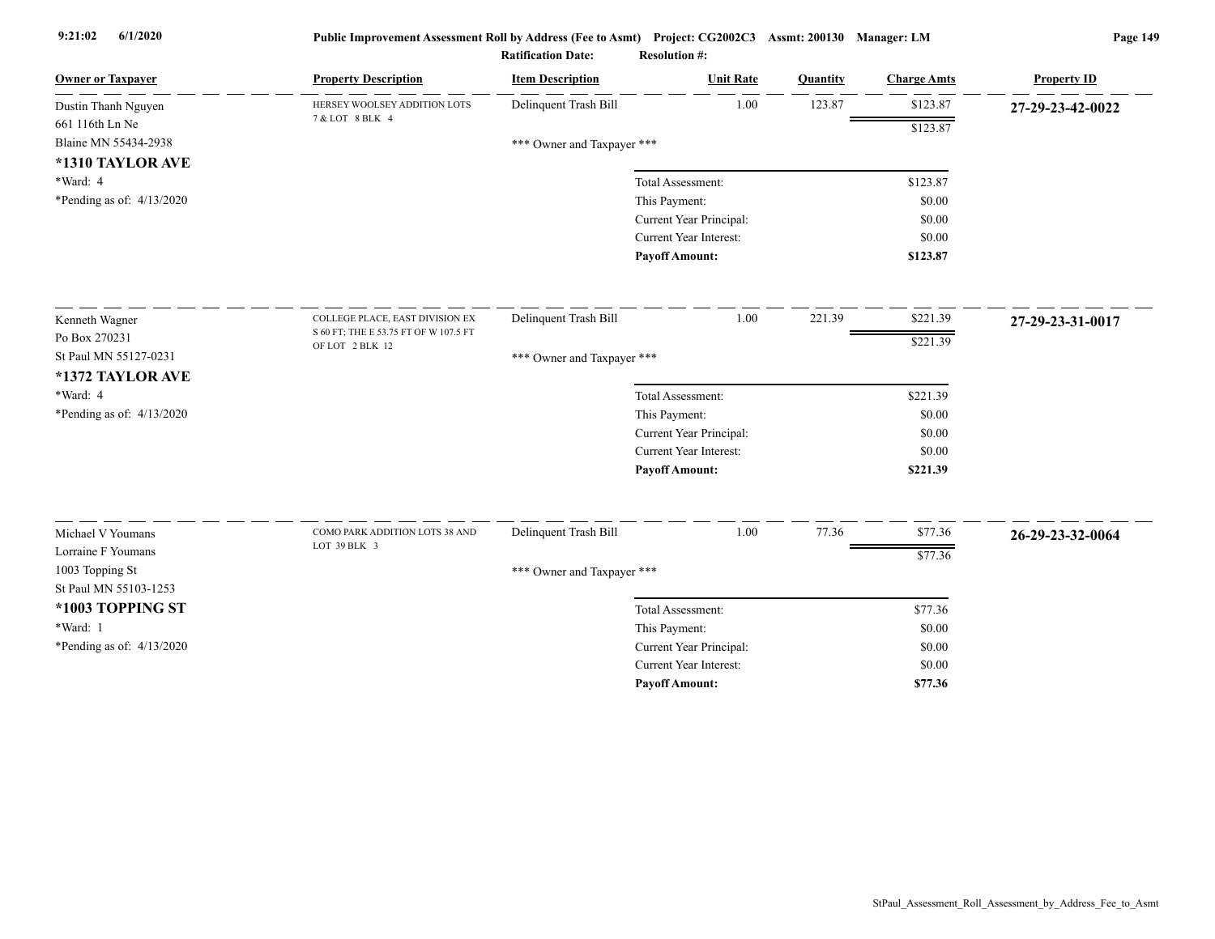**Public Improvement Assessment Roll by Address (Fee to Asmt)** Project: CG2002C3 Assmt: 200130 Manager: LM

**Ratification Date:** **Resolution #:**

| Owner or Taxpayer | Property Description | Item Description | Unit Rate | Quantity | Charge Amts | Property ID |
|---|---|---|---|---|---|---|
| Dustin Thanh Nguyen<br>661 116th Ln Ne<br>Blaine MN 55434-2938<br>**\*1310 TAYLOR AVE**<br>\*Ward: 4<br>\*Pending as of: 4/13/2020 | HERSEY WOOLSEY ADDITION LOTS 7 & LOT 8 BLK 4 | Delinquent Trash Bill | 1.00 | 123.87 | $123.87 | **27-29-23-42-0022** |
| | | | | | $123.87 | |
| | | \*\*\* Owner and Taxpayer \*\*\* | | | | |
| | | | Total Assessment: | | $123.87 | |
| | | | This Payment: | | $0.00 | |
| | | | Current Year Principal: | | $0.00 | |
| | | | Current Year Interest: | | $0.00 | |
| | | | **Payoff Amount:** | | **$123.87** | |
| Kenneth Wagner<br>Po Box 270231<br>St Paul MN 55127-0231<br>**\*1372 TAYLOR AVE**<br>\*Ward: 4<br>\*Pending as of: 4/13/2020 | COLLEGE PLACE, EAST DIVISION EX S 60 FT; THE E 53.75 FT OF W 107.5 FT OF LOT 2 BLK 12 | Delinquent Trash Bill | 1.00 | 221.39 | $221.39 | **27-29-23-31-0017** |
| | | | | | $221.39 | |
| | | \*\*\* Owner and Taxpayer \*\*\* | | | | |
| | | | Total Assessment: | | $221.39 | |
| | | | This Payment: | | $0.00 | |
| | | | Current Year Principal: | | $0.00 | |
| | | | Current Year Interest: | | $0.00 | |
| | | | **Payoff Amount:** | | **$221.39** | |
| Michael V Youmans<br>Lorraine F Youmans<br>1003 Topping St<br>St Paul MN 55103-1253<br>**\*1003 TOPPING ST**<br>\*Ward: 1<br>\*Pending as of: 4/13/2020 | COMO PARK ADDITION LOTS 38 AND LOT 39 BLK 3 | Delinquent Trash Bill | 1.00 | 77.36 | $77.36 | **26-29-23-32-0064** |
| | | | | | $77.36 | |
| | | \*\*\* Owner and Taxpayer \*\*\* | | | | |
| | | | Total Assessment: | | $77.36 | |
| | | | This Payment: | | $0.00 | |
| | | | Current Year Principal: | | $0.00 | |
| | | | Current Year Interest: | | $0.00 | |
| | | | **Payoff Amount:** | | **$77.36** | |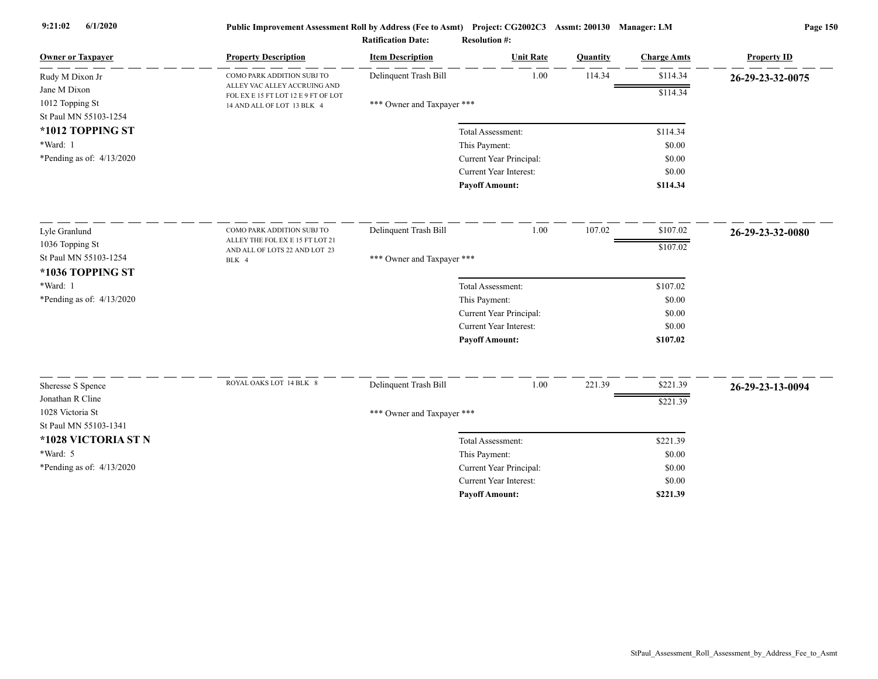Public Improvement Assessment Roll by Address (Fee to Asmt) Project: CG2002C3 Assmt: 200130 Manager: LM

Ratification Date: Resolution #:

| Owner or Taxpayer | Property Description | Item Description | Unit Rate | Quantity | Charge Amts | Property ID |
|---|---|---|---|---|---|---|
| Rudy M Dixon Jr<br>Jane M Dixon<br>1012 Topping St<br>St Paul MN 55103-1254<br>**\*1012 TOPPING ST**<br>\*Ward: 1<br>\*Pending as of: 4/13/2020 | COMO PARK ADDITION SUBJ TO ALLEY VAC ALLEY ACCRUING AND FOL EX E 15 FT LOT 12 E 9 FT OF LOT 14 AND ALL OF LOT 13 BLK 4 | Delinquent Trash Bill | 1.00 | 114.34 | $114.34 | **26-29-23-32-0075** |
| | | | | | $114.34 | |
| | | \*\*\* Owner and Taxpayer \*\*\* | | | | |
| | | Total Assessment: | | | $114.34 | |
| | | This Payment: | | | $0.00 | |
| | | Current Year Principal: | | | $0.00 | |
| | | Current Year Interest: | | | $0.00 | |
| | | **Payoff Amount:** | | | **$114.34** | |
| Lyle Granlund<br>1036 Topping St<br>St Paul MN 55103-1254<br>**\*1036 TOPPING ST**<br>\*Ward: 1<br>\*Pending as of: 4/13/2020 | COMO PARK ADDITION SUBJ TO ALLEY THE FOL EX E 15 FT LOT 21 AND ALL OF LOTS 22 AND LOT 23 BLK 4 | Delinquent Trash Bill | 1.00 | 107.02 | $107.02 | **26-29-23-32-0080** |
| | | | | | $107.02 | |
| | | \*\*\* Owner and Taxpayer \*\*\* | | | | |
| | | Total Assessment: | | | $107.02 | |
| | | This Payment: | | | $0.00 | |
| | | Current Year Principal: | | | $0.00 | |
| | | Current Year Interest: | | | $0.00 | |
| | | **Payoff Amount:** | | | **$107.02** | |
| Sheresse S Spence<br>Jonathan R Cline<br>1028 Victoria St<br>St Paul MN 55103-1341<br>**\*1028 VICTORIA ST N**<br>\*Ward: 5<br>\*Pending as of: 4/13/2020 | ROYAL OAKS LOT 14 BLK 8 | Delinquent Trash Bill | 1.00 | 221.39 | $221.39 | **26-29-23-13-0094** |
| | | | | | $221.39 | |
| | | \*\*\* Owner and Taxpayer \*\*\* | | | | |
| | | Total Assessment: | | | $221.39 | |
| | | This Payment: | | | $0.00 | |
| | | Current Year Principal: | | | $0.00 | |
| | | Current Year Interest: | | | $0.00 | |
| | | **Payoff Amount:** | | | **$221.39** | |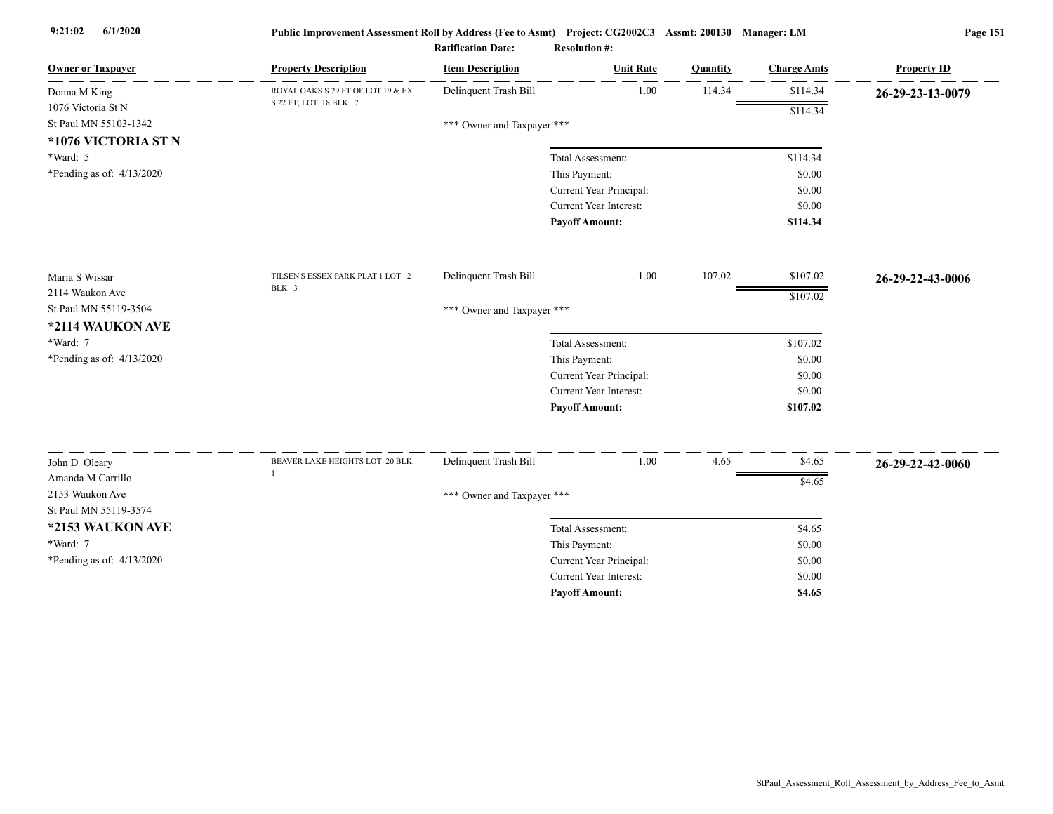| Owner or Taxpayer | Property Description | Item Description | Unit Rate | Quantity | Charge Amts | Property ID |
|---|---|---|---|---|---|---|
| Donna M King<br>1076 Victoria St N<br>St Paul MN 55103-1342<br>**\*1076 VICTORIA ST N**<br>\*Ward: 5<br>\*Pending as of: 4/13/2020 | ROYAL OAKS S 29 FT OF LOT 19 & EX S 22 FT; LOT 18 BLK 7 | Delinquent Trash Bill | 1.00 | 114.34 | $114.34 | **26-29-23-13-0079** |
| | | | | | $114.34 | |
| | | *** Owner and Taxpayer *** | | | | |
| | | | Total Assessment: | | $114.34 | |
| | | | This Payment: | | $0.00 | |
| | | | Current Year Principal: | | $0.00 | |
| | | | Current Year Interest: | | $0.00 | |
| | | | **Payoff Amount:** | | **$114.34** | |
| Maria S Wissar<br>2114 Waukon Ave<br>St Paul MN 55119-3504<br>**\*2114 WAUKON AVE**<br>\*Ward: 7<br>\*Pending as of: 4/13/2020 | TILSEN'S ESSEX PARK PLAT 1 LOT 2 BLK 3 | Delinquent Trash Bill | 1.00 | 107.02 | $107.02 | **26-29-22-43-0006** |
| | | | | | $107.02 | |
| | | *** Owner and Taxpayer *** | | | | |
| | | | Total Assessment: | | $107.02 | |
| | | | This Payment: | | $0.00 | |
| | | | Current Year Principal: | | $0.00 | |
| | | | Current Year Interest: | | $0.00 | |
| | | | **Payoff Amount:** | | **$107.02** | |
| John D Oleary<br>Amanda M Carrillo<br>2153 Waukon Ave<br>St Paul MN 55119-3574<br>**\*2153 WAUKON AVE**<br>\*Ward: 7<br>\*Pending as of: 4/13/2020 | BEAVER LAKE HEIGHTS LOT 20 BLK 1 | Delinquent Trash Bill | 1.00 | 4.65 | $4.65 | **26-29-22-42-0060** |
| | | | | | $4.65 | |
| | | *** Owner and Taxpayer *** | | | | |
| | | | Total Assessment: | | $4.65 | |
| | | | This Payment: | | $0.00 | |
| | | | Current Year Principal: | | $0.00 | |
| | | | Current Year Interest: | | $0.00 | |
| | | | **Payoff Amount:** | | **$4.65** | |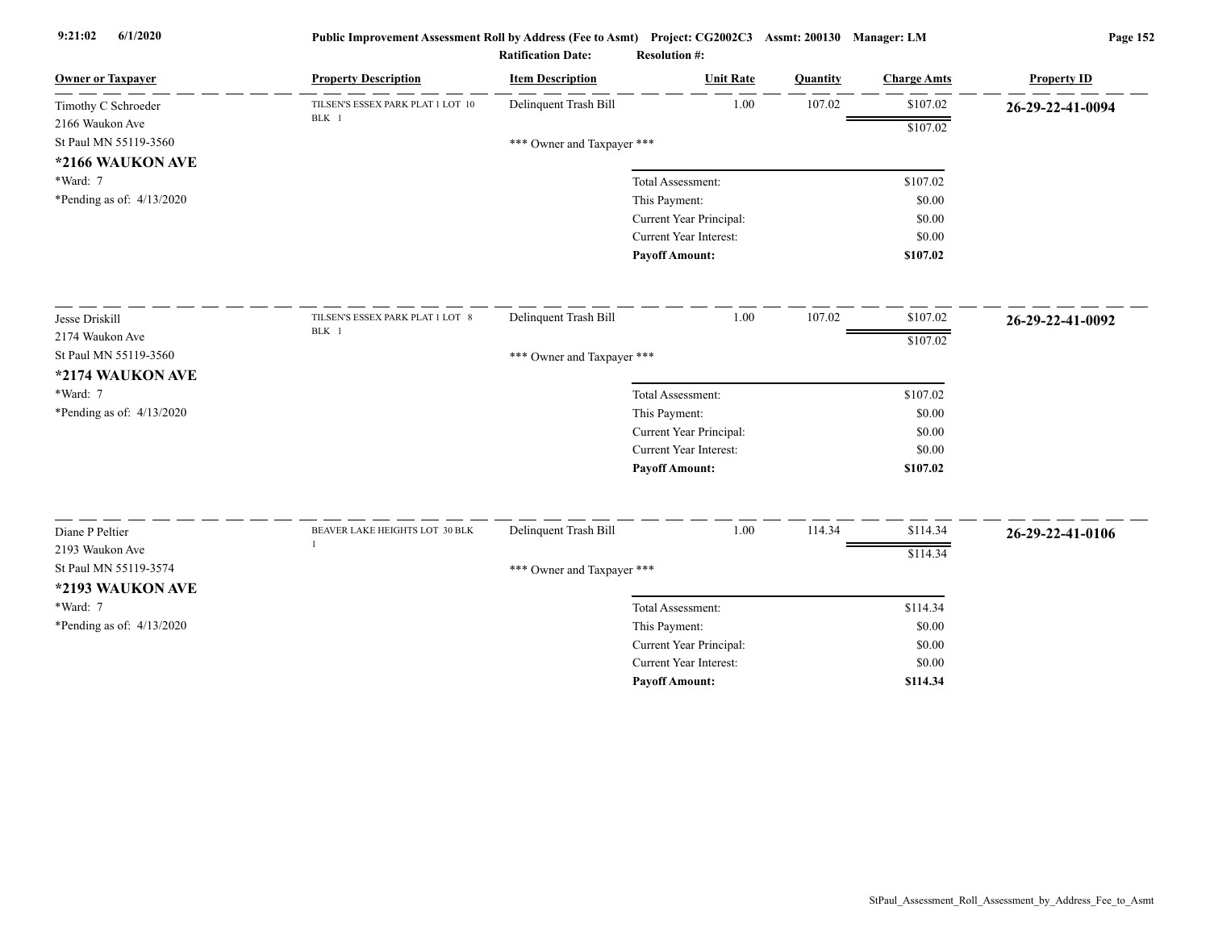| Owner or Taxpayer | Property Description | Item Description | Unit Rate | Quantity | Charge Amts | Property ID |
|---|---|---|---|---|---|---|
| Timothy C Schroeder<br>2166 Waukon Ave<br>St Paul MN 55119-3560<br>**\*2166 WAUKON AVE**<br>\*Ward: 7<br>\*Pending as of: 4/13/2020 | TILSEN'S ESSEX PARK PLAT 1 LOT 10 BLK 1 | Delinquent Trash Bill | 1.00 | 107.02 | $107.02 | **26-29-22-41-0094** |
| | | | | | $107.02 | |
| | | *** Owner and Taxpayer *** | | | | |
| | | | Total Assessment: | | $107.02 | |
| | | | This Payment: | | $0.00 | |
| | | | Current Year Principal: | | $0.00 | |
| | | | Current Year Interest: | | $0.00 | |
| | | | **Payoff Amount:** | | **$107.02** | |
| Jesse Driskill<br>2174 Waukon Ave<br>St Paul MN 55119-3560<br>**\*2174 WAUKON AVE**<br>\*Ward: 7<br>\*Pending as of: 4/13/2020 | TILSEN'S ESSEX PARK PLAT 1 LOT 8 BLK 1 | Delinquent Trash Bill | 1.00 | 107.02 | $107.02 | **26-29-22-41-0092** |
| | | | | | $107.02 | |
| | | *** Owner and Taxpayer *** | | | | |
| | | | Total Assessment: | | $107.02 | |
| | | | This Payment: | | $0.00 | |
| | | | Current Year Principal: | | $0.00 | |
| | | | Current Year Interest: | | $0.00 | |
| | | | **Payoff Amount:** | | **$107.02** | |
| Diane P Peltier<br>2193 Waukon Ave<br>St Paul MN 55119-3574<br>**\*2193 WAUKON AVE**<br>\*Ward: 7<br>\*Pending as of: 4/13/2020 | BEAVER LAKE HEIGHTS LOT 30 BLK 1 | Delinquent Trash Bill | 1.00 | 114.34 | $114.34 | **26-29-22-41-0106** |
| | | | | | $114.34 | |
| | | *** Owner and Taxpayer *** | | | | |
| | | | Total Assessment: | | $114.34 | |
| | | | This Payment: | | $0.00 | |
| | | | Current Year Principal: | | $0.00 | |
| | | | Current Year Interest: | | $0.00 | |
| | | | **Payoff Amount:** | | **$114.34** | |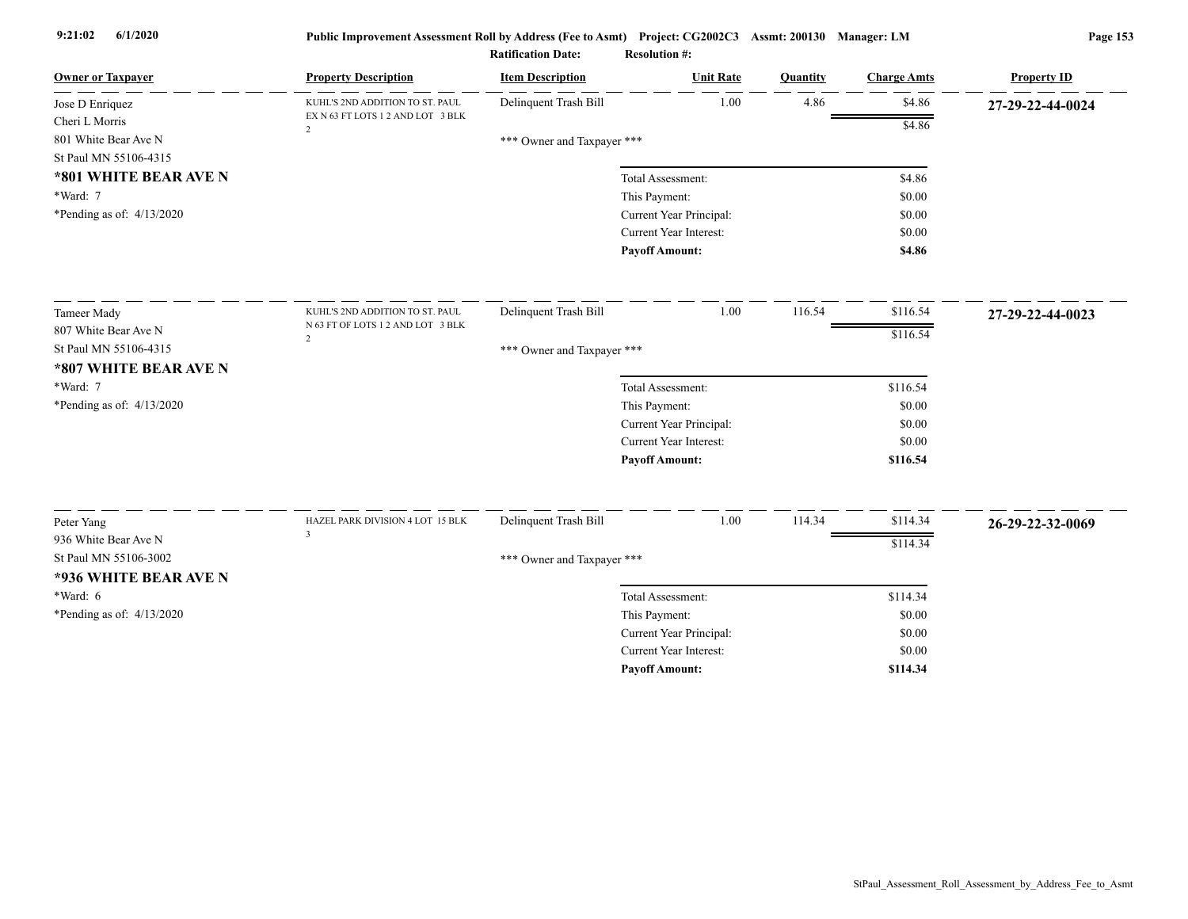**Public Improvement Assessment Roll by Address (Fee to Asmt)** Project: CG2002C3 Assmt: 200130 Manager: LM

**Ratification Date:** **Resolution #:**

| Owner or Taxpayer | Property Description | Item Description | Unit Rate | Quantity | Charge Amts | Property ID |
|---|---|---|---|---|---|---|
| Jose D Enriquez<br>Cheri L Morris<br>801 White Bear Ave N<br>St Paul MN 55106-4315 | KUHL'S 2ND ADDITION TO ST. PAUL EX N 63 FT LOTS 1 2 AND LOT 3 BLK 2 | Delinquent Trash Bill | 1.00 | 4.86 | $4.86 | **27-29-22-44-0024** |
| | | | | | $4.86 | |
| **\*801 WHITE BEAR AVE N** | | \*\*\* Owner and Taxpayer \*\*\* | | | | |
| \*Ward: 7 | | | Total Assessment: | | $4.86 | |
| \*Pending as of: 4/13/2020 | | | This Payment: | | $0.00 | |
| | | | Current Year Principal: | | $0.00 | |
| | | | Current Year Interest: | | $0.00 | |
| | | | **Payoff Amount:** | | **$4.86** | |
| Tameer Mady<br>807 White Bear Ave N<br>St Paul MN 55106-4315 | KUHL'S 2ND ADDITION TO ST. PAUL N 63 FT OF LOTS 1 2 AND LOT 3 BLK 2 | Delinquent Trash Bill | 1.00 | 116.54 | $116.54 | **27-29-22-44-0023** |
| | | | | | $116.54 | |
| **\*807 WHITE BEAR AVE N** | | \*\*\* Owner and Taxpayer \*\*\* | | | | |
| \*Ward: 7 | | | Total Assessment: | | $116.54 | |
| \*Pending as of: 4/13/2020 | | | This Payment: | | $0.00 | |
| | | | Current Year Principal: | | $0.00 | |
| | | | Current Year Interest: | | $0.00 | |
| | | | **Payoff Amount:** | | **$116.54** | |
| Peter Yang<br>936 White Bear Ave N<br>St Paul MN 55106-3002 | HAZEL PARK DIVISION 4 LOT 15 BLK 3 | Delinquent Trash Bill | 1.00 | 114.34 | $114.34 | **26-29-22-32-0069** |
| | | | | | $114.34 | |
| **\*936 WHITE BEAR AVE N** | | \*\*\* Owner and Taxpayer \*\*\* | | | | |
| \*Ward: 6 | | | Total Assessment: | | $114.34 | |
| \*Pending as of: 4/13/2020 | | | This Payment: | | $0.00 | |
| | | | Current Year Principal: | | $0.00 | |
| | | | Current Year Interest: | | $0.00 | |
| | | | **Payoff Amount:** | | **$114.34** | |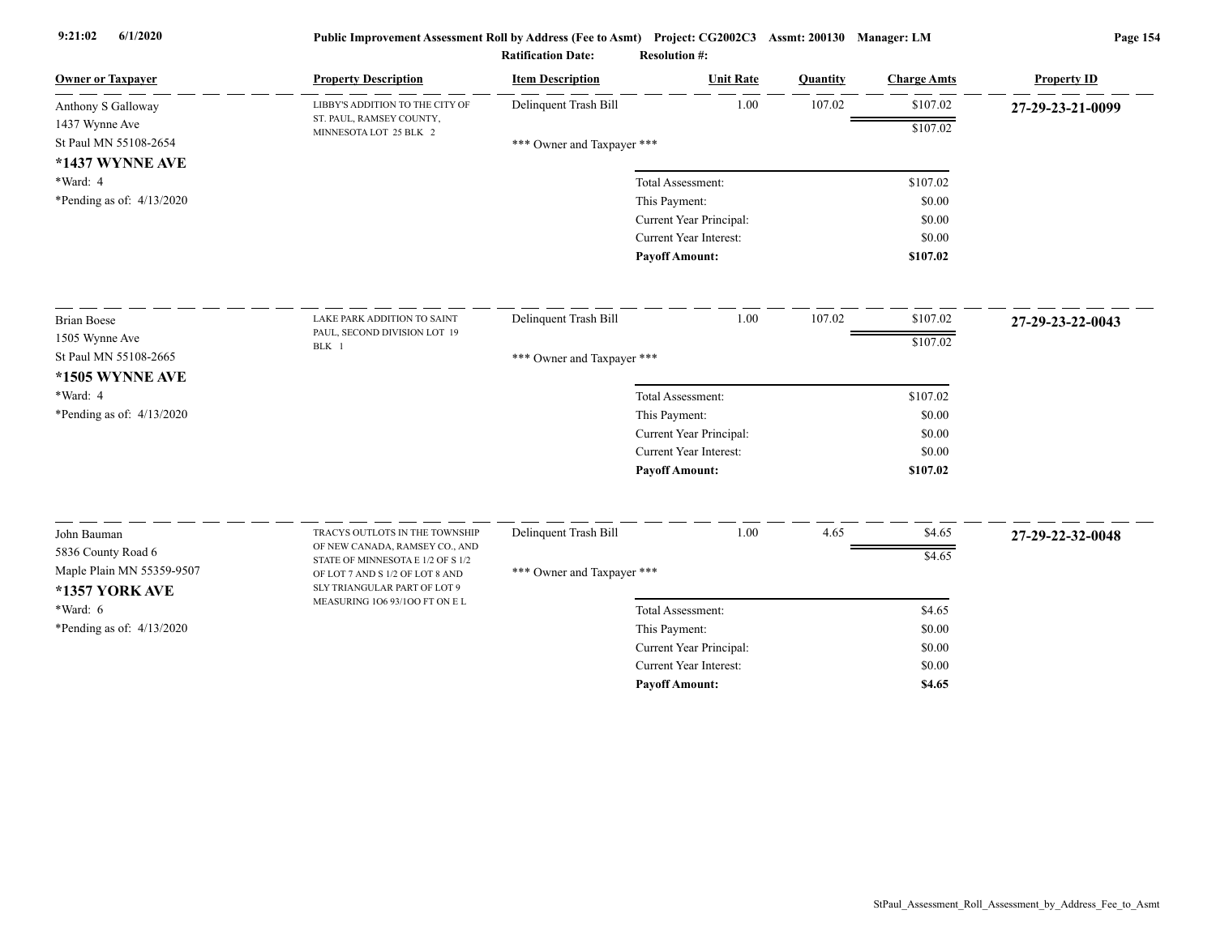**Public Improvement Assessment Roll by Address (Fee to Asmt)** Project: CG2002C3 Assmt: 200130 Manager: LM

Ratification Date: Resolution #:

| Owner or Taxpayer | Property Description | Item Description | Unit Rate | Quantity | Charge Amts | Property ID |
|---|---|---|---|---|---|---|
| Anthony S Galloway<br>1437 Wynne Ave<br>St Paul MN 55108-2654<br>**\*1437 WYNNE AVE**<br>\*Ward: 4<br>\*Pending as of: 4/13/2020 | LIBBY'S ADDITION TO THE CITY OF ST. PAUL, RAMSEY COUNTY, MINNESOTA LOT 25 BLK 2 | Delinquent Trash Bill | 1.00 | 107.02 | $107.02 | **27-29-23-21-0099** |
| | | | | | $107.02 | |
| | | *** Owner and Taxpayer *** | | | | |
| | | | Total Assessment: | | $107.02 | |
| | | | This Payment: | | $0.00 | |
| | | | Current Year Principal: | | $0.00 | |
| | | | Current Year Interest: | | $0.00 | |
| | | | **Payoff Amount:** | | **$107.02** | |
| Brian Boese<br>1505 Wynne Ave<br>St Paul MN 55108-2665<br>**\*1505 WYNNE AVE**<br>\*Ward: 4<br>\*Pending as of: 4/13/2020 | LAKE PARK ADDITION TO SAINT PAUL, SECOND DIVISION LOT 19 BLK 1 | Delinquent Trash Bill | 1.00 | 107.02 | $107.02 | **27-29-23-22-0043** |
| | | | | | $107.02 | |
| | | *** Owner and Taxpayer *** | | | | |
| | | | Total Assessment: | | $107.02 | |
| | | | This Payment: | | $0.00 | |
| | | | Current Year Principal: | | $0.00 | |
| | | | Current Year Interest: | | $0.00 | |
| | | | **Payoff Amount:** | | **$107.02** | |
| John Bauman<br>5836 County Road 6<br>Maple Plain MN 55359-9507<br>**\*1357 YORK AVE**<br>\*Ward: 6<br>\*Pending as of: 4/13/2020 | TRACYS OUTLOTS IN THE TOWNSHIP OF NEW CANADA, RAMSEY CO., AND STATE OF MINNESOTA E 1/2 OF S 1/2 OF LOT 7 AND S 1/2 OF LOT 8 AND SLY TRIANGULAR PART OF LOT 9 MEASURING 1O6 93/1OO FT ON E L | Delinquent Trash Bill | 1.00 | 4.65 | $4.65 | **27-29-22-32-0048** |
| | | | | | $4.65 | |
| | | *** Owner and Taxpayer *** | | | | |
| | | | Total Assessment: | | $4.65 | |
| | | | This Payment: | | $0.00 | |
| | | | Current Year Principal: | | $0.00 | |
| | | | Current Year Interest: | | $0.00 | |
| | | | **Payoff Amount:** | | **$4.65** | |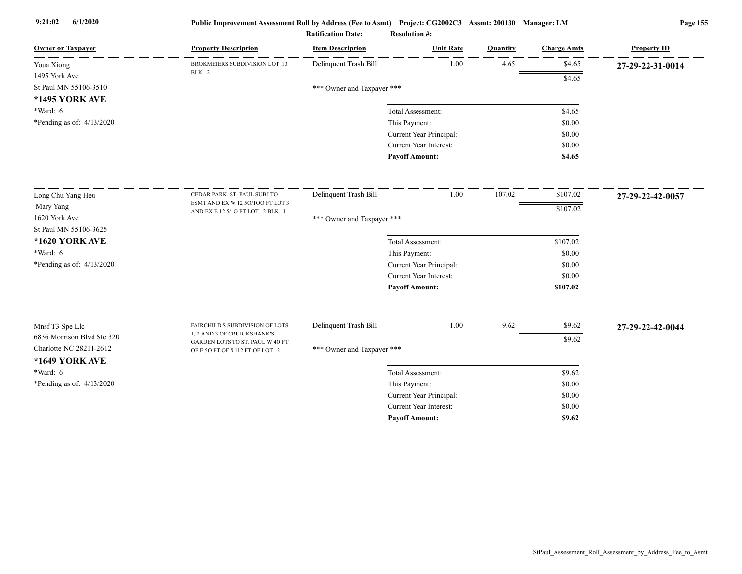Public Improvement Assessment Roll by Address (Fee to Asmt) Project: CG2002C3 Assmt: 200130 Manager: LM

Ratification Date: Resolution #:

| Owner or Taxpayer | Property Description | Item Description | Unit Rate | Quantity | Charge Amts | Property ID |
|---|---|---|---|---|---|---|
| Youa Xiong<br>1495 York Ave<br>St Paul MN 55106-3510<br>**\*1495 YORK AVE**<br>\*Ward: 6<br>\*Pending as of: 4/13/2020 | BROKMEIERS SUBDIVISION LOT 13 BLK 2 | Delinquent Trash Bill | 1.00 | 4.65 | $4.65 | **27-29-22-31-0014** |
| | | | | | $4.65 | |
| | | *** Owner and Taxpayer *** | | | | |
| | | Total Assessment: | | | $4.65 | |
| | | This Payment: | | | $0.00 | |
| | | Current Year Principal: | | | $0.00 | |
| | | Current Year Interest: | | | $0.00 | |
| | | **Payoff Amount:** | | | **$4.65** | |
| Long Chu Yang Heu<br>Mary Yang<br>1620 York Ave<br>St Paul MN 55106-3625<br>**\*1620 YORK AVE**<br>\*Ward: 6<br>\*Pending as of: 4/13/2020 | CEDAR PARK, ST. PAUL SUBJ TO ESMT AND EX W 12 5O/1OO FT LOT 3 AND EX E 12 5/1O FT LOT 2 BLK 1 | Delinquent Trash Bill | 1.00 | 107.02 | $107.02 | **27-29-22-42-0057** |
| | | | | | $107.02 | |
| | | *** Owner and Taxpayer *** | | | | |
| | | Total Assessment: | | | $107.02 | |
| | | This Payment: | | | $0.00 | |
| | | Current Year Principal: | | | $0.00 | |
| | | Current Year Interest: | | | $0.00 | |
| | | **Payoff Amount:** | | | **$107.02** | |
| Mnsf T3 Spe Llc<br>6836 Morrison Blvd Ste 320<br>Charlotte NC 28211-2612<br>**\*1649 YORK AVE**<br>\*Ward: 6<br>\*Pending as of: 4/13/2020 | FAIRCHILD'S SUBDIVISION OF LOTS 1, 2 AND 3 OF CRUICKSHANK'S GARDEN LOTS TO ST. PAUL W 4O FT OF E 5O FT OF S 112 FT OF LOT 2 | Delinquent Trash Bill | 1.00 | 9.62 | $9.62 | **27-29-22-42-0044** |
| | | | | | $9.62 | |
| | | *** Owner and Taxpayer *** | | | | |
| | | Total Assessment: | | | $9.62 | |
| | | This Payment: | | | $0.00 | |
| | | Current Year Principal: | | | $0.00 | |
| | | Current Year Interest: | | | $0.00 | |
| | | **Payoff Amount:** | | | **$9.62** | |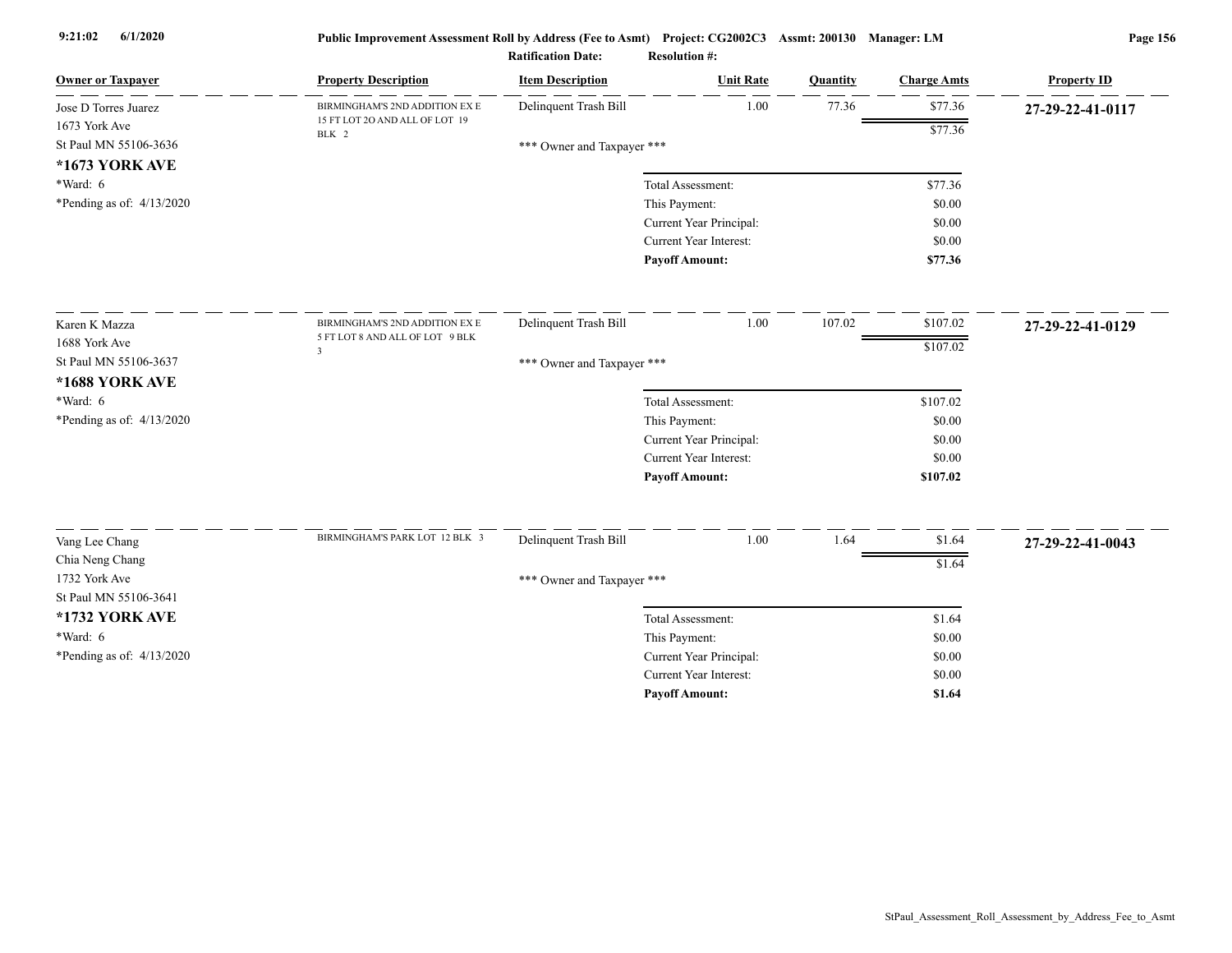# Public Improvement Assessment Roll by Address (Fee to Asmt) Project: CG2002C3 Assmt: 200130 Manager: LM

**Ratification Date:** **Resolution #:**

| Owner or Taxpayer | Property Description | Item Description | Unit Rate | Quantity | Charge Amts | Property ID |
|---|---|---|---|---|---|---|
| Jose D Torres Juarez<br>1673 York Ave<br>St Paul MN 55106-3636<br>**\*1673 YORK AVE**<br>\*Ward: 6<br>\*Pending as of: 4/13/2020 | BIRMINGHAM'S 2ND ADDITION EX E 15 FT LOT 2O AND ALL OF LOT 19 BLK 2 | Delinquent Trash Bill | 1.00 | 77.36 | $77.36 | **27-29-22-41-0117** |
| | | | | | $77.36 | |
| | | *** Owner and Taxpayer *** | | | | |
| | | | Total Assessment: | | $77.36 | |
| | | | This Payment: | | $0.00 | |
| | | | Current Year Principal: | | $0.00 | |
| | | | Current Year Interest: | | $0.00 | |
| | | | **Payoff Amount:** | | **$77.36** | |
| Karen K Mazza<br>1688 York Ave<br>St Paul MN 55106-3637<br>**\*1688 YORK AVE**<br>\*Ward: 6<br>\*Pending as of: 4/13/2020 | BIRMINGHAM'S 2ND ADDITION EX E 5 FT LOT 8 AND ALL OF LOT 9 BLK 3 | Delinquent Trash Bill | 1.00 | 107.02 | $107.02 | **27-29-22-41-0129** |
| | | | | | $107.02 | |
| | | *** Owner and Taxpayer *** | | | | |
| | | | Total Assessment: | | $107.02 | |
| | | | This Payment: | | $0.00 | |
| | | | Current Year Principal: | | $0.00 | |
| | | | Current Year Interest: | | $0.00 | |
| | | | **Payoff Amount:** | | **$107.02** | |
| Vang Lee Chang<br>Chia Neng Chang<br>1732 York Ave<br>St Paul MN 55106-3641<br>**\*1732 YORK AVE**<br>\*Ward: 6<br>\*Pending as of: 4/13/2020 | BIRMINGHAM'S PARK LOT 12 BLK 3 | Delinquent Trash Bill | 1.00 | 1.64 | $1.64 | **27-29-22-41-0043** |
| | | | | | $1.64 | |
| | | *** Owner and Taxpayer *** | | | | |
| | | | Total Assessment: | | $1.64 | |
| | | | This Payment: | | $0.00 | |
| | | | Current Year Principal: | | $0.00 | |
| | | | Current Year Interest: | | $0.00 | |
| | | | **Payoff Amount:** | | **$1.64** | |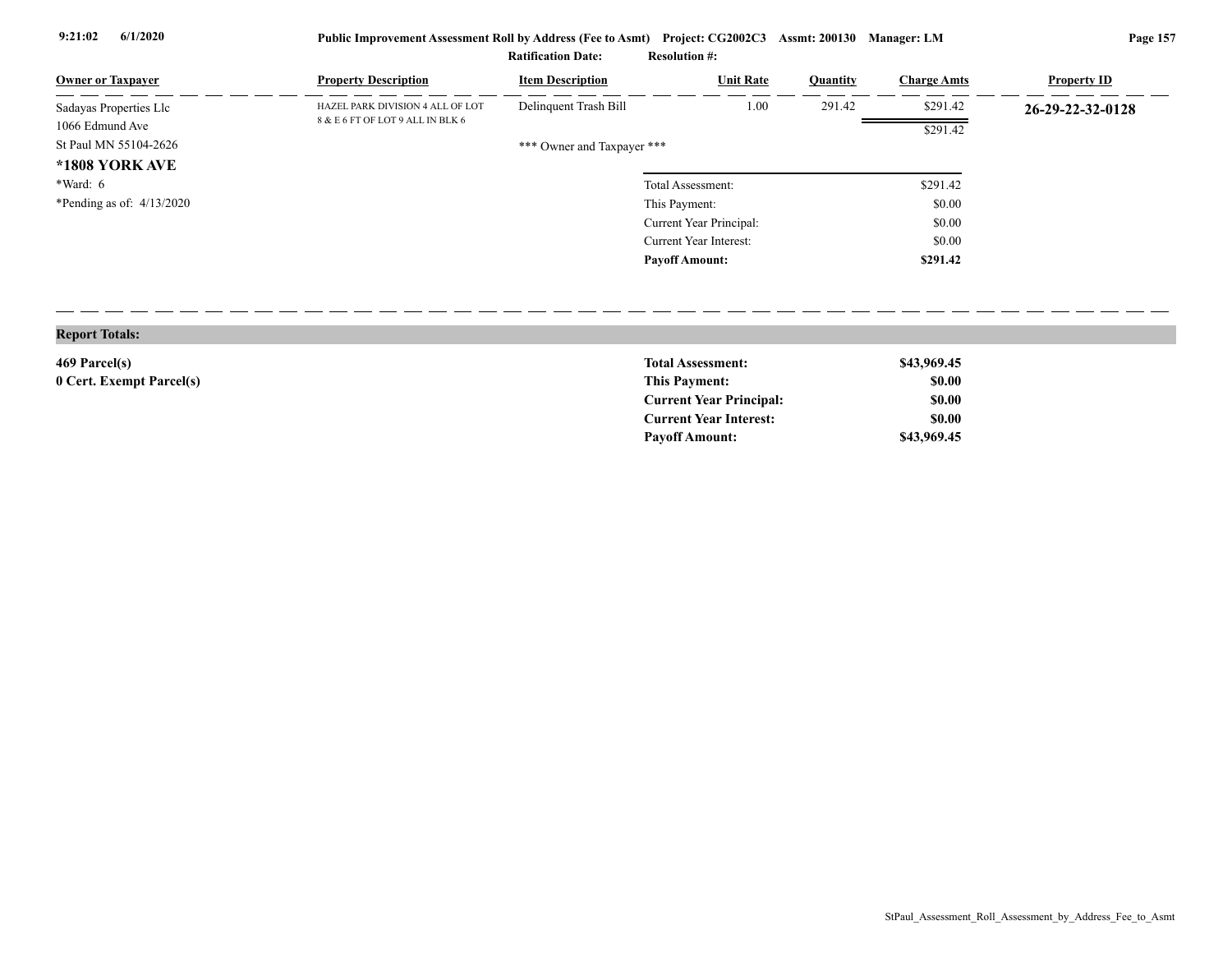Public Improvement Assessment Roll by Address (Fee to Asmt) Project: CG2002C3 Assmt: 200130 Manager: LM

Ratification Date: Resolution #:

| Owner or Taxpayer | Property Description | Item Description | Unit Rate | Quantity | Charge Amts | Property ID |
|---|---|---|---|---|---|---|
| Sadayas Properties Llc<br>1066 Edmund Ave<br>St Paul MN 55104-2626 | HAZEL PARK DIVISION 4 ALL OF LOT 8 & E 6 FT OF LOT 9 ALL IN BLK 6 | Delinquent Trash Bill | 1.00 | 291.42 | $291.42 | **26-29-22-32-0128** |
| | | | | | $291.42 | |

*** Owner and Taxpayer ***

**\*1808 YORK AVE**

*Ward: 6

*Pending as of: 4/13/2020

| | |
|---|---|
| Total Assessment: | $291.42 |
| This Payment: | $0.00 |
| Current Year Principal: | $0.00 |
| Current Year Interest: | $0.00 |
| **Payoff Amount:** | **$291.42** |

## Report Totals:

**469 Parcel(s)**

**0 Cert. Exempt Parcel(s)**

| | |
|---|---|
| **Total Assessment:** | **$43,969.45** |
| **This Payment:** | **$0.00** |
| **Current Year Principal:** | **$0.00** |
| **Current Year Interest:** | **$0.00** |
| **Payoff Amount:** | **$43,969.45** |